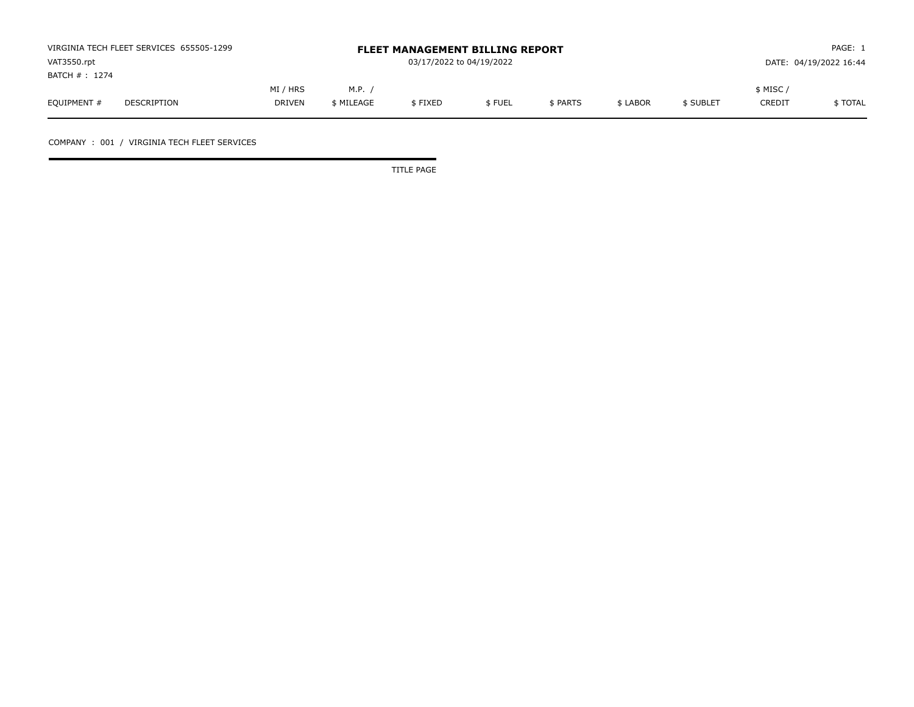VIRGINIA TECH FLEET SERVICES 655505-1299
VAT3550.rpt
BATCH # : 1274

# FLEET MANAGEMENT BILLING REPORT

03/17/2022 to 04/19/2022

DATE: 04/19/2022 16:44

| EQUIPMENT # | DESCRIPTION | MI / HRS DRIVEN | M.P. / $ MILEAGE | $ FIXED | $ FUEL | $ PARTS | $ LABOR | $ SUBLET | $ MISC / CREDIT | $ TOTAL |
|---|---|---|---|---|---|---|---|---|---|---|

COMPANY : 001 / VIRGINIA TECH FLEET SERVICES

TITLE PAGE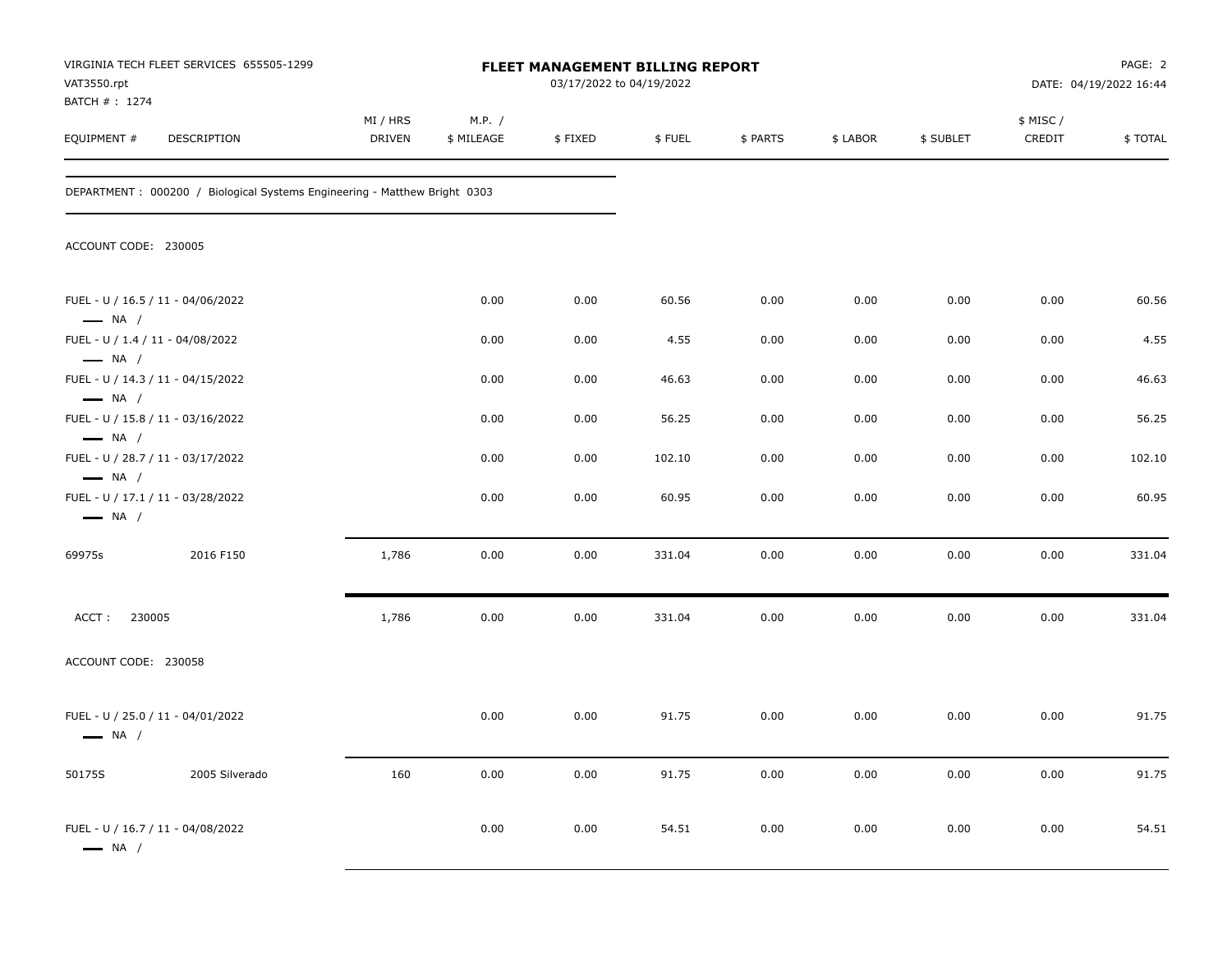VIRGINIA TECH FLEET SERVICES 655505-1299
VAT3550.rpt
BATCH # : 1274

# FLEET MANAGEMENT BILLING REPORT

03/17/2022 to 04/19/2022

DATE: 04/19/2022 16:44

| EQUIPMENT # | DESCRIPTION | MI / HRS DRIVEN | M.P. / $ MILEAGE | $ FIXED | $ FUEL | $ PARTS | $ LABOR | $ SUBLET | $ MISC / CREDIT | $ TOTAL |
|---|---|---|---|---|---|---|---|---|---|---|
| DEPARTMENT : 000200 / Biological Systems Engineering - Matthew Bright 0303 | | | | | | | | | | |
| ACCOUNT CODE: 230005 | | | | | | | | | | |
| FUEL - U / 16.5 / 11 - 04/06/2022 — NA / | | | 0.00 | 0.00 | 60.56 | 0.00 | 0.00 | 0.00 | 0.00 | 60.56 |
| FUEL - U / 1.4 / 11 - 04/08/2022 — NA / | | | 0.00 | 0.00 | 4.55 | 0.00 | 0.00 | 0.00 | 0.00 | 4.55 |
| FUEL - U / 14.3 / 11 - 04/15/2022 — NA / | | | 0.00 | 0.00 | 46.63 | 0.00 | 0.00 | 0.00 | 0.00 | 46.63 |
| FUEL - U / 15.8 / 11 - 03/16/2022 — NA / | | | 0.00 | 0.00 | 56.25 | 0.00 | 0.00 | 0.00 | 0.00 | 56.25 |
| FUEL - U / 28.7 / 11 - 03/17/2022 — NA / | | | 0.00 | 0.00 | 102.10 | 0.00 | 0.00 | 0.00 | 0.00 | 102.10 |
| FUEL - U / 17.1 / 11 - 03/28/2022 — NA / | | | 0.00 | 0.00 | 60.95 | 0.00 | 0.00 | 0.00 | 0.00 | 60.95 |
| 69975s | 2016 F150 | 1,786 | 0.00 | 0.00 | 331.04 | 0.00 | 0.00 | 0.00 | 0.00 | 331.04 |
| ACCT : 230005 | | 1,786 | 0.00 | 0.00 | 331.04 | 0.00 | 0.00 | 0.00 | 0.00 | 331.04 |
| ACCOUNT CODE: 230058 | | | | | | | | | | |
| FUEL - U / 25.0 / 11 - 04/01/2022 — NA / | | | 0.00 | 0.00 | 91.75 | 0.00 | 0.00 | 0.00 | 0.00 | 91.75 |
| 50175S | 2005 Silverado | 160 | 0.00 | 0.00 | 91.75 | 0.00 | 0.00 | 0.00 | 0.00 | 91.75 |
| FUEL - U / 16.7 / 11 - 04/08/2022 — NA / | | | 0.00 | 0.00 | 54.51 | 0.00 | 0.00 | 0.00 | 0.00 | 54.51 |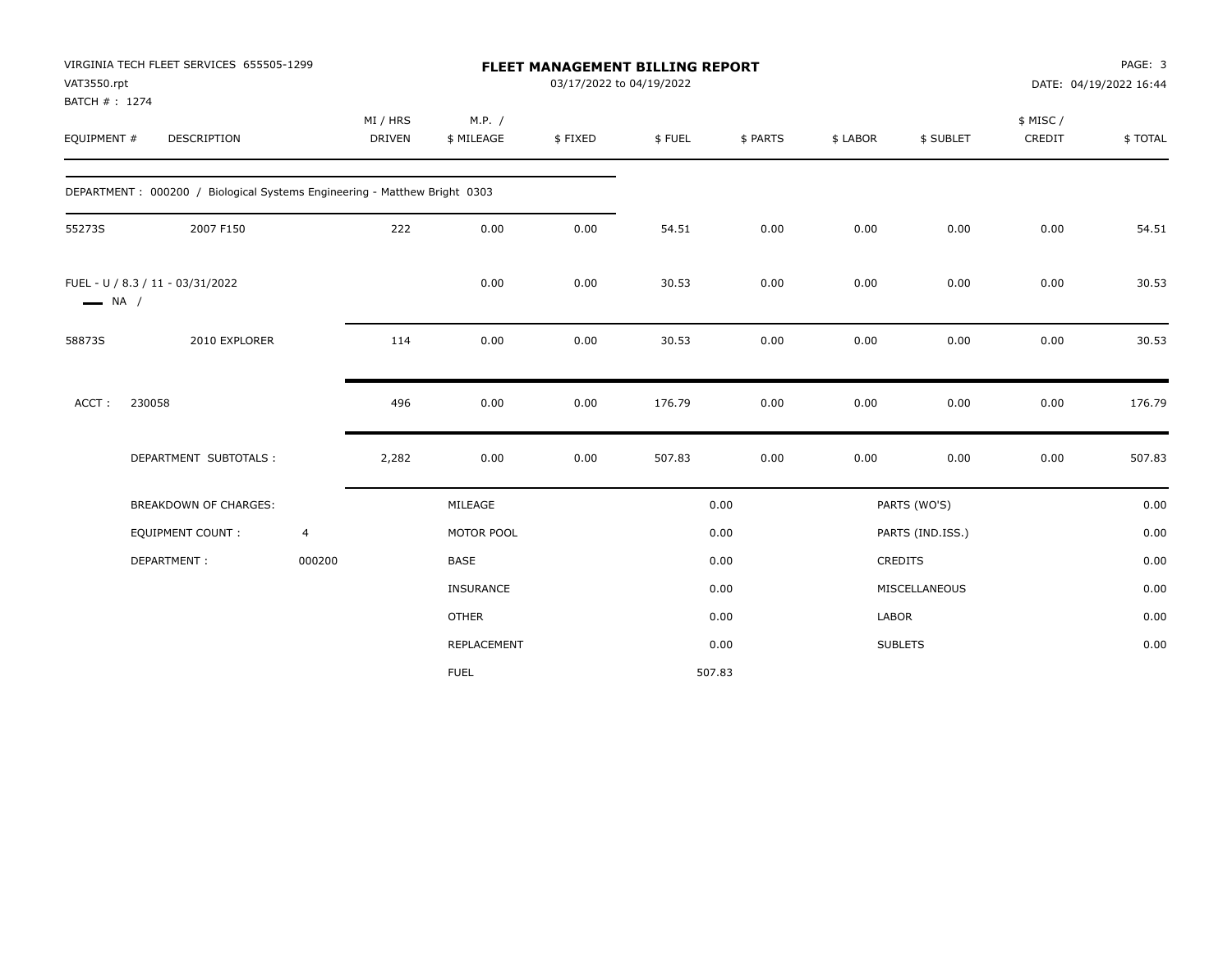VIRGINIA TECH FLEET SERVICES 655505-1299
VAT3550.rpt
BATCH # : 1274

**FLEET MANAGEMENT BILLING REPORT**
03/17/2022 to 04/19/2022

DATE: 04/19/2022 16:44

| EQUIPMENT # | DESCRIPTION | MI / HRS DRIVEN | M.P. / $ MILEAGE | $ FIXED | $ FUEL | $ PARTS | $ LABOR | $ SUBLET | $ MISC / CREDIT | $ TOTAL |
|---|---|---|---|---|---|---|---|---|---|---|
| DEPARTMENT : 000200 / Biological Systems Engineering - Matthew Bright 0303 | | | | | | | | | | |
| 55273S | 2007 F150 | 222 | 0.00 | 0.00 | 54.51 | 0.00 | 0.00 | 0.00 | 0.00 | 54.51 |
| FUEL - U / 8.3 / 11 - 03/31/2022 NA / | | | 0.00 | 0.00 | 30.53 | 0.00 | 0.00 | 0.00 | 0.00 | 30.53 |
| 58873S | 2010 EXPLORER | 114 | 0.00 | 0.00 | 30.53 | 0.00 | 0.00 | 0.00 | 0.00 | 30.53 |
| ACCT : | 230058 | 496 | 0.00 | 0.00 | 176.79 | 0.00 | 0.00 | 0.00 | 0.00 | 176.79 |
| | DEPARTMENT SUBTOTALS : | 2,282 | 0.00 | 0.00 | 507.83 | 0.00 | 0.00 | 0.00 | 0.00 | 507.83 |

| | | | | | |
|---|---|---|---|---|---|
| BREAKDOWN OF CHARGES: | | MILEAGE | 0.00 | PARTS (WO'S) | 0.00 |
| EQUIPMENT COUNT : | 4 | MOTOR POOL | 0.00 | PARTS (IND.ISS.) | 0.00 |
| DEPARTMENT : | 000200 | BASE | 0.00 | CREDITS | 0.00 |
| | | INSURANCE | 0.00 | MISCELLANEOUS | 0.00 |
| | | OTHER | 0.00 | LABOR | 0.00 |
| | | REPLACEMENT | 0.00 | SUBLETS | 0.00 |
| | | FUEL | 507.83 | | |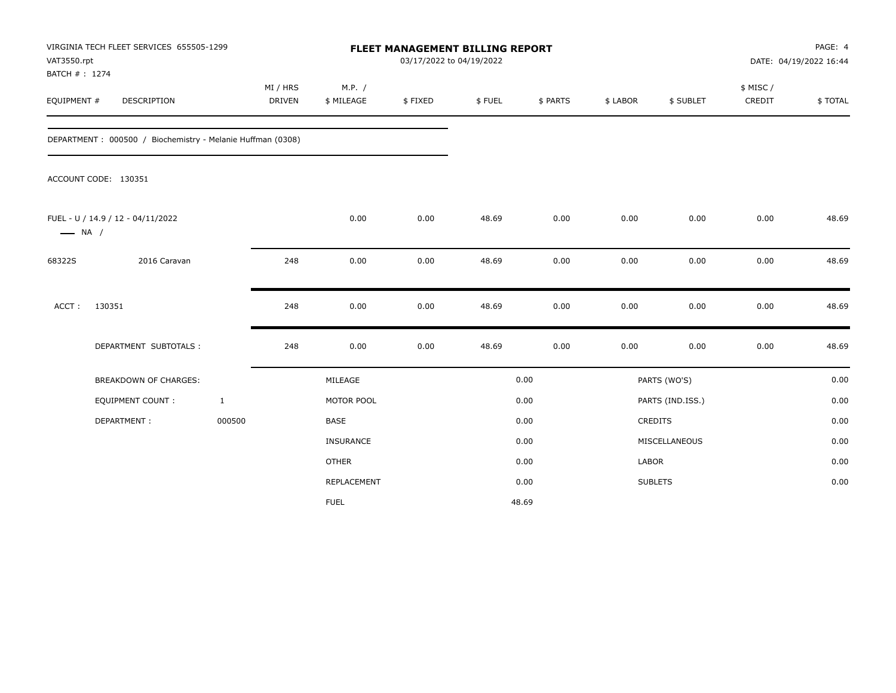VIRGINIA TECH FLEET SERVICES 655505-1299
VAT3550.rpt
BATCH # : 1274

# FLEET MANAGEMENT BILLING REPORT

03/17/2022 to 04/19/2022

DATE: 04/19/2022 16:44

| EQUIPMENT # | DESCRIPTION | MI / HRS DRIVEN | M.P. / $ MILEAGE | $ FIXED | $ FUEL | $ PARTS | $ LABOR | $ SUBLET | $ MISC / CREDIT | $ TOTAL |
|---|---|---|---|---|---|---|---|---|---|---|
| DEPARTMENT : 000500 / Biochemistry - Melanie Huffman (0308) | | | | | | | | | | |
| ACCOUNT CODE: 130351 | | | | | | | | | | |
| FUEL - U / 14.9 / 12 - 04/11/2022 — NA / | | | 0.00 | 0.00 | 48.69 | 0.00 | 0.00 | 0.00 | 0.00 | 48.69 |
| 68322S | 2016 Caravan | 248 | 0.00 | 0.00 | 48.69 | 0.00 | 0.00 | 0.00 | 0.00 | 48.69 |
| ACCT : | 130351 | 248 | 0.00 | 0.00 | 48.69 | 0.00 | 0.00 | 0.00 | 0.00 | 48.69 |
| | DEPARTMENT SUBTOTALS : | 248 | 0.00 | 0.00 | 48.69 | 0.00 | 0.00 | 0.00 | 0.00 | 48.69 |

| | | | | | |
|---|---|---|---|---|---|
| BREAKDOWN OF CHARGES: | | MILEAGE | 0.00 | PARTS (WO'S) | 0.00 |
| EQUIPMENT COUNT : | 1 | MOTOR POOL | 0.00 | PARTS (IND.ISS.) | 0.00 |
| DEPARTMENT : | 000500 | BASE | 0.00 | CREDITS | 0.00 |
| | | INSURANCE | 0.00 | MISCELLANEOUS | 0.00 |
| | | OTHER | 0.00 | LABOR | 0.00 |
| | | REPLACEMENT | 0.00 | SUBLETS | 0.00 |
| | | FUEL | 48.69 | | |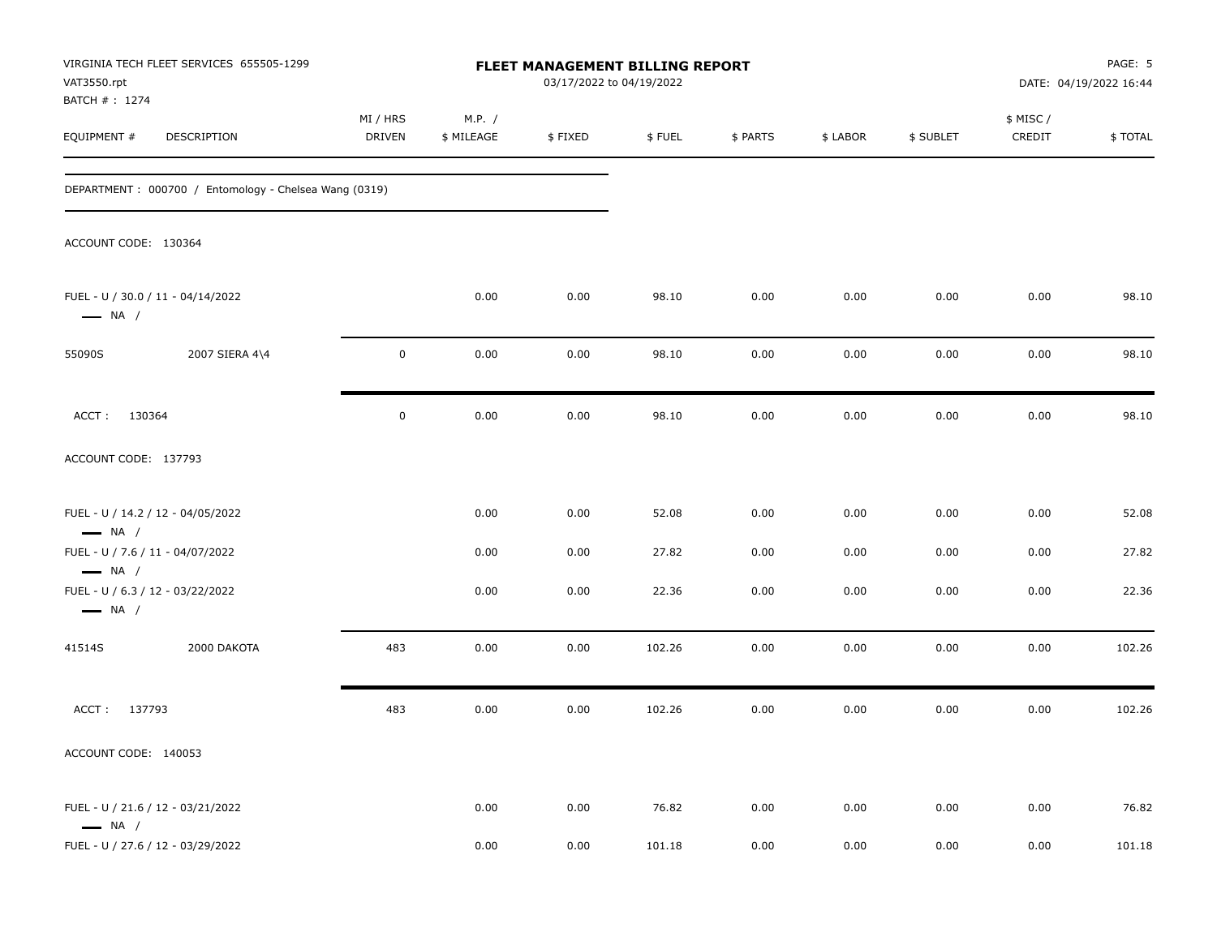VIRGINIA TECH FLEET SERVICES 655505-1299
VAT3550.rpt
BATCH # : 1274

**FLEET MANAGEMENT BILLING REPORT**
03/17/2022 to 04/19/2022

DATE: 04/19/2022 16:44

| EQUIPMENT # | DESCRIPTION | MI / HRS DRIVEN | M.P. / $ MILEAGE | $ FIXED | $ FUEL | $ PARTS | $ LABOR | $ SUBLET | $ MISC / CREDIT | $ TOTAL |
|---|---|---|---|---|---|---|---|---|---|---|
| DEPARTMENT : 000700 / Entomology - Chelsea Wang (0319) | | | | | | | | | | |
| ACCOUNT CODE: 130364 | | | | | | | | | | |
| FUEL - U / 30.0 / 11 - 04/14/2022 — NA / | | | 0.00 | 0.00 | 98.10 | 0.00 | 0.00 | 0.00 | 0.00 | 98.10 |
| 55090S | 2007 SIERA 4\4 | 0 | 0.00 | 0.00 | 98.10 | 0.00 | 0.00 | 0.00 | 0.00 | 98.10 |
| ACCT : 130364 | | 0 | 0.00 | 0.00 | 98.10 | 0.00 | 0.00 | 0.00 | 0.00 | 98.10 |
| ACCOUNT CODE: 137793 | | | | | | | | | | |
| FUEL - U / 14.2 / 12 - 04/05/2022 — NA / | | | 0.00 | 0.00 | 52.08 | 0.00 | 0.00 | 0.00 | 0.00 | 52.08 |
| FUEL - U / 7.6 / 11 - 04/07/2022 — NA / | | | 0.00 | 0.00 | 27.82 | 0.00 | 0.00 | 0.00 | 0.00 | 27.82 |
| FUEL - U / 6.3 / 12 - 03/22/2022 — NA / | | | 0.00 | 0.00 | 22.36 | 0.00 | 0.00 | 0.00 | 0.00 | 22.36 |
| 41514S | 2000 DAKOTA | 483 | 0.00 | 0.00 | 102.26 | 0.00 | 0.00 | 0.00 | 0.00 | 102.26 |
| ACCT : 137793 | | 483 | 0.00 | 0.00 | 102.26 | 0.00 | 0.00 | 0.00 | 0.00 | 102.26 |
| ACCOUNT CODE: 140053 | | | | | | | | | | |
| FUEL - U / 21.6 / 12 - 03/21/2022 — NA / | | | 0.00 | 0.00 | 76.82 | 0.00 | 0.00 | 0.00 | 0.00 | 76.82 |
| FUEL - U / 27.6 / 12 - 03/29/2022 | | | 0.00 | 0.00 | 101.18 | 0.00 | 0.00 | 0.00 | 0.00 | 101.18 |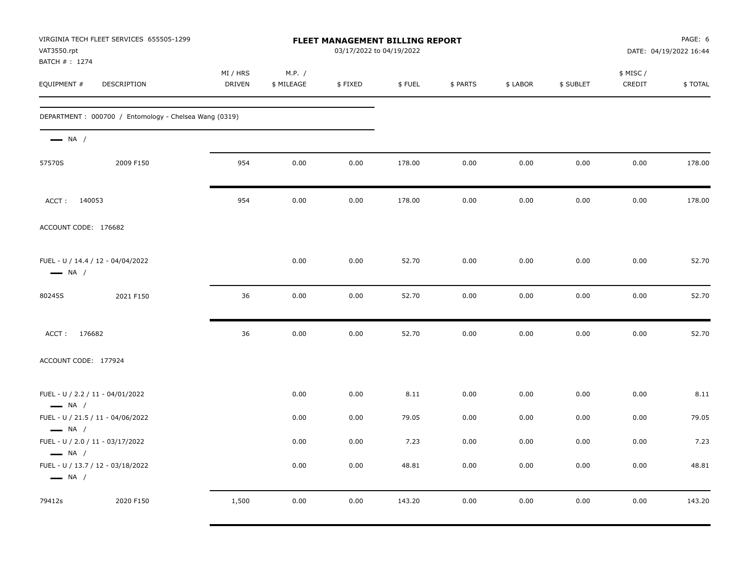VIRGINIA TECH FLEET SERVICES 655505-1299
VAT3550.rpt
BATCH # : 1274

**FLEET MANAGEMENT BILLING REPORT**
03/17/2022 to 04/19/2022

PAGE: 6
DATE: 04/19/2022 16:44

| EQUIPMENT # | DESCRIPTION | MI / HRS DRIVEN | M.P. / $ MILEAGE | $ FIXED | $ FUEL | $ PARTS | $ LABOR | $ SUBLET | $ MISC / CREDIT | $ TOTAL |
|---|---|---|---|---|---|---|---|---|---|---|
| DEPARTMENT : 000700 / Entomology - Chelsea Wang (0319) | | | | | | | | | | |
| — NA / | | | | | | | | | | |
| 57570S | 2009 F150 | 954 | 0.00 | 0.00 | 178.00 | 0.00 | 0.00 | 0.00 | 0.00 | 178.00 |
| ACCT : 140053 | | 954 | 0.00 | 0.00 | 178.00 | 0.00 | 0.00 | 0.00 | 0.00 | 178.00 |
| ACCOUNT CODE: 176682 | | | | | | | | | | |
| FUEL - U / 14.4 / 12 - 04/04/2022 — NA / | | | 0.00 | 0.00 | 52.70 | 0.00 | 0.00 | 0.00 | 0.00 | 52.70 |
| 80245S | 2021 F150 | 36 | 0.00 | 0.00 | 52.70 | 0.00 | 0.00 | 0.00 | 0.00 | 52.70 |
| ACCT : 176682 | | 36 | 0.00 | 0.00 | 52.70 | 0.00 | 0.00 | 0.00 | 0.00 | 52.70 |
| ACCOUNT CODE: 177924 | | | | | | | | | | |
| FUEL - U / 2.2 / 11 - 04/01/2022 — NA / | | | 0.00 | 0.00 | 8.11 | 0.00 | 0.00 | 0.00 | 0.00 | 8.11 |
| FUEL - U / 21.5 / 11 - 04/06/2022 — NA / | | | 0.00 | 0.00 | 79.05 | 0.00 | 0.00 | 0.00 | 0.00 | 79.05 |
| FUEL - U / 2.0 / 11 - 03/17/2022 — NA / | | | 0.00 | 0.00 | 7.23 | 0.00 | 0.00 | 0.00 | 0.00 | 7.23 |
| FUEL - U / 13.7 / 12 - 03/18/2022 — NA / | | | 0.00 | 0.00 | 48.81 | 0.00 | 0.00 | 0.00 | 0.00 | 48.81 |
| 79412s | 2020 F150 | 1,500 | 0.00 | 0.00 | 143.20 | 0.00 | 0.00 | 0.00 | 0.00 | 143.20 |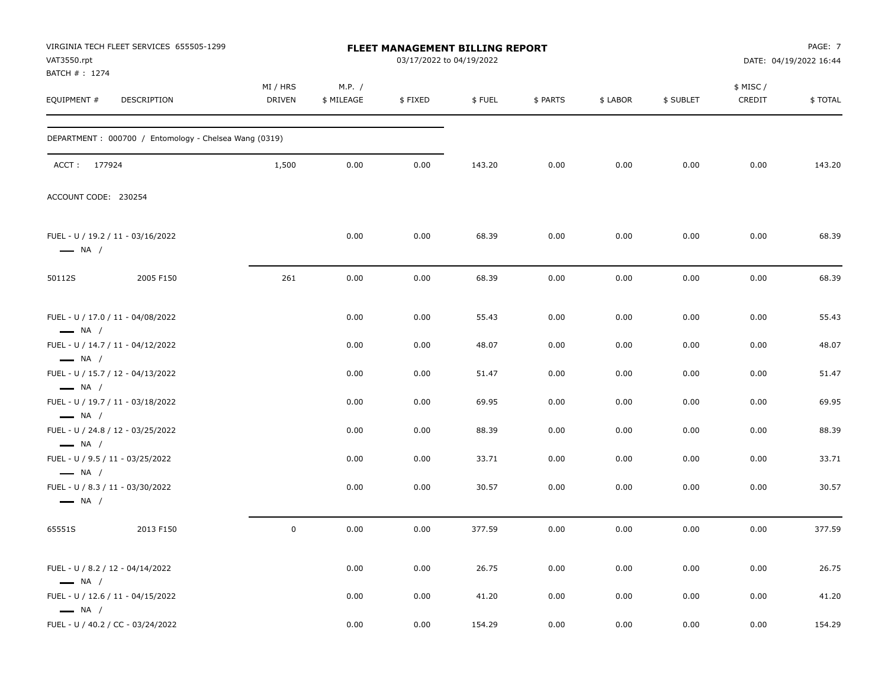VIRGINIA TECH FLEET SERVICES 655505-1299
VAT3550.rpt
BATCH # : 1274

# FLEET MANAGEMENT BILLING REPORT

03/17/2022 to 04/19/2022

DATE: 04/19/2022 16:44

| EQUIPMENT # | DESCRIPTION | MI / HRS DRIVEN | M.P. / $ MILEAGE | $ FIXED | $ FUEL | $ PARTS | $ LABOR | $ SUBLET | $ MISC / CREDIT | $ TOTAL |
|---|---|---|---|---|---|---|---|---|---|---|
| DEPARTMENT : 000700 / Entomology - Chelsea Wang (0319) | | | | | | | | | | |
| ACCT : 177924 | | 1,500 | 0.00 | 0.00 | 143.20 | 0.00 | 0.00 | 0.00 | 0.00 | 143.20 |
| ACCOUNT CODE: 230254 | | | | | | | | | | |
| FUEL - U / 19.2 / 11 - 03/16/2022 — NA / | | | 0.00 | 0.00 | 68.39 | 0.00 | 0.00 | 0.00 | 0.00 | 68.39 |
| 50112S | 2005 F150 | 261 | 0.00 | 0.00 | 68.39 | 0.00 | 0.00 | 0.00 | 0.00 | 68.39 |
| FUEL - U / 17.0 / 11 - 04/08/2022 — NA / | | | 0.00 | 0.00 | 55.43 | 0.00 | 0.00 | 0.00 | 0.00 | 55.43 |
| FUEL - U / 14.7 / 11 - 04/12/2022 — NA / | | | 0.00 | 0.00 | 48.07 | 0.00 | 0.00 | 0.00 | 0.00 | 48.07 |
| FUEL - U / 15.7 / 12 - 04/13/2022 — NA / | | | 0.00 | 0.00 | 51.47 | 0.00 | 0.00 | 0.00 | 0.00 | 51.47 |
| FUEL - U / 19.7 / 11 - 03/18/2022 — NA / | | | 0.00 | 0.00 | 69.95 | 0.00 | 0.00 | 0.00 | 0.00 | 69.95 |
| FUEL - U / 24.8 / 12 - 03/25/2022 — NA / | | | 0.00 | 0.00 | 88.39 | 0.00 | 0.00 | 0.00 | 0.00 | 88.39 |
| FUEL - U / 9.5 / 11 - 03/25/2022 — NA / | | | 0.00 | 0.00 | 33.71 | 0.00 | 0.00 | 0.00 | 0.00 | 33.71 |
| FUEL - U / 8.3 / 11 - 03/30/2022 — NA / | | | 0.00 | 0.00 | 30.57 | 0.00 | 0.00 | 0.00 | 0.00 | 30.57 |
| 65551S | 2013 F150 | 0 | 0.00 | 0.00 | 377.59 | 0.00 | 0.00 | 0.00 | 0.00 | 377.59 |
| FUEL - U / 8.2 / 12 - 04/14/2022 — NA / | | | 0.00 | 0.00 | 26.75 | 0.00 | 0.00 | 0.00 | 0.00 | 26.75 |
| FUEL - U / 12.6 / 11 - 04/15/2022 — NA / | | | 0.00 | 0.00 | 41.20 | 0.00 | 0.00 | 0.00 | 0.00 | 41.20 |
| FUEL - U / 40.2 / CC - 03/24/2022 | | | 0.00 | 0.00 | 154.29 | 0.00 | 0.00 | 0.00 | 0.00 | 154.29 |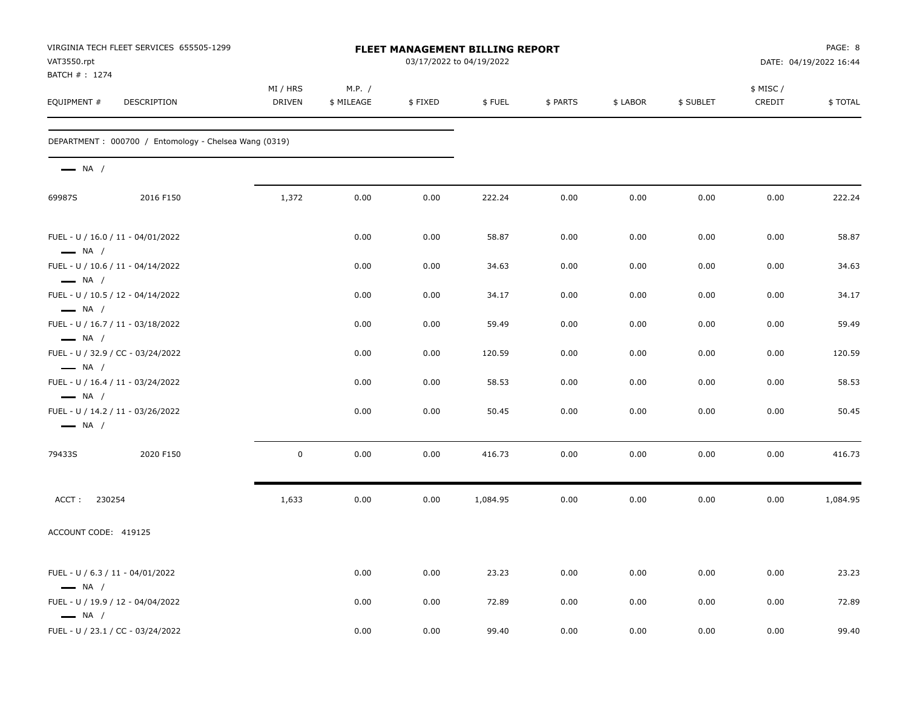VIRGINIA TECH FLEET SERVICES 655505-1299
VAT3550.rpt
BATCH # : 1274

# FLEET MANAGEMENT BILLING REPORT

03/17/2022 to 04/19/2022

PAGE: 8
DATE: 04/19/2022 16:44

| EQUIPMENT # | DESCRIPTION | MI / HRS DRIVEN | M.P. / $ MILEAGE | $ FIXED | $ FUEL | $ PARTS | $ LABOR | $ SUBLET | $ MISC / CREDIT | $ TOTAL |
|---|---|---|---|---|---|---|---|---|---|---|
| DEPARTMENT : 000700 / Entomology - Chelsea Wang (0319) | | | | | | | | | | |
| — NA / | | | | | | | | | | |
| 69987S | 2016 F150 | 1,372 | 0.00 | 0.00 | 222.24 | 0.00 | 0.00 | 0.00 | 0.00 | 222.24 |
| FUEL - U / 16.0 / 11 - 04/01/2022 — NA / | | | 0.00 | 0.00 | 58.87 | 0.00 | 0.00 | 0.00 | 0.00 | 58.87 |
| FUEL - U / 10.6 / 11 - 04/14/2022 — NA / | | | 0.00 | 0.00 | 34.63 | 0.00 | 0.00 | 0.00 | 0.00 | 34.63 |
| FUEL - U / 10.5 / 12 - 04/14/2022 — NA / | | | 0.00 | 0.00 | 34.17 | 0.00 | 0.00 | 0.00 | 0.00 | 34.17 |
| FUEL - U / 16.7 / 11 - 03/18/2022 — NA / | | | 0.00 | 0.00 | 59.49 | 0.00 | 0.00 | 0.00 | 0.00 | 59.49 |
| FUEL - U / 32.9 / CC - 03/24/2022 — NA / | | | 0.00 | 0.00 | 120.59 | 0.00 | 0.00 | 0.00 | 0.00 | 120.59 |
| FUEL - U / 16.4 / 11 - 03/24/2022 — NA / | | | 0.00 | 0.00 | 58.53 | 0.00 | 0.00 | 0.00 | 0.00 | 58.53 |
| FUEL - U / 14.2 / 11 - 03/26/2022 — NA / | | | 0.00 | 0.00 | 50.45 | 0.00 | 0.00 | 0.00 | 0.00 | 50.45 |
| 79433S | 2020 F150 | 0 | 0.00 | 0.00 | 416.73 | 0.00 | 0.00 | 0.00 | 0.00 | 416.73 |
| ACCT : 230254 | | 1,633 | 0.00 | 0.00 | 1,084.95 | 0.00 | 0.00 | 0.00 | 0.00 | 1,084.95 |
| ACCOUNT CODE: 419125 | | | | | | | | | | |
| FUEL - U / 6.3 / 11 - 04/01/2022 — NA / | | | 0.00 | 0.00 | 23.23 | 0.00 | 0.00 | 0.00 | 0.00 | 23.23 |
| FUEL - U / 19.9 / 12 - 04/04/2022 — NA / | | | 0.00 | 0.00 | 72.89 | 0.00 | 0.00 | 0.00 | 0.00 | 72.89 |
| FUEL - U / 23.1 / CC - 03/24/2022 | | | 0.00 | 0.00 | 99.40 | 0.00 | 0.00 | 0.00 | 0.00 | 99.40 |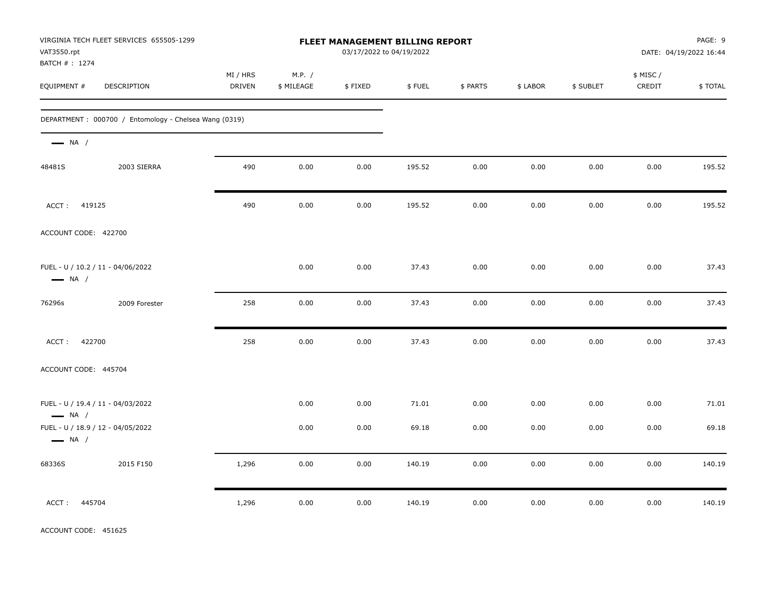VIRGINIA TECH FLEET SERVICES 655505-1299
VAT3550.rpt
BATCH # : 1274

**FLEET MANAGEMENT BILLING REPORT**
03/17/2022 to 04/19/2022

DATE: 04/19/2022 16:44

| EQUIPMENT # | DESCRIPTION | MI / HRS DRIVEN | M.P. / $ MILEAGE | $ FIXED | $ FUEL | $ PARTS | $ LABOR | $ SUBLET | $ MISC / CREDIT | $ TOTAL |
|---|---|---|---|---|---|---|---|---|---|---|
| DEPARTMENT : 000700 / Entomology - Chelsea Wang (0319) | | | | | | | | | | |
| — NA / | | | | | | | | | | |
| 48481S | 2003 SIERRA | 490 | 0.00 | 0.00 | 195.52 | 0.00 | 0.00 | 0.00 | 0.00 | 195.52 |
| ACCT : 419125 | | 490 | 0.00 | 0.00 | 195.52 | 0.00 | 0.00 | 0.00 | 0.00 | 195.52 |
| ACCOUNT CODE: 422700 | | | | | | | | | | |
| FUEL - U / 10.2 / 11 - 04/06/2022 — NA / | | | 0.00 | 0.00 | 37.43 | 0.00 | 0.00 | 0.00 | 0.00 | 37.43 |
| 76296s | 2009 Forester | 258 | 0.00 | 0.00 | 37.43 | 0.00 | 0.00 | 0.00 | 0.00 | 37.43 |
| ACCT : 422700 | | 258 | 0.00 | 0.00 | 37.43 | 0.00 | 0.00 | 0.00 | 0.00 | 37.43 |
| ACCOUNT CODE: 445704 | | | | | | | | | | |
| FUEL - U / 19.4 / 11 - 04/03/2022 — NA / | | | 0.00 | 0.00 | 71.01 | 0.00 | 0.00 | 0.00 | 0.00 | 71.01 |
| FUEL - U / 18.9 / 12 - 04/05/2022 — NA / | | | 0.00 | 0.00 | 69.18 | 0.00 | 0.00 | 0.00 | 0.00 | 69.18 |
| 68336S | 2015 F150 | 1,296 | 0.00 | 0.00 | 140.19 | 0.00 | 0.00 | 0.00 | 0.00 | 140.19 |
| ACCT : 445704 | | 1,296 | 0.00 | 0.00 | 140.19 | 0.00 | 0.00 | 0.00 | 0.00 | 140.19 |

ACCOUNT CODE: 451625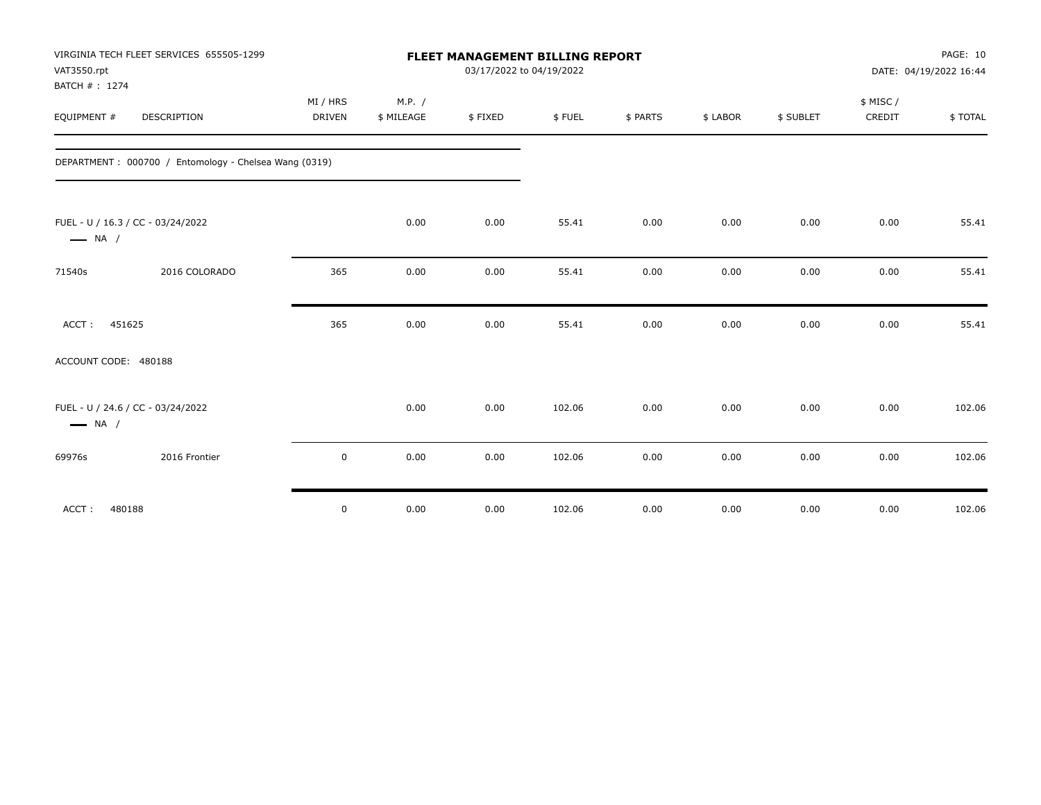VIRGINIA TECH FLEET SERVICES 655505-1299
VAT3550.rpt
BATCH # : 1274

**FLEET MANAGEMENT BILLING REPORT**
03/17/2022 to 04/19/2022

DATE: 04/19/2022 16:44

| EQUIPMENT # | DESCRIPTION | MI / HRS DRIVEN | M.P. / $ MILEAGE | $ FIXED | $ FUEL | $ PARTS | $ LABOR | $ SUBLET | $ MISC / CREDIT | $ TOTAL |
|---|---|---|---|---|---|---|---|---|---|---|
| DEPARTMENT : 000700 / Entomology - Chelsea Wang (0319) | | | | | | | | | | |
| FUEL - U / 16.3 / CC - 03/24/2022 — NA / | | | 0.00 | 0.00 | 55.41 | 0.00 | 0.00 | 0.00 | 0.00 | 55.41 |
| 71540s | 2016 COLORADO | 365 | 0.00 | 0.00 | 55.41 | 0.00 | 0.00 | 0.00 | 0.00 | 55.41 |
| ACCT : 451625 | | 365 | 0.00 | 0.00 | 55.41 | 0.00 | 0.00 | 0.00 | 0.00 | 55.41 |
| ACCOUNT CODE: 480188 | | | | | | | | | | |
| FUEL - U / 24.6 / CC - 03/24/2022 — NA / | | | 0.00 | 0.00 | 102.06 | 0.00 | 0.00 | 0.00 | 0.00 | 102.06 |
| 69976s | 2016 Frontier | 0 | 0.00 | 0.00 | 102.06 | 0.00 | 0.00 | 0.00 | 0.00 | 102.06 |
| ACCT : 480188 | | 0 | 0.00 | 0.00 | 102.06 | 0.00 | 0.00 | 0.00 | 0.00 | 102.06 |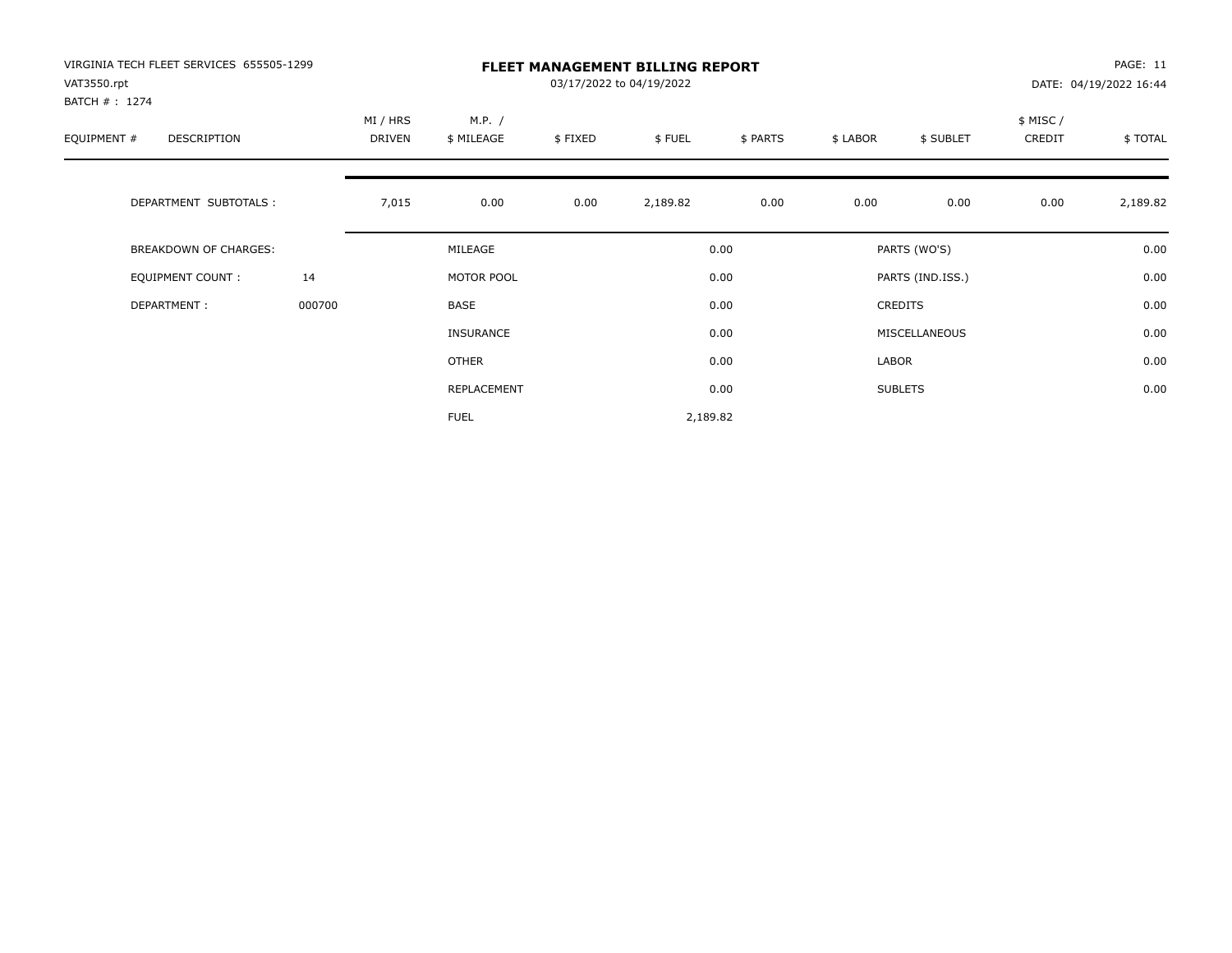VIRGINIA TECH FLEET SERVICES 655505-1299
VAT3550.rpt
BATCH # : 1274

# FLEET MANAGEMENT BILLING REPORT

03/17/2022 to 04/19/2022

PAGE: 11
DATE: 04/19/2022 16:44

| EQUIPMENT # | DESCRIPTION | MI / HRS DRIVEN | M.P. / $ MILEAGE | $ FIXED | $ FUEL | $ PARTS | $ LABOR | $ SUBLET | $ MISC / CREDIT | $ TOTAL |
|---|---|---|---|---|---|---|---|---|---|---|
| | DEPARTMENT SUBTOTALS : | 7,015 | 0.00 | 0.00 | 2,189.82 | 0.00 | 0.00 | 0.00 | 0.00 | 2,189.82 |

| | | | | | |
|---|---|---|---|---|---|
| BREAKDOWN OF CHARGES: | | MILEAGE | 0.00 | PARTS (WO'S) | 0.00 |
| EQUIPMENT COUNT : | 14 | MOTOR POOL | 0.00 | PARTS (IND.ISS.) | 0.00 |
| DEPARTMENT : | 000700 | BASE | 0.00 | CREDITS | 0.00 |
| | | INSURANCE | 0.00 | MISCELLANEOUS | 0.00 |
| | | OTHER | 0.00 | LABOR | 0.00 |
| | | REPLACEMENT | 0.00 | SUBLETS | 0.00 |
| | | FUEL | 2,189.82 | | |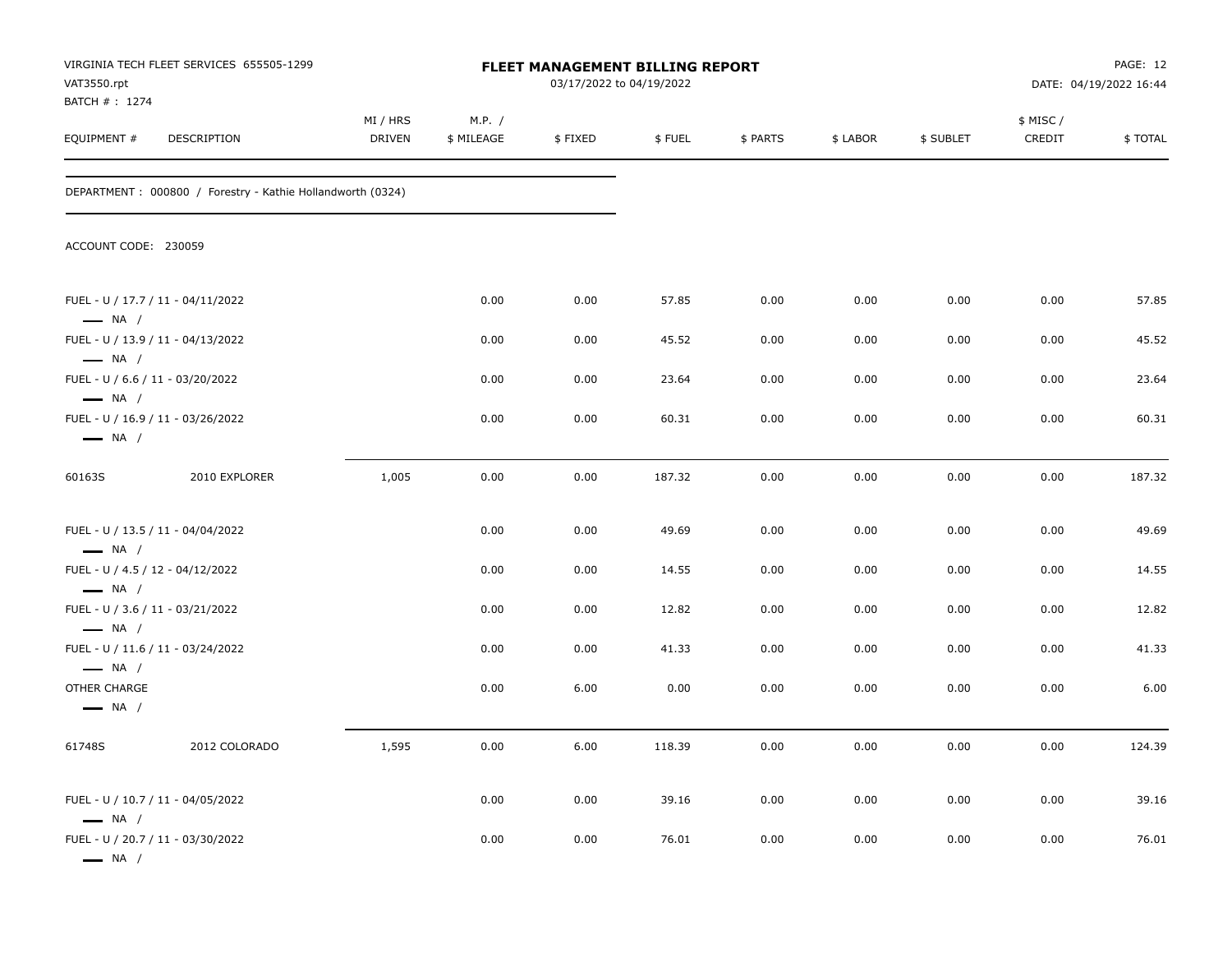VIRGINIA TECH FLEET SERVICES 655505-1299
VAT3550.rpt
BATCH # : 1274

**FLEET MANAGEMENT BILLING REPORT**
03/17/2022 to 04/19/2022

DATE: 04/19/2022 16:44

| EQUIPMENT # | DESCRIPTION | MI / HRS DRIVEN | M.P. / $ MILEAGE | $ FIXED | $ FUEL | $ PARTS | $ LABOR | $ SUBLET | $ MISC / CREDIT | $ TOTAL |
|---|---|---|---|---|---|---|---|---|---|---|
| DEPARTMENT : 000800 / Forestry - Kathie Hollandworth (0324) | | | | | | | | | | |
| ACCOUNT CODE: 230059 | | | | | | | | | | |
| FUEL - U / 17.7 / 11 - 04/11/2022 — NA / | | | 0.00 | 0.00 | 57.85 | 0.00 | 0.00 | 0.00 | 0.00 | 57.85 |
| FUEL - U / 13.9 / 11 - 04/13/2022 — NA / | | | 0.00 | 0.00 | 45.52 | 0.00 | 0.00 | 0.00 | 0.00 | 45.52 |
| FUEL - U / 6.6 / 11 - 03/20/2022 — NA / | | | 0.00 | 0.00 | 23.64 | 0.00 | 0.00 | 0.00 | 0.00 | 23.64 |
| FUEL - U / 16.9 / 11 - 03/26/2022 — NA / | | | 0.00 | 0.00 | 60.31 | 0.00 | 0.00 | 0.00 | 0.00 | 60.31 |
| 60163S | 2010 EXPLORER | 1,005 | 0.00 | 0.00 | 187.32 | 0.00 | 0.00 | 0.00 | 0.00 | 187.32 |
| FUEL - U / 13.5 / 11 - 04/04/2022 — NA / | | | 0.00 | 0.00 | 49.69 | 0.00 | 0.00 | 0.00 | 0.00 | 49.69 |
| FUEL - U / 4.5 / 12 - 04/12/2022 — NA / | | | 0.00 | 0.00 | 14.55 | 0.00 | 0.00 | 0.00 | 0.00 | 14.55 |
| FUEL - U / 3.6 / 11 - 03/21/2022 — NA / | | | 0.00 | 0.00 | 12.82 | 0.00 | 0.00 | 0.00 | 0.00 | 12.82 |
| FUEL - U / 11.6 / 11 - 03/24/2022 — NA / | | | 0.00 | 0.00 | 41.33 | 0.00 | 0.00 | 0.00 | 0.00 | 41.33 |
| OTHER CHARGE — NA / | | | 0.00 | 6.00 | 0.00 | 0.00 | 0.00 | 0.00 | 0.00 | 6.00 |
| 61748S | 2012 COLORADO | 1,595 | 0.00 | 6.00 | 118.39 | 0.00 | 0.00 | 0.00 | 0.00 | 124.39 |
| FUEL - U / 10.7 / 11 - 04/05/2022 — NA / | | | 0.00 | 0.00 | 39.16 | 0.00 | 0.00 | 0.00 | 0.00 | 39.16 |
| FUEL - U / 20.7 / 11 - 03/30/2022 — NA / | | | 0.00 | 0.00 | 76.01 | 0.00 | 0.00 | 0.00 | 0.00 | 76.01 |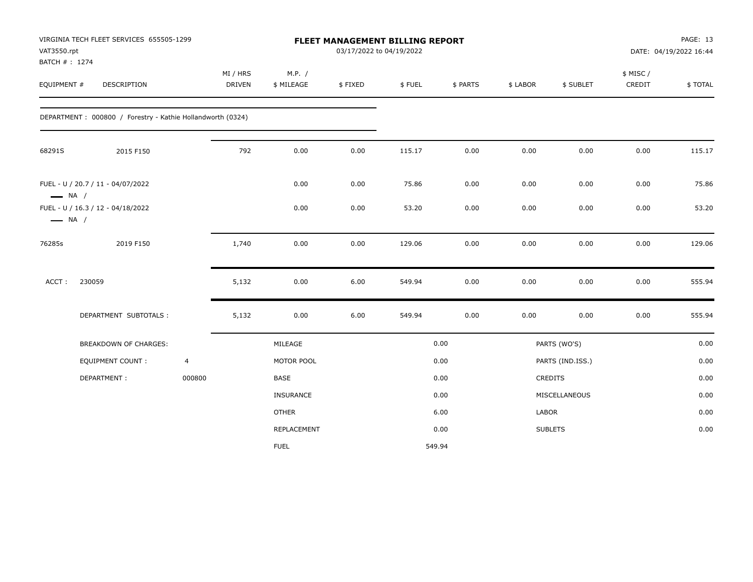VIRGINIA TECH FLEET SERVICES 655505-1299
VAT3550.rpt
BATCH # : 1274

# FLEET MANAGEMENT BILLING REPORT

03/17/2022 to 04/19/2022

DATE: 04/19/2022 16:44

| EQUIPMENT # | DESCRIPTION | MI / HRS DRIVEN | M.P. / $ MILEAGE | $ FIXED | $ FUEL | $ PARTS | $ LABOR | $ SUBLET | $ MISC / CREDIT | $ TOTAL |
|---|---|---|---|---|---|---|---|---|---|---|
| DEPARTMENT : 000800 / Forestry - Kathie Hollandworth (0324) | | | | | | | | | | |
| 68291S | 2015 F150 | 792 | 0.00 | 0.00 | 115.17 | 0.00 | 0.00 | 0.00 | 0.00 | 115.17 |
| FUEL - U / 20.7 / 11 - 04/07/2022 — NA / | | | 0.00 | 0.00 | 75.86 | 0.00 | 0.00 | 0.00 | 0.00 | 75.86 |
| FUEL - U / 16.3 / 12 - 04/18/2022 — NA / | | | 0.00 | 0.00 | 53.20 | 0.00 | 0.00 | 0.00 | 0.00 | 53.20 |
| 76285s | 2019 F150 | 1,740 | 0.00 | 0.00 | 129.06 | 0.00 | 0.00 | 0.00 | 0.00 | 129.06 |
| ACCT : | 230059 | 5,132 | 0.00 | 6.00 | 549.94 | 0.00 | 0.00 | 0.00 | 0.00 | 555.94 |
| | DEPARTMENT SUBTOTALS : | 5,132 | 0.00 | 6.00 | 549.94 | 0.00 | 0.00 | 0.00 | 0.00 | 555.94 |

| | | | | | |
|---|---|---|---|---|---|
| BREAKDOWN OF CHARGES: | | MILEAGE | 0.00 | PARTS (WO'S) | 0.00 |
| EQUIPMENT COUNT : | 4 | MOTOR POOL | 0.00 | PARTS (IND.ISS.) | 0.00 |
| DEPARTMENT : | 000800 | BASE | 0.00 | CREDITS | 0.00 |
| | | INSURANCE | 0.00 | MISCELLANEOUS | 0.00 |
| | | OTHER | 6.00 | LABOR | 0.00 |
| | | REPLACEMENT | 0.00 | SUBLETS | 0.00 |
| | | FUEL | 549.94 | | |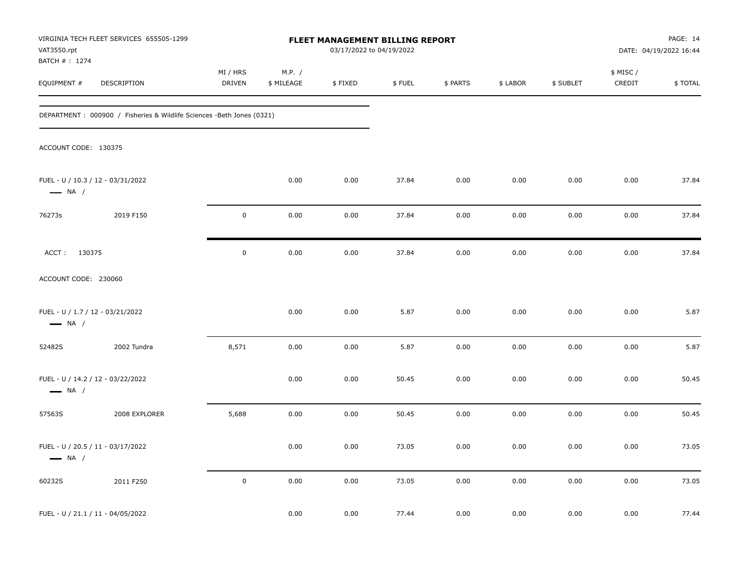VIRGINIA TECH FLEET SERVICES 655505-1299
VAT3550.rpt
BATCH # : 1274

**FLEET MANAGEMENT BILLING REPORT**
03/17/2022 to 04/19/2022

PAGE: 14
DATE: 04/19/2022 16:44

| EQUIPMENT # | DESCRIPTION | MI / HRS DRIVEN | M.P. / $ MILEAGE | $ FIXED | $ FUEL | $ PARTS | $ LABOR | $ SUBLET | $ MISC / CREDIT | $ TOTAL |
|---|---|---|---|---|---|---|---|---|---|---|
| DEPARTMENT : 000900 / Fisheries & Wildlife Sciences -Beth Jones (0321) | | | | | | | | | | |
| ACCOUNT CODE: 130375 | | | | | | | | | | |
| FUEL - U / 10.3 / 12 - 03/31/2022 — NA / | | | 0.00 | 0.00 | 37.84 | 0.00 | 0.00 | 0.00 | 0.00 | 37.84 |
| 76273s | 2019 F150 | 0 | 0.00 | 0.00 | 37.84 | 0.00 | 0.00 | 0.00 | 0.00 | 37.84 |
| ACCT : 130375 | | 0 | 0.00 | 0.00 | 37.84 | 0.00 | 0.00 | 0.00 | 0.00 | 37.84 |
| ACCOUNT CODE: 230060 | | | | | | | | | | |
| FUEL - U / 1.7 / 12 - 03/21/2022 — NA / | | | 0.00 | 0.00 | 5.87 | 0.00 | 0.00 | 0.00 | 0.00 | 5.87 |
| 52482S | 2002 Tundra | 8,571 | 0.00 | 0.00 | 5.87 | 0.00 | 0.00 | 0.00 | 0.00 | 5.87 |
| FUEL - U / 14.2 / 12 - 03/22/2022 — NA / | | | 0.00 | 0.00 | 50.45 | 0.00 | 0.00 | 0.00 | 0.00 | 50.45 |
| 57563S | 2008 EXPLORER | 5,688 | 0.00 | 0.00 | 50.45 | 0.00 | 0.00 | 0.00 | 0.00 | 50.45 |
| FUEL - U / 20.5 / 11 - 03/17/2022 — NA / | | | 0.00 | 0.00 | 73.05 | 0.00 | 0.00 | 0.00 | 0.00 | 73.05 |
| 60232S | 2011 F250 | 0 | 0.00 | 0.00 | 73.05 | 0.00 | 0.00 | 0.00 | 0.00 | 73.05 |
| FUEL - U / 21.1 / 11 - 04/05/2022 | | | 0.00 | 0.00 | 77.44 | 0.00 | 0.00 | 0.00 | 0.00 | 77.44 |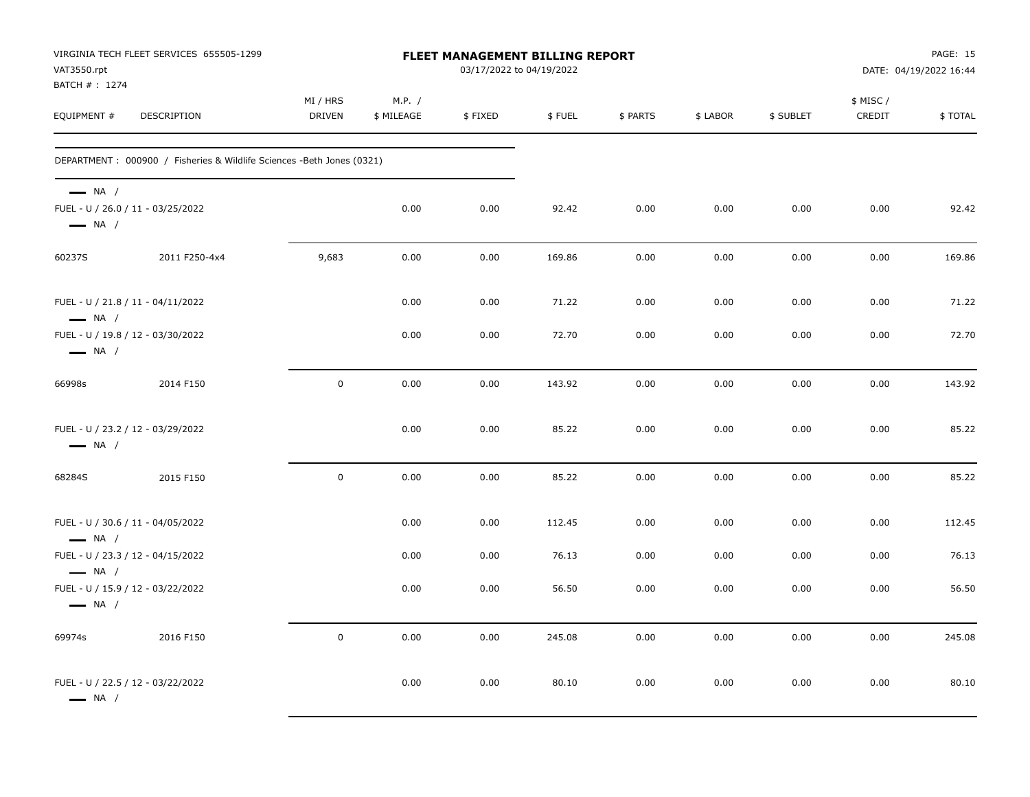VIRGINIA TECH FLEET SERVICES 655505-1299
VAT3550.rpt
BATCH # : 1274

**FLEET MANAGEMENT BILLING REPORT**
03/17/2022 to 04/19/2022

DATE: 04/19/2022 16:44

| EQUIPMENT # | DESCRIPTION | MI / HRS DRIVEN | M.P. / $ MILEAGE | $ FIXED | $ FUEL | $ PARTS | $ LABOR | $ SUBLET | $ MISC / CREDIT | $ TOTAL |
|---|---|---|---|---|---|---|---|---|---|---|
| DEPARTMENT : 000900 / Fisheries & Wildlife Sciences -Beth Jones (0321) | | | | | | | | | | |
| — NA / | | | | | | | | | | |
| FUEL - U / 26.0 / 11 - 03/25/2022 | | | 0.00 | 0.00 | 92.42 | 0.00 | 0.00 | 0.00 | 0.00 | 92.42 |
| — NA / | | | | | | | | | | |
| 60237S | 2011 F250-4x4 | 9,683 | 0.00 | 0.00 | 169.86 | 0.00 | 0.00 | 0.00 | 0.00 | 169.86 |
| FUEL - U / 21.8 / 11 - 04/11/2022 | | | 0.00 | 0.00 | 71.22 | 0.00 | 0.00 | 0.00 | 0.00 | 71.22 |
| — NA / | | | | | | | | | | |
| FUEL - U / 19.8 / 12 - 03/30/2022 | | | 0.00 | 0.00 | 72.70 | 0.00 | 0.00 | 0.00 | 0.00 | 72.70 |
| — NA / | | | | | | | | | | |
| 66998s | 2014 F150 | 0 | 0.00 | 0.00 | 143.92 | 0.00 | 0.00 | 0.00 | 0.00 | 143.92 |
| FUEL - U / 23.2 / 12 - 03/29/2022 | | | 0.00 | 0.00 | 85.22 | 0.00 | 0.00 | 0.00 | 0.00 | 85.22 |
| — NA / | | | | | | | | | | |
| 68284S | 2015 F150 | 0 | 0.00 | 0.00 | 85.22 | 0.00 | 0.00 | 0.00 | 0.00 | 85.22 |
| FUEL - U / 30.6 / 11 - 04/05/2022 | | | 0.00 | 0.00 | 112.45 | 0.00 | 0.00 | 0.00 | 0.00 | 112.45 |
| — NA / | | | | | | | | | | |
| FUEL - U / 23.3 / 12 - 04/15/2022 | | | 0.00 | 0.00 | 76.13 | 0.00 | 0.00 | 0.00 | 0.00 | 76.13 |
| — NA / | | | | | | | | | | |
| FUEL - U / 15.9 / 12 - 03/22/2022 | | | 0.00 | 0.00 | 56.50 | 0.00 | 0.00 | 0.00 | 0.00 | 56.50 |
| — NA / | | | | | | | | | | |
| 69974s | 2016 F150 | 0 | 0.00 | 0.00 | 245.08 | 0.00 | 0.00 | 0.00 | 0.00 | 245.08 |
| FUEL - U / 22.5 / 12 - 03/22/2022 | | | 0.00 | 0.00 | 80.10 | 0.00 | 0.00 | 0.00 | 0.00 | 80.10 |
| — NA / | | | | | | | | | | |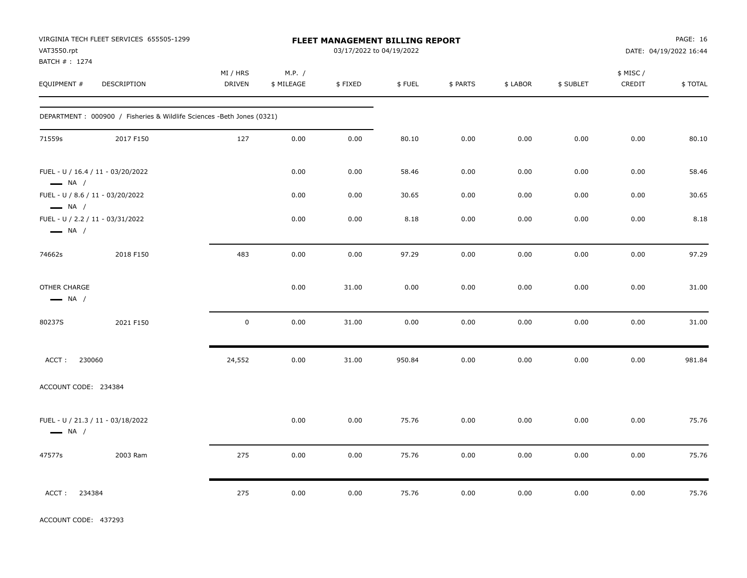VIRGINIA TECH FLEET SERVICES 655505-1299
VAT3550.rpt
BATCH # : 1274

# FLEET MANAGEMENT BILLING REPORT

03/17/2022 to 04/19/2022

DATE: 04/19/2022 16:44

| EQUIPMENT # | DESCRIPTION | MI / HRS DRIVEN | M.P. / $ MILEAGE | $ FIXED | $ FUEL | $ PARTS | $ LABOR | $ SUBLET | $ MISC / CREDIT | $ TOTAL |
|---|---|---|---|---|---|---|---|---|---|---|
| DEPARTMENT : 000900 / Fisheries & Wildlife Sciences -Beth Jones (0321) | | | | | | | | | | |
| 71559s | 2017 F150 | 127 | 0.00 | 0.00 | 80.10 | 0.00 | 0.00 | 0.00 | 0.00 | 80.10 |
| FUEL - U / 16.4 / 11 - 03/20/2022 — NA / | | | 0.00 | 0.00 | 58.46 | 0.00 | 0.00 | 0.00 | 0.00 | 58.46 |
| FUEL - U / 8.6 / 11 - 03/20/2022 — NA / | | | 0.00 | 0.00 | 30.65 | 0.00 | 0.00 | 0.00 | 0.00 | 30.65 |
| FUEL - U / 2.2 / 11 - 03/31/2022 — NA / | | | 0.00 | 0.00 | 8.18 | 0.00 | 0.00 | 0.00 | 0.00 | 8.18 |
| 74662s | 2018 F150 | 483 | 0.00 | 0.00 | 97.29 | 0.00 | 0.00 | 0.00 | 0.00 | 97.29 |
| OTHER CHARGE — NA / | | | 0.00 | 31.00 | 0.00 | 0.00 | 0.00 | 0.00 | 0.00 | 31.00 |
| 80237S | 2021 F150 | 0 | 0.00 | 31.00 | 0.00 | 0.00 | 0.00 | 0.00 | 0.00 | 31.00 |
| ACCT : 230060 | | 24,552 | 0.00 | 31.00 | 950.84 | 0.00 | 0.00 | 0.00 | 0.00 | 981.84 |
| ACCOUNT CODE: 234384 | | | | | | | | | | |
| FUEL - U / 21.3 / 11 - 03/18/2022 — NA / | | | 0.00 | 0.00 | 75.76 | 0.00 | 0.00 | 0.00 | 0.00 | 75.76 |
| 47577s | 2003 Ram | 275 | 0.00 | 0.00 | 75.76 | 0.00 | 0.00 | 0.00 | 0.00 | 75.76 |
| ACCT : 234384 | | 275 | 0.00 | 0.00 | 75.76 | 0.00 | 0.00 | 0.00 | 0.00 | 75.76 |

ACCOUNT CODE: 437293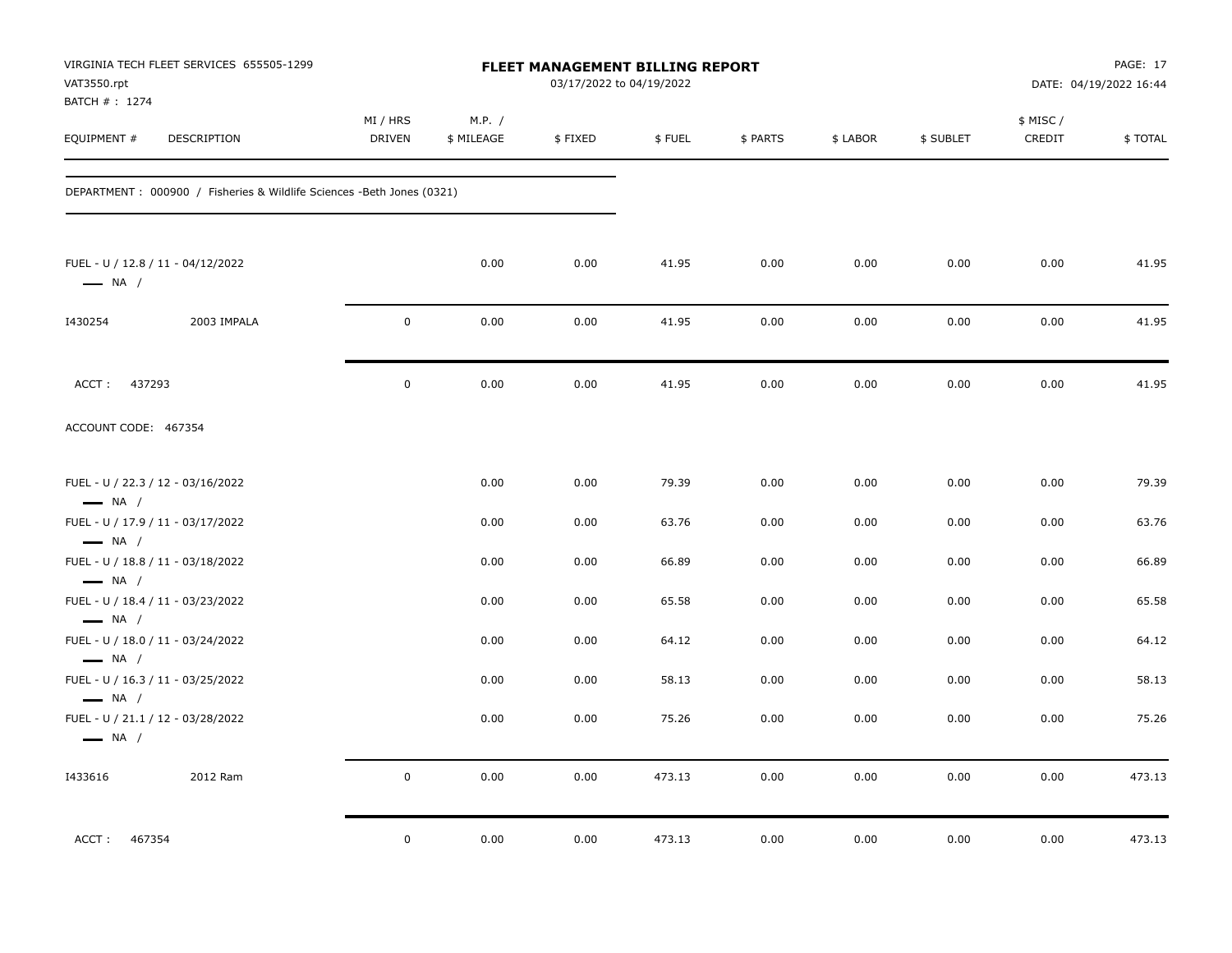VIRGINIA TECH FLEET SERVICES 655505-1299
VAT3550.rpt
BATCH # : 1274

**FLEET MANAGEMENT BILLING REPORT**
03/17/2022 to 04/19/2022

DATE: 04/19/2022 16:44

| EQUIPMENT # | DESCRIPTION | MI / HRS DRIVEN | M.P. / $ MILEAGE | $ FIXED | $ FUEL | $ PARTS | $ LABOR | $ SUBLET | $ MISC / CREDIT | $ TOTAL |
|---|---|---|---|---|---|---|---|---|---|---|
| DEPARTMENT : 000900 / Fisheries & Wildlife Sciences -Beth Jones (0321) | | | | | | | | | | |
| FUEL - U / 12.8 / 11 - 04/12/2022 — NA / | | | 0.00 | 0.00 | 41.95 | 0.00 | 0.00 | 0.00 | 0.00 | 41.95 |
| I430254 | 2003 IMPALA | 0 | 0.00 | 0.00 | 41.95 | 0.00 | 0.00 | 0.00 | 0.00 | 41.95 |
| ACCT : 437293 | | 0 | 0.00 | 0.00 | 41.95 | 0.00 | 0.00 | 0.00 | 0.00 | 41.95 |
| ACCOUNT CODE: 467354 | | | | | | | | | | |
| FUEL - U / 22.3 / 12 - 03/16/2022 — NA / | | | 0.00 | 0.00 | 79.39 | 0.00 | 0.00 | 0.00 | 0.00 | 79.39 |
| FUEL - U / 17.9 / 11 - 03/17/2022 — NA / | | | 0.00 | 0.00 | 63.76 | 0.00 | 0.00 | 0.00 | 0.00 | 63.76 |
| FUEL - U / 18.8 / 11 - 03/18/2022 — NA / | | | 0.00 | 0.00 | 66.89 | 0.00 | 0.00 | 0.00 | 0.00 | 66.89 |
| FUEL - U / 18.4 / 11 - 03/23/2022 — NA / | | | 0.00 | 0.00 | 65.58 | 0.00 | 0.00 | 0.00 | 0.00 | 65.58 |
| FUEL - U / 18.0 / 11 - 03/24/2022 — NA / | | | 0.00 | 0.00 | 64.12 | 0.00 | 0.00 | 0.00 | 0.00 | 64.12 |
| FUEL - U / 16.3 / 11 - 03/25/2022 — NA / | | | 0.00 | 0.00 | 58.13 | 0.00 | 0.00 | 0.00 | 0.00 | 58.13 |
| FUEL - U / 21.1 / 12 - 03/28/2022 — NA / | | | 0.00 | 0.00 | 75.26 | 0.00 | 0.00 | 0.00 | 0.00 | 75.26 |
| I433616 | 2012 Ram | 0 | 0.00 | 0.00 | 473.13 | 0.00 | 0.00 | 0.00 | 0.00 | 473.13 |
| ACCT : 467354 | | 0 | 0.00 | 0.00 | 473.13 | 0.00 | 0.00 | 0.00 | 0.00 | 473.13 |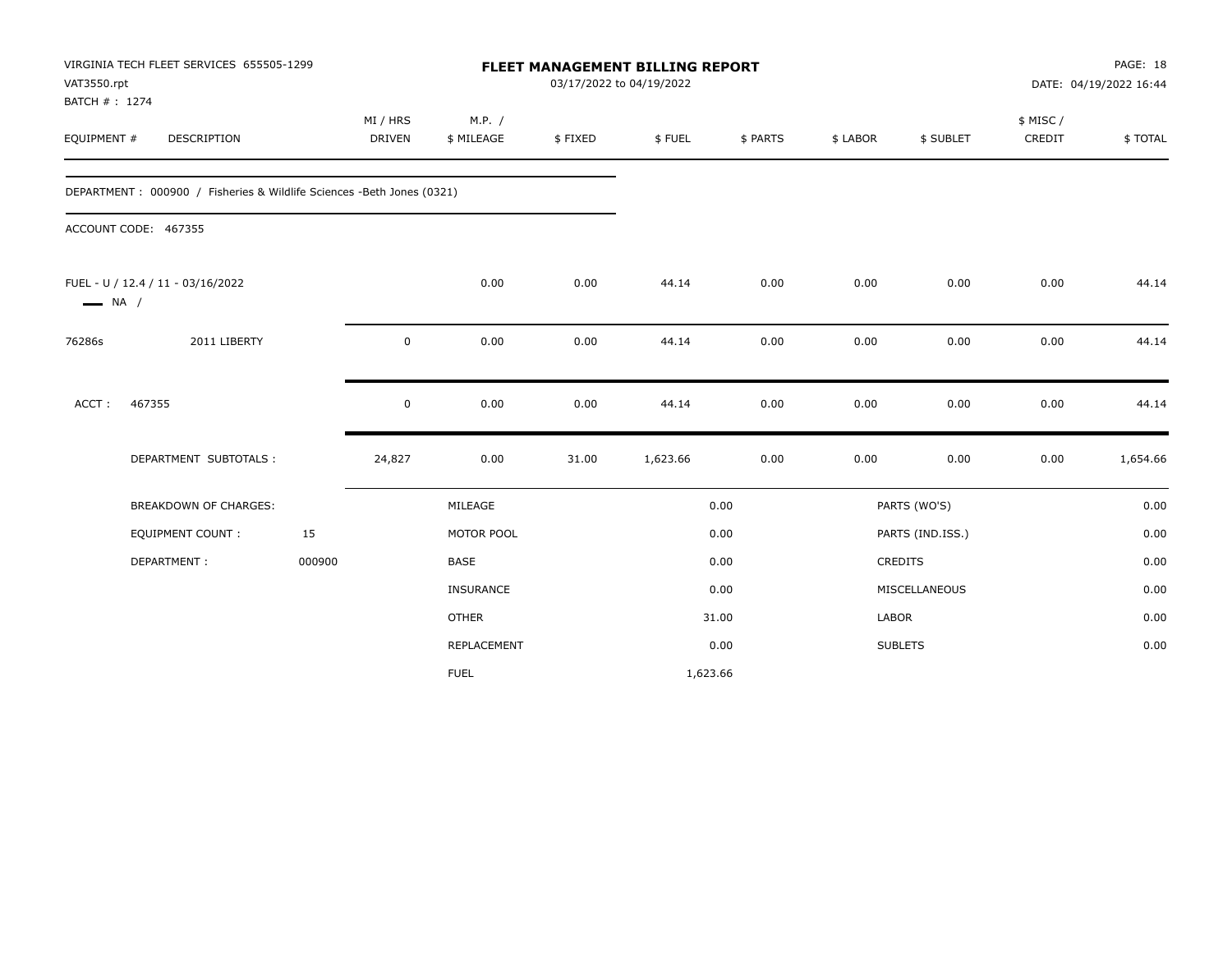VIRGINIA TECH FLEET SERVICES 655505-1299
VAT3550.rpt
BATCH # : 1274

**FLEET MANAGEMENT BILLING REPORT**
03/17/2022 to 04/19/2022

DATE: 04/19/2022 16:44

| EQUIPMENT # | DESCRIPTION | MI / HRS DRIVEN | M.P. / $ MILEAGE | $ FIXED | $ FUEL | $ PARTS | $ LABOR | $ SUBLET | $ MISC / CREDIT | $ TOTAL |
|---|---|---|---|---|---|---|---|---|---|---|
| DEPARTMENT : 000900 / Fisheries & Wildlife Sciences -Beth Jones (0321) | | | | | | | | | | |
| ACCOUNT CODE: 467355 | | | | | | | | | | |
| FUEL - U / 12.4 / 11 - 03/16/2022 NA / | | | 0.00 | 0.00 | 44.14 | 0.00 | 0.00 | 0.00 | 0.00 | 44.14 |
| 76286s | 2011 LIBERTY | 0 | 0.00 | 0.00 | 44.14 | 0.00 | 0.00 | 0.00 | 0.00 | 44.14 |
| ACCT : 467355 | | 0 | 0.00 | 0.00 | 44.14 | 0.00 | 0.00 | 0.00 | 0.00 | 44.14 |
| | DEPARTMENT SUBTOTALS : | 24,827 | 0.00 | 31.00 | 1,623.66 | 0.00 | 0.00 | 0.00 | 0.00 | 1,654.66 |

| | | | | | |
|---|---|---|---|---|---|
| BREAKDOWN OF CHARGES: | | MILEAGE | 0.00 | PARTS (WO'S) | 0.00 |
| EQUIPMENT COUNT : | 15 | MOTOR POOL | 0.00 | PARTS (IND.ISS.) | 0.00 |
| DEPARTMENT : | 000900 | BASE | 0.00 | CREDITS | 0.00 |
| | | INSURANCE | 0.00 | MISCELLANEOUS | 0.00 |
| | | OTHER | 31.00 | LABOR | 0.00 |
| | | REPLACEMENT | 0.00 | SUBLETS | 0.00 |
| | | FUEL | 1,623.66 | | |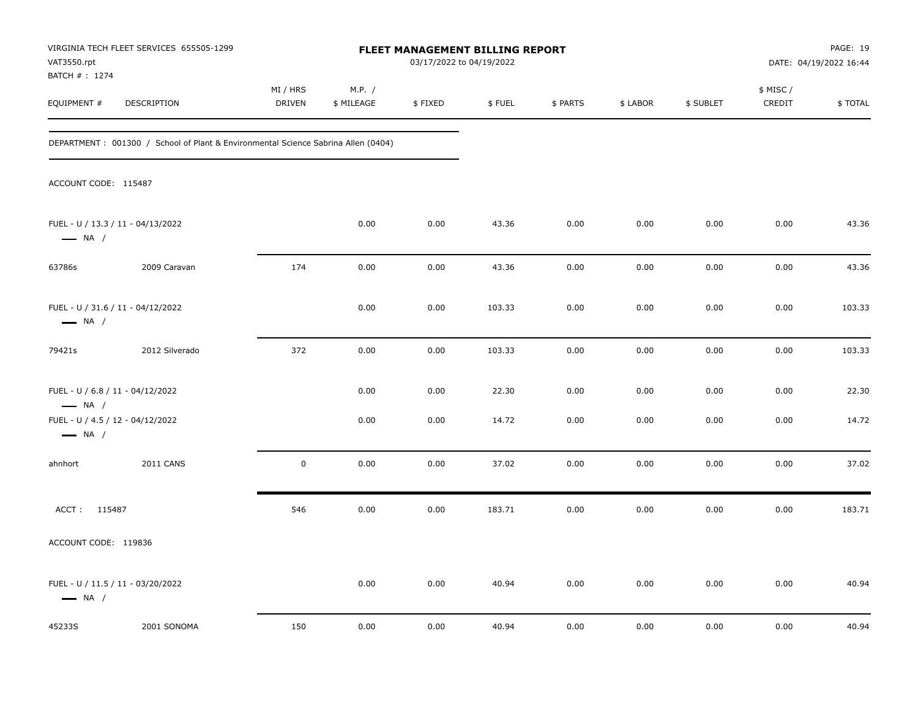VIRGINIA TECH FLEET SERVICES 655505-1299
VAT3550.rpt
BATCH # : 1274

# FLEET MANAGEMENT BILLING REPORT

03/17/2022 to 04/19/2022

DATE: 04/19/2022 16:44

| EQUIPMENT # | DESCRIPTION | MI / HRS DRIVEN | M.P. / $ MILEAGE | $ FIXED | $ FUEL | $ PARTS | $ LABOR | $ SUBLET | $ MISC / CREDIT | $ TOTAL |
|---|---|---|---|---|---|---|---|---|---|---|
| DEPARTMENT : 001300 / School of Plant & Environmental Science Sabrina Allen (0404) | | | | | | | | | | |
| ACCOUNT CODE: 115487 | | | | | | | | | | |
| FUEL - U / 13.3 / 11 - 04/13/2022 — NA / | | | 0.00 | 0.00 | 43.36 | 0.00 | 0.00 | 0.00 | 0.00 | 43.36 |
| 63786s | 2009 Caravan | 174 | 0.00 | 0.00 | 43.36 | 0.00 | 0.00 | 0.00 | 0.00 | 43.36 |
| FUEL - U / 31.6 / 11 - 04/12/2022 — NA / | | | 0.00 | 0.00 | 103.33 | 0.00 | 0.00 | 0.00 | 0.00 | 103.33 |
| 79421s | 2012 Silverado | 372 | 0.00 | 0.00 | 103.33 | 0.00 | 0.00 | 0.00 | 0.00 | 103.33 |
| FUEL - U / 6.8 / 11 - 04/12/2022 — NA / | | | 0.00 | 0.00 | 22.30 | 0.00 | 0.00 | 0.00 | 0.00 | 22.30 |
| FUEL - U / 4.5 / 12 - 04/12/2022 — NA / | | | 0.00 | 0.00 | 14.72 | 0.00 | 0.00 | 0.00 | 0.00 | 14.72 |
| ahnhort | 2011 CANS | 0 | 0.00 | 0.00 | 37.02 | 0.00 | 0.00 | 0.00 | 0.00 | 37.02 |
| ACCT : 115487 | | 546 | 0.00 | 0.00 | 183.71 | 0.00 | 0.00 | 0.00 | 0.00 | 183.71 |
| ACCOUNT CODE: 119836 | | | | | | | | | | |
| FUEL - U / 11.5 / 11 - 03/20/2022 — NA / | | | 0.00 | 0.00 | 40.94 | 0.00 | 0.00 | 0.00 | 0.00 | 40.94 |
| 45233S | 2001 SONOMA | 150 | 0.00 | 0.00 | 40.94 | 0.00 | 0.00 | 0.00 | 0.00 | 40.94 |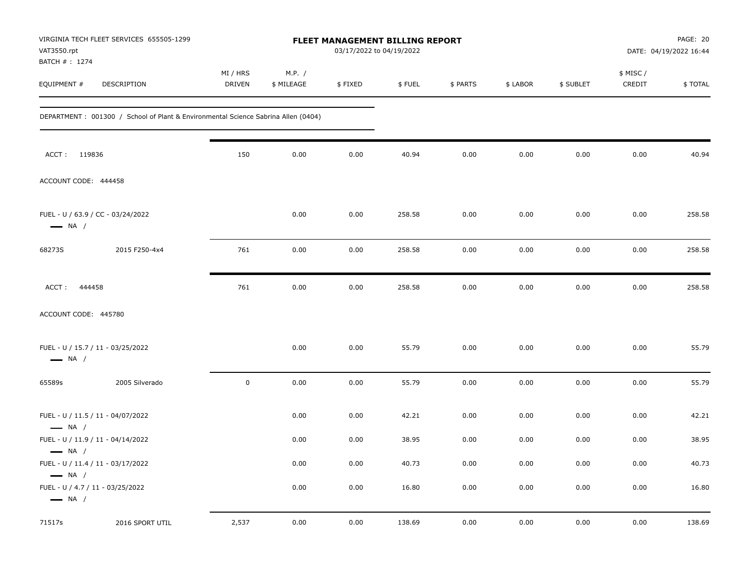VIRGINIA TECH FLEET SERVICES 655505-1299
VAT3550.rpt
BATCH # : 1274

# FLEET MANAGEMENT BILLING REPORT

03/17/2022 to 04/19/2022

DATE: 04/19/2022 16:44

DEPARTMENT : 001300 / School of Plant & Environmental Science Sabrina Allen (0404)

| EQUIPMENT # | DESCRIPTION | MI / HRS DRIVEN | M.P. / $ MILEAGE | $ FIXED | $ FUEL | $ PARTS | $ LABOR | $ SUBLET | $ MISC / CREDIT | $ TOTAL |
|---|---|---|---|---|---|---|---|---|---|---|
| ACCT : 119836 | | 150 | 0.00 | 0.00 | 40.94 | 0.00 | 0.00 | 0.00 | 0.00 | 40.94 |
| ACCOUNT CODE: 444458 | | | | | | | | | | |
| FUEL - U / 63.9 / CC - 03/24/2022 — NA / | | | 0.00 | 0.00 | 258.58 | 0.00 | 0.00 | 0.00 | 0.00 | 258.58 |
| 68273S | 2015 F250-4x4 | 761 | 0.00 | 0.00 | 258.58 | 0.00 | 0.00 | 0.00 | 0.00 | 258.58 |
| ACCT : 444458 | | 761 | 0.00 | 0.00 | 258.58 | 0.00 | 0.00 | 0.00 | 0.00 | 258.58 |
| ACCOUNT CODE: 445780 | | | | | | | | | | |
| FUEL - U / 15.7 / 11 - 03/25/2022 — NA / | | | 0.00 | 0.00 | 55.79 | 0.00 | 0.00 | 0.00 | 0.00 | 55.79 |
| 65589s | 2005 Silverado | 0 | 0.00 | 0.00 | 55.79 | 0.00 | 0.00 | 0.00 | 0.00 | 55.79 |
| FUEL - U / 11.5 / 11 - 04/07/2022 — NA / | | | 0.00 | 0.00 | 42.21 | 0.00 | 0.00 | 0.00 | 0.00 | 42.21 |
| FUEL - U / 11.9 / 11 - 04/14/2022 — NA / | | | 0.00 | 0.00 | 38.95 | 0.00 | 0.00 | 0.00 | 0.00 | 38.95 |
| FUEL - U / 11.4 / 11 - 03/17/2022 — NA / | | | 0.00 | 0.00 | 40.73 | 0.00 | 0.00 | 0.00 | 0.00 | 40.73 |
| FUEL - U / 4.7 / 11 - 03/25/2022 — NA / | | | 0.00 | 0.00 | 16.80 | 0.00 | 0.00 | 0.00 | 0.00 | 16.80 |
| 71517s | 2016 SPORT UTIL | 2,537 | 0.00 | 0.00 | 138.69 | 0.00 | 0.00 | 0.00 | 0.00 | 138.69 |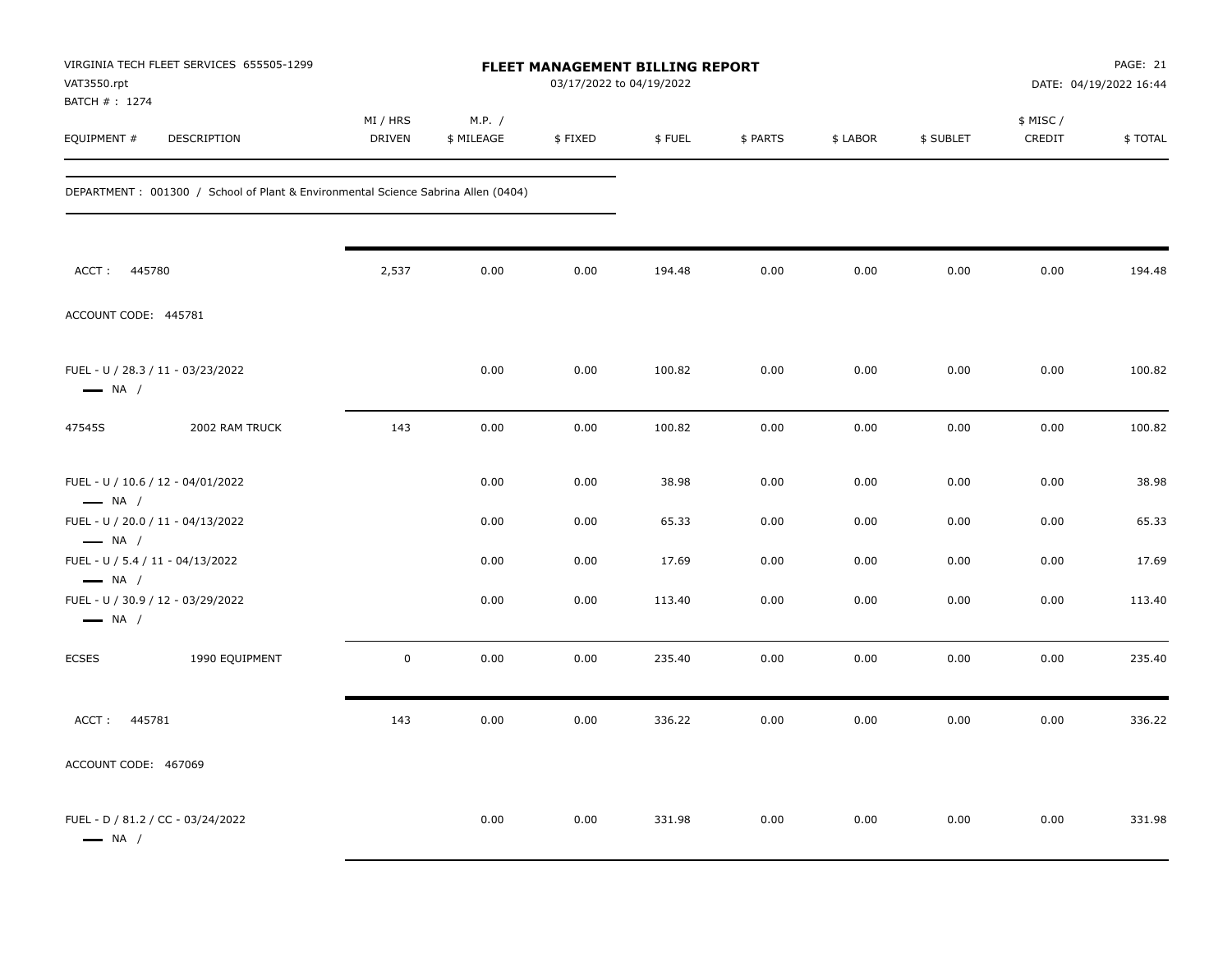VIRGINIA TECH FLEET SERVICES 655505-1299
VAT3550.rpt
BATCH # : 1274

# FLEET MANAGEMENT BILLING REPORT

03/17/2022 to 04/19/2022

DATE: 04/19/2022 16:44

| EQUIPMENT # | DESCRIPTION | MI / HRS DRIVEN | M.P. / $ MILEAGE | $ FIXED | $ FUEL | $ PARTS | $ LABOR | $ SUBLET | $ MISC / CREDIT | $ TOTAL |
|---|---|---|---|---|---|---|---|---|---|---|
| DEPARTMENT : 001300 / School of Plant & Environmental Science Sabrina Allen (0404) | | | | | | | | | | |
| ACCT : 445780 | | 2,537 | 0.00 | 0.00 | 194.48 | 0.00 | 0.00 | 0.00 | 0.00 | 194.48 |
| ACCOUNT CODE: 445781 | | | | | | | | | | |
| FUEL - U / 28.3 / 11 - 03/23/2022 — NA / | | | 0.00 | 0.00 | 100.82 | 0.00 | 0.00 | 0.00 | 0.00 | 100.82 |
| 47545S | 2002 RAM TRUCK | 143 | 0.00 | 0.00 | 100.82 | 0.00 | 0.00 | 0.00 | 0.00 | 100.82 |
| FUEL - U / 10.6 / 12 - 04/01/2022 — NA / | | | 0.00 | 0.00 | 38.98 | 0.00 | 0.00 | 0.00 | 0.00 | 38.98 |
| FUEL - U / 20.0 / 11 - 04/13/2022 — NA / | | | 0.00 | 0.00 | 65.33 | 0.00 | 0.00 | 0.00 | 0.00 | 65.33 |
| FUEL - U / 5.4 / 11 - 04/13/2022 — NA / | | | 0.00 | 0.00 | 17.69 | 0.00 | 0.00 | 0.00 | 0.00 | 17.69 |
| FUEL - U / 30.9 / 12 - 03/29/2022 — NA / | | | 0.00 | 0.00 | 113.40 | 0.00 | 0.00 | 0.00 | 0.00 | 113.40 |
| ECSES | 1990 EQUIPMENT | 0 | 0.00 | 0.00 | 235.40 | 0.00 | 0.00 | 0.00 | 0.00 | 235.40 |
| ACCT : 445781 | | 143 | 0.00 | 0.00 | 336.22 | 0.00 | 0.00 | 0.00 | 0.00 | 336.22 |
| ACCOUNT CODE: 467069 | | | | | | | | | | |
| FUEL - D / 81.2 / CC - 03/24/2022 — NA / | | | 0.00 | 0.00 | 331.98 | 0.00 | 0.00 | 0.00 | 0.00 | 331.98 |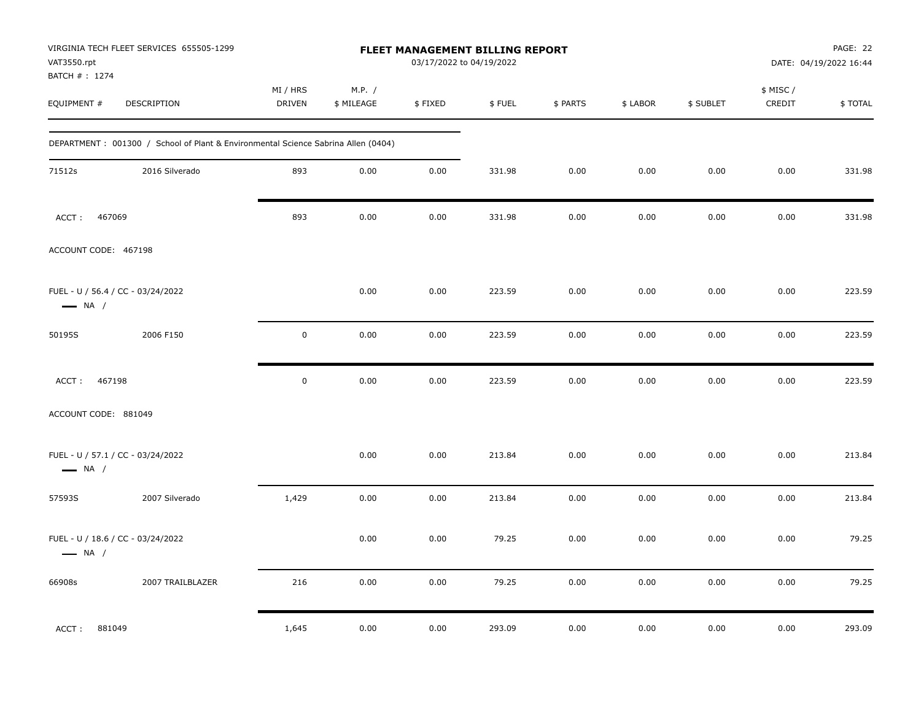VIRGINIA TECH FLEET SERVICES 655505-1299
VAT3550.rpt
BATCH # : 1274

**FLEET MANAGEMENT BILLING REPORT**
03/17/2022 to 04/19/2022

DATE: 04/19/2022 16:44

| EQUIPMENT # | DESCRIPTION | MI / HRS DRIVEN | M.P. / $ MILEAGE | $ FIXED | $ FUEL | $ PARTS | $ LABOR | $ SUBLET | $ MISC / CREDIT | $ TOTAL |
|---|---|---|---|---|---|---|---|---|---|---|
| DEPARTMENT : 001300 / School of Plant & Environmental Science Sabrina Allen (0404) | | | | | | | | | | |
| 71512s | 2016 Silverado | 893 | 0.00 | 0.00 | 331.98 | 0.00 | 0.00 | 0.00 | 0.00 | 331.98 |
| ACCT : 467069 | | 893 | 0.00 | 0.00 | 331.98 | 0.00 | 0.00 | 0.00 | 0.00 | 331.98 |
| ACCOUNT CODE: 467198 | | | | | | | | | | |
| FUEL - U / 56.4 / CC - 03/24/2022 — NA / | | | 0.00 | 0.00 | 223.59 | 0.00 | 0.00 | 0.00 | 0.00 | 223.59 |
| 50195S | 2006 F150 | 0 | 0.00 | 0.00 | 223.59 | 0.00 | 0.00 | 0.00 | 0.00 | 223.59 |
| ACCT : 467198 | | 0 | 0.00 | 0.00 | 223.59 | 0.00 | 0.00 | 0.00 | 0.00 | 223.59 |
| ACCOUNT CODE: 881049 | | | | | | | | | | |
| FUEL - U / 57.1 / CC - 03/24/2022 — NA / | | | 0.00 | 0.00 | 213.84 | 0.00 | 0.00 | 0.00 | 0.00 | 213.84 |
| 57593S | 2007 Silverado | 1,429 | 0.00 | 0.00 | 213.84 | 0.00 | 0.00 | 0.00 | 0.00 | 213.84 |
| FUEL - U / 18.6 / CC - 03/24/2022 — NA / | | | 0.00 | 0.00 | 79.25 | 0.00 | 0.00 | 0.00 | 0.00 | 79.25 |
| 66908s | 2007 TRAILBLAZER | 216 | 0.00 | 0.00 | 79.25 | 0.00 | 0.00 | 0.00 | 0.00 | 79.25 |
| ACCT : 881049 | | 1,645 | 0.00 | 0.00 | 293.09 | 0.00 | 0.00 | 0.00 | 0.00 | 293.09 |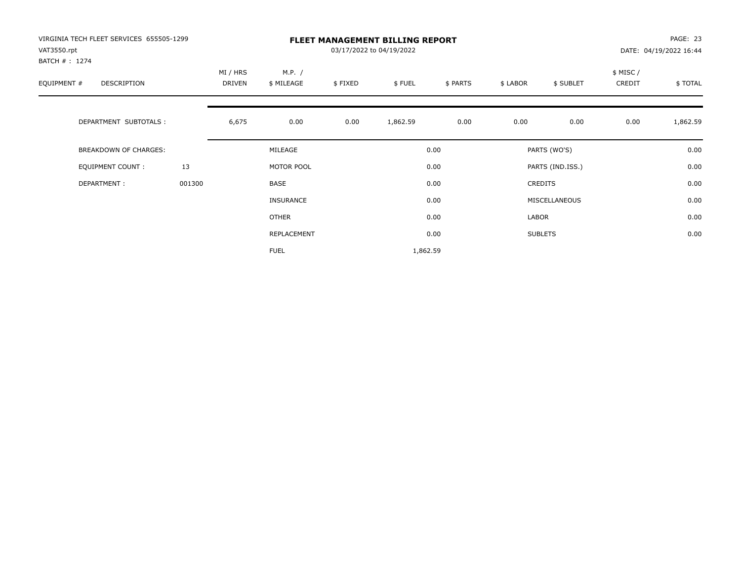VIRGINIA TECH FLEET SERVICES 655505-1299
VAT3550.rpt
BATCH # : 1274

# FLEET MANAGEMENT BILLING REPORT

03/17/2022 to 04/19/2022

PAGE: 23
DATE: 04/19/2022 16:44

| EQUIPMENT # | DESCRIPTION | MI / HRS DRIVEN | M.P. / $ MILEAGE | $ FIXED | $ FUEL | $ PARTS | $ LABOR | $ SUBLET | $ MISC / CREDIT | $ TOTAL |
|---|---|---|---|---|---|---|---|---|---|---|
| | DEPARTMENT SUBTOTALS : | 6,675 | 0.00 | 0.00 | 1,862.59 | 0.00 | 0.00 | 0.00 | 0.00 | 1,862.59 |

| | | | | | |
|---|---|---|---|---|---|
| BREAKDOWN OF CHARGES: | | MILEAGE | 0.00 | PARTS (WO'S) | 0.00 |
| EQUIPMENT COUNT : | 13 | MOTOR POOL | 0.00 | PARTS (IND.ISS.) | 0.00 |
| DEPARTMENT : | 001300 | BASE | 0.00 | CREDITS | 0.00 |
| | | INSURANCE | 0.00 | MISCELLANEOUS | 0.00 |
| | | OTHER | 0.00 | LABOR | 0.00 |
| | | REPLACEMENT | 0.00 | SUBLETS | 0.00 |
| | | FUEL | 1,862.59 | | |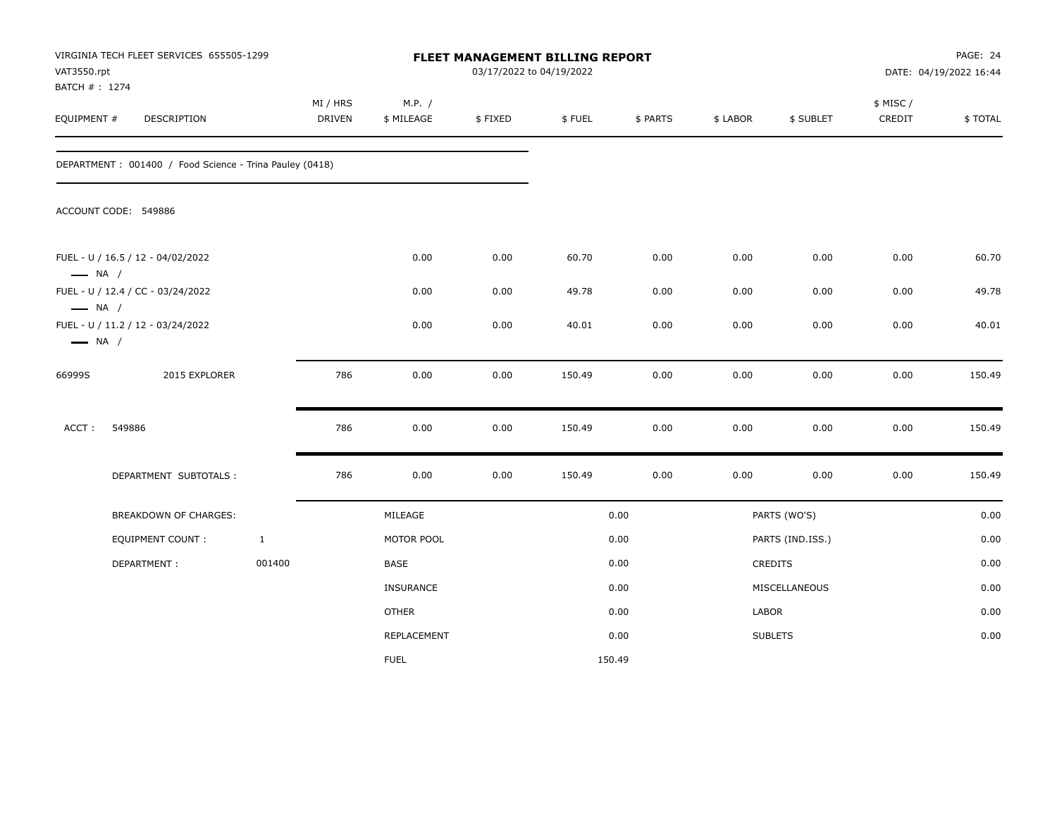VIRGINIA TECH FLEET SERVICES 655505-1299
VAT3550.rpt
BATCH # : 1274

**FLEET MANAGEMENT BILLING REPORT**
03/17/2022 to 04/19/2022

DATE: 04/19/2022 16:44

| EQUIPMENT # | DESCRIPTION | MI / HRS DRIVEN | M.P. / $ MILEAGE | $ FIXED | $ FUEL | $ PARTS | $ LABOR | $ SUBLET | $ MISC / CREDIT | $ TOTAL |
|---|---|---|---|---|---|---|---|---|---|---|

DEPARTMENT : 001400 / Food Science - Trina Pauley (0418)

ACCOUNT CODE: 549886

| EQUIPMENT # | DESCRIPTION | MI / HRS DRIVEN | M.P. / $ MILEAGE | $ FIXED | $ FUEL | $ PARTS | $ LABOR | $ SUBLET | $ MISC / CREDIT | $ TOTAL |
|---|---|---|---|---|---|---|---|---|---|---|
| FUEL - U / 16.5 / 12 - 04/02/2022 — NA / | | | 0.00 | 0.00 | 60.70 | 0.00 | 0.00 | 0.00 | 0.00 | 60.70 |
| FUEL - U / 12.4 / CC - 03/24/2022 — NA / | | | 0.00 | 0.00 | 49.78 | 0.00 | 0.00 | 0.00 | 0.00 | 49.78 |
| FUEL - U / 11.2 / 12 - 03/24/2022 — NA / | | | 0.00 | 0.00 | 40.01 | 0.00 | 0.00 | 0.00 | 0.00 | 40.01 |
| 66999S | 2015 EXPLORER | 786 | 0.00 | 0.00 | 150.49 | 0.00 | 0.00 | 0.00 | 0.00 | 150.49 |
| ACCT : 549886 | | 786 | 0.00 | 0.00 | 150.49 | 0.00 | 0.00 | 0.00 | 0.00 | 150.49 |
| | DEPARTMENT SUBTOTALS : | 786 | 0.00 | 0.00 | 150.49 | 0.00 | 0.00 | 0.00 | 0.00 | 150.49 |

| | | | | | |
|---|---|---|---|---|---|
| BREAKDOWN OF CHARGES: | | MILEAGE | 0.00 | PARTS (WO'S) | 0.00 |
| EQUIPMENT COUNT : | 1 | MOTOR POOL | 0.00 | PARTS (IND.ISS.) | 0.00 |
| DEPARTMENT : | 001400 | BASE | 0.00 | CREDITS | 0.00 |
| | | INSURANCE | 0.00 | MISCELLANEOUS | 0.00 |
| | | OTHER | 0.00 | LABOR | 0.00 |
| | | REPLACEMENT | 0.00 | SUBLETS | 0.00 |
| | | FUEL | 150.49 | | |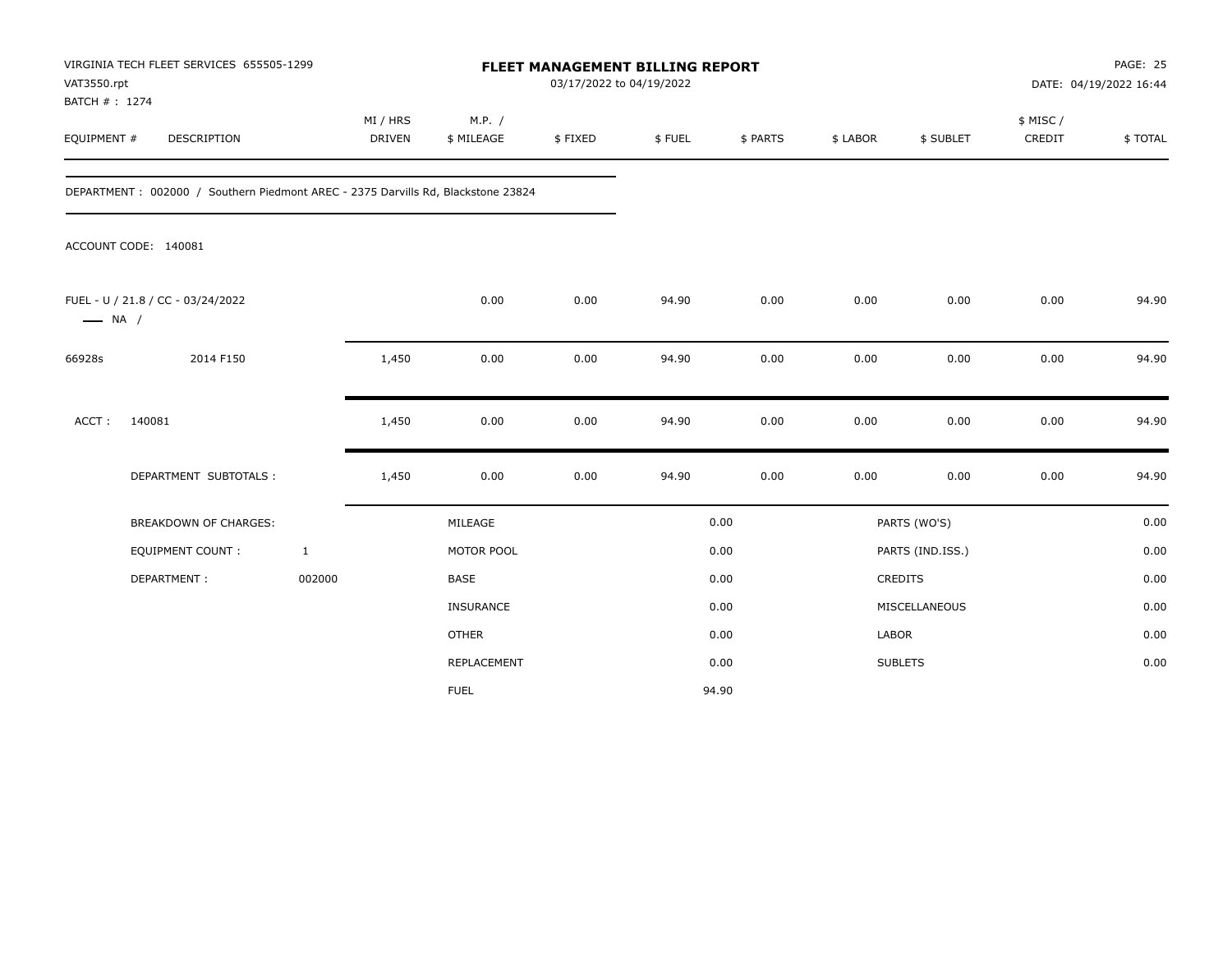VIRGINIA TECH FLEET SERVICES 655505-1299
VAT3550.rpt
BATCH # : 1274

# FLEET MANAGEMENT BILLING REPORT

03/17/2022 to 04/19/2022

PAGE: 25
DATE: 04/19/2022 16:44

| EQUIPMENT # | DESCRIPTION | MI / HRS DRIVEN | M.P. / $ MILEAGE | $ FIXED | $ FUEL | $ PARTS | $ LABOR | $ SUBLET | $ MISC / CREDIT | $ TOTAL |
|---|---|---|---|---|---|---|---|---|---|---|
| DEPARTMENT : 002000 / Southern Piedmont AREC - 2375 Darvills Rd, Blackstone 23824 | | | | | | | | | | |
| ACCOUNT CODE: 140081 | | | | | | | | | | |
| FUEL - U / 21.8 / CC - 03/24/2022 — NA / | | | 0.00 | 0.00 | 94.90 | 0.00 | 0.00 | 0.00 | 0.00 | 94.90 |
| 66928s | 2014 F150 | 1,450 | 0.00 | 0.00 | 94.90 | 0.00 | 0.00 | 0.00 | 0.00 | 94.90 |
| ACCT : | 140081 | 1,450 | 0.00 | 0.00 | 94.90 | 0.00 | 0.00 | 0.00 | 0.00 | 94.90 |
| | DEPARTMENT SUBTOTALS : | 1,450 | 0.00 | 0.00 | 94.90 | 0.00 | 0.00 | 0.00 | 0.00 | 94.90 |

| | | | | | |
|---|---|---|---|---|---|
| BREAKDOWN OF CHARGES: | | MILEAGE | 0.00 | PARTS (WO'S) | 0.00 |
| EQUIPMENT COUNT : | 1 | MOTOR POOL | 0.00 | PARTS (IND.ISS.) | 0.00 |
| DEPARTMENT : | 002000 | BASE | 0.00 | CREDITS | 0.00 |
| | | INSURANCE | 0.00 | MISCELLANEOUS | 0.00 |
| | | OTHER | 0.00 | LABOR | 0.00 |
| | | REPLACEMENT | 0.00 | SUBLETS | 0.00 |
| | | FUEL | 94.90 | | |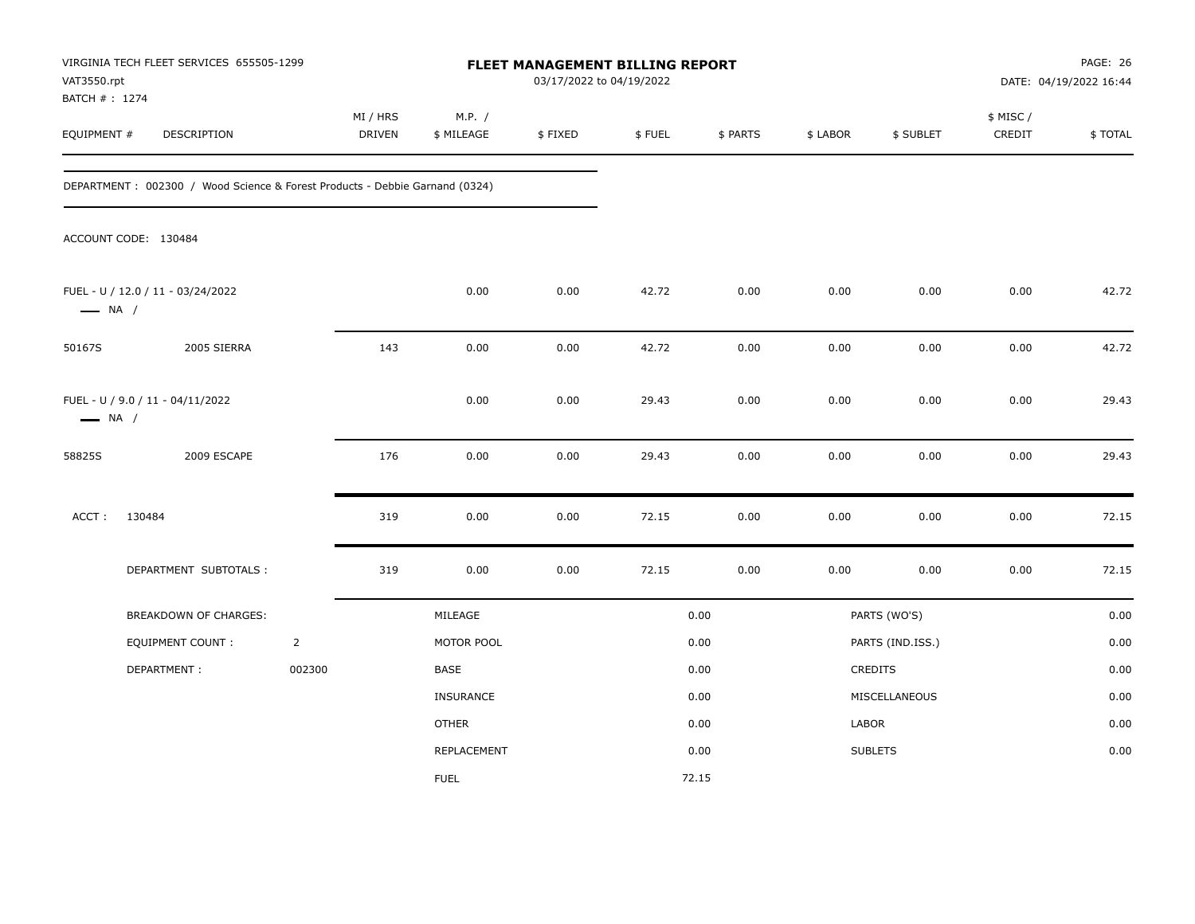VIRGINIA TECH FLEET SERVICES 655505-1299
VAT3550.rpt
BATCH # : 1274

# FLEET MANAGEMENT BILLING REPORT

03/17/2022 to 04/19/2022

DATE: 04/19/2022 16:44

| EQUIPMENT # | DESCRIPTION | MI / HRS DRIVEN | M.P. / $ MILEAGE | $ FIXED | $ FUEL | $ PARTS | $ LABOR | $ SUBLET | $ MISC / CREDIT | $ TOTAL |
|---|---|---|---|---|---|---|---|---|---|---|
| DEPARTMENT : 002300 / Wood Science & Forest Products - Debbie Garnand (0324) | | | | | | | | | | |
| ACCOUNT CODE: 130484 | | | | | | | | | | |
| FUEL - U / 12.0 / 11 - 03/24/2022 NA / | | | 0.00 | 0.00 | 42.72 | 0.00 | 0.00 | 0.00 | 0.00 | 42.72 |
| 50167S | 2005 SIERRA | 143 | 0.00 | 0.00 | 42.72 | 0.00 | 0.00 | 0.00 | 0.00 | 42.72 |
| FUEL - U / 9.0 / 11 - 04/11/2022 NA / | | | 0.00 | 0.00 | 29.43 | 0.00 | 0.00 | 0.00 | 0.00 | 29.43 |
| 58825S | 2009 ESCAPE | 176 | 0.00 | 0.00 | 29.43 | 0.00 | 0.00 | 0.00 | 0.00 | 29.43 |
| ACCT : 130484 | | 319 | 0.00 | 0.00 | 72.15 | 0.00 | 0.00 | 0.00 | 0.00 | 72.15 |
| DEPARTMENT SUBTOTALS : | | 319 | 0.00 | 0.00 | 72.15 | 0.00 | 0.00 | 0.00 | 0.00 | 72.15 |

| | | | | | |
|---|---|---|---|---|---|
| BREAKDOWN OF CHARGES: | | MILEAGE | 0.00 | PARTS (WO'S) | 0.00 |
| EQUIPMENT COUNT : | 2 | MOTOR POOL | 0.00 | PARTS (IND.ISS.) | 0.00 |
| DEPARTMENT : | 002300 | BASE | 0.00 | CREDITS | 0.00 |
| | | INSURANCE | 0.00 | MISCELLANEOUS | 0.00 |
| | | OTHER | 0.00 | LABOR | 0.00 |
| | | REPLACEMENT | 0.00 | SUBLETS | 0.00 |
| | | FUEL | 72.15 | | |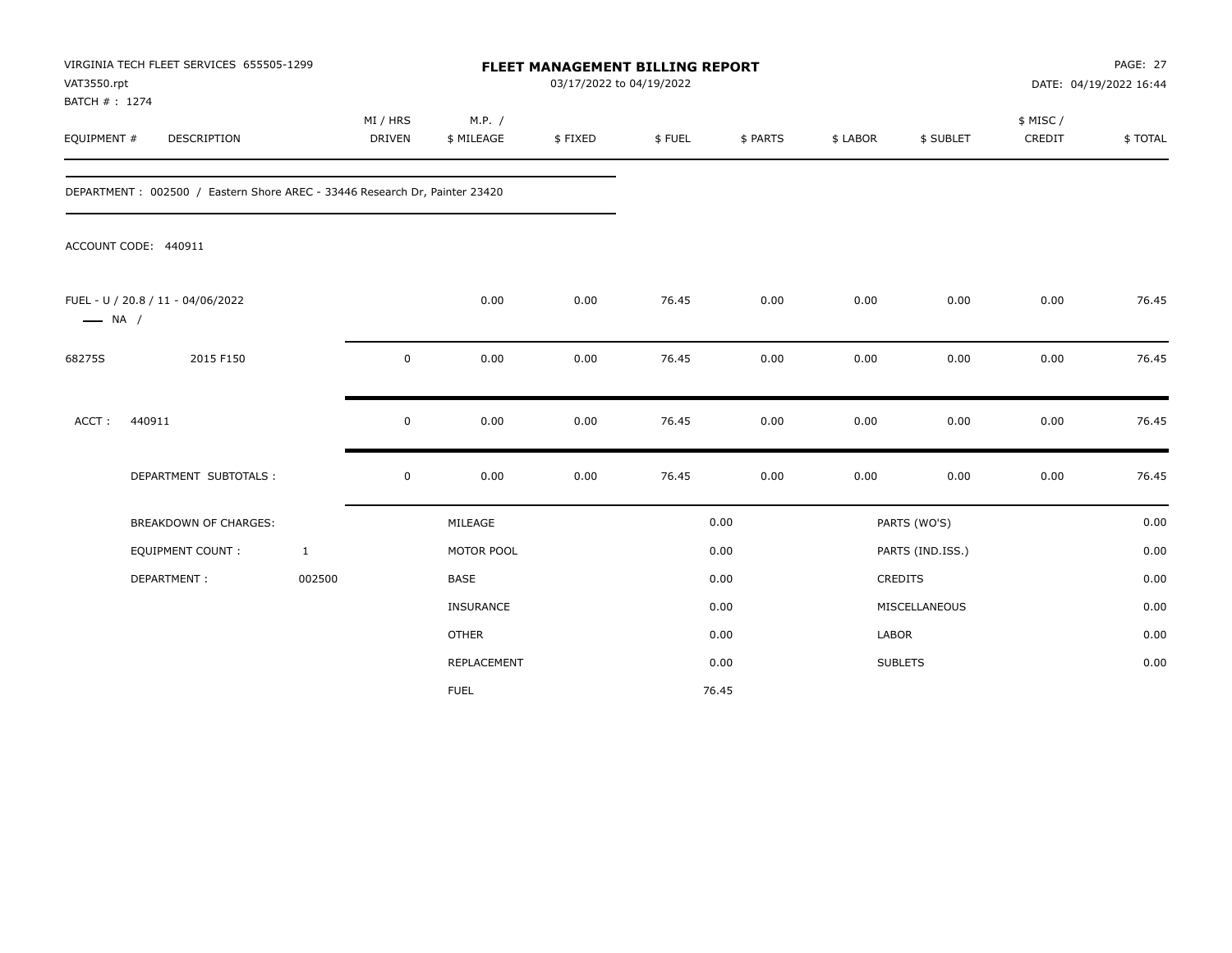**VIRGINIA TECH FLEET SERVICES 655505-1299**
VAT3550.rpt
BATCH # : 1274

# FLEET MANAGEMENT BILLING REPORT

03/17/2022 to 04/19/2022

DATE: 04/19/2022 16:44

| EQUIPMENT # | DESCRIPTION | MI / HRS DRIVEN | M.P. / $ MILEAGE | $ FIXED | $ FUEL | $ PARTS | $ LABOR | $ SUBLET | $ MISC / CREDIT | $ TOTAL |
|---|---|---|---|---|---|---|---|---|---|---|

DEPARTMENT : 002500 / Eastern Shore AREC - 33446 Research Dr, Painter 23420

ACCOUNT CODE: 440911

| EQUIPMENT # | DESCRIPTION | MI / HRS DRIVEN | M.P. / $ MILEAGE | $ FIXED | $ FUEL | $ PARTS | $ LABOR | $ SUBLET | $ MISC / CREDIT | $ TOTAL |
|---|---|---|---|---|---|---|---|---|---|---|
| FUEL - U / 20.8 / 11 - 04/06/2022 — NA / | | | 0.00 | 0.00 | 76.45 | 0.00 | 0.00 | 0.00 | 0.00 | 76.45 |
| 68275S | 2015 F150 | 0 | 0.00 | 0.00 | 76.45 | 0.00 | 0.00 | 0.00 | 0.00 | 76.45 |
| ACCT : | 440911 | 0 | 0.00 | 0.00 | 76.45 | 0.00 | 0.00 | 0.00 | 0.00 | 76.45 |
| | DEPARTMENT SUBTOTALS : | 0 | 0.00 | 0.00 | 76.45 | 0.00 | 0.00 | 0.00 | 0.00 | 76.45 |

| | | | | | |
|---|---|---|---|---|---|
| BREAKDOWN OF CHARGES: | | MILEAGE | 0.00 | PARTS (WO'S) | 0.00 |
| EQUIPMENT COUNT : | 1 | MOTOR POOL | 0.00 | PARTS (IND.ISS.) | 0.00 |
| DEPARTMENT : | 002500 | BASE | 0.00 | CREDITS | 0.00 |
| | | INSURANCE | 0.00 | MISCELLANEOUS | 0.00 |
| | | OTHER | 0.00 | LABOR | 0.00 |
| | | REPLACEMENT | 0.00 | SUBLETS | 0.00 |
| | | FUEL | 76.45 | | |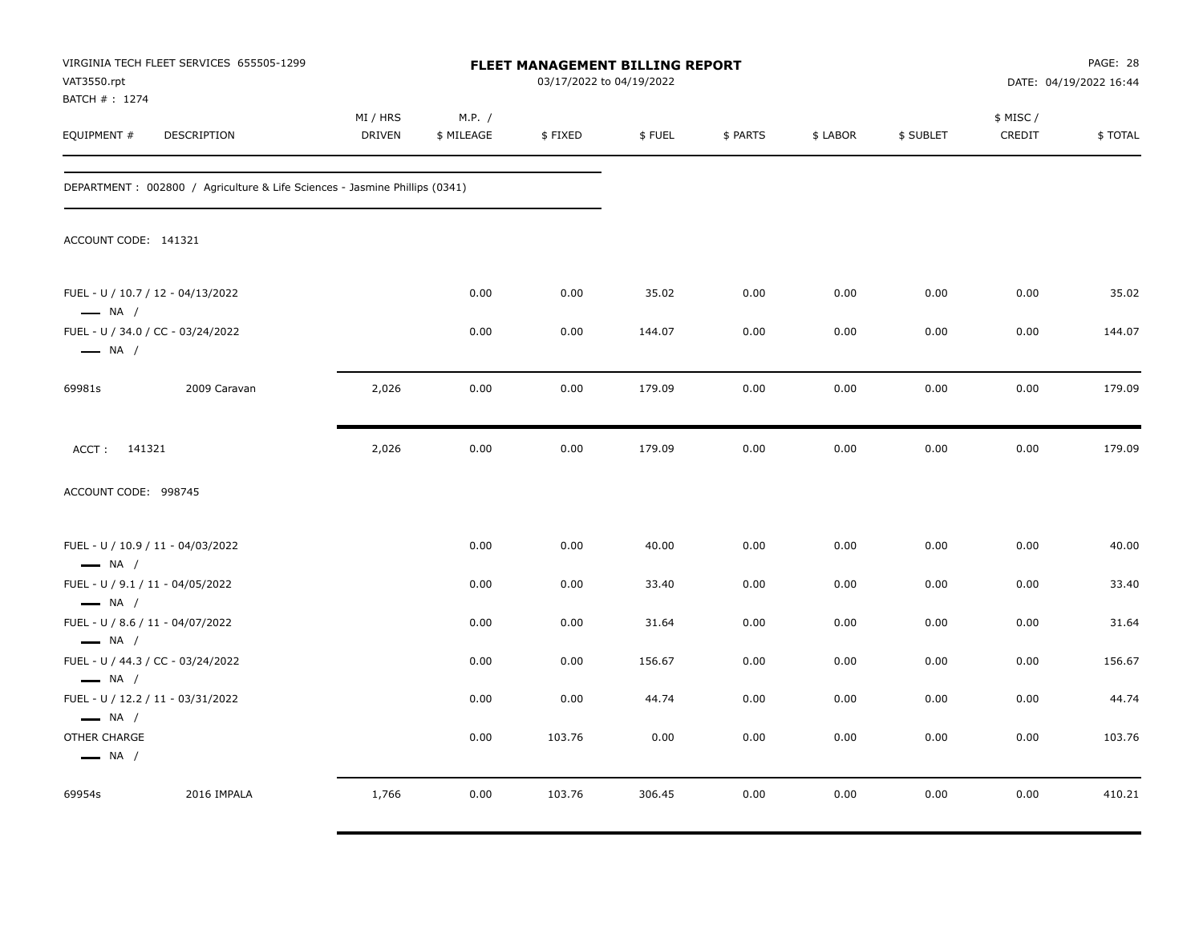VIRGINIA TECH FLEET SERVICES 655505-1299
VAT3550.rpt
BATCH # : 1274

**FLEET MANAGEMENT BILLING REPORT**
03/17/2022 to 04/19/2022

DATE: 04/19/2022 16:44

| EQUIPMENT # | DESCRIPTION | MI / HRS DRIVEN | M.P. / $ MILEAGE | $ FIXED | $ FUEL | $ PARTS | $ LABOR | $ SUBLET | $ MISC / CREDIT | $ TOTAL |
|---|---|---|---|---|---|---|---|---|---|---|
| DEPARTMENT : 002800 / Agriculture & Life Sciences - Jasmine Phillips (0341) | | | | | | | | | | |
| ACCOUNT CODE: 141321 | | | | | | | | | | |
| FUEL - U / 10.7 / 12 - 04/13/2022 — NA / | | | 0.00 | 0.00 | 35.02 | 0.00 | 0.00 | 0.00 | 0.00 | 35.02 |
| FUEL - U / 34.0 / CC - 03/24/2022 — NA / | | | 0.00 | 0.00 | 144.07 | 0.00 | 0.00 | 0.00 | 0.00 | 144.07 |
| 69981s | 2009 Caravan | 2,026 | 0.00 | 0.00 | 179.09 | 0.00 | 0.00 | 0.00 | 0.00 | 179.09 |
| ACCT : 141321 | | 2,026 | 0.00 | 0.00 | 179.09 | 0.00 | 0.00 | 0.00 | 0.00 | 179.09 |
| ACCOUNT CODE: 998745 | | | | | | | | | | |
| FUEL - U / 10.9 / 11 - 04/03/2022 — NA / | | | 0.00 | 0.00 | 40.00 | 0.00 | 0.00 | 0.00 | 0.00 | 40.00 |
| FUEL - U / 9.1 / 11 - 04/05/2022 — NA / | | | 0.00 | 0.00 | 33.40 | 0.00 | 0.00 | 0.00 | 0.00 | 33.40 |
| FUEL - U / 8.6 / 11 - 04/07/2022 — NA / | | | 0.00 | 0.00 | 31.64 | 0.00 | 0.00 | 0.00 | 0.00 | 31.64 |
| FUEL - U / 44.3 / CC - 03/24/2022 — NA / | | | 0.00 | 0.00 | 156.67 | 0.00 | 0.00 | 0.00 | 0.00 | 156.67 |
| FUEL - U / 12.2 / 11 - 03/31/2022 — NA / | | | 0.00 | 0.00 | 44.74 | 0.00 | 0.00 | 0.00 | 0.00 | 44.74 |
| OTHER CHARGE — NA / | | | 0.00 | 103.76 | 0.00 | 0.00 | 0.00 | 0.00 | 0.00 | 103.76 |
| 69954s | 2016 IMPALA | 1,766 | 0.00 | 103.76 | 306.45 | 0.00 | 0.00 | 0.00 | 0.00 | 410.21 |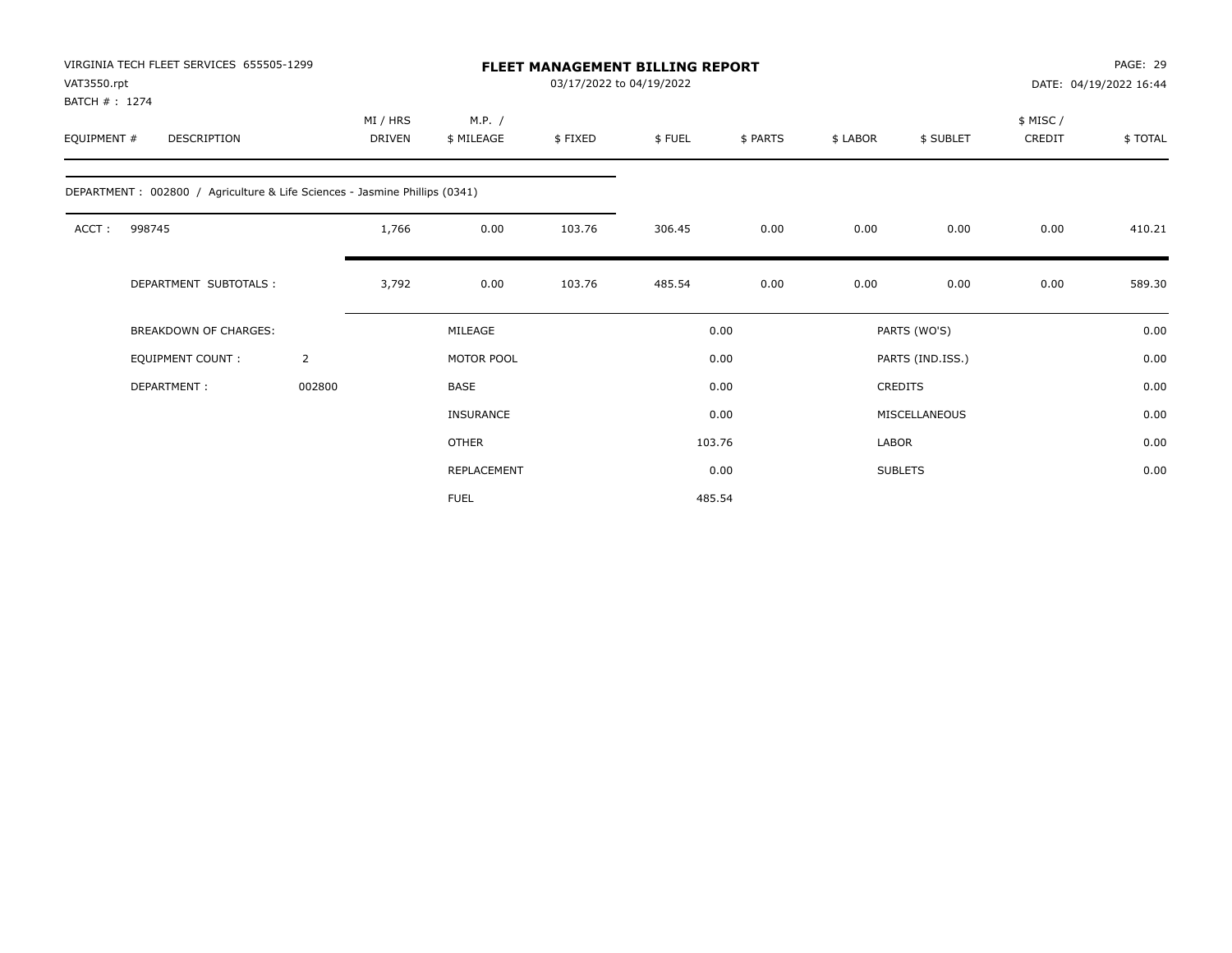VIRGINIA TECH FLEET SERVICES 655505-1299
VAT3550.rpt
BATCH # : 1274

# FLEET MANAGEMENT BILLING REPORT

03/17/2022 to 04/19/2022

DATE: 04/19/2022 16:44

| EQUIPMENT # | DESCRIPTION | MI / HRS DRIVEN | M.P. / $ MILEAGE | $ FIXED | $ FUEL | $ PARTS | $ LABOR | $ SUBLET | $ MISC / CREDIT | $ TOTAL |
|---|---|---|---|---|---|---|---|---|---|---|
| DEPARTMENT : 002800 / Agriculture & Life Sciences - Jasmine Phillips (0341) | | | | | | | | | | |
| ACCT : | 998745 | 1,766 | 0.00 | 103.76 | 306.45 | 0.00 | 0.00 | 0.00 | 0.00 | 410.21 |
| | DEPARTMENT SUBTOTALS : | 3,792 | 0.00 | 103.76 | 485.54 | 0.00 | 0.00 | 0.00 | 0.00 | 589.30 |

| | | | | | |
|---|---|---|---|---|---|
| BREAKDOWN OF CHARGES: | | MILEAGE | 0.00 | PARTS (WO'S) | 0.00 |
| EQUIPMENT COUNT : | 2 | MOTOR POOL | 0.00 | PARTS (IND.ISS.) | 0.00 |
| DEPARTMENT : | 002800 | BASE | 0.00 | CREDITS | 0.00 |
| | | INSURANCE | 0.00 | MISCELLANEOUS | 0.00 |
| | | OTHER | 103.76 | LABOR | 0.00 |
| | | REPLACEMENT | 0.00 | SUBLETS | 0.00 |
| | | FUEL | 485.54 | | |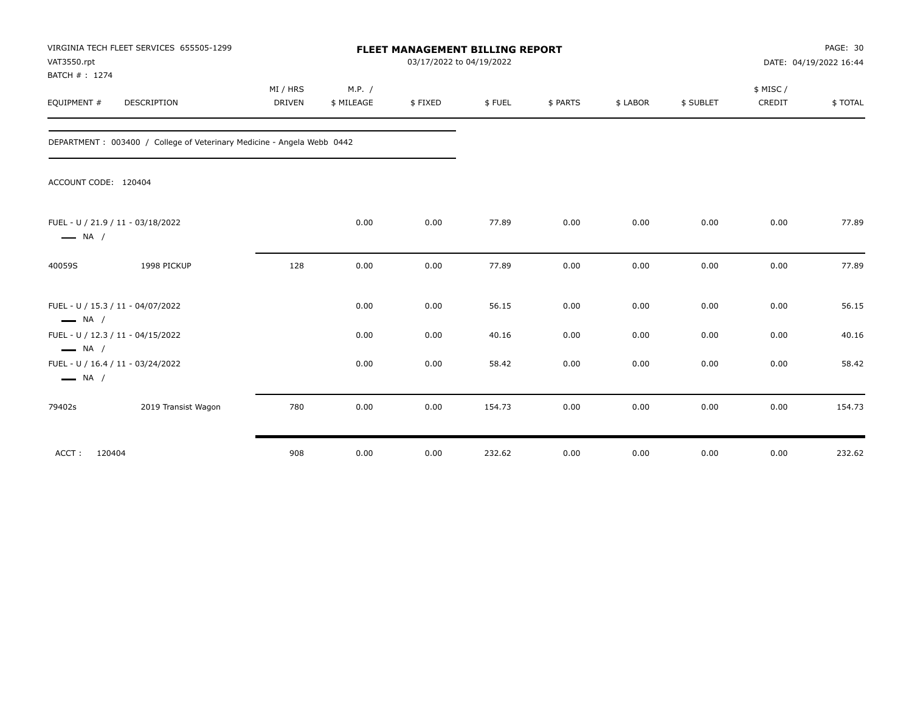VIRGINIA TECH FLEET SERVICES 655505-1299
VAT3550.rpt
BATCH # : 1274

**FLEET MANAGEMENT BILLING REPORT**
03/17/2022 to 04/19/2022

DATE: 04/19/2022 16:44

| EQUIPMENT # | DESCRIPTION | MI / HRS DRIVEN | M.P. / $ MILEAGE | $ FIXED | $ FUEL | $ PARTS | $ LABOR | $ SUBLET | $ MISC / CREDIT | $ TOTAL |
|---|---|---|---|---|---|---|---|---|---|---|
| DEPARTMENT : 003400 / College of Veterinary Medicine - Angela Webb 0442 | | | | | | | | | | |
| ACCOUNT CODE: 120404 | | | | | | | | | | |
| FUEL - U / 21.9 / 11 - 03/18/2022 NA / | | | 0.00 | 0.00 | 77.89 | 0.00 | 0.00 | 0.00 | 0.00 | 77.89 |
| 40059S | 1998 PICKUP | 128 | 0.00 | 0.00 | 77.89 | 0.00 | 0.00 | 0.00 | 0.00 | 77.89 |
| FUEL - U / 15.3 / 11 - 04/07/2022 NA / | | | 0.00 | 0.00 | 56.15 | 0.00 | 0.00 | 0.00 | 0.00 | 56.15 |
| FUEL - U / 12.3 / 11 - 04/15/2022 NA / | | | 0.00 | 0.00 | 40.16 | 0.00 | 0.00 | 0.00 | 0.00 | 40.16 |
| FUEL - U / 16.4 / 11 - 03/24/2022 NA / | | | 0.00 | 0.00 | 58.42 | 0.00 | 0.00 | 0.00 | 0.00 | 58.42 |
| 79402s | 2019 Transist Wagon | 780 | 0.00 | 0.00 | 154.73 | 0.00 | 0.00 | 0.00 | 0.00 | 154.73 |
| ACCT : 120404 | | 908 | 0.00 | 0.00 | 232.62 | 0.00 | 0.00 | 0.00 | 0.00 | 232.62 |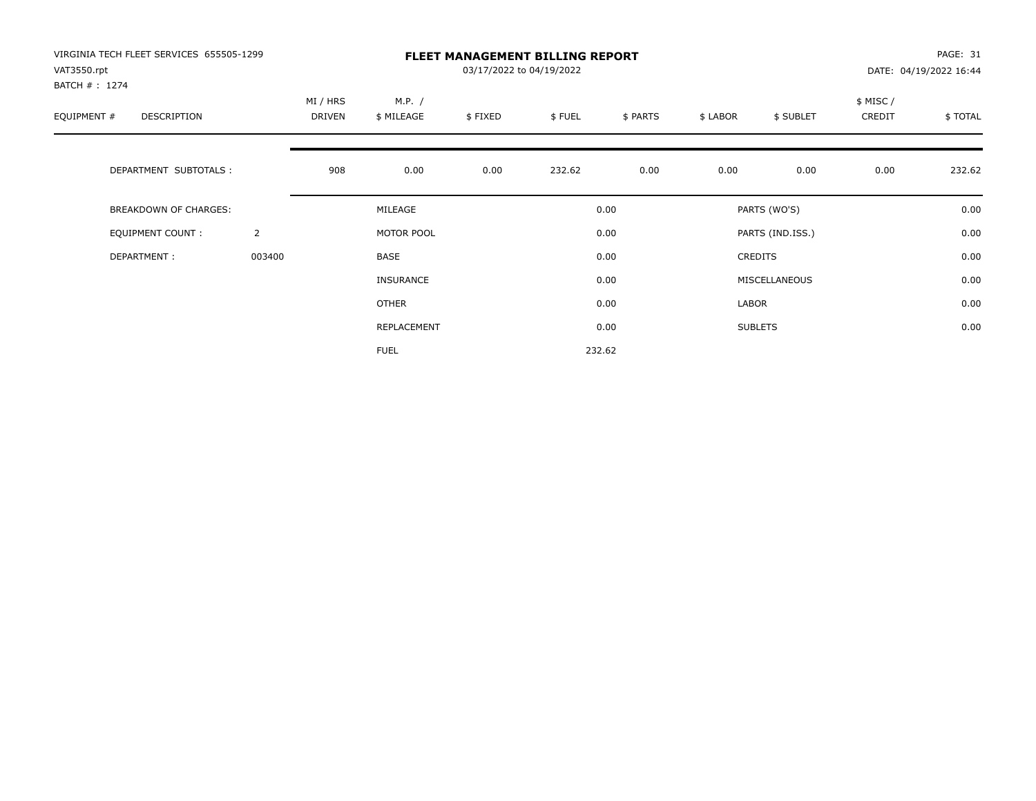VIRGINIA TECH FLEET SERVICES 655505-1299
VAT3550.rpt
BATCH # : 1274

# FLEET MANAGEMENT BILLING REPORT

03/17/2022 to 04/19/2022

DATE: 04/19/2022 16:44

| EQUIPMENT # | DESCRIPTION | MI / HRS DRIVEN | M.P. / $ MILEAGE | $ FIXED | $ FUEL | $ PARTS | $ LABOR | $ SUBLET | $ MISC / CREDIT | $ TOTAL |
|---|---|---|---|---|---|---|---|---|---|---|
| | DEPARTMENT SUBTOTALS : | 908 | 0.00 | 0.00 | 232.62 | 0.00 | 0.00 | 0.00 | 0.00 | 232.62 |

| | | | | | |
|---|---|---|---|---|---|
| BREAKDOWN OF CHARGES: | | MILEAGE | 0.00 | PARTS (WO'S) | 0.00 |
| EQUIPMENT COUNT : | 2 | MOTOR POOL | 0.00 | PARTS (IND.ISS.) | 0.00 |
| DEPARTMENT : | 003400 | BASE | 0.00 | CREDITS | 0.00 |
| | | INSURANCE | 0.00 | MISCELLANEOUS | 0.00 |
| | | OTHER | 0.00 | LABOR | 0.00 |
| | | REPLACEMENT | 0.00 | SUBLETS | 0.00 |
| | | FUEL | 232.62 | | |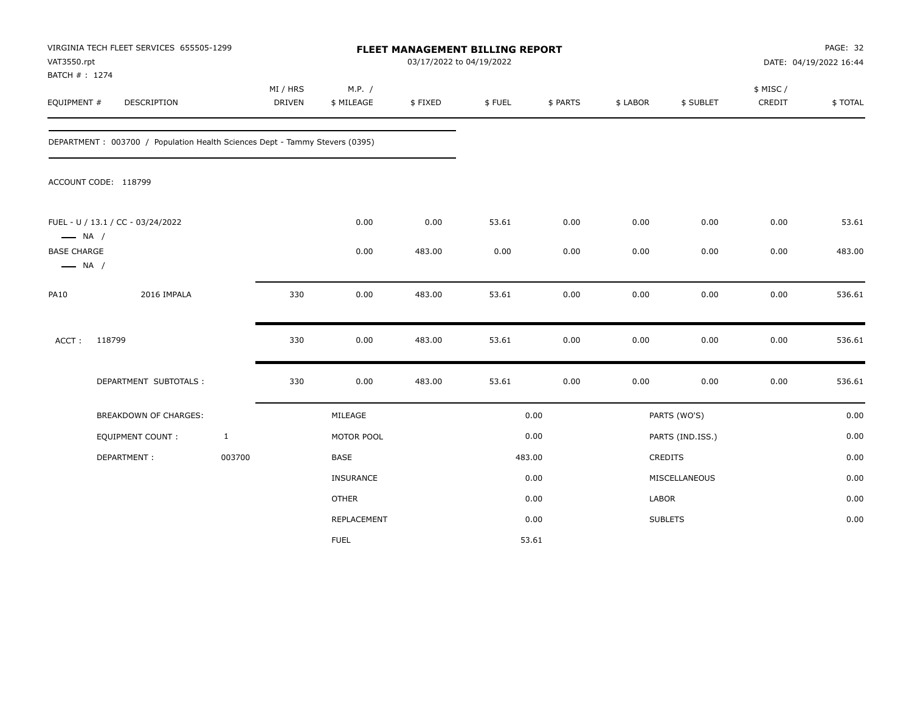VIRGINIA TECH FLEET SERVICES 655505-1299
VAT3550.rpt
BATCH # : 1274

# FLEET MANAGEMENT BILLING REPORT

03/17/2022 to 04/19/2022

DATE: 04/19/2022 16:44

| EQUIPMENT # | DESCRIPTION | MI / HRS DRIVEN | M.P. / $ MILEAGE | $ FIXED | $ FUEL | $ PARTS | $ LABOR | $ SUBLET | $ MISC / CREDIT | $ TOTAL |
|---|---|---|---|---|---|---|---|---|---|---|

DEPARTMENT : 003700 / Population Health Sciences Dept - Tammy Stevers (0395)

ACCOUNT CODE: 118799

| EQUIPMENT # | DESCRIPTION | MI / HRS DRIVEN | M.P. / $ MILEAGE | $ FIXED | $ FUEL | $ PARTS | $ LABOR | $ SUBLET | $ MISC / CREDIT | $ TOTAL |
|---|---|---|---|---|---|---|---|---|---|---|
| FUEL - U / 13.1 / CC - 03/24/2022 — NA / | | | 0.00 | 0.00 | 53.61 | 0.00 | 0.00 | 0.00 | 0.00 | 53.61 |
| BASE CHARGE — NA / | | | 0.00 | 483.00 | 0.00 | 0.00 | 0.00 | 0.00 | 0.00 | 483.00 |
| PA10 | 2016 IMPALA | 330 | 0.00 | 483.00 | 53.61 | 0.00 | 0.00 | 0.00 | 0.00 | 536.61 |
| ACCT : | 118799 | 330 | 0.00 | 483.00 | 53.61 | 0.00 | 0.00 | 0.00 | 0.00 | 536.61 |
| | DEPARTMENT SUBTOTALS : | 330 | 0.00 | 483.00 | 53.61 | 0.00 | 0.00 | 0.00 | 0.00 | 536.61 |

| | | | | | |
|---|---|---|---|---|---|
| BREAKDOWN OF CHARGES: | | MILEAGE | 0.00 | PARTS (WO'S) | 0.00 |
| EQUIPMENT COUNT : | 1 | MOTOR POOL | 0.00 | PARTS (IND.ISS.) | 0.00 |
| DEPARTMENT : | 003700 | BASE | 483.00 | CREDITS | 0.00 |
| | | INSURANCE | 0.00 | MISCELLANEOUS | 0.00 |
| | | OTHER | 0.00 | LABOR | 0.00 |
| | | REPLACEMENT | 0.00 | SUBLETS | 0.00 |
| | | FUEL | 53.61 | | |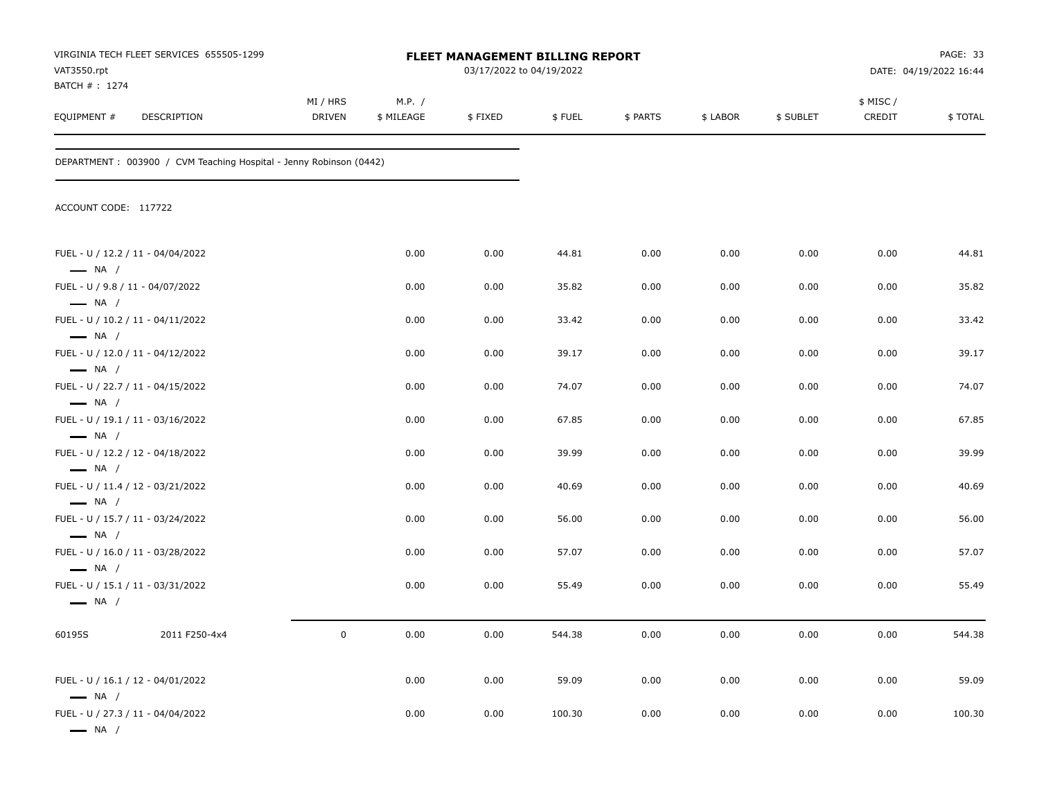VIRGINIA TECH FLEET SERVICES 655505-1299
VAT3550.rpt
BATCH # : 1274

**FLEET MANAGEMENT BILLING REPORT**
03/17/2022 to 04/19/2022

PAGE: 33
DATE: 04/19/2022 16:44

DEPARTMENT : 003900 / CVM Teaching Hospital - Jenny Robinson (0442)

ACCOUNT CODE: 117722

| EQUIPMENT # | DESCRIPTION | MI / HRS DRIVEN | M.P. / $ MILEAGE | $ FIXED | $ FUEL | $ PARTS | $ LABOR | $ SUBLET | $ MISC / CREDIT | $ TOTAL |
|---|---|---|---|---|---|---|---|---|---|---|
| FUEL - U / 12.2 / 11 - 04/04/2022 — NA / | | | 0.00 | 0.00 | 44.81 | 0.00 | 0.00 | 0.00 | 0.00 | 44.81 |
| FUEL - U / 9.8 / 11 - 04/07/2022 — NA / | | | 0.00 | 0.00 | 35.82 | 0.00 | 0.00 | 0.00 | 0.00 | 35.82 |
| FUEL - U / 10.2 / 11 - 04/11/2022 — NA / | | | 0.00 | 0.00 | 33.42 | 0.00 | 0.00 | 0.00 | 0.00 | 33.42 |
| FUEL - U / 12.0 / 11 - 04/12/2022 — NA / | | | 0.00 | 0.00 | 39.17 | 0.00 | 0.00 | 0.00 | 0.00 | 39.17 |
| FUEL - U / 22.7 / 11 - 04/15/2022 — NA / | | | 0.00 | 0.00 | 74.07 | 0.00 | 0.00 | 0.00 | 0.00 | 74.07 |
| FUEL - U / 19.1 / 11 - 03/16/2022 — NA / | | | 0.00 | 0.00 | 67.85 | 0.00 | 0.00 | 0.00 | 0.00 | 67.85 |
| FUEL - U / 12.2 / 12 - 04/18/2022 — NA / | | | 0.00 | 0.00 | 39.99 | 0.00 | 0.00 | 0.00 | 0.00 | 39.99 |
| FUEL - U / 11.4 / 12 - 03/21/2022 — NA / | | | 0.00 | 0.00 | 40.69 | 0.00 | 0.00 | 0.00 | 0.00 | 40.69 |
| FUEL - U / 15.7 / 11 - 03/24/2022 — NA / | | | 0.00 | 0.00 | 56.00 | 0.00 | 0.00 | 0.00 | 0.00 | 56.00 |
| FUEL - U / 16.0 / 11 - 03/28/2022 — NA / | | | 0.00 | 0.00 | 57.07 | 0.00 | 0.00 | 0.00 | 0.00 | 57.07 |
| FUEL - U / 15.1 / 11 - 03/31/2022 — NA / | | | 0.00 | 0.00 | 55.49 | 0.00 | 0.00 | 0.00 | 0.00 | 55.49 |
| 60195S | 2011 F250-4x4 | 0 | 0.00 | 0.00 | 544.38 | 0.00 | 0.00 | 0.00 | 0.00 | 544.38 |
| FUEL - U / 16.1 / 12 - 04/01/2022 — NA / | | | 0.00 | 0.00 | 59.09 | 0.00 | 0.00 | 0.00 | 0.00 | 59.09 |
| FUEL - U / 27.3 / 11 - 04/04/2022 — NA / | | | 0.00 | 0.00 | 100.30 | 0.00 | 0.00 | 0.00 | 0.00 | 100.30 |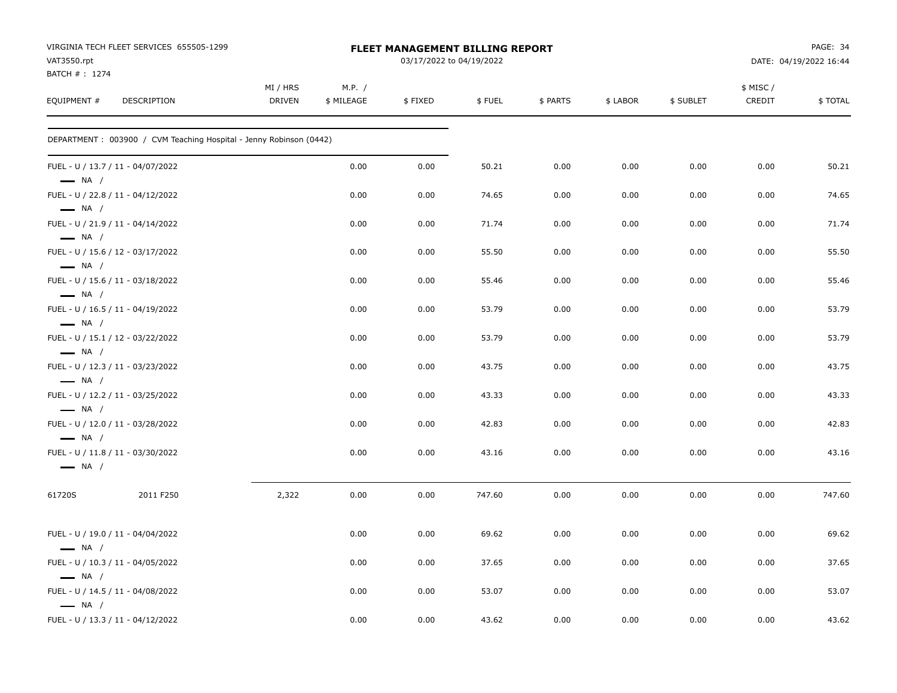VIRGINIA TECH FLEET SERVICES 655505-1299
VAT3550.rpt
BATCH # : 1274

**FLEET MANAGEMENT BILLING REPORT**
03/17/2022 to 04/19/2022

DATE: 04/19/2022 16:44

| EQUIPMENT # | DESCRIPTION | MI / HRS DRIVEN | M.P. / $ MILEAGE | $ FIXED | $ FUEL | $ PARTS | $ LABOR | $ SUBLET | $ MISC / CREDIT | $ TOTAL |
|---|---|---|---|---|---|---|---|---|---|---|
| DEPARTMENT : 003900 / CVM Teaching Hospital - Jenny Robinson (0442) | | | | | | | | | | |
| FUEL - U / 13.7 / 11 - 04/07/2022 — NA / | | | 0.00 | 0.00 | 50.21 | 0.00 | 0.00 | 0.00 | 0.00 | 50.21 |
| FUEL - U / 22.8 / 11 - 04/12/2022 — NA / | | | 0.00 | 0.00 | 74.65 | 0.00 | 0.00 | 0.00 | 0.00 | 74.65 |
| FUEL - U / 21.9 / 11 - 04/14/2022 — NA / | | | 0.00 | 0.00 | 71.74 | 0.00 | 0.00 | 0.00 | 0.00 | 71.74 |
| FUEL - U / 15.6 / 12 - 03/17/2022 — NA / | | | 0.00 | 0.00 | 55.50 | 0.00 | 0.00 | 0.00 | 0.00 | 55.50 |
| FUEL - U / 15.6 / 11 - 03/18/2022 — NA / | | | 0.00 | 0.00 | 55.46 | 0.00 | 0.00 | 0.00 | 0.00 | 55.46 |
| FUEL - U / 16.5 / 11 - 04/19/2022 — NA / | | | 0.00 | 0.00 | 53.79 | 0.00 | 0.00 | 0.00 | 0.00 | 53.79 |
| FUEL - U / 15.1 / 12 - 03/22/2022 — NA / | | | 0.00 | 0.00 | 53.79 | 0.00 | 0.00 | 0.00 | 0.00 | 53.79 |
| FUEL - U / 12.3 / 11 - 03/23/2022 — NA / | | | 0.00 | 0.00 | 43.75 | 0.00 | 0.00 | 0.00 | 0.00 | 43.75 |
| FUEL - U / 12.2 / 11 - 03/25/2022 — NA / | | | 0.00 | 0.00 | 43.33 | 0.00 | 0.00 | 0.00 | 0.00 | 43.33 |
| FUEL - U / 12.0 / 11 - 03/28/2022 — NA / | | | 0.00 | 0.00 | 42.83 | 0.00 | 0.00 | 0.00 | 0.00 | 42.83 |
| FUEL - U / 11.8 / 11 - 03/30/2022 — NA / | | | 0.00 | 0.00 | 43.16 | 0.00 | 0.00 | 0.00 | 0.00 | 43.16 |
| 61720S | 2011 F250 | 2,322 | 0.00 | 0.00 | 747.60 | 0.00 | 0.00 | 0.00 | 0.00 | 747.60 |
| FUEL - U / 19.0 / 11 - 04/04/2022 — NA / | | | 0.00 | 0.00 | 69.62 | 0.00 | 0.00 | 0.00 | 0.00 | 69.62 |
| FUEL - U / 10.3 / 11 - 04/05/2022 — NA / | | | 0.00 | 0.00 | 37.65 | 0.00 | 0.00 | 0.00 | 0.00 | 37.65 |
| FUEL - U / 14.5 / 11 - 04/08/2022 — NA / | | | 0.00 | 0.00 | 53.07 | 0.00 | 0.00 | 0.00 | 0.00 | 53.07 |
| FUEL - U / 13.3 / 11 - 04/12/2022 | | | 0.00 | 0.00 | 43.62 | 0.00 | 0.00 | 0.00 | 0.00 | 43.62 |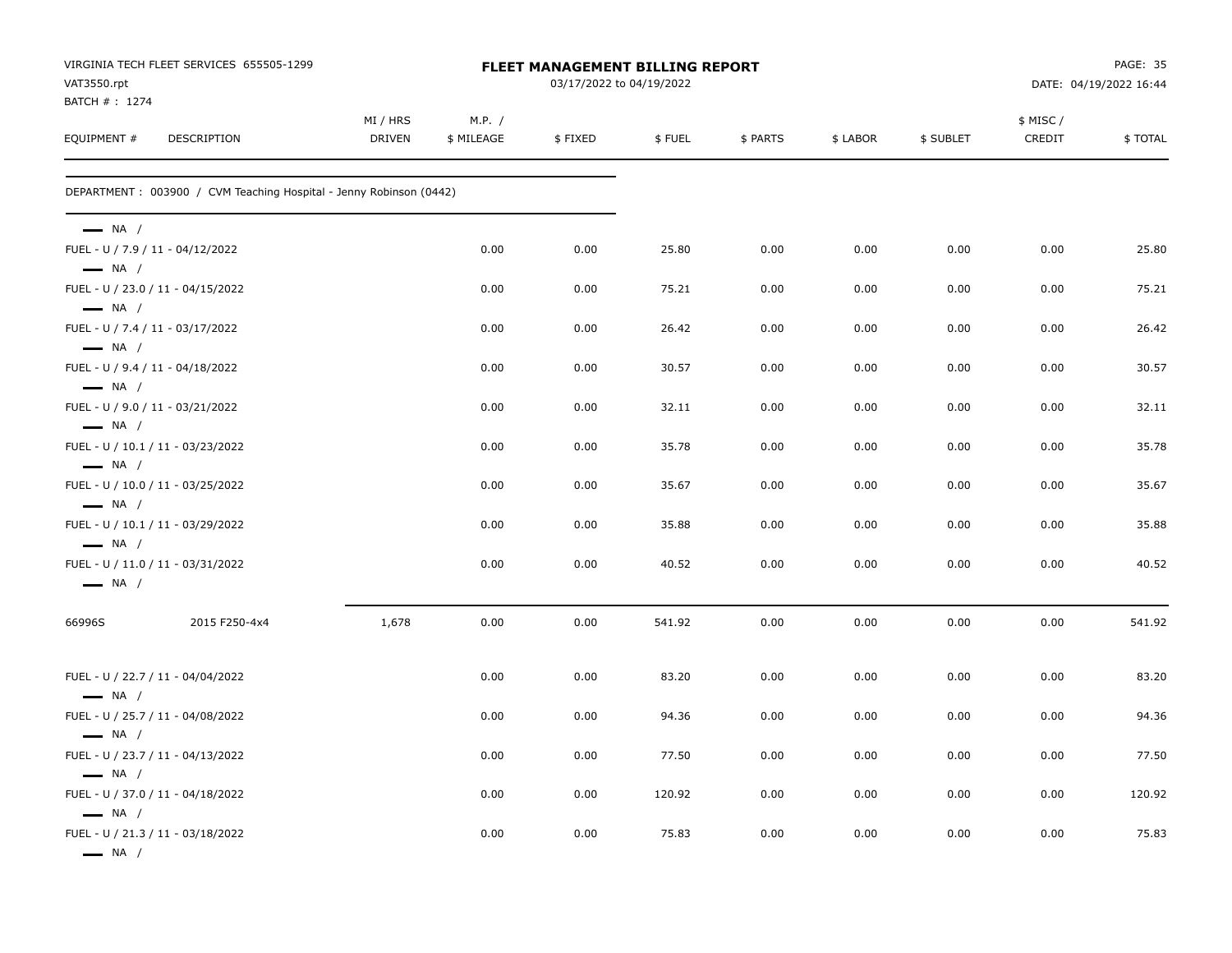VIRGINIA TECH FLEET SERVICES 655505-1299
VAT3550.rpt
BATCH # : 1274

**FLEET MANAGEMENT BILLING REPORT**
03/17/2022 to 04/19/2022

DATE: 04/19/2022 16:44

| EQUIPMENT # | DESCRIPTION | MI / HRS DRIVEN | M.P. / $ MILEAGE | $ FIXED | $ FUEL | $ PARTS | $ LABOR | $ SUBLET | $ MISC / CREDIT | $ TOTAL |
|---|---|---|---|---|---|---|---|---|---|---|
| DEPARTMENT : 003900 / CVM Teaching Hospital - Jenny Robinson (0442) | | | | | | | | | | |
| — NA / | | | | | | | | | | |
| FUEL - U / 7.9 / 11 - 04/12/2022 | | | 0.00 | 0.00 | 25.80 | 0.00 | 0.00 | 0.00 | 0.00 | 25.80 |
| — NA / | | | | | | | | | | |
| FUEL - U / 23.0 / 11 - 04/15/2022 | | | 0.00 | 0.00 | 75.21 | 0.00 | 0.00 | 0.00 | 0.00 | 75.21 |
| — NA / | | | | | | | | | | |
| FUEL - U / 7.4 / 11 - 03/17/2022 | | | 0.00 | 0.00 | 26.42 | 0.00 | 0.00 | 0.00 | 0.00 | 26.42 |
| — NA / | | | | | | | | | | |
| FUEL - U / 9.4 / 11 - 04/18/2022 | | | 0.00 | 0.00 | 30.57 | 0.00 | 0.00 | 0.00 | 0.00 | 30.57 |
| — NA / | | | | | | | | | | |
| FUEL - U / 9.0 / 11 - 03/21/2022 | | | 0.00 | 0.00 | 32.11 | 0.00 | 0.00 | 0.00 | 0.00 | 32.11 |
| — NA / | | | | | | | | | | |
| FUEL - U / 10.1 / 11 - 03/23/2022 | | | 0.00 | 0.00 | 35.78 | 0.00 | 0.00 | 0.00 | 0.00 | 35.78 |
| — NA / | | | | | | | | | | |
| FUEL - U / 10.0 / 11 - 03/25/2022 | | | 0.00 | 0.00 | 35.67 | 0.00 | 0.00 | 0.00 | 0.00 | 35.67 |
| — NA / | | | | | | | | | | |
| FUEL - U / 10.1 / 11 - 03/29/2022 | | | 0.00 | 0.00 | 35.88 | 0.00 | 0.00 | 0.00 | 0.00 | 35.88 |
| — NA / | | | | | | | | | | |
| FUEL - U / 11.0 / 11 - 03/31/2022 | | | 0.00 | 0.00 | 40.52 | 0.00 | 0.00 | 0.00 | 0.00 | 40.52 |
| — NA / | | | | | | | | | | |
| 66996S | 2015 F250-4x4 | 1,678 | 0.00 | 0.00 | 541.92 | 0.00 | 0.00 | 0.00 | 0.00 | 541.92 |
| FUEL - U / 22.7 / 11 - 04/04/2022 | | | 0.00 | 0.00 | 83.20 | 0.00 | 0.00 | 0.00 | 0.00 | 83.20 |
| — NA / | | | | | | | | | | |
| FUEL - U / 25.7 / 11 - 04/08/2022 | | | 0.00 | 0.00 | 94.36 | 0.00 | 0.00 | 0.00 | 0.00 | 94.36 |
| — NA / | | | | | | | | | | |
| FUEL - U / 23.7 / 11 - 04/13/2022 | | | 0.00 | 0.00 | 77.50 | 0.00 | 0.00 | 0.00 | 0.00 | 77.50 |
| — NA / | | | | | | | | | | |
| FUEL - U / 37.0 / 11 - 04/18/2022 | | | 0.00 | 0.00 | 120.92 | 0.00 | 0.00 | 0.00 | 0.00 | 120.92 |
| — NA / | | | | | | | | | | |
| FUEL - U / 21.3 / 11 - 03/18/2022 | | | 0.00 | 0.00 | 75.83 | 0.00 | 0.00 | 0.00 | 0.00 | 75.83 |
| — NA / | | | | | | | | | | |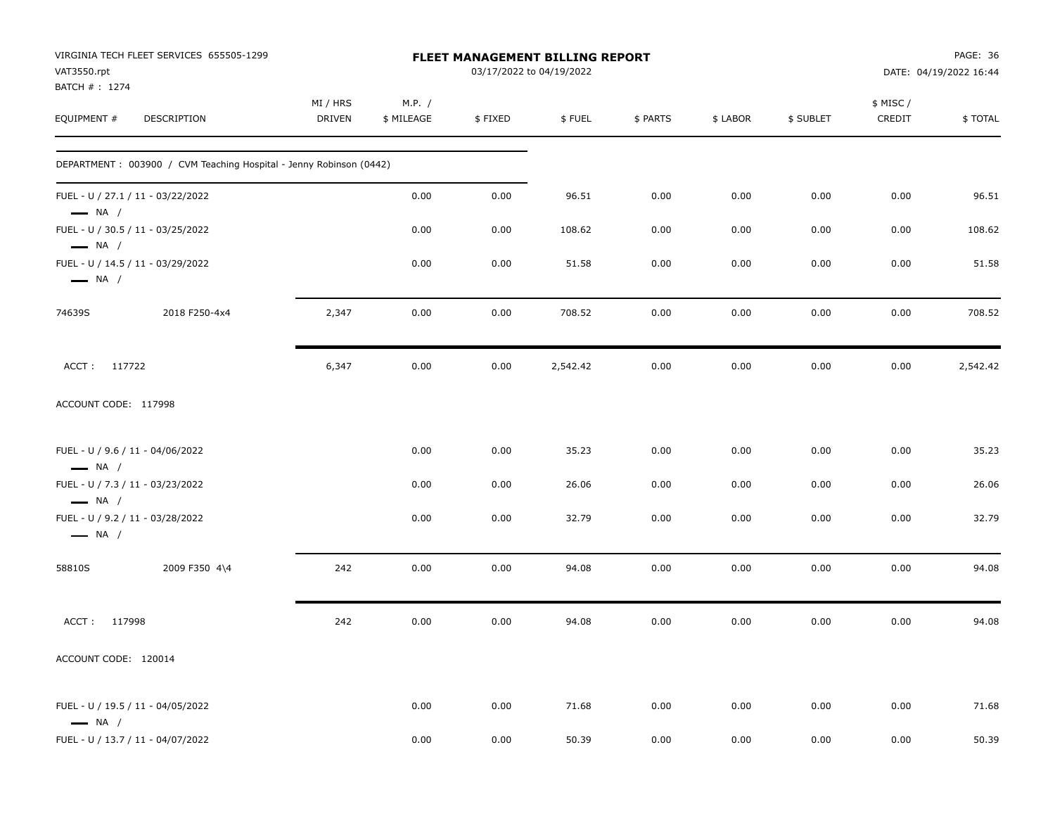VIRGINIA TECH FLEET SERVICES 655505-1299
VAT3550.rpt
BATCH # : 1274

**FLEET MANAGEMENT BILLING REPORT**
03/17/2022 to 04/19/2022

DATE: 04/19/2022 16:44

| EQUIPMENT # | DESCRIPTION | MI / HRS DRIVEN | M.P. / $ MILEAGE | $ FIXED | $ FUEL | $ PARTS | $ LABOR | $ SUBLET | $ MISC / CREDIT | $ TOTAL |
|---|---|---|---|---|---|---|---|---|---|---|
| DEPARTMENT : 003900 / CVM Teaching Hospital - Jenny Robinson (0442) | | | | | | | | | | |
| FUEL - U / 27.1 / 11 - 03/22/2022 — NA / | | | 0.00 | 0.00 | 96.51 | 0.00 | 0.00 | 0.00 | 0.00 | 96.51 |
| FUEL - U / 30.5 / 11 - 03/25/2022 — NA / | | | 0.00 | 0.00 | 108.62 | 0.00 | 0.00 | 0.00 | 0.00 | 108.62 |
| FUEL - U / 14.5 / 11 - 03/29/2022 — NA / | | | 0.00 | 0.00 | 51.58 | 0.00 | 0.00 | 0.00 | 0.00 | 51.58 |
| 74639S | 2018 F250-4x4 | 2,347 | 0.00 | 0.00 | 708.52 | 0.00 | 0.00 | 0.00 | 0.00 | 708.52 |
| ACCT : 117722 | | 6,347 | 0.00 | 0.00 | 2,542.42 | 0.00 | 0.00 | 0.00 | 0.00 | 2,542.42 |
| ACCOUNT CODE: 117998 | | | | | | | | | | |
| FUEL - U / 9.6 / 11 - 04/06/2022 — NA / | | | 0.00 | 0.00 | 35.23 | 0.00 | 0.00 | 0.00 | 0.00 | 35.23 |
| FUEL - U / 7.3 / 11 - 03/23/2022 — NA / | | | 0.00 | 0.00 | 26.06 | 0.00 | 0.00 | 0.00 | 0.00 | 26.06 |
| FUEL - U / 9.2 / 11 - 03/28/2022 — NA / | | | 0.00 | 0.00 | 32.79 | 0.00 | 0.00 | 0.00 | 0.00 | 32.79 |
| 58810S | 2009 F350 4\4 | 242 | 0.00 | 0.00 | 94.08 | 0.00 | 0.00 | 0.00 | 0.00 | 94.08 |
| ACCT : 117998 | | 242 | 0.00 | 0.00 | 94.08 | 0.00 | 0.00 | 0.00 | 0.00 | 94.08 |
| ACCOUNT CODE: 120014 | | | | | | | | | | |
| FUEL - U / 19.5 / 11 - 04/05/2022 — NA / | | | 0.00 | 0.00 | 71.68 | 0.00 | 0.00 | 0.00 | 0.00 | 71.68 |
| FUEL - U / 13.7 / 11 - 04/07/2022 | | | 0.00 | 0.00 | 50.39 | 0.00 | 0.00 | 0.00 | 0.00 | 50.39 |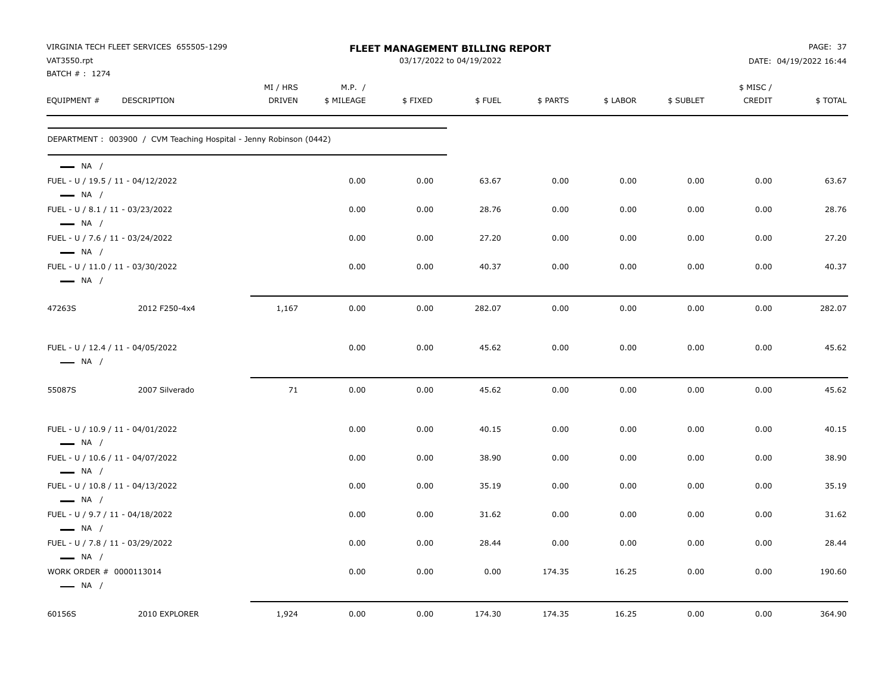VIRGINIA TECH FLEET SERVICES 655505-1299
VAT3550.rpt
BATCH # : 1274

**FLEET MANAGEMENT BILLING REPORT**
03/17/2022 to 04/19/2022

DATE: 04/19/2022 16:44

| EQUIPMENT # | DESCRIPTION | MI / HRS DRIVEN | M.P. / $ MILEAGE | $ FIXED | $ FUEL | $ PARTS | $ LABOR | $ SUBLET | $ MISC / CREDIT | $ TOTAL |
|---|---|---|---|---|---|---|---|---|---|---|
| DEPARTMENT : 003900 / CVM Teaching Hospital - Jenny Robinson (0442) | | | | | | | | | | |
| — NA / | | | | | | | | | | |
| FUEL - U / 19.5 / 11 - 04/12/2022 | | | 0.00 | 0.00 | 63.67 | 0.00 | 0.00 | 0.00 | 0.00 | 63.67 |
| — NA / | | | | | | | | | | |
| FUEL - U / 8.1 / 11 - 03/23/2022 | | | 0.00 | 0.00 | 28.76 | 0.00 | 0.00 | 0.00 | 0.00 | 28.76 |
| — NA / | | | | | | | | | | |
| FUEL - U / 7.6 / 11 - 03/24/2022 | | | 0.00 | 0.00 | 27.20 | 0.00 | 0.00 | 0.00 | 0.00 | 27.20 |
| — NA / | | | | | | | | | | |
| FUEL - U / 11.0 / 11 - 03/30/2022 | | | 0.00 | 0.00 | 40.37 | 0.00 | 0.00 | 0.00 | 0.00 | 40.37 |
| — NA / | | | | | | | | | | |
| 47263S | 2012 F250-4x4 | 1,167 | 0.00 | 0.00 | 282.07 | 0.00 | 0.00 | 0.00 | 0.00 | 282.07 |
| FUEL - U / 12.4 / 11 - 04/05/2022 | | | 0.00 | 0.00 | 45.62 | 0.00 | 0.00 | 0.00 | 0.00 | 45.62 |
| — NA / | | | | | | | | | | |
| 55087S | 2007 Silverado | 71 | 0.00 | 0.00 | 45.62 | 0.00 | 0.00 | 0.00 | 0.00 | 45.62 |
| FUEL - U / 10.9 / 11 - 04/01/2022 | | | 0.00 | 0.00 | 40.15 | 0.00 | 0.00 | 0.00 | 0.00 | 40.15 |
| — NA / | | | | | | | | | | |
| FUEL - U / 10.6 / 11 - 04/07/2022 | | | 0.00 | 0.00 | 38.90 | 0.00 | 0.00 | 0.00 | 0.00 | 38.90 |
| — NA / | | | | | | | | | | |
| FUEL - U / 10.8 / 11 - 04/13/2022 | | | 0.00 | 0.00 | 35.19 | 0.00 | 0.00 | 0.00 | 0.00 | 35.19 |
| — NA / | | | | | | | | | | |
| FUEL - U / 9.7 / 11 - 04/18/2022 | | | 0.00 | 0.00 | 31.62 | 0.00 | 0.00 | 0.00 | 0.00 | 31.62 |
| — NA / | | | | | | | | | | |
| FUEL - U / 7.8 / 11 - 03/29/2022 | | | 0.00 | 0.00 | 28.44 | 0.00 | 0.00 | 0.00 | 0.00 | 28.44 |
| — NA / | | | | | | | | | | |
| WORK ORDER # 0000113014 | | | 0.00 | 0.00 | 0.00 | 174.35 | 16.25 | 0.00 | 0.00 | 190.60 |
| — NA / | | | | | | | | | | |
| 60156S | 2010 EXPLORER | 1,924 | 0.00 | 0.00 | 174.30 | 174.35 | 16.25 | 0.00 | 0.00 | 364.90 |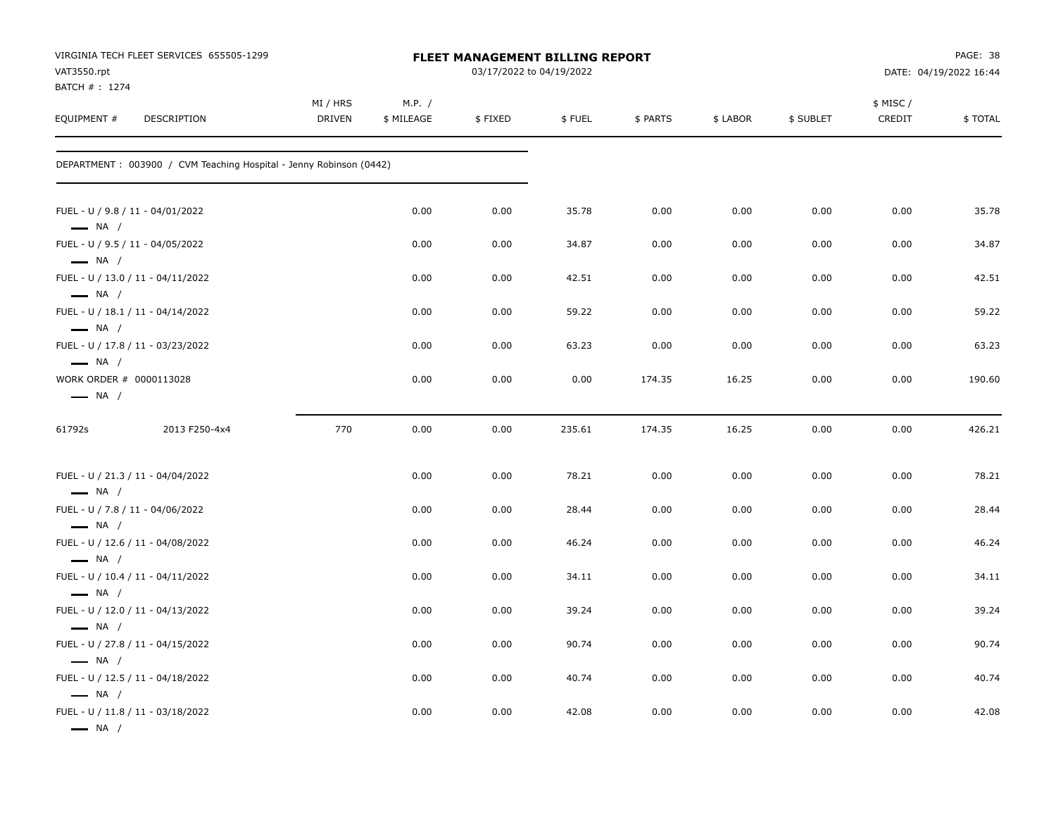VIRGINIA TECH FLEET SERVICES 655505-1299
VAT3550.rpt
BATCH # : 1274

**FLEET MANAGEMENT BILLING REPORT**
03/17/2022 to 04/19/2022

DATE: 04/19/2022 16:44

| EQUIPMENT # | DESCRIPTION | MI / HRS DRIVEN | M.P. / $ MILEAGE | $ FIXED | $ FUEL | $ PARTS | $ LABOR | $ SUBLET | $ MISC / CREDIT | $ TOTAL |
|---|---|---|---|---|---|---|---|---|---|---|
| DEPARTMENT : 003900 / CVM Teaching Hospital - Jenny Robinson (0442) | | | | | | | | | | |
| FUEL - U / 9.8 / 11 - 04/01/2022 — NA / | | | 0.00 | 0.00 | 35.78 | 0.00 | 0.00 | 0.00 | 0.00 | 35.78 |
| FUEL - U / 9.5 / 11 - 04/05/2022 — NA / | | | 0.00 | 0.00 | 34.87 | 0.00 | 0.00 | 0.00 | 0.00 | 34.87 |
| FUEL - U / 13.0 / 11 - 04/11/2022 — NA / | | | 0.00 | 0.00 | 42.51 | 0.00 | 0.00 | 0.00 | 0.00 | 42.51 |
| FUEL - U / 18.1 / 11 - 04/14/2022 — NA / | | | 0.00 | 0.00 | 59.22 | 0.00 | 0.00 | 0.00 | 0.00 | 59.22 |
| FUEL - U / 17.8 / 11 - 03/23/2022 — NA / | | | 0.00 | 0.00 | 63.23 | 0.00 | 0.00 | 0.00 | 0.00 | 63.23 |
| WORK ORDER # 0000113028 — NA / | | | 0.00 | 0.00 | 0.00 | 174.35 | 16.25 | 0.00 | 0.00 | 190.60 |
| 61792s | 2013 F250-4x4 | 770 | 0.00 | 0.00 | 235.61 | 174.35 | 16.25 | 0.00 | 0.00 | 426.21 |
| FUEL - U / 21.3 / 11 - 04/04/2022 — NA / | | | 0.00 | 0.00 | 78.21 | 0.00 | 0.00 | 0.00 | 0.00 | 78.21 |
| FUEL - U / 7.8 / 11 - 04/06/2022 — NA / | | | 0.00 | 0.00 | 28.44 | 0.00 | 0.00 | 0.00 | 0.00 | 28.44 |
| FUEL - U / 12.6 / 11 - 04/08/2022 — NA / | | | 0.00 | 0.00 | 46.24 | 0.00 | 0.00 | 0.00 | 0.00 | 46.24 |
| FUEL - U / 10.4 / 11 - 04/11/2022 — NA / | | | 0.00 | 0.00 | 34.11 | 0.00 | 0.00 | 0.00 | 0.00 | 34.11 |
| FUEL - U / 12.0 / 11 - 04/13/2022 — NA / | | | 0.00 | 0.00 | 39.24 | 0.00 | 0.00 | 0.00 | 0.00 | 39.24 |
| FUEL - U / 27.8 / 11 - 04/15/2022 — NA / | | | 0.00 | 0.00 | 90.74 | 0.00 | 0.00 | 0.00 | 0.00 | 90.74 |
| FUEL - U / 12.5 / 11 - 04/18/2022 — NA / | | | 0.00 | 0.00 | 40.74 | 0.00 | 0.00 | 0.00 | 0.00 | 40.74 |
| FUEL - U / 11.8 / 11 - 03/18/2022 — NA / | | | 0.00 | 0.00 | 42.08 | 0.00 | 0.00 | 0.00 | 0.00 | 42.08 |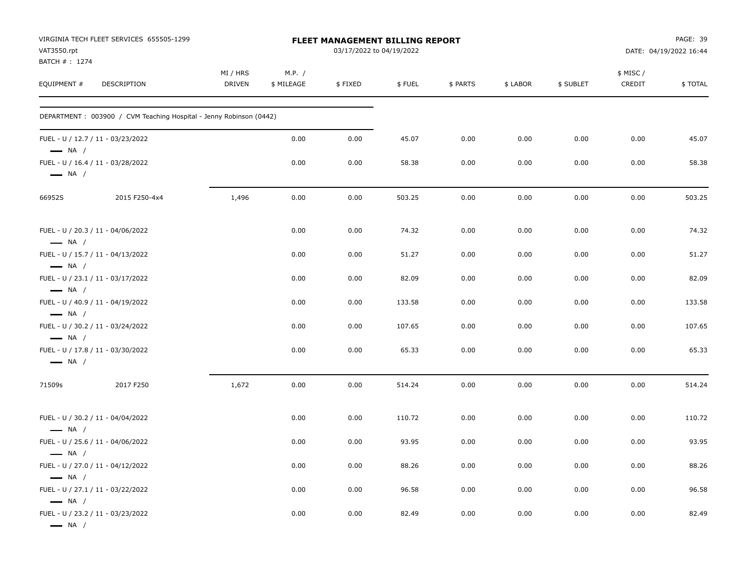VIRGINIA TECH FLEET SERVICES 655505-1299
VAT3550.rpt
BATCH # : 1274

**FLEET MANAGEMENT BILLING REPORT**
03/17/2022 to 04/19/2022

DATE: 04/19/2022 16:44

| EQUIPMENT # | DESCRIPTION | MI / HRS DRIVEN | M.P. / $ MILEAGE | $ FIXED | $ FUEL | $ PARTS | $ LABOR | $ SUBLET | $ MISC / CREDIT | $ TOTAL |
|---|---|---|---|---|---|---|---|---|---|---|
| DEPARTMENT : 003900 / CVM Teaching Hospital - Jenny Robinson (0442) | | | | | | | | | | |
| FUEL - U / 12.7 / 11 - 03/23/2022 — NA / | | | 0.00 | 0.00 | 45.07 | 0.00 | 0.00 | 0.00 | 0.00 | 45.07 |
| FUEL - U / 16.4 / 11 - 03/28/2022 — NA / | | | 0.00 | 0.00 | 58.38 | 0.00 | 0.00 | 0.00 | 0.00 | 58.38 |
| 66952S | 2015 F250-4x4 | 1,496 | 0.00 | 0.00 | 503.25 | 0.00 | 0.00 | 0.00 | 0.00 | 503.25 |
| FUEL - U / 20.3 / 11 - 04/06/2022 — NA / | | | 0.00 | 0.00 | 74.32 | 0.00 | 0.00 | 0.00 | 0.00 | 74.32 |
| FUEL - U / 15.7 / 11 - 04/13/2022 — NA / | | | 0.00 | 0.00 | 51.27 | 0.00 | 0.00 | 0.00 | 0.00 | 51.27 |
| FUEL - U / 23.1 / 11 - 03/17/2022 — NA / | | | 0.00 | 0.00 | 82.09 | 0.00 | 0.00 | 0.00 | 0.00 | 82.09 |
| FUEL - U / 40.9 / 11 - 04/19/2022 — NA / | | | 0.00 | 0.00 | 133.58 | 0.00 | 0.00 | 0.00 | 0.00 | 133.58 |
| FUEL - U / 30.2 / 11 - 03/24/2022 — NA / | | | 0.00 | 0.00 | 107.65 | 0.00 | 0.00 | 0.00 | 0.00 | 107.65 |
| FUEL - U / 17.8 / 11 - 03/30/2022 — NA / | | | 0.00 | 0.00 | 65.33 | 0.00 | 0.00 | 0.00 | 0.00 | 65.33 |
| 71509s | 2017 F250 | 1,672 | 0.00 | 0.00 | 514.24 | 0.00 | 0.00 | 0.00 | 0.00 | 514.24 |
| FUEL - U / 30.2 / 11 - 04/04/2022 — NA / | | | 0.00 | 0.00 | 110.72 | 0.00 | 0.00 | 0.00 | 0.00 | 110.72 |
| FUEL - U / 25.6 / 11 - 04/06/2022 — NA / | | | 0.00 | 0.00 | 93.95 | 0.00 | 0.00 | 0.00 | 0.00 | 93.95 |
| FUEL - U / 27.0 / 11 - 04/12/2022 — NA / | | | 0.00 | 0.00 | 88.26 | 0.00 | 0.00 | 0.00 | 0.00 | 88.26 |
| FUEL - U / 27.1 / 11 - 03/22/2022 — NA / | | | 0.00 | 0.00 | 96.58 | 0.00 | 0.00 | 0.00 | 0.00 | 96.58 |
| FUEL - U / 23.2 / 11 - 03/23/2022 — NA / | | | 0.00 | 0.00 | 82.49 | 0.00 | 0.00 | 0.00 | 0.00 | 82.49 |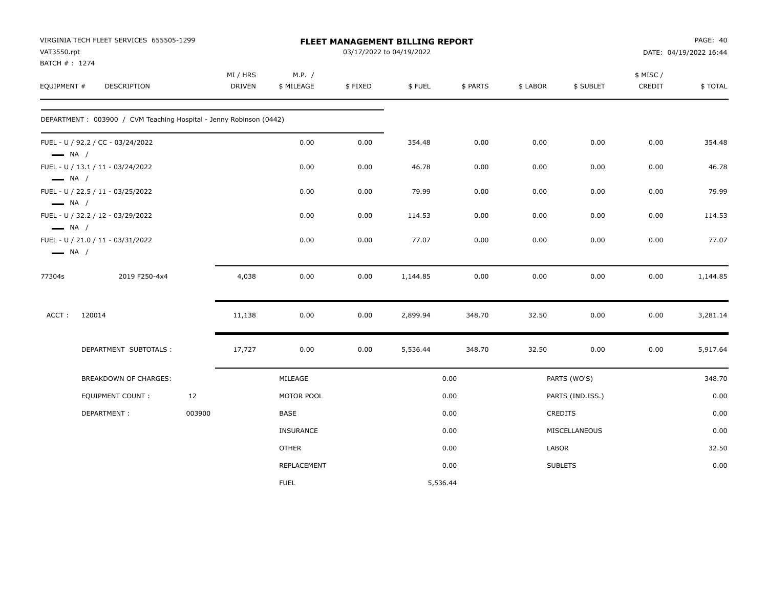VIRGINIA TECH FLEET SERVICES 655505-1299
VAT3550.rpt
BATCH # : 1274

**FLEET MANAGEMENT BILLING REPORT**
03/17/2022 to 04/19/2022

DATE: 04/19/2022 16:44

| EQUIPMENT # | DESCRIPTION | MI / HRS DRIVEN | M.P. / $ MILEAGE | $ FIXED | $ FUEL | $ PARTS | $ LABOR | $ SUBLET | $ MISC / CREDIT | $ TOTAL |
|---|---|---|---|---|---|---|---|---|---|---|
| DEPARTMENT : 003900 / CVM Teaching Hospital - Jenny Robinson (0442) | | | | | | | | | | |
| FUEL - U / 92.2 / CC - 03/24/2022 — NA / | | | 0.00 | 0.00 | 354.48 | 0.00 | 0.00 | 0.00 | 0.00 | 354.48 |
| FUEL - U / 13.1 / 11 - 03/24/2022 — NA / | | | 0.00 | 0.00 | 46.78 | 0.00 | 0.00 | 0.00 | 0.00 | 46.78 |
| FUEL - U / 22.5 / 11 - 03/25/2022 — NA / | | | 0.00 | 0.00 | 79.99 | 0.00 | 0.00 | 0.00 | 0.00 | 79.99 |
| FUEL - U / 32.2 / 12 - 03/29/2022 — NA / | | | 0.00 | 0.00 | 114.53 | 0.00 | 0.00 | 0.00 | 0.00 | 114.53 |
| FUEL - U / 21.0 / 11 - 03/31/2022 — NA / | | | 0.00 | 0.00 | 77.07 | 0.00 | 0.00 | 0.00 | 0.00 | 77.07 |
| 77304s | 2019 F250-4x4 | 4,038 | 0.00 | 0.00 | 1,144.85 | 0.00 | 0.00 | 0.00 | 0.00 | 1,144.85 |
| ACCT : | 120014 | 11,138 | 0.00 | 0.00 | 2,899.94 | 348.70 | 32.50 | 0.00 | 0.00 | 3,281.14 |
| | DEPARTMENT SUBTOTALS : | 17,727 | 0.00 | 0.00 | 5,536.44 | 348.70 | 32.50 | 0.00 | 0.00 | 5,917.64 |

| | | | | | |
|---|---|---|---|---|---|
| BREAKDOWN OF CHARGES: | | MILEAGE | 0.00 | PARTS (WO'S) | 348.70 |
| EQUIPMENT COUNT : | 12 | MOTOR POOL | 0.00 | PARTS (IND.ISS.) | 0.00 |
| DEPARTMENT : | 003900 | BASE | 0.00 | CREDITS | 0.00 |
| | | INSURANCE | 0.00 | MISCELLANEOUS | 0.00 |
| | | OTHER | 0.00 | LABOR | 32.50 |
| | | REPLACEMENT | 0.00 | SUBLETS | 0.00 |
| | | FUEL | 5,536.44 | | |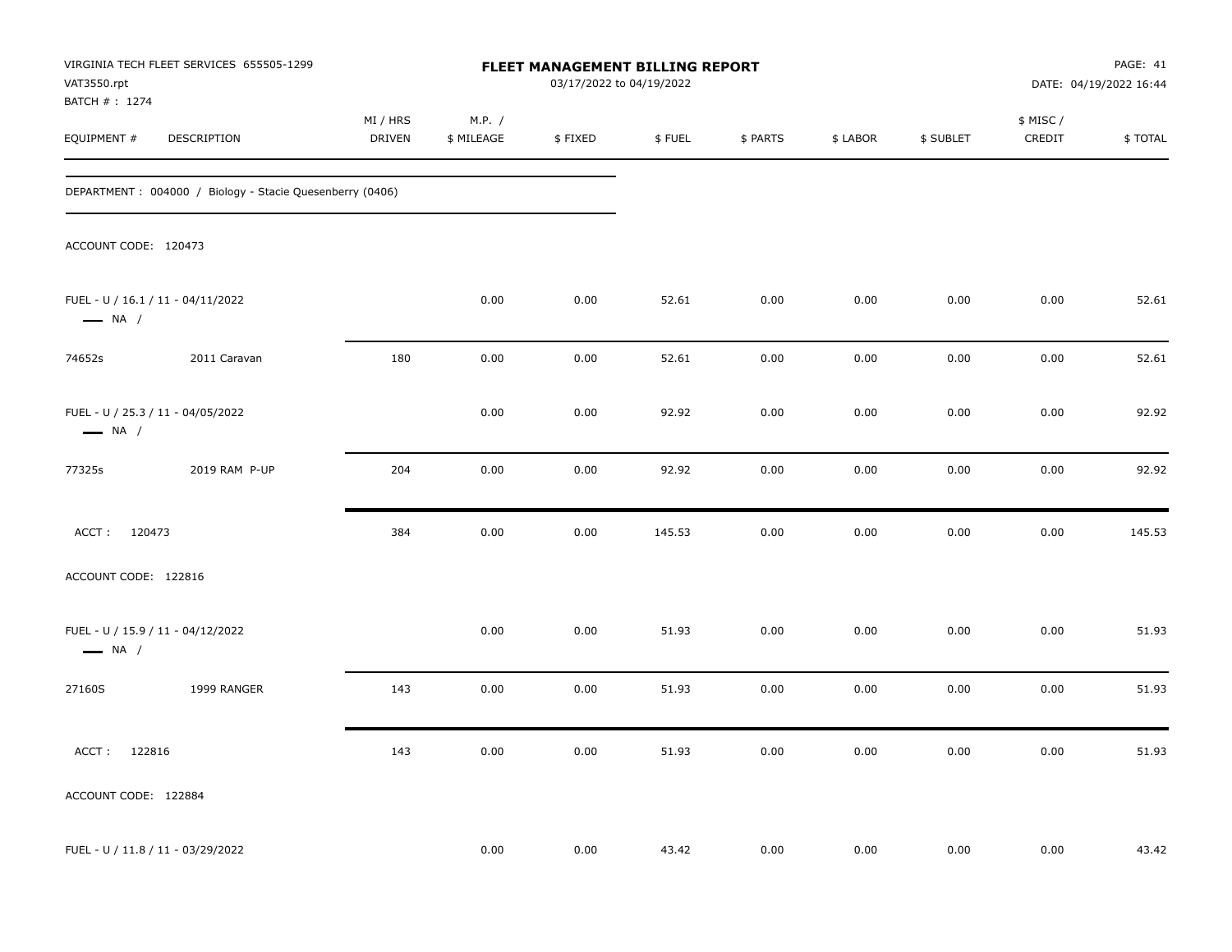VIRGINIA TECH FLEET SERVICES 655505-1299
VAT3550.rpt
BATCH # : 1274

**FLEET MANAGEMENT BILLING REPORT**
03/17/2022 to 04/19/2022

DATE: 04/19/2022 16:44

| EQUIPMENT # | DESCRIPTION | MI / HRS DRIVEN | M.P. / $ MILEAGE | $ FIXED | $ FUEL | $ PARTS | $ LABOR | $ SUBLET | $ MISC / CREDIT | $ TOTAL |
|---|---|---|---|---|---|---|---|---|---|---|
| DEPARTMENT : 004000 / Biology - Stacie Quesenberry (0406) | | | | | | | | | | |
| ACCOUNT CODE: 120473 | | | | | | | | | | |
| FUEL - U / 16.1 / 11 - 04/11/2022 — NA / | | | 0.00 | 0.00 | 52.61 | 0.00 | 0.00 | 0.00 | 0.00 | 52.61 |
| 74652s | 2011 Caravan | 180 | 0.00 | 0.00 | 52.61 | 0.00 | 0.00 | 0.00 | 0.00 | 52.61 |
| FUEL - U / 25.3 / 11 - 04/05/2022 — NA / | | | 0.00 | 0.00 | 92.92 | 0.00 | 0.00 | 0.00 | 0.00 | 92.92 |
| 77325s | 2019 RAM P-UP | 204 | 0.00 | 0.00 | 92.92 | 0.00 | 0.00 | 0.00 | 0.00 | 92.92 |
| ACCT : 120473 | | 384 | 0.00 | 0.00 | 145.53 | 0.00 | 0.00 | 0.00 | 0.00 | 145.53 |
| ACCOUNT CODE: 122816 | | | | | | | | | | |
| FUEL - U / 15.9 / 11 - 04/12/2022 — NA / | | | 0.00 | 0.00 | 51.93 | 0.00 | 0.00 | 0.00 | 0.00 | 51.93 |
| 27160S | 1999 RANGER | 143 | 0.00 | 0.00 | 51.93 | 0.00 | 0.00 | 0.00 | 0.00 | 51.93 |
| ACCT : 122816 | | 143 | 0.00 | 0.00 | 51.93 | 0.00 | 0.00 | 0.00 | 0.00 | 51.93 |
| ACCOUNT CODE: 122884 | | | | | | | | | | |
| FUEL - U / 11.8 / 11 - 03/29/2022 | | | 0.00 | 0.00 | 43.42 | 0.00 | 0.00 | 0.00 | 0.00 | 43.42 |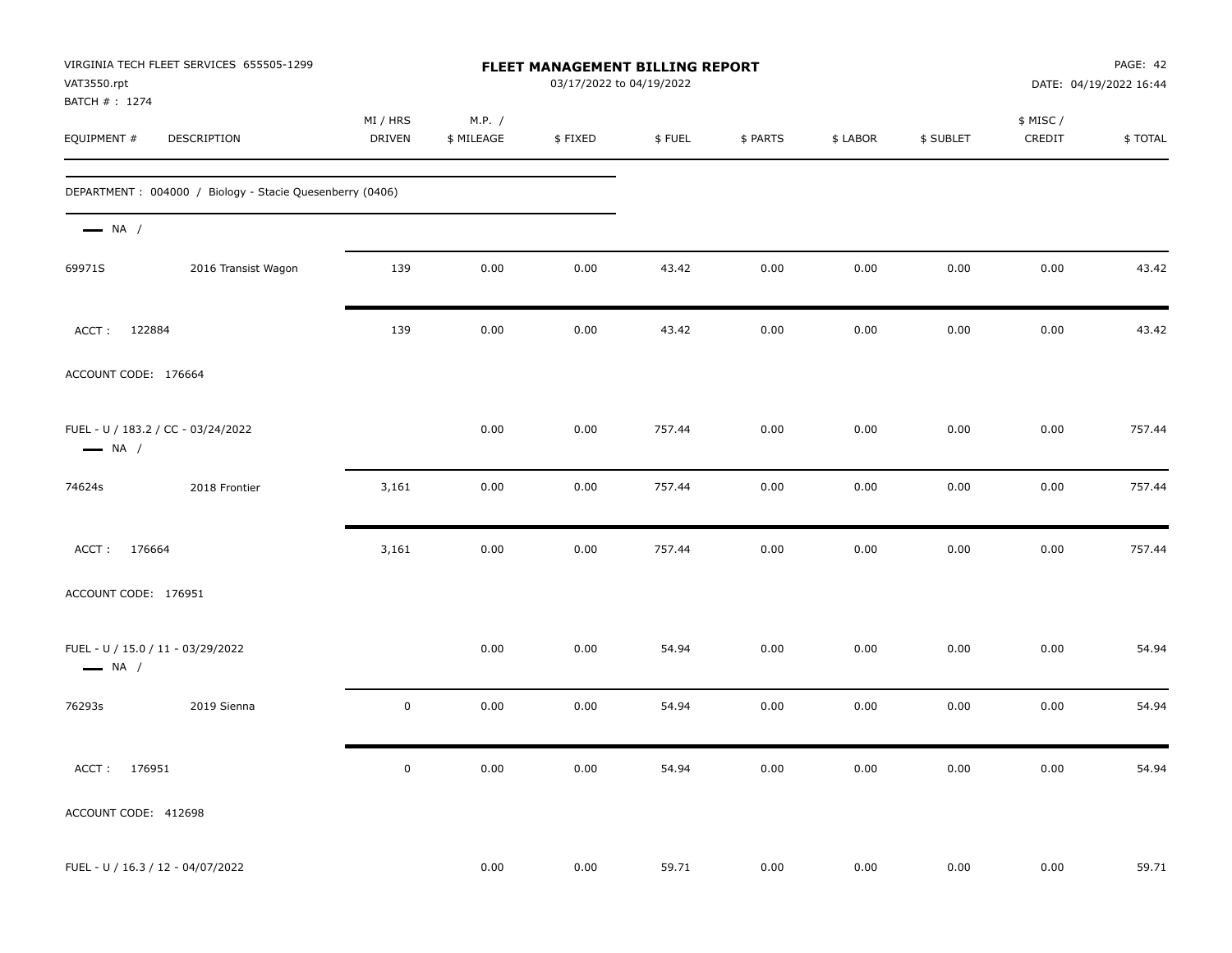VIRGINIA TECH FLEET SERVICES 655505-1299
VAT3550.rpt
BATCH # : 1274

**FLEET MANAGEMENT BILLING REPORT**
03/17/2022 to 04/19/2022

DATE: 04/19/2022 16:44

| EQUIPMENT # | DESCRIPTION | MI / HRS DRIVEN | M.P. / $ MILEAGE | $ FIXED | $ FUEL | $ PARTS | $ LABOR | $ SUBLET | $ MISC / CREDIT | $ TOTAL |
|---|---|---|---|---|---|---|---|---|---|---|
| DEPARTMENT : 004000 / Biology - Stacie Quesenberry (0406) | | | | | | | | | | |
| NA / | | | | | | | | | | |
| 69971S | 2016 Transist Wagon | 139 | 0.00 | 0.00 | 43.42 | 0.00 | 0.00 | 0.00 | 0.00 | 43.42 |
| ACCT : 122884 | | 139 | 0.00 | 0.00 | 43.42 | 0.00 | 0.00 | 0.00 | 0.00 | 43.42 |
| ACCOUNT CODE: 176664 | | | | | | | | | | |
| FUEL - U / 183.2 / CC - 03/24/2022 | | | 0.00 | 0.00 | 757.44 | 0.00 | 0.00 | 0.00 | 0.00 | 757.44 |
| NA / | | | | | | | | | | |
| 74624s | 2018 Frontier | 3,161 | 0.00 | 0.00 | 757.44 | 0.00 | 0.00 | 0.00 | 0.00 | 757.44 |
| ACCT : 176664 | | 3,161 | 0.00 | 0.00 | 757.44 | 0.00 | 0.00 | 0.00 | 0.00 | 757.44 |
| ACCOUNT CODE: 176951 | | | | | | | | | | |
| FUEL - U / 15.0 / 11 - 03/29/2022 | | | 0.00 | 0.00 | 54.94 | 0.00 | 0.00 | 0.00 | 0.00 | 54.94 |
| NA / | | | | | | | | | | |
| 76293s | 2019 Sienna | 0 | 0.00 | 0.00 | 54.94 | 0.00 | 0.00 | 0.00 | 0.00 | 54.94 |
| ACCT : 176951 | | 0 | 0.00 | 0.00 | 54.94 | 0.00 | 0.00 | 0.00 | 0.00 | 54.94 |
| ACCOUNT CODE: 412698 | | | | | | | | | | |
| FUEL - U / 16.3 / 12 - 04/07/2022 | | | 0.00 | 0.00 | 59.71 | 0.00 | 0.00 | 0.00 | 0.00 | 59.71 |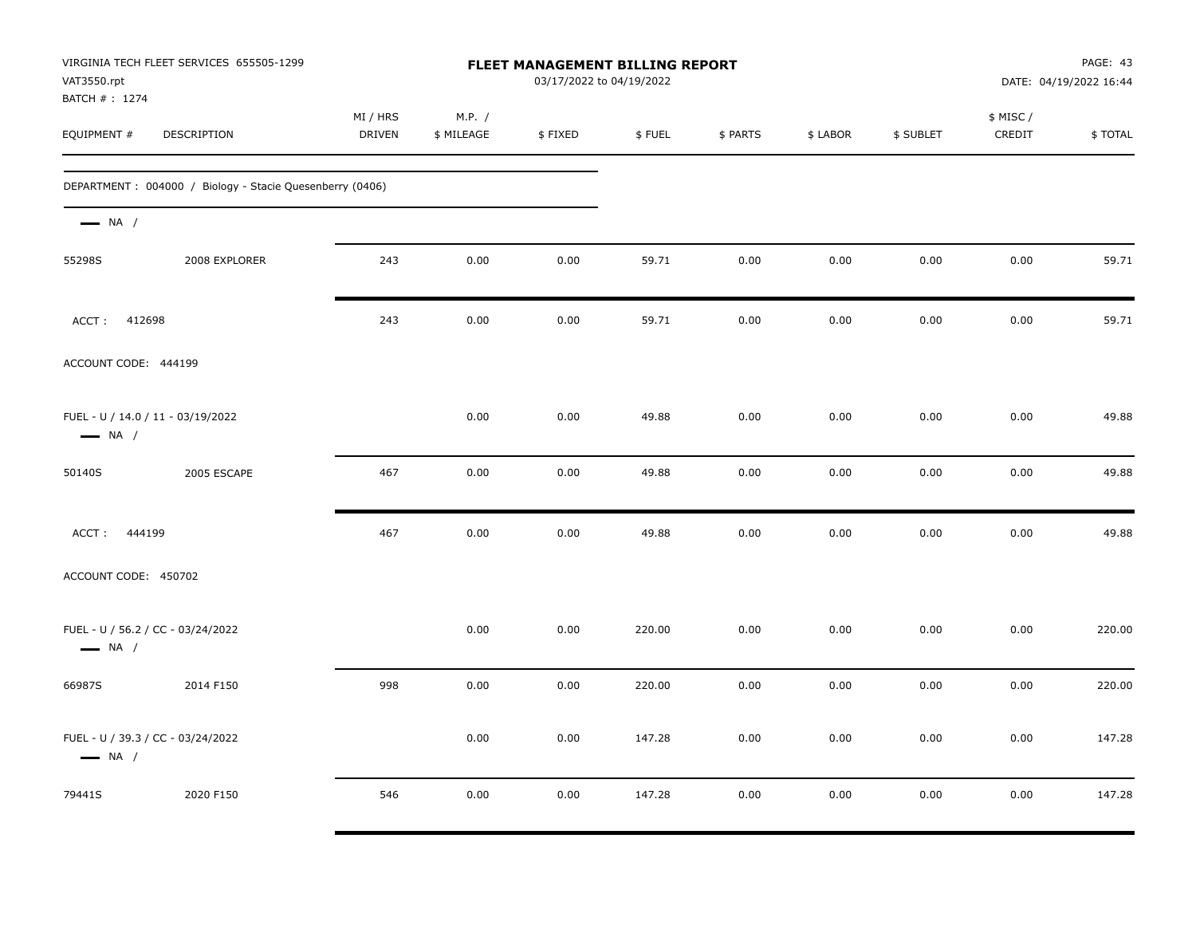VIRGINIA TECH FLEET SERVICES 655505-1299
VAT3550.rpt
BATCH # : 1274

**FLEET MANAGEMENT BILLING REPORT**
03/17/2022 to 04/19/2022

DATE: 04/19/2022 16:44

| EQUIPMENT # | DESCRIPTION | MI / HRS DRIVEN | M.P. / $ MILEAGE | $ FIXED | $ FUEL | $ PARTS | $ LABOR | $ SUBLET | $ MISC / CREDIT | $ TOTAL |
|---|---|---|---|---|---|---|---|---|---|---|
| DEPARTMENT : 004000 / Biology - Stacie Quesenberry (0406) | | | | | | | | | | |
| — NA / | | | | | | | | | | |
| 55298S | 2008 EXPLORER | 243 | 0.00 | 0.00 | 59.71 | 0.00 | 0.00 | 0.00 | 0.00 | 59.71 |
| ACCT : 412698 | | 243 | 0.00 | 0.00 | 59.71 | 0.00 | 0.00 | 0.00 | 0.00 | 59.71 |
| ACCOUNT CODE: 444199 | | | | | | | | | | |
| FUEL - U / 14.0 / 11 - 03/19/2022 | | | 0.00 | 0.00 | 49.88 | 0.00 | 0.00 | 0.00 | 0.00 | 49.88 |
| — NA / | | | | | | | | | | |
| 50140S | 2005 ESCAPE | 467 | 0.00 | 0.00 | 49.88 | 0.00 | 0.00 | 0.00 | 0.00 | 49.88 |
| ACCT : 444199 | | 467 | 0.00 | 0.00 | 49.88 | 0.00 | 0.00 | 0.00 | 0.00 | 49.88 |
| ACCOUNT CODE: 450702 | | | | | | | | | | |
| FUEL - U / 56.2 / CC - 03/24/2022 | | | 0.00 | 0.00 | 220.00 | 0.00 | 0.00 | 0.00 | 0.00 | 220.00 |
| — NA / | | | | | | | | | | |
| 66987S | 2014 F150 | 998 | 0.00 | 0.00 | 220.00 | 0.00 | 0.00 | 0.00 | 0.00 | 220.00 |
| FUEL - U / 39.3 / CC - 03/24/2022 | | | 0.00 | 0.00 | 147.28 | 0.00 | 0.00 | 0.00 | 0.00 | 147.28 |
| — NA / | | | | | | | | | | |
| 79441S | 2020 F150 | 546 | 0.00 | 0.00 | 147.28 | 0.00 | 0.00 | 0.00 | 0.00 | 147.28 |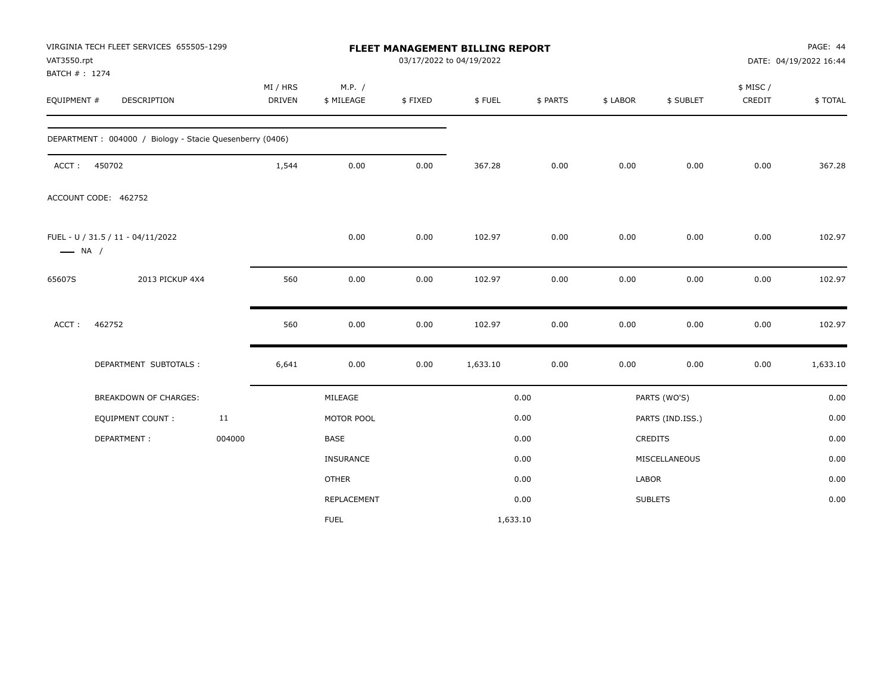VIRGINIA TECH FLEET SERVICES 655505-1299
VAT3550.rpt
BATCH # : 1274

# FLEET MANAGEMENT BILLING REPORT

03/17/2022 to 04/19/2022

DATE: 04/19/2022 16:44

| EQUIPMENT # | DESCRIPTION | MI / HRS DRIVEN | M.P. / $ MILEAGE | $ FIXED | $ FUEL | $ PARTS | $ LABOR | $ SUBLET | $ MISC / CREDIT | $ TOTAL |
|---|---|---|---|---|---|---|---|---|---|---|
| DEPARTMENT : 004000 / Biology - Stacie Quesenberry (0406) | | | | | | | | | | |
| ACCT : 450702 | | 1,544 | 0.00 | 0.00 | 367.28 | 0.00 | 0.00 | 0.00 | 0.00 | 367.28 |
| ACCOUNT CODE: 462752 | | | | | | | | | | |
| FUEL - U / 31.5 / 11 - 04/11/2022 — NA / | | | 0.00 | 0.00 | 102.97 | 0.00 | 0.00 | 0.00 | 0.00 | 102.97 |
| 65607S | 2013 PICKUP 4X4 | 560 | 0.00 | 0.00 | 102.97 | 0.00 | 0.00 | 0.00 | 0.00 | 102.97 |
| ACCT : 462752 | | 560 | 0.00 | 0.00 | 102.97 | 0.00 | 0.00 | 0.00 | 0.00 | 102.97 |
| DEPARTMENT SUBTOTALS : | | 6,641 | 0.00 | 0.00 | 1,633.10 | 0.00 | 0.00 | 0.00 | 0.00 | 1,633.10 |

| | | | | | |
|---|---|---|---|---|---|
| BREAKDOWN OF CHARGES: | | MILEAGE | 0.00 | PARTS (WO'S) | 0.00 |
| EQUIPMENT COUNT : | 11 | MOTOR POOL | 0.00 | PARTS (IND.ISS.) | 0.00 |
| DEPARTMENT : | 004000 | BASE | 0.00 | CREDITS | 0.00 |
| | | INSURANCE | 0.00 | MISCELLANEOUS | 0.00 |
| | | OTHER | 0.00 | LABOR | 0.00 |
| | | REPLACEMENT | 0.00 | SUBLETS | 0.00 |
| | | FUEL | 1,633.10 | | |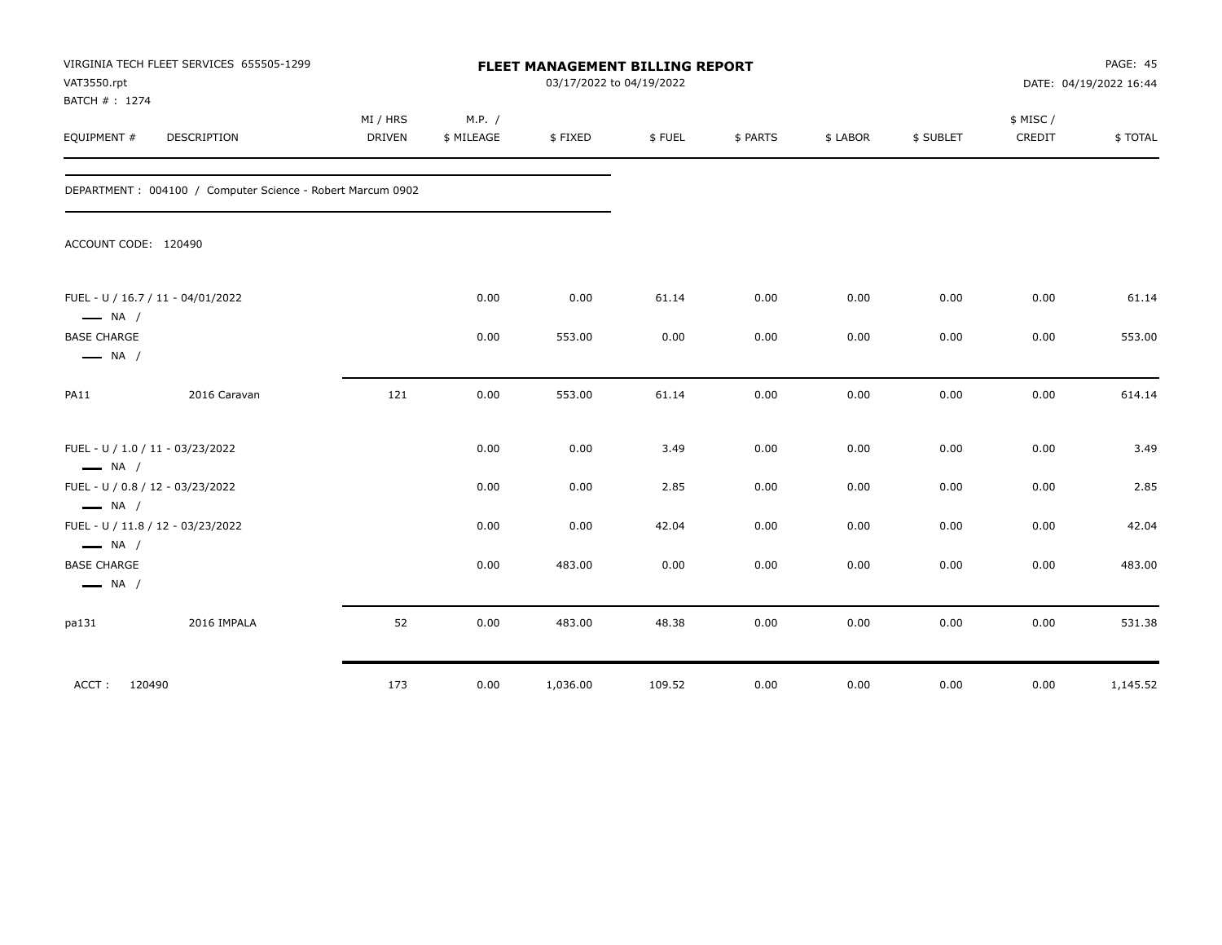VIRGINIA TECH FLEET SERVICES 655505-1299
VAT3550.rpt
BATCH # : 1274

# FLEET MANAGEMENT BILLING REPORT

03/17/2022 to 04/19/2022

DATE: 04/19/2022 16:44

| EQUIPMENT # | DESCRIPTION | MI / HRS DRIVEN | M.P. / $ MILEAGE | $ FIXED | $ FUEL | $ PARTS | $ LABOR | $ SUBLET | $ MISC / CREDIT | $ TOTAL |
|---|---|---|---|---|---|---|---|---|---|---|
| DEPARTMENT : 004100 / Computer Science - Robert Marcum 0902 | | | | | | | | | | |
| ACCOUNT CODE: 120490 | | | | | | | | | | |
| FUEL - U / 16.7 / 11 - 04/01/2022 — NA / | | | 0.00 | 0.00 | 61.14 | 0.00 | 0.00 | 0.00 | 0.00 | 61.14 |
| BASE CHARGE — NA / | | | 0.00 | 553.00 | 0.00 | 0.00 | 0.00 | 0.00 | 0.00 | 553.00 |
| PA11 | 2016 Caravan | 121 | 0.00 | 553.00 | 61.14 | 0.00 | 0.00 | 0.00 | 0.00 | 614.14 |
| FUEL - U / 1.0 / 11 - 03/23/2022 — NA / | | | 0.00 | 0.00 | 3.49 | 0.00 | 0.00 | 0.00 | 0.00 | 3.49 |
| FUEL - U / 0.8 / 12 - 03/23/2022 — NA / | | | 0.00 | 0.00 | 2.85 | 0.00 | 0.00 | 0.00 | 0.00 | 2.85 |
| FUEL - U / 11.8 / 12 - 03/23/2022 — NA / | | | 0.00 | 0.00 | 42.04 | 0.00 | 0.00 | 0.00 | 0.00 | 42.04 |
| BASE CHARGE — NA / | | | 0.00 | 483.00 | 0.00 | 0.00 | 0.00 | 0.00 | 0.00 | 483.00 |
| pa131 | 2016 IMPALA | 52 | 0.00 | 483.00 | 48.38 | 0.00 | 0.00 | 0.00 | 0.00 | 531.38 |
| ACCT : 120490 | | 173 | 0.00 | 1,036.00 | 109.52 | 0.00 | 0.00 | 0.00 | 0.00 | 1,145.52 |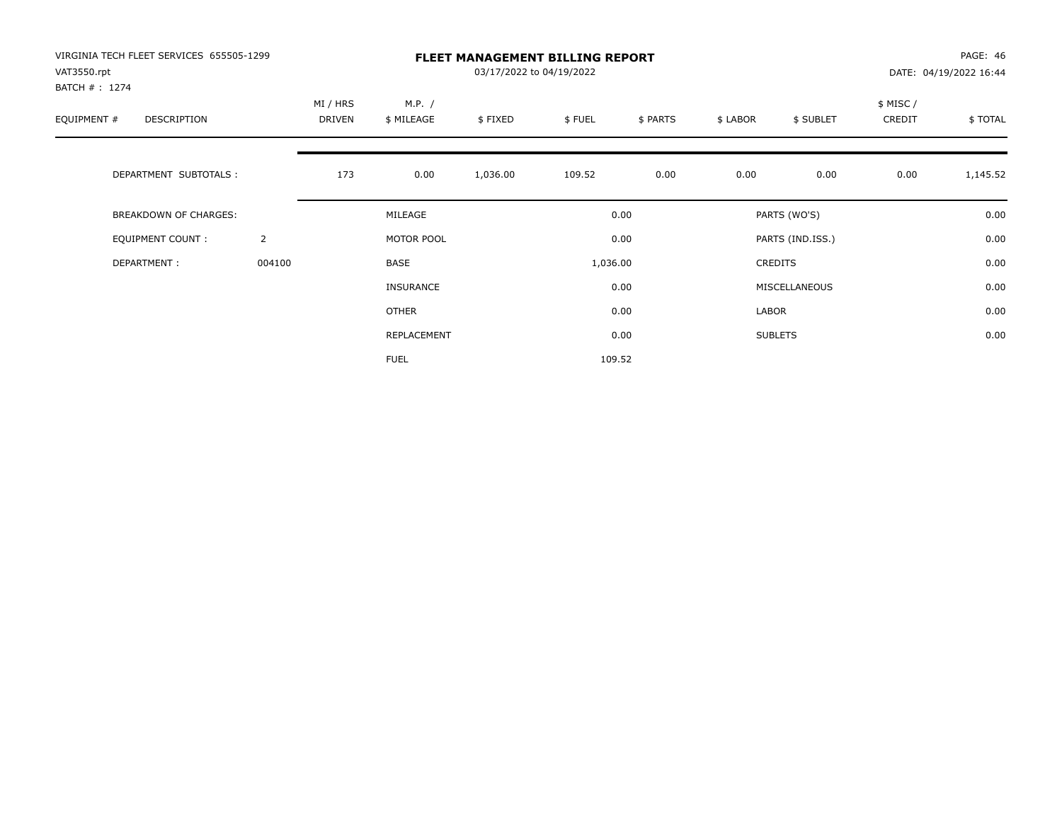VIRGINIA TECH FLEET SERVICES 655505-1299
VAT3550.rpt
BATCH # : 1274

# FLEET MANAGEMENT BILLING REPORT

03/17/2022 to 04/19/2022

DATE: 04/19/2022 16:44

| EQUIPMENT # | DESCRIPTION | MI / HRS DRIVEN | M.P. / $ MILEAGE | $ FIXED | $ FUEL | $ PARTS | $ LABOR | $ SUBLET | $ MISC / CREDIT | $ TOTAL |
|---|---|---|---|---|---|---|---|---|---|---|
| | DEPARTMENT SUBTOTALS : | 173 | 0.00 | 1,036.00 | 109.52 | 0.00 | 0.00 | 0.00 | 0.00 | 1,145.52 |

| | | | | | |
|---|---|---|---|---|---|
| BREAKDOWN OF CHARGES: | | MILEAGE | 0.00 | PARTS (WO'S) | 0.00 |
| EQUIPMENT COUNT : | 2 | MOTOR POOL | 0.00 | PARTS (IND.ISS.) | 0.00 |
| DEPARTMENT : | 004100 | BASE | 1,036.00 | CREDITS | 0.00 |
| | | INSURANCE | 0.00 | MISCELLANEOUS | 0.00 |
| | | OTHER | 0.00 | LABOR | 0.00 |
| | | REPLACEMENT | 0.00 | SUBLETS | 0.00 |
| | | FUEL | 109.52 | | |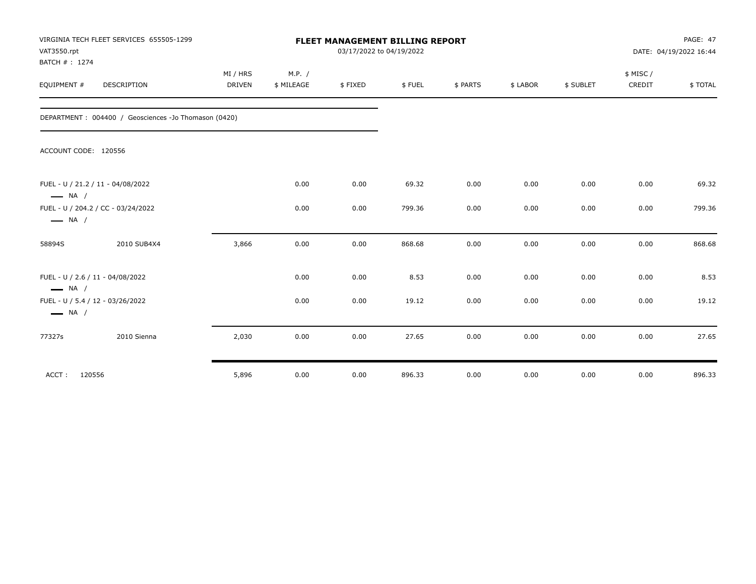VIRGINIA TECH FLEET SERVICES 655505-1299
VAT3550.rpt
BATCH # : 1274

# FLEET MANAGEMENT BILLING REPORT

03/17/2022 to 04/19/2022

DATE: 04/19/2022 16:44

| EQUIPMENT # | DESCRIPTION | MI / HRS DRIVEN | M.P. / $ MILEAGE | $ FIXED | $ FUEL | $ PARTS | $ LABOR | $ SUBLET | $ MISC / CREDIT | $ TOTAL |
|---|---|---|---|---|---|---|---|---|---|---|
| DEPARTMENT : 004400 / Geosciences -Jo Thomason (0420) | | | | | | | | | | |
| ACCOUNT CODE: 120556 | | | | | | | | | | |
| FUEL - U / 21.2 / 11 - 04/08/2022 NA / | | | 0.00 | 0.00 | 69.32 | 0.00 | 0.00 | 0.00 | 0.00 | 69.32 |
| FUEL - U / 204.2 / CC - 03/24/2022 NA / | | | 0.00 | 0.00 | 799.36 | 0.00 | 0.00 | 0.00 | 0.00 | 799.36 |
| 58894S | 2010 SUB4X4 | 3,866 | 0.00 | 0.00 | 868.68 | 0.00 | 0.00 | 0.00 | 0.00 | 868.68 |
| FUEL - U / 2.6 / 11 - 04/08/2022 NA / | | | 0.00 | 0.00 | 8.53 | 0.00 | 0.00 | 0.00 | 0.00 | 8.53 |
| FUEL - U / 5.4 / 12 - 03/26/2022 NA / | | | 0.00 | 0.00 | 19.12 | 0.00 | 0.00 | 0.00 | 0.00 | 19.12 |
| 77327s | 2010 Sienna | 2,030 | 0.00 | 0.00 | 27.65 | 0.00 | 0.00 | 0.00 | 0.00 | 27.65 |
| ACCT : 120556 | | 5,896 | 0.00 | 0.00 | 896.33 | 0.00 | 0.00 | 0.00 | 0.00 | 896.33 |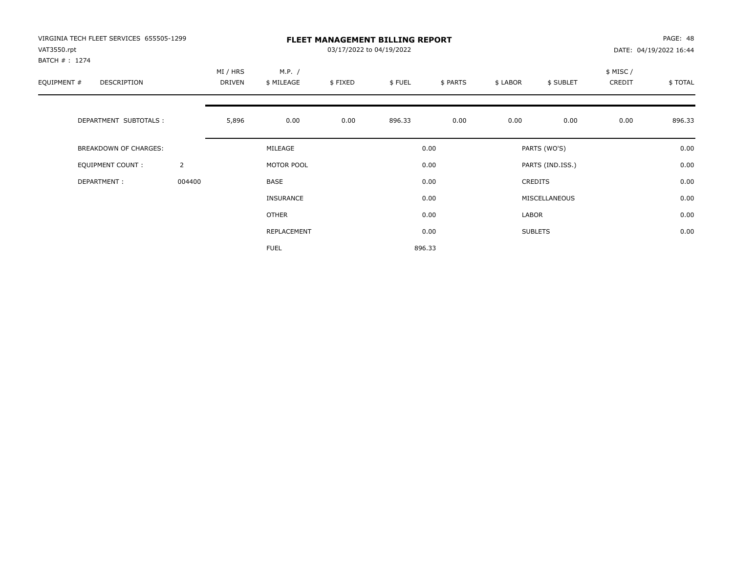VIRGINIA TECH FLEET SERVICES 655505-1299
VAT3550.rpt
BATCH # : 1274

# FLEET MANAGEMENT BILLING REPORT

03/17/2022 to 04/19/2022

PAGE: 48
DATE: 04/19/2022 16:44

| EQUIPMENT # | DESCRIPTION | MI / HRS DRIVEN | M.P. / $ MILEAGE | $ FIXED | $ FUEL | $ PARTS | $ LABOR | $ SUBLET | $ MISC / CREDIT | $ TOTAL |
|---|---|---|---|---|---|---|---|---|---|---|
| | DEPARTMENT SUBTOTALS : | 5,896 | 0.00 | 0.00 | 896.33 | 0.00 | 0.00 | 0.00 | 0.00 | 896.33 |

| | | | | | |
|---|---|---|---|---|---|
| BREAKDOWN OF CHARGES: | | MILEAGE | 0.00 | PARTS (WO'S) | 0.00 |
| EQUIPMENT COUNT : | 2 | MOTOR POOL | 0.00 | PARTS (IND.ISS.) | 0.00 |
| DEPARTMENT : | 004400 | BASE | 0.00 | CREDITS | 0.00 |
| | | INSURANCE | 0.00 | MISCELLANEOUS | 0.00 |
| | | OTHER | 0.00 | LABOR | 0.00 |
| | | REPLACEMENT | 0.00 | SUBLETS | 0.00 |
| | | FUEL | 896.33 | | |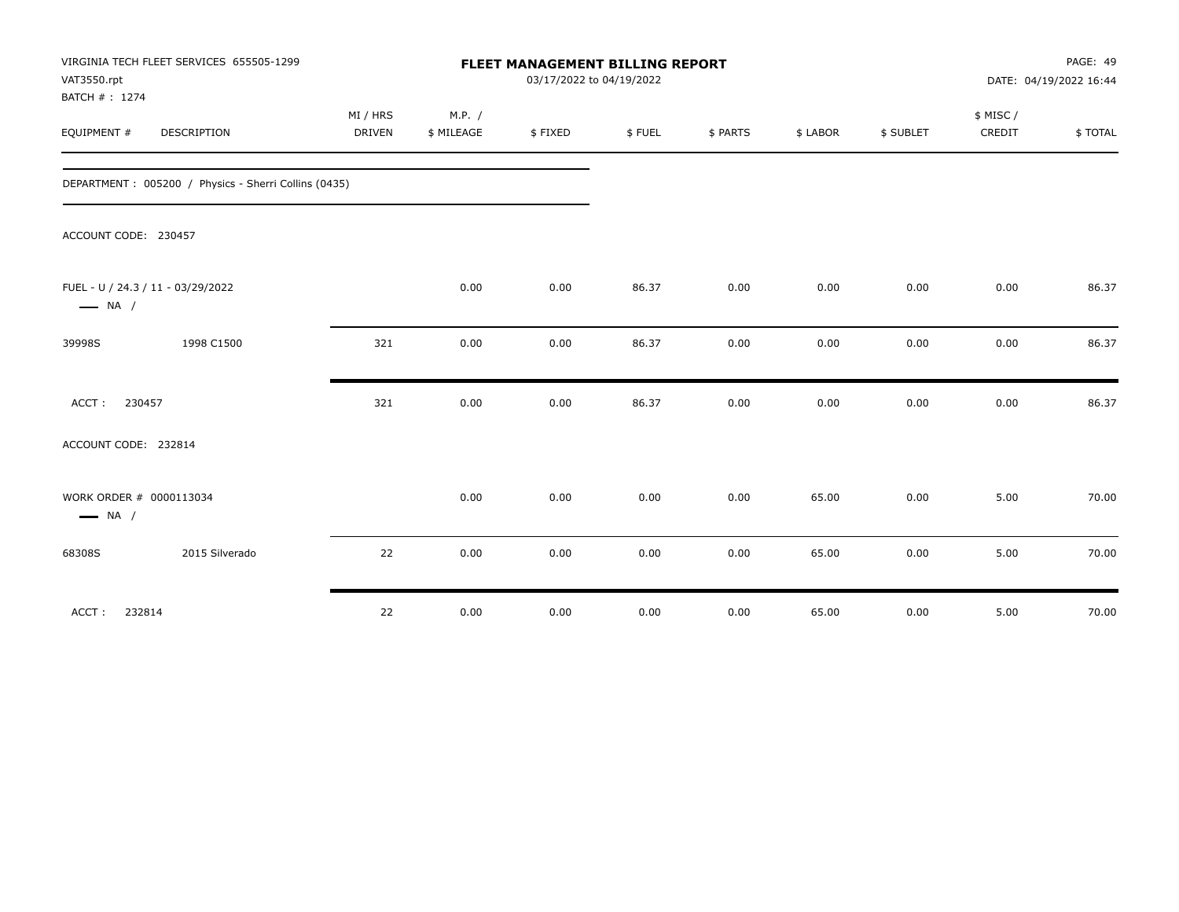VIRGINIA TECH FLEET SERVICES 655505-1299
VAT3550.rpt
BATCH # : 1274

**FLEET MANAGEMENT BILLING REPORT**
03/17/2022 to 04/19/2022

DATE: 04/19/2022 16:44

| EQUIPMENT # | DESCRIPTION | MI / HRS DRIVEN | M.P. / $ MILEAGE | $ FIXED | $ FUEL | $ PARTS | $ LABOR | $ SUBLET | $ MISC / CREDIT | $ TOTAL |
|---|---|---|---|---|---|---|---|---|---|---|
| DEPARTMENT : 005200 / Physics - Sherri Collins (0435) | | | | | | | | | | |
| ACCOUNT CODE: 230457 | | | | | | | | | | |
| FUEL - U / 24.3 / 11 - 03/29/2022 — NA / | | | 0.00 | 0.00 | 86.37 | 0.00 | 0.00 | 0.00 | 0.00 | 86.37 |
| 39998S | 1998 C1500 | 321 | 0.00 | 0.00 | 86.37 | 0.00 | 0.00 | 0.00 | 0.00 | 86.37 |
| ACCT : 230457 | | 321 | 0.00 | 0.00 | 86.37 | 0.00 | 0.00 | 0.00 | 0.00 | 86.37 |
| ACCOUNT CODE: 232814 | | | | | | | | | | |
| WORK ORDER # 0000113034 — NA / | | | 0.00 | 0.00 | 0.00 | 0.00 | 65.00 | 0.00 | 5.00 | 70.00 |
| 68308S | 2015 Silverado | 22 | 0.00 | 0.00 | 0.00 | 0.00 | 65.00 | 0.00 | 5.00 | 70.00 |
| ACCT : 232814 | | 22 | 0.00 | 0.00 | 0.00 | 0.00 | 65.00 | 0.00 | 5.00 | 70.00 |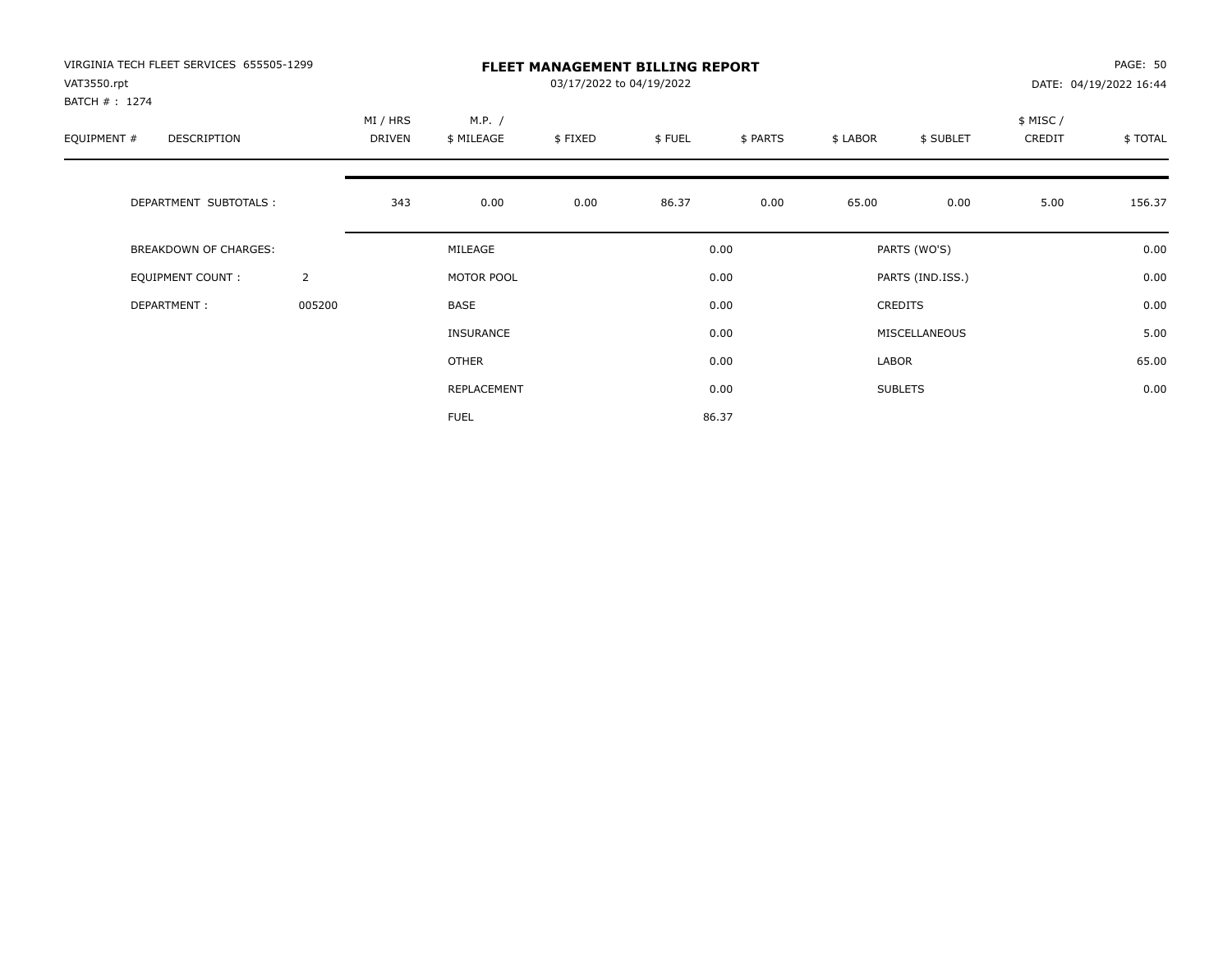VIRGINIA TECH FLEET SERVICES 655505-1299
VAT3550.rpt
BATCH # : 1274

# FLEET MANAGEMENT BILLING REPORT

03/17/2022 to 04/19/2022

DATE: 04/19/2022 16:44

| EQUIPMENT # | DESCRIPTION | MI / HRS DRIVEN | M.P. / $ MILEAGE | $ FIXED | $ FUEL | $ PARTS | $ LABOR | $ SUBLET | $ MISC / CREDIT | $ TOTAL |
|---|---|---|---|---|---|---|---|---|---|---|
| | DEPARTMENT SUBTOTALS : | 343 | 0.00 | 0.00 | 86.37 | 0.00 | 65.00 | 0.00 | 5.00 | 156.37 |

| | | | | | |
|---|---|---|---|---|---|
| BREAKDOWN OF CHARGES: | | MILEAGE | 0.00 | PARTS (WO'S) | 0.00 |
| EQUIPMENT COUNT : | 2 | MOTOR POOL | 0.00 | PARTS (IND.ISS.) | 0.00 |
| DEPARTMENT : | 005200 | BASE | 0.00 | CREDITS | 0.00 |
| | | INSURANCE | 0.00 | MISCELLANEOUS | 5.00 |
| | | OTHER | 0.00 | LABOR | 65.00 |
| | | REPLACEMENT | 0.00 | SUBLETS | 0.00 |
| | | FUEL | 86.37 | | |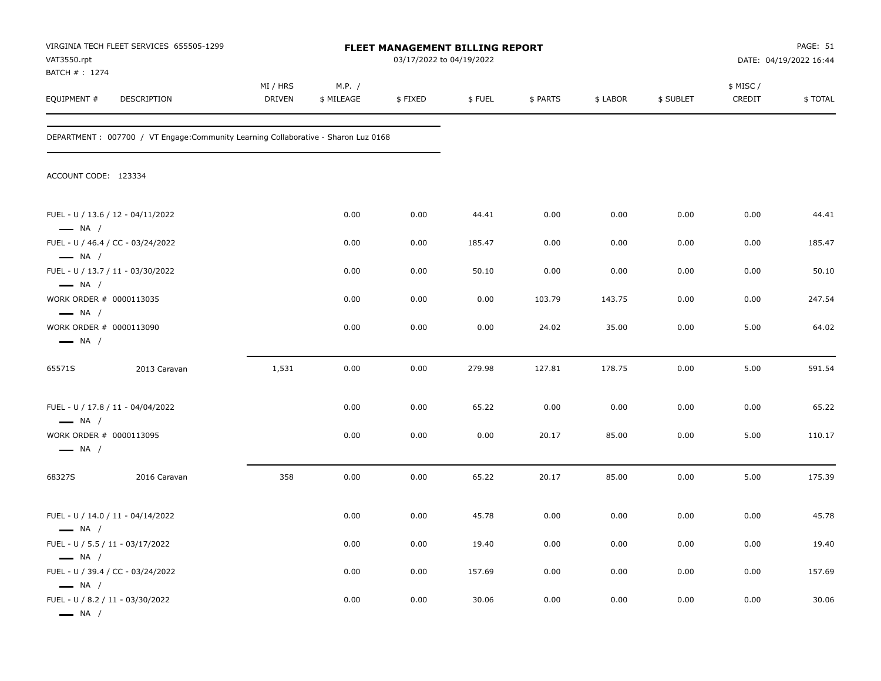VIRGINIA TECH FLEET SERVICES 655505-1299
VAT3550.rpt
BATCH # : 1274

# FLEET MANAGEMENT BILLING REPORT

03/17/2022 to 04/19/2022

DATE: 04/19/2022 16:44

DEPARTMENT : 007700 / VT Engage:Community Learning Collaborative - Sharon Luz 0168

ACCOUNT CODE: 123334

| EQUIPMENT # | DESCRIPTION | MI / HRS DRIVEN | M.P. / $ MILEAGE | $ FIXED | $ FUEL | $ PARTS | $ LABOR | $ SUBLET | $ MISC / CREDIT | $ TOTAL |
|---|---|---|---|---|---|---|---|---|---|---|
| FUEL - U / 13.6 / 12 - 04/11/2022 — NA / | | | 0.00 | 0.00 | 44.41 | 0.00 | 0.00 | 0.00 | 0.00 | 44.41 |
| FUEL - U / 46.4 / CC - 03/24/2022 — NA / | | | 0.00 | 0.00 | 185.47 | 0.00 | 0.00 | 0.00 | 0.00 | 185.47 |
| FUEL - U / 13.7 / 11 - 03/30/2022 — NA / | | | 0.00 | 0.00 | 50.10 | 0.00 | 0.00 | 0.00 | 0.00 | 50.10 |
| WORK ORDER # 0000113035 — NA / | | | 0.00 | 0.00 | 0.00 | 103.79 | 143.75 | 0.00 | 0.00 | 247.54 |
| WORK ORDER # 0000113090 — NA / | | | 0.00 | 0.00 | 0.00 | 24.02 | 35.00 | 0.00 | 5.00 | 64.02 |
| 65571S | 2013 Caravan | 1,531 | 0.00 | 0.00 | 279.98 | 127.81 | 178.75 | 0.00 | 5.00 | 591.54 |
| FUEL - U / 17.8 / 11 - 04/04/2022 — NA / | | | 0.00 | 0.00 | 65.22 | 0.00 | 0.00 | 0.00 | 0.00 | 65.22 |
| WORK ORDER # 0000113095 — NA / | | | 0.00 | 0.00 | 0.00 | 20.17 | 85.00 | 0.00 | 5.00 | 110.17 |
| 68327S | 2016 Caravan | 358 | 0.00 | 0.00 | 65.22 | 20.17 | 85.00 | 0.00 | 5.00 | 175.39 |
| FUEL - U / 14.0 / 11 - 04/14/2022 — NA / | | | 0.00 | 0.00 | 45.78 | 0.00 | 0.00 | 0.00 | 0.00 | 45.78 |
| FUEL - U / 5.5 / 11 - 03/17/2022 — NA / | | | 0.00 | 0.00 | 19.40 | 0.00 | 0.00 | 0.00 | 0.00 | 19.40 |
| FUEL - U / 39.4 / CC - 03/24/2022 — NA / | | | 0.00 | 0.00 | 157.69 | 0.00 | 0.00 | 0.00 | 0.00 | 157.69 |
| FUEL - U / 8.2 / 11 - 03/30/2022 — NA / | | | 0.00 | 0.00 | 30.06 | 0.00 | 0.00 | 0.00 | 0.00 | 30.06 |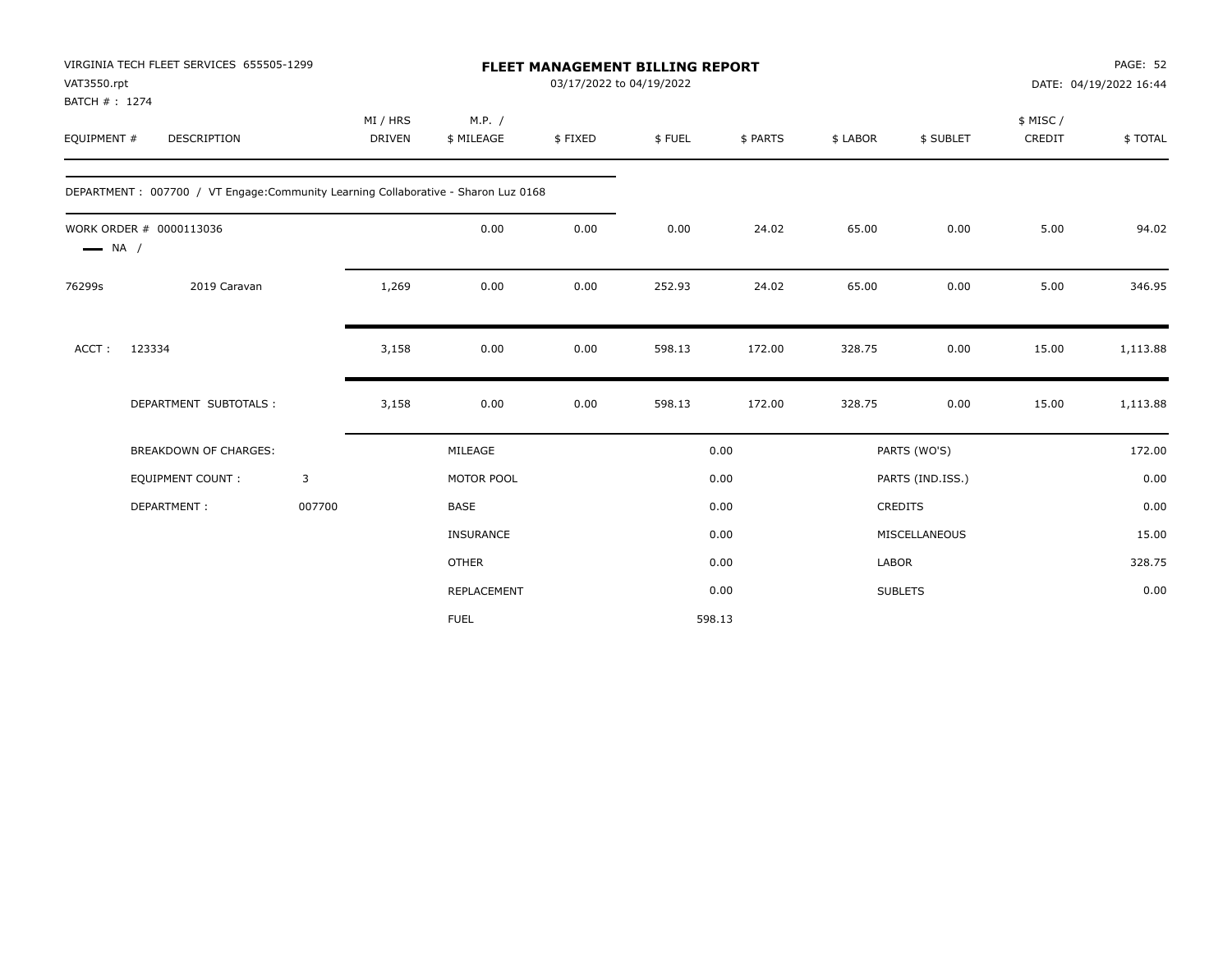VIRGINIA TECH FLEET SERVICES 655505-1299
VAT3550.rpt
BATCH # : 1274

# FLEET MANAGEMENT BILLING REPORT

03/17/2022 to 04/19/2022

PAGE: 52
DATE: 04/19/2022 16:44

| EQUIPMENT # | DESCRIPTION | MI / HRS DRIVEN | M.P. / $ MILEAGE | $ FIXED | $ FUEL | $ PARTS | $ LABOR | $ SUBLET | $ MISC / CREDIT | $ TOTAL |
|---|---|---|---|---|---|---|---|---|---|---|
| DEPARTMENT : 007700 / VT Engage:Community Learning Collaborative - Sharon Luz 0168 | | | | | | | | | | |
| WORK ORDER # 0000113036 — NA / | | | 0.00 | 0.00 | 0.00 | 24.02 | 65.00 | 0.00 | 5.00 | 94.02 |
| 76299s | 2019 Caravan | 1,269 | 0.00 | 0.00 | 252.93 | 24.02 | 65.00 | 0.00 | 5.00 | 346.95 |
| ACCT : | 123334 | 3,158 | 0.00 | 0.00 | 598.13 | 172.00 | 328.75 | 0.00 | 15.00 | 1,113.88 |
| | DEPARTMENT SUBTOTALS : | 3,158 | 0.00 | 0.00 | 598.13 | 172.00 | 328.75 | 0.00 | 15.00 | 1,113.88 |

| | | | | | |
|---|---|---|---|---|---|
| BREAKDOWN OF CHARGES: | | MILEAGE | 0.00 | PARTS (WO'S) | 172.00 |
| EQUIPMENT COUNT : | 3 | MOTOR POOL | 0.00 | PARTS (IND.ISS.) | 0.00 |
| DEPARTMENT : | 007700 | BASE | 0.00 | CREDITS | 0.00 |
| | | INSURANCE | 0.00 | MISCELLANEOUS | 15.00 |
| | | OTHER | 0.00 | LABOR | 328.75 |
| | | REPLACEMENT | 0.00 | SUBLETS | 0.00 |
| | | FUEL | 598.13 | | |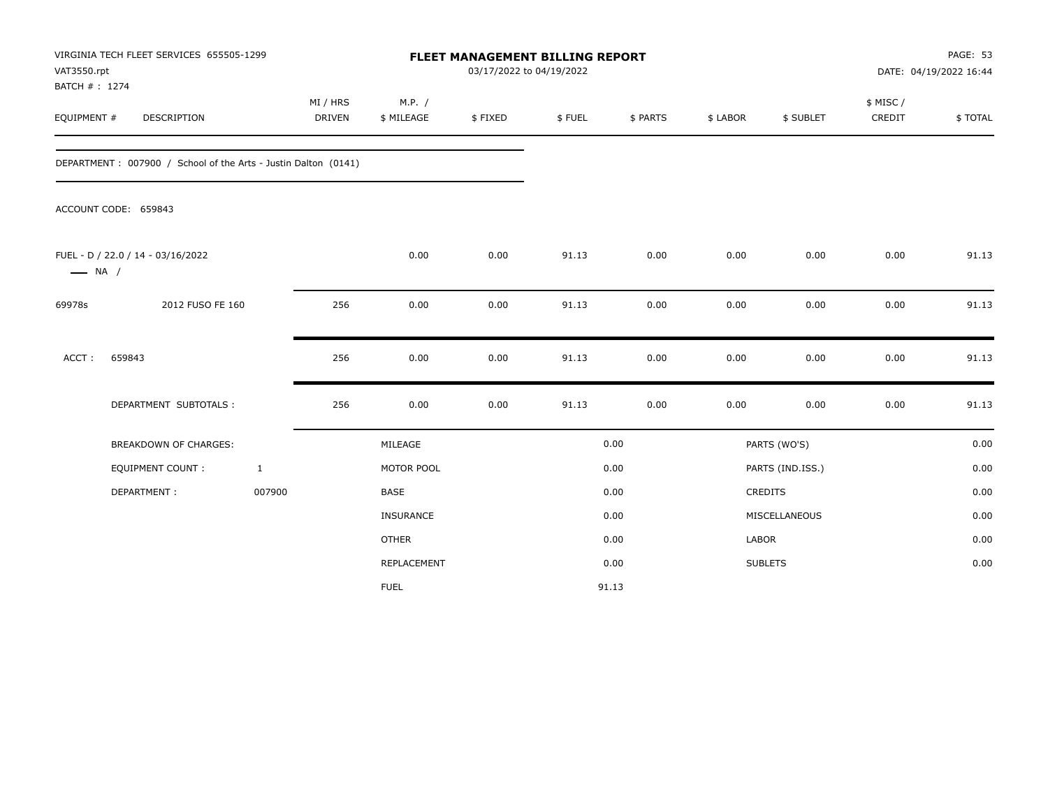VIRGINIA TECH FLEET SERVICES 655505-1299
VAT3550.rpt
BATCH # : 1274

# FLEET MANAGEMENT BILLING REPORT

03/17/2022 to 04/19/2022

DATE: 04/19/2022 16:44

| EQUIPMENT # | DESCRIPTION | MI / HRS DRIVEN | M.P. / $ MILEAGE | $ FIXED | $ FUEL | $ PARTS | $ LABOR | $ SUBLET | $ MISC / CREDIT | $ TOTAL |
|---|---|---|---|---|---|---|---|---|---|---|
| DEPARTMENT : 007900 / School of the Arts - Justin Dalton (0141) | | | | | | | | | | |
| ACCOUNT CODE: 659843 | | | | | | | | | | |
| FUEL - D / 22.0 / 14 - 03/16/2022 —— NA / | | | 0.00 | 0.00 | 91.13 | 0.00 | 0.00 | 0.00 | 0.00 | 91.13 |
| 69978s | 2012 FUSO FE 160 | 256 | 0.00 | 0.00 | 91.13 | 0.00 | 0.00 | 0.00 | 0.00 | 91.13 |
| ACCT : | 659843 | 256 | 0.00 | 0.00 | 91.13 | 0.00 | 0.00 | 0.00 | 0.00 | 91.13 |
| | DEPARTMENT SUBTOTALS : | 256 | 0.00 | 0.00 | 91.13 | 0.00 | 0.00 | 0.00 | 0.00 | 91.13 |

| | | | | | |
|---|---|---|---|---|---|
| BREAKDOWN OF CHARGES: | | MILEAGE | 0.00 | PARTS (WO'S) | 0.00 |
| EQUIPMENT COUNT : | 1 | MOTOR POOL | 0.00 | PARTS (IND.ISS.) | 0.00 |
| DEPARTMENT : | 007900 | BASE | 0.00 | CREDITS | 0.00 |
| | | INSURANCE | 0.00 | MISCELLANEOUS | 0.00 |
| | | OTHER | 0.00 | LABOR | 0.00 |
| | | REPLACEMENT | 0.00 | SUBLETS | 0.00 |
| | | FUEL | 91.13 | | |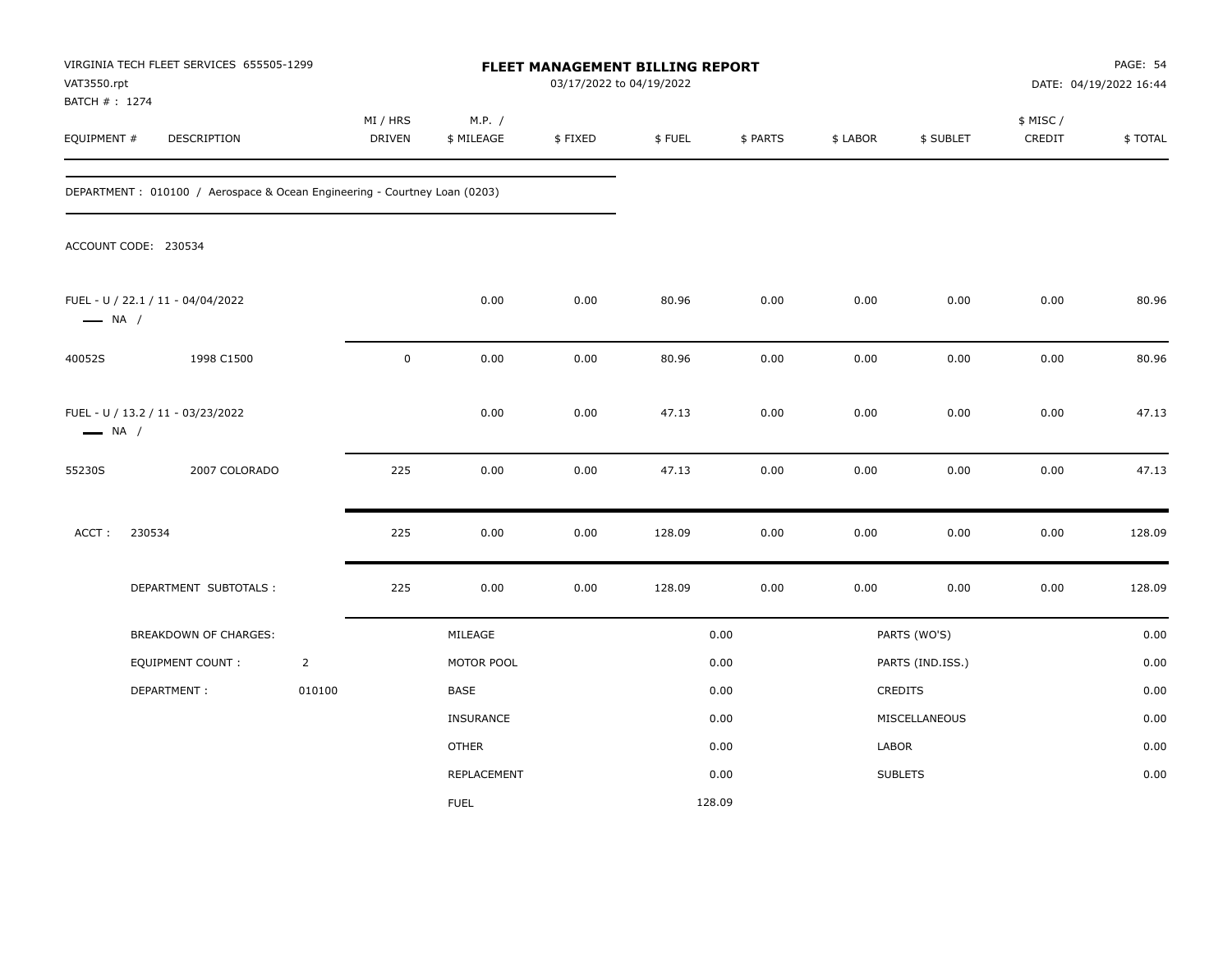VIRGINIA TECH FLEET SERVICES 655505-1299
VAT3550.rpt
BATCH # : 1274

**FLEET MANAGEMENT BILLING REPORT**
03/17/2022 to 04/19/2022

DATE: 04/19/2022 16:44

| EQUIPMENT # | DESCRIPTION | MI / HRS DRIVEN | M.P. / $ MILEAGE | $ FIXED | $ FUEL | $ PARTS | $ LABOR | $ SUBLET | $ MISC / CREDIT | $ TOTAL |
|---|---|---|---|---|---|---|---|---|---|---|

DEPARTMENT : 010100 / Aerospace & Ocean Engineering - Courtney Loan (0203)

ACCOUNT CODE: 230534

| EQUIPMENT # | DESCRIPTION | MI / HRS DRIVEN | M.P. / $ MILEAGE | $ FIXED | $ FUEL | $ PARTS | $ LABOR | $ SUBLET | $ MISC / CREDIT | $ TOTAL |
|---|---|---|---|---|---|---|---|---|---|---|
| FUEL - U / 22.1 / 11 - 04/04/2022 — NA / | | | 0.00 | 0.00 | 80.96 | 0.00 | 0.00 | 0.00 | 0.00 | 80.96 |
| 40052S | 1998 C1500 | 0 | 0.00 | 0.00 | 80.96 | 0.00 | 0.00 | 0.00 | 0.00 | 80.96 |
| FUEL - U / 13.2 / 11 - 03/23/2022 — NA / | | | 0.00 | 0.00 | 47.13 | 0.00 | 0.00 | 0.00 | 0.00 | 47.13 |
| 55230S | 2007 COLORADO | 225 | 0.00 | 0.00 | 47.13 | 0.00 | 0.00 | 0.00 | 0.00 | 47.13 |
| ACCT : 230534 | | 225 | 0.00 | 0.00 | 128.09 | 0.00 | 0.00 | 0.00 | 0.00 | 128.09 |
| | DEPARTMENT SUBTOTALS : | 225 | 0.00 | 0.00 | 128.09 | 0.00 | 0.00 | 0.00 | 0.00 | 128.09 |

| BREAKDOWN OF CHARGES: | | | | | |
|---|---|---|---|---|---|
| EQUIPMENT COUNT : | 2 | MILEAGE | 0.00 | PARTS (WO'S) | 0.00 |
| DEPARTMENT : | 010100 | MOTOR POOL | 0.00 | PARTS (IND.ISS.) | 0.00 |
| | | BASE | 0.00 | CREDITS | 0.00 |
| | | INSURANCE | 0.00 | MISCELLANEOUS | 0.00 |
| | | OTHER | 0.00 | LABOR | 0.00 |
| | | REPLACEMENT | 0.00 | SUBLETS | 0.00 |
| | | FUEL | 128.09 | | |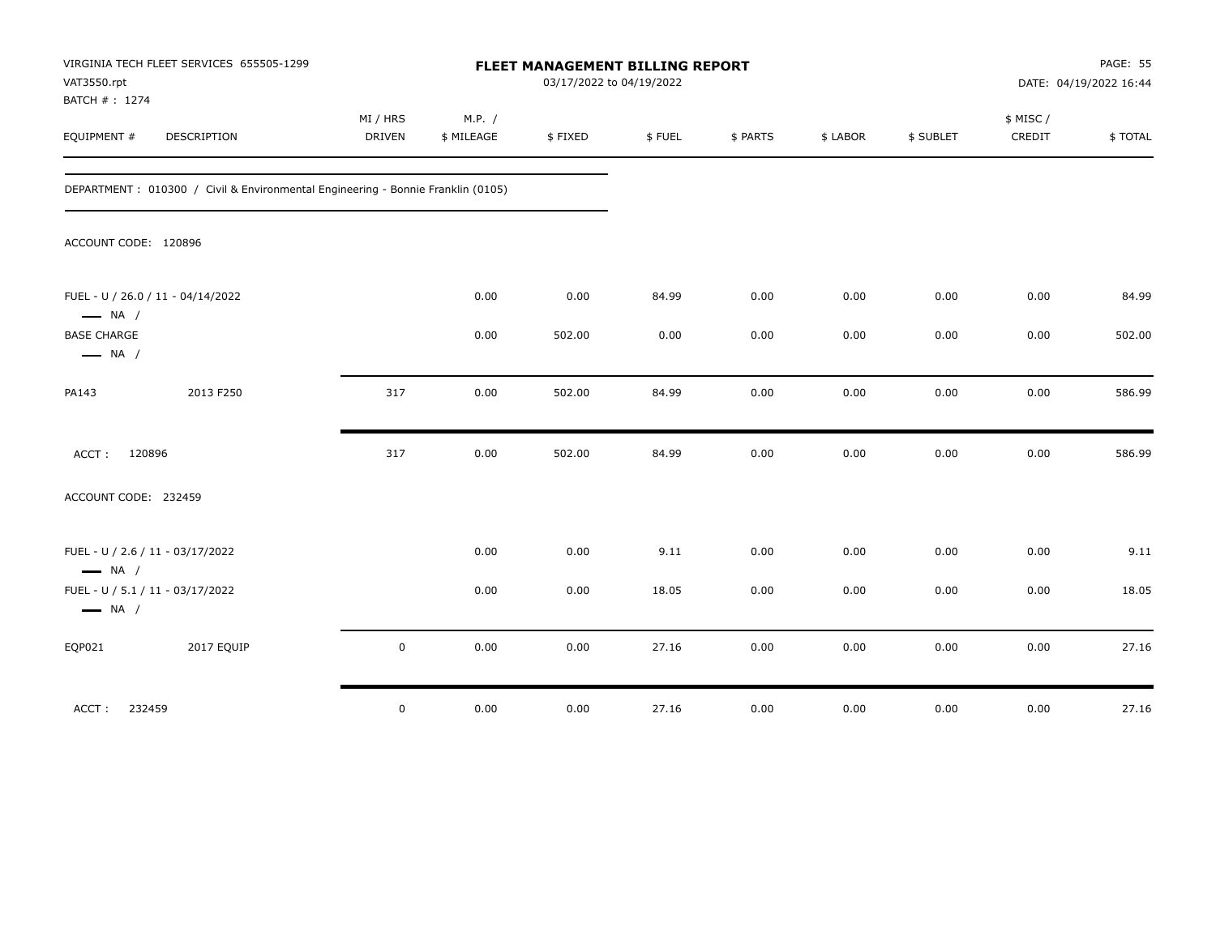VIRGINIA TECH FLEET SERVICES 655505-1299
VAT3550.rpt
BATCH # : 1274

# FLEET MANAGEMENT BILLING REPORT

03/17/2022 to 04/19/2022

DATE: 04/19/2022 16:44

DEPARTMENT : 010300 / Civil & Environmental Engineering - Bonnie Franklin (0105)

ACCOUNT CODE: 120896

| EQUIPMENT # | DESCRIPTION | MI / HRS DRIVEN | M.P. / $ MILEAGE | $ FIXED | $ FUEL | $ PARTS | $ LABOR | $ SUBLET | $ MISC / CREDIT | $ TOTAL |
|---|---|---|---|---|---|---|---|---|---|---|
| FUEL - U / 26.0 / 11 - 04/14/2022 —— NA / | | | 0.00 | 0.00 | 84.99 | 0.00 | 0.00 | 0.00 | 0.00 | 84.99 |
| BASE CHARGE —— NA / | | | 0.00 | 502.00 | 0.00 | 0.00 | 0.00 | 0.00 | 0.00 | 502.00 |
| PA143 | 2013 F250 | 317 | 0.00 | 502.00 | 84.99 | 0.00 | 0.00 | 0.00 | 0.00 | 586.99 |
| ACCT : 120896 | | 317 | 0.00 | 502.00 | 84.99 | 0.00 | 0.00 | 0.00 | 0.00 | 586.99 |

ACCOUNT CODE: 232459

| EQUIPMENT # | DESCRIPTION | MI / HRS DRIVEN | M.P. / $ MILEAGE | $ FIXED | $ FUEL | $ PARTS | $ LABOR | $ SUBLET | $ MISC / CREDIT | $ TOTAL |
|---|---|---|---|---|---|---|---|---|---|---|
| FUEL - U / 2.6 / 11 - 03/17/2022 —— NA / | | | 0.00 | 0.00 | 9.11 | 0.00 | 0.00 | 0.00 | 0.00 | 9.11 |
| FUEL - U / 5.1 / 11 - 03/17/2022 —— NA / | | | 0.00 | 0.00 | 18.05 | 0.00 | 0.00 | 0.00 | 0.00 | 18.05 |
| EQP021 | 2017 EQUIP | 0 | 0.00 | 0.00 | 27.16 | 0.00 | 0.00 | 0.00 | 0.00 | 27.16 |
| ACCT : 232459 | | 0 | 0.00 | 0.00 | 27.16 | 0.00 | 0.00 | 0.00 | 0.00 | 27.16 |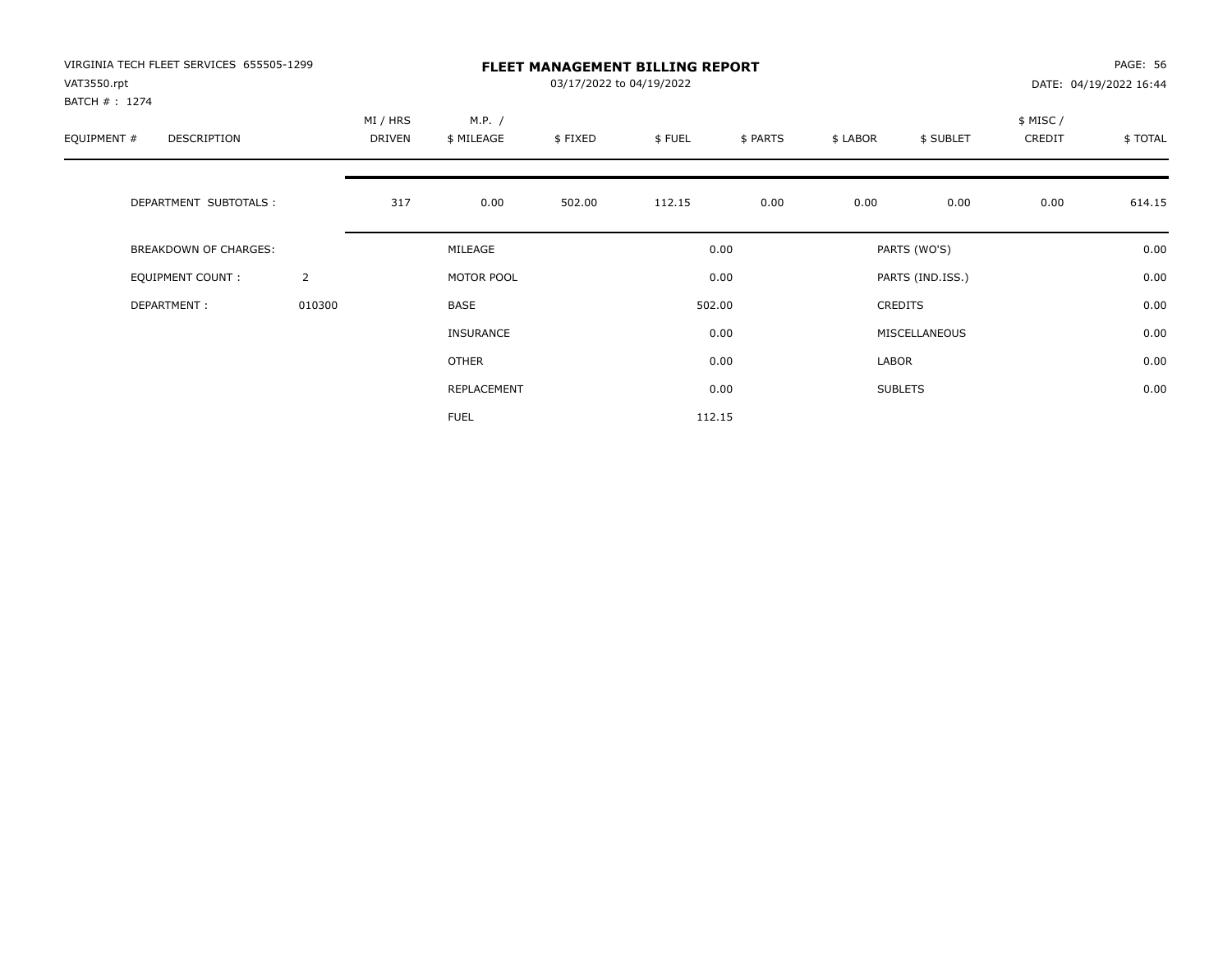VIRGINIA TECH FLEET SERVICES 655505-1299
VAT3550.rpt
BATCH # : 1274

# FLEET MANAGEMENT BILLING REPORT

03/17/2022 to 04/19/2022

PAGE: 56
DATE: 04/19/2022 16:44

| EQUIPMENT # | DESCRIPTION | MI / HRS DRIVEN | M.P. / $ MILEAGE | $ FIXED | $ FUEL | $ PARTS | $ LABOR | $ SUBLET | $ MISC / CREDIT | $ TOTAL |
|---|---|---|---|---|---|---|---|---|---|---|
| | DEPARTMENT SUBTOTALS : | 317 | 0.00 | 502.00 | 112.15 | 0.00 | 0.00 | 0.00 | 0.00 | 614.15 |

| | | | | | |
|---|---|---|---|---|---|
| BREAKDOWN OF CHARGES: | | MILEAGE | 0.00 | PARTS (WO'S) | 0.00 |
| EQUIPMENT COUNT : | 2 | MOTOR POOL | 0.00 | PARTS (IND.ISS.) | 0.00 |
| DEPARTMENT : | 010300 | BASE | 502.00 | CREDITS | 0.00 |
| | | INSURANCE | 0.00 | MISCELLANEOUS | 0.00 |
| | | OTHER | 0.00 | LABOR | 0.00 |
| | | REPLACEMENT | 0.00 | SUBLETS | 0.00 |
| | | FUEL | 112.15 | | |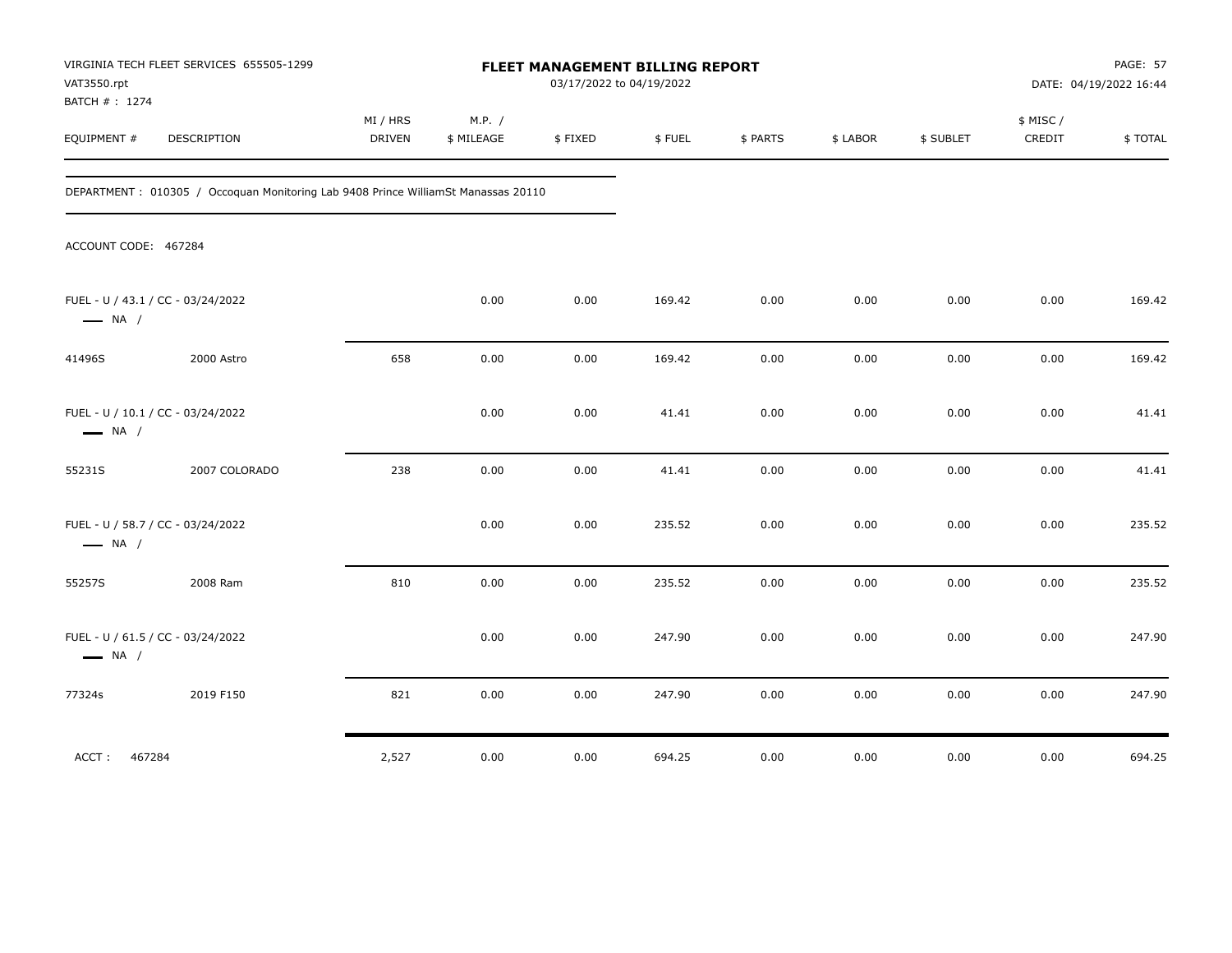VIRGINIA TECH FLEET SERVICES 655505-1299
VAT3550.rpt
BATCH # : 1274

# FLEET MANAGEMENT BILLING REPORT

03/17/2022 to 04/19/2022

DATE: 04/19/2022 16:44

DEPARTMENT : 010305 / Occoquan Monitoring Lab 9408 Prince WilliamSt Manassas 20110

ACCOUNT CODE: 467284

| EQUIPMENT # | DESCRIPTION | MI / HRS DRIVEN | M.P. / $ MILEAGE | $ FIXED | $ FUEL | $ PARTS | $ LABOR | $ SUBLET | $ MISC / CREDIT | $ TOTAL |
|---|---|---|---|---|---|---|---|---|---|---|
| FUEL - U / 43.1 / CC - 03/24/2022 — NA / | | | 0.00 | 0.00 | 169.42 | 0.00 | 0.00 | 0.00 | 0.00 | 169.42 |
| 41496S | 2000 Astro | 658 | 0.00 | 0.00 | 169.42 | 0.00 | 0.00 | 0.00 | 0.00 | 169.42 |
| FUEL - U / 10.1 / CC - 03/24/2022 — NA / | | | 0.00 | 0.00 | 41.41 | 0.00 | 0.00 | 0.00 | 0.00 | 41.41 |
| 55231S | 2007 COLORADO | 238 | 0.00 | 0.00 | 41.41 | 0.00 | 0.00 | 0.00 | 0.00 | 41.41 |
| FUEL - U / 58.7 / CC - 03/24/2022 — NA / | | | 0.00 | 0.00 | 235.52 | 0.00 | 0.00 | 0.00 | 0.00 | 235.52 |
| 55257S | 2008 Ram | 810 | 0.00 | 0.00 | 235.52 | 0.00 | 0.00 | 0.00 | 0.00 | 235.52 |
| FUEL - U / 61.5 / CC - 03/24/2022 — NA / | | | 0.00 | 0.00 | 247.90 | 0.00 | 0.00 | 0.00 | 0.00 | 247.90 |
| 77324s | 2019 F150 | 821 | 0.00 | 0.00 | 247.90 | 0.00 | 0.00 | 0.00 | 0.00 | 247.90 |
| ACCT : 467284 | | 2,527 | 0.00 | 0.00 | 694.25 | 0.00 | 0.00 | 0.00 | 0.00 | 694.25 |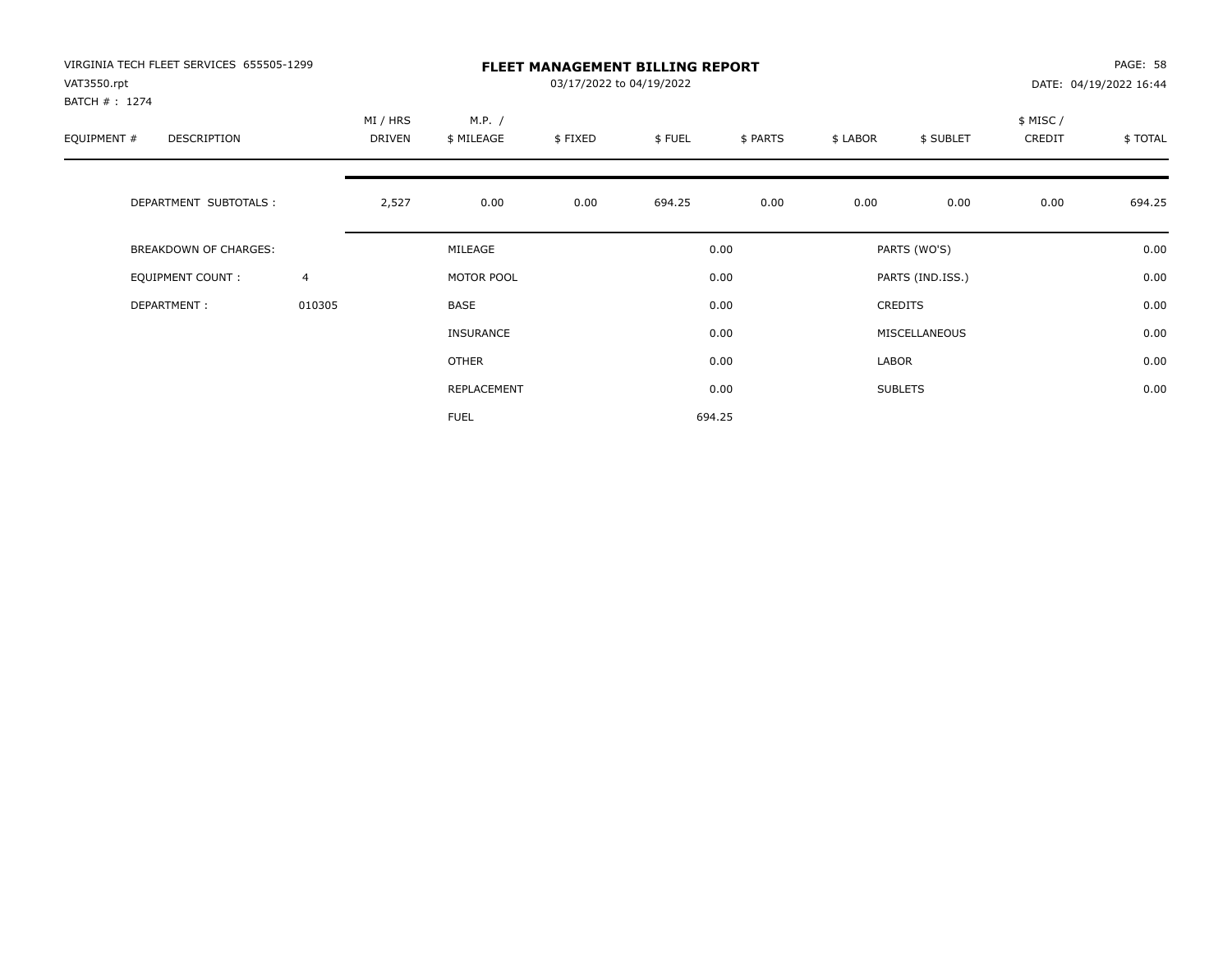VIRGINIA TECH FLEET SERVICES 655505-1299
VAT3550.rpt
BATCH # : 1274

# FLEET MANAGEMENT BILLING REPORT

03/17/2022 to 04/19/2022

PAGE: 58
DATE: 04/19/2022 16:44

| EQUIPMENT # | DESCRIPTION | MI / HRS DRIVEN | M.P. / $ MILEAGE | $ FIXED | $ FUEL | $ PARTS | $ LABOR | $ SUBLET | $ MISC / CREDIT | $ TOTAL |
|---|---|---|---|---|---|---|---|---|---|---|
| | DEPARTMENT SUBTOTALS : | 2,527 | 0.00 | 0.00 | 694.25 | 0.00 | 0.00 | 0.00 | 0.00 | 694.25 |

| | | | | | |
|---|---|---|---|---|---|
| BREAKDOWN OF CHARGES: | | MILEAGE | 0.00 | PARTS (WO'S) | 0.00 |
| EQUIPMENT COUNT : | 4 | MOTOR POOL | 0.00 | PARTS (IND.ISS.) | 0.00 |
| DEPARTMENT : | 010305 | BASE | 0.00 | CREDITS | 0.00 |
| | | INSURANCE | 0.00 | MISCELLANEOUS | 0.00 |
| | | OTHER | 0.00 | LABOR | 0.00 |
| | | REPLACEMENT | 0.00 | SUBLETS | 0.00 |
| | | FUEL | 694.25 | | |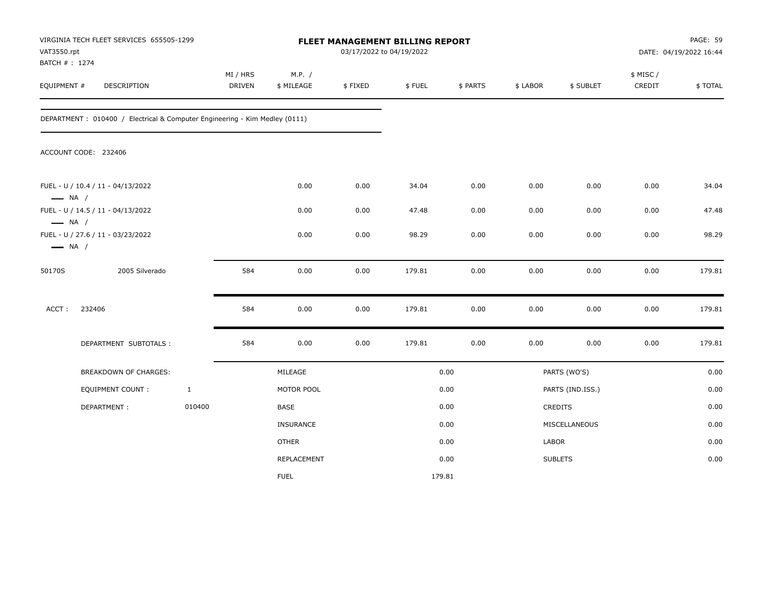VIRGINIA TECH FLEET SERVICES 655505-1299
VAT3550.rpt
BATCH # : 1274

# FLEET MANAGEMENT BILLING REPORT

03/17/2022 to 04/19/2022

DATE: 04/19/2022 16:44

| EQUIPMENT # | DESCRIPTION | MI / HRS DRIVEN | M.P. / $ MILEAGE | $ FIXED | $ FUEL | $ PARTS | $ LABOR | $ SUBLET | $ MISC / CREDIT | $ TOTAL |
|---|---|---|---|---|---|---|---|---|---|---|

DEPARTMENT : 010400 / Electrical & Computer Engineering - Kim Medley (0111)

ACCOUNT CODE: 232406

| EQUIPMENT # | DESCRIPTION | MI / HRS DRIVEN | M.P. / $ MILEAGE | $ FIXED | $ FUEL | $ PARTS | $ LABOR | $ SUBLET | $ MISC / CREDIT | $ TOTAL |
|---|---|---|---|---|---|---|---|---|---|---|
| FUEL - U / 10.4 / 11 - 04/13/2022 — NA / | | | 0.00 | 0.00 | 34.04 | 0.00 | 0.00 | 0.00 | 0.00 | 34.04 |
| FUEL - U / 14.5 / 11 - 04/13/2022 — NA / | | | 0.00 | 0.00 | 47.48 | 0.00 | 0.00 | 0.00 | 0.00 | 47.48 |
| FUEL - U / 27.6 / 11 - 03/23/2022 — NA / | | | 0.00 | 0.00 | 98.29 | 0.00 | 0.00 | 0.00 | 0.00 | 98.29 |
| 50170S | 2005 Silverado | 584 | 0.00 | 0.00 | 179.81 | 0.00 | 0.00 | 0.00 | 0.00 | 179.81 |
| ACCT : | 232406 | 584 | 0.00 | 0.00 | 179.81 | 0.00 | 0.00 | 0.00 | 0.00 | 179.81 |
| | DEPARTMENT SUBTOTALS : | 584 | 0.00 | 0.00 | 179.81 | 0.00 | 0.00 | 0.00 | 0.00 | 179.81 |

| | | | | | |
|---|---|---|---|---|---|
| BREAKDOWN OF CHARGES: | | MILEAGE | 0.00 | PARTS (WO'S) | 0.00 |
| EQUIPMENT COUNT : | 1 | MOTOR POOL | 0.00 | PARTS (IND.ISS.) | 0.00 |
| DEPARTMENT : | 010400 | BASE | 0.00 | CREDITS | 0.00 |
| | | INSURANCE | 0.00 | MISCELLANEOUS | 0.00 |
| | | OTHER | 0.00 | LABOR | 0.00 |
| | | REPLACEMENT | 0.00 | SUBLETS | 0.00 |
| | | FUEL | 179.81 | | |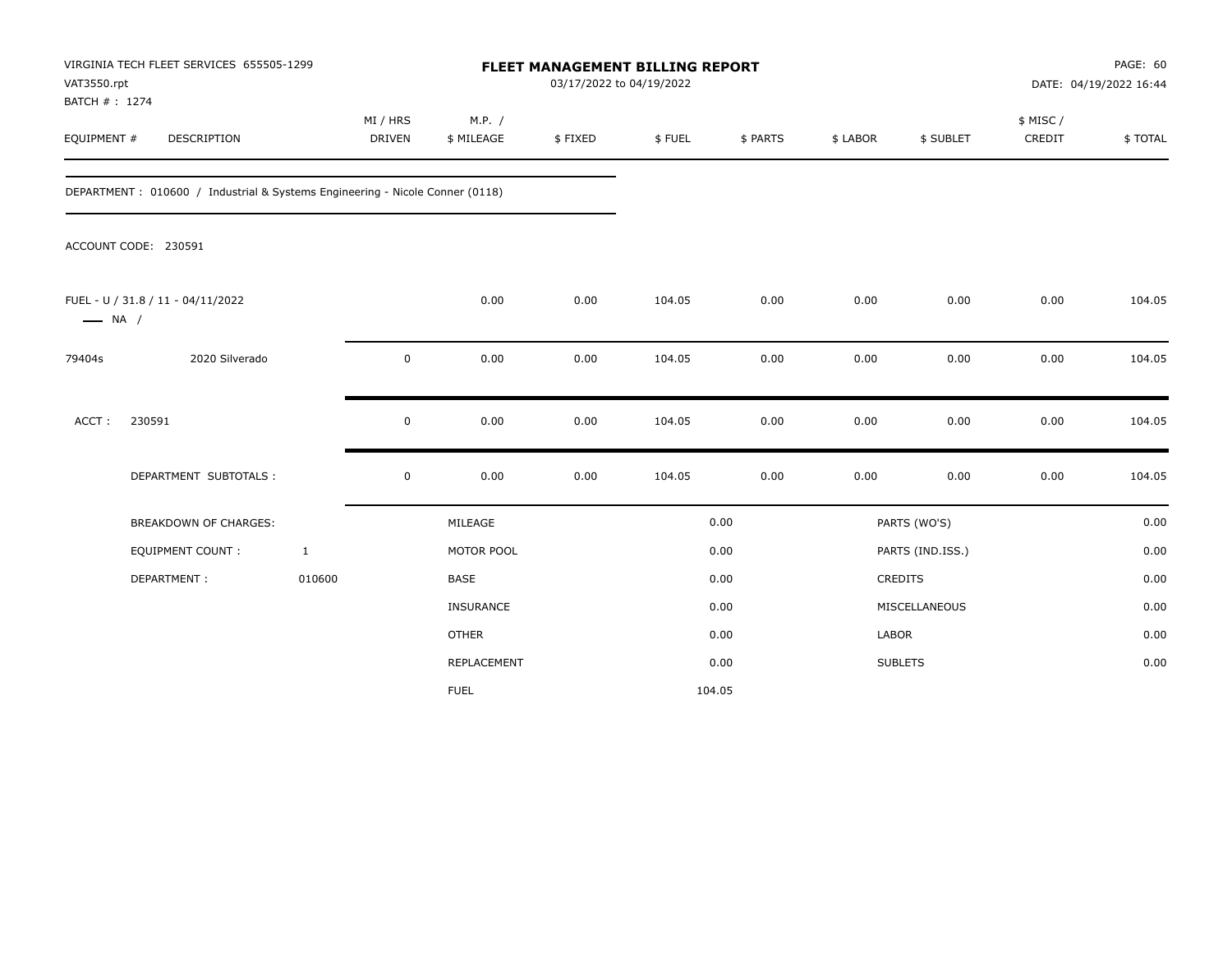VIRGINIA TECH FLEET SERVICES 655505-1299
VAT3550.rpt
BATCH # : 1274

**FLEET MANAGEMENT BILLING REPORT**
03/17/2022 to 04/19/2022

DATE: 04/19/2022 16:44

| EQUIPMENT # | DESCRIPTION | MI / HRS DRIVEN | M.P. / $ MILEAGE | $ FIXED | $ FUEL | $ PARTS | $ LABOR | $ SUBLET | $ MISC / CREDIT | $ TOTAL |
|---|---|---|---|---|---|---|---|---|---|---|

DEPARTMENT : 010600 / Industrial & Systems Engineering - Nicole Conner (0118)

ACCOUNT CODE: 230591

| EQUIPMENT # | DESCRIPTION | MI / HRS DRIVEN | M.P. / $ MILEAGE | $ FIXED | $ FUEL | $ PARTS | $ LABOR | $ SUBLET | $ MISC / CREDIT | $ TOTAL |
|---|---|---|---|---|---|---|---|---|---|---|
| FUEL - U / 31.8 / 11 - 04/11/2022 —— NA / | | | 0.00 | 0.00 | 104.05 | 0.00 | 0.00 | 0.00 | 0.00 | 104.05 |
| 79404s | 2020 Silverado | 0 | 0.00 | 0.00 | 104.05 | 0.00 | 0.00 | 0.00 | 0.00 | 104.05 |
| ACCT : | 230591 | 0 | 0.00 | 0.00 | 104.05 | 0.00 | 0.00 | 0.00 | 0.00 | 104.05 |
| | DEPARTMENT SUBTOTALS : | 0 | 0.00 | 0.00 | 104.05 | 0.00 | 0.00 | 0.00 | 0.00 | 104.05 |

| | | | | | |
|---|---|---|---|---|---|
| BREAKDOWN OF CHARGES: | | MILEAGE | 0.00 | PARTS (WO'S) | 0.00 |
| EQUIPMENT COUNT : | 1 | MOTOR POOL | 0.00 | PARTS (IND.ISS.) | 0.00 |
| DEPARTMENT : | 010600 | BASE | 0.00 | CREDITS | 0.00 |
| | | INSURANCE | 0.00 | MISCELLANEOUS | 0.00 |
| | | OTHER | 0.00 | LABOR | 0.00 |
| | | REPLACEMENT | 0.00 | SUBLETS | 0.00 |
| | | FUEL | 104.05 | | |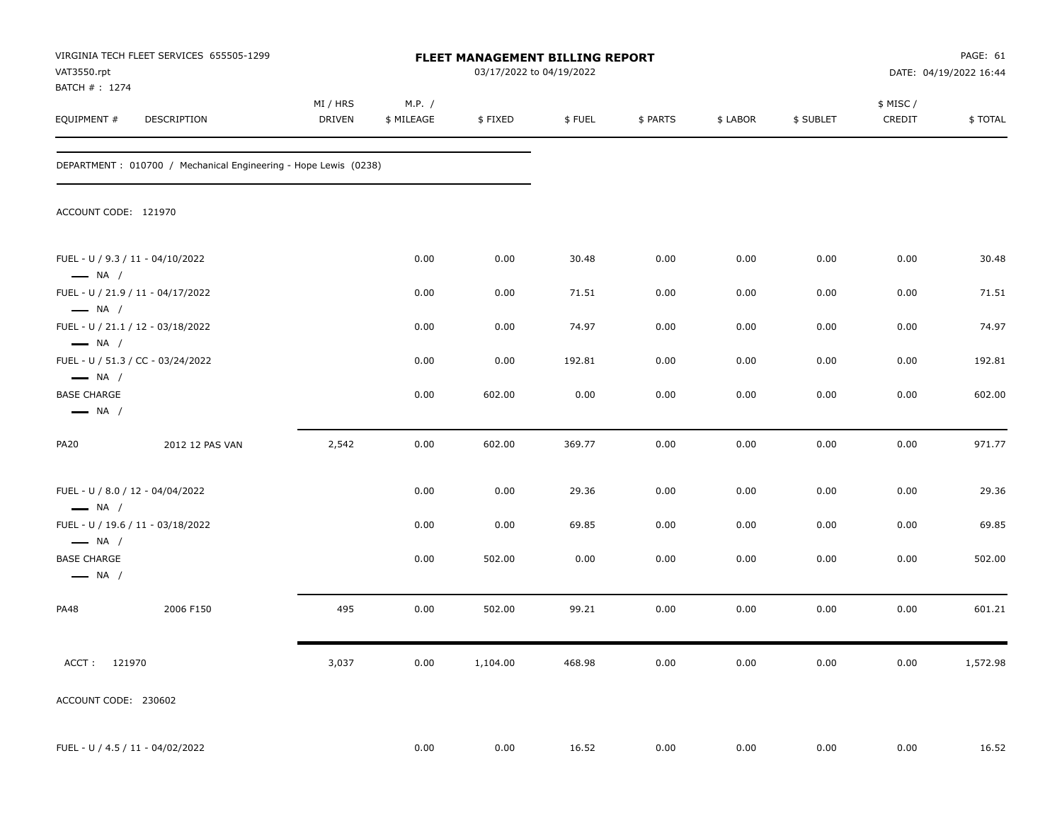VIRGINIA TECH FLEET SERVICES 655505-1299
VAT3550.rpt
BATCH # : 1274

**FLEET MANAGEMENT BILLING REPORT**
03/17/2022 to 04/19/2022

DATE: 04/19/2022 16:44

DEPARTMENT : 010700 / Mechanical Engineering - Hope Lewis (0238)

ACCOUNT CODE: 121970

| EQUIPMENT # | DESCRIPTION | MI / HRS DRIVEN | M.P. / $ MILEAGE | $ FIXED | $ FUEL | $ PARTS | $ LABOR | $ SUBLET | $ MISC / CREDIT | $ TOTAL |
|---|---|---|---|---|---|---|---|---|---|---|
| FUEL - U / 9.3 / 11 - 04/10/2022 — NA / | | | 0.00 | 0.00 | 30.48 | 0.00 | 0.00 | 0.00 | 0.00 | 30.48 |
| FUEL - U / 21.9 / 11 - 04/17/2022 — NA / | | | 0.00 | 0.00 | 71.51 | 0.00 | 0.00 | 0.00 | 0.00 | 71.51 |
| FUEL - U / 21.1 / 12 - 03/18/2022 — NA / | | | 0.00 | 0.00 | 74.97 | 0.00 | 0.00 | 0.00 | 0.00 | 74.97 |
| FUEL - U / 51.3 / CC - 03/24/2022 — NA / | | | 0.00 | 0.00 | 192.81 | 0.00 | 0.00 | 0.00 | 0.00 | 192.81 |
| BASE CHARGE — NA / | | | 0.00 | 602.00 | 0.00 | 0.00 | 0.00 | 0.00 | 0.00 | 602.00 |
| PA20 | 2012 12 PAS VAN | 2,542 | 0.00 | 602.00 | 369.77 | 0.00 | 0.00 | 0.00 | 0.00 | 971.77 |
| FUEL - U / 8.0 / 12 - 04/04/2022 — NA / | | | 0.00 | 0.00 | 29.36 | 0.00 | 0.00 | 0.00 | 0.00 | 29.36 |
| FUEL - U / 19.6 / 11 - 03/18/2022 — NA / | | | 0.00 | 0.00 | 69.85 | 0.00 | 0.00 | 0.00 | 0.00 | 69.85 |
| BASE CHARGE — NA / | | | 0.00 | 502.00 | 0.00 | 0.00 | 0.00 | 0.00 | 0.00 | 502.00 |
| PA48 | 2006 F150 | 495 | 0.00 | 502.00 | 99.21 | 0.00 | 0.00 | 0.00 | 0.00 | 601.21 |
| ACCT : 121970 | | 3,037 | 0.00 | 1,104.00 | 468.98 | 0.00 | 0.00 | 0.00 | 0.00 | 1,572.98 |

ACCOUNT CODE: 230602

| EQUIPMENT # | DESCRIPTION | MI / HRS DRIVEN | M.P. / $ MILEAGE | $ FIXED | $ FUEL | $ PARTS | $ LABOR | $ SUBLET | $ MISC / CREDIT | $ TOTAL |
|---|---|---|---|---|---|---|---|---|---|---|
| FUEL - U / 4.5 / 11 - 04/02/2022 | | | 0.00 | 0.00 | 16.52 | 0.00 | 0.00 | 0.00 | 0.00 | 16.52 |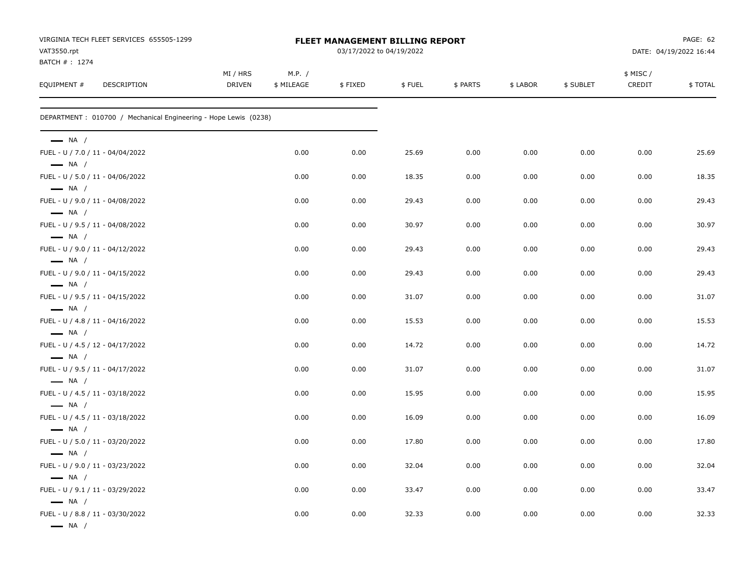VIRGINIA TECH FLEET SERVICES 655505-1299
VAT3550.rpt
BATCH # : 1274

**FLEET MANAGEMENT BILLING REPORT**
03/17/2022 to 04/19/2022

DATE: 04/19/2022 16:44

| EQUIPMENT # | DESCRIPTION | MI / HRS DRIVEN | M.P. / $ MILEAGE | $ FIXED | $ FUEL | $ PARTS | $ LABOR | $ SUBLET | $ MISC / CREDIT | $ TOTAL |
|---|---|---|---|---|---|---|---|---|---|---|
| DEPARTMENT : 010700 / Mechanical Engineering - Hope Lewis (0238) | | | | | | | | | | |
| NA / | | | | | | | | | | |
| FUEL - U / 7.0 / 11 - 04/04/2022 | | | 0.00 | 0.00 | 25.69 | 0.00 | 0.00 | 0.00 | 0.00 | 25.69 |
| NA / | | | | | | | | | | |
| FUEL - U / 5.0 / 11 - 04/06/2022 | | | 0.00 | 0.00 | 18.35 | 0.00 | 0.00 | 0.00 | 0.00 | 18.35 |
| NA / | | | | | | | | | | |
| FUEL - U / 9.0 / 11 - 04/08/2022 | | | 0.00 | 0.00 | 29.43 | 0.00 | 0.00 | 0.00 | 0.00 | 29.43 |
| NA / | | | | | | | | | | |
| FUEL - U / 9.5 / 11 - 04/08/2022 | | | 0.00 | 0.00 | 30.97 | 0.00 | 0.00 | 0.00 | 0.00 | 30.97 |
| NA / | | | | | | | | | | |
| FUEL - U / 9.0 / 11 - 04/12/2022 | | | 0.00 | 0.00 | 29.43 | 0.00 | 0.00 | 0.00 | 0.00 | 29.43 |
| NA / | | | | | | | | | | |
| FUEL - U / 9.0 / 11 - 04/15/2022 | | | 0.00 | 0.00 | 29.43 | 0.00 | 0.00 | 0.00 | 0.00 | 29.43 |
| NA / | | | | | | | | | | |
| FUEL - U / 9.5 / 11 - 04/15/2022 | | | 0.00 | 0.00 | 31.07 | 0.00 | 0.00 | 0.00 | 0.00 | 31.07 |
| NA / | | | | | | | | | | |
| FUEL - U / 4.8 / 11 - 04/16/2022 | | | 0.00 | 0.00 | 15.53 | 0.00 | 0.00 | 0.00 | 0.00 | 15.53 |
| NA / | | | | | | | | | | |
| FUEL - U / 4.5 / 12 - 04/17/2022 | | | 0.00 | 0.00 | 14.72 | 0.00 | 0.00 | 0.00 | 0.00 | 14.72 |
| NA / | | | | | | | | | | |
| FUEL - U / 9.5 / 11 - 04/17/2022 | | | 0.00 | 0.00 | 31.07 | 0.00 | 0.00 | 0.00 | 0.00 | 31.07 |
| NA / | | | | | | | | | | |
| FUEL - U / 4.5 / 11 - 03/18/2022 | | | 0.00 | 0.00 | 15.95 | 0.00 | 0.00 | 0.00 | 0.00 | 15.95 |
| NA / | | | | | | | | | | |
| FUEL - U / 4.5 / 11 - 03/18/2022 | | | 0.00 | 0.00 | 16.09 | 0.00 | 0.00 | 0.00 | 0.00 | 16.09 |
| NA / | | | | | | | | | | |
| FUEL - U / 5.0 / 11 - 03/20/2022 | | | 0.00 | 0.00 | 17.80 | 0.00 | 0.00 | 0.00 | 0.00 | 17.80 |
| NA / | | | | | | | | | | |
| FUEL - U / 9.0 / 11 - 03/23/2022 | | | 0.00 | 0.00 | 32.04 | 0.00 | 0.00 | 0.00 | 0.00 | 32.04 |
| NA / | | | | | | | | | | |
| FUEL - U / 9.1 / 11 - 03/29/2022 | | | 0.00 | 0.00 | 33.47 | 0.00 | 0.00 | 0.00 | 0.00 | 33.47 |
| NA / | | | | | | | | | | |
| FUEL - U / 8.8 / 11 - 03/30/2022 | | | 0.00 | 0.00 | 32.33 | 0.00 | 0.00 | 0.00 | 0.00 | 32.33 |
| NA / | | | | | | | | | | |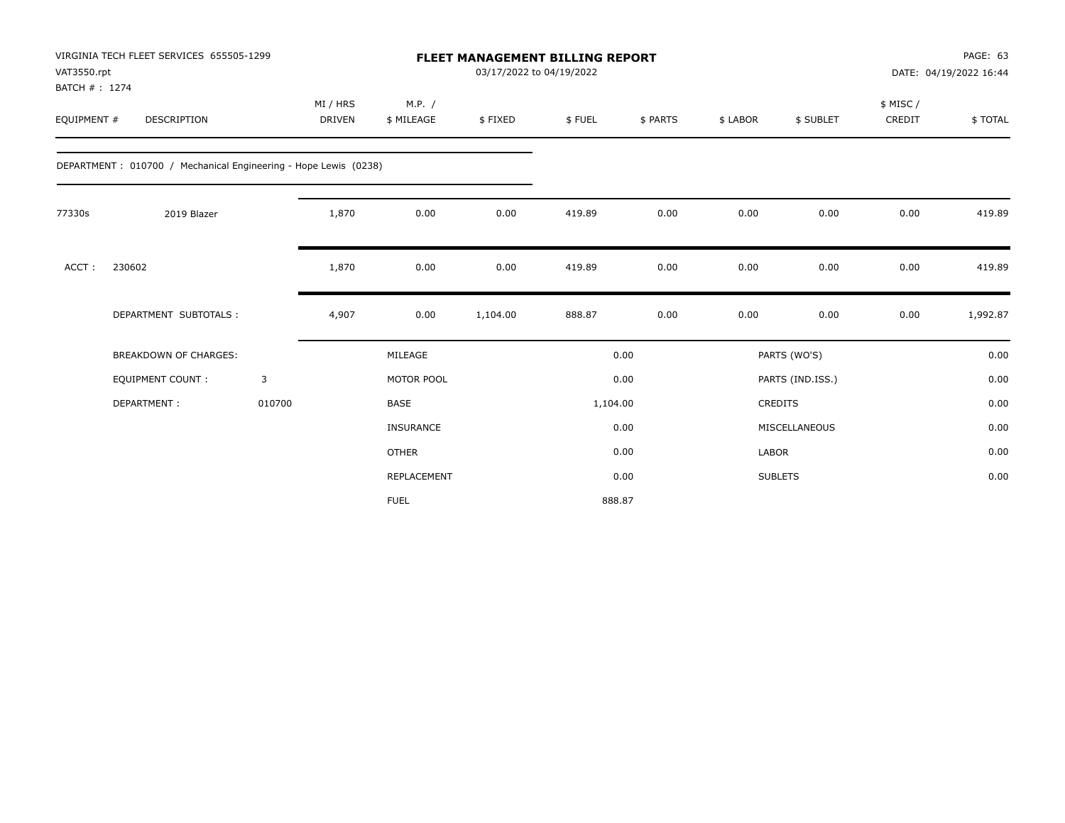VIRGINIA TECH FLEET SERVICES 655505-1299
VAT3550.rpt
BATCH # : 1274

# FLEET MANAGEMENT BILLING REPORT

03/17/2022 to 04/19/2022

DATE: 04/19/2022 16:44

| EQUIPMENT # | DESCRIPTION | MI / HRS DRIVEN | M.P. / $ MILEAGE | $ FIXED | $ FUEL | $ PARTS | $ LABOR | $ SUBLET | $ MISC / CREDIT | $ TOTAL |
|---|---|---|---|---|---|---|---|---|---|---|

DEPARTMENT : 010700 / Mechanical Engineering - Hope Lewis (0238)

| EQUIPMENT # | DESCRIPTION | MI / HRS DRIVEN | M.P. / $ MILEAGE | $ FIXED | $ FUEL | $ PARTS | $ LABOR | $ SUBLET | $ MISC / CREDIT | $ TOTAL |
|---|---|---|---|---|---|---|---|---|---|---|
| 77330s | 2019 Blazer | 1,870 | 0.00 | 0.00 | 419.89 | 0.00 | 0.00 | 0.00 | 0.00 | 419.89 |
| ACCT : | 230602 | 1,870 | 0.00 | 0.00 | 419.89 | 0.00 | 0.00 | 0.00 | 0.00 | 419.89 |
| | DEPARTMENT SUBTOTALS : | 4,907 | 0.00 | 1,104.00 | 888.87 | 0.00 | 0.00 | 0.00 | 0.00 | 1,992.87 |

| | | | | | |
|---|---|---|---|---|---|
| BREAKDOWN OF CHARGES: | | MILEAGE | 0.00 | PARTS (WO'S) | 0.00 |
| EQUIPMENT COUNT : | 3 | MOTOR POOL | 0.00 | PARTS (IND.ISS.) | 0.00 |
| DEPARTMENT : | 010700 | BASE | 1,104.00 | CREDITS | 0.00 |
| | | INSURANCE | 0.00 | MISCELLANEOUS | 0.00 |
| | | OTHER | 0.00 | LABOR | 0.00 |
| | | REPLACEMENT | 0.00 | SUBLETS | 0.00 |
| | | FUEL | 888.87 | | |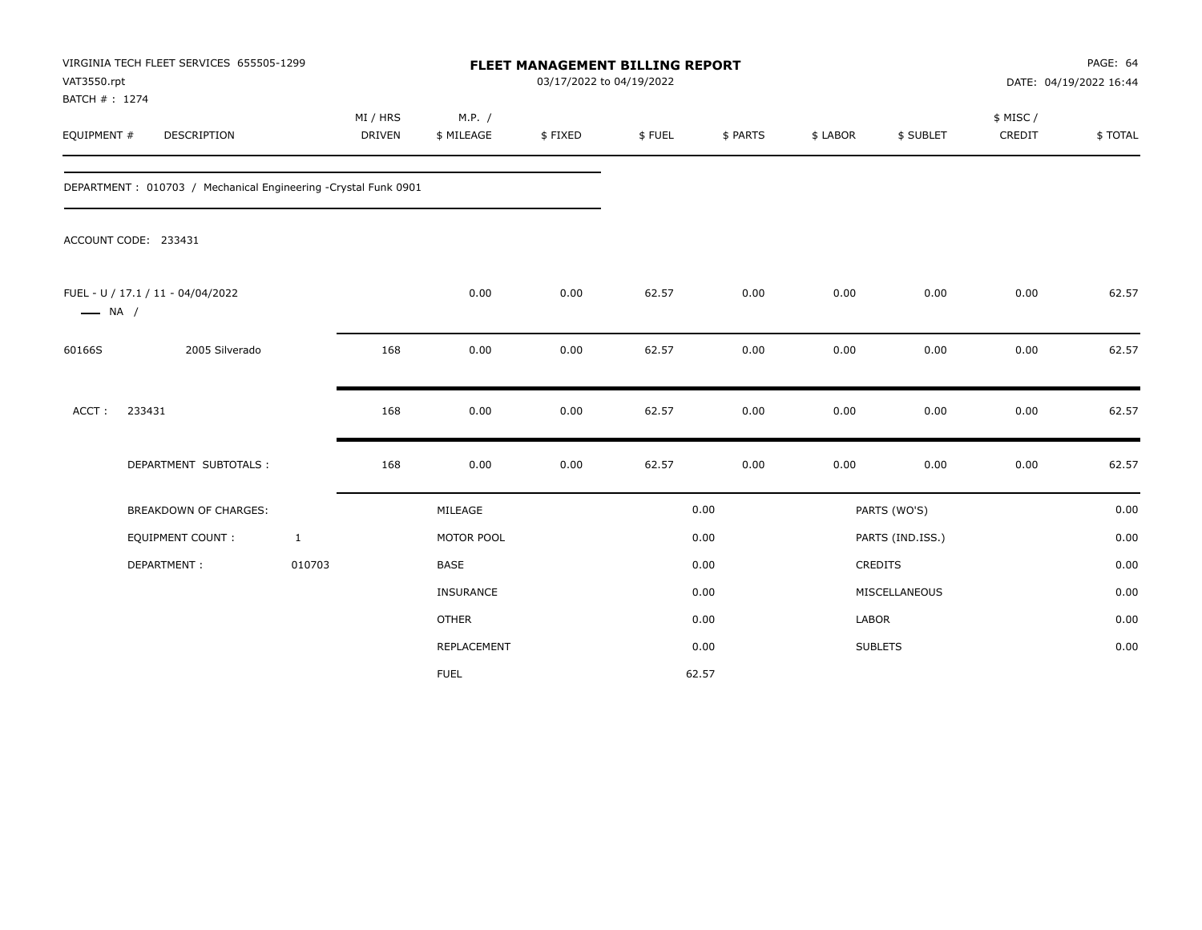VIRGINIA TECH FLEET SERVICES 655505-1299
VAT3550.rpt
BATCH # : 1274

**FLEET MANAGEMENT BILLING REPORT**
03/17/2022 to 04/19/2022

DATE: 04/19/2022 16:44

| EQUIPMENT # | DESCRIPTION | MI / HRS DRIVEN | M.P. / $ MILEAGE | $ FIXED | $ FUEL | $ PARTS | $ LABOR | $ SUBLET | $ MISC / CREDIT | $ TOTAL |
|---|---|---|---|---|---|---|---|---|---|---|

DEPARTMENT : 010703 / Mechanical Engineering -Crystal Funk 0901

ACCOUNT CODE: 233431

| EQUIPMENT # | DESCRIPTION | MI / HRS DRIVEN | M.P. / $ MILEAGE | $ FIXED | $ FUEL | $ PARTS | $ LABOR | $ SUBLET | $ MISC / CREDIT | $ TOTAL |
|---|---|---|---|---|---|---|---|---|---|---|
| FUEL - U / 17.1 / 11 - 04/04/2022 —— NA / | | | 0.00 | 0.00 | 62.57 | 0.00 | 0.00 | 0.00 | 0.00 | 62.57 |
| 60166S | 2005 Silverado | 168 | 0.00 | 0.00 | 62.57 | 0.00 | 0.00 | 0.00 | 0.00 | 62.57 |
| ACCT : | 233431 | 168 | 0.00 | 0.00 | 62.57 | 0.00 | 0.00 | 0.00 | 0.00 | 62.57 |
| | DEPARTMENT SUBTOTALS : | 168 | 0.00 | 0.00 | 62.57 | 0.00 | 0.00 | 0.00 | 0.00 | 62.57 |

| | | | | | |
|---|---|---|---|---|---|
| BREAKDOWN OF CHARGES: | | MILEAGE | 0.00 | PARTS (WO'S) | 0.00 |
| EQUIPMENT COUNT : | 1 | MOTOR POOL | 0.00 | PARTS (IND.ISS.) | 0.00 |
| DEPARTMENT : | 010703 | BASE | 0.00 | CREDITS | 0.00 |
| | | INSURANCE | 0.00 | MISCELLANEOUS | 0.00 |
| | | OTHER | 0.00 | LABOR | 0.00 |
| | | REPLACEMENT | 0.00 | SUBLETS | 0.00 |
| | | FUEL | 62.57 | | |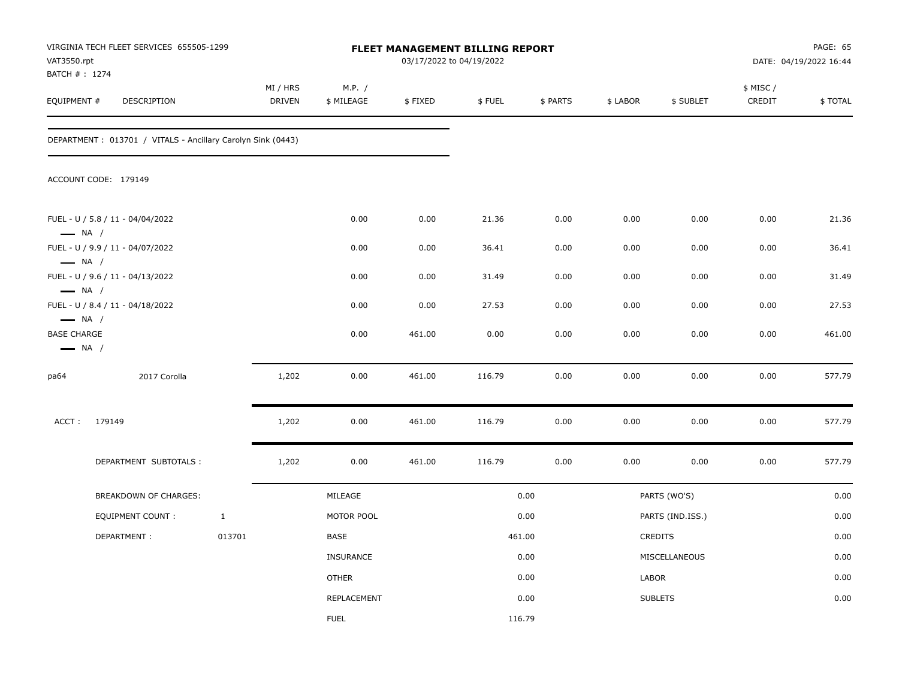VIRGINIA TECH FLEET SERVICES 655505-1299
VAT3550.rpt
BATCH # : 1274

# FLEET MANAGEMENT BILLING REPORT

03/17/2022 to 04/19/2022

PAGE: 65
DATE: 04/19/2022 16:44

DEPARTMENT : 013701 / VITALS - Ancillary Carolyn Sink (0443)

ACCOUNT CODE: 179149

| EQUIPMENT # | DESCRIPTION | MI / HRS DRIVEN | M.P. / $ MILEAGE | $ FIXED | $ FUEL | $ PARTS | $ LABOR | $ SUBLET | $ MISC / CREDIT | $ TOTAL |
|---|---|---|---|---|---|---|---|---|---|---|
| FUEL - U / 5.8 / 11 - 04/04/2022 — NA / | | | 0.00 | 0.00 | 21.36 | 0.00 | 0.00 | 0.00 | 0.00 | 21.36 |
| FUEL - U / 9.9 / 11 - 04/07/2022 — NA / | | | 0.00 | 0.00 | 36.41 | 0.00 | 0.00 | 0.00 | 0.00 | 36.41 |
| FUEL - U / 9.6 / 11 - 04/13/2022 — NA / | | | 0.00 | 0.00 | 31.49 | 0.00 | 0.00 | 0.00 | 0.00 | 31.49 |
| FUEL - U / 8.4 / 11 - 04/18/2022 — NA / | | | 0.00 | 0.00 | 27.53 | 0.00 | 0.00 | 0.00 | 0.00 | 27.53 |
| BASE CHARGE — NA / | | | 0.00 | 461.00 | 0.00 | 0.00 | 0.00 | 0.00 | 0.00 | 461.00 |
| pa64 | 2017 Corolla | 1,202 | 0.00 | 461.00 | 116.79 | 0.00 | 0.00 | 0.00 | 0.00 | 577.79 |
| ACCT : | 179149 | 1,202 | 0.00 | 461.00 | 116.79 | 0.00 | 0.00 | 0.00 | 0.00 | 577.79 |
| | DEPARTMENT SUBTOTALS : | 1,202 | 0.00 | 461.00 | 116.79 | 0.00 | 0.00 | 0.00 | 0.00 | 577.79 |

| | | | | | |
|---|---|---|---|---|---|
| BREAKDOWN OF CHARGES: | | MILEAGE | 0.00 | PARTS (WO'S) | 0.00 |
| EQUIPMENT COUNT : | 1 | MOTOR POOL | 0.00 | PARTS (IND.ISS.) | 0.00 |
| DEPARTMENT : | 013701 | BASE | 461.00 | CREDITS | 0.00 |
| | | INSURANCE | 0.00 | MISCELLANEOUS | 0.00 |
| | | OTHER | 0.00 | LABOR | 0.00 |
| | | REPLACEMENT | 0.00 | SUBLETS | 0.00 |
| | | FUEL | 116.79 | | |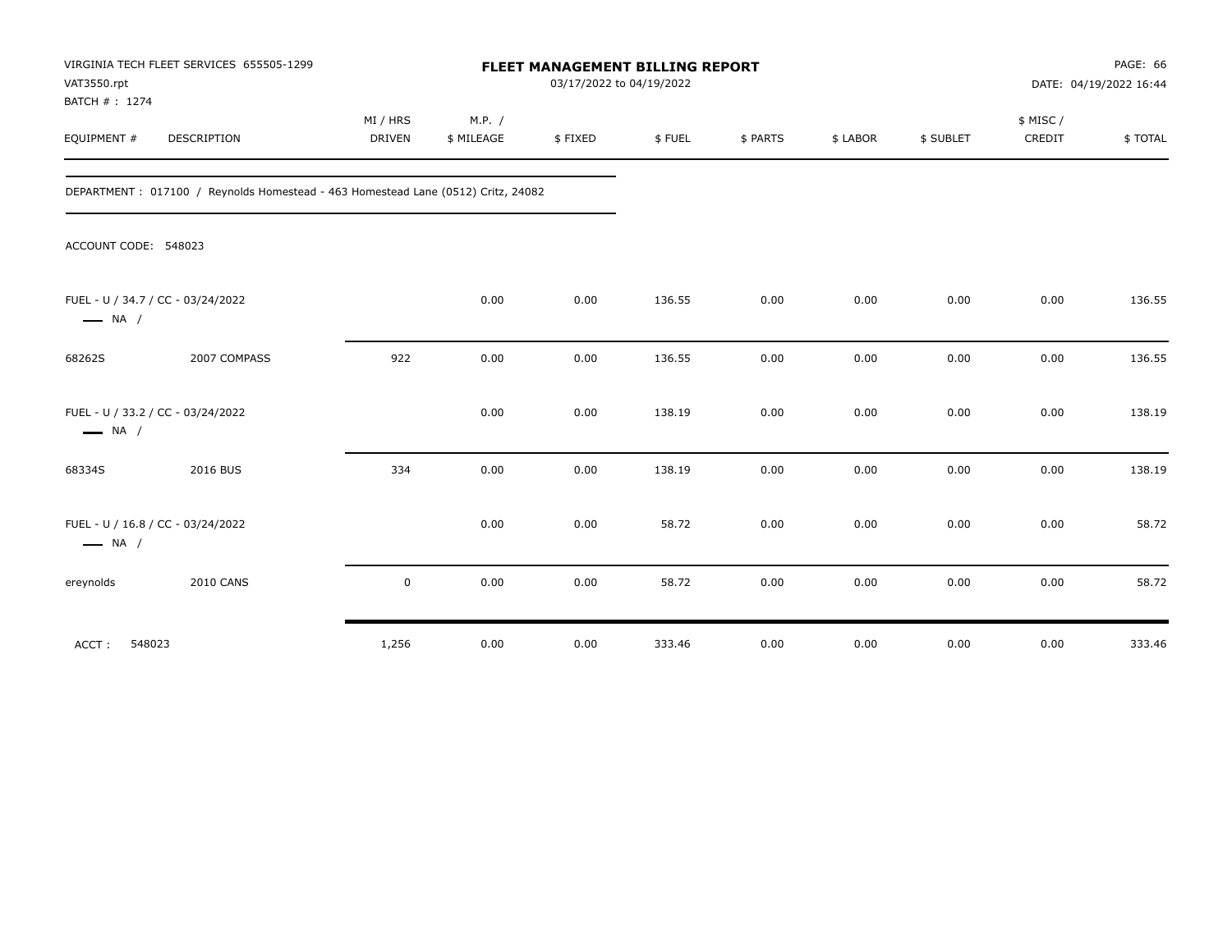VIRGINIA TECH FLEET SERVICES 655505-1299
VAT3550.rpt
BATCH # : 1274

**FLEET MANAGEMENT BILLING REPORT**
03/17/2022 to 04/19/2022

DATE: 04/19/2022 16:44

DEPARTMENT : 017100 / Reynolds Homestead - 463 Homestead Lane (0512) Critz, 24082

ACCOUNT CODE: 548023

| EQUIPMENT # | DESCRIPTION | MI / HRS DRIVEN | M.P. / $ MILEAGE | $ FIXED | $ FUEL | $ PARTS | $ LABOR | $ SUBLET | $ MISC / CREDIT | $ TOTAL |
|---|---|---|---|---|---|---|---|---|---|---|
| FUEL - U / 34.7 / CC - 03/24/2022 — NA / | | | 0.00 | 0.00 | 136.55 | 0.00 | 0.00 | 0.00 | 0.00 | 136.55 |
| 68262S | 2007 COMPASS | 922 | 0.00 | 0.00 | 136.55 | 0.00 | 0.00 | 0.00 | 0.00 | 136.55 |
| FUEL - U / 33.2 / CC - 03/24/2022 — NA / | | | 0.00 | 0.00 | 138.19 | 0.00 | 0.00 | 0.00 | 0.00 | 138.19 |
| 68334S | 2016 BUS | 334 | 0.00 | 0.00 | 138.19 | 0.00 | 0.00 | 0.00 | 0.00 | 138.19 |
| FUEL - U / 16.8 / CC - 03/24/2022 — NA / | | | 0.00 | 0.00 | 58.72 | 0.00 | 0.00 | 0.00 | 0.00 | 58.72 |
| ereynolds | 2010 CANS | 0 | 0.00 | 0.00 | 58.72 | 0.00 | 0.00 | 0.00 | 0.00 | 58.72 |
| ACCT : 548023 | | 1,256 | 0.00 | 0.00 | 333.46 | 0.00 | 0.00 | 0.00 | 0.00 | 333.46 |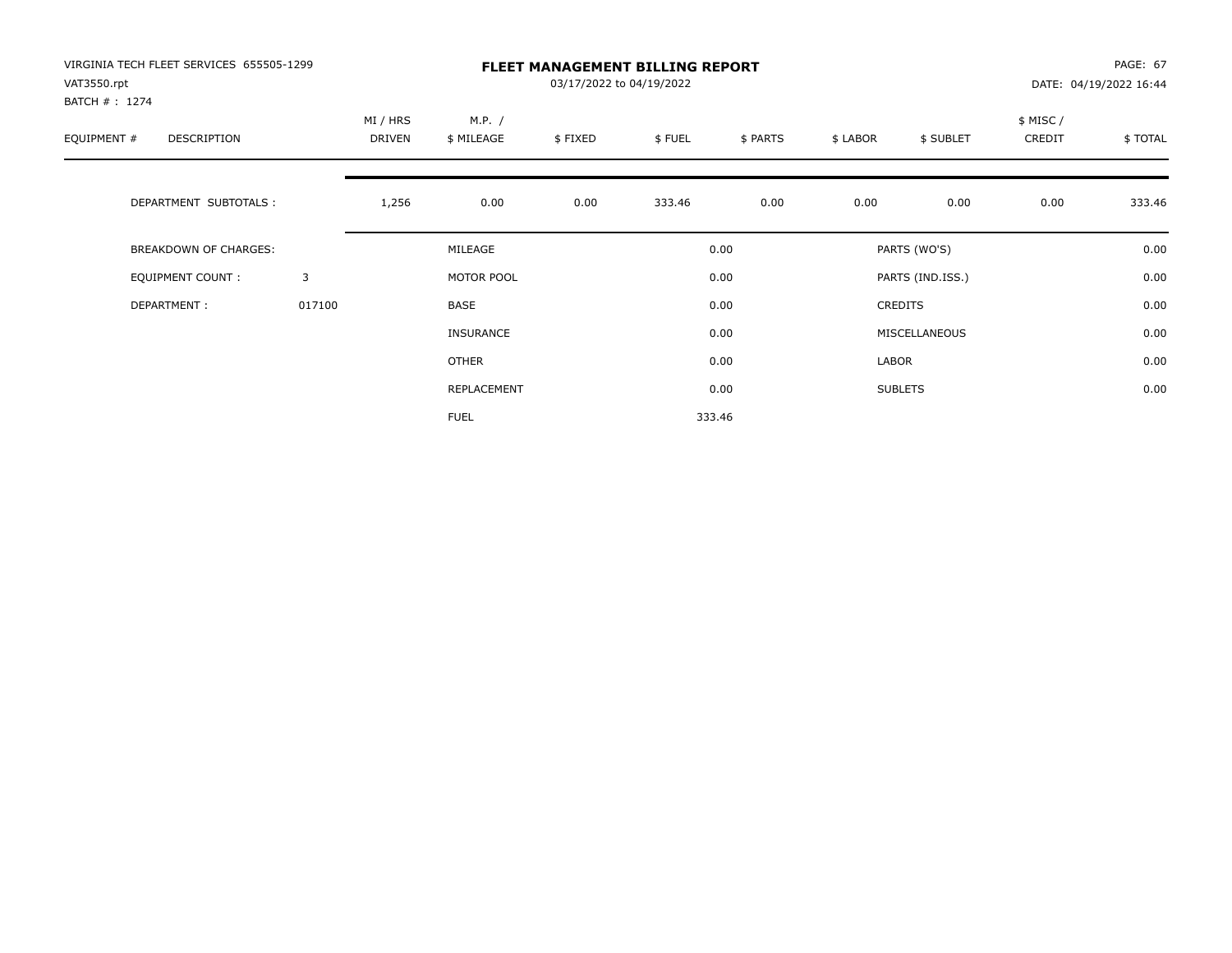VIRGINIA TECH FLEET SERVICES 655505-1299
VAT3550.rpt
BATCH # : 1274

# FLEET MANAGEMENT BILLING REPORT

03/17/2022 to 04/19/2022

DATE: 04/19/2022 16:44

| EQUIPMENT # | DESCRIPTION | MI / HRS DRIVEN | M.P. / $ MILEAGE | $ FIXED | $ FUEL | $ PARTS | $ LABOR | $ SUBLET | $ MISC / CREDIT | $ TOTAL |
|---|---|---|---|---|---|---|---|---|---|---|
| | DEPARTMENT SUBTOTALS : | 1,256 | 0.00 | 0.00 | 333.46 | 0.00 | 0.00 | 0.00 | 0.00 | 333.46 |

| | | | | | |
|---|---|---|---|---|---|
| BREAKDOWN OF CHARGES: | | MILEAGE | 0.00 | PARTS (WO'S) | 0.00 |
| EQUIPMENT COUNT : | 3 | MOTOR POOL | 0.00 | PARTS (IND.ISS.) | 0.00 |
| DEPARTMENT : | 017100 | BASE | 0.00 | CREDITS | 0.00 |
| | | INSURANCE | 0.00 | MISCELLANEOUS | 0.00 |
| | | OTHER | 0.00 | LABOR | 0.00 |
| | | REPLACEMENT | 0.00 | SUBLETS | 0.00 |
| | | FUEL | 333.46 | | |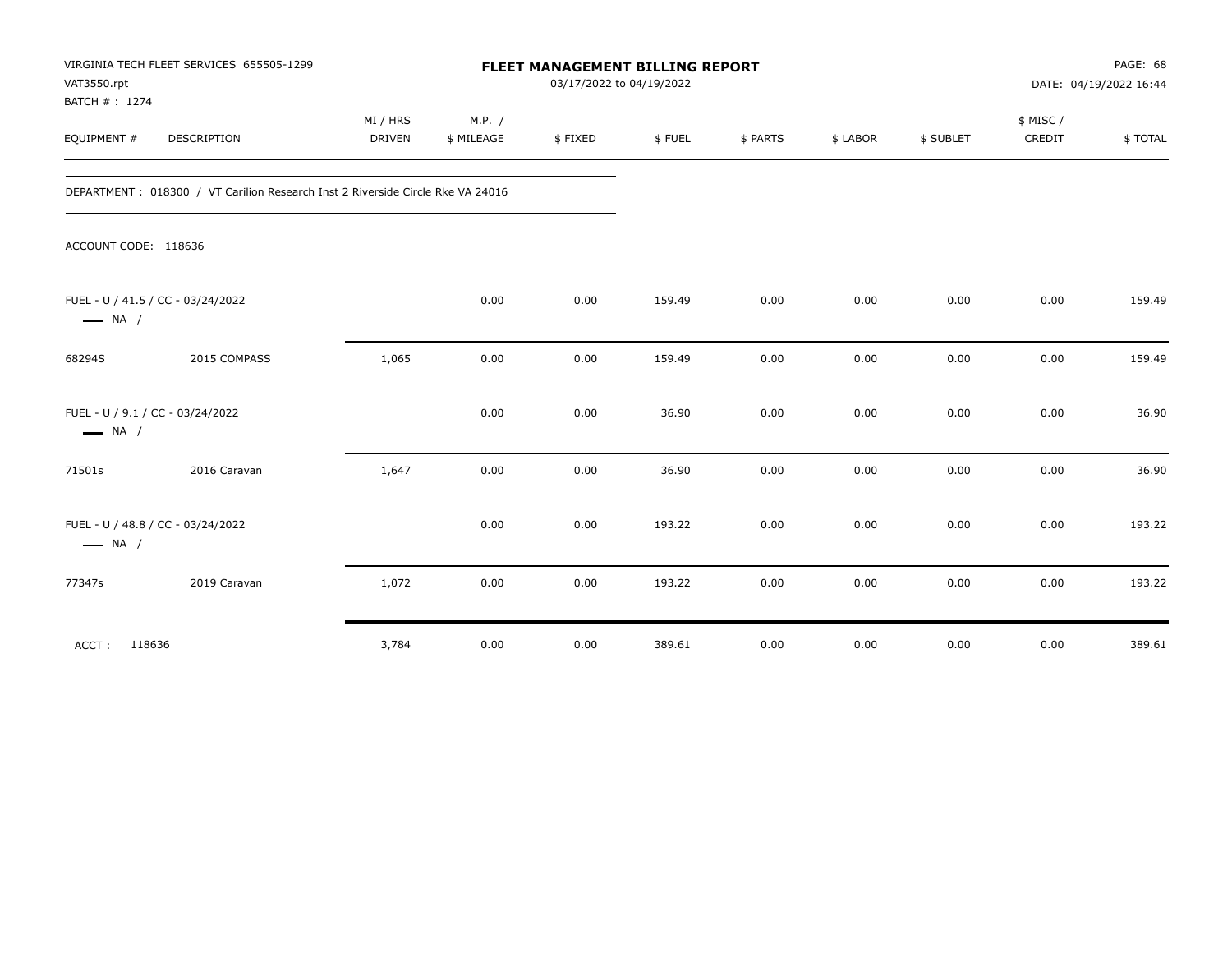VIRGINIA TECH FLEET SERVICES 655505-1299
VAT3550.rpt
BATCH # : 1274

**FLEET MANAGEMENT BILLING REPORT**
03/17/2022 to 04/19/2022

DATE: 04/19/2022 16:44

DEPARTMENT : 018300 / VT Carilion Research Inst 2 Riverside Circle Rke VA 24016

ACCOUNT CODE: 118636

| EQUIPMENT # | DESCRIPTION | MI / HRS DRIVEN | M.P. / $ MILEAGE | $ FIXED | $ FUEL | $ PARTS | $ LABOR | $ SUBLET | $ MISC / CREDIT | $ TOTAL |
|---|---|---|---|---|---|---|---|---|---|---|
| FUEL - U / 41.5 / CC - 03/24/2022 — NA / | | | 0.00 | 0.00 | 159.49 | 0.00 | 0.00 | 0.00 | 0.00 | 159.49 |
| 68294S | 2015 COMPASS | 1,065 | 0.00 | 0.00 | 159.49 | 0.00 | 0.00 | 0.00 | 0.00 | 159.49 |
| FUEL - U / 9.1 / CC - 03/24/2022 — NA / | | | 0.00 | 0.00 | 36.90 | 0.00 | 0.00 | 0.00 | 0.00 | 36.90 |
| 71501s | 2016 Caravan | 1,647 | 0.00 | 0.00 | 36.90 | 0.00 | 0.00 | 0.00 | 0.00 | 36.90 |
| FUEL - U / 48.8 / CC - 03/24/2022 — NA / | | | 0.00 | 0.00 | 193.22 | 0.00 | 0.00 | 0.00 | 0.00 | 193.22 |
| 77347s | 2019 Caravan | 1,072 | 0.00 | 0.00 | 193.22 | 0.00 | 0.00 | 0.00 | 0.00 | 193.22 |
| ACCT : 118636 | | 3,784 | 0.00 | 0.00 | 389.61 | 0.00 | 0.00 | 0.00 | 0.00 | 389.61 |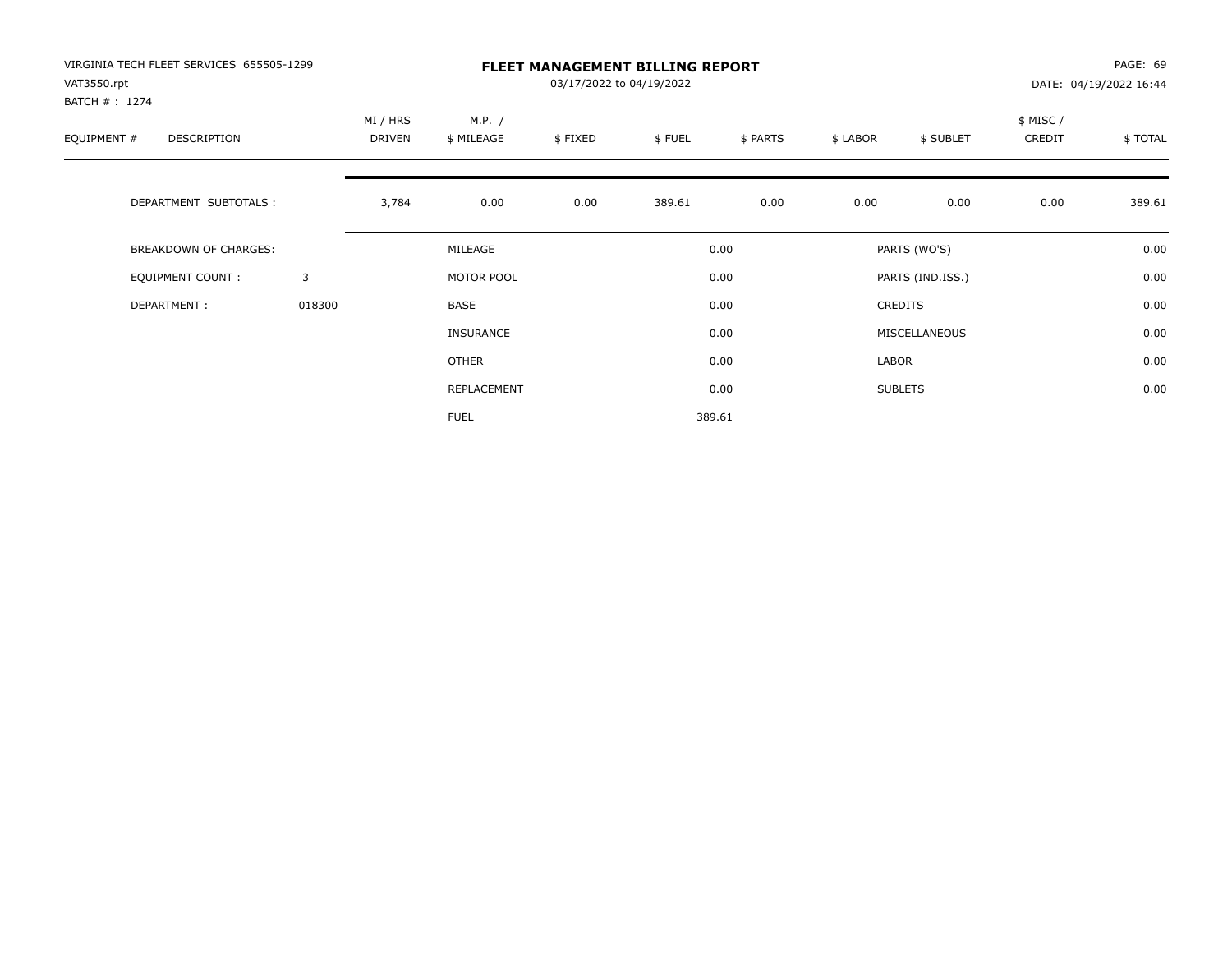VIRGINIA TECH FLEET SERVICES 655505-1299
VAT3550.rpt
BATCH # : 1274

# FLEET MANAGEMENT BILLING REPORT

03/17/2022 to 04/19/2022

PAGE: 69
DATE: 04/19/2022 16:44

| EQUIPMENT # | DESCRIPTION | | MI / HRS DRIVEN | M.P. / $ MILEAGE | $ FIXED | $ FUEL | $ PARTS | $ LABOR | $ SUBLET | $ MISC / CREDIT | $ TOTAL |
|---|---|---|---|---|---|---|---|---|---|---|---|
| | DEPARTMENT SUBTOTALS : | | 3,784 | 0.00 | 0.00 | 389.61 | 0.00 | 0.00 | 0.00 | 0.00 | 389.61 |

| | | | | | |
|---|---|---|---|---|---|
| BREAKDOWN OF CHARGES: | | MILEAGE | 0.00 | PARTS (WO'S) | 0.00 |
| EQUIPMENT COUNT : | 3 | MOTOR POOL | 0.00 | PARTS (IND.ISS.) | 0.00 |
| DEPARTMENT : | 018300 | BASE | 0.00 | CREDITS | 0.00 |
| | | INSURANCE | 0.00 | MISCELLANEOUS | 0.00 |
| | | OTHER | 0.00 | LABOR | 0.00 |
| | | REPLACEMENT | 0.00 | SUBLETS | 0.00 |
| | | FUEL | 389.61 | | |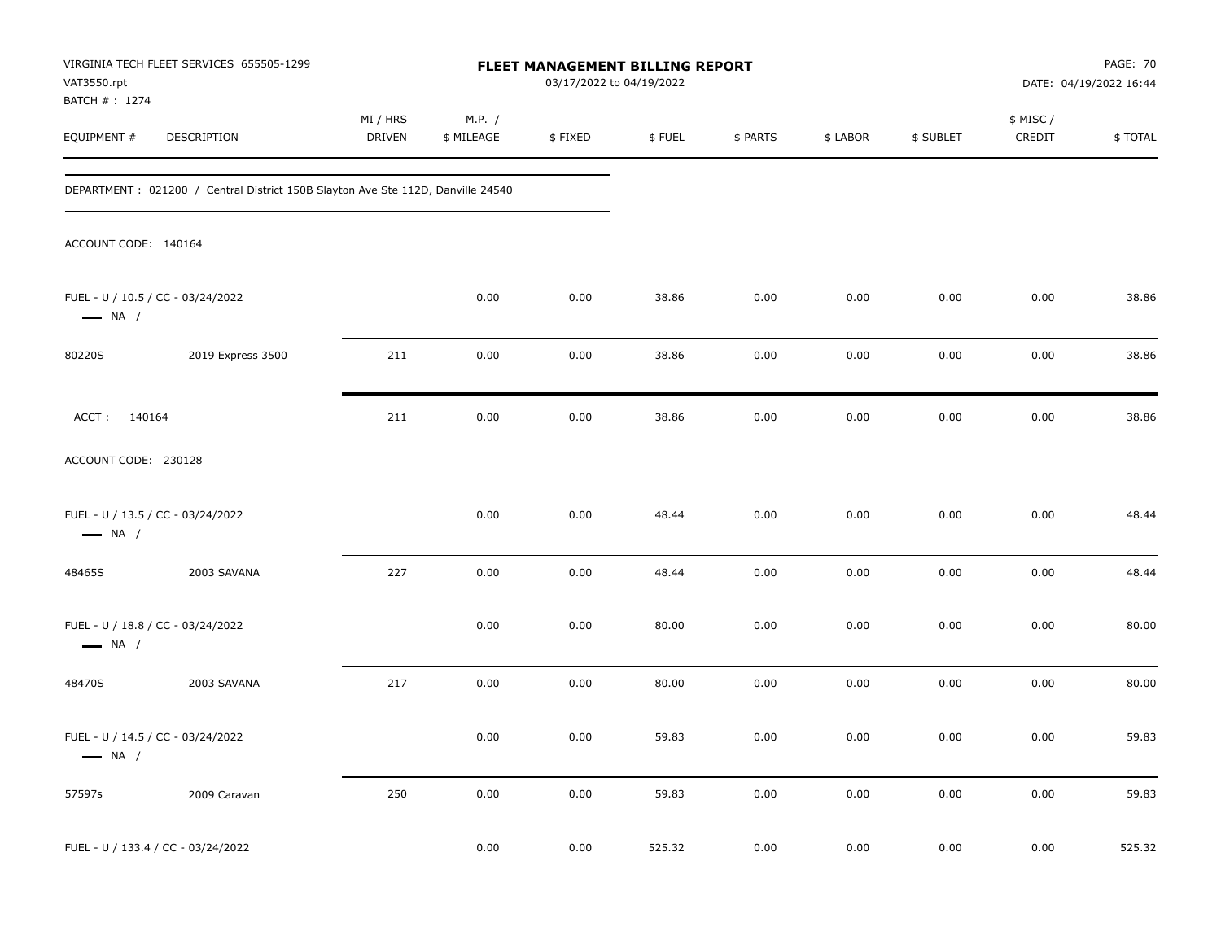VIRGINIA TECH FLEET SERVICES 655505-1299
VAT3550.rpt
BATCH # : 1274

**FLEET MANAGEMENT BILLING REPORT**
03/17/2022 to 04/19/2022

PAGE: 70
DATE: 04/19/2022 16:44

DEPARTMENT : 021200 / Central District 150B Slayton Ave Ste 112D, Danville 24540

| EQUIPMENT # | DESCRIPTION | MI / HRS DRIVEN | M.P. / $ MILEAGE | $ FIXED | $ FUEL | $ PARTS | $ LABOR | $ SUBLET | $ MISC / CREDIT | $ TOTAL |
|---|---|---|---|---|---|---|---|---|---|---|
| ACCOUNT CODE: 140164 | | | | | | | | | | |
| FUEL - U / 10.5 / CC - 03/24/2022 — NA / | | | 0.00 | 0.00 | 38.86 | 0.00 | 0.00 | 0.00 | 0.00 | 38.86 |
| 80220S | 2019 Express 3500 | 211 | 0.00 | 0.00 | 38.86 | 0.00 | 0.00 | 0.00 | 0.00 | 38.86 |
| ACCT : 140164 | | 211 | 0.00 | 0.00 | 38.86 | 0.00 | 0.00 | 0.00 | 0.00 | 38.86 |
| ACCOUNT CODE: 230128 | | | | | | | | | | |
| FUEL - U / 13.5 / CC - 03/24/2022 — NA / | | | 0.00 | 0.00 | 48.44 | 0.00 | 0.00 | 0.00 | 0.00 | 48.44 |
| 48465S | 2003 SAVANA | 227 | 0.00 | 0.00 | 48.44 | 0.00 | 0.00 | 0.00 | 0.00 | 48.44 |
| FUEL - U / 18.8 / CC - 03/24/2022 — NA / | | | 0.00 | 0.00 | 80.00 | 0.00 | 0.00 | 0.00 | 0.00 | 80.00 |
| 48470S | 2003 SAVANA | 217 | 0.00 | 0.00 | 80.00 | 0.00 | 0.00 | 0.00 | 0.00 | 80.00 |
| FUEL - U / 14.5 / CC - 03/24/2022 — NA / | | | 0.00 | 0.00 | 59.83 | 0.00 | 0.00 | 0.00 | 0.00 | 59.83 |
| 57597s | 2009 Caravan | 250 | 0.00 | 0.00 | 59.83 | 0.00 | 0.00 | 0.00 | 0.00 | 59.83 |
| FUEL - U / 133.4 / CC - 03/24/2022 | | | 0.00 | 0.00 | 525.32 | 0.00 | 0.00 | 0.00 | 0.00 | 525.32 |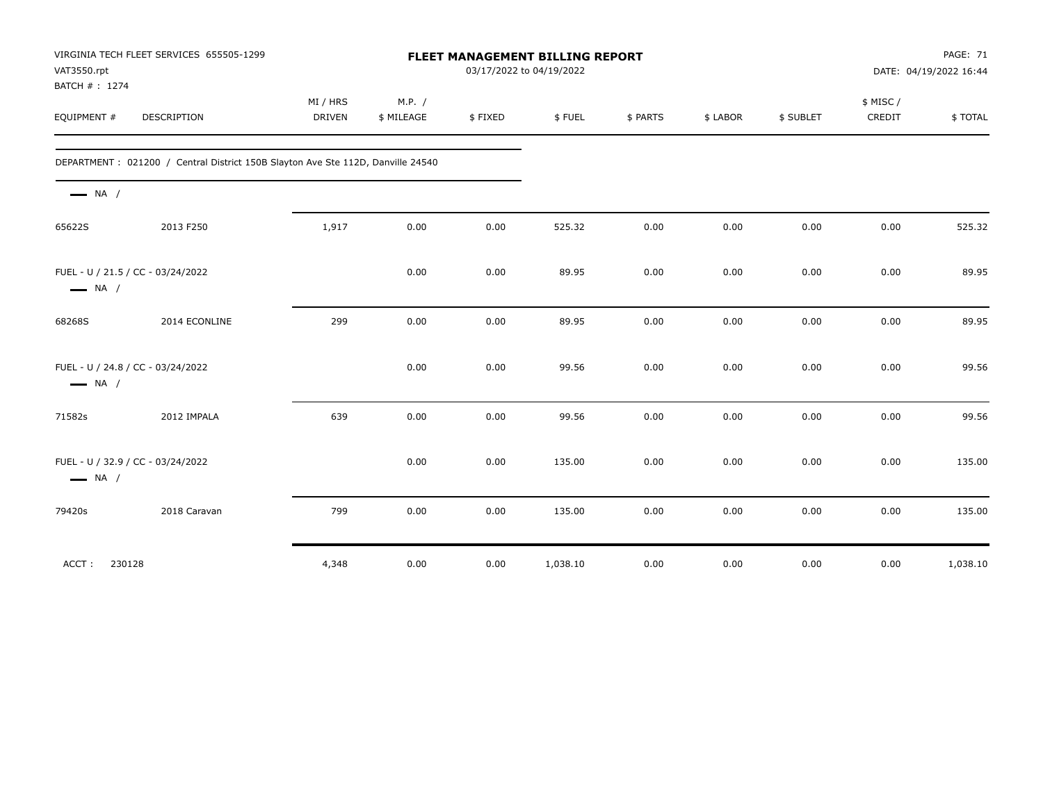VIRGINIA TECH FLEET SERVICES 655505-1299
VAT3550.rpt
BATCH # : 1274

# FLEET MANAGEMENT BILLING REPORT

03/17/2022 to 04/19/2022

DATE: 04/19/2022 16:44

DEPARTMENT : 021200 / Central District 150B Slayton Ave Ste 112D, Danville 24540

| EQUIPMENT # | DESCRIPTION | MI / HRS DRIVEN | M.P. / $ MILEAGE | $ FIXED | $ FUEL | $ PARTS | $ LABOR | $ SUBLET | $ MISC / CREDIT | $ TOTAL |
|---|---|---|---|---|---|---|---|---|---|---|
| — NA / | | | | | | | | | | |
| 65622S | 2013 F250 | 1,917 | 0.00 | 0.00 | 525.32 | 0.00 | 0.00 | 0.00 | 0.00 | 525.32 |
| FUEL - U / 21.5 / CC - 03/24/2022 | | | 0.00 | 0.00 | 89.95 | 0.00 | 0.00 | 0.00 | 0.00 | 89.95 |
| — NA / | | | | | | | | | | |
| 68268S | 2014 ECONLINE | 299 | 0.00 | 0.00 | 89.95 | 0.00 | 0.00 | 0.00 | 0.00 | 89.95 |
| FUEL - U / 24.8 / CC - 03/24/2022 | | | 0.00 | 0.00 | 99.56 | 0.00 | 0.00 | 0.00 | 0.00 | 99.56 |
| — NA / | | | | | | | | | | |
| 71582s | 2012 IMPALA | 639 | 0.00 | 0.00 | 99.56 | 0.00 | 0.00 | 0.00 | 0.00 | 99.56 |
| FUEL - U / 32.9 / CC - 03/24/2022 | | | 0.00 | 0.00 | 135.00 | 0.00 | 0.00 | 0.00 | 0.00 | 135.00 |
| — NA / | | | | | | | | | | |
| 79420s | 2018 Caravan | 799 | 0.00 | 0.00 | 135.00 | 0.00 | 0.00 | 0.00 | 0.00 | 135.00 |
| ACCT : 230128 | | 4,348 | 0.00 | 0.00 | 1,038.10 | 0.00 | 0.00 | 0.00 | 0.00 | 1,038.10 |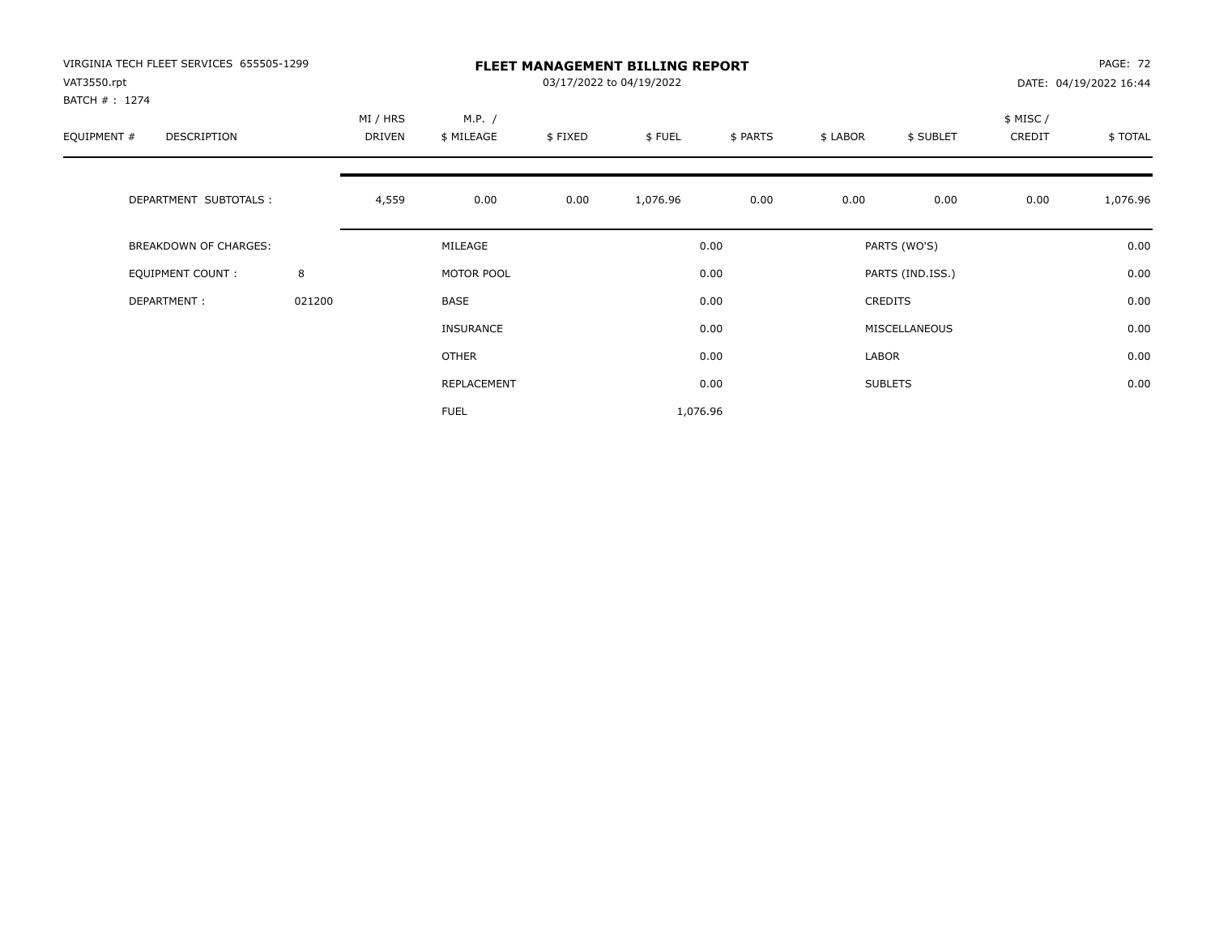VIRGINIA TECH FLEET SERVICES 655505-1299
VAT3550.rpt
BATCH # : 1274

# FLEET MANAGEMENT BILLING REPORT

03/17/2022 to 04/19/2022

DATE: 04/19/2022 16:44

| EQUIPMENT # | DESCRIPTION | MI / HRS DRIVEN | M.P. / $ MILEAGE | $ FIXED | $ FUEL | $ PARTS | $ LABOR | $ SUBLET | $ MISC / CREDIT | $ TOTAL |
|---|---|---|---|---|---|---|---|---|---|---|
| | DEPARTMENT SUBTOTALS : | 4,559 | 0.00 | 0.00 | 1,076.96 | 0.00 | 0.00 | 0.00 | 0.00 | 1,076.96 |

| | | | | | |
|---|---|---|---|---|---|
| BREAKDOWN OF CHARGES: | | MILEAGE | 0.00 | PARTS (WO'S) | 0.00 |
| EQUIPMENT COUNT : | 8 | MOTOR POOL | 0.00 | PARTS (IND.ISS.) | 0.00 |
| DEPARTMENT : | 021200 | BASE | 0.00 | CREDITS | 0.00 |
| | | INSURANCE | 0.00 | MISCELLANEOUS | 0.00 |
| | | OTHER | 0.00 | LABOR | 0.00 |
| | | REPLACEMENT | 0.00 | SUBLETS | 0.00 |
| | | FUEL | 1,076.96 | | |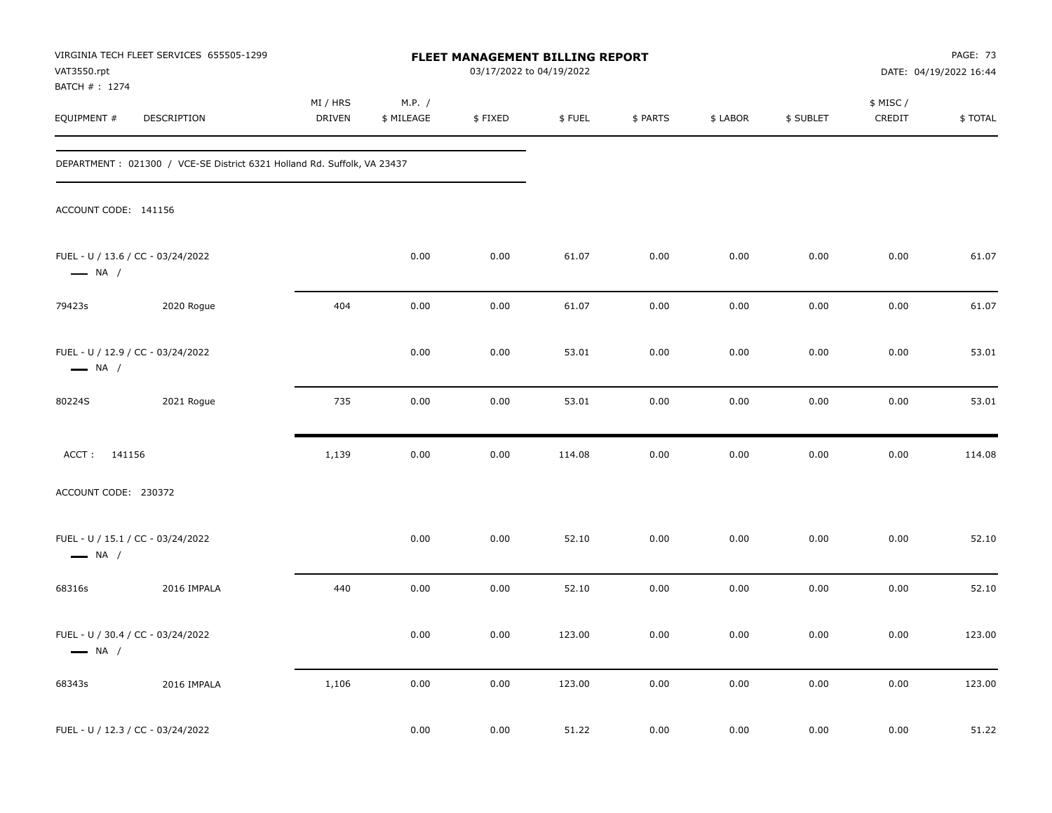VIRGINIA TECH FLEET SERVICES 655505-1299
VAT3550.rpt
BATCH # : 1274

**FLEET MANAGEMENT BILLING REPORT**
03/17/2022 to 04/19/2022

DATE: 04/19/2022 16:44

| EQUIPMENT # | DESCRIPTION | MI / HRS DRIVEN | M.P. / $ MILEAGE | $ FIXED | $ FUEL | $ PARTS | $ LABOR | $ SUBLET | $ MISC / CREDIT | $ TOTAL |
|---|---|---|---|---|---|---|---|---|---|---|
| DEPARTMENT : 021300 / VCE-SE District 6321 Holland Rd. Suffolk, VA 23437 | | | | | | | | | | |
| ACCOUNT CODE: 141156 | | | | | | | | | | |
| FUEL - U / 13.6 / CC - 03/24/2022 — NA / | | | 0.00 | 0.00 | 61.07 | 0.00 | 0.00 | 0.00 | 0.00 | 61.07 |
| 79423s | 2020 Rogue | 404 | 0.00 | 0.00 | 61.07 | 0.00 | 0.00 | 0.00 | 0.00 | 61.07 |
| FUEL - U / 12.9 / CC - 03/24/2022 — NA / | | | 0.00 | 0.00 | 53.01 | 0.00 | 0.00 | 0.00 | 0.00 | 53.01 |
| 80224S | 2021 Rogue | 735 | 0.00 | 0.00 | 53.01 | 0.00 | 0.00 | 0.00 | 0.00 | 53.01 |
| ACCT : 141156 | | 1,139 | 0.00 | 0.00 | 114.08 | 0.00 | 0.00 | 0.00 | 0.00 | 114.08 |
| ACCOUNT CODE: 230372 | | | | | | | | | | |
| FUEL - U / 15.1 / CC - 03/24/2022 — NA / | | | 0.00 | 0.00 | 52.10 | 0.00 | 0.00 | 0.00 | 0.00 | 52.10 |
| 68316s | 2016 IMPALA | 440 | 0.00 | 0.00 | 52.10 | 0.00 | 0.00 | 0.00 | 0.00 | 52.10 |
| FUEL - U / 30.4 / CC - 03/24/2022 — NA / | | | 0.00 | 0.00 | 123.00 | 0.00 | 0.00 | 0.00 | 0.00 | 123.00 |
| 68343s | 2016 IMPALA | 1,106 | 0.00 | 0.00 | 123.00 | 0.00 | 0.00 | 0.00 | 0.00 | 123.00 |
| FUEL - U / 12.3 / CC - 03/24/2022 | | | 0.00 | 0.00 | 51.22 | 0.00 | 0.00 | 0.00 | 0.00 | 51.22 |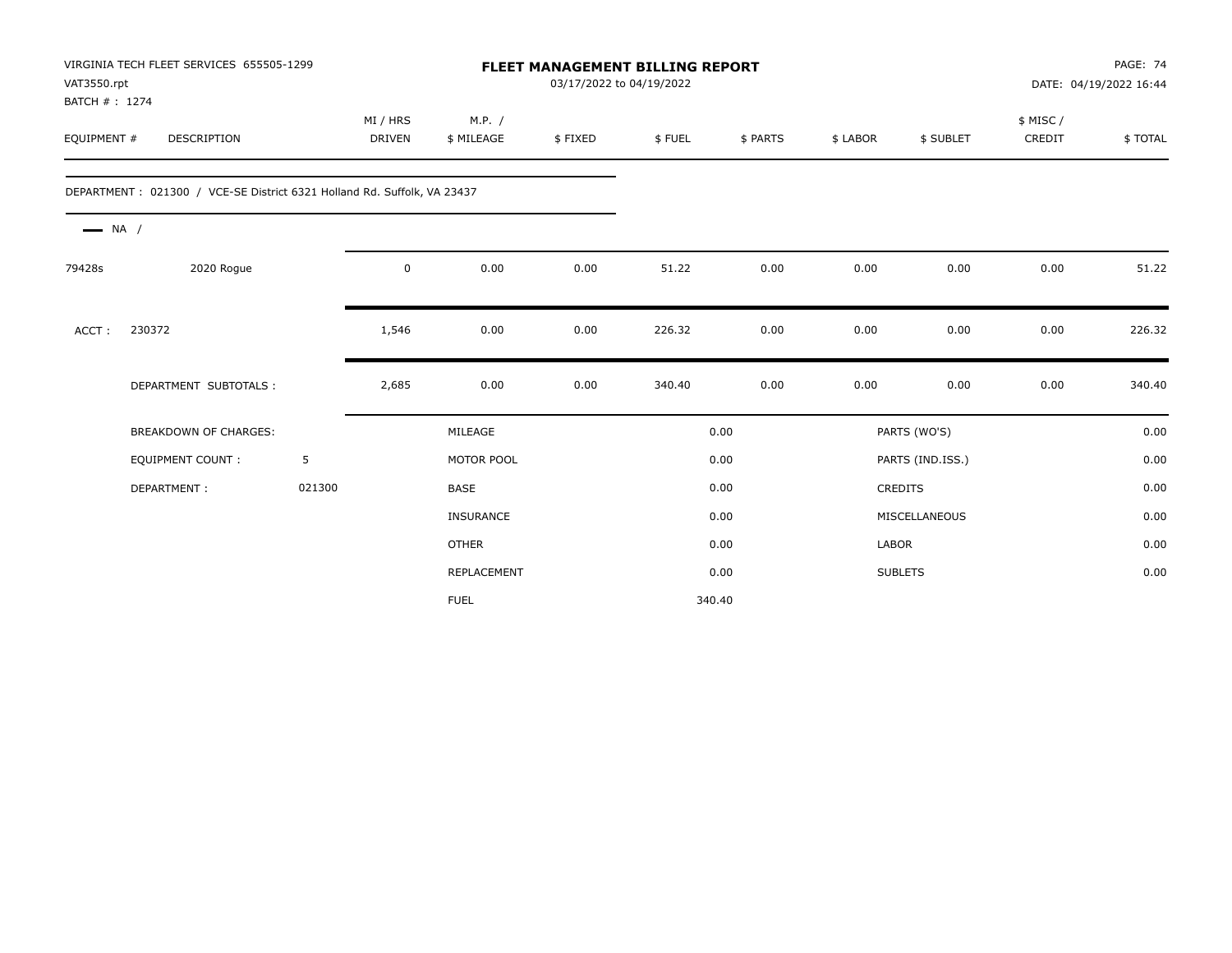VIRGINIA TECH FLEET SERVICES 655505-1299
VAT3550.rpt
BATCH # : 1274

# FLEET MANAGEMENT BILLING REPORT

03/17/2022 to 04/19/2022

DATE: 04/19/2022 16:44

| EQUIPMENT # | DESCRIPTION | MI / HRS DRIVEN | M.P. / $ MILEAGE | $ FIXED | $ FUEL | $ PARTS | $ LABOR | $ SUBLET | $ MISC / CREDIT | $ TOTAL |
|---|---|---|---|---|---|---|---|---|---|---|

DEPARTMENT : 021300 / VCE-SE District 6321 Holland Rd. Suffolk, VA 23437

NA /

| EQUIPMENT # | DESCRIPTION | MI / HRS DRIVEN | M.P. / $ MILEAGE | $ FIXED | $ FUEL | $ PARTS | $ LABOR | $ SUBLET | $ MISC / CREDIT | $ TOTAL |
|---|---|---|---|---|---|---|---|---|---|---|
| 79428s | 2020 Rogue | 0 | 0.00 | 0.00 | 51.22 | 0.00 | 0.00 | 0.00 | 0.00 | 51.22 |
| ACCT : | 230372 | 1,546 | 0.00 | 0.00 | 226.32 | 0.00 | 0.00 | 0.00 | 0.00 | 226.32 |
| | DEPARTMENT SUBTOTALS : | 2,685 | 0.00 | 0.00 | 340.40 | 0.00 | 0.00 | 0.00 | 0.00 | 340.40 |

| BREAKDOWN OF CHARGES: | | | | | |
|---|---|---|---|---|---|
| EQUIPMENT COUNT : | 5 | MILEAGE | 0.00 | PARTS (WO'S) | 0.00 |
| DEPARTMENT : | 021300 | MOTOR POOL | 0.00 | PARTS (IND.ISS.) | 0.00 |
| | | BASE | 0.00 | CREDITS | 0.00 |
| | | INSURANCE | 0.00 | MISCELLANEOUS | 0.00 |
| | | OTHER | 0.00 | LABOR | 0.00 |
| | | REPLACEMENT | 0.00 | SUBLETS | 0.00 |
| | | FUEL | 340.40 | | |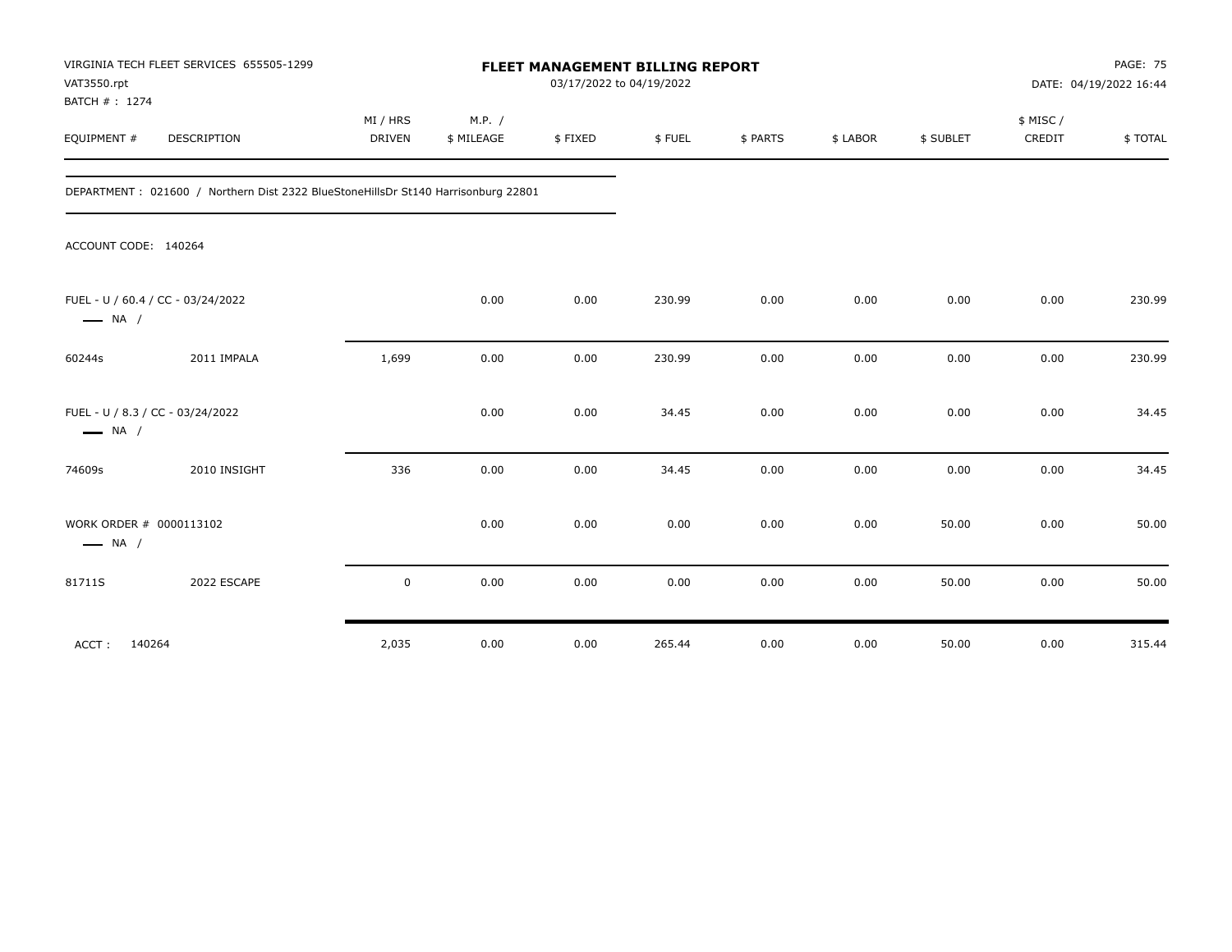VIRGINIA TECH FLEET SERVICES 655505-1299
VAT3550.rpt
BATCH # : 1274

# FLEET MANAGEMENT BILLING REPORT

03/17/2022 to 04/19/2022

DATE: 04/19/2022 16:44

| EQUIPMENT # | DESCRIPTION | MI / HRS DRIVEN | M.P. / $ MILEAGE | $ FIXED | $ FUEL | $ PARTS | $ LABOR | $ SUBLET | $ MISC / CREDIT | $ TOTAL |
|---|---|---|---|---|---|---|---|---|---|---|
| DEPARTMENT : 021600 / Northern Dist 2322 BlueStoneHillsDr St140 Harrisonburg 22801 | | | | | | | | | | |
| ACCOUNT CODE: 140264 | | | | | | | | | | |
| FUEL - U / 60.4 / CC - 03/24/2022 — NA / | | | 0.00 | 0.00 | 230.99 | 0.00 | 0.00 | 0.00 | 0.00 | 230.99 |
| 60244s | 2011 IMPALA | 1,699 | 0.00 | 0.00 | 230.99 | 0.00 | 0.00 | 0.00 | 0.00 | 230.99 |
| FUEL - U / 8.3 / CC - 03/24/2022 — NA / | | | 0.00 | 0.00 | 34.45 | 0.00 | 0.00 | 0.00 | 0.00 | 34.45 |
| 74609s | 2010 INSIGHT | 336 | 0.00 | 0.00 | 34.45 | 0.00 | 0.00 | 0.00 | 0.00 | 34.45 |
| WORK ORDER # 0000113102 — NA / | | | 0.00 | 0.00 | 0.00 | 0.00 | 0.00 | 50.00 | 0.00 | 50.00 |
| 81711S | 2022 ESCAPE | 0 | 0.00 | 0.00 | 0.00 | 0.00 | 0.00 | 50.00 | 0.00 | 50.00 |
| ACCT : 140264 | | 2,035 | 0.00 | 0.00 | 265.44 | 0.00 | 0.00 | 50.00 | 0.00 | 315.44 |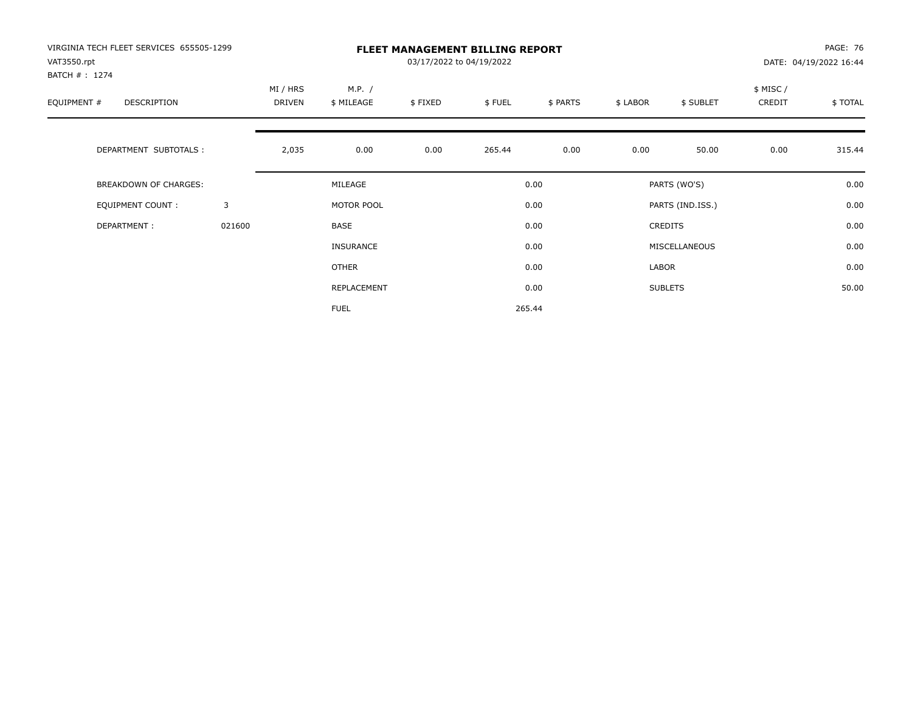VIRGINIA TECH FLEET SERVICES 655505-1299
VAT3550.rpt
BATCH # : 1274

# FLEET MANAGEMENT BILLING REPORT

03/17/2022 to 04/19/2022

DATE: 04/19/2022 16:44

| EQUIPMENT # | DESCRIPTION | MI / HRS DRIVEN | M.P. / $ MILEAGE | $ FIXED | $ FUEL | $ PARTS | $ LABOR | $ SUBLET | $ MISC / CREDIT | $ TOTAL |
|---|---|---|---|---|---|---|---|---|---|---|
| | DEPARTMENT SUBTOTALS : | 2,035 | 0.00 | 0.00 | 265.44 | 0.00 | 0.00 | 50.00 | 0.00 | 315.44 |

| | | | | | |
|---|---|---|---|---|---|
| BREAKDOWN OF CHARGES: | | MILEAGE | 0.00 | PARTS (WO'S) | 0.00 |
| EQUIPMENT COUNT : | 3 | MOTOR POOL | 0.00 | PARTS (IND.ISS.) | 0.00 |
| DEPARTMENT : | 021600 | BASE | 0.00 | CREDITS | 0.00 |
| | | INSURANCE | 0.00 | MISCELLANEOUS | 0.00 |
| | | OTHER | 0.00 | LABOR | 0.00 |
| | | REPLACEMENT | 0.00 | SUBLETS | 50.00 |
| | | FUEL | 265.44 | | |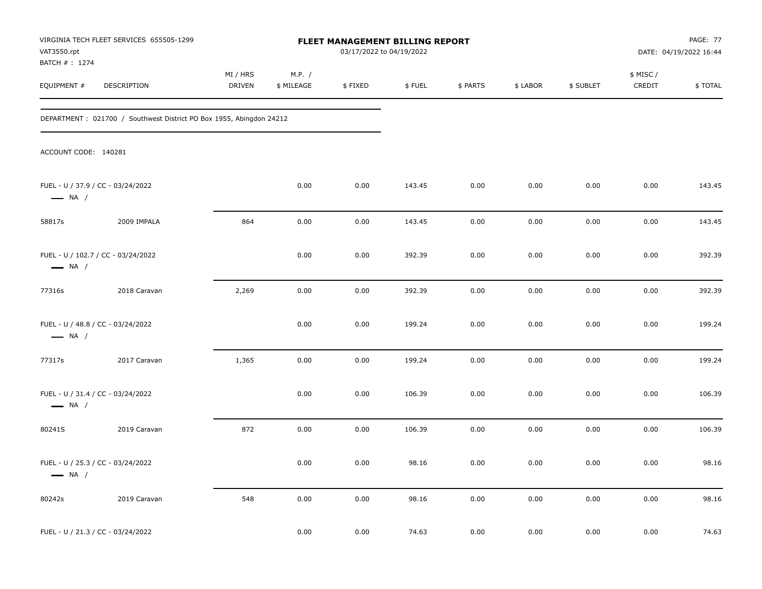VIRGINIA TECH FLEET SERVICES 655505-1299
VAT3550.rpt
BATCH # : 1274

# FLEET MANAGEMENT BILLING REPORT

03/17/2022 to 04/19/2022

PAGE: 77
DATE: 04/19/2022 16:44

DEPARTMENT : 021700 / Southwest District PO Box 1955, Abingdon 24212

ACCOUNT CODE: 140281

| EQUIPMENT # | DESCRIPTION | MI / HRS DRIVEN | M.P. / $ MILEAGE | $ FIXED | $ FUEL | $ PARTS | $ LABOR | $ SUBLET | $ MISC / CREDIT | $ TOTAL |
|---|---|---|---|---|---|---|---|---|---|---|
| FUEL - U / 37.9 / CC - 03/24/2022 — NA / | | | 0.00 | 0.00 | 143.45 | 0.00 | 0.00 | 0.00 | 0.00 | 143.45 |
| 58817s | 2009 IMPALA | 864 | 0.00 | 0.00 | 143.45 | 0.00 | 0.00 | 0.00 | 0.00 | 143.45 |
| FUEL - U / 102.7 / CC - 03/24/2022 — NA / | | | 0.00 | 0.00 | 392.39 | 0.00 | 0.00 | 0.00 | 0.00 | 392.39 |
| 77316s | 2018 Caravan | 2,269 | 0.00 | 0.00 | 392.39 | 0.00 | 0.00 | 0.00 | 0.00 | 392.39 |
| FUEL - U / 48.8 / CC - 03/24/2022 — NA / | | | 0.00 | 0.00 | 199.24 | 0.00 | 0.00 | 0.00 | 0.00 | 199.24 |
| 77317s | 2017 Caravan | 1,365 | 0.00 | 0.00 | 199.24 | 0.00 | 0.00 | 0.00 | 0.00 | 199.24 |
| FUEL - U / 31.4 / CC - 03/24/2022 — NA / | | | 0.00 | 0.00 | 106.39 | 0.00 | 0.00 | 0.00 | 0.00 | 106.39 |
| 80241S | 2019 Caravan | 872 | 0.00 | 0.00 | 106.39 | 0.00 | 0.00 | 0.00 | 0.00 | 106.39 |
| FUEL - U / 25.3 / CC - 03/24/2022 — NA / | | | 0.00 | 0.00 | 98.16 | 0.00 | 0.00 | 0.00 | 0.00 | 98.16 |
| 80242s | 2019 Caravan | 548 | 0.00 | 0.00 | 98.16 | 0.00 | 0.00 | 0.00 | 0.00 | 98.16 |
| FUEL - U / 21.3 / CC - 03/24/2022 | | | 0.00 | 0.00 | 74.63 | 0.00 | 0.00 | 0.00 | 0.00 | 74.63 |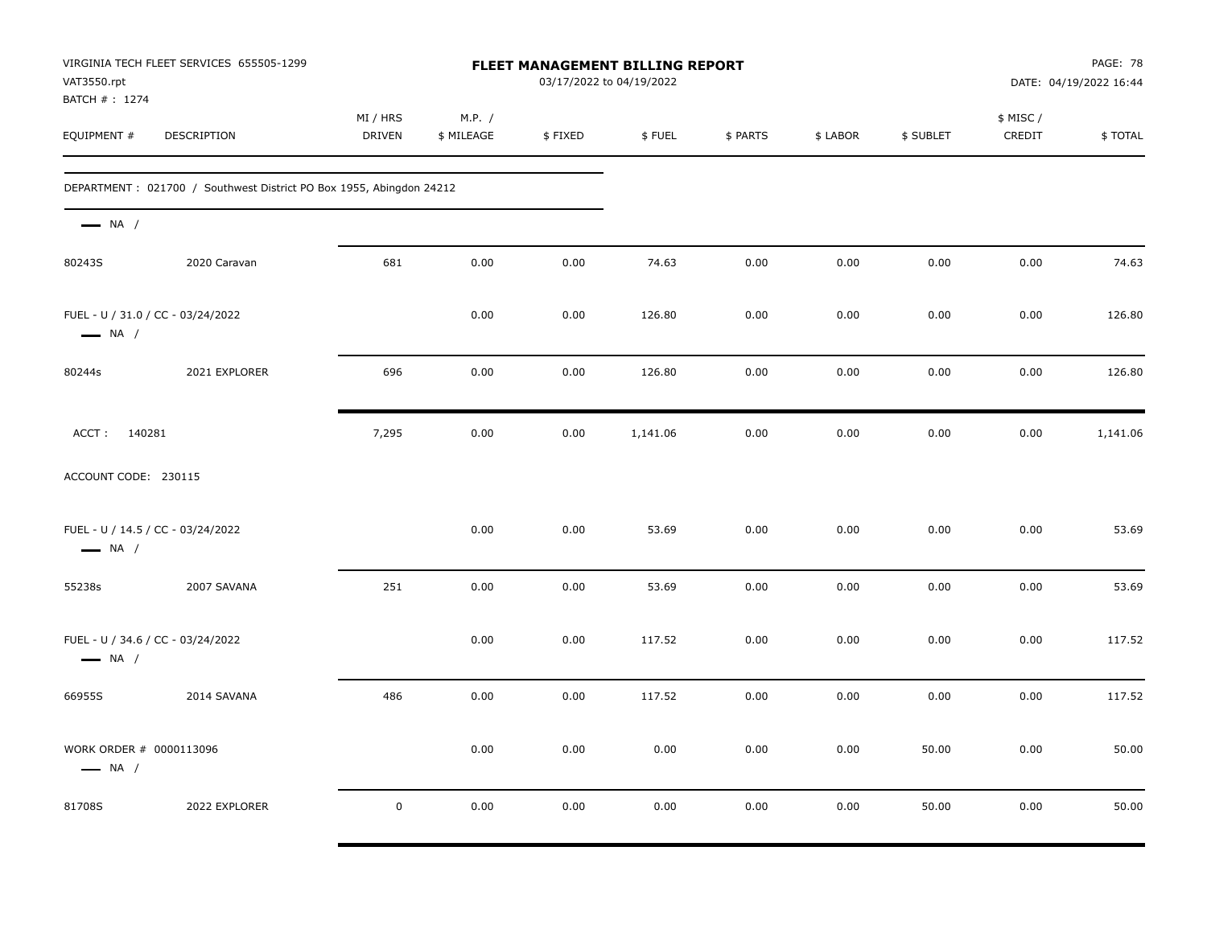VIRGINIA TECH FLEET SERVICES 655505-1299
VAT3550.rpt
BATCH # : 1274

**FLEET MANAGEMENT BILLING REPORT**
03/17/2022 to 04/19/2022

DATE: 04/19/2022 16:44

| EQUIPMENT # | DESCRIPTION | MI / HRS DRIVEN | M.P. / $ MILEAGE | $ FIXED | $ FUEL | $ PARTS | $ LABOR | $ SUBLET | $ MISC / CREDIT | $ TOTAL |
|---|---|---|---|---|---|---|---|---|---|---|
| DEPARTMENT : 021700 / Southwest District PO Box 1955, Abingdon 24212 | | | | | | | | | | |
| — NA / | | | | | | | | | | |
| 80243S | 2020 Caravan | 681 | 0.00 | 0.00 | 74.63 | 0.00 | 0.00 | 0.00 | 0.00 | 74.63 |
| FUEL - U / 31.0 / CC - 03/24/2022 — NA / | | | 0.00 | 0.00 | 126.80 | 0.00 | 0.00 | 0.00 | 0.00 | 126.80 |
| 80244s | 2021 EXPLORER | 696 | 0.00 | 0.00 | 126.80 | 0.00 | 0.00 | 0.00 | 0.00 | 126.80 |
| ACCT : 140281 | | 7,295 | 0.00 | 0.00 | 1,141.06 | 0.00 | 0.00 | 0.00 | 0.00 | 1,141.06 |
| ACCOUNT CODE: 230115 | | | | | | | | | | |
| FUEL - U / 14.5 / CC - 03/24/2022 — NA / | | | 0.00 | 0.00 | 53.69 | 0.00 | 0.00 | 0.00 | 0.00 | 53.69 |
| 55238s | 2007 SAVANA | 251 | 0.00 | 0.00 | 53.69 | 0.00 | 0.00 | 0.00 | 0.00 | 53.69 |
| FUEL - U / 34.6 / CC - 03/24/2022 — NA / | | | 0.00 | 0.00 | 117.52 | 0.00 | 0.00 | 0.00 | 0.00 | 117.52 |
| 66955S | 2014 SAVANA | 486 | 0.00 | 0.00 | 117.52 | 0.00 | 0.00 | 0.00 | 0.00 | 117.52 |
| WORK ORDER # 0000113096 — NA / | | | 0.00 | 0.00 | 0.00 | 0.00 | 0.00 | 50.00 | 0.00 | 50.00 |
| 81708S | 2022 EXPLORER | 0 | 0.00 | 0.00 | 0.00 | 0.00 | 0.00 | 50.00 | 0.00 | 50.00 |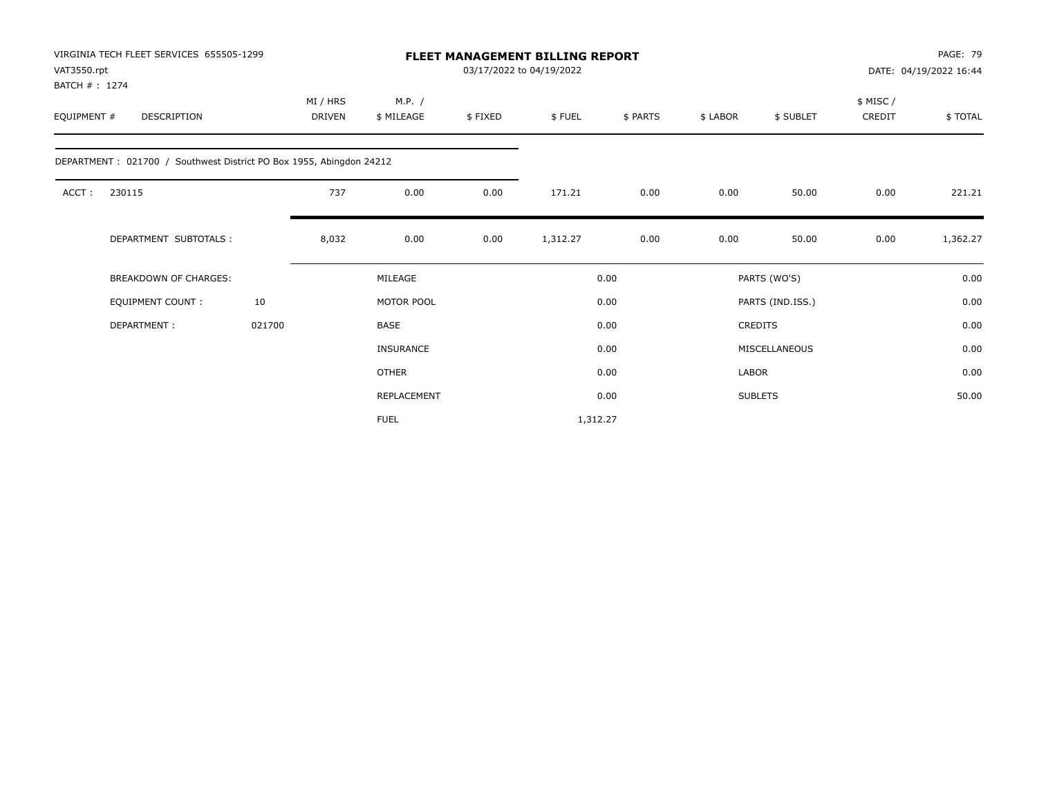VIRGINIA TECH FLEET SERVICES 655505-1299
VAT3550.rpt
BATCH # : 1274

# FLEET MANAGEMENT BILLING REPORT

03/17/2022 to 04/19/2022

DATE: 04/19/2022 16:44

| EQUIPMENT # | DESCRIPTION | MI / HRS DRIVEN | M.P. / $ MILEAGE | $ FIXED | $ FUEL | $ PARTS | $ LABOR | $ SUBLET | $ MISC / CREDIT | $ TOTAL |
|---|---|---|---|---|---|---|---|---|---|---|
| DEPARTMENT : 021700 / Southwest District PO Box 1955, Abingdon 24212 | | | | | | | | | | |
| ACCT : | 230115 | 737 | 0.00 | 0.00 | 171.21 | 0.00 | 0.00 | 50.00 | 0.00 | 221.21 |
| | DEPARTMENT SUBTOTALS : | 8,032 | 0.00 | 0.00 | 1,312.27 | 0.00 | 0.00 | 50.00 | 0.00 | 1,362.27 |

| | | | | | |
|---|---|---|---|---|---|
| BREAKDOWN OF CHARGES: | | MILEAGE | 0.00 | PARTS (WO'S) | 0.00 |
| EQUIPMENT COUNT : | 10 | MOTOR POOL | 0.00 | PARTS (IND.ISS.) | 0.00 |
| DEPARTMENT : | 021700 | BASE | 0.00 | CREDITS | 0.00 |
| | | INSURANCE | 0.00 | MISCELLANEOUS | 0.00 |
| | | OTHER | 0.00 | LABOR | 0.00 |
| | | REPLACEMENT | 0.00 | SUBLETS | 50.00 |
| | | FUEL | 1,312.27 | | |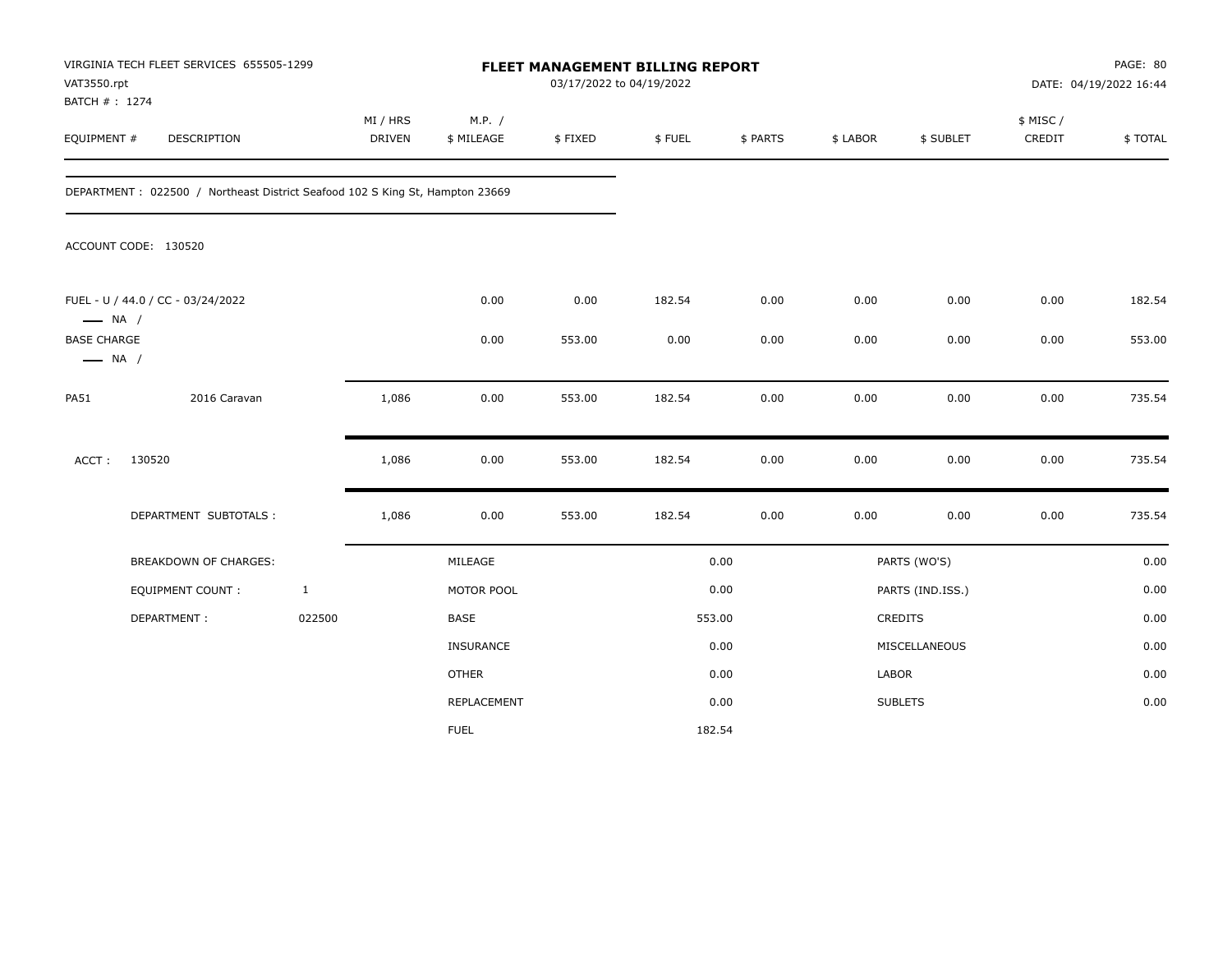VIRGINIA TECH FLEET SERVICES 655505-1299
VAT3550.rpt
BATCH # : 1274

# FLEET MANAGEMENT BILLING REPORT

03/17/2022 to 04/19/2022

DATE: 04/19/2022 16:44

| EQUIPMENT # | DESCRIPTION | MI / HRS DRIVEN | M.P. / $ MILEAGE | $ FIXED | $ FUEL | $ PARTS | $ LABOR | $ SUBLET | $ MISC / CREDIT | $ TOTAL |
|---|---|---|---|---|---|---|---|---|---|---|

DEPARTMENT : 022500 / Northeast District Seafood 102 S King St, Hampton 23669

ACCOUNT CODE: 130520

| EQUIPMENT # | DESCRIPTION | MI / HRS DRIVEN | M.P. / $ MILEAGE | $ FIXED | $ FUEL | $ PARTS | $ LABOR | $ SUBLET | $ MISC / CREDIT | $ TOTAL |
|---|---|---|---|---|---|---|---|---|---|---|
| FUEL - U / 44.0 / CC - 03/24/2022 — NA / | | | 0.00 | 0.00 | 182.54 | 0.00 | 0.00 | 0.00 | 0.00 | 182.54 |
| BASE CHARGE — NA / | | | 0.00 | 553.00 | 0.00 | 0.00 | 0.00 | 0.00 | 0.00 | 553.00 |
| PA51 | 2016 Caravan | 1,086 | 0.00 | 553.00 | 182.54 | 0.00 | 0.00 | 0.00 | 0.00 | 735.54 |
| ACCT : 130520 | | 1,086 | 0.00 | 553.00 | 182.54 | 0.00 | 0.00 | 0.00 | 0.00 | 735.54 |
| | DEPARTMENT SUBTOTALS : | 1,086 | 0.00 | 553.00 | 182.54 | 0.00 | 0.00 | 0.00 | 0.00 | 735.54 |

| BREAKDOWN OF CHARGES: | | | | | |
|---|---|---|---|---|---|
| EQUIPMENT COUNT : | 1 | MILEAGE | 0.00 | PARTS (WO'S) | 0.00 |
| DEPARTMENT : | 022500 | MOTOR POOL | 0.00 | PARTS (IND.ISS.) | 0.00 |
| | | BASE | 553.00 | CREDITS | 0.00 |
| | | INSURANCE | 0.00 | MISCELLANEOUS | 0.00 |
| | | OTHER | 0.00 | LABOR | 0.00 |
| | | REPLACEMENT | 0.00 | SUBLETS | 0.00 |
| | | FUEL | 182.54 | | |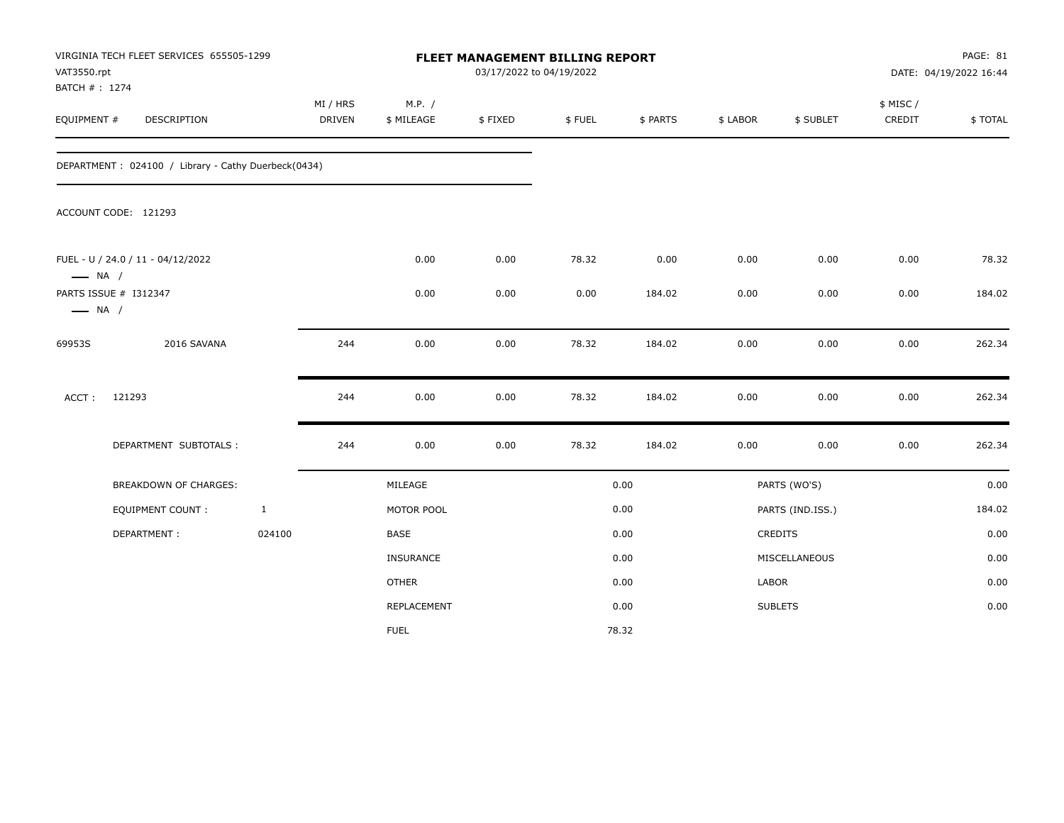VIRGINIA TECH FLEET SERVICES 655505-1299
VAT3550.rpt
BATCH # : 1274

**FLEET MANAGEMENT BILLING REPORT**
03/17/2022 to 04/19/2022

DATE: 04/19/2022 16:44

| EQUIPMENT # | DESCRIPTION | MI / HRS DRIVEN | M.P. / $ MILEAGE | $ FIXED | $ FUEL | $ PARTS | $ LABOR | $ SUBLET | $ MISC / CREDIT | $ TOTAL |
|---|---|---|---|---|---|---|---|---|---|---|
| DEPARTMENT : 024100 / Library - Cathy Duerbeck(0434) | | | | | | | | | | |
| ACCOUNT CODE: 121293 | | | | | | | | | | |
| FUEL - U / 24.0 / 11 - 04/12/2022 — NA / | | | 0.00 | 0.00 | 78.32 | 0.00 | 0.00 | 0.00 | 0.00 | 78.32 |
| PARTS ISSUE # I312347 — NA / | | | 0.00 | 0.00 | 0.00 | 184.02 | 0.00 | 0.00 | 0.00 | 184.02 |
| 69953S | 2016 SAVANA | 244 | 0.00 | 0.00 | 78.32 | 184.02 | 0.00 | 0.00 | 0.00 | 262.34 |
| ACCT : | 121293 | 244 | 0.00 | 0.00 | 78.32 | 184.02 | 0.00 | 0.00 | 0.00 | 262.34 |
| | DEPARTMENT SUBTOTALS : | 244 | 0.00 | 0.00 | 78.32 | 184.02 | 0.00 | 0.00 | 0.00 | 262.34 |

| | | | | | |
|---|---|---|---|---|---|
| BREAKDOWN OF CHARGES: | | MILEAGE | 0.00 | PARTS (WO'S) | 0.00 |
| EQUIPMENT COUNT : | 1 | MOTOR POOL | 0.00 | PARTS (IND.ISS.) | 184.02 |
| DEPARTMENT : | 024100 | BASE | 0.00 | CREDITS | 0.00 |
| | | INSURANCE | 0.00 | MISCELLANEOUS | 0.00 |
| | | OTHER | 0.00 | LABOR | 0.00 |
| | | REPLACEMENT | 0.00 | SUBLETS | 0.00 |
| | | FUEL | 78.32 | | |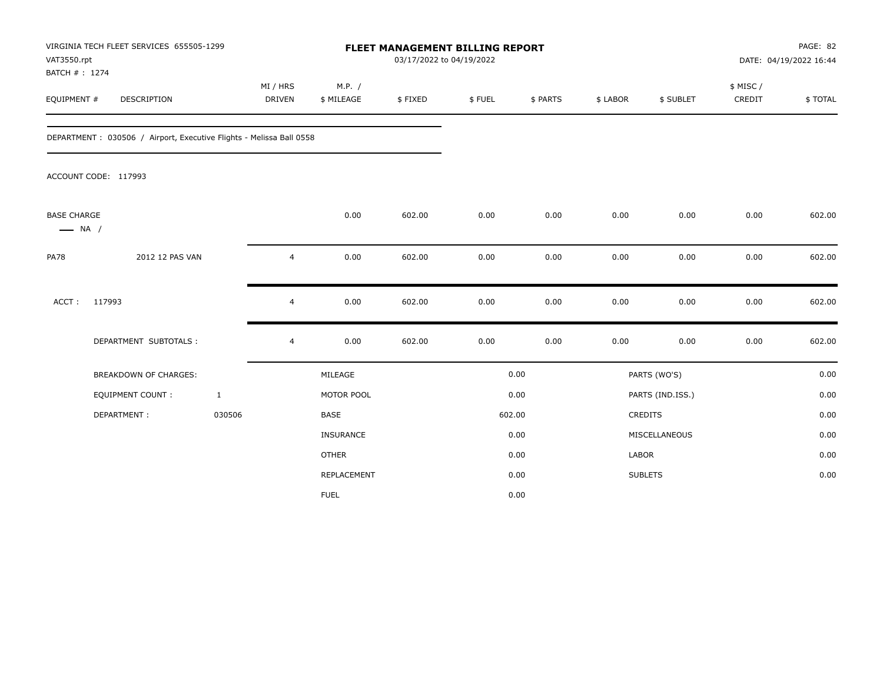VIRGINIA TECH FLEET SERVICES 655505-1299
VAT3550.rpt
BATCH # : 1274

# FLEET MANAGEMENT BILLING REPORT

03/17/2022 to 04/19/2022

DATE: 04/19/2022 16:44

| EQUIPMENT # | DESCRIPTION | MI / HRS DRIVEN | M.P. / $ MILEAGE | $ FIXED | $ FUEL | $ PARTS | $ LABOR | $ SUBLET | $ MISC / CREDIT | $ TOTAL |
|---|---|---|---|---|---|---|---|---|---|---|

DEPARTMENT : 030506 / Airport, Executive Flights - Melissa Ball 0558

ACCOUNT CODE: 117993

| EQUIPMENT # | DESCRIPTION | MI / HRS DRIVEN | M.P. / $ MILEAGE | $ FIXED | $ FUEL | $ PARTS | $ LABOR | $ SUBLET | $ MISC / CREDIT | $ TOTAL |
|---|---|---|---|---|---|---|---|---|---|---|
| BASE CHARGE —— NA / | | | 0.00 | 602.00 | 0.00 | 0.00 | 0.00 | 0.00 | 0.00 | 602.00 |
| PA78 | 2012 12 PAS VAN | 4 | 0.00 | 602.00 | 0.00 | 0.00 | 0.00 | 0.00 | 0.00 | 602.00 |
| ACCT : | 117993 | 4 | 0.00 | 602.00 | 0.00 | 0.00 | 0.00 | 0.00 | 0.00 | 602.00 |
| | DEPARTMENT SUBTOTALS : | 4 | 0.00 | 602.00 | 0.00 | 0.00 | 0.00 | 0.00 | 0.00 | 602.00 |

| | | | | | |
|---|---|---|---|---|---|
| BREAKDOWN OF CHARGES: | | MILEAGE | 0.00 | PARTS (WO'S) | 0.00 |
| EQUIPMENT COUNT : | 1 | MOTOR POOL | 0.00 | PARTS (IND.ISS.) | 0.00 |
| DEPARTMENT : | 030506 | BASE | 602.00 | CREDITS | 0.00 |
| | | INSURANCE | 0.00 | MISCELLANEOUS | 0.00 |
| | | OTHER | 0.00 | LABOR | 0.00 |
| | | REPLACEMENT | 0.00 | SUBLETS | 0.00 |
| | | FUEL | 0.00 | | |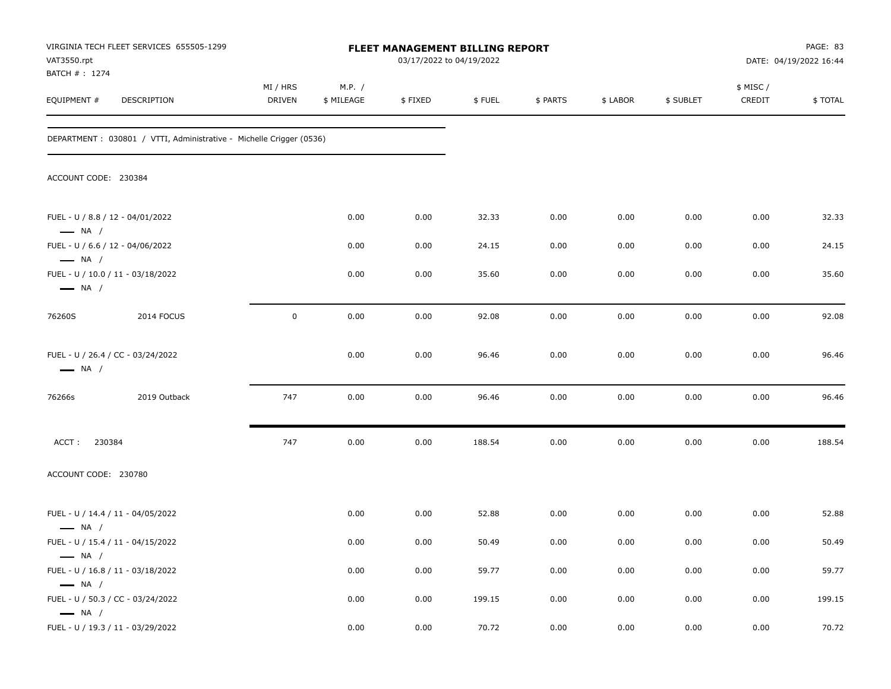VIRGINIA TECH FLEET SERVICES 655505-1299
VAT3550.rpt
BATCH # : 1274

# FLEET MANAGEMENT BILLING REPORT

03/17/2022 to 04/19/2022

PAGE: 83
DATE: 04/19/2022 16:44

DEPARTMENT : 030801 / VTTI, Administrative - Michelle Crigger (0536)

ACCOUNT CODE: 230384

| EQUIPMENT # | DESCRIPTION | MI / HRS DRIVEN | M.P. / $ MILEAGE | $ FIXED | $ FUEL | $ PARTS | $ LABOR | $ SUBLET | $ MISC / CREDIT | $ TOTAL |
|---|---|---|---|---|---|---|---|---|---|---|
| FUEL - U / 8.8 / 12 - 04/01/2022 — NA / | | | 0.00 | 0.00 | 32.33 | 0.00 | 0.00 | 0.00 | 0.00 | 32.33 |
| FUEL - U / 6.6 / 12 - 04/06/2022 — NA / | | | 0.00 | 0.00 | 24.15 | 0.00 | 0.00 | 0.00 | 0.00 | 24.15 |
| FUEL - U / 10.0 / 11 - 03/18/2022 — NA / | | | 0.00 | 0.00 | 35.60 | 0.00 | 0.00 | 0.00 | 0.00 | 35.60 |
| 76260S | 2014 FOCUS | 0 | 0.00 | 0.00 | 92.08 | 0.00 | 0.00 | 0.00 | 0.00 | 92.08 |
| FUEL - U / 26.4 / CC - 03/24/2022 — NA / | | | 0.00 | 0.00 | 96.46 | 0.00 | 0.00 | 0.00 | 0.00 | 96.46 |
| 76266s | 2019 Outback | 747 | 0.00 | 0.00 | 96.46 | 0.00 | 0.00 | 0.00 | 0.00 | 96.46 |
| ACCT : 230384 | | 747 | 0.00 | 0.00 | 188.54 | 0.00 | 0.00 | 0.00 | 0.00 | 188.54 |

ACCOUNT CODE: 230780

| EQUIPMENT # | DESCRIPTION | MI / HRS DRIVEN | M.P. / $ MILEAGE | $ FIXED | $ FUEL | $ PARTS | $ LABOR | $ SUBLET | $ MISC / CREDIT | $ TOTAL |
|---|---|---|---|---|---|---|---|---|---|---|
| FUEL - U / 14.4 / 11 - 04/05/2022 — NA / | | | 0.00 | 0.00 | 52.88 | 0.00 | 0.00 | 0.00 | 0.00 | 52.88 |
| FUEL - U / 15.4 / 11 - 04/15/2022 — NA / | | | 0.00 | 0.00 | 50.49 | 0.00 | 0.00 | 0.00 | 0.00 | 50.49 |
| FUEL - U / 16.8 / 11 - 03/18/2022 — NA / | | | 0.00 | 0.00 | 59.77 | 0.00 | 0.00 | 0.00 | 0.00 | 59.77 |
| FUEL - U / 50.3 / CC - 03/24/2022 — NA / | | | 0.00 | 0.00 | 199.15 | 0.00 | 0.00 | 0.00 | 0.00 | 199.15 |
| FUEL - U / 19.3 / 11 - 03/29/2022 | | | 0.00 | 0.00 | 70.72 | 0.00 | 0.00 | 0.00 | 0.00 | 70.72 |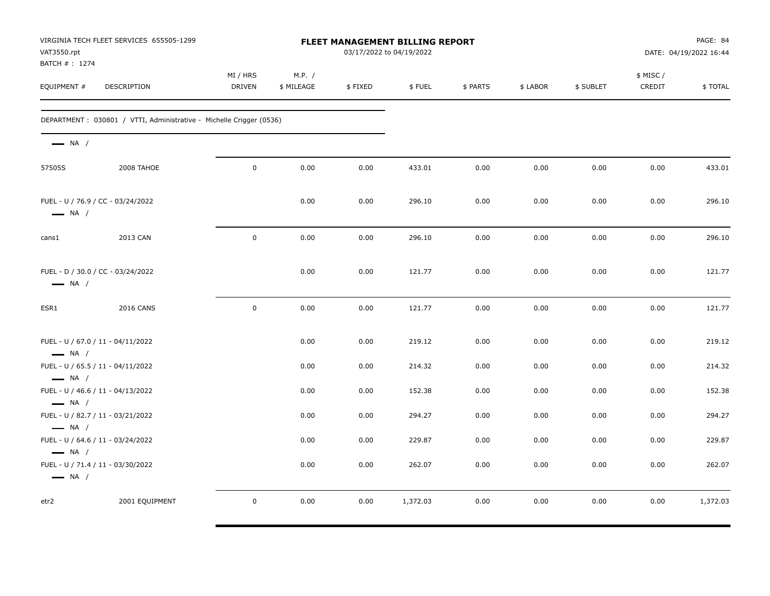**FLEET MANAGEMENT BILLING REPORT**

03/17/2022 to 04/19/2022

VIRGINIA TECH FLEET SERVICES 655505-1299
VAT3550.rpt
BATCH # : 1274

DATE: 04/19/2022 16:44

| EQUIPMENT # | DESCRIPTION | MI / HRS DRIVEN | M.P. / $ MILEAGE | $ FIXED | $ FUEL | $ PARTS | $ LABOR | $ SUBLET | $ MISC / CREDIT | $ TOTAL |
|---|---|---|---|---|---|---|---|---|---|---|
| DEPARTMENT : 030801 / VTTI, Administrative - Michelle Crigger (0536) | | | | | | | | | | |
| — NA / | | | | | | | | | | |
| 57505S | 2008 TAHOE | 0 | 0.00 | 0.00 | 433.01 | 0.00 | 0.00 | 0.00 | 0.00 | 433.01 |
| FUEL - U / 76.9 / CC - 03/24/2022 — NA / | | | 0.00 | 0.00 | 296.10 | 0.00 | 0.00 | 0.00 | 0.00 | 296.10 |
| cans1 | 2013 CAN | 0 | 0.00 | 0.00 | 296.10 | 0.00 | 0.00 | 0.00 | 0.00 | 296.10 |
| FUEL - D / 30.0 / CC - 03/24/2022 — NA / | | | 0.00 | 0.00 | 121.77 | 0.00 | 0.00 | 0.00 | 0.00 | 121.77 |
| ESR1 | 2016 CANS | 0 | 0.00 | 0.00 | 121.77 | 0.00 | 0.00 | 0.00 | 0.00 | 121.77 |
| FUEL - U / 67.0 / 11 - 04/11/2022 — NA / | | | 0.00 | 0.00 | 219.12 | 0.00 | 0.00 | 0.00 | 0.00 | 219.12 |
| FUEL - U / 65.5 / 11 - 04/11/2022 — NA / | | | 0.00 | 0.00 | 214.32 | 0.00 | 0.00 | 0.00 | 0.00 | 214.32 |
| FUEL - U / 46.6 / 11 - 04/13/2022 — NA / | | | 0.00 | 0.00 | 152.38 | 0.00 | 0.00 | 0.00 | 0.00 | 152.38 |
| FUEL - U / 82.7 / 11 - 03/21/2022 — NA / | | | 0.00 | 0.00 | 294.27 | 0.00 | 0.00 | 0.00 | 0.00 | 294.27 |
| FUEL - U / 64.6 / 11 - 03/24/2022 — NA / | | | 0.00 | 0.00 | 229.87 | 0.00 | 0.00 | 0.00 | 0.00 | 229.87 |
| FUEL - U / 71.4 / 11 - 03/30/2022 — NA / | | | 0.00 | 0.00 | 262.07 | 0.00 | 0.00 | 0.00 | 0.00 | 262.07 |
| etr2 | 2001 EQUIPMENT | 0 | 0.00 | 0.00 | 1,372.03 | 0.00 | 0.00 | 0.00 | 0.00 | 1,372.03 |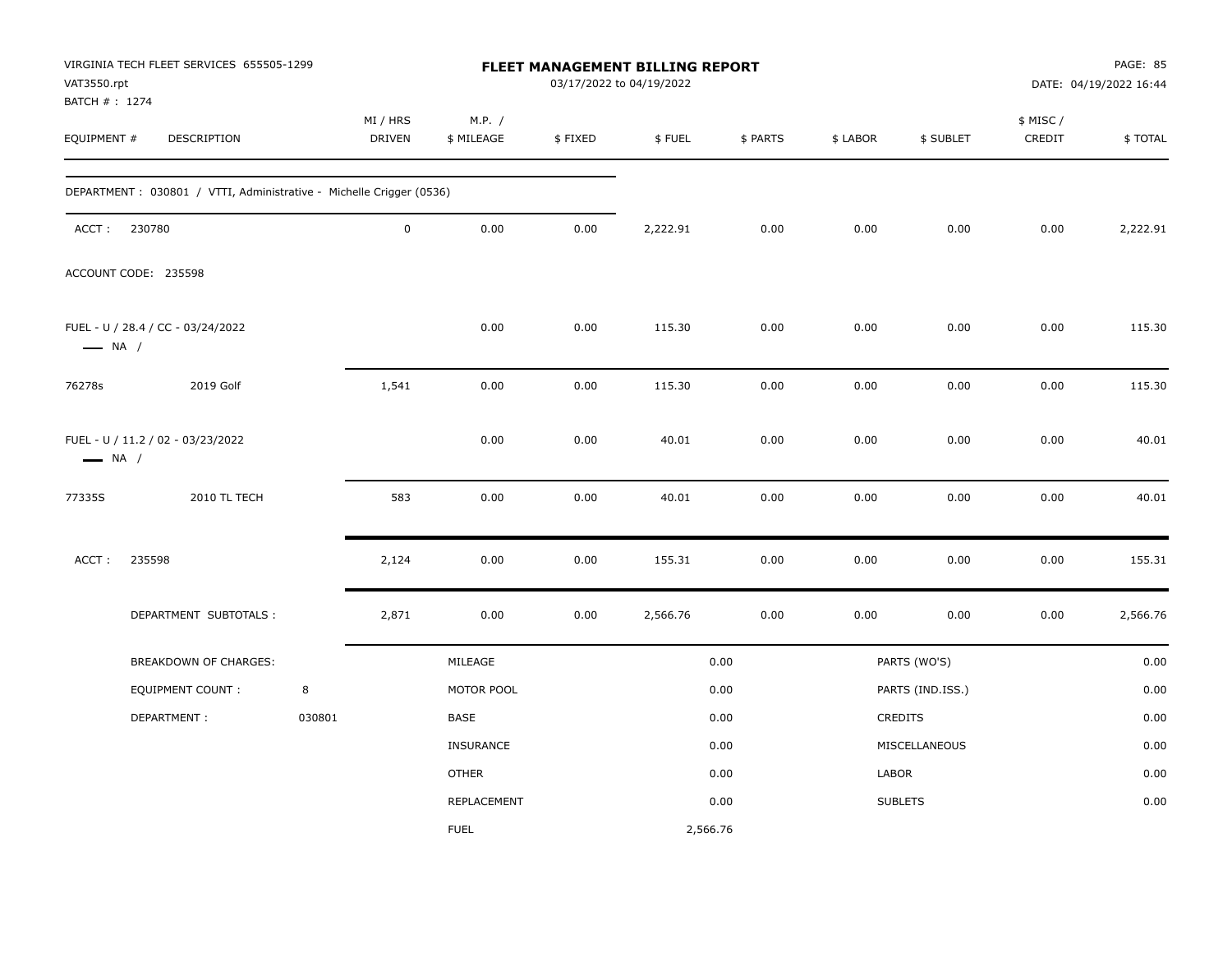VIRGINIA TECH FLEET SERVICES 655505-1299
VAT3550.rpt
BATCH # : 1274

**FLEET MANAGEMENT BILLING REPORT**
03/17/2022 to 04/19/2022

DATE: 04/19/2022 16:44

| EQUIPMENT # | DESCRIPTION | MI / HRS DRIVEN | M.P. / $ MILEAGE | $ FIXED | $ FUEL | $ PARTS | $ LABOR | $ SUBLET | $ MISC / CREDIT | $ TOTAL |
|---|---|---|---|---|---|---|---|---|---|---|
| DEPARTMENT : 030801 / VTTI, Administrative - Michelle Crigger (0536) | | | | | | | | | | |
| ACCT : 230780 | | 0 | 0.00 | 0.00 | 2,222.91 | 0.00 | 0.00 | 0.00 | 0.00 | 2,222.91 |
| ACCOUNT CODE: 235598 | | | | | | | | | | |
| FUEL - U / 28.4 / CC - 03/24/2022 — NA / | | | 0.00 | 0.00 | 115.30 | 0.00 | 0.00 | 0.00 | 0.00 | 115.30 |
| 76278s | 2019 Golf | 1,541 | 0.00 | 0.00 | 115.30 | 0.00 | 0.00 | 0.00 | 0.00 | 115.30 |
| FUEL - U / 11.2 / 02 - 03/23/2022 — NA / | | | 0.00 | 0.00 | 40.01 | 0.00 | 0.00 | 0.00 | 0.00 | 40.01 |
| 77335S | 2010 TL TECH | 583 | 0.00 | 0.00 | 40.01 | 0.00 | 0.00 | 0.00 | 0.00 | 40.01 |
| ACCT : 235598 | | 2,124 | 0.00 | 0.00 | 155.31 | 0.00 | 0.00 | 0.00 | 0.00 | 155.31 |
| | DEPARTMENT SUBTOTALS : | 2,871 | 0.00 | 0.00 | 2,566.76 | 0.00 | 0.00 | 0.00 | 0.00 | 2,566.76 |

| | | | | | |
|---|---|---|---|---|---|
| BREAKDOWN OF CHARGES: | | MILEAGE | 0.00 | PARTS (WO'S) | 0.00 |
| EQUIPMENT COUNT : | 8 | MOTOR POOL | 0.00 | PARTS (IND.ISS.) | 0.00 |
| DEPARTMENT : | 030801 | BASE | 0.00 | CREDITS | 0.00 |
| | | INSURANCE | 0.00 | MISCELLANEOUS | 0.00 |
| | | OTHER | 0.00 | LABOR | 0.00 |
| | | REPLACEMENT | 0.00 | SUBLETS | 0.00 |
| | | FUEL | 2,566.76 | | |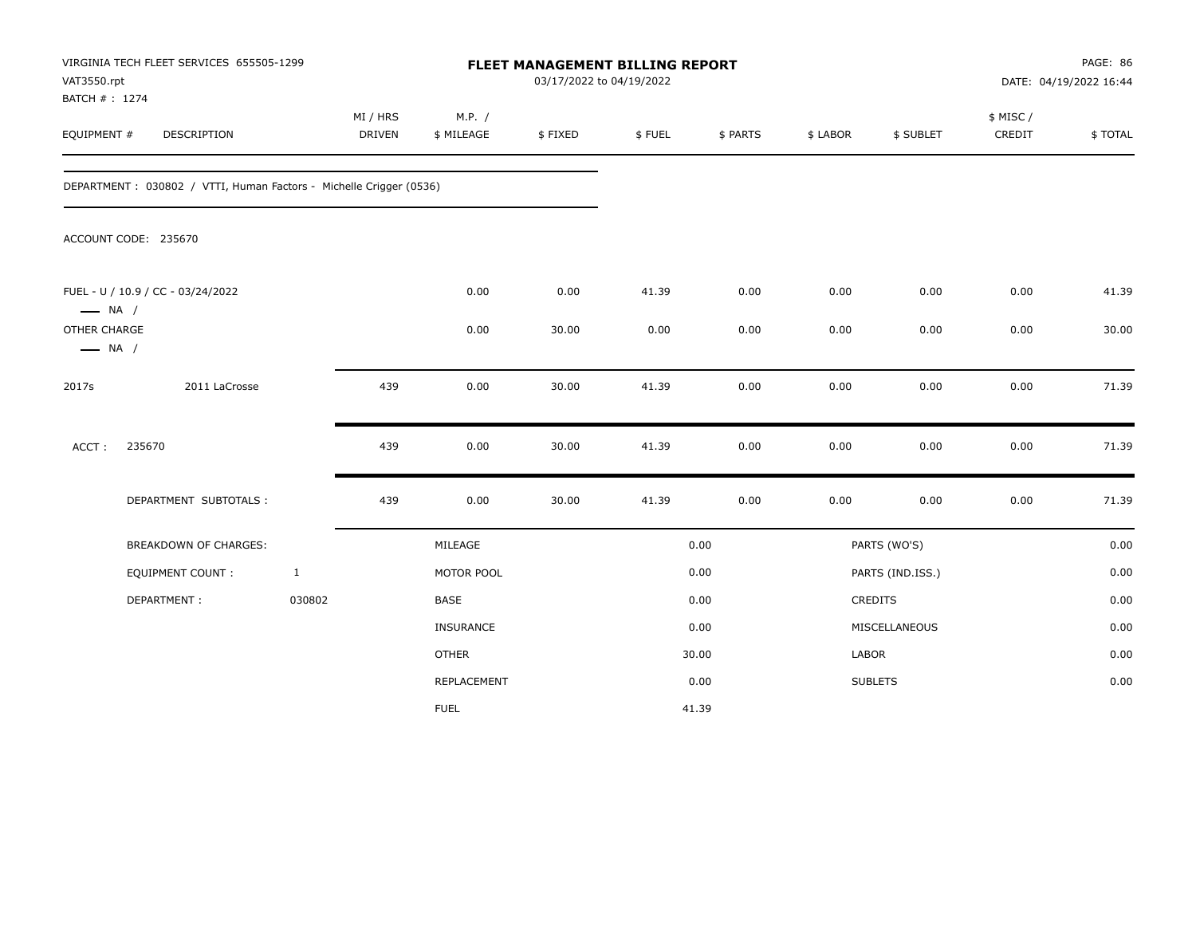VIRGINIA TECH FLEET SERVICES 655505-1299
VAT3550.rpt
BATCH # : 1274

# FLEET MANAGEMENT BILLING REPORT

03/17/2022 to 04/19/2022

DATE: 04/19/2022 16:44

| EQUIPMENT # | DESCRIPTION | MI / HRS DRIVEN | M.P. / $ MILEAGE | $ FIXED | $ FUEL | $ PARTS | $ LABOR | $ SUBLET | $ MISC / CREDIT | $ TOTAL |
|---|---|---|---|---|---|---|---|---|---|---|

DEPARTMENT : 030802 / VTTI, Human Factors - Michelle Crigger (0536)

ACCOUNT CODE: 235670

| EQUIPMENT # | DESCRIPTION | MI / HRS DRIVEN | M.P. / $ MILEAGE | $ FIXED | $ FUEL | $ PARTS | $ LABOR | $ SUBLET | $ MISC / CREDIT | $ TOTAL |
|---|---|---|---|---|---|---|---|---|---|---|
| FUEL - U / 10.9 / CC - 03/24/2022 — NA / | | | 0.00 | 0.00 | 41.39 | 0.00 | 0.00 | 0.00 | 0.00 | 41.39 |
| OTHER CHARGE — NA / | | | 0.00 | 30.00 | 0.00 | 0.00 | 0.00 | 0.00 | 0.00 | 30.00 |
| 2017s | 2011 LaCrosse | 439 | 0.00 | 30.00 | 41.39 | 0.00 | 0.00 | 0.00 | 0.00 | 71.39 |
| ACCT : | 235670 | 439 | 0.00 | 30.00 | 41.39 | 0.00 | 0.00 | 0.00 | 0.00 | 71.39 |
| | DEPARTMENT SUBTOTALS : | 439 | 0.00 | 30.00 | 41.39 | 0.00 | 0.00 | 0.00 | 0.00 | 71.39 |

| | | | | | |
|---|---|---|---|---|---|
| BREAKDOWN OF CHARGES: | | MILEAGE | 0.00 | PARTS (WO'S) | 0.00 |
| EQUIPMENT COUNT : | 1 | MOTOR POOL | 0.00 | PARTS (IND.ISS.) | 0.00 |
| DEPARTMENT : | 030802 | BASE | 0.00 | CREDITS | 0.00 |
| | | INSURANCE | 0.00 | MISCELLANEOUS | 0.00 |
| | | OTHER | 30.00 | LABOR | 0.00 |
| | | REPLACEMENT | 0.00 | SUBLETS | 0.00 |
| | | FUEL | 41.39 | | |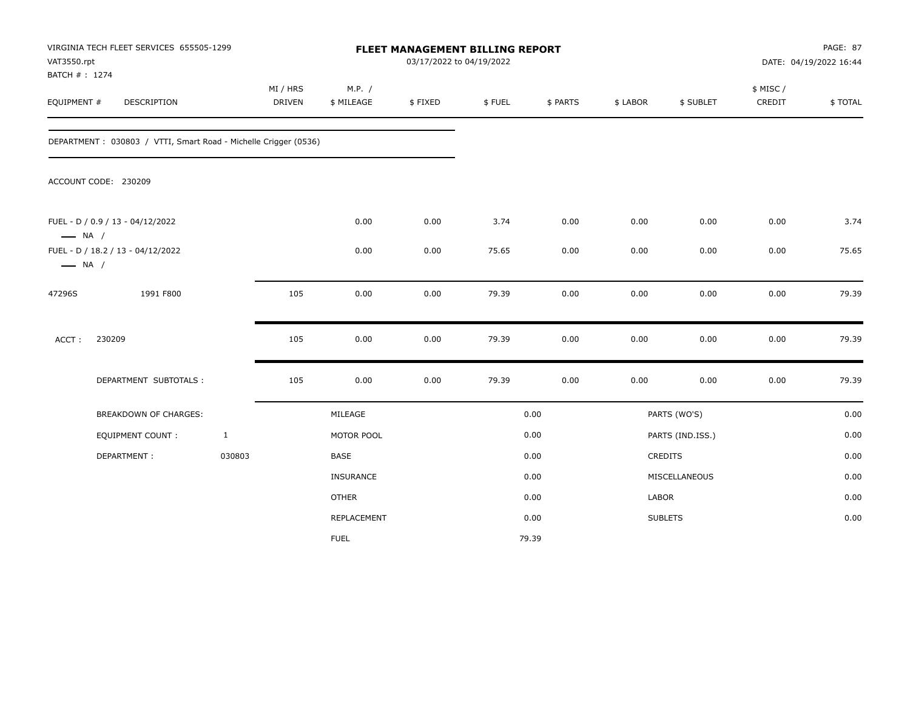VIRGINIA TECH FLEET SERVICES 655505-1299
VAT3550.rpt
BATCH # : 1274

# FLEET MANAGEMENT BILLING REPORT

03/17/2022 to 04/19/2022

DATE: 04/19/2022 16:44

| EQUIPMENT # | DESCRIPTION | MI / HRS DRIVEN | M.P. / $ MILEAGE | $ FIXED | $ FUEL | $ PARTS | $ LABOR | $ SUBLET | $ MISC / CREDIT | $ TOTAL |
|---|---|---|---|---|---|---|---|---|---|---|

DEPARTMENT : 030803 / VTTI, Smart Road - Michelle Crigger (0536)

ACCOUNT CODE: 230209

| EQUIPMENT # | DESCRIPTION | MI / HRS DRIVEN | M.P. / $ MILEAGE | $ FIXED | $ FUEL | $ PARTS | $ LABOR | $ SUBLET | $ MISC / CREDIT | $ TOTAL |
|---|---|---|---|---|---|---|---|---|---|---|
| FUEL - D / 0.9 / 13 - 04/12/2022 —— NA / | | | 0.00 | 0.00 | 3.74 | 0.00 | 0.00 | 0.00 | 0.00 | 3.74 |
| FUEL - D / 18.2 / 13 - 04/12/2022 —— NA / | | | 0.00 | 0.00 | 75.65 | 0.00 | 0.00 | 0.00 | 0.00 | 75.65 |
| 47296S | 1991 F800 | 105 | 0.00 | 0.00 | 79.39 | 0.00 | 0.00 | 0.00 | 0.00 | 79.39 |
| ACCT : | 230209 | 105 | 0.00 | 0.00 | 79.39 | 0.00 | 0.00 | 0.00 | 0.00 | 79.39 |
| | DEPARTMENT SUBTOTALS : | 105 | 0.00 | 0.00 | 79.39 | 0.00 | 0.00 | 0.00 | 0.00 | 79.39 |

| BREAKDOWN OF CHARGES: | | | | | |
|---|---|---|---|---|---|
| EQUIPMENT COUNT : | 1 | MILEAGE | 0.00 | PARTS (WO'S) | 0.00 |
| DEPARTMENT : | 030803 | MOTOR POOL | 0.00 | PARTS (IND.ISS.) | 0.00 |
| | | BASE | 0.00 | CREDITS | 0.00 |
| | | INSURANCE | 0.00 | MISCELLANEOUS | 0.00 |
| | | OTHER | 0.00 | LABOR | 0.00 |
| | | REPLACEMENT | 0.00 | SUBLETS | 0.00 |
| | | FUEL | 79.39 | | |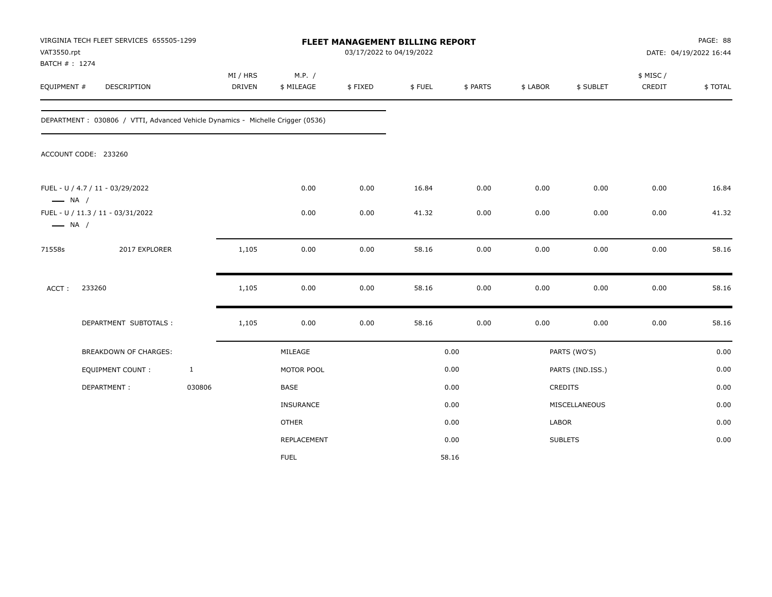VIRGINIA TECH FLEET SERVICES 655505-1299
VAT3550.rpt
BATCH # : 1274

**FLEET MANAGEMENT BILLING REPORT**
03/17/2022 to 04/19/2022

DATE: 04/19/2022 16:44

| EQUIPMENT # | DESCRIPTION | MI / HRS DRIVEN | M.P. / $ MILEAGE | $ FIXED | $ FUEL | $ PARTS | $ LABOR | $ SUBLET | $ MISC / CREDIT | $ TOTAL |
|---|---|---|---|---|---|---|---|---|---|---|
| DEPARTMENT : 030806 / VTTI, Advanced Vehicle Dynamics - Michelle Crigger (0536) | | | | | | | | | | |
| ACCOUNT CODE: 233260 | | | | | | | | | | |
| FUEL - U / 4.7 / 11 - 03/29/2022 — NA / | | | 0.00 | 0.00 | 16.84 | 0.00 | 0.00 | 0.00 | 0.00 | 16.84 |
| FUEL - U / 11.3 / 11 - 03/31/2022 — NA / | | | 0.00 | 0.00 | 41.32 | 0.00 | 0.00 | 0.00 | 0.00 | 41.32 |
| 71558s | 2017 EXPLORER | 1,105 | 0.00 | 0.00 | 58.16 | 0.00 | 0.00 | 0.00 | 0.00 | 58.16 |
| ACCT : 233260 | | 1,105 | 0.00 | 0.00 | 58.16 | 0.00 | 0.00 | 0.00 | 0.00 | 58.16 |
| DEPARTMENT SUBTOTALS : | | 1,105 | 0.00 | 0.00 | 58.16 | 0.00 | 0.00 | 0.00 | 0.00 | 58.16 |

| | | | | | |
|---|---|---|---|---|---|
| BREAKDOWN OF CHARGES: | | MILEAGE | 0.00 | PARTS (WO'S) | 0.00 |
| EQUIPMENT COUNT : | 1 | MOTOR POOL | 0.00 | PARTS (IND.ISS.) | 0.00 |
| DEPARTMENT : | 030806 | BASE | 0.00 | CREDITS | 0.00 |
| | | INSURANCE | 0.00 | MISCELLANEOUS | 0.00 |
| | | OTHER | 0.00 | LABOR | 0.00 |
| | | REPLACEMENT | 0.00 | SUBLETS | 0.00 |
| | | FUEL | 58.16 | | |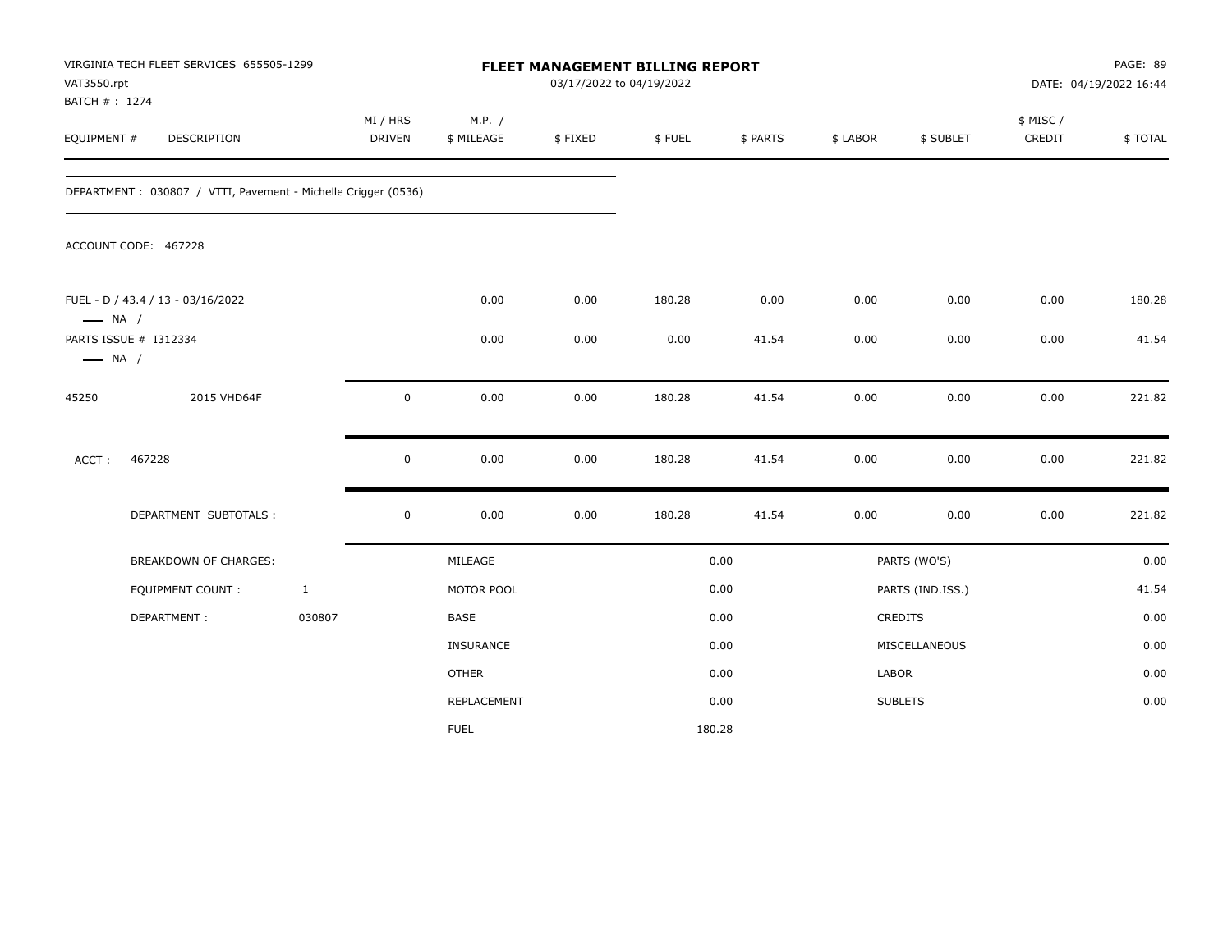VIRGINIA TECH FLEET SERVICES 655505-1299
VAT3550.rpt
BATCH # : 1274

# FLEET MANAGEMENT BILLING REPORT

03/17/2022 to 04/19/2022

DATE: 04/19/2022 16:44

| EQUIPMENT # | DESCRIPTION | MI / HRS DRIVEN | M.P. / $ MILEAGE | $ FIXED | $ FUEL | $ PARTS | $ LABOR | $ SUBLET | $ MISC / CREDIT | $ TOTAL |
|---|---|---|---|---|---|---|---|---|---|---|

DEPARTMENT : 030807 / VTTI, Pavement - Michelle Crigger (0536)

ACCOUNT CODE: 467228

| EQUIPMENT # | DESCRIPTION | MI / HRS DRIVEN | M.P. / $ MILEAGE | $ FIXED | $ FUEL | $ PARTS | $ LABOR | $ SUBLET | $ MISC / CREDIT | $ TOTAL |
|---|---|---|---|---|---|---|---|---|---|---|
| FUEL - D / 43.4 / 13 - 03/16/2022 — NA / | | | 0.00 | 0.00 | 180.28 | 0.00 | 0.00 | 0.00 | 0.00 | 180.28 |
| PARTS ISSUE # I312334 — NA / | | | 0.00 | 0.00 | 0.00 | 41.54 | 0.00 | 0.00 | 0.00 | 41.54 |
| 45250 | 2015 VHD64F | 0 | 0.00 | 0.00 | 180.28 | 41.54 | 0.00 | 0.00 | 0.00 | 221.82 |
| ACCT : | 467228 | 0 | 0.00 | 0.00 | 180.28 | 41.54 | 0.00 | 0.00 | 0.00 | 221.82 |
| | DEPARTMENT SUBTOTALS : | 0 | 0.00 | 0.00 | 180.28 | 41.54 | 0.00 | 0.00 | 0.00 | 221.82 |

| | | | | | |
|---|---|---|---|---|---|
| BREAKDOWN OF CHARGES: | | MILEAGE | 0.00 | PARTS (WO'S) | 0.00 |
| EQUIPMENT COUNT : | 1 | MOTOR POOL | 0.00 | PARTS (IND.ISS.) | 41.54 |
| DEPARTMENT : | 030807 | BASE | 0.00 | CREDITS | 0.00 |
| | | INSURANCE | 0.00 | MISCELLANEOUS | 0.00 |
| | | OTHER | 0.00 | LABOR | 0.00 |
| | | REPLACEMENT | 0.00 | SUBLETS | 0.00 |
| | | FUEL | 180.28 | | |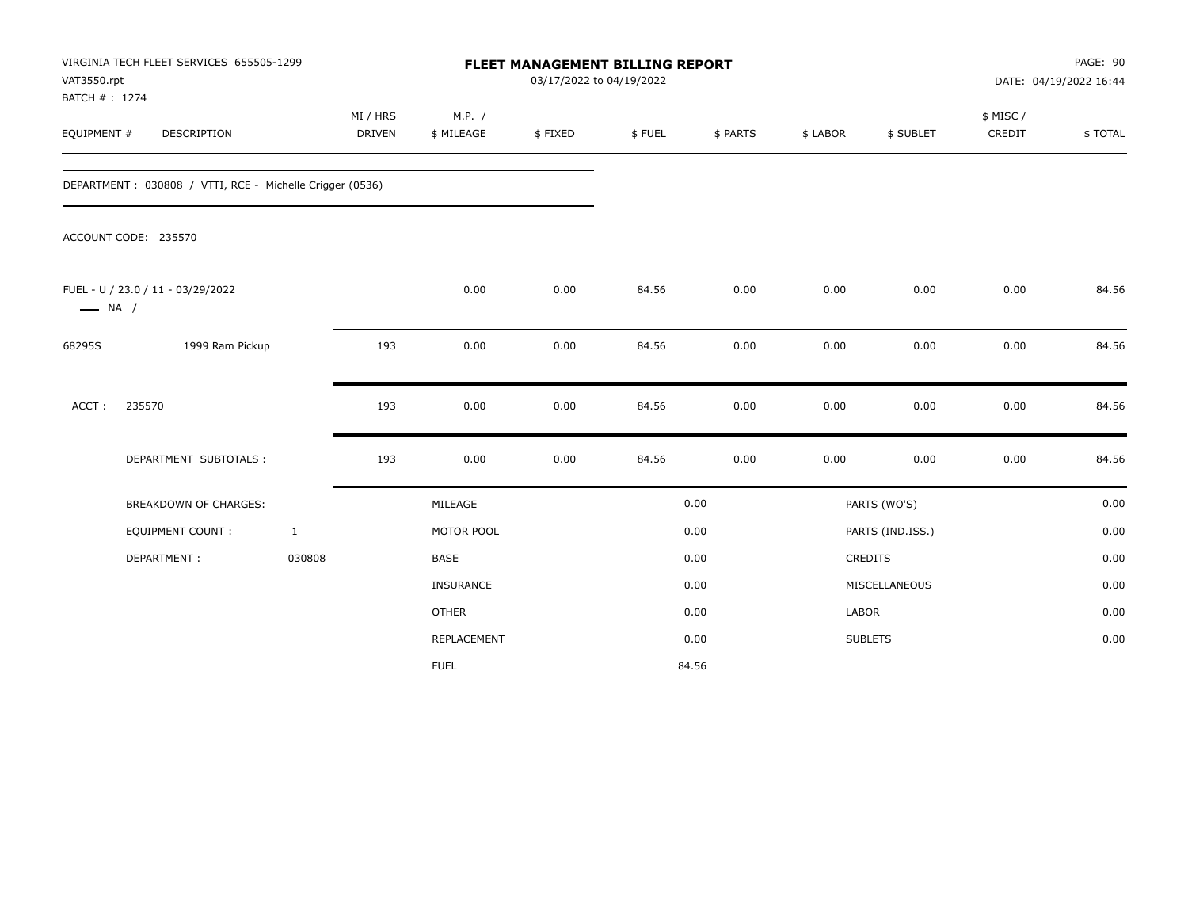VIRGINIA TECH FLEET SERVICES 655505-1299
VAT3550.rpt
BATCH # : 1274

# FLEET MANAGEMENT BILLING REPORT

03/17/2022 to 04/19/2022

PAGE: 90
DATE: 04/19/2022 16:44

| EQUIPMENT # | DESCRIPTION | MI / HRS DRIVEN | M.P. / $ MILEAGE | $ FIXED | $ FUEL | $ PARTS | $ LABOR | $ SUBLET | $ MISC / CREDIT | $ TOTAL |
|---|---|---|---|---|---|---|---|---|---|---|

DEPARTMENT : 030808 / VTTI, RCE - Michelle Crigger (0536)

ACCOUNT CODE: 235570

| EQUIPMENT # | DESCRIPTION | MI / HRS DRIVEN | M.P. / $ MILEAGE | $ FIXED | $ FUEL | $ PARTS | $ LABOR | $ SUBLET | $ MISC / CREDIT | $ TOTAL |
|---|---|---|---|---|---|---|---|---|---|---|
| FUEL - U / 23.0 / 11 - 03/29/2022 —— NA / | | | 0.00 | 0.00 | 84.56 | 0.00 | 0.00 | 0.00 | 0.00 | 84.56 |
| 68295S | 1999 Ram Pickup | 193 | 0.00 | 0.00 | 84.56 | 0.00 | 0.00 | 0.00 | 0.00 | 84.56 |
| ACCT : | 235570 | 193 | 0.00 | 0.00 | 84.56 | 0.00 | 0.00 | 0.00 | 0.00 | 84.56 |
| | DEPARTMENT SUBTOTALS : | 193 | 0.00 | 0.00 | 84.56 | 0.00 | 0.00 | 0.00 | 0.00 | 84.56 |

| | | | | | |
|---|---|---|---|---|---|
| BREAKDOWN OF CHARGES: | | MILEAGE | 0.00 | PARTS (WO'S) | 0.00 |
| EQUIPMENT COUNT : | 1 | MOTOR POOL | 0.00 | PARTS (IND.ISS.) | 0.00 |
| DEPARTMENT : | 030808 | BASE | 0.00 | CREDITS | 0.00 |
| | | INSURANCE | 0.00 | MISCELLANEOUS | 0.00 |
| | | OTHER | 0.00 | LABOR | 0.00 |
| | | REPLACEMENT | 0.00 | SUBLETS | 0.00 |
| | | FUEL | 84.56 | | |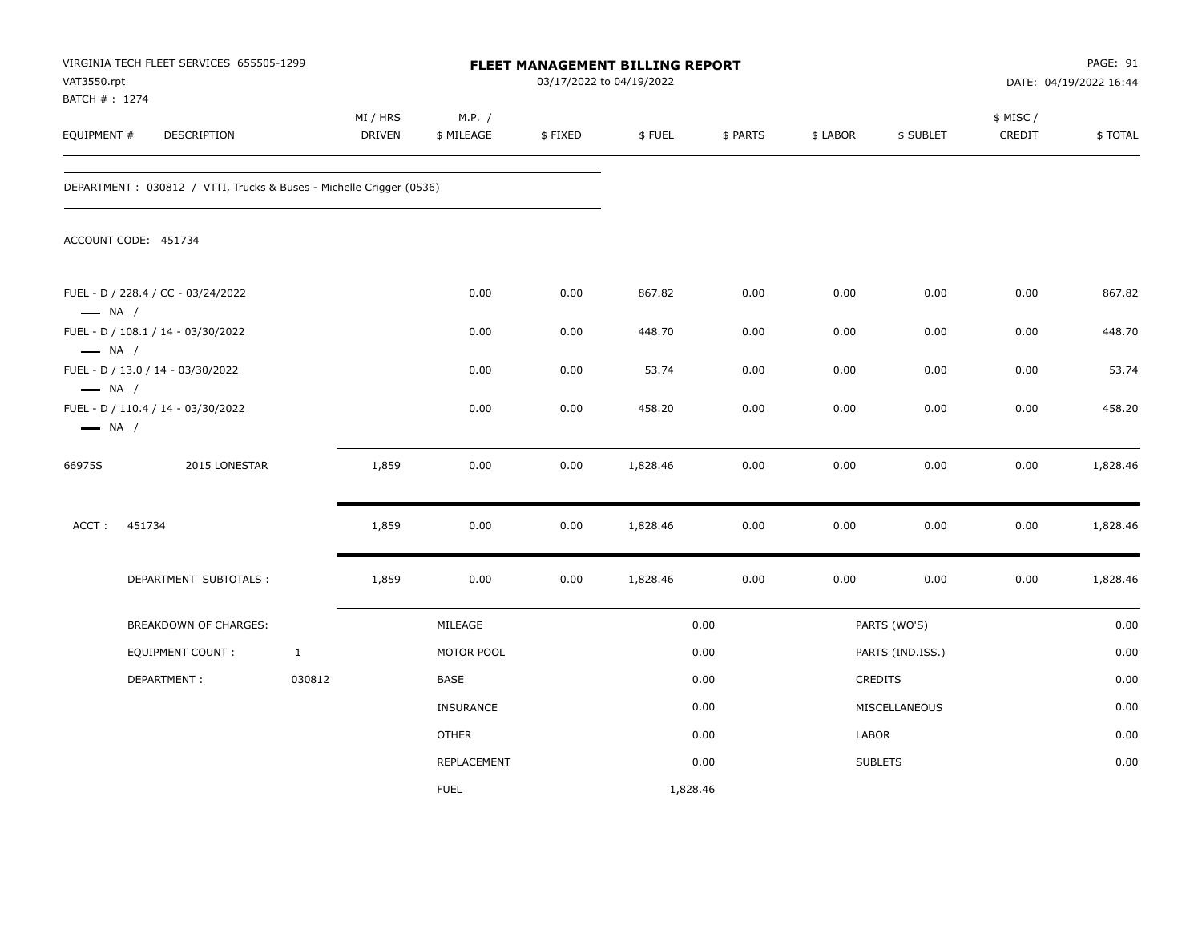VIRGINIA TECH FLEET SERVICES 655505-1299
VAT3550.rpt
BATCH # : 1274

**FLEET MANAGEMENT BILLING REPORT**
03/17/2022 to 04/19/2022

DATE: 04/19/2022 16:44

| EQUIPMENT # | DESCRIPTION | MI / HRS DRIVEN | M.P. / $ MILEAGE | $ FIXED | $ FUEL | $ PARTS | $ LABOR | $ SUBLET | $ MISC / CREDIT | $ TOTAL |
|---|---|---|---|---|---|---|---|---|---|---|
| DEPARTMENT : 030812 / VTTI, Trucks & Buses - Michelle Crigger (0536) | | | | | | | | | | |
| ACCOUNT CODE: 451734 | | | | | | | | | | |
| FUEL - D / 228.4 / CC - 03/24/2022 — NA / | | | 0.00 | 0.00 | 867.82 | 0.00 | 0.00 | 0.00 | 0.00 | 867.82 |
| FUEL - D / 108.1 / 14 - 03/30/2022 — NA / | | | 0.00 | 0.00 | 448.70 | 0.00 | 0.00 | 0.00 | 0.00 | 448.70 |
| FUEL - D / 13.0 / 14 - 03/30/2022 — NA / | | | 0.00 | 0.00 | 53.74 | 0.00 | 0.00 | 0.00 | 0.00 | 53.74 |
| FUEL - D / 110.4 / 14 - 03/30/2022 — NA / | | | 0.00 | 0.00 | 458.20 | 0.00 | 0.00 | 0.00 | 0.00 | 458.20 |
| 66975S | 2015 LONESTAR | 1,859 | 0.00 | 0.00 | 1,828.46 | 0.00 | 0.00 | 0.00 | 0.00 | 1,828.46 |
| ACCT : 451734 | | 1,859 | 0.00 | 0.00 | 1,828.46 | 0.00 | 0.00 | 0.00 | 0.00 | 1,828.46 |
| DEPARTMENT SUBTOTALS : | | 1,859 | 0.00 | 0.00 | 1,828.46 | 0.00 | 0.00 | 0.00 | 0.00 | 1,828.46 |

| | | | | | |
|---|---|---|---|---|---|
| BREAKDOWN OF CHARGES: | | MILEAGE | 0.00 | PARTS (WO'S) | 0.00 |
| EQUIPMENT COUNT : | 1 | MOTOR POOL | 0.00 | PARTS (IND.ISS.) | 0.00 |
| DEPARTMENT : | 030812 | BASE | 0.00 | CREDITS | 0.00 |
| | | INSURANCE | 0.00 | MISCELLANEOUS | 0.00 |
| | | OTHER | 0.00 | LABOR | 0.00 |
| | | REPLACEMENT | 0.00 | SUBLETS | 0.00 |
| | | FUEL | 1,828.46 | | |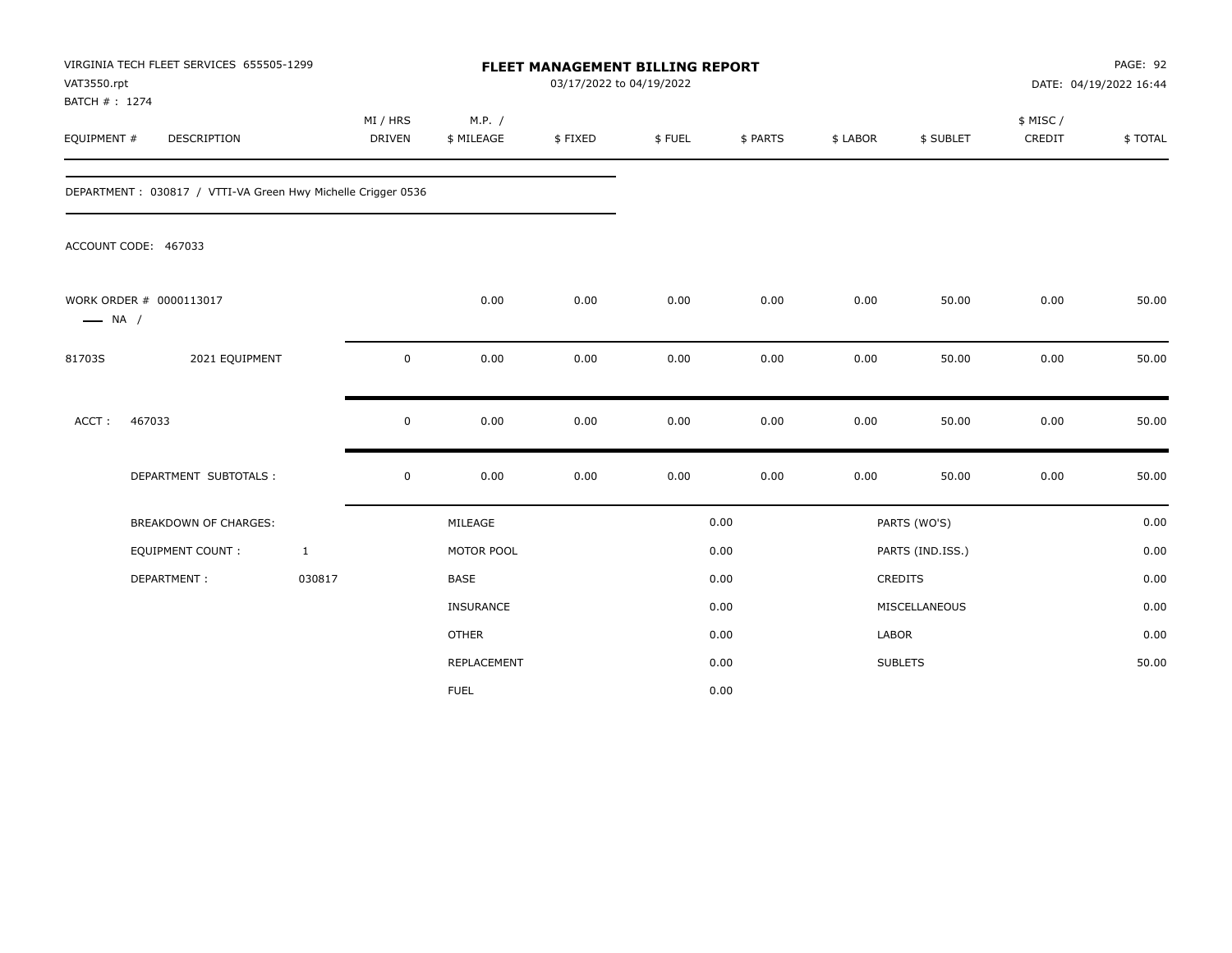VIRGINIA TECH FLEET SERVICES 655505-1299
VAT3550.rpt
BATCH # : 1274

# FLEET MANAGEMENT BILLING REPORT

03/17/2022 to 04/19/2022

DATE: 04/19/2022 16:44

| EQUIPMENT # | DESCRIPTION | MI / HRS DRIVEN | M.P. / $ MILEAGE | $ FIXED | $ FUEL | $ PARTS | $ LABOR | $ SUBLET | $ MISC / CREDIT | $ TOTAL |
|---|---|---|---|---|---|---|---|---|---|---|
| DEPARTMENT : 030817 / VTTI-VA Green Hwy Michelle Crigger 0536 | | | | | | | | | | |
| ACCOUNT CODE: 467033 | | | | | | | | | | |
| WORK ORDER # 0000113017 —— NA / | | | 0.00 | 0.00 | 0.00 | 0.00 | 0.00 | 50.00 | 0.00 | 50.00 |
| 81703S | 2021 EQUIPMENT | 0 | 0.00 | 0.00 | 0.00 | 0.00 | 0.00 | 50.00 | 0.00 | 50.00 |
| ACCT : 467033 | | 0 | 0.00 | 0.00 | 0.00 | 0.00 | 0.00 | 50.00 | 0.00 | 50.00 |
| | DEPARTMENT SUBTOTALS : | 0 | 0.00 | 0.00 | 0.00 | 0.00 | 0.00 | 50.00 | 0.00 | 50.00 |

| | | | | | |
|---|---|---|---|---|---|
| BREAKDOWN OF CHARGES: | | MILEAGE | 0.00 | PARTS (WO'S) | 0.00 |
| EQUIPMENT COUNT : | 1 | MOTOR POOL | 0.00 | PARTS (IND.ISS.) | 0.00 |
| DEPARTMENT : | 030817 | BASE | 0.00 | CREDITS | 0.00 |
| | | INSURANCE | 0.00 | MISCELLANEOUS | 0.00 |
| | | OTHER | 0.00 | LABOR | 0.00 |
| | | REPLACEMENT | 0.00 | SUBLETS | 50.00 |
| | | FUEL | 0.00 | | |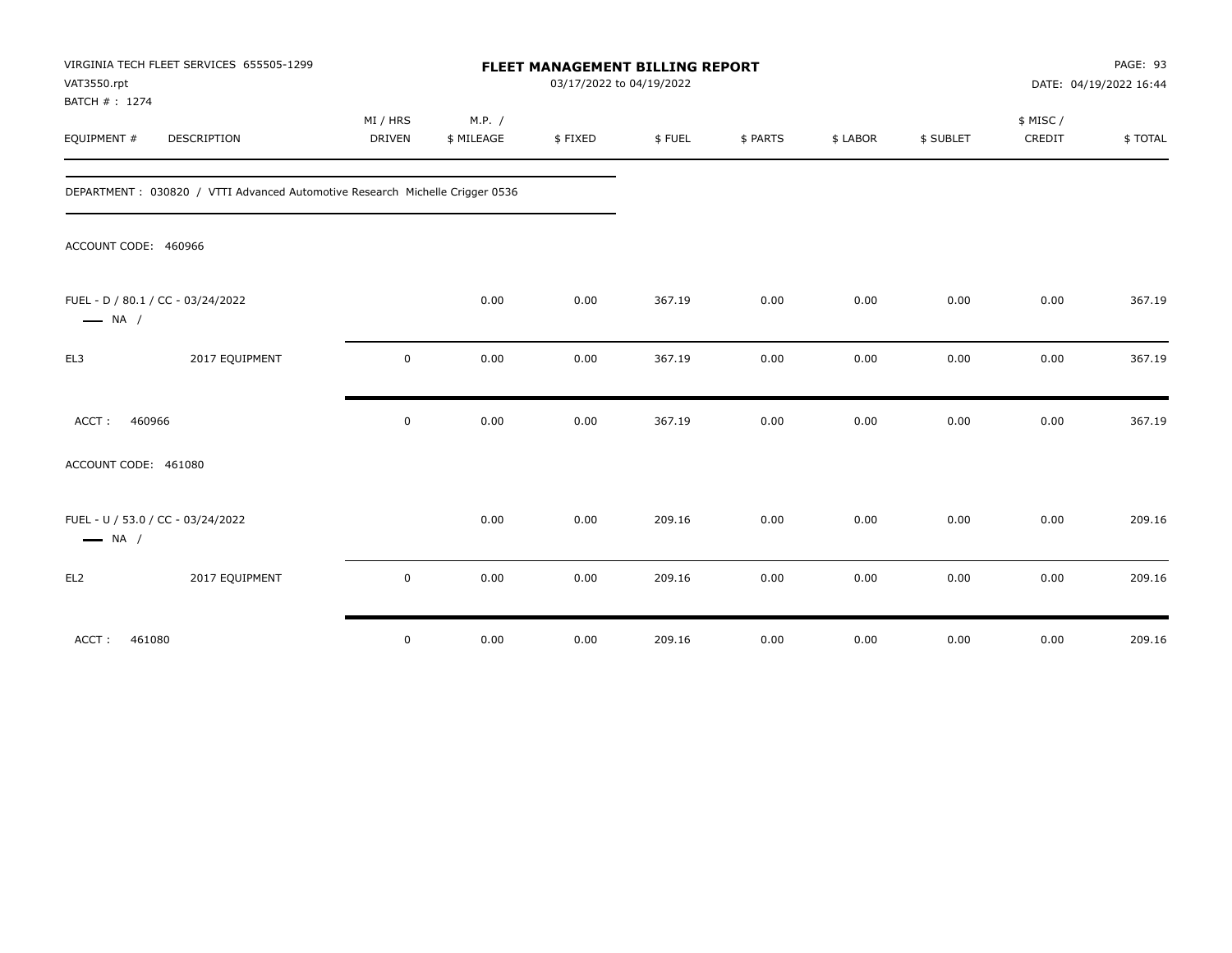VIRGINIA TECH FLEET SERVICES 655505-1299
VAT3550.rpt
BATCH # : 1274

# FLEET MANAGEMENT BILLING REPORT

03/17/2022 to 04/19/2022

DATE: 04/19/2022 16:44

| EQUIPMENT # | DESCRIPTION | MI / HRS DRIVEN | M.P. / $ MILEAGE | $ FIXED | $ FUEL | $ PARTS | $ LABOR | $ SUBLET | $ MISC / CREDIT | $ TOTAL |
|---|---|---|---|---|---|---|---|---|---|---|
| DEPARTMENT : 030820 / VTTI Advanced Automotive Research Michelle Crigger 0536 | | | | | | | | | | |
| ACCOUNT CODE: 460966 | | | | | | | | | | |
| FUEL - D / 80.1 / CC - 03/24/2022 — NA / | | | 0.00 | 0.00 | 367.19 | 0.00 | 0.00 | 0.00 | 0.00 | 367.19 |
| EL3 | 2017 EQUIPMENT | 0 | 0.00 | 0.00 | 367.19 | 0.00 | 0.00 | 0.00 | 0.00 | 367.19 |
| ACCT : 460966 | | 0 | 0.00 | 0.00 | 367.19 | 0.00 | 0.00 | 0.00 | 0.00 | 367.19 |
| ACCOUNT CODE: 461080 | | | | | | | | | | |
| FUEL - U / 53.0 / CC - 03/24/2022 — NA / | | | 0.00 | 0.00 | 209.16 | 0.00 | 0.00 | 0.00 | 0.00 | 209.16 |
| EL2 | 2017 EQUIPMENT | 0 | 0.00 | 0.00 | 209.16 | 0.00 | 0.00 | 0.00 | 0.00 | 209.16 |
| ACCT : 461080 | | 0 | 0.00 | 0.00 | 209.16 | 0.00 | 0.00 | 0.00 | 0.00 | 209.16 |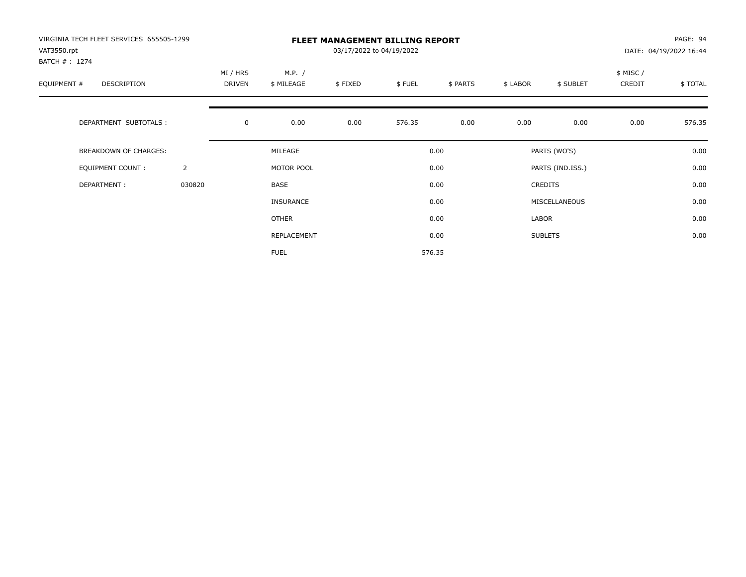VIRGINIA TECH FLEET SERVICES 655505-1299
VAT3550.rpt
BATCH # : 1274

# FLEET MANAGEMENT BILLING REPORT

03/17/2022 to 04/19/2022

DATE: 04/19/2022 16:44

| EQUIPMENT # | DESCRIPTION | MI / HRS DRIVEN | M.P. / $ MILEAGE | $ FIXED | $ FUEL | $ PARTS | $ LABOR | $ SUBLET | $ MISC / CREDIT | $ TOTAL |
|---|---|---|---|---|---|---|---|---|---|---|
| | DEPARTMENT SUBTOTALS : | 0 | 0.00 | 0.00 | 576.35 | 0.00 | 0.00 | 0.00 | 0.00 | 576.35 |

| | | | | | |
|---|---|---|---|---|---|
| BREAKDOWN OF CHARGES: | | MILEAGE | 0.00 | PARTS (WO'S) | 0.00 |
| EQUIPMENT COUNT : | 2 | MOTOR POOL | 0.00 | PARTS (IND.ISS.) | 0.00 |
| DEPARTMENT : | 030820 | BASE | 0.00 | CREDITS | 0.00 |
| | | INSURANCE | 0.00 | MISCELLANEOUS | 0.00 |
| | | OTHER | 0.00 | LABOR | 0.00 |
| | | REPLACEMENT | 0.00 | SUBLETS | 0.00 |
| | | FUEL | 576.35 | | |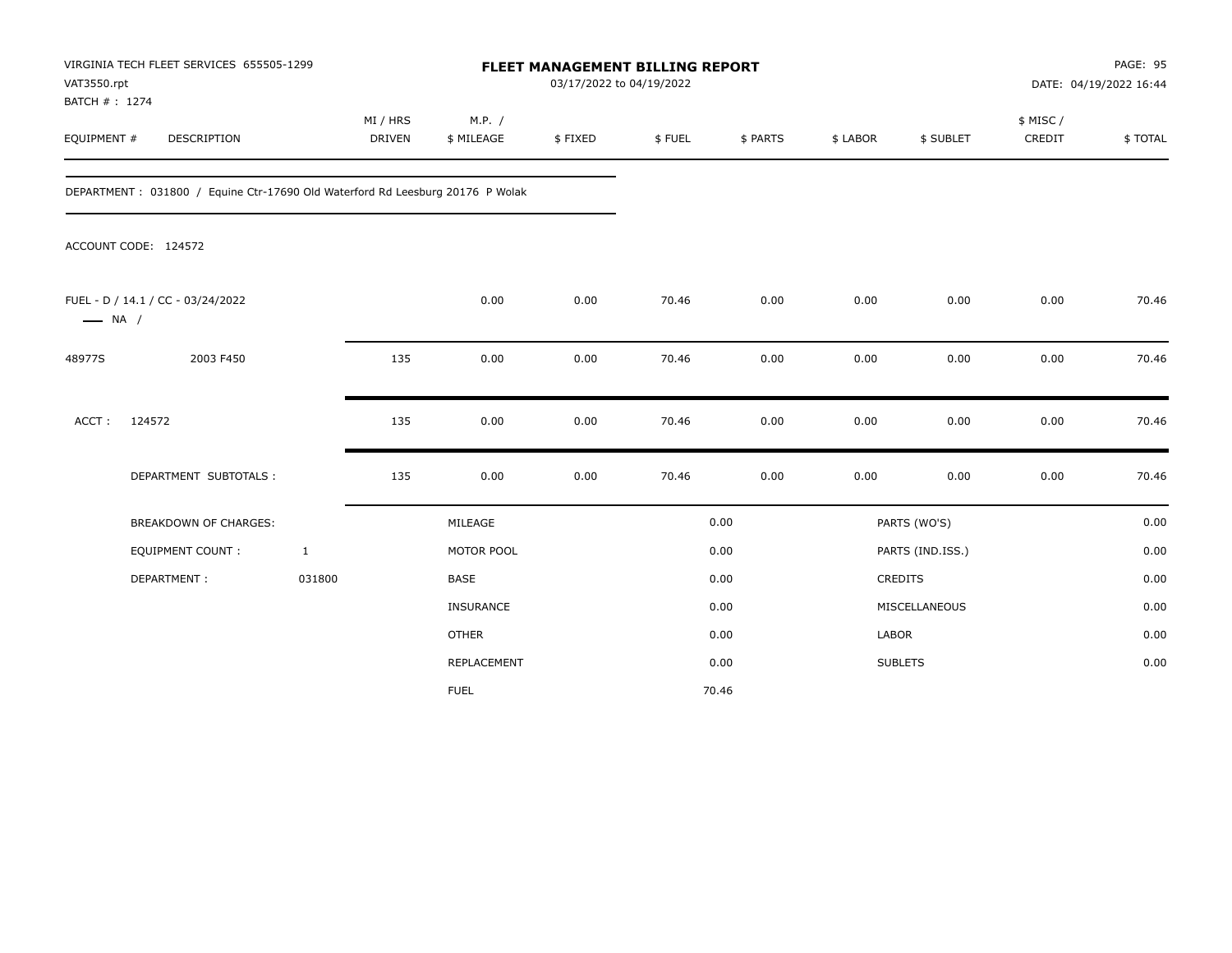VIRGINIA TECH FLEET SERVICES 655505-1299
VAT3550.rpt
BATCH # : 1274

# FLEET MANAGEMENT BILLING REPORT

03/17/2022 to 04/19/2022

DATE: 04/19/2022 16:44

| EQUIPMENT # | DESCRIPTION | MI / HRS DRIVEN | M.P. / $ MILEAGE | $ FIXED | $ FUEL | $ PARTS | $ LABOR | $ SUBLET | $ MISC / CREDIT | $ TOTAL |
|---|---|---|---|---|---|---|---|---|---|---|

DEPARTMENT : 031800 / Equine Ctr-17690 Old Waterford Rd Leesburg 20176 P Wolak

ACCOUNT CODE: 124572

| EQUIPMENT # | DESCRIPTION | MI / HRS DRIVEN | M.P. / $ MILEAGE | $ FIXED | $ FUEL | $ PARTS | $ LABOR | $ SUBLET | $ MISC / CREDIT | $ TOTAL |
|---|---|---|---|---|---|---|---|---|---|---|
| FUEL - D / 14.1 / CC - 03/24/2022 —— NA / | | | 0.00 | 0.00 | 70.46 | 0.00 | 0.00 | 0.00 | 0.00 | 70.46 |
| 48977S | 2003 F450 | 135 | 0.00 | 0.00 | 70.46 | 0.00 | 0.00 | 0.00 | 0.00 | 70.46 |
| ACCT : | 124572 | 135 | 0.00 | 0.00 | 70.46 | 0.00 | 0.00 | 0.00 | 0.00 | 70.46 |
| | DEPARTMENT SUBTOTALS : | 135 | 0.00 | 0.00 | 70.46 | 0.00 | 0.00 | 0.00 | 0.00 | 70.46 |

| | | | | | |
|---|---|---|---|---|---|
| BREAKDOWN OF CHARGES: | | MILEAGE | 0.00 | PARTS (WO'S) | 0.00 |
| EQUIPMENT COUNT : | 1 | MOTOR POOL | 0.00 | PARTS (IND.ISS.) | 0.00 |
| DEPARTMENT : | 031800 | BASE | 0.00 | CREDITS | 0.00 |
| | | INSURANCE | 0.00 | MISCELLANEOUS | 0.00 |
| | | OTHER | 0.00 | LABOR | 0.00 |
| | | REPLACEMENT | 0.00 | SUBLETS | 0.00 |
| | | FUEL | 70.46 | | |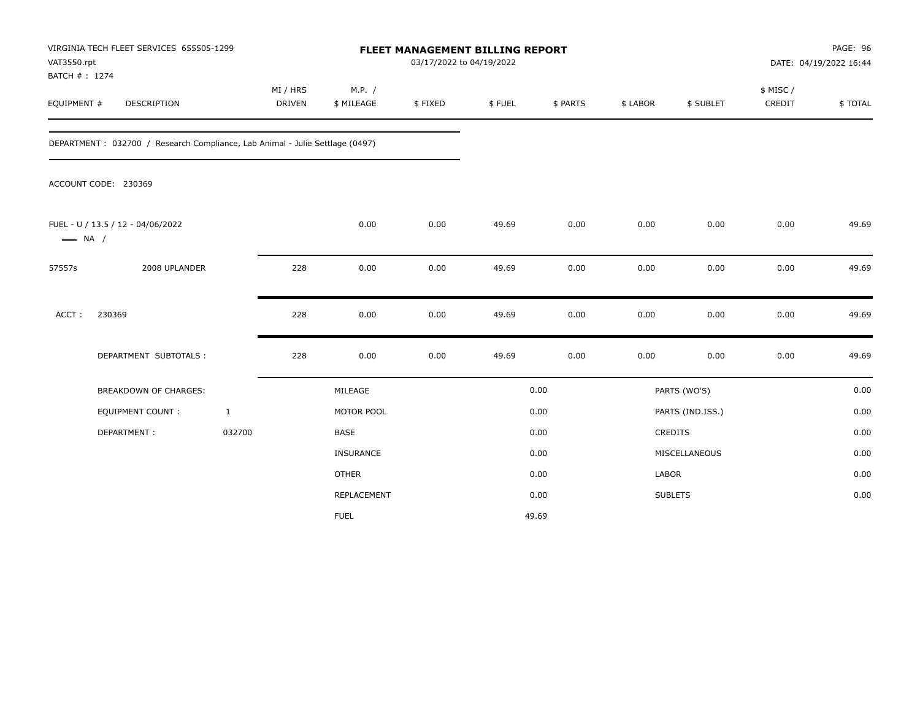VIRGINIA TECH FLEET SERVICES 655505-1299
VAT3550.rpt
BATCH # : 1274

# FLEET MANAGEMENT BILLING REPORT

03/17/2022 to 04/19/2022

DATE: 04/19/2022 16:44

| EQUIPMENT # | DESCRIPTION | MI / HRS DRIVEN | M.P. / $ MILEAGE | $ FIXED | $ FUEL | $ PARTS | $ LABOR | $ SUBLET | $ MISC / CREDIT | $ TOTAL |
|---|---|---|---|---|---|---|---|---|---|---|

DEPARTMENT : 032700 / Research Compliance, Lab Animal - Julie Settlage (0497)

ACCOUNT CODE: 230369

| EQUIPMENT # | DESCRIPTION | MI / HRS DRIVEN | M.P. / $ MILEAGE | $ FIXED | $ FUEL | $ PARTS | $ LABOR | $ SUBLET | $ MISC / CREDIT | $ TOTAL |
|---|---|---|---|---|---|---|---|---|---|---|
| FUEL - U / 13.5 / 12 - 04/06/2022 — NA / | | | 0.00 | 0.00 | 49.69 | 0.00 | 0.00 | 0.00 | 0.00 | 49.69 |
| 57557s | 2008 UPLANDER | 228 | 0.00 | 0.00 | 49.69 | 0.00 | 0.00 | 0.00 | 0.00 | 49.69 |
| ACCT : | 230369 | 228 | 0.00 | 0.00 | 49.69 | 0.00 | 0.00 | 0.00 | 0.00 | 49.69 |
| | DEPARTMENT SUBTOTALS : | 228 | 0.00 | 0.00 | 49.69 | 0.00 | 0.00 | 0.00 | 0.00 | 49.69 |

| | | | | | |
|---|---|---|---|---|---|
| BREAKDOWN OF CHARGES: | | MILEAGE | 0.00 | PARTS (WO'S) | 0.00 |
| EQUIPMENT COUNT : | 1 | MOTOR POOL | 0.00 | PARTS (IND.ISS.) | 0.00 |
| DEPARTMENT : | 032700 | BASE | 0.00 | CREDITS | 0.00 |
| | | INSURANCE | 0.00 | MISCELLANEOUS | 0.00 |
| | | OTHER | 0.00 | LABOR | 0.00 |
| | | REPLACEMENT | 0.00 | SUBLETS | 0.00 |
| | | FUEL | 49.69 | | |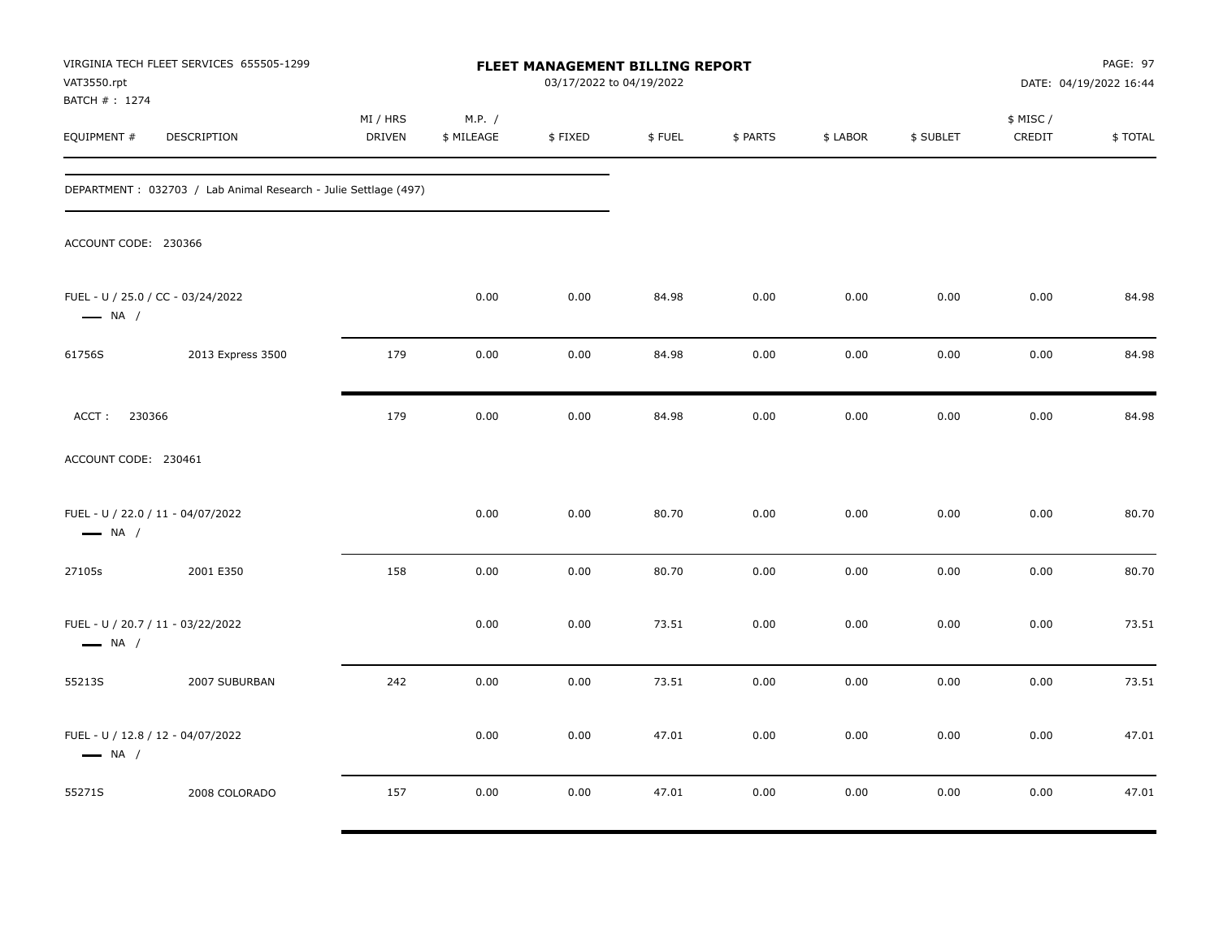VIRGINIA TECH FLEET SERVICES 655505-1299
VAT3550.rpt
BATCH # : 1274

# FLEET MANAGEMENT BILLING REPORT

03/17/2022 to 04/19/2022

DATE: 04/19/2022 16:44

| EQUIPMENT # | DESCRIPTION | MI / HRS DRIVEN | M.P. / $ MILEAGE | $ FIXED | $ FUEL | $ PARTS | $ LABOR | $ SUBLET | $ MISC / CREDIT | $ TOTAL |
|---|---|---|---|---|---|---|---|---|---|---|
| DEPARTMENT : 032703 / Lab Animal Research - Julie Settlage (497) | | | | | | | | | | |
| ACCOUNT CODE: 230366 | | | | | | | | | | |
| FUEL - U / 25.0 / CC - 03/24/2022 — NA / | | | 0.00 | 0.00 | 84.98 | 0.00 | 0.00 | 0.00 | 0.00 | 84.98 |
| 61756S | 2013 Express 3500 | 179 | 0.00 | 0.00 | 84.98 | 0.00 | 0.00 | 0.00 | 0.00 | 84.98 |
| ACCT : 230366 | | 179 | 0.00 | 0.00 | 84.98 | 0.00 | 0.00 | 0.00 | 0.00 | 84.98 |
| ACCOUNT CODE: 230461 | | | | | | | | | | |
| FUEL - U / 22.0 / 11 - 04/07/2022 — NA / | | | 0.00 | 0.00 | 80.70 | 0.00 | 0.00 | 0.00 | 0.00 | 80.70 |
| 27105s | 2001 E350 | 158 | 0.00 | 0.00 | 80.70 | 0.00 | 0.00 | 0.00 | 0.00 | 80.70 |
| FUEL - U / 20.7 / 11 - 03/22/2022 — NA / | | | 0.00 | 0.00 | 73.51 | 0.00 | 0.00 | 0.00 | 0.00 | 73.51 |
| 55213S | 2007 SUBURBAN | 242 | 0.00 | 0.00 | 73.51 | 0.00 | 0.00 | 0.00 | 0.00 | 73.51 |
| FUEL - U / 12.8 / 12 - 04/07/2022 — NA / | | | 0.00 | 0.00 | 47.01 | 0.00 | 0.00 | 0.00 | 0.00 | 47.01 |
| 55271S | 2008 COLORADO | 157 | 0.00 | 0.00 | 47.01 | 0.00 | 0.00 | 0.00 | 0.00 | 47.01 |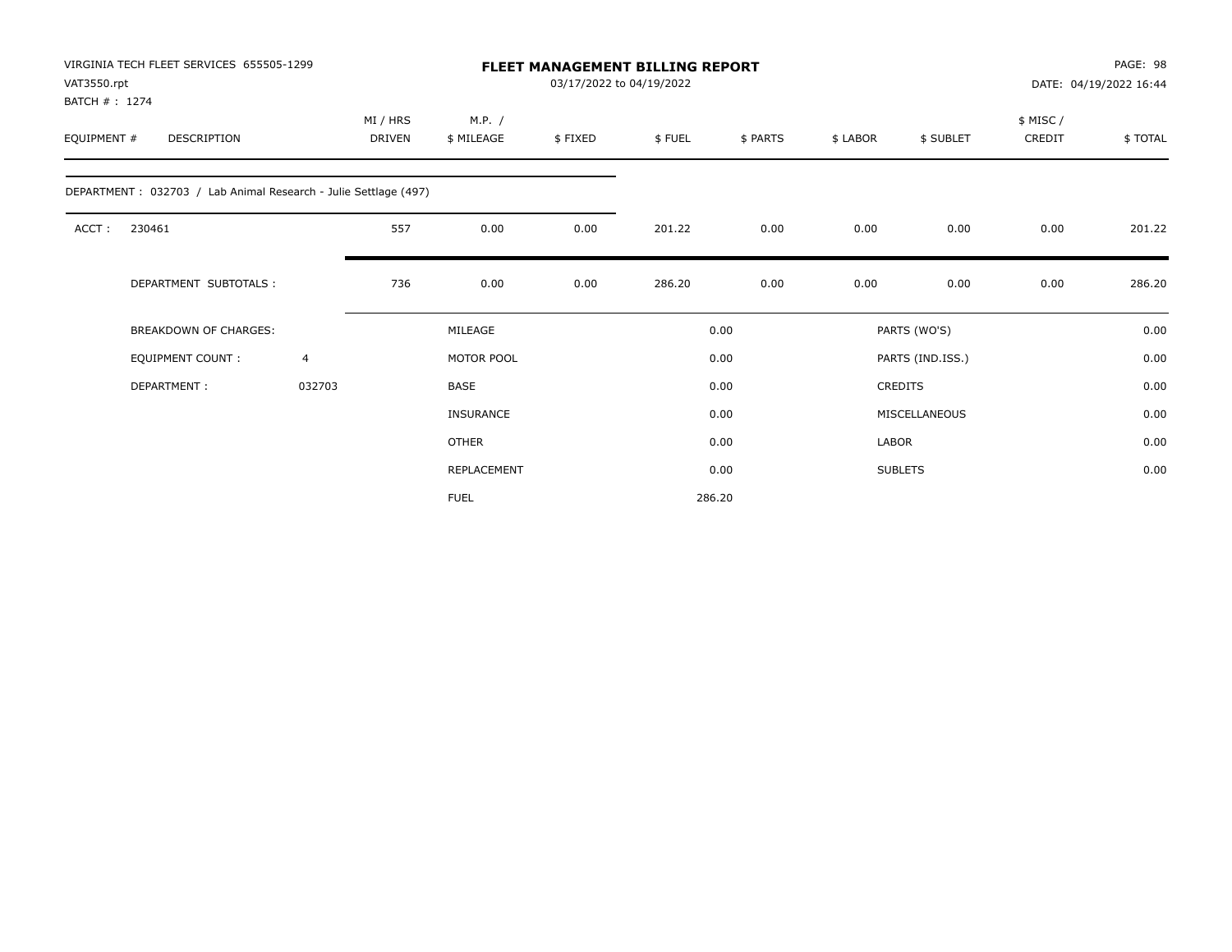VIRGINIA TECH FLEET SERVICES 655505-1299
VAT3550.rpt
BATCH # : 1274

**FLEET MANAGEMENT BILLING REPORT**
03/17/2022 to 04/19/2022

DATE: 04/19/2022 16:44

| EQUIPMENT # | DESCRIPTION | MI / HRS DRIVEN | M.P. / $ MILEAGE | $ FIXED | $ FUEL | $ PARTS | $ LABOR | $ SUBLET | $ MISC / CREDIT | $ TOTAL |
|---|---|---|---|---|---|---|---|---|---|---|
| DEPARTMENT : 032703 / Lab Animal Research - Julie Settlage (497) | | | | | | | | | | |
| ACCT : | 230461 | 557 | 0.00 | 0.00 | 201.22 | 0.00 | 0.00 | 0.00 | 0.00 | 201.22 |
| | DEPARTMENT SUBTOTALS : | 736 | 0.00 | 0.00 | 286.20 | 0.00 | 0.00 | 0.00 | 0.00 | 286.20 |

| | | | | | |
|---|---|---|---|---|---|
| BREAKDOWN OF CHARGES: | | MILEAGE | 0.00 | PARTS (WO'S) | 0.00 |
| EQUIPMENT COUNT : | 4 | MOTOR POOL | 0.00 | PARTS (IND.ISS.) | 0.00 |
| DEPARTMENT : | 032703 | BASE | 0.00 | CREDITS | 0.00 |
| | | INSURANCE | 0.00 | MISCELLANEOUS | 0.00 |
| | | OTHER | 0.00 | LABOR | 0.00 |
| | | REPLACEMENT | 0.00 | SUBLETS | 0.00 |
| | | FUEL | 286.20 | | |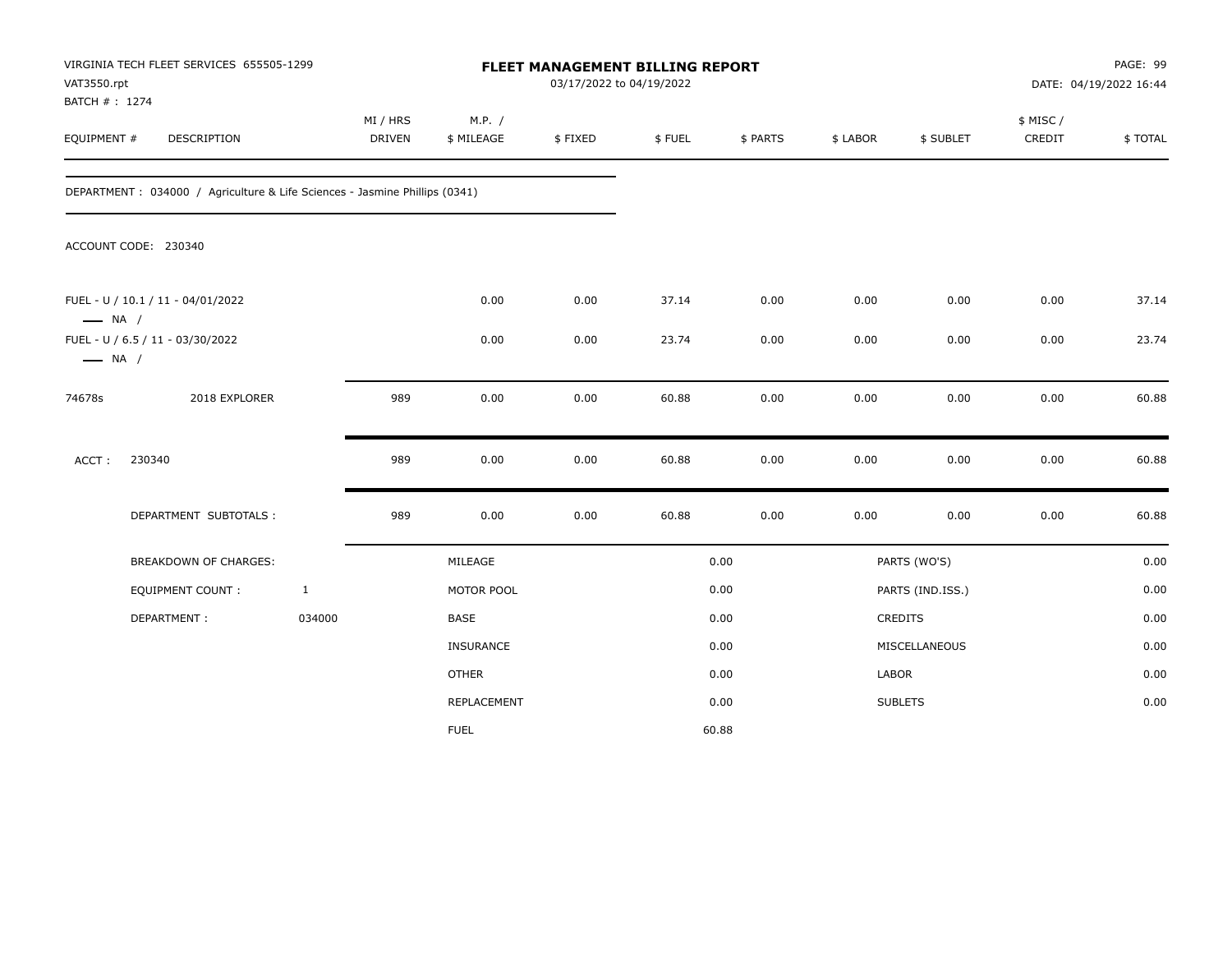VIRGINIA TECH FLEET SERVICES 655505-1299
VAT3550.rpt
BATCH # : 1274

**FLEET MANAGEMENT BILLING REPORT**
03/17/2022 to 04/19/2022

DATE: 04/19/2022 16:44

| EQUIPMENT # | DESCRIPTION | MI / HRS DRIVEN | M.P. / $ MILEAGE | $ FIXED | $ FUEL | $ PARTS | $ LABOR | $ SUBLET | $ MISC / CREDIT | $ TOTAL |
|---|---|---|---|---|---|---|---|---|---|---|

DEPARTMENT : 034000 / Agriculture & Life Sciences - Jasmine Phillips (0341)

ACCOUNT CODE: 230340

| EQUIPMENT # | DESCRIPTION | MI / HRS DRIVEN | M.P. / $ MILEAGE | $ FIXED | $ FUEL | $ PARTS | $ LABOR | $ SUBLET | $ MISC / CREDIT | $ TOTAL |
|---|---|---|---|---|---|---|---|---|---|---|
| FUEL - U / 10.1 / 11 - 04/01/2022 —— NA / | | | 0.00 | 0.00 | 37.14 | 0.00 | 0.00 | 0.00 | 0.00 | 37.14 |
| FUEL - U / 6.5 / 11 - 03/30/2022 —— NA / | | | 0.00 | 0.00 | 23.74 | 0.00 | 0.00 | 0.00 | 0.00 | 23.74 |
| 74678s | 2018 EXPLORER | 989 | 0.00 | 0.00 | 60.88 | 0.00 | 0.00 | 0.00 | 0.00 | 60.88 |
| ACCT : | 230340 | 989 | 0.00 | 0.00 | 60.88 | 0.00 | 0.00 | 0.00 | 0.00 | 60.88 |
| | DEPARTMENT SUBTOTALS : | 989 | 0.00 | 0.00 | 60.88 | 0.00 | 0.00 | 0.00 | 0.00 | 60.88 |

| | | | | | |
|---|---|---|---|---|---|
| BREAKDOWN OF CHARGES: | | MILEAGE | 0.00 | PARTS (WO'S) | 0.00 |
| EQUIPMENT COUNT : | 1 | MOTOR POOL | 0.00 | PARTS (IND.ISS.) | 0.00 |
| DEPARTMENT : | 034000 | BASE | 0.00 | CREDITS | 0.00 |
| | | INSURANCE | 0.00 | MISCELLANEOUS | 0.00 |
| | | OTHER | 0.00 | LABOR | 0.00 |
| | | REPLACEMENT | 0.00 | SUBLETS | 0.00 |
| | | FUEL | 60.88 | | |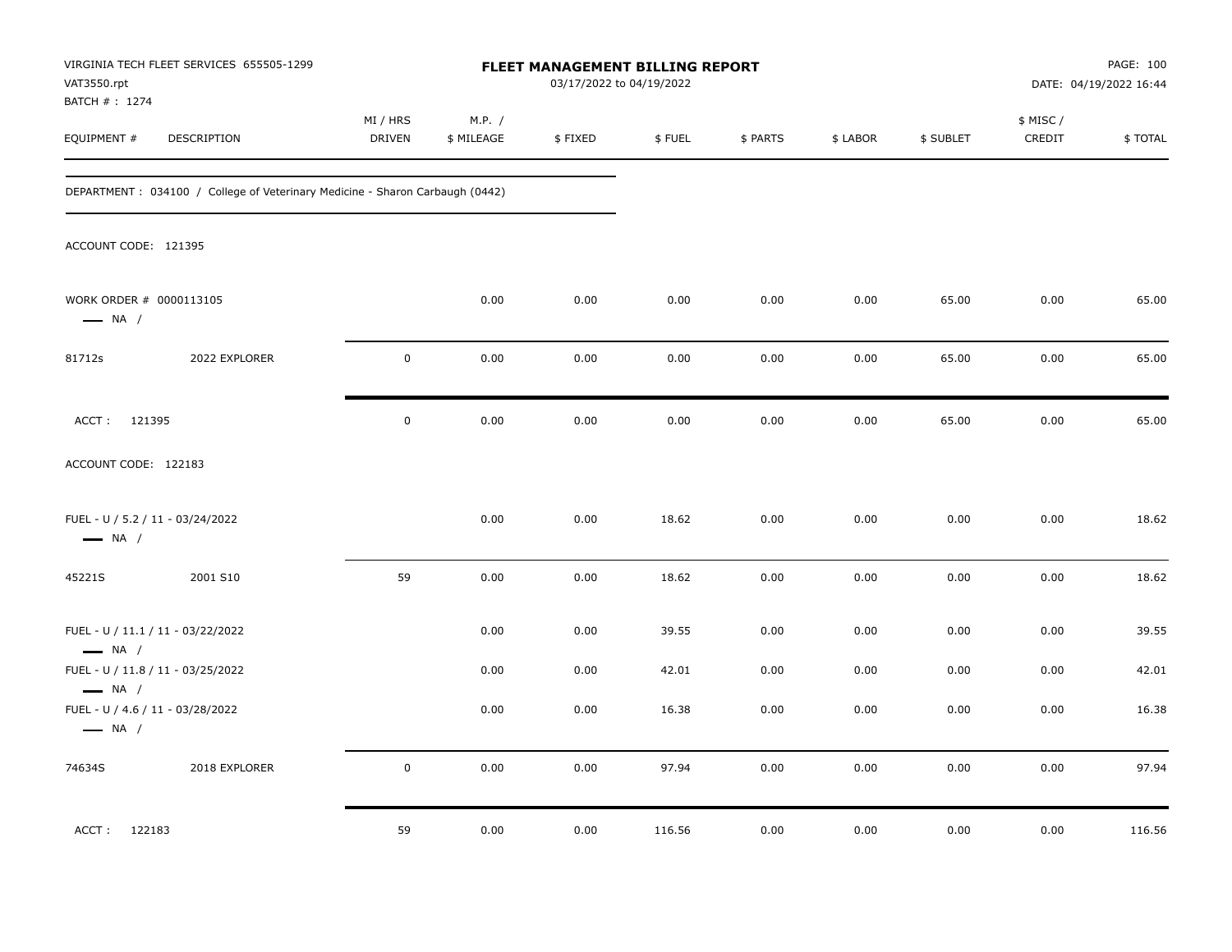VIRGINIA TECH FLEET SERVICES 655505-1299
VAT3550.rpt
BATCH # : 1274

**FLEET MANAGEMENT BILLING REPORT**
03/17/2022 to 04/19/2022

DATE: 04/19/2022 16:44

| EQUIPMENT # | DESCRIPTION | MI / HRS DRIVEN | M.P. / $ MILEAGE | $ FIXED | $ FUEL | $ PARTS | $ LABOR | $ SUBLET | $ MISC / CREDIT | $ TOTAL |
|---|---|---|---|---|---|---|---|---|---|---|
| DEPARTMENT : 034100 / College of Veterinary Medicine - Sharon Carbaugh (0442) | | | | | | | | | | |
| ACCOUNT CODE: 121395 | | | | | | | | | | |
| WORK ORDER # 0000113105 — NA / | | | 0.00 | 0.00 | 0.00 | 0.00 | 0.00 | 65.00 | 0.00 | 65.00 |
| 81712s | 2022 EXPLORER | 0 | 0.00 | 0.00 | 0.00 | 0.00 | 0.00 | 65.00 | 0.00 | 65.00 |
| ACCT : 121395 | | 0 | 0.00 | 0.00 | 0.00 | 0.00 | 0.00 | 65.00 | 0.00 | 65.00 |
| ACCOUNT CODE: 122183 | | | | | | | | | | |
| FUEL - U / 5.2 / 11 - 03/24/2022 — NA / | | | 0.00 | 0.00 | 18.62 | 0.00 | 0.00 | 0.00 | 0.00 | 18.62 |
| 45221S | 2001 S10 | 59 | 0.00 | 0.00 | 18.62 | 0.00 | 0.00 | 0.00 | 0.00 | 18.62 |
| FUEL - U / 11.1 / 11 - 03/22/2022 — NA / | | | 0.00 | 0.00 | 39.55 | 0.00 | 0.00 | 0.00 | 0.00 | 39.55 |
| FUEL - U / 11.8 / 11 - 03/25/2022 — NA / | | | 0.00 | 0.00 | 42.01 | 0.00 | 0.00 | 0.00 | 0.00 | 42.01 |
| FUEL - U / 4.6 / 11 - 03/28/2022 — NA / | | | 0.00 | 0.00 | 16.38 | 0.00 | 0.00 | 0.00 | 0.00 | 16.38 |
| 74634S | 2018 EXPLORER | 0 | 0.00 | 0.00 | 97.94 | 0.00 | 0.00 | 0.00 | 0.00 | 97.94 |
| ACCT : 122183 | | 59 | 0.00 | 0.00 | 116.56 | 0.00 | 0.00 | 0.00 | 0.00 | 116.56 |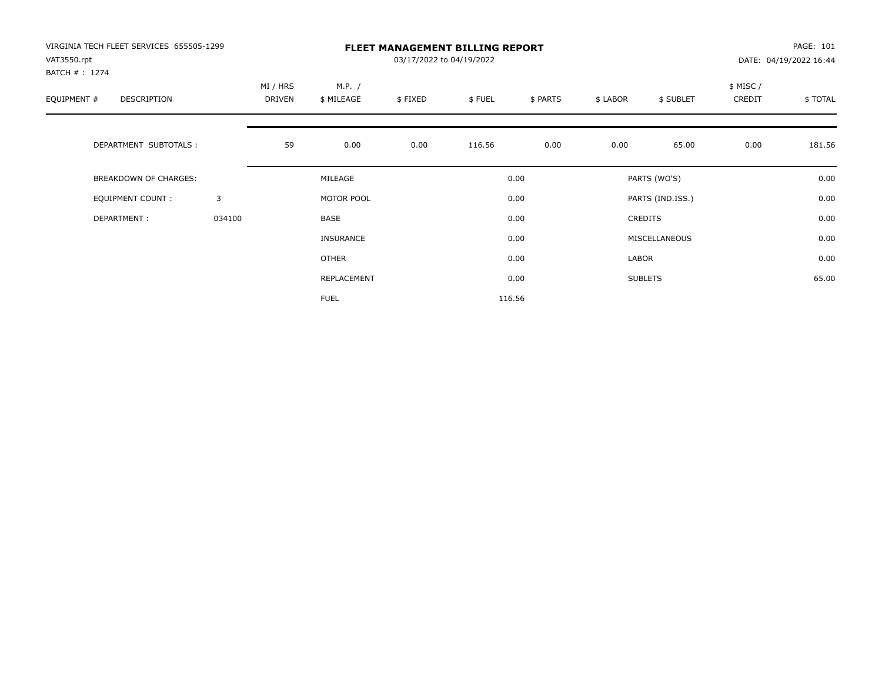VIRGINIA TECH FLEET SERVICES 655505-1299
VAT3550.rpt
BATCH # : 1274

# FLEET MANAGEMENT BILLING REPORT

03/17/2022 to 04/19/2022

DATE: 04/19/2022 16:44

| EQUIPMENT # | DESCRIPTION | MI / HRS DRIVEN | M.P. / $ MILEAGE | $ FIXED | $ FUEL | $ PARTS | $ LABOR | $ SUBLET | $ MISC / CREDIT | $ TOTAL |
|---|---|---|---|---|---|---|---|---|---|---|
| | DEPARTMENT SUBTOTALS : | 59 | 0.00 | 0.00 | 116.56 | 0.00 | 0.00 | 65.00 | 0.00 | 181.56 |

| | | | | | |
|---|---|---|---|---|---|
| BREAKDOWN OF CHARGES: | | MILEAGE | 0.00 | PARTS (WO'S) | 0.00 |
| EQUIPMENT COUNT : | 3 | MOTOR POOL | 0.00 | PARTS (IND.ISS.) | 0.00 |
| DEPARTMENT : | 034100 | BASE | 0.00 | CREDITS | 0.00 |
| | | INSURANCE | 0.00 | MISCELLANEOUS | 0.00 |
| | | OTHER | 0.00 | LABOR | 0.00 |
| | | REPLACEMENT | 0.00 | SUBLETS | 65.00 |
| | | FUEL | 116.56 | | |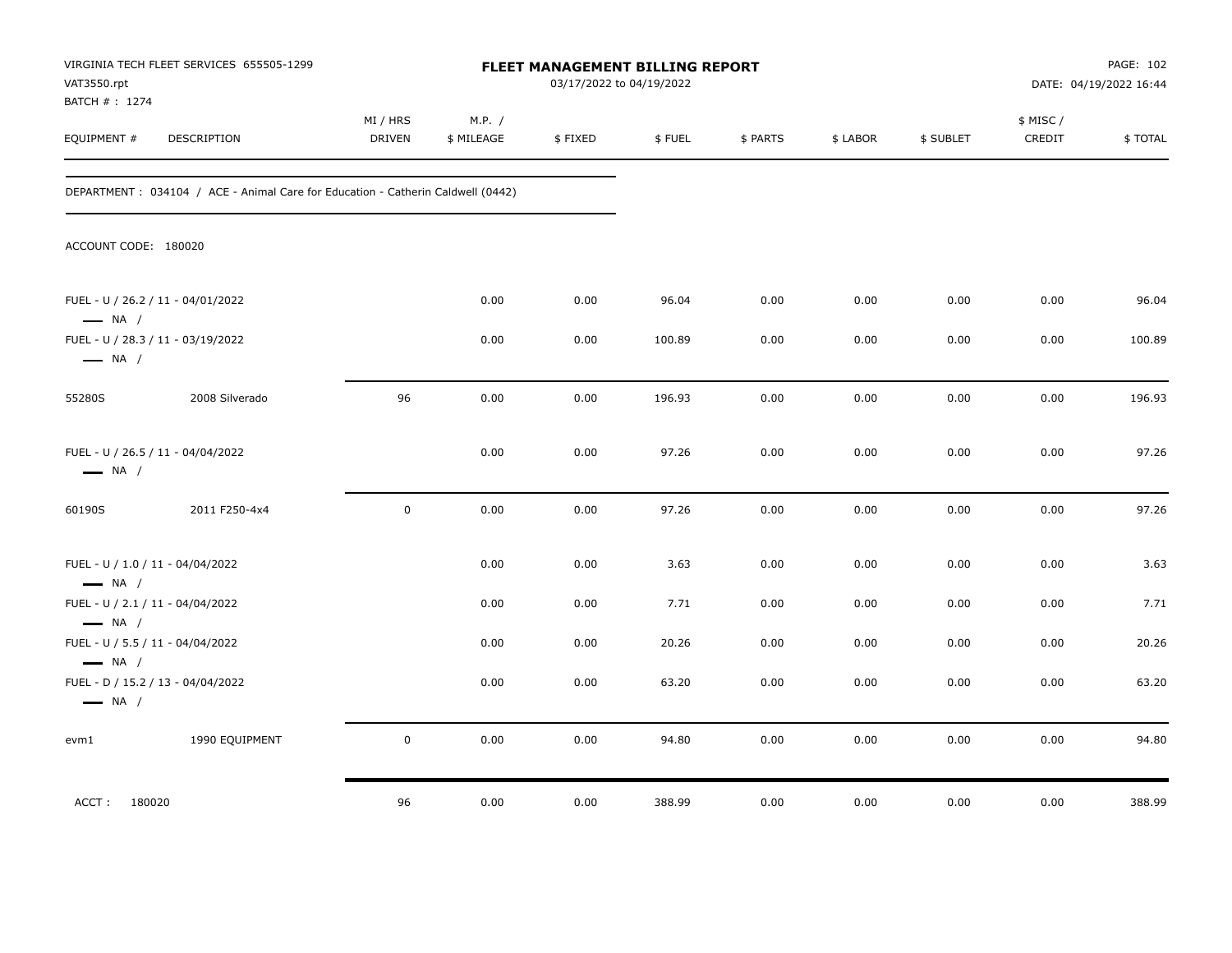VIRGINIA TECH FLEET SERVICES 655505-1299
VAT3550.rpt
BATCH # : 1274

**FLEET MANAGEMENT BILLING REPORT**
03/17/2022 to 04/19/2022

DATE: 04/19/2022 16:44

DEPARTMENT : 034104 / ACE - Animal Care for Education - Catherin Caldwell (0442)

ACCOUNT CODE: 180020

| EQUIPMENT # | DESCRIPTION | MI / HRS DRIVEN | M.P. / $ MILEAGE | $ FIXED | $ FUEL | $ PARTS | $ LABOR | $ SUBLET | $ MISC / CREDIT | $ TOTAL |
|---|---|---|---|---|---|---|---|---|---|---|
| FUEL - U / 26.2 / 11 - 04/01/2022 — NA / | | | 0.00 | 0.00 | 96.04 | 0.00 | 0.00 | 0.00 | 0.00 | 96.04 |
| FUEL - U / 28.3 / 11 - 03/19/2022 — NA / | | | 0.00 | 0.00 | 100.89 | 0.00 | 0.00 | 0.00 | 0.00 | 100.89 |
| 55280S | 2008 Silverado | 96 | 0.00 | 0.00 | 196.93 | 0.00 | 0.00 | 0.00 | 0.00 | 196.93 |
| FUEL - U / 26.5 / 11 - 04/04/2022 — NA / | | | 0.00 | 0.00 | 97.26 | 0.00 | 0.00 | 0.00 | 0.00 | 97.26 |
| 60190S | 2011 F250-4x4 | 0 | 0.00 | 0.00 | 97.26 | 0.00 | 0.00 | 0.00 | 0.00 | 97.26 |
| FUEL - U / 1.0 / 11 - 04/04/2022 — NA / | | | 0.00 | 0.00 | 3.63 | 0.00 | 0.00 | 0.00 | 0.00 | 3.63 |
| FUEL - U / 2.1 / 11 - 04/04/2022 — NA / | | | 0.00 | 0.00 | 7.71 | 0.00 | 0.00 | 0.00 | 0.00 | 7.71 |
| FUEL - U / 5.5 / 11 - 04/04/2022 — NA / | | | 0.00 | 0.00 | 20.26 | 0.00 | 0.00 | 0.00 | 0.00 | 20.26 |
| FUEL - D / 15.2 / 13 - 04/04/2022 — NA / | | | 0.00 | 0.00 | 63.20 | 0.00 | 0.00 | 0.00 | 0.00 | 63.20 |
| evm1 | 1990 EQUIPMENT | 0 | 0.00 | 0.00 | 94.80 | 0.00 | 0.00 | 0.00 | 0.00 | 94.80 |
| ACCT : 180020 | | 96 | 0.00 | 0.00 | 388.99 | 0.00 | 0.00 | 0.00 | 0.00 | 388.99 |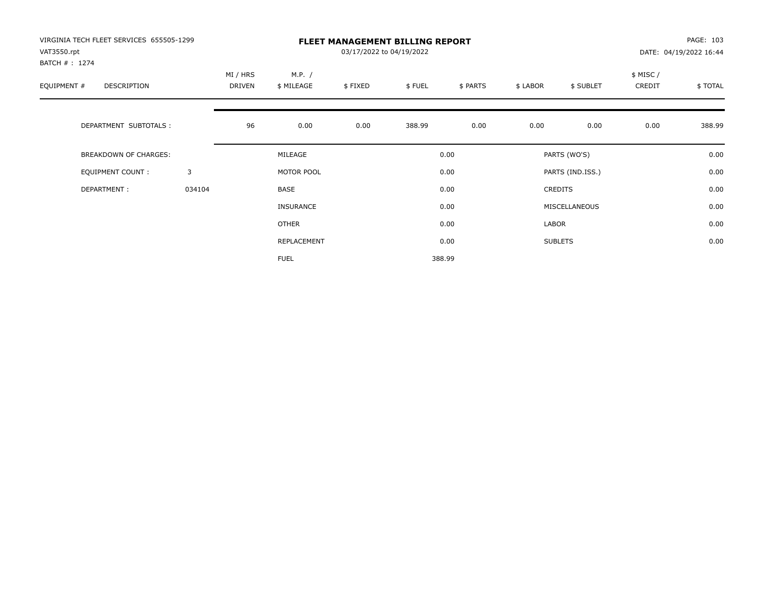VIRGINIA TECH FLEET SERVICES 655505-1299
VAT3550.rpt
BATCH # : 1274

# FLEET MANAGEMENT BILLING REPORT

03/17/2022 to 04/19/2022

PAGE: 103
DATE: 04/19/2022 16:44

| EQUIPMENT # | DESCRIPTION | MI / HRS DRIVEN | M.P. / $ MILEAGE | $ FIXED | $ FUEL | $ PARTS | $ LABOR | $ SUBLET | $ MISC / CREDIT | $ TOTAL |
|---|---|---|---|---|---|---|---|---|---|---|
| | DEPARTMENT SUBTOTALS : | 96 | 0.00 | 0.00 | 388.99 | 0.00 | 0.00 | 0.00 | 0.00 | 388.99 |

| | | | | | |
|---|---|---|---|---|---|
| BREAKDOWN OF CHARGES: | | MILEAGE | 0.00 | PARTS (WO'S) | 0.00 |
| EQUIPMENT COUNT : | 3 | MOTOR POOL | 0.00 | PARTS (IND.ISS.) | 0.00 |
| DEPARTMENT : | 034104 | BASE | 0.00 | CREDITS | 0.00 |
| | | INSURANCE | 0.00 | MISCELLANEOUS | 0.00 |
| | | OTHER | 0.00 | LABOR | 0.00 |
| | | REPLACEMENT | 0.00 | SUBLETS | 0.00 |
| | | FUEL | 388.99 | | |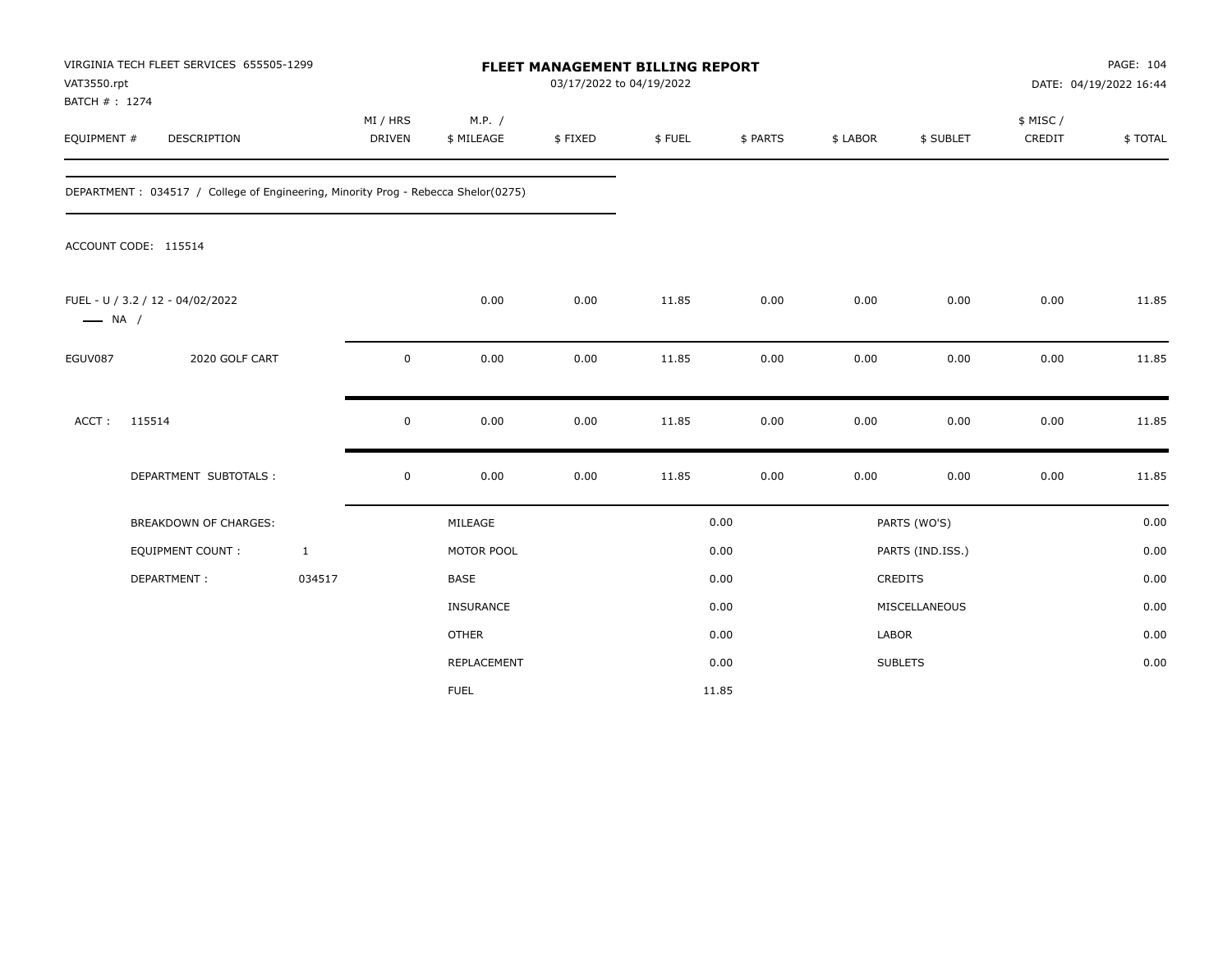VIRGINIA TECH FLEET SERVICES 655505-1299
VAT3550.rpt
BATCH # : 1274

**FLEET MANAGEMENT BILLING REPORT**
03/17/2022 to 04/19/2022

DATE: 04/19/2022 16:44

| EQUIPMENT # | DESCRIPTION | MI / HRS DRIVEN | M.P. / $ MILEAGE | $ FIXED | $ FUEL | $ PARTS | $ LABOR | $ SUBLET | $ MISC / CREDIT | $ TOTAL |
|---|---|---|---|---|---|---|---|---|---|---|

DEPARTMENT : 034517 / College of Engineering, Minority Prog - Rebecca Shelor(0275)

ACCOUNT CODE: 115514

| EQUIPMENT # | DESCRIPTION | MI / HRS DRIVEN | M.P. / $ MILEAGE | $ FIXED | $ FUEL | $ PARTS | $ LABOR | $ SUBLET | $ MISC / CREDIT | $ TOTAL |
|---|---|---|---|---|---|---|---|---|---|---|
| FUEL - U / 3.2 / 12 - 04/02/2022 —— NA / | | | 0.00 | 0.00 | 11.85 | 0.00 | 0.00 | 0.00 | 0.00 | 11.85 |
| EGUV087 | 2020 GOLF CART | 0 | 0.00 | 0.00 | 11.85 | 0.00 | 0.00 | 0.00 | 0.00 | 11.85 |
| ACCT : | 115514 | 0 | 0.00 | 0.00 | 11.85 | 0.00 | 0.00 | 0.00 | 0.00 | 11.85 |
| | DEPARTMENT SUBTOTALS : | 0 | 0.00 | 0.00 | 11.85 | 0.00 | 0.00 | 0.00 | 0.00 | 11.85 |

| BREAKDOWN OF CHARGES: | | | | | |
|---|---|---|---|---|---|
| EQUIPMENT COUNT : | 1 | MILEAGE | 0.00 | PARTS (WO'S) | 0.00 |
| DEPARTMENT : | 034517 | MOTOR POOL | 0.00 | PARTS (IND.ISS.) | 0.00 |
| | | BASE | 0.00 | CREDITS | 0.00 |
| | | INSURANCE | 0.00 | MISCELLANEOUS | 0.00 |
| | | OTHER | 0.00 | LABOR | 0.00 |
| | | REPLACEMENT | 0.00 | SUBLETS | 0.00 |
| | | FUEL | 11.85 | | |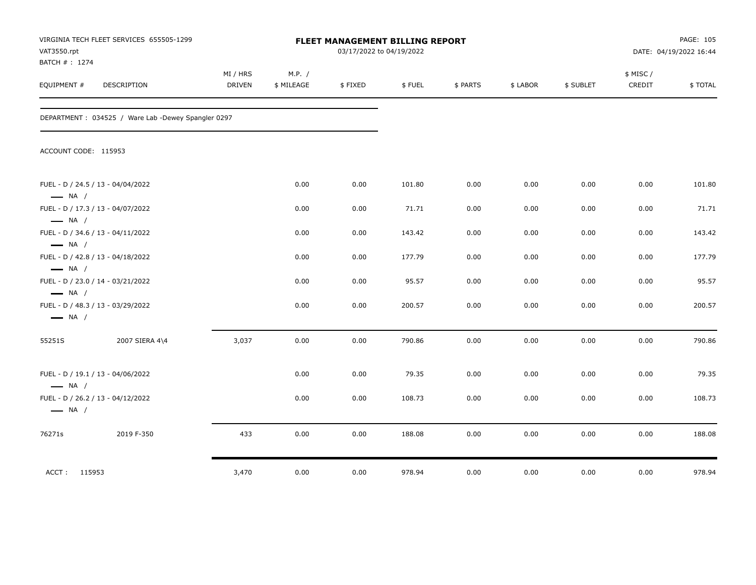VIRGINIA TECH FLEET SERVICES 655505-1299
VAT3550.rpt
BATCH # : 1274

**FLEET MANAGEMENT BILLING REPORT**
03/17/2022 to 04/19/2022

PAGE: 105
DATE: 04/19/2022 16:44

DEPARTMENT : 034525 / Ware Lab -Dewey Spangler 0297

ACCOUNT CODE: 115953

| EQUIPMENT # | DESCRIPTION | MI / HRS DRIVEN | M.P. / $ MILEAGE | $ FIXED | $ FUEL | $ PARTS | $ LABOR | $ SUBLET | $ MISC / CREDIT | $ TOTAL |
|---|---|---|---|---|---|---|---|---|---|---|
| FUEL - D / 24.5 / 13 - 04/04/2022 — NA / | | | 0.00 | 0.00 | 101.80 | 0.00 | 0.00 | 0.00 | 0.00 | 101.80 |
| FUEL - D / 17.3 / 13 - 04/07/2022 — NA / | | | 0.00 | 0.00 | 71.71 | 0.00 | 0.00 | 0.00 | 0.00 | 71.71 |
| FUEL - D / 34.6 / 13 - 04/11/2022 — NA / | | | 0.00 | 0.00 | 143.42 | 0.00 | 0.00 | 0.00 | 0.00 | 143.42 |
| FUEL - D / 42.8 / 13 - 04/18/2022 — NA / | | | 0.00 | 0.00 | 177.79 | 0.00 | 0.00 | 0.00 | 0.00 | 177.79 |
| FUEL - D / 23.0 / 14 - 03/21/2022 — NA / | | | 0.00 | 0.00 | 95.57 | 0.00 | 0.00 | 0.00 | 0.00 | 95.57 |
| FUEL - D / 48.3 / 13 - 03/29/2022 — NA / | | | 0.00 | 0.00 | 200.57 | 0.00 | 0.00 | 0.00 | 0.00 | 200.57 |
| 55251S | 2007 SIERA 4\4 | 3,037 | 0.00 | 0.00 | 790.86 | 0.00 | 0.00 | 0.00 | 0.00 | 790.86 |
| FUEL - D / 19.1 / 13 - 04/06/2022 — NA / | | | 0.00 | 0.00 | 79.35 | 0.00 | 0.00 | 0.00 | 0.00 | 79.35 |
| FUEL - D / 26.2 / 13 - 04/12/2022 — NA / | | | 0.00 | 0.00 | 108.73 | 0.00 | 0.00 | 0.00 | 0.00 | 108.73 |
| 76271s | 2019 F-350 | 433 | 0.00 | 0.00 | 188.08 | 0.00 | 0.00 | 0.00 | 0.00 | 188.08 |
| ACCT : 115953 | | 3,470 | 0.00 | 0.00 | 978.94 | 0.00 | 0.00 | 0.00 | 0.00 | 978.94 |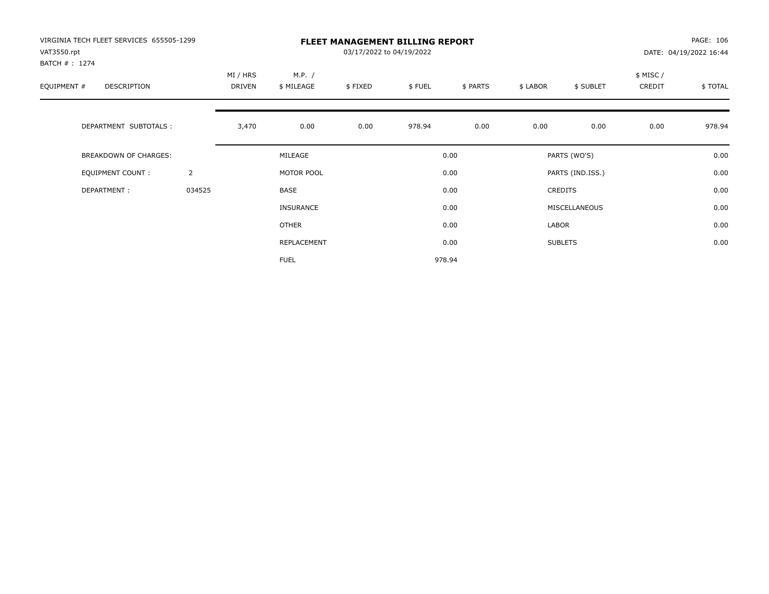VIRGINIA TECH FLEET SERVICES 655505-1299
VAT3550.rpt
BATCH # : 1274

# FLEET MANAGEMENT BILLING REPORT

03/17/2022 to 04/19/2022

PAGE: 106
DATE: 04/19/2022 16:44

| EQUIPMENT # | DESCRIPTION | MI / HRS DRIVEN | M.P. / $ MILEAGE | $ FIXED | $ FUEL | $ PARTS | $ LABOR | $ SUBLET | $ MISC / CREDIT | $ TOTAL |
|---|---|---|---|---|---|---|---|---|---|---|
| | DEPARTMENT SUBTOTALS : | 3,470 | 0.00 | 0.00 | 978.94 | 0.00 | 0.00 | 0.00 | 0.00 | 978.94 |

| BREAKDOWN OF CHARGES: | | | | | |
|---|---|---|---|---|---|
| EQUIPMENT COUNT : | 2 | MILEAGE | 0.00 | PARTS (WO'S) | 0.00 |
| DEPARTMENT : | 034525 | MOTOR POOL | 0.00 | PARTS (IND.ISS.) | 0.00 |
| | | BASE | 0.00 | CREDITS | 0.00 |
| | | INSURANCE | 0.00 | MISCELLANEOUS | 0.00 |
| | | OTHER | 0.00 | LABOR | 0.00 |
| | | REPLACEMENT | 0.00 | SUBLETS | 0.00 |
| | | FUEL | 978.94 | | |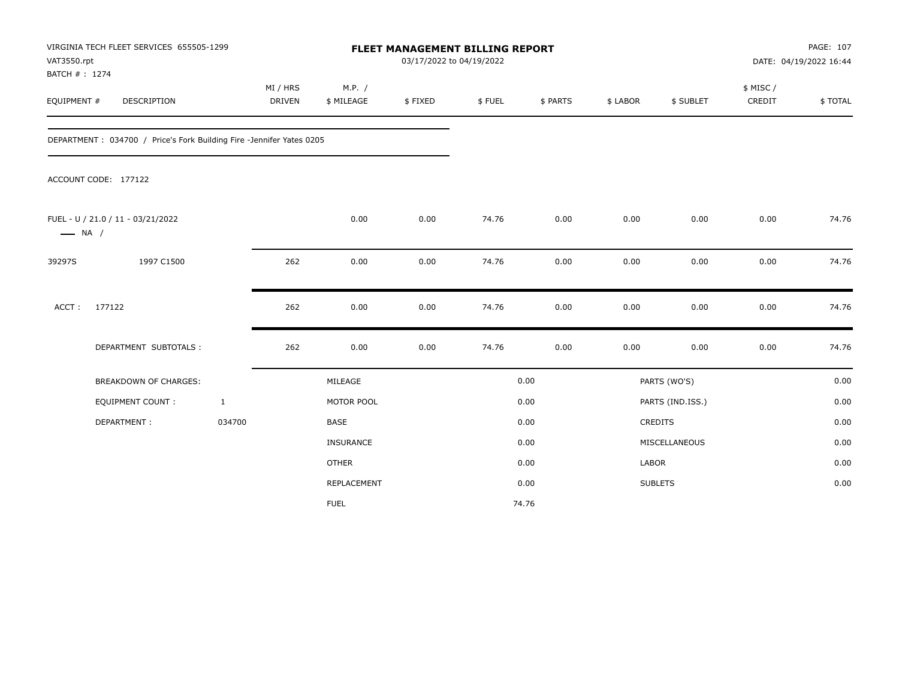VIRGINIA TECH FLEET SERVICES 655505-1299
VAT3550.rpt
BATCH # : 1274

**FLEET MANAGEMENT BILLING REPORT**
03/17/2022 to 04/19/2022

PAGE: 107
DATE: 04/19/2022 16:44

| EQUIPMENT # | DESCRIPTION | MI / HRS DRIVEN | M.P. / $ MILEAGE | $ FIXED | $ FUEL | $ PARTS | $ LABOR | $ SUBLET | $ MISC / CREDIT | $ TOTAL |
|---|---|---|---|---|---|---|---|---|---|---|
| DEPARTMENT : 034700 / Price's Fork Building Fire -Jennifer Yates 0205 | | | | | | | | | | |
| ACCOUNT CODE: 177122 | | | | | | | | | | |
| FUEL - U / 21.0 / 11 - 03/21/2022 — NA / | | | 0.00 | 0.00 | 74.76 | 0.00 | 0.00 | 0.00 | 0.00 | 74.76 |
| 39297S | 1997 C1500 | 262 | 0.00 | 0.00 | 74.76 | 0.00 | 0.00 | 0.00 | 0.00 | 74.76 |
| ACCT : | 177122 | 262 | 0.00 | 0.00 | 74.76 | 0.00 | 0.00 | 0.00 | 0.00 | 74.76 |
| | DEPARTMENT SUBTOTALS : | 262 | 0.00 | 0.00 | 74.76 | 0.00 | 0.00 | 0.00 | 0.00 | 74.76 |

| BREAKDOWN OF CHARGES: | | | | | |
|---|---|---|---|---|---|
| EQUIPMENT COUNT : | 1 | MILEAGE | 0.00 | PARTS (WO'S) | 0.00 |
| DEPARTMENT : | 034700 | MOTOR POOL | 0.00 | PARTS (IND.ISS.) | 0.00 |
| | | BASE | 0.00 | CREDITS | 0.00 |
| | | INSURANCE | 0.00 | MISCELLANEOUS | 0.00 |
| | | OTHER | 0.00 | LABOR | 0.00 |
| | | REPLACEMENT | 0.00 | SUBLETS | 0.00 |
| | | FUEL | 74.76 | | |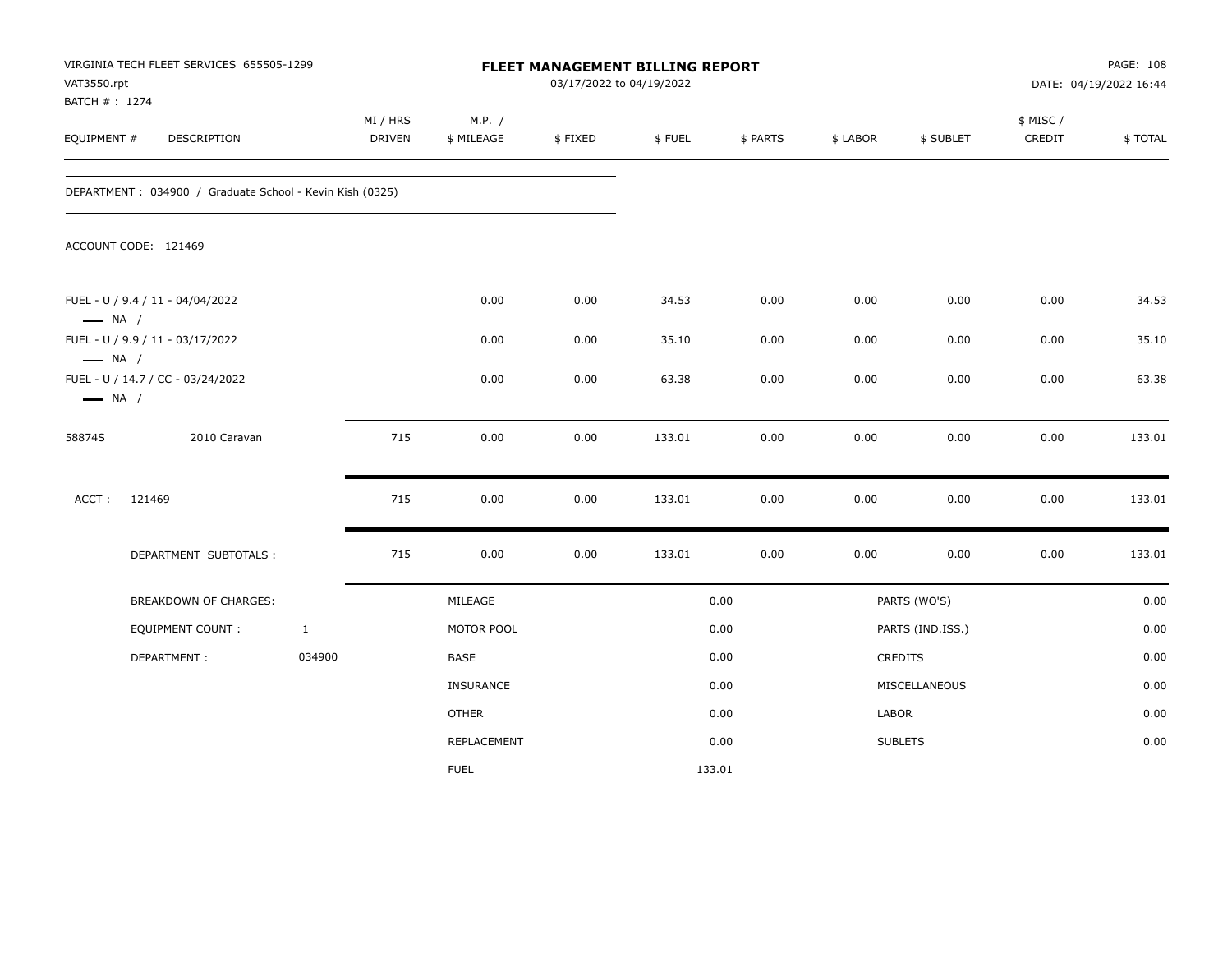VIRGINIA TECH FLEET SERVICES 655505-1299
VAT3550.rpt
BATCH # : 1274

# FLEET MANAGEMENT BILLING REPORT

03/17/2022 to 04/19/2022

DATE: 04/19/2022 16:44

| EQUIPMENT # | DESCRIPTION | MI / HRS DRIVEN | M.P. / $ MILEAGE | $ FIXED | $ FUEL | $ PARTS | $ LABOR | $ SUBLET | $ MISC / CREDIT | $ TOTAL |
|---|---|---|---|---|---|---|---|---|---|---|
| DEPARTMENT : 034900 / Graduate School - Kevin Kish (0325) | | | | | | | | | | |
| ACCOUNT CODE: 121469 | | | | | | | | | | |
| FUEL - U / 9.4 / 11 - 04/04/2022 — NA / | | | 0.00 | 0.00 | 34.53 | 0.00 | 0.00 | 0.00 | 0.00 | 34.53 |
| FUEL - U / 9.9 / 11 - 03/17/2022 — NA / | | | 0.00 | 0.00 | 35.10 | 0.00 | 0.00 | 0.00 | 0.00 | 35.10 |
| FUEL - U / 14.7 / CC - 03/24/2022 — NA / | | | 0.00 | 0.00 | 63.38 | 0.00 | 0.00 | 0.00 | 0.00 | 63.38 |
| 58874S | 2010 Caravan | 715 | 0.00 | 0.00 | 133.01 | 0.00 | 0.00 | 0.00 | 0.00 | 133.01 |
| ACCT : | 121469 | 715 | 0.00 | 0.00 | 133.01 | 0.00 | 0.00 | 0.00 | 0.00 | 133.01 |
| | DEPARTMENT SUBTOTALS : | 715 | 0.00 | 0.00 | 133.01 | 0.00 | 0.00 | 0.00 | 0.00 | 133.01 |

| | | | | | |
|---|---|---|---|---|---|
| BREAKDOWN OF CHARGES: | | MILEAGE | 0.00 | PARTS (WO'S) | 0.00 |
| EQUIPMENT COUNT : | 1 | MOTOR POOL | 0.00 | PARTS (IND.ISS.) | 0.00 |
| DEPARTMENT : | 034900 | BASE | 0.00 | CREDITS | 0.00 |
| | | INSURANCE | 0.00 | MISCELLANEOUS | 0.00 |
| | | OTHER | 0.00 | LABOR | 0.00 |
| | | REPLACEMENT | 0.00 | SUBLETS | 0.00 |
| | | FUEL | 133.01 | | |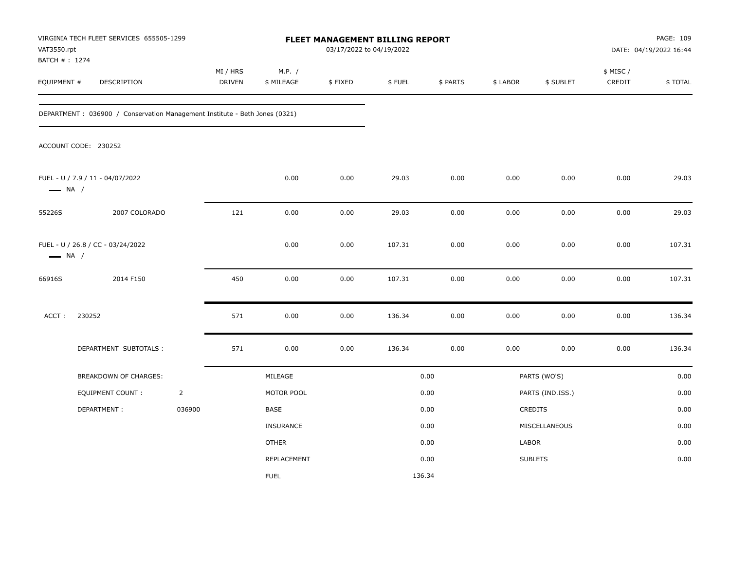VIRGINIA TECH FLEET SERVICES 655505-1299
VAT3550.rpt
BATCH # : 1274

**FLEET MANAGEMENT BILLING REPORT**
03/17/2022 to 04/19/2022

DATE: 04/19/2022 16:44

| EQUIPMENT # | DESCRIPTION | MI / HRS DRIVEN | M.P. / $ MILEAGE | $ FIXED | $ FUEL | $ PARTS | $ LABOR | $ SUBLET | $ MISC / CREDIT | $ TOTAL |
|---|---|---|---|---|---|---|---|---|---|---|
| DEPARTMENT : 036900 / Conservation Management Institute - Beth Jones (0321) | | | | | | | | | | |
| ACCOUNT CODE: 230252 | | | | | | | | | | |
| FUEL - U / 7.9 / 11 - 04/07/2022 — NA / | | | 0.00 | 0.00 | 29.03 | 0.00 | 0.00 | 0.00 | 0.00 | 29.03 |
| 55226S | 2007 COLORADO | 121 | 0.00 | 0.00 | 29.03 | 0.00 | 0.00 | 0.00 | 0.00 | 29.03 |
| FUEL - U / 26.8 / CC - 03/24/2022 — NA / | | | 0.00 | 0.00 | 107.31 | 0.00 | 0.00 | 0.00 | 0.00 | 107.31 |
| 66916S | 2014 F150 | 450 | 0.00 | 0.00 | 107.31 | 0.00 | 0.00 | 0.00 | 0.00 | 107.31 |
| ACCT : 230252 | | 571 | 0.00 | 0.00 | 136.34 | 0.00 | 0.00 | 0.00 | 0.00 | 136.34 |
| | DEPARTMENT SUBTOTALS : | 571 | 0.00 | 0.00 | 136.34 | 0.00 | 0.00 | 0.00 | 0.00 | 136.34 |

| | | | | | |
|---|---|---|---|---|---|
| BREAKDOWN OF CHARGES: | | MILEAGE | 0.00 | PARTS (WO'S) | 0.00 |
| EQUIPMENT COUNT : | 2 | MOTOR POOL | 0.00 | PARTS (IND.ISS.) | 0.00 |
| DEPARTMENT : | 036900 | BASE | 0.00 | CREDITS | 0.00 |
| | | INSURANCE | 0.00 | MISCELLANEOUS | 0.00 |
| | | OTHER | 0.00 | LABOR | 0.00 |
| | | REPLACEMENT | 0.00 | SUBLETS | 0.00 |
| | | FUEL | 136.34 | | |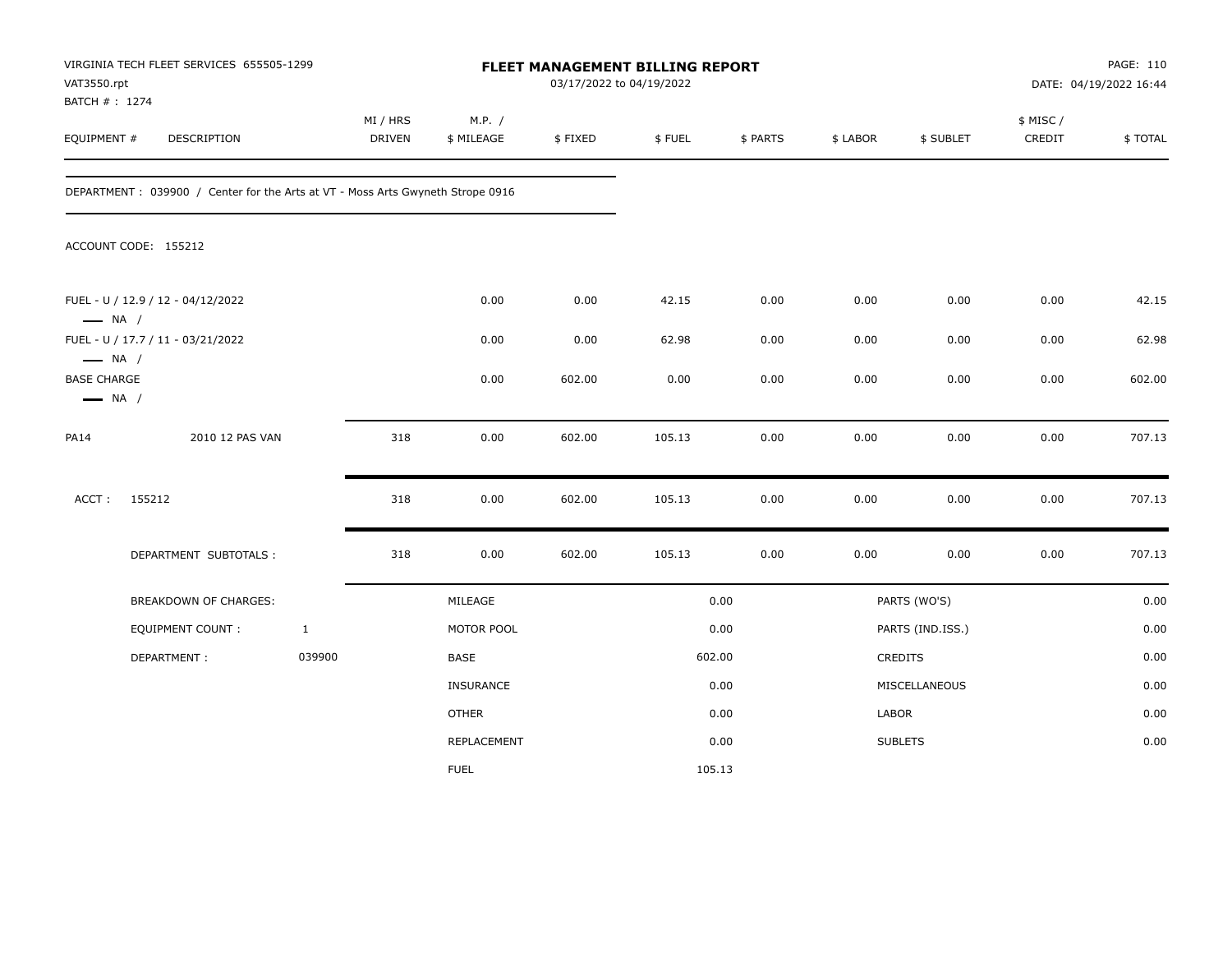VIRGINIA TECH FLEET SERVICES 655505-1299
VAT3550.rpt
BATCH # : 1274

# FLEET MANAGEMENT BILLING REPORT

03/17/2022 to 04/19/2022

DATE: 04/19/2022 16:44

| EQUIPMENT # | DESCRIPTION | MI / HRS DRIVEN | M.P. / $ MILEAGE | $ FIXED | $ FUEL | $ PARTS | $ LABOR | $ SUBLET | $ MISC / CREDIT | $ TOTAL |
|---|---|---|---|---|---|---|---|---|---|---|

DEPARTMENT : 039900 / Center for the Arts at VT - Moss Arts Gwyneth Strope 0916

ACCOUNT CODE: 155212

| EQUIPMENT # | DESCRIPTION | MI / HRS DRIVEN | M.P. / $ MILEAGE | $ FIXED | $ FUEL | $ PARTS | $ LABOR | $ SUBLET | $ MISC / CREDIT | $ TOTAL |
|---|---|---|---|---|---|---|---|---|---|---|
| FUEL - U / 12.9 / 12 - 04/12/2022 — NA / | | | 0.00 | 0.00 | 42.15 | 0.00 | 0.00 | 0.00 | 0.00 | 42.15 |
| FUEL - U / 17.7 / 11 - 03/21/2022 — NA / | | | 0.00 | 0.00 | 62.98 | 0.00 | 0.00 | 0.00 | 0.00 | 62.98 |
| BASE CHARGE — NA / | | | 0.00 | 602.00 | 0.00 | 0.00 | 0.00 | 0.00 | 0.00 | 602.00 |
| PA14 | 2010 12 PAS VAN | 318 | 0.00 | 602.00 | 105.13 | 0.00 | 0.00 | 0.00 | 0.00 | 707.13 |
| ACCT : 155212 | | 318 | 0.00 | 602.00 | 105.13 | 0.00 | 0.00 | 0.00 | 0.00 | 707.13 |
| DEPARTMENT SUBTOTALS : | | 318 | 0.00 | 602.00 | 105.13 | 0.00 | 0.00 | 0.00 | 0.00 | 707.13 |

| | | | | | |
|---|---|---|---|---|---|
| BREAKDOWN OF CHARGES: | | MILEAGE | 0.00 | PARTS (WO'S) | 0.00 |
| EQUIPMENT COUNT : | 1 | MOTOR POOL | 0.00 | PARTS (IND.ISS.) | 0.00 |
| DEPARTMENT : | 039900 | BASE | 602.00 | CREDITS | 0.00 |
| | | INSURANCE | 0.00 | MISCELLANEOUS | 0.00 |
| | | OTHER | 0.00 | LABOR | 0.00 |
| | | REPLACEMENT | 0.00 | SUBLETS | 0.00 |
| | | FUEL | 105.13 | | |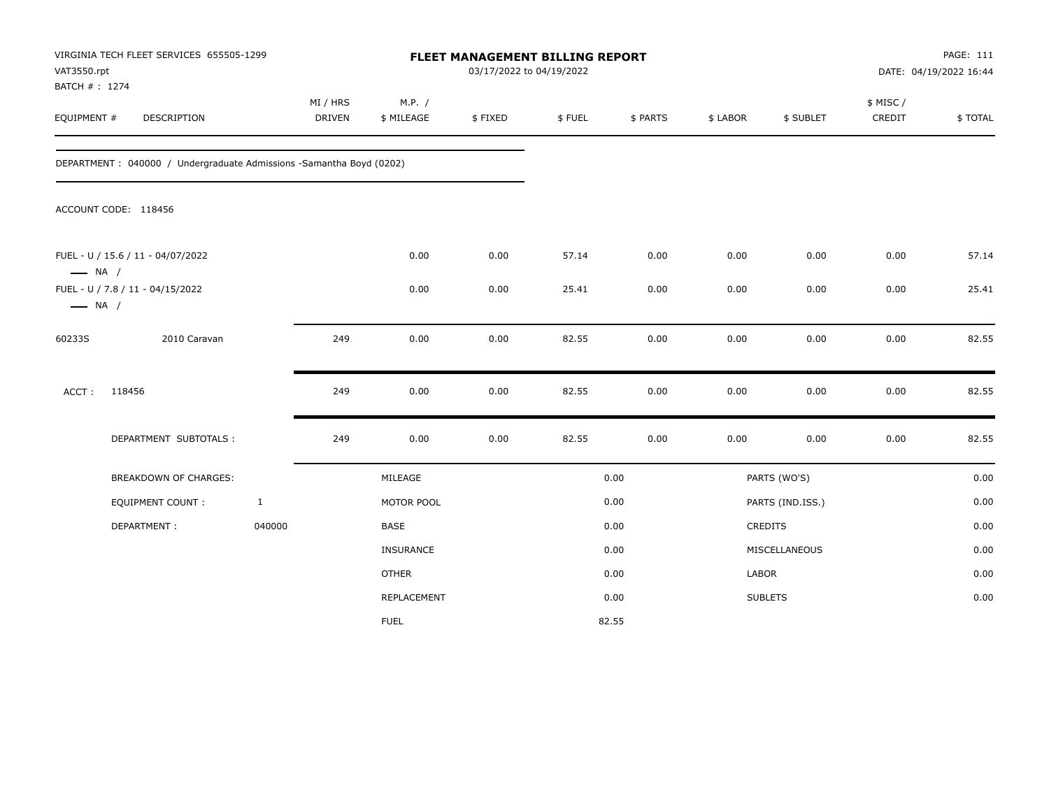VIRGINIA TECH FLEET SERVICES 655505-1299
VAT3550.rpt
BATCH # : 1274

# FLEET MANAGEMENT BILLING REPORT

03/17/2022 to 04/19/2022

DATE: 04/19/2022 16:44

| EQUIPMENT # | DESCRIPTION | MI / HRS DRIVEN | M.P. / $ MILEAGE | $ FIXED | $ FUEL | $ PARTS | $ LABOR | $ SUBLET | $ MISC / CREDIT | $ TOTAL |
|---|---|---|---|---|---|---|---|---|---|---|
| DEPARTMENT : 040000 / Undergraduate Admissions -Samantha Boyd (0202) | | | | | | | | | | |
| ACCOUNT CODE: 118456 | | | | | | | | | | |
| FUEL - U / 15.6 / 11 - 04/07/2022 —— NA / | | | 0.00 | 0.00 | 57.14 | 0.00 | 0.00 | 0.00 | 0.00 | 57.14 |
| FUEL - U / 7.8 / 11 - 04/15/2022 —— NA / | | | 0.00 | 0.00 | 25.41 | 0.00 | 0.00 | 0.00 | 0.00 | 25.41 |
| 60233S | 2010 Caravan | 249 | 0.00 | 0.00 | 82.55 | 0.00 | 0.00 | 0.00 | 0.00 | 82.55 |
| ACCT : | 118456 | 249 | 0.00 | 0.00 | 82.55 | 0.00 | 0.00 | 0.00 | 0.00 | 82.55 |
| | DEPARTMENT SUBTOTALS : | 249 | 0.00 | 0.00 | 82.55 | 0.00 | 0.00 | 0.00 | 0.00 | 82.55 |

| | | | | | |
|---|---|---|---|---|---|
| BREAKDOWN OF CHARGES: | | MILEAGE | 0.00 | PARTS (WO'S) | 0.00 |
| EQUIPMENT COUNT : | 1 | MOTOR POOL | 0.00 | PARTS (IND.ISS.) | 0.00 |
| DEPARTMENT : | 040000 | BASE | 0.00 | CREDITS | 0.00 |
| | | INSURANCE | 0.00 | MISCELLANEOUS | 0.00 |
| | | OTHER | 0.00 | LABOR | 0.00 |
| | | REPLACEMENT | 0.00 | SUBLETS | 0.00 |
| | | FUEL | 82.55 | | |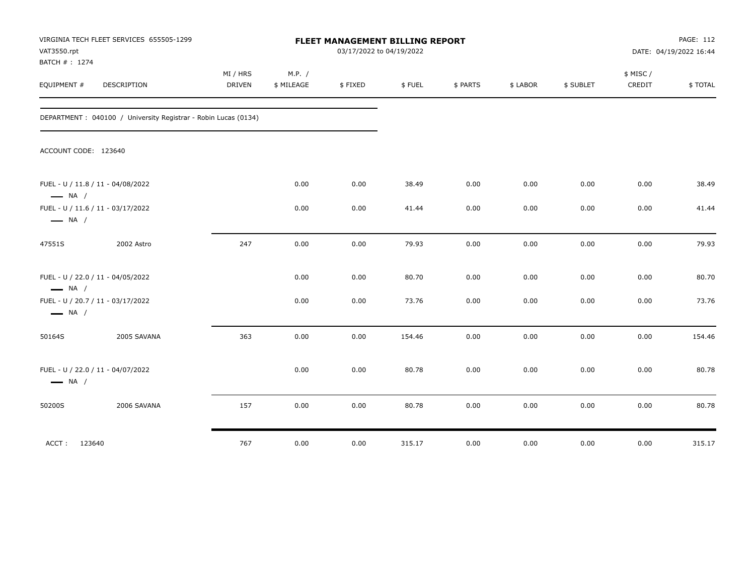VIRGINIA TECH FLEET SERVICES 655505-1299
VAT3550.rpt
BATCH # : 1274

# FLEET MANAGEMENT BILLING REPORT

03/17/2022 to 04/19/2022

DATE: 04/19/2022 16:44

| EQUIPMENT # | DESCRIPTION | MI / HRS DRIVEN | M.P. / $ MILEAGE | $ FIXED | $ FUEL | $ PARTS | $ LABOR | $ SUBLET | $ MISC / CREDIT | $ TOTAL |
|---|---|---|---|---|---|---|---|---|---|---|
| DEPARTMENT : 040100 / University Registrar - Robin Lucas (0134) | | | | | | | | | | |
| ACCOUNT CODE: 123640 | | | | | | | | | | |
| FUEL - U / 11.8 / 11 - 04/08/2022 — NA / | | | 0.00 | 0.00 | 38.49 | 0.00 | 0.00 | 0.00 | 0.00 | 38.49 |
| FUEL - U / 11.6 / 11 - 03/17/2022 — NA / | | | 0.00 | 0.00 | 41.44 | 0.00 | 0.00 | 0.00 | 0.00 | 41.44 |
| 47551S | 2002 Astro | 247 | 0.00 | 0.00 | 79.93 | 0.00 | 0.00 | 0.00 | 0.00 | 79.93 |
| FUEL - U / 22.0 / 11 - 04/05/2022 — NA / | | | 0.00 | 0.00 | 80.70 | 0.00 | 0.00 | 0.00 | 0.00 | 80.70 |
| FUEL - U / 20.7 / 11 - 03/17/2022 — NA / | | | 0.00 | 0.00 | 73.76 | 0.00 | 0.00 | 0.00 | 0.00 | 73.76 |
| 50164S | 2005 SAVANA | 363 | 0.00 | 0.00 | 154.46 | 0.00 | 0.00 | 0.00 | 0.00 | 154.46 |
| FUEL - U / 22.0 / 11 - 04/07/2022 — NA / | | | 0.00 | 0.00 | 80.78 | 0.00 | 0.00 | 0.00 | 0.00 | 80.78 |
| 50200S | 2006 SAVANA | 157 | 0.00 | 0.00 | 80.78 | 0.00 | 0.00 | 0.00 | 0.00 | 80.78 |
| ACCT : 123640 | | 767 | 0.00 | 0.00 | 315.17 | 0.00 | 0.00 | 0.00 | 0.00 | 315.17 |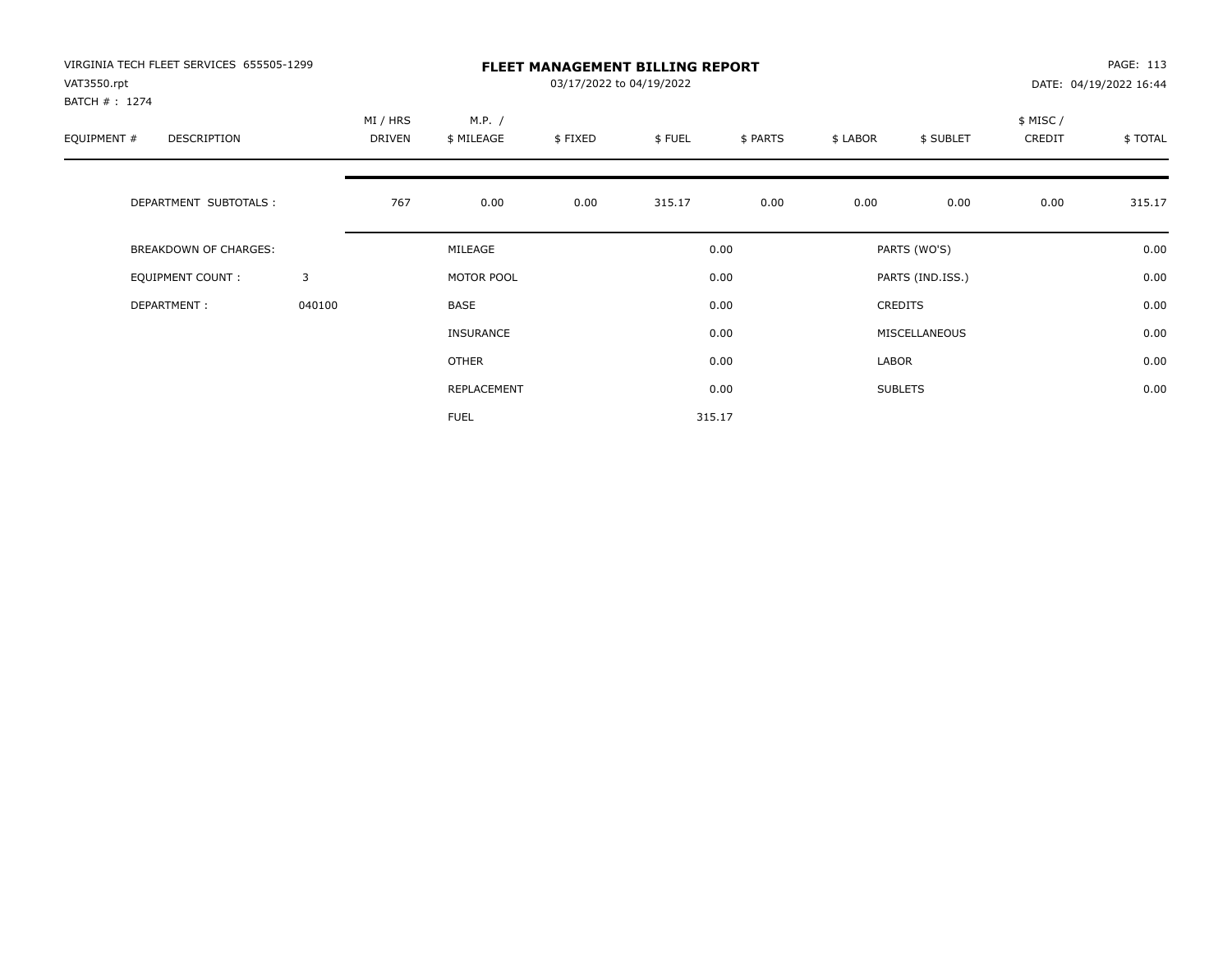VIRGINIA TECH FLEET SERVICES 655505-1299
VAT3550.rpt
BATCH # : 1274

# FLEET MANAGEMENT BILLING REPORT

03/17/2022 to 04/19/2022

DATE: 04/19/2022 16:44

| EQUIPMENT # | DESCRIPTION | MI / HRS DRIVEN | M.P. / $ MILEAGE | $ FIXED | $ FUEL | $ PARTS | $ LABOR | $ SUBLET | $ MISC / CREDIT | $ TOTAL |
|---|---|---|---|---|---|---|---|---|---|---|
| | DEPARTMENT SUBTOTALS : | 767 | 0.00 | 0.00 | 315.17 | 0.00 | 0.00 | 0.00 | 0.00 | 315.17 |

| | | | | | |
|---|---|---|---|---|---|
| BREAKDOWN OF CHARGES: | | MILEAGE | 0.00 | PARTS (WO'S) | 0.00 |
| EQUIPMENT COUNT : | 3 | MOTOR POOL | 0.00 | PARTS (IND.ISS.) | 0.00 |
| DEPARTMENT : | 040100 | BASE | 0.00 | CREDITS | 0.00 |
| | | INSURANCE | 0.00 | MISCELLANEOUS | 0.00 |
| | | OTHER | 0.00 | LABOR | 0.00 |
| | | REPLACEMENT | 0.00 | SUBLETS | 0.00 |
| | | FUEL | 315.17 | | |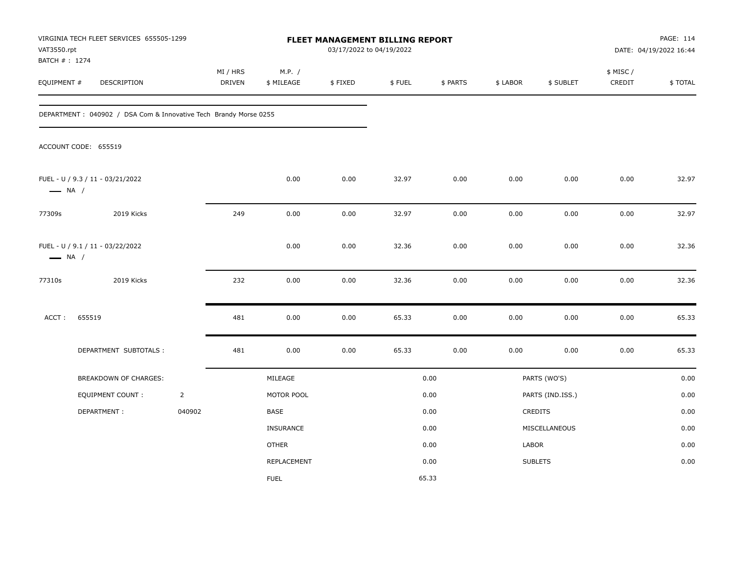VIRGINIA TECH FLEET SERVICES 655505-1299
VAT3550.rpt
BATCH # : 1274

# FLEET MANAGEMENT BILLING REPORT

03/17/2022 to 04/19/2022

DATE: 04/19/2022 16:44

| EQUIPMENT # | DESCRIPTION | MI / HRS DRIVEN | M.P. / $ MILEAGE | $ FIXED | $ FUEL | $ PARTS | $ LABOR | $ SUBLET | $ MISC / CREDIT | $ TOTAL |
|---|---|---|---|---|---|---|---|---|---|---|

DEPARTMENT : 040902 / DSA Com & Innovative Tech Brandy Morse 0255

ACCOUNT CODE: 655519

| EQUIPMENT # | DESCRIPTION | MI / HRS DRIVEN | M.P. / $ MILEAGE | $ FIXED | $ FUEL | $ PARTS | $ LABOR | $ SUBLET | $ MISC / CREDIT | $ TOTAL |
|---|---|---|---|---|---|---|---|---|---|---|
| FUEL - U / 9.3 / 11 - 03/21/2022 NA / | | | 0.00 | 0.00 | 32.97 | 0.00 | 0.00 | 0.00 | 0.00 | 32.97 |
| 77309s | 2019 Kicks | 249 | 0.00 | 0.00 | 32.97 | 0.00 | 0.00 | 0.00 | 0.00 | 32.97 |
| FUEL - U / 9.1 / 11 - 03/22/2022 NA / | | | 0.00 | 0.00 | 32.36 | 0.00 | 0.00 | 0.00 | 0.00 | 32.36 |
| 77310s | 2019 Kicks | 232 | 0.00 | 0.00 | 32.36 | 0.00 | 0.00 | 0.00 | 0.00 | 32.36 |
| ACCT : | 655519 | 481 | 0.00 | 0.00 | 65.33 | 0.00 | 0.00 | 0.00 | 0.00 | 65.33 |
| | DEPARTMENT SUBTOTALS : | 481 | 0.00 | 0.00 | 65.33 | 0.00 | 0.00 | 0.00 | 0.00 | 65.33 |

| | | | | | |
|---|---|---|---|---|---|
| BREAKDOWN OF CHARGES: | | MILEAGE | 0.00 | PARTS (WO'S) | 0.00 |
| EQUIPMENT COUNT : | 2 | MOTOR POOL | 0.00 | PARTS (IND.ISS.) | 0.00 |
| DEPARTMENT : | 040902 | BASE | 0.00 | CREDITS | 0.00 |
| | | INSURANCE | 0.00 | MISCELLANEOUS | 0.00 |
| | | OTHER | 0.00 | LABOR | 0.00 |
| | | REPLACEMENT | 0.00 | SUBLETS | 0.00 |
| | | FUEL | 65.33 | | |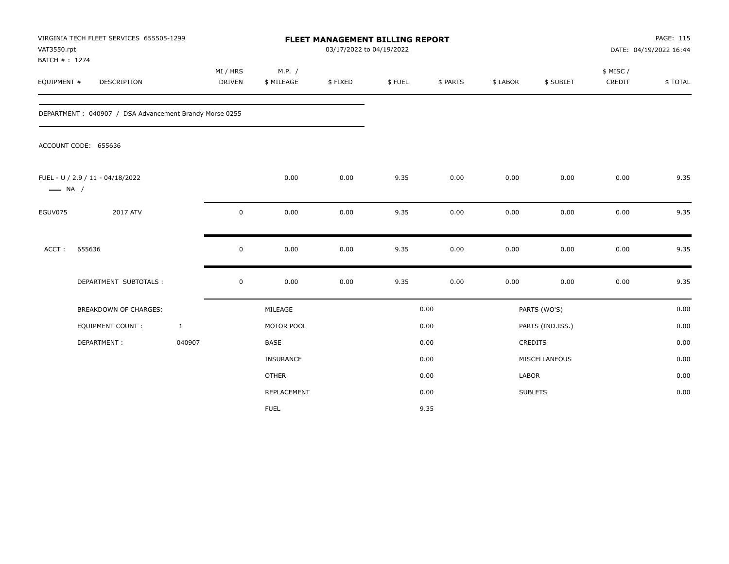VIRGINIA TECH FLEET SERVICES 655505-1299
VAT3550.rpt
BATCH # : 1274

# FLEET MANAGEMENT BILLING REPORT

03/17/2022 to 04/19/2022

PAGE: 115
DATE: 04/19/2022 16:44

| EQUIPMENT # | DESCRIPTION | MI / HRS DRIVEN | M.P. / $ MILEAGE | $ FIXED | $ FUEL | $ PARTS | $ LABOR | $ SUBLET | $ MISC / CREDIT | $ TOTAL |
|---|---|---|---|---|---|---|---|---|---|---|
| DEPARTMENT : 040907 / DSA Advancement Brandy Morse 0255 | | | | | | | | | | |
| ACCOUNT CODE: 655636 | | | | | | | | | | |
| FUEL - U / 2.9 / 11 - 04/18/2022 —— NA / | | | 0.00 | 0.00 | 9.35 | 0.00 | 0.00 | 0.00 | 0.00 | 9.35 |
| EGUV075 | 2017 ATV | 0 | 0.00 | 0.00 | 9.35 | 0.00 | 0.00 | 0.00 | 0.00 | 9.35 |
| ACCT : | 655636 | 0 | 0.00 | 0.00 | 9.35 | 0.00 | 0.00 | 0.00 | 0.00 | 9.35 |
| | DEPARTMENT SUBTOTALS : | 0 | 0.00 | 0.00 | 9.35 | 0.00 | 0.00 | 0.00 | 0.00 | 9.35 |

| | | | | | |
|---|---|---|---|---|---|
| BREAKDOWN OF CHARGES: | | MILEAGE | 0.00 | PARTS (WO'S) | 0.00 |
| EQUIPMENT COUNT : | 1 | MOTOR POOL | 0.00 | PARTS (IND.ISS.) | 0.00 |
| DEPARTMENT : | 040907 | BASE | 0.00 | CREDITS | 0.00 |
| | | INSURANCE | 0.00 | MISCELLANEOUS | 0.00 |
| | | OTHER | 0.00 | LABOR | 0.00 |
| | | REPLACEMENT | 0.00 | SUBLETS | 0.00 |
| | | FUEL | 9.35 | | |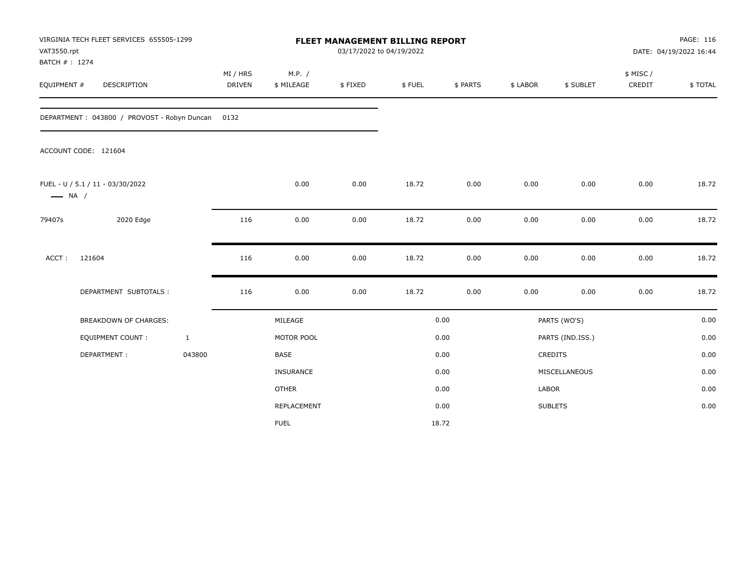VIRGINIA TECH FLEET SERVICES 655505-1299
VAT3550.rpt
BATCH # : 1274

**FLEET MANAGEMENT BILLING REPORT**
03/17/2022 to 04/19/2022

PAGE: 116
DATE: 04/19/2022 16:44

| EQUIPMENT # | DESCRIPTION | MI / HRS DRIVEN | M.P. / $ MILEAGE | $ FIXED | $ FUEL | $ PARTS | $ LABOR | $ SUBLET | $ MISC / CREDIT | $ TOTAL |
|---|---|---|---|---|---|---|---|---|---|---|
| DEPARTMENT : 043800 / PROVOST - Robyn Duncan | | 0132 | | | | | | | | |
| ACCOUNT CODE: 121604 | | | | | | | | | | |
| FUEL - U / 5.1 / 11 - 03/30/2022 — NA / | | | 0.00 | 0.00 | 18.72 | 0.00 | 0.00 | 0.00 | 0.00 | 18.72 |
| 79407s | 2020 Edge | 116 | 0.00 | 0.00 | 18.72 | 0.00 | 0.00 | 0.00 | 0.00 | 18.72 |
| ACCT : | 121604 | 116 | 0.00 | 0.00 | 18.72 | 0.00 | 0.00 | 0.00 | 0.00 | 18.72 |
| | DEPARTMENT SUBTOTALS : | 116 | 0.00 | 0.00 | 18.72 | 0.00 | 0.00 | 0.00 | 0.00 | 18.72 |

| BREAKDOWN OF CHARGES: | | | | | |
|---|---|---|---|---|---|
| EQUIPMENT COUNT : | 1 | MILEAGE | 0.00 | PARTS (WO'S) | 0.00 |
| DEPARTMENT : | 043800 | MOTOR POOL | 0.00 | PARTS (IND.ISS.) | 0.00 |
| | | BASE | 0.00 | CREDITS | 0.00 |
| | | INSURANCE | 0.00 | MISCELLANEOUS | 0.00 |
| | | OTHER | 0.00 | LABOR | 0.00 |
| | | REPLACEMENT | 0.00 | SUBLETS | 0.00 |
| | | FUEL | 18.72 | | |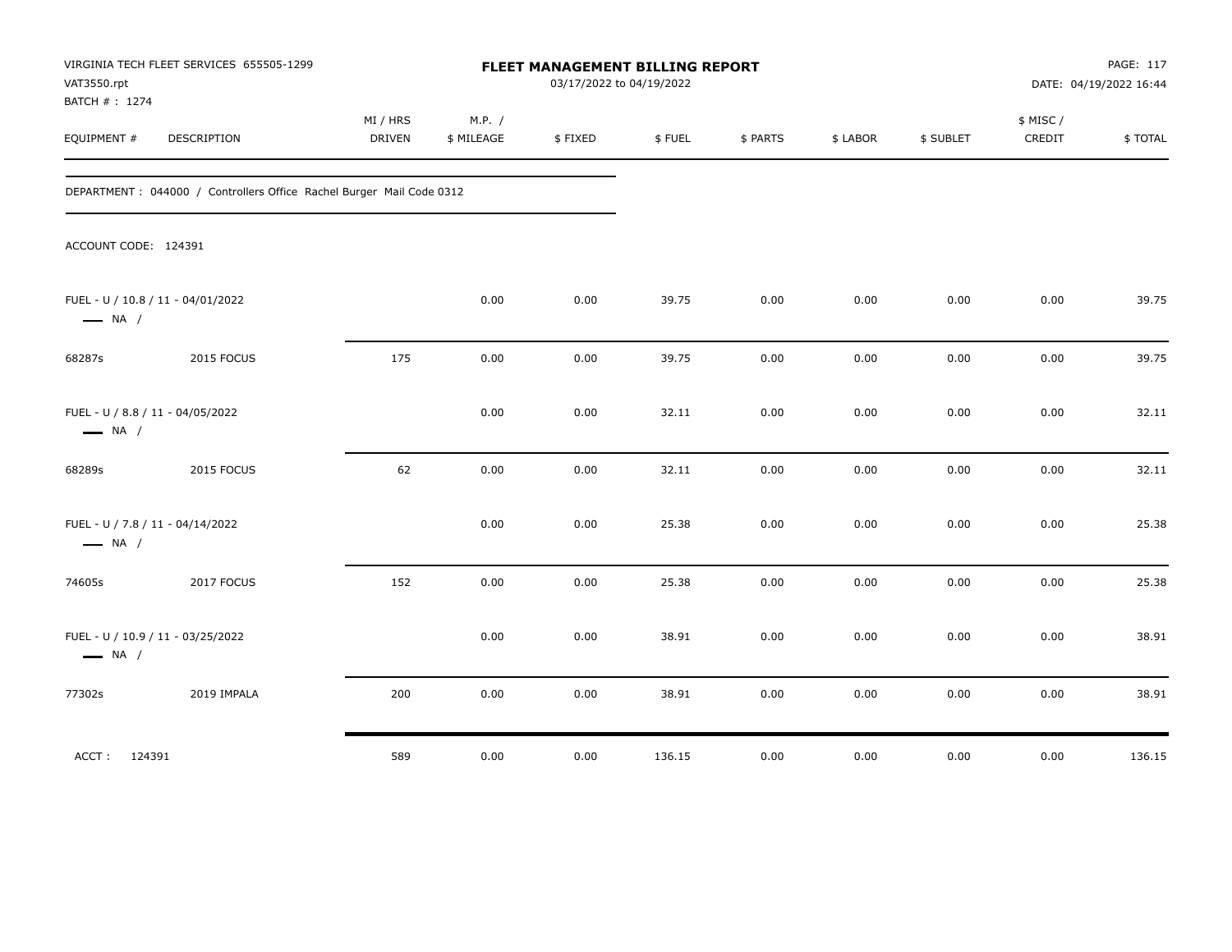VIRGINIA TECH FLEET SERVICES 655505-1299
VAT3550.rpt
BATCH # : 1274

**FLEET MANAGEMENT BILLING REPORT**
03/17/2022 to 04/19/2022

DATE: 04/19/2022 16:44

| EQUIPMENT # | DESCRIPTION | MI / HRS DRIVEN | M.P. / $ MILEAGE | $ FIXED | $ FUEL | $ PARTS | $ LABOR | $ SUBLET | $ MISC / CREDIT | $ TOTAL |
|---|---|---|---|---|---|---|---|---|---|---|
| DEPARTMENT : 044000 / Controllers Office Rachel Burger Mail Code 0312 | | | | | | | | | | |
| ACCOUNT CODE: 124391 | | | | | | | | | | |
| FUEL - U / 10.8 / 11 - 04/01/2022 — NA / | | | 0.00 | 0.00 | 39.75 | 0.00 | 0.00 | 0.00 | 0.00 | 39.75 |
| 68287s | 2015 FOCUS | 175 | 0.00 | 0.00 | 39.75 | 0.00 | 0.00 | 0.00 | 0.00 | 39.75 |
| FUEL - U / 8.8 / 11 - 04/05/2022 — NA / | | | 0.00 | 0.00 | 32.11 | 0.00 | 0.00 | 0.00 | 0.00 | 32.11 |
| 68289s | 2015 FOCUS | 62 | 0.00 | 0.00 | 32.11 | 0.00 | 0.00 | 0.00 | 0.00 | 32.11 |
| FUEL - U / 7.8 / 11 - 04/14/2022 — NA / | | | 0.00 | 0.00 | 25.38 | 0.00 | 0.00 | 0.00 | 0.00 | 25.38 |
| 74605s | 2017 FOCUS | 152 | 0.00 | 0.00 | 25.38 | 0.00 | 0.00 | 0.00 | 0.00 | 25.38 |
| FUEL - U / 10.9 / 11 - 03/25/2022 — NA / | | | 0.00 | 0.00 | 38.91 | 0.00 | 0.00 | 0.00 | 0.00 | 38.91 |
| 77302s | 2019 IMPALA | 200 | 0.00 | 0.00 | 38.91 | 0.00 | 0.00 | 0.00 | 0.00 | 38.91 |
| ACCT : 124391 | | 589 | 0.00 | 0.00 | 136.15 | 0.00 | 0.00 | 0.00 | 0.00 | 136.15 |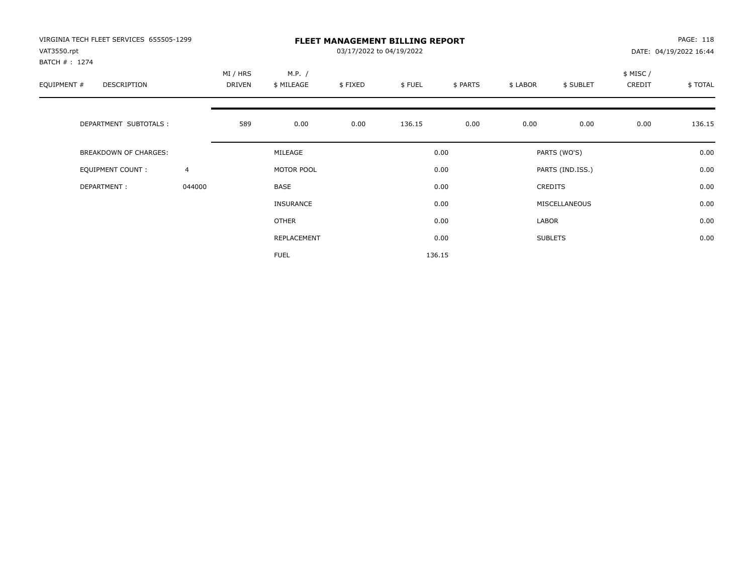VIRGINIA TECH FLEET SERVICES 655505-1299
VAT3550.rpt
BATCH # : 1274

# FLEET MANAGEMENT BILLING REPORT

03/17/2022 to 04/19/2022

DATE: 04/19/2022 16:44

| EQUIPMENT # | DESCRIPTION | MI / HRS DRIVEN | M.P. / $ MILEAGE | $ FIXED | $ FUEL | $ PARTS | $ LABOR | $ SUBLET | $ MISC / CREDIT | $ TOTAL |
|---|---|---|---|---|---|---|---|---|---|---|
| | DEPARTMENT SUBTOTALS : | 589 | 0.00 | 0.00 | 136.15 | 0.00 | 0.00 | 0.00 | 0.00 | 136.15 |

| | | | | | |
|---|---|---|---|---|---|
| BREAKDOWN OF CHARGES: | | MILEAGE | 0.00 | PARTS (WO'S) | 0.00 |
| EQUIPMENT COUNT : | 4 | MOTOR POOL | 0.00 | PARTS (IND.ISS.) | 0.00 |
| DEPARTMENT : | 044000 | BASE | 0.00 | CREDITS | 0.00 |
| | | INSURANCE | 0.00 | MISCELLANEOUS | 0.00 |
| | | OTHER | 0.00 | LABOR | 0.00 |
| | | REPLACEMENT | 0.00 | SUBLETS | 0.00 |
| | | FUEL | 136.15 | | |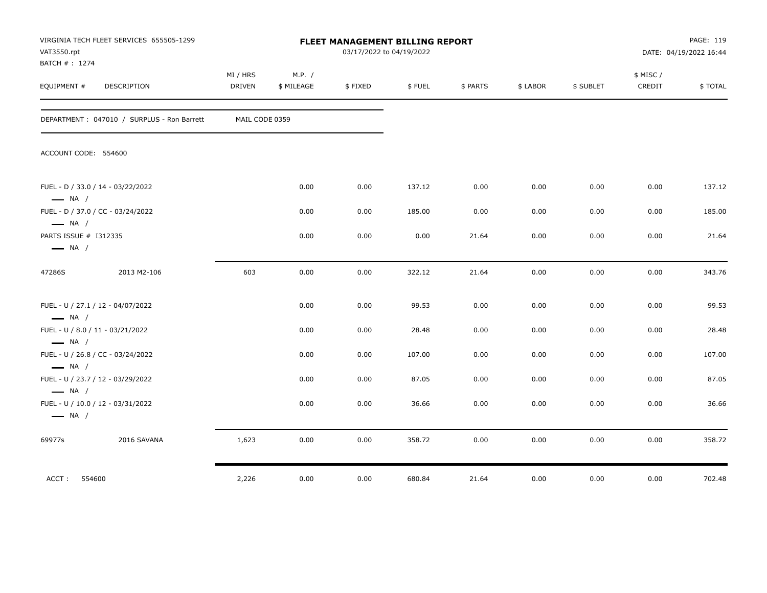VIRGINIA TECH FLEET SERVICES 655505-1299
VAT3550.rpt
BATCH # : 1274

# FLEET MANAGEMENT BILLING REPORT

03/17/2022 to 04/19/2022

DATE: 04/19/2022 16:44

| EQUIPMENT # | DESCRIPTION | MI / HRS DRIVEN | M.P. / $ MILEAGE | $ FIXED | $ FUEL | $ PARTS | $ LABOR | $ SUBLET | $ MISC / CREDIT | $ TOTAL |
|---|---|---|---|---|---|---|---|---|---|---|
| DEPARTMENT : 047010 / SURPLUS - Ron Barrett | | MAIL CODE 0359 | | | | | | | | |
| ACCOUNT CODE: 554600 | | | | | | | | | | |
| FUEL - D / 33.0 / 14 - 03/22/2022 — NA / | | | 0.00 | 0.00 | 137.12 | 0.00 | 0.00 | 0.00 | 0.00 | 137.12 |
| FUEL - D / 37.0 / CC - 03/24/2022 — NA / | | | 0.00 | 0.00 | 185.00 | 0.00 | 0.00 | 0.00 | 0.00 | 185.00 |
| PARTS ISSUE # I312335 — NA / | | | 0.00 | 0.00 | 0.00 | 21.64 | 0.00 | 0.00 | 0.00 | 21.64 |
| 47286S | 2013 M2-106 | 603 | 0.00 | 0.00 | 322.12 | 21.64 | 0.00 | 0.00 | 0.00 | 343.76 |
| FUEL - U / 27.1 / 12 - 04/07/2022 — NA / | | | 0.00 | 0.00 | 99.53 | 0.00 | 0.00 | 0.00 | 0.00 | 99.53 |
| FUEL - U / 8.0 / 11 - 03/21/2022 — NA / | | | 0.00 | 0.00 | 28.48 | 0.00 | 0.00 | 0.00 | 0.00 | 28.48 |
| FUEL - U / 26.8 / CC - 03/24/2022 — NA / | | | 0.00 | 0.00 | 107.00 | 0.00 | 0.00 | 0.00 | 0.00 | 107.00 |
| FUEL - U / 23.7 / 12 - 03/29/2022 — NA / | | | 0.00 | 0.00 | 87.05 | 0.00 | 0.00 | 0.00 | 0.00 | 87.05 |
| FUEL - U / 10.0 / 12 - 03/31/2022 — NA / | | | 0.00 | 0.00 | 36.66 | 0.00 | 0.00 | 0.00 | 0.00 | 36.66 |
| 69977s | 2016 SAVANA | 1,623 | 0.00 | 0.00 | 358.72 | 0.00 | 0.00 | 0.00 | 0.00 | 358.72 |
| ACCT : 554600 | | 2,226 | 0.00 | 0.00 | 680.84 | 21.64 | 0.00 | 0.00 | 0.00 | 702.48 |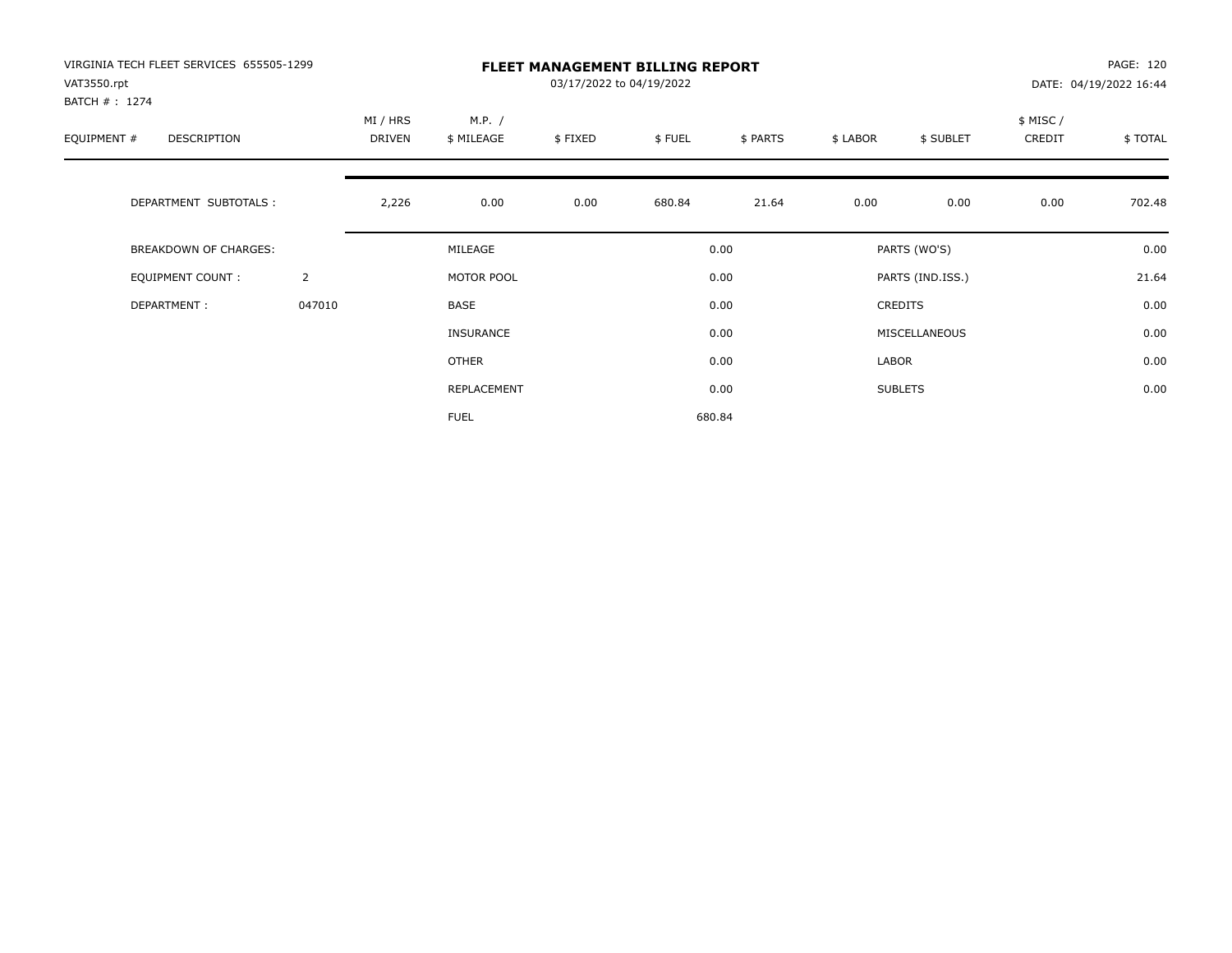VIRGINIA TECH FLEET SERVICES 655505-1299
VAT3550.rpt
BATCH # : 1274

# FLEET MANAGEMENT BILLING REPORT

03/17/2022 to 04/19/2022

DATE: 04/19/2022 16:44

| EQUIPMENT # | DESCRIPTION | MI / HRS DRIVEN | M.P. / $ MILEAGE | $ FIXED | $ FUEL | $ PARTS | $ LABOR | $ SUBLET | $ MISC / CREDIT | $ TOTAL |
|---|---|---|---|---|---|---|---|---|---|---|
| | DEPARTMENT SUBTOTALS : | 2,226 | 0.00 | 0.00 | 680.84 | 21.64 | 0.00 | 0.00 | 0.00 | 702.48 |

| | | | | | |
|---|---|---|---|---|---|
| BREAKDOWN OF CHARGES: | | MILEAGE | 0.00 | PARTS (WO'S) | 0.00 |
| EQUIPMENT COUNT : | 2 | MOTOR POOL | 0.00 | PARTS (IND.ISS.) | 21.64 |
| DEPARTMENT : | 047010 | BASE | 0.00 | CREDITS | 0.00 |
| | | INSURANCE | 0.00 | MISCELLANEOUS | 0.00 |
| | | OTHER | 0.00 | LABOR | 0.00 |
| | | REPLACEMENT | 0.00 | SUBLETS | 0.00 |
| | | FUEL | 680.84 | | |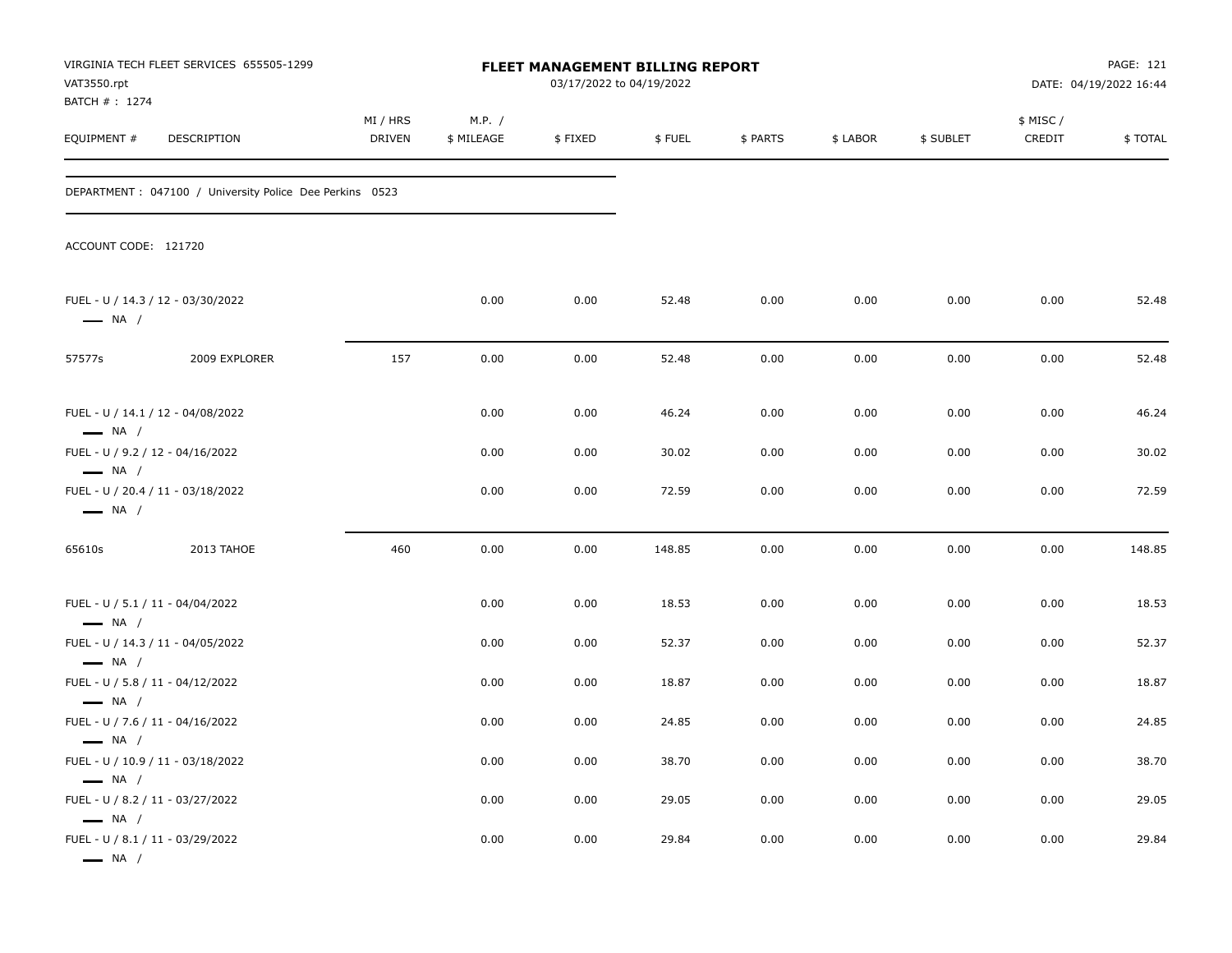VIRGINIA TECH FLEET SERVICES 655505-1299
VAT3550.rpt
BATCH # : 1274

# FLEET MANAGEMENT BILLING REPORT

03/17/2022 to 04/19/2022

DATE: 04/19/2022 16:44

DEPARTMENT : 047100 / University Police Dee Perkins 0523

ACCOUNT CODE: 121720

| EQUIPMENT # | DESCRIPTION | MI / HRS DRIVEN | M.P. / $ MILEAGE | $ FIXED | $ FUEL | $ PARTS | $ LABOR | $ SUBLET | $ MISC / CREDIT | $ TOTAL |
|---|---|---|---|---|---|---|---|---|---|---|
| FUEL - U / 14.3 / 12 - 03/30/2022 — NA / | | | 0.00 | 0.00 | 52.48 | 0.00 | 0.00 | 0.00 | 0.00 | 52.48 |
| 57577s | 2009 EXPLORER | 157 | 0.00 | 0.00 | 52.48 | 0.00 | 0.00 | 0.00 | 0.00 | 52.48 |
| FUEL - U / 14.1 / 12 - 04/08/2022 — NA / | | | 0.00 | 0.00 | 46.24 | 0.00 | 0.00 | 0.00 | 0.00 | 46.24 |
| FUEL - U / 9.2 / 12 - 04/16/2022 — NA / | | | 0.00 | 0.00 | 30.02 | 0.00 | 0.00 | 0.00 | 0.00 | 30.02 |
| FUEL - U / 20.4 / 11 - 03/18/2022 — NA / | | | 0.00 | 0.00 | 72.59 | 0.00 | 0.00 | 0.00 | 0.00 | 72.59 |
| 65610s | 2013 TAHOE | 460 | 0.00 | 0.00 | 148.85 | 0.00 | 0.00 | 0.00 | 0.00 | 148.85 |
| FUEL - U / 5.1 / 11 - 04/04/2022 — NA / | | | 0.00 | 0.00 | 18.53 | 0.00 | 0.00 | 0.00 | 0.00 | 18.53 |
| FUEL - U / 14.3 / 11 - 04/05/2022 — NA / | | | 0.00 | 0.00 | 52.37 | 0.00 | 0.00 | 0.00 | 0.00 | 52.37 |
| FUEL - U / 5.8 / 11 - 04/12/2022 — NA / | | | 0.00 | 0.00 | 18.87 | 0.00 | 0.00 | 0.00 | 0.00 | 18.87 |
| FUEL - U / 7.6 / 11 - 04/16/2022 — NA / | | | 0.00 | 0.00 | 24.85 | 0.00 | 0.00 | 0.00 | 0.00 | 24.85 |
| FUEL - U / 10.9 / 11 - 03/18/2022 — NA / | | | 0.00 | 0.00 | 38.70 | 0.00 | 0.00 | 0.00 | 0.00 | 38.70 |
| FUEL - U / 8.2 / 11 - 03/27/2022 — NA / | | | 0.00 | 0.00 | 29.05 | 0.00 | 0.00 | 0.00 | 0.00 | 29.05 |
| FUEL - U / 8.1 / 11 - 03/29/2022 — NA / | | | 0.00 | 0.00 | 29.84 | 0.00 | 0.00 | 0.00 | 0.00 | 29.84 |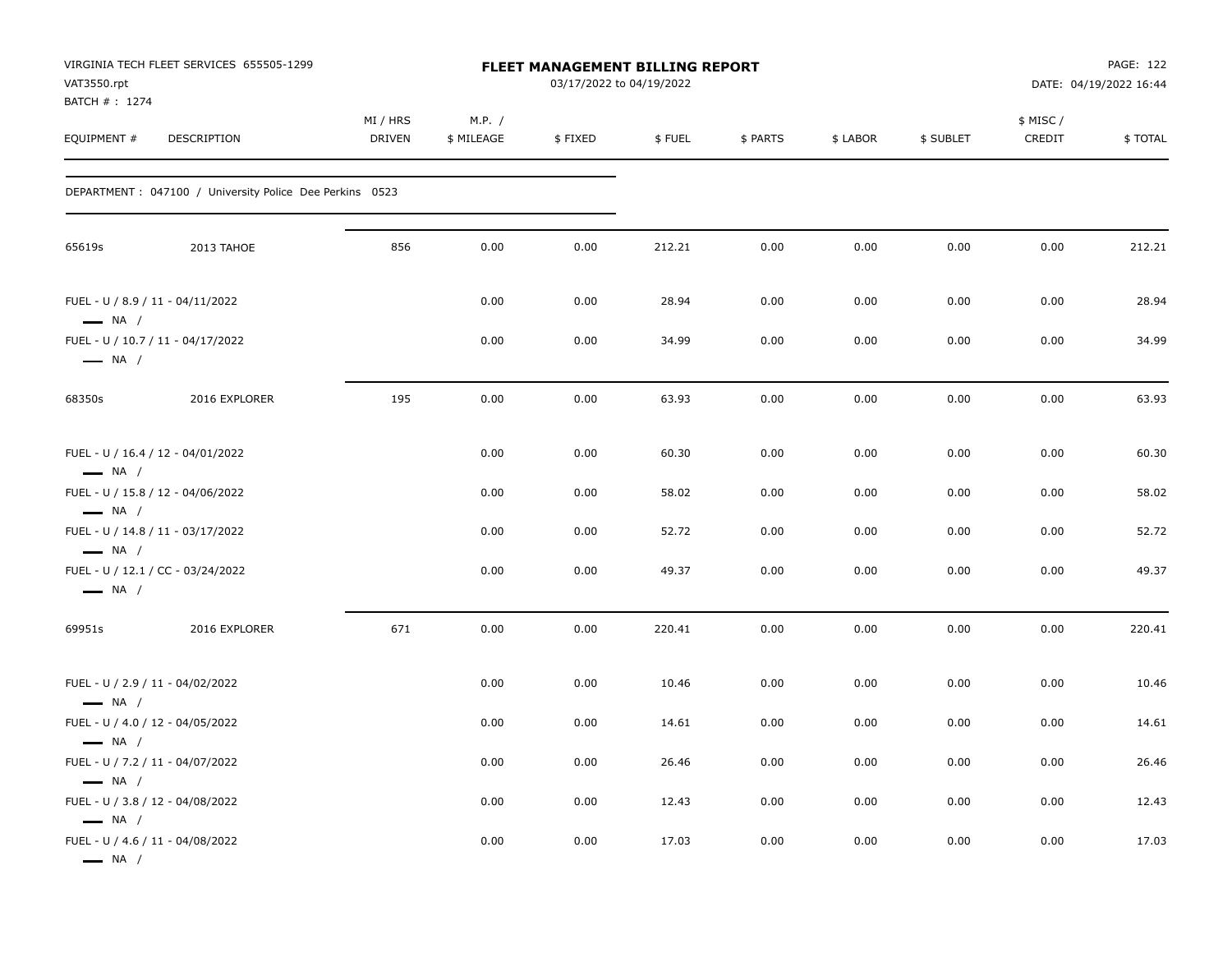VIRGINIA TECH FLEET SERVICES 655505-1299
VAT3550.rpt
BATCH # : 1274

**FLEET MANAGEMENT BILLING REPORT**
03/17/2022 to 04/19/2022

DATE: 04/19/2022 16:44

DEPARTMENT : 047100 / University Police Dee Perkins 0523

| EQUIPMENT # | DESCRIPTION | MI / HRS DRIVEN | M.P. / $ MILEAGE | $ FIXED | $ FUEL | $ PARTS | $ LABOR | $ SUBLET | $ MISC / CREDIT | $ TOTAL |
|---|---|---|---|---|---|---|---|---|---|---|
| 65619s | 2013 TAHOE | 856 | 0.00 | 0.00 | 212.21 | 0.00 | 0.00 | 0.00 | 0.00 | 212.21 |
| FUEL - U / 8.9 / 11 - 04/11/2022 — NA / | | | 0.00 | 0.00 | 28.94 | 0.00 | 0.00 | 0.00 | 0.00 | 28.94 |
| FUEL - U / 10.7 / 11 - 04/17/2022 — NA / | | | 0.00 | 0.00 | 34.99 | 0.00 | 0.00 | 0.00 | 0.00 | 34.99 |
| 68350s | 2016 EXPLORER | 195 | 0.00 | 0.00 | 63.93 | 0.00 | 0.00 | 0.00 | 0.00 | 63.93 |
| FUEL - U / 16.4 / 12 - 04/01/2022 — NA / | | | 0.00 | 0.00 | 60.30 | 0.00 | 0.00 | 0.00 | 0.00 | 60.30 |
| FUEL - U / 15.8 / 12 - 04/06/2022 — NA / | | | 0.00 | 0.00 | 58.02 | 0.00 | 0.00 | 0.00 | 0.00 | 58.02 |
| FUEL - U / 14.8 / 11 - 03/17/2022 — NA / | | | 0.00 | 0.00 | 52.72 | 0.00 | 0.00 | 0.00 | 0.00 | 52.72 |
| FUEL - U / 12.1 / CC - 03/24/2022 — NA / | | | 0.00 | 0.00 | 49.37 | 0.00 | 0.00 | 0.00 | 0.00 | 49.37 |
| 69951s | 2016 EXPLORER | 671 | 0.00 | 0.00 | 220.41 | 0.00 | 0.00 | 0.00 | 0.00 | 220.41 |
| FUEL - U / 2.9 / 11 - 04/02/2022 — NA / | | | 0.00 | 0.00 | 10.46 | 0.00 | 0.00 | 0.00 | 0.00 | 10.46 |
| FUEL - U / 4.0 / 12 - 04/05/2022 — NA / | | | 0.00 | 0.00 | 14.61 | 0.00 | 0.00 | 0.00 | 0.00 | 14.61 |
| FUEL - U / 7.2 / 11 - 04/07/2022 — NA / | | | 0.00 | 0.00 | 26.46 | 0.00 | 0.00 | 0.00 | 0.00 | 26.46 |
| FUEL - U / 3.8 / 12 - 04/08/2022 — NA / | | | 0.00 | 0.00 | 12.43 | 0.00 | 0.00 | 0.00 | 0.00 | 12.43 |
| FUEL - U / 4.6 / 11 - 04/08/2022 — NA / | | | 0.00 | 0.00 | 17.03 | 0.00 | 0.00 | 0.00 | 0.00 | 17.03 |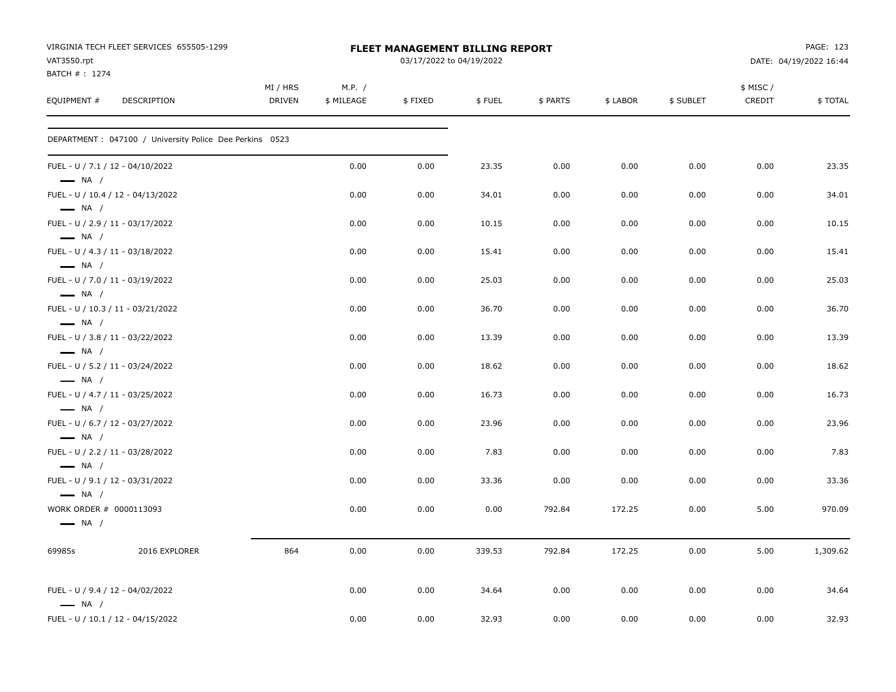VIRGINIA TECH FLEET SERVICES 655505-1299
VAT3550.rpt
BATCH # : 1274

**FLEET MANAGEMENT BILLING REPORT**
03/17/2022 to 04/19/2022

DATE: 04/19/2022 16:44

| EQUIPMENT # | DESCRIPTION | MI / HRS DRIVEN | M.P. / $ MILEAGE | $ FIXED | $ FUEL | $ PARTS | $ LABOR | $ SUBLET | $ MISC / CREDIT | $ TOTAL |
|---|---|---|---|---|---|---|---|---|---|---|
| DEPARTMENT : 047100 / University Police Dee Perkins 0523 | | | | | | | | | | |
| FUEL - U / 7.1 / 12 - 04/10/2022 — NA / | | | 0.00 | 0.00 | 23.35 | 0.00 | 0.00 | 0.00 | 0.00 | 23.35 |
| FUEL - U / 10.4 / 12 - 04/13/2022 — NA / | | | 0.00 | 0.00 | 34.01 | 0.00 | 0.00 | 0.00 | 0.00 | 34.01 |
| FUEL - U / 2.9 / 11 - 03/17/2022 — NA / | | | 0.00 | 0.00 | 10.15 | 0.00 | 0.00 | 0.00 | 0.00 | 10.15 |
| FUEL - U / 4.3 / 11 - 03/18/2022 — NA / | | | 0.00 | 0.00 | 15.41 | 0.00 | 0.00 | 0.00 | 0.00 | 15.41 |
| FUEL - U / 7.0 / 11 - 03/19/2022 — NA / | | | 0.00 | 0.00 | 25.03 | 0.00 | 0.00 | 0.00 | 0.00 | 25.03 |
| FUEL - U / 10.3 / 11 - 03/21/2022 — NA / | | | 0.00 | 0.00 | 36.70 | 0.00 | 0.00 | 0.00 | 0.00 | 36.70 |
| FUEL - U / 3.8 / 11 - 03/22/2022 — NA / | | | 0.00 | 0.00 | 13.39 | 0.00 | 0.00 | 0.00 | 0.00 | 13.39 |
| FUEL - U / 5.2 / 11 - 03/24/2022 — NA / | | | 0.00 | 0.00 | 18.62 | 0.00 | 0.00 | 0.00 | 0.00 | 18.62 |
| FUEL - U / 4.7 / 11 - 03/25/2022 — NA / | | | 0.00 | 0.00 | 16.73 | 0.00 | 0.00 | 0.00 | 0.00 | 16.73 |
| FUEL - U / 6.7 / 12 - 03/27/2022 — NA / | | | 0.00 | 0.00 | 23.96 | 0.00 | 0.00 | 0.00 | 0.00 | 23.96 |
| FUEL - U / 2.2 / 11 - 03/28/2022 — NA / | | | 0.00 | 0.00 | 7.83 | 0.00 | 0.00 | 0.00 | 0.00 | 7.83 |
| FUEL - U / 9.1 / 12 - 03/31/2022 — NA / | | | 0.00 | 0.00 | 33.36 | 0.00 | 0.00 | 0.00 | 0.00 | 33.36 |
| WORK ORDER # 0000113093 — NA / | | | 0.00 | 0.00 | 0.00 | 792.84 | 172.25 | 0.00 | 5.00 | 970.09 |
| 69985s | 2016 EXPLORER | 864 | 0.00 | 0.00 | 339.53 | 792.84 | 172.25 | 0.00 | 5.00 | 1,309.62 |
| FUEL - U / 9.4 / 12 - 04/02/2022 — NA / | | | 0.00 | 0.00 | 34.64 | 0.00 | 0.00 | 0.00 | 0.00 | 34.64 |
| FUEL - U / 10.1 / 12 - 04/15/2022 | | | 0.00 | 0.00 | 32.93 | 0.00 | 0.00 | 0.00 | 0.00 | 32.93 |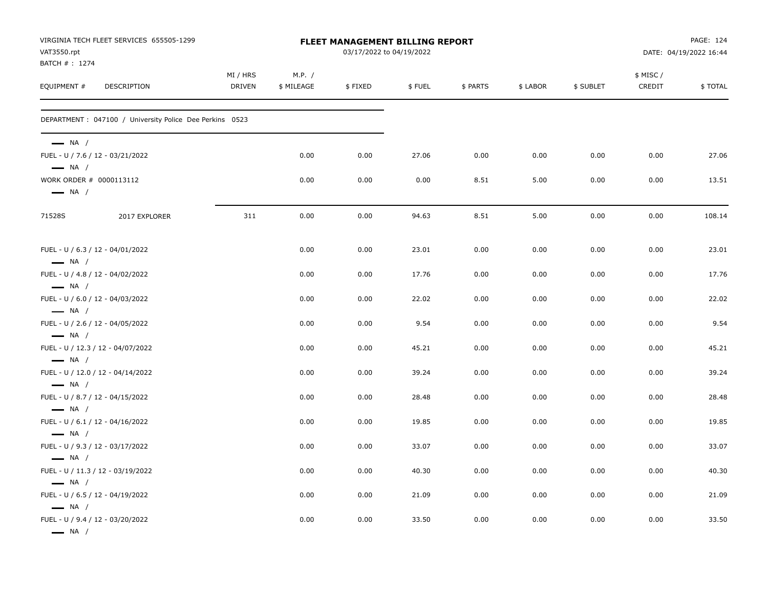VIRGINIA TECH FLEET SERVICES 655505-1299
VAT3550.rpt
BATCH # : 1274

**FLEET MANAGEMENT BILLING REPORT**
03/17/2022 to 04/19/2022

DATE: 04/19/2022 16:44

| EQUIPMENT # | DESCRIPTION | MI / HRS DRIVEN | M.P. / $ MILEAGE | $ FIXED | $ FUEL | $ PARTS | $ LABOR | $ SUBLET | $ MISC / CREDIT | $ TOTAL |
|---|---|---|---|---|---|---|---|---|---|---|
| DEPARTMENT : 047100 / University Police Dee Perkins 0523 | | | | | | | | | | |
| — NA / | | | | | | | | | | |
| FUEL - U / 7.6 / 12 - 03/21/2022 | | | 0.00 | 0.00 | 27.06 | 0.00 | 0.00 | 0.00 | 0.00 | 27.06 |
| — NA / | | | | | | | | | | |
| WORK ORDER # 0000113112 | | | 0.00 | 0.00 | 0.00 | 8.51 | 5.00 | 0.00 | 0.00 | 13.51 |
| — NA / | | | | | | | | | | |
| 71528S | 2017 EXPLORER | 311 | 0.00 | 0.00 | 94.63 | 8.51 | 5.00 | 0.00 | 0.00 | 108.14 |
| FUEL - U / 6.3 / 12 - 04/01/2022 | | | 0.00 | 0.00 | 23.01 | 0.00 | 0.00 | 0.00 | 0.00 | 23.01 |
| — NA / | | | | | | | | | | |
| FUEL - U / 4.8 / 12 - 04/02/2022 | | | 0.00 | 0.00 | 17.76 | 0.00 | 0.00 | 0.00 | 0.00 | 17.76 |
| — NA / | | | | | | | | | | |
| FUEL - U / 6.0 / 12 - 04/03/2022 | | | 0.00 | 0.00 | 22.02 | 0.00 | 0.00 | 0.00 | 0.00 | 22.02 |
| — NA / | | | | | | | | | | |
| FUEL - U / 2.6 / 12 - 04/05/2022 | | | 0.00 | 0.00 | 9.54 | 0.00 | 0.00 | 0.00 | 0.00 | 9.54 |
| — NA / | | | | | | | | | | |
| FUEL - U / 12.3 / 12 - 04/07/2022 | | | 0.00 | 0.00 | 45.21 | 0.00 | 0.00 | 0.00 | 0.00 | 45.21 |
| — NA / | | | | | | | | | | |
| FUEL - U / 12.0 / 12 - 04/14/2022 | | | 0.00 | 0.00 | 39.24 | 0.00 | 0.00 | 0.00 | 0.00 | 39.24 |
| — NA / | | | | | | | | | | |
| FUEL - U / 8.7 / 12 - 04/15/2022 | | | 0.00 | 0.00 | 28.48 | 0.00 | 0.00 | 0.00 | 0.00 | 28.48 |
| — NA / | | | | | | | | | | |
| FUEL - U / 6.1 / 12 - 04/16/2022 | | | 0.00 | 0.00 | 19.85 | 0.00 | 0.00 | 0.00 | 0.00 | 19.85 |
| — NA / | | | | | | | | | | |
| FUEL - U / 9.3 / 12 - 03/17/2022 | | | 0.00 | 0.00 | 33.07 | 0.00 | 0.00 | 0.00 | 0.00 | 33.07 |
| — NA / | | | | | | | | | | |
| FUEL - U / 11.3 / 12 - 03/19/2022 | | | 0.00 | 0.00 | 40.30 | 0.00 | 0.00 | 0.00 | 0.00 | 40.30 |
| — NA / | | | | | | | | | | |
| FUEL - U / 6.5 / 12 - 04/19/2022 | | | 0.00 | 0.00 | 21.09 | 0.00 | 0.00 | 0.00 | 0.00 | 21.09 |
| — NA / | | | | | | | | | | |
| FUEL - U / 9.4 / 12 - 03/20/2022 | | | 0.00 | 0.00 | 33.50 | 0.00 | 0.00 | 0.00 | 0.00 | 33.50 |
| — NA / | | | | | | | | | | |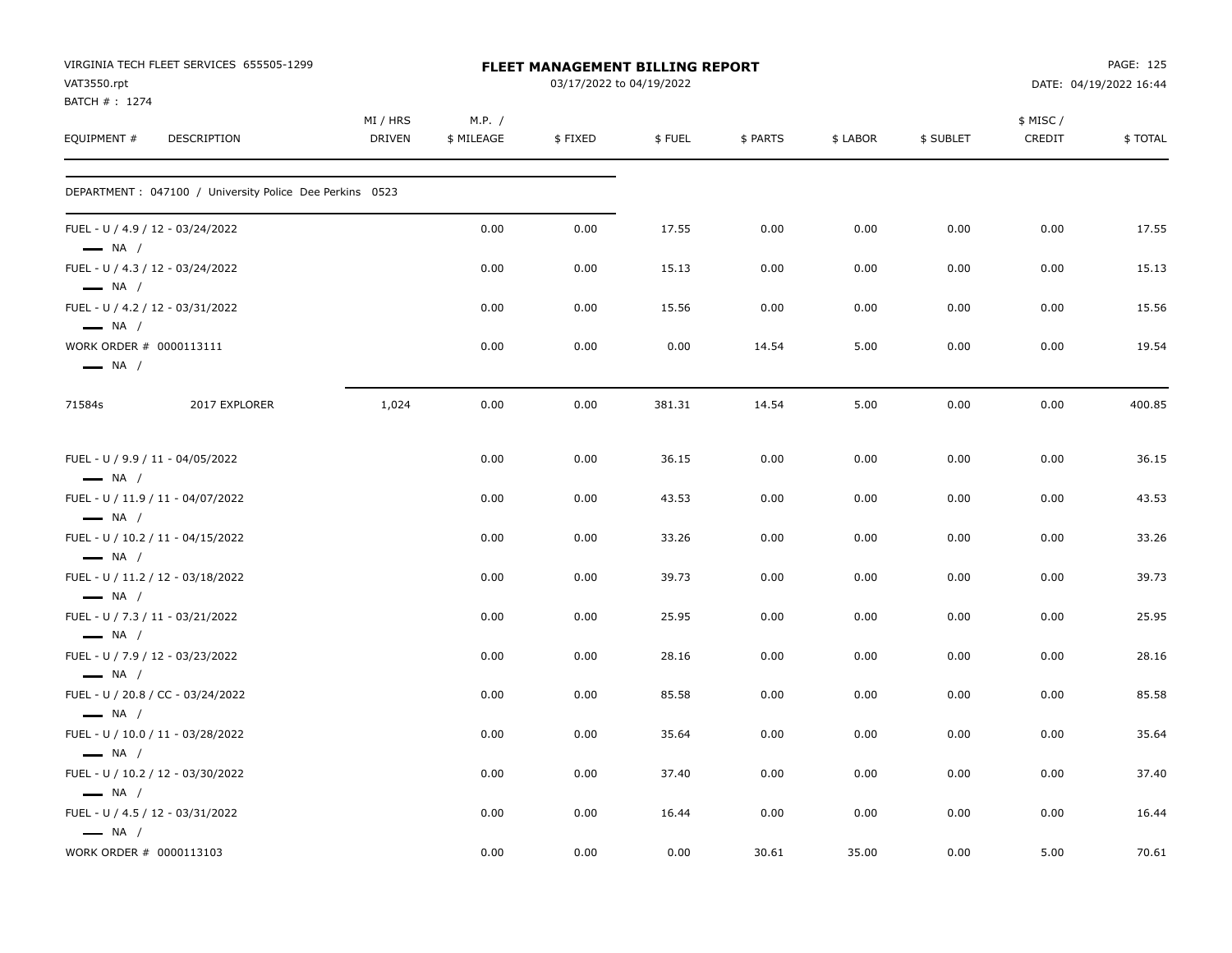VIRGINIA TECH FLEET SERVICES 655505-1299
VAT3550.rpt
BATCH # : 1274

**FLEET MANAGEMENT BILLING REPORT**
03/17/2022 to 04/19/2022

DATE: 04/19/2022 16:44

| EQUIPMENT # | DESCRIPTION | MI / HRS DRIVEN | M.P. / $ MILEAGE | $ FIXED | $ FUEL | $ PARTS | $ LABOR | $ SUBLET | $ MISC / CREDIT | $ TOTAL |
|---|---|---|---|---|---|---|---|---|---|---|
| DEPARTMENT : 047100 / University Police Dee Perkins 0523 | | | | | | | | | | |
| FUEL - U / 4.9 / 12 - 03/24/2022 — NA / | | | 0.00 | 0.00 | 17.55 | 0.00 | 0.00 | 0.00 | 0.00 | 17.55 |
| FUEL - U / 4.3 / 12 - 03/24/2022 — NA / | | | 0.00 | 0.00 | 15.13 | 0.00 | 0.00 | 0.00 | 0.00 | 15.13 |
| FUEL - U / 4.2 / 12 - 03/31/2022 — NA / | | | 0.00 | 0.00 | 15.56 | 0.00 | 0.00 | 0.00 | 0.00 | 15.56 |
| WORK ORDER # 0000113111 — NA / | | | 0.00 | 0.00 | 0.00 | 14.54 | 5.00 | 0.00 | 0.00 | 19.54 |
| 71584s | 2017 EXPLORER | 1,024 | 0.00 | 0.00 | 381.31 | 14.54 | 5.00 | 0.00 | 0.00 | 400.85 |
| FUEL - U / 9.9 / 11 - 04/05/2022 — NA / | | | 0.00 | 0.00 | 36.15 | 0.00 | 0.00 | 0.00 | 0.00 | 36.15 |
| FUEL - U / 11.9 / 11 - 04/07/2022 — NA / | | | 0.00 | 0.00 | 43.53 | 0.00 | 0.00 | 0.00 | 0.00 | 43.53 |
| FUEL - U / 10.2 / 11 - 04/15/2022 — NA / | | | 0.00 | 0.00 | 33.26 | 0.00 | 0.00 | 0.00 | 0.00 | 33.26 |
| FUEL - U / 11.2 / 12 - 03/18/2022 — NA / | | | 0.00 | 0.00 | 39.73 | 0.00 | 0.00 | 0.00 | 0.00 | 39.73 |
| FUEL - U / 7.3 / 11 - 03/21/2022 — NA / | | | 0.00 | 0.00 | 25.95 | 0.00 | 0.00 | 0.00 | 0.00 | 25.95 |
| FUEL - U / 7.9 / 12 - 03/23/2022 — NA / | | | 0.00 | 0.00 | 28.16 | 0.00 | 0.00 | 0.00 | 0.00 | 28.16 |
| FUEL - U / 20.8 / CC - 03/24/2022 — NA / | | | 0.00 | 0.00 | 85.58 | 0.00 | 0.00 | 0.00 | 0.00 | 85.58 |
| FUEL - U / 10.0 / 11 - 03/28/2022 — NA / | | | 0.00 | 0.00 | 35.64 | 0.00 | 0.00 | 0.00 | 0.00 | 35.64 |
| FUEL - U / 10.2 / 12 - 03/30/2022 — NA / | | | 0.00 | 0.00 | 37.40 | 0.00 | 0.00 | 0.00 | 0.00 | 37.40 |
| FUEL - U / 4.5 / 12 - 03/31/2022 — NA / | | | 0.00 | 0.00 | 16.44 | 0.00 | 0.00 | 0.00 | 0.00 | 16.44 |
| WORK ORDER # 0000113103 | | | 0.00 | 0.00 | 0.00 | 30.61 | 35.00 | 0.00 | 5.00 | 70.61 |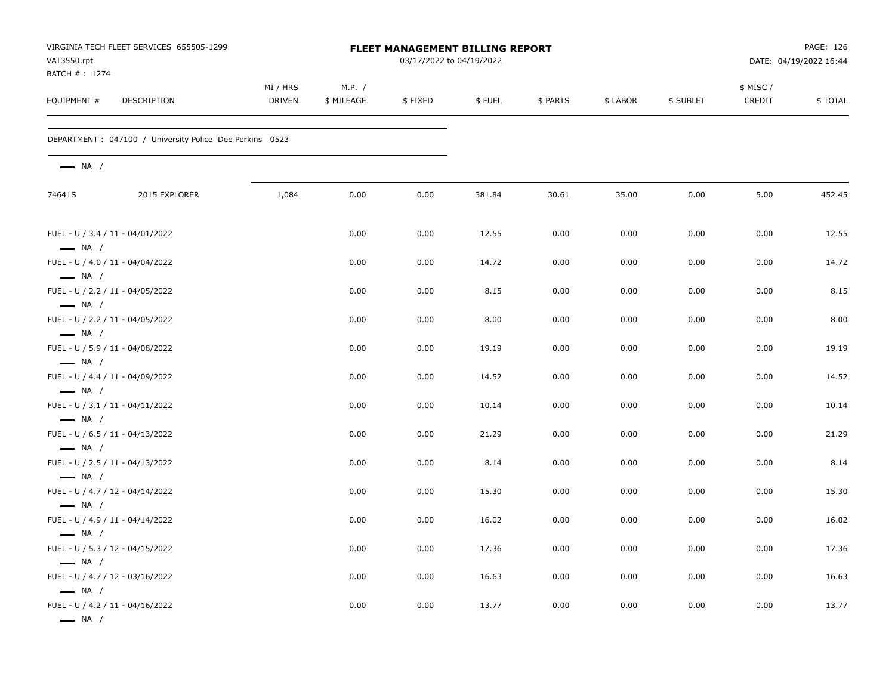VIRGINIA TECH FLEET SERVICES 655505-1299
VAT3550.rpt
BATCH # : 1274

**FLEET MANAGEMENT BILLING REPORT**
03/17/2022 to 04/19/2022

DATE: 04/19/2022 16:44

| EQUIPMENT # | DESCRIPTION | MI / HRS DRIVEN | M.P. / $ MILEAGE | $ FIXED | $ FUEL | $ PARTS | $ LABOR | $ SUBLET | $ MISC / CREDIT | $ TOTAL |
|---|---|---|---|---|---|---|---|---|---|---|
| DEPARTMENT : 047100 / University Police Dee Perkins 0523 | | | | | | | | | | |
| NA / | | | | | | | | | | |
| 74641S | 2015 EXPLORER | 1,084 | 0.00 | 0.00 | 381.84 | 30.61 | 35.00 | 0.00 | 5.00 | 452.45 |
| FUEL - U / 3.4 / 11 - 04/01/2022 NA / | | | 0.00 | 0.00 | 12.55 | 0.00 | 0.00 | 0.00 | 0.00 | 12.55 |
| FUEL - U / 4.0 / 11 - 04/04/2022 NA / | | | 0.00 | 0.00 | 14.72 | 0.00 | 0.00 | 0.00 | 0.00 | 14.72 |
| FUEL - U / 2.2 / 11 - 04/05/2022 NA / | | | 0.00 | 0.00 | 8.15 | 0.00 | 0.00 | 0.00 | 0.00 | 8.15 |
| FUEL - U / 2.2 / 11 - 04/05/2022 NA / | | | 0.00 | 0.00 | 8.00 | 0.00 | 0.00 | 0.00 | 0.00 | 8.00 |
| FUEL - U / 5.9 / 11 - 04/08/2022 NA / | | | 0.00 | 0.00 | 19.19 | 0.00 | 0.00 | 0.00 | 0.00 | 19.19 |
| FUEL - U / 4.4 / 11 - 04/09/2022 NA / | | | 0.00 | 0.00 | 14.52 | 0.00 | 0.00 | 0.00 | 0.00 | 14.52 |
| FUEL - U / 3.1 / 11 - 04/11/2022 NA / | | | 0.00 | 0.00 | 10.14 | 0.00 | 0.00 | 0.00 | 0.00 | 10.14 |
| FUEL - U / 6.5 / 11 - 04/13/2022 NA / | | | 0.00 | 0.00 | 21.29 | 0.00 | 0.00 | 0.00 | 0.00 | 21.29 |
| FUEL - U / 2.5 / 11 - 04/13/2022 NA / | | | 0.00 | 0.00 | 8.14 | 0.00 | 0.00 | 0.00 | 0.00 | 8.14 |
| FUEL - U / 4.7 / 12 - 04/14/2022 NA / | | | 0.00 | 0.00 | 15.30 | 0.00 | 0.00 | 0.00 | 0.00 | 15.30 |
| FUEL - U / 4.9 / 11 - 04/14/2022 NA / | | | 0.00 | 0.00 | 16.02 | 0.00 | 0.00 | 0.00 | 0.00 | 16.02 |
| FUEL - U / 5.3 / 12 - 04/15/2022 NA / | | | 0.00 | 0.00 | 17.36 | 0.00 | 0.00 | 0.00 | 0.00 | 17.36 |
| FUEL - U / 4.7 / 12 - 03/16/2022 NA / | | | 0.00 | 0.00 | 16.63 | 0.00 | 0.00 | 0.00 | 0.00 | 16.63 |
| FUEL - U / 4.2 / 11 - 04/16/2022 NA / | | | 0.00 | 0.00 | 13.77 | 0.00 | 0.00 | 0.00 | 0.00 | 13.77 |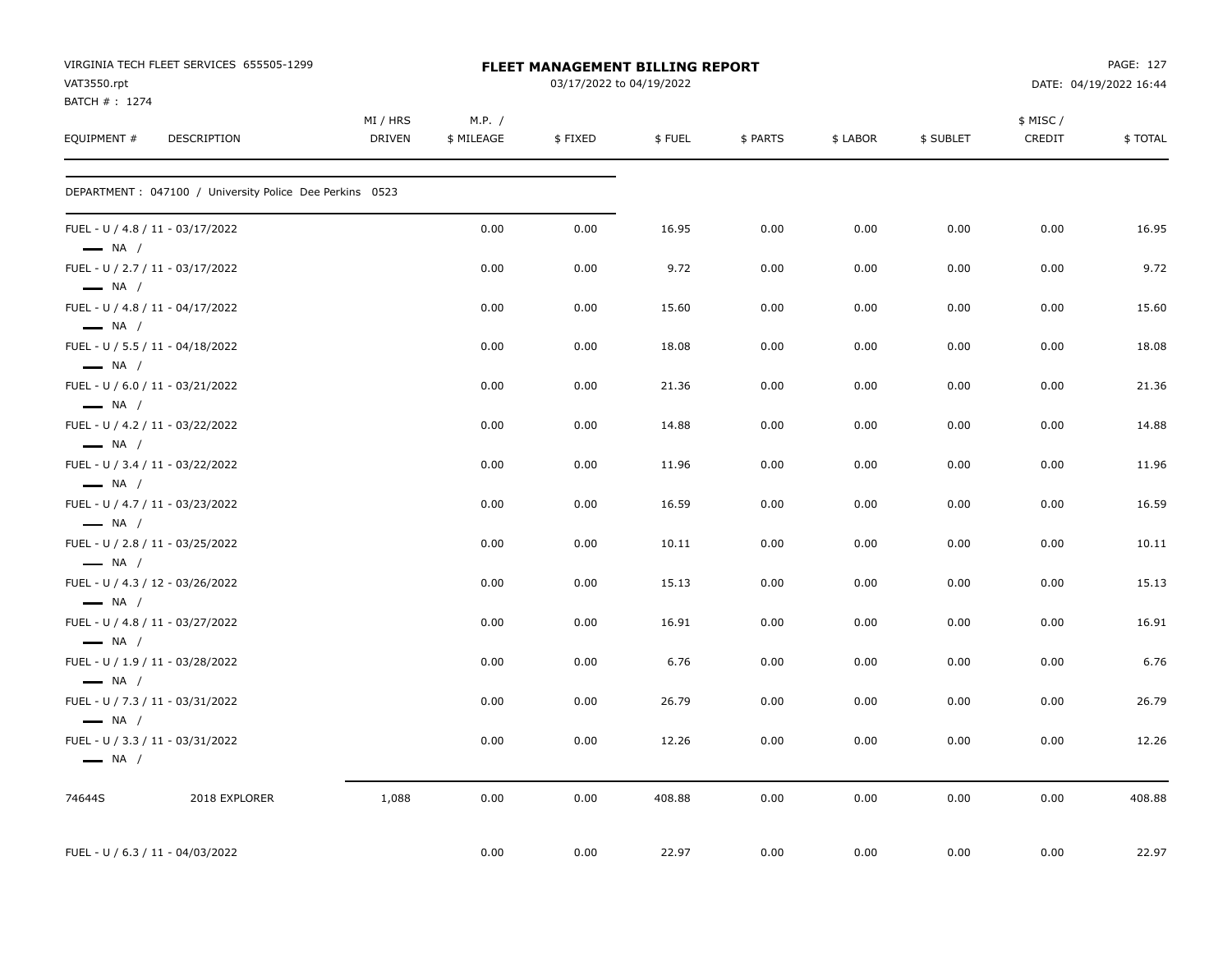VIRGINIA TECH FLEET SERVICES 655505-1299
VAT3550.rpt
BATCH # : 1274

# FLEET MANAGEMENT BILLING REPORT

03/17/2022 to 04/19/2022

DATE: 04/19/2022 16:44

| EQUIPMENT # | DESCRIPTION | MI / HRS DRIVEN | M.P. / $ MILEAGE | $ FIXED | $ FUEL | $ PARTS | $ LABOR | $ SUBLET | $ MISC / CREDIT | $ TOTAL |
|---|---|---|---|---|---|---|---|---|---|---|
| DEPARTMENT : 047100 / University Police Dee Perkins 0523 | | | | | | | | | | |
| FUEL - U / 4.8 / 11 - 03/17/2022 — NA / | | | 0.00 | 0.00 | 16.95 | 0.00 | 0.00 | 0.00 | 0.00 | 16.95 |
| FUEL - U / 2.7 / 11 - 03/17/2022 — NA / | | | 0.00 | 0.00 | 9.72 | 0.00 | 0.00 | 0.00 | 0.00 | 9.72 |
| FUEL - U / 4.8 / 11 - 04/17/2022 — NA / | | | 0.00 | 0.00 | 15.60 | 0.00 | 0.00 | 0.00 | 0.00 | 15.60 |
| FUEL - U / 5.5 / 11 - 04/18/2022 — NA / | | | 0.00 | 0.00 | 18.08 | 0.00 | 0.00 | 0.00 | 0.00 | 18.08 |
| FUEL - U / 6.0 / 11 - 03/21/2022 — NA / | | | 0.00 | 0.00 | 21.36 | 0.00 | 0.00 | 0.00 | 0.00 | 21.36 |
| FUEL - U / 4.2 / 11 - 03/22/2022 — NA / | | | 0.00 | 0.00 | 14.88 | 0.00 | 0.00 | 0.00 | 0.00 | 14.88 |
| FUEL - U / 3.4 / 11 - 03/22/2022 — NA / | | | 0.00 | 0.00 | 11.96 | 0.00 | 0.00 | 0.00 | 0.00 | 11.96 |
| FUEL - U / 4.7 / 11 - 03/23/2022 — NA / | | | 0.00 | 0.00 | 16.59 | 0.00 | 0.00 | 0.00 | 0.00 | 16.59 |
| FUEL - U / 2.8 / 11 - 03/25/2022 — NA / | | | 0.00 | 0.00 | 10.11 | 0.00 | 0.00 | 0.00 | 0.00 | 10.11 |
| FUEL - U / 4.3 / 12 - 03/26/2022 — NA / | | | 0.00 | 0.00 | 15.13 | 0.00 | 0.00 | 0.00 | 0.00 | 15.13 |
| FUEL - U / 4.8 / 11 - 03/27/2022 — NA / | | | 0.00 | 0.00 | 16.91 | 0.00 | 0.00 | 0.00 | 0.00 | 16.91 |
| FUEL - U / 1.9 / 11 - 03/28/2022 — NA / | | | 0.00 | 0.00 | 6.76 | 0.00 | 0.00 | 0.00 | 0.00 | 6.76 |
| FUEL - U / 7.3 / 11 - 03/31/2022 — NA / | | | 0.00 | 0.00 | 26.79 | 0.00 | 0.00 | 0.00 | 0.00 | 26.79 |
| FUEL - U / 3.3 / 11 - 03/31/2022 — NA / | | | 0.00 | 0.00 | 12.26 | 0.00 | 0.00 | 0.00 | 0.00 | 12.26 |
| 74644S | 2018 EXPLORER | 1,088 | 0.00 | 0.00 | 408.88 | 0.00 | 0.00 | 0.00 | 0.00 | 408.88 |
| FUEL - U / 6.3 / 11 - 04/03/2022 | | | 0.00 | 0.00 | 22.97 | 0.00 | 0.00 | 0.00 | 0.00 | 22.97 |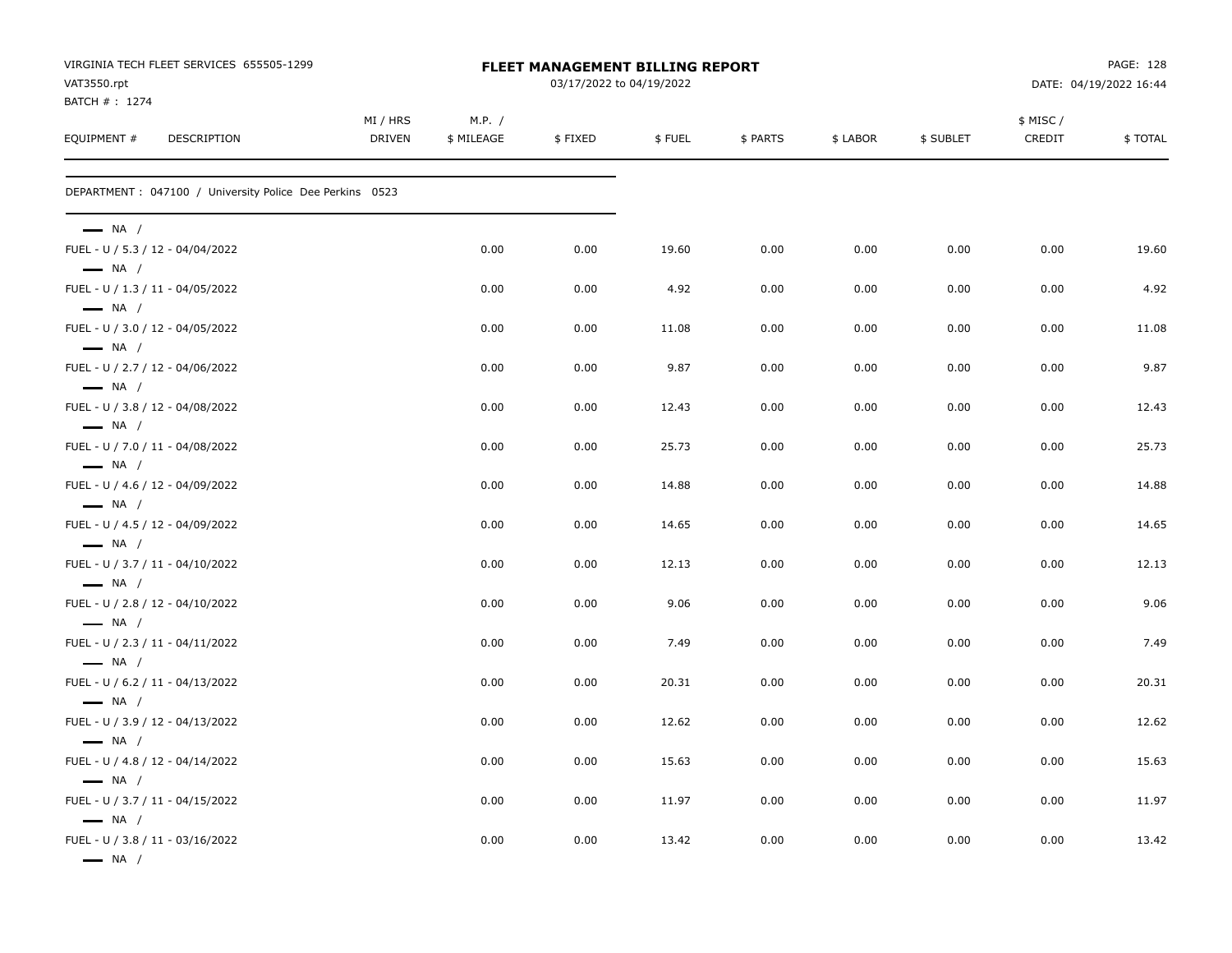VIRGINIA TECH FLEET SERVICES 655505-1299
VAT3550.rpt
BATCH # : 1274

**FLEET MANAGEMENT BILLING REPORT**
03/17/2022 to 04/19/2022

DATE: 04/19/2022 16:44

| EQUIPMENT # | DESCRIPTION | MI / HRS DRIVEN | M.P. / $ MILEAGE | $ FIXED | $ FUEL | $ PARTS | $ LABOR | $ SUBLET | $ MISC / CREDIT | $ TOTAL |
|---|---|---|---|---|---|---|---|---|---|---|
| DEPARTMENT : 047100 / University Police Dee Perkins 0523 | | | | | | | | | | |
| — NA / | | | | | | | | | | |
| FUEL - U / 5.3 / 12 - 04/04/2022 | | | 0.00 | 0.00 | 19.60 | 0.00 | 0.00 | 0.00 | 0.00 | 19.60 |
| — NA / | | | | | | | | | | |
| FUEL - U / 1.3 / 11 - 04/05/2022 | | | 0.00 | 0.00 | 4.92 | 0.00 | 0.00 | 0.00 | 0.00 | 4.92 |
| — NA / | | | | | | | | | | |
| FUEL - U / 3.0 / 12 - 04/05/2022 | | | 0.00 | 0.00 | 11.08 | 0.00 | 0.00 | 0.00 | 0.00 | 11.08 |
| — NA / | | | | | | | | | | |
| FUEL - U / 2.7 / 12 - 04/06/2022 | | | 0.00 | 0.00 | 9.87 | 0.00 | 0.00 | 0.00 | 0.00 | 9.87 |
| — NA / | | | | | | | | | | |
| FUEL - U / 3.8 / 12 - 04/08/2022 | | | 0.00 | 0.00 | 12.43 | 0.00 | 0.00 | 0.00 | 0.00 | 12.43 |
| — NA / | | | | | | | | | | |
| FUEL - U / 7.0 / 11 - 04/08/2022 | | | 0.00 | 0.00 | 25.73 | 0.00 | 0.00 | 0.00 | 0.00 | 25.73 |
| — NA / | | | | | | | | | | |
| FUEL - U / 4.6 / 12 - 04/09/2022 | | | 0.00 | 0.00 | 14.88 | 0.00 | 0.00 | 0.00 | 0.00 | 14.88 |
| — NA / | | | | | | | | | | |
| FUEL - U / 4.5 / 12 - 04/09/2022 | | | 0.00 | 0.00 | 14.65 | 0.00 | 0.00 | 0.00 | 0.00 | 14.65 |
| — NA / | | | | | | | | | | |
| FUEL - U / 3.7 / 11 - 04/10/2022 | | | 0.00 | 0.00 | 12.13 | 0.00 | 0.00 | 0.00 | 0.00 | 12.13 |
| — NA / | | | | | | | | | | |
| FUEL - U / 2.8 / 12 - 04/10/2022 | | | 0.00 | 0.00 | 9.06 | 0.00 | 0.00 | 0.00 | 0.00 | 9.06 |
| — NA / | | | | | | | | | | |
| FUEL - U / 2.3 / 11 - 04/11/2022 | | | 0.00 | 0.00 | 7.49 | 0.00 | 0.00 | 0.00 | 0.00 | 7.49 |
| — NA / | | | | | | | | | | |
| FUEL - U / 6.2 / 11 - 04/13/2022 | | | 0.00 | 0.00 | 20.31 | 0.00 | 0.00 | 0.00 | 0.00 | 20.31 |
| — NA / | | | | | | | | | | |
| FUEL - U / 3.9 / 12 - 04/13/2022 | | | 0.00 | 0.00 | 12.62 | 0.00 | 0.00 | 0.00 | 0.00 | 12.62 |
| — NA / | | | | | | | | | | |
| FUEL - U / 4.8 / 12 - 04/14/2022 | | | 0.00 | 0.00 | 15.63 | 0.00 | 0.00 | 0.00 | 0.00 | 15.63 |
| — NA / | | | | | | | | | | |
| FUEL - U / 3.7 / 11 - 04/15/2022 | | | 0.00 | 0.00 | 11.97 | 0.00 | 0.00 | 0.00 | 0.00 | 11.97 |
| — NA / | | | | | | | | | | |
| FUEL - U / 3.8 / 11 - 03/16/2022 | | | 0.00 | 0.00 | 13.42 | 0.00 | 0.00 | 0.00 | 0.00 | 13.42 |
| — NA / | | | | | | | | | | |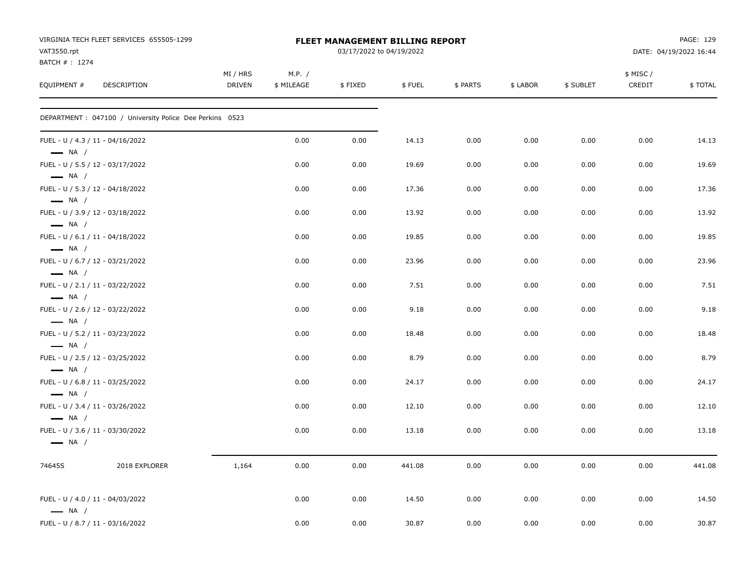VIRGINIA TECH FLEET SERVICES 655505-1299
VAT3550.rpt
BATCH # : 1274

**FLEET MANAGEMENT BILLING REPORT**
03/17/2022 to 04/19/2022

DATE: 04/19/2022 16:44

| EQUIPMENT # | DESCRIPTION | MI / HRS DRIVEN | M.P. / $ MILEAGE | $ FIXED | $ FUEL | $ PARTS | $ LABOR | $ SUBLET | $ MISC / CREDIT | $ TOTAL |
|---|---|---|---|---|---|---|---|---|---|---|
| DEPARTMENT : 047100 / University Police Dee Perkins 0523 | | | | | | | | | | |
| FUEL - U / 4.3 / 11 - 04/16/2022 — NA / | | | 0.00 | 0.00 | 14.13 | 0.00 | 0.00 | 0.00 | 0.00 | 14.13 |
| FUEL - U / 5.5 / 12 - 03/17/2022 — NA / | | | 0.00 | 0.00 | 19.69 | 0.00 | 0.00 | 0.00 | 0.00 | 19.69 |
| FUEL - U / 5.3 / 12 - 04/18/2022 — NA / | | | 0.00 | 0.00 | 17.36 | 0.00 | 0.00 | 0.00 | 0.00 | 17.36 |
| FUEL - U / 3.9 / 12 - 03/18/2022 — NA / | | | 0.00 | 0.00 | 13.92 | 0.00 | 0.00 | 0.00 | 0.00 | 13.92 |
| FUEL - U / 6.1 / 11 - 04/18/2022 — NA / | | | 0.00 | 0.00 | 19.85 | 0.00 | 0.00 | 0.00 | 0.00 | 19.85 |
| FUEL - U / 6.7 / 12 - 03/21/2022 — NA / | | | 0.00 | 0.00 | 23.96 | 0.00 | 0.00 | 0.00 | 0.00 | 23.96 |
| FUEL - U / 2.1 / 11 - 03/22/2022 — NA / | | | 0.00 | 0.00 | 7.51 | 0.00 | 0.00 | 0.00 | 0.00 | 7.51 |
| FUEL - U / 2.6 / 12 - 03/22/2022 — NA / | | | 0.00 | 0.00 | 9.18 | 0.00 | 0.00 | 0.00 | 0.00 | 9.18 |
| FUEL - U / 5.2 / 11 - 03/23/2022 — NA / | | | 0.00 | 0.00 | 18.48 | 0.00 | 0.00 | 0.00 | 0.00 | 18.48 |
| FUEL - U / 2.5 / 12 - 03/25/2022 — NA / | | | 0.00 | 0.00 | 8.79 | 0.00 | 0.00 | 0.00 | 0.00 | 8.79 |
| FUEL - U / 6.8 / 11 - 03/25/2022 — NA / | | | 0.00 | 0.00 | 24.17 | 0.00 | 0.00 | 0.00 | 0.00 | 24.17 |
| FUEL - U / 3.4 / 11 - 03/26/2022 — NA / | | | 0.00 | 0.00 | 12.10 | 0.00 | 0.00 | 0.00 | 0.00 | 12.10 |
| FUEL - U / 3.6 / 11 - 03/30/2022 — NA / | | | 0.00 | 0.00 | 13.18 | 0.00 | 0.00 | 0.00 | 0.00 | 13.18 |
| 74645S | 2018 EXPLORER | 1,164 | 0.00 | 0.00 | 441.08 | 0.00 | 0.00 | 0.00 | 0.00 | 441.08 |
| FUEL - U / 4.0 / 11 - 04/03/2022 — NA / | | | 0.00 | 0.00 | 14.50 | 0.00 | 0.00 | 0.00 | 0.00 | 14.50 |
| FUEL - U / 8.7 / 11 - 03/16/2022 | | | 0.00 | 0.00 | 30.87 | 0.00 | 0.00 | 0.00 | 0.00 | 30.87 |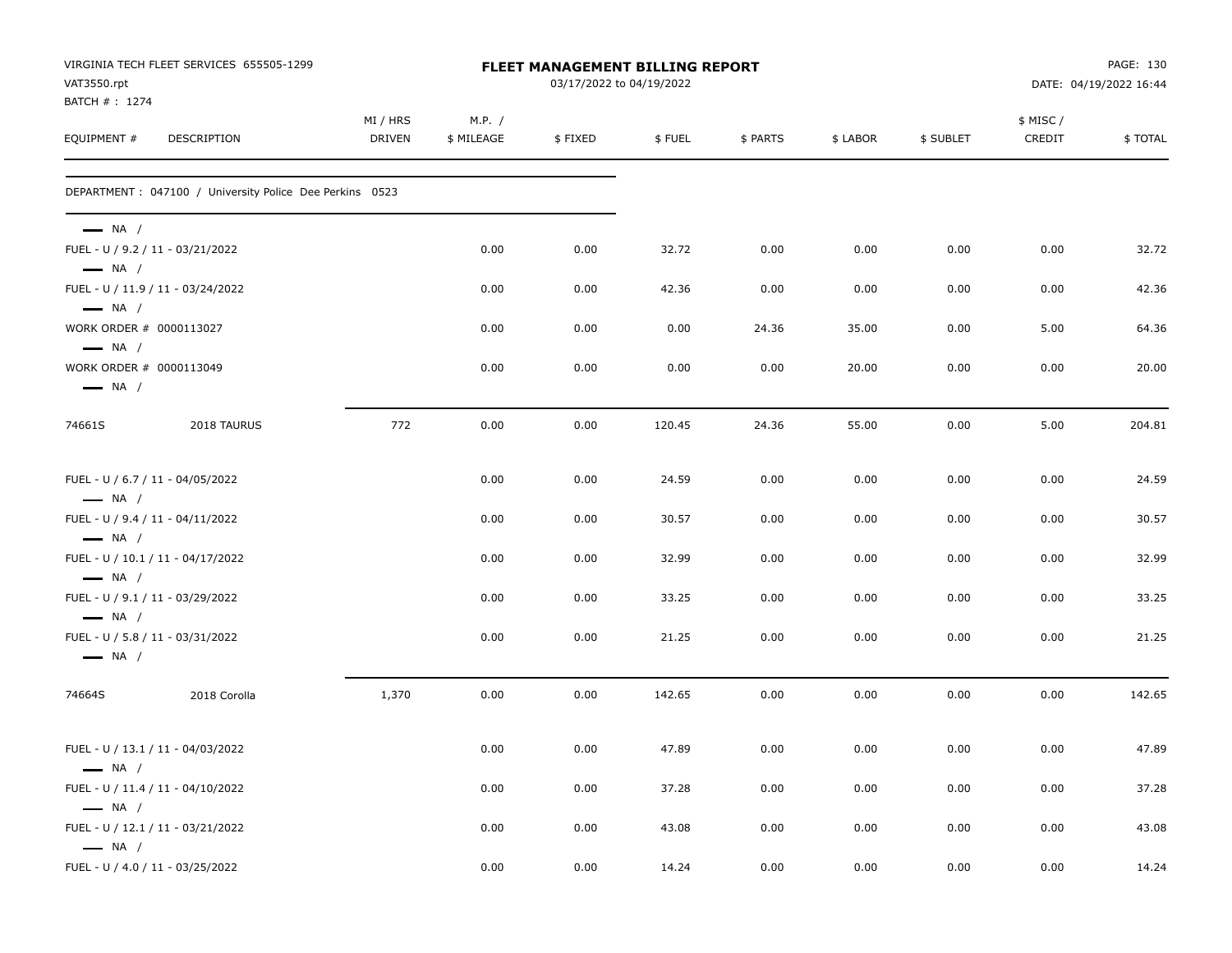VIRGINIA TECH FLEET SERVICES 655505-1299
VAT3550.rpt
BATCH # : 1274

**FLEET MANAGEMENT BILLING REPORT**
03/17/2022 to 04/19/2022

DATE: 04/19/2022 16:44

| EQUIPMENT # | DESCRIPTION | MI / HRS DRIVEN | M.P. / $ MILEAGE | $ FIXED | $ FUEL | $ PARTS | $ LABOR | $ SUBLET | $ MISC / CREDIT | $ TOTAL |
|---|---|---|---|---|---|---|---|---|---|---|
| DEPARTMENT : 047100 / University Police Dee Perkins 0523 | | | | | | | | | | |
| — NA / | | | | | | | | | | |
| FUEL - U / 9.2 / 11 - 03/21/2022 | | | 0.00 | 0.00 | 32.72 | 0.00 | 0.00 | 0.00 | 0.00 | 32.72 |
| — NA / | | | | | | | | | | |
| FUEL - U / 11.9 / 11 - 03/24/2022 | | | 0.00 | 0.00 | 42.36 | 0.00 | 0.00 | 0.00 | 0.00 | 42.36 |
| — NA / | | | | | | | | | | |
| WORK ORDER # 0000113027 | | | 0.00 | 0.00 | 0.00 | 24.36 | 35.00 | 0.00 | 5.00 | 64.36 |
| — NA / | | | | | | | | | | |
| WORK ORDER # 0000113049 | | | 0.00 | 0.00 | 0.00 | 0.00 | 20.00 | 0.00 | 0.00 | 20.00 |
| — NA / | | | | | | | | | | |
| 74661S | 2018 TAURUS | 772 | 0.00 | 0.00 | 120.45 | 24.36 | 55.00 | 0.00 | 5.00 | 204.81 |
| FUEL - U / 6.7 / 11 - 04/05/2022 | | | 0.00 | 0.00 | 24.59 | 0.00 | 0.00 | 0.00 | 0.00 | 24.59 |
| — NA / | | | | | | | | | | |
| FUEL - U / 9.4 / 11 - 04/11/2022 | | | 0.00 | 0.00 | 30.57 | 0.00 | 0.00 | 0.00 | 0.00 | 30.57 |
| — NA / | | | | | | | | | | |
| FUEL - U / 10.1 / 11 - 04/17/2022 | | | 0.00 | 0.00 | 32.99 | 0.00 | 0.00 | 0.00 | 0.00 | 32.99 |
| — NA / | | | | | | | | | | |
| FUEL - U / 9.1 / 11 - 03/29/2022 | | | 0.00 | 0.00 | 33.25 | 0.00 | 0.00 | 0.00 | 0.00 | 33.25 |
| — NA / | | | | | | | | | | |
| FUEL - U / 5.8 / 11 - 03/31/2022 | | | 0.00 | 0.00 | 21.25 | 0.00 | 0.00 | 0.00 | 0.00 | 21.25 |
| — NA / | | | | | | | | | | |
| 74664S | 2018 Corolla | 1,370 | 0.00 | 0.00 | 142.65 | 0.00 | 0.00 | 0.00 | 0.00 | 142.65 |
| FUEL - U / 13.1 / 11 - 04/03/2022 | | | 0.00 | 0.00 | 47.89 | 0.00 | 0.00 | 0.00 | 0.00 | 47.89 |
| — NA / | | | | | | | | | | |
| FUEL - U / 11.4 / 11 - 04/10/2022 | | | 0.00 | 0.00 | 37.28 | 0.00 | 0.00 | 0.00 | 0.00 | 37.28 |
| — NA / | | | | | | | | | | |
| FUEL - U / 12.1 / 11 - 03/21/2022 | | | 0.00 | 0.00 | 43.08 | 0.00 | 0.00 | 0.00 | 0.00 | 43.08 |
| — NA / | | | | | | | | | | |
| FUEL - U / 4.0 / 11 - 03/25/2022 | | | 0.00 | 0.00 | 14.24 | 0.00 | 0.00 | 0.00 | 0.00 | 14.24 |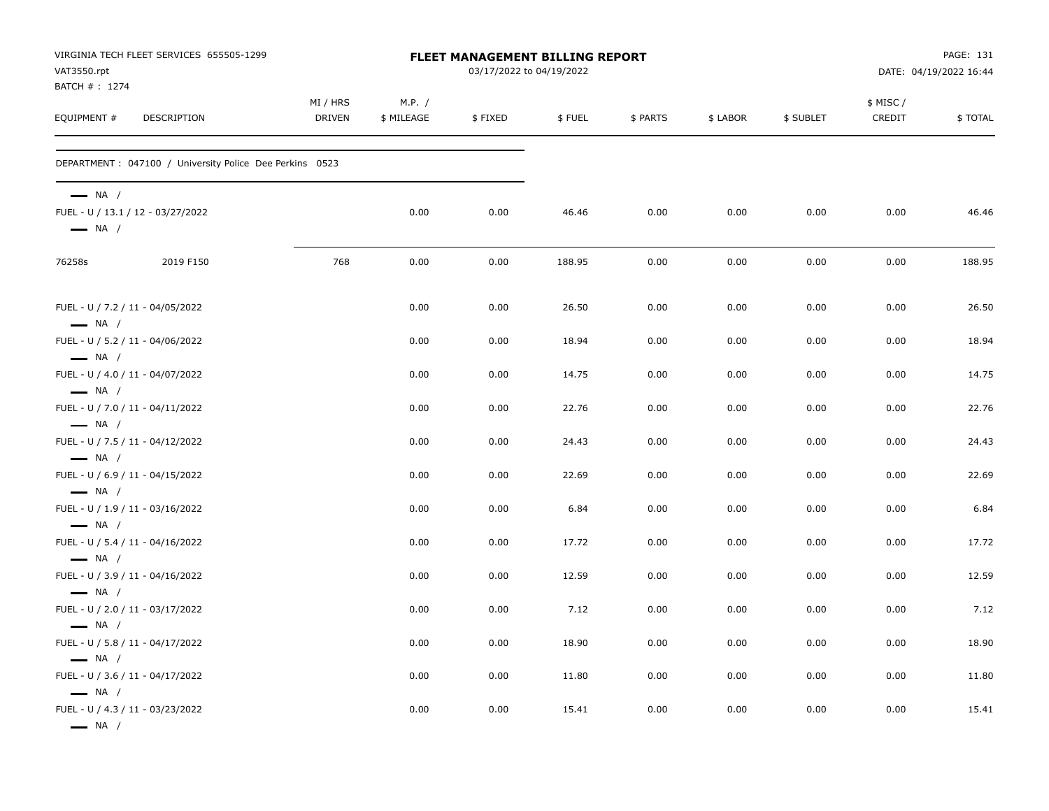VIRGINIA TECH FLEET SERVICES 655505-1299
VAT3550.rpt
BATCH # : 1274

**FLEET MANAGEMENT BILLING REPORT**
03/17/2022 to 04/19/2022

DATE: 04/19/2022 16:44

| EQUIPMENT # | DESCRIPTION | MI / HRS DRIVEN | M.P. / $ MILEAGE | $ FIXED | $ FUEL | $ PARTS | $ LABOR | $ SUBLET | $ MISC / CREDIT | $ TOTAL |
|---|---|---|---|---|---|---|---|---|---|---|
| DEPARTMENT : 047100 / University Police Dee Perkins 0523 | | | | | | | | | | |
| — NA / | | | | | | | | | | |
| FUEL - U / 13.1 / 12 - 03/27/2022 | | | 0.00 | 0.00 | 46.46 | 0.00 | 0.00 | 0.00 | 0.00 | 46.46 |
| — NA / | | | | | | | | | | |
| 76258s | 2019 F150 | 768 | 0.00 | 0.00 | 188.95 | 0.00 | 0.00 | 0.00 | 0.00 | 188.95 |
| FUEL - U / 7.2 / 11 - 04/05/2022 | | | 0.00 | 0.00 | 26.50 | 0.00 | 0.00 | 0.00 | 0.00 | 26.50 |
| — NA / | | | | | | | | | | |
| FUEL - U / 5.2 / 11 - 04/06/2022 | | | 0.00 | 0.00 | 18.94 | 0.00 | 0.00 | 0.00 | 0.00 | 18.94 |
| — NA / | | | | | | | | | | |
| FUEL - U / 4.0 / 11 - 04/07/2022 | | | 0.00 | 0.00 | 14.75 | 0.00 | 0.00 | 0.00 | 0.00 | 14.75 |
| — NA / | | | | | | | | | | |
| FUEL - U / 7.0 / 11 - 04/11/2022 | | | 0.00 | 0.00 | 22.76 | 0.00 | 0.00 | 0.00 | 0.00 | 22.76 |
| — NA / | | | | | | | | | | |
| FUEL - U / 7.5 / 11 - 04/12/2022 | | | 0.00 | 0.00 | 24.43 | 0.00 | 0.00 | 0.00 | 0.00 | 24.43 |
| — NA / | | | | | | | | | | |
| FUEL - U / 6.9 / 11 - 04/15/2022 | | | 0.00 | 0.00 | 22.69 | 0.00 | 0.00 | 0.00 | 0.00 | 22.69 |
| — NA / | | | | | | | | | | |
| FUEL - U / 1.9 / 11 - 03/16/2022 | | | 0.00 | 0.00 | 6.84 | 0.00 | 0.00 | 0.00 | 0.00 | 6.84 |
| — NA / | | | | | | | | | | |
| FUEL - U / 5.4 / 11 - 04/16/2022 | | | 0.00 | 0.00 | 17.72 | 0.00 | 0.00 | 0.00 | 0.00 | 17.72 |
| — NA / | | | | | | | | | | |
| FUEL - U / 3.9 / 11 - 04/16/2022 | | | 0.00 | 0.00 | 12.59 | 0.00 | 0.00 | 0.00 | 0.00 | 12.59 |
| — NA / | | | | | | | | | | |
| FUEL - U / 2.0 / 11 - 03/17/2022 | | | 0.00 | 0.00 | 7.12 | 0.00 | 0.00 | 0.00 | 0.00 | 7.12 |
| — NA / | | | | | | | | | | |
| FUEL - U / 5.8 / 11 - 04/17/2022 | | | 0.00 | 0.00 | 18.90 | 0.00 | 0.00 | 0.00 | 0.00 | 18.90 |
| — NA / | | | | | | | | | | |
| FUEL - U / 3.6 / 11 - 04/17/2022 | | | 0.00 | 0.00 | 11.80 | 0.00 | 0.00 | 0.00 | 0.00 | 11.80 |
| — NA / | | | | | | | | | | |
| FUEL - U / 4.3 / 11 - 03/23/2022 | | | 0.00 | 0.00 | 15.41 | 0.00 | 0.00 | 0.00 | 0.00 | 15.41 |
| — NA / | | | | | | | | | | |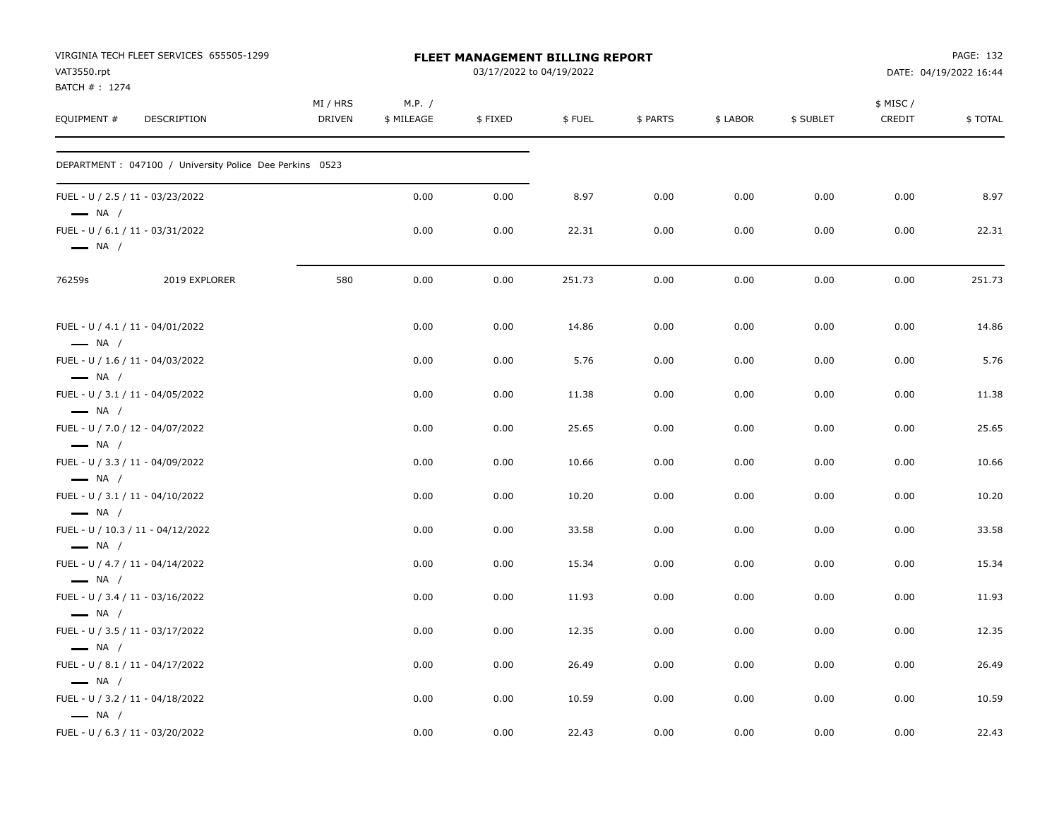VIRGINIA TECH FLEET SERVICES 655505-1299
VAT3550.rpt
BATCH # : 1274

**FLEET MANAGEMENT BILLING REPORT**
03/17/2022 to 04/19/2022

DATE: 04/19/2022 16:44

| EQUIPMENT # | DESCRIPTION | MI / HRS DRIVEN | M.P. / $ MILEAGE | $ FIXED | $ FUEL | $ PARTS | $ LABOR | $ SUBLET | $ MISC / CREDIT | $ TOTAL |
|---|---|---|---|---|---|---|---|---|---|---|
| DEPARTMENT : 047100 / University Police Dee Perkins 0523 | | | | | | | | | | |
| FUEL - U / 2.5 / 11 - 03/23/2022 — NA / | | | 0.00 | 0.00 | 8.97 | 0.00 | 0.00 | 0.00 | 0.00 | 8.97 |
| FUEL - U / 6.1 / 11 - 03/31/2022 — NA / | | | 0.00 | 0.00 | 22.31 | 0.00 | 0.00 | 0.00 | 0.00 | 22.31 |
| 76259s | 2019 EXPLORER | 580 | 0.00 | 0.00 | 251.73 | 0.00 | 0.00 | 0.00 | 0.00 | 251.73 |
| FUEL - U / 4.1 / 11 - 04/01/2022 — NA / | | | 0.00 | 0.00 | 14.86 | 0.00 | 0.00 | 0.00 | 0.00 | 14.86 |
| FUEL - U / 1.6 / 11 - 04/03/2022 — NA / | | | 0.00 | 0.00 | 5.76 | 0.00 | 0.00 | 0.00 | 0.00 | 5.76 |
| FUEL - U / 3.1 / 11 - 04/05/2022 — NA / | | | 0.00 | 0.00 | 11.38 | 0.00 | 0.00 | 0.00 | 0.00 | 11.38 |
| FUEL - U / 7.0 / 12 - 04/07/2022 — NA / | | | 0.00 | 0.00 | 25.65 | 0.00 | 0.00 | 0.00 | 0.00 | 25.65 |
| FUEL - U / 3.3 / 11 - 04/09/2022 — NA / | | | 0.00 | 0.00 | 10.66 | 0.00 | 0.00 | 0.00 | 0.00 | 10.66 |
| FUEL - U / 3.1 / 11 - 04/10/2022 — NA / | | | 0.00 | 0.00 | 10.20 | 0.00 | 0.00 | 0.00 | 0.00 | 10.20 |
| FUEL - U / 10.3 / 11 - 04/12/2022 — NA / | | | 0.00 | 0.00 | 33.58 | 0.00 | 0.00 | 0.00 | 0.00 | 33.58 |
| FUEL - U / 4.7 / 11 - 04/14/2022 — NA / | | | 0.00 | 0.00 | 15.34 | 0.00 | 0.00 | 0.00 | 0.00 | 15.34 |
| FUEL - U / 3.4 / 11 - 03/16/2022 — NA / | | | 0.00 | 0.00 | 11.93 | 0.00 | 0.00 | 0.00 | 0.00 | 11.93 |
| FUEL - U / 3.5 / 11 - 03/17/2022 — NA / | | | 0.00 | 0.00 | 12.35 | 0.00 | 0.00 | 0.00 | 0.00 | 12.35 |
| FUEL - U / 8.1 / 11 - 04/17/2022 — NA / | | | 0.00 | 0.00 | 26.49 | 0.00 | 0.00 | 0.00 | 0.00 | 26.49 |
| FUEL - U / 3.2 / 11 - 04/18/2022 — NA / | | | 0.00 | 0.00 | 10.59 | 0.00 | 0.00 | 0.00 | 0.00 | 10.59 |
| FUEL - U / 6.3 / 11 - 03/20/2022 | | | 0.00 | 0.00 | 22.43 | 0.00 | 0.00 | 0.00 | 0.00 | 22.43 |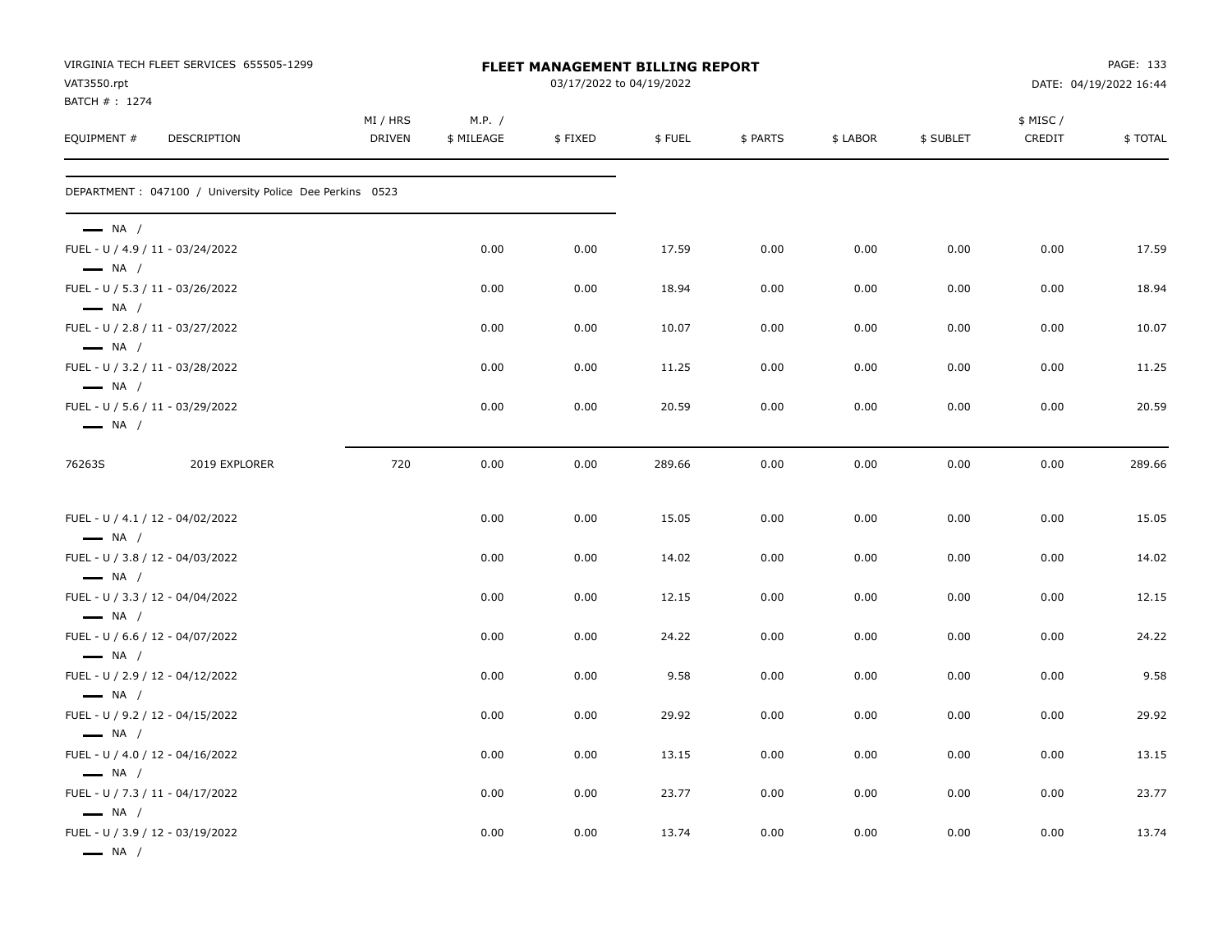VIRGINIA TECH FLEET SERVICES 655505-1299
VAT3550.rpt
BATCH # : 1274

**FLEET MANAGEMENT BILLING REPORT**
03/17/2022 to 04/19/2022

DATE: 04/19/2022 16:44

| EQUIPMENT # | DESCRIPTION | MI / HRS DRIVEN | M.P. / $ MILEAGE | $ FIXED | $ FUEL | $ PARTS | $ LABOR | $ SUBLET | $ MISC / CREDIT | $ TOTAL |
|---|---|---|---|---|---|---|---|---|---|---|
| DEPARTMENT : 047100 / University Police Dee Perkins 0523 | | | | | | | | | | |
| — NA / | | | | | | | | | | |
| FUEL - U / 4.9 / 11 - 03/24/2022 | | | 0.00 | 0.00 | 17.59 | 0.00 | 0.00 | 0.00 | 0.00 | 17.59 |
| — NA / | | | | | | | | | | |
| FUEL - U / 5.3 / 11 - 03/26/2022 | | | 0.00 | 0.00 | 18.94 | 0.00 | 0.00 | 0.00 | 0.00 | 18.94 |
| — NA / | | | | | | | | | | |
| FUEL - U / 2.8 / 11 - 03/27/2022 | | | 0.00 | 0.00 | 10.07 | 0.00 | 0.00 | 0.00 | 0.00 | 10.07 |
| — NA / | | | | | | | | | | |
| FUEL - U / 3.2 / 11 - 03/28/2022 | | | 0.00 | 0.00 | 11.25 | 0.00 | 0.00 | 0.00 | 0.00 | 11.25 |
| — NA / | | | | | | | | | | |
| FUEL - U / 5.6 / 11 - 03/29/2022 | | | 0.00 | 0.00 | 20.59 | 0.00 | 0.00 | 0.00 | 0.00 | 20.59 |
| — NA / | | | | | | | | | | |
| 76263S | 2019 EXPLORER | 720 | 0.00 | 0.00 | 289.66 | 0.00 | 0.00 | 0.00 | 0.00 | 289.66 |
| FUEL - U / 4.1 / 12 - 04/02/2022 | | | 0.00 | 0.00 | 15.05 | 0.00 | 0.00 | 0.00 | 0.00 | 15.05 |
| — NA / | | | | | | | | | | |
| FUEL - U / 3.8 / 12 - 04/03/2022 | | | 0.00 | 0.00 | 14.02 | 0.00 | 0.00 | 0.00 | 0.00 | 14.02 |
| — NA / | | | | | | | | | | |
| FUEL - U / 3.3 / 12 - 04/04/2022 | | | 0.00 | 0.00 | 12.15 | 0.00 | 0.00 | 0.00 | 0.00 | 12.15 |
| — NA / | | | | | | | | | | |
| FUEL - U / 6.6 / 12 - 04/07/2022 | | | 0.00 | 0.00 | 24.22 | 0.00 | 0.00 | 0.00 | 0.00 | 24.22 |
| — NA / | | | | | | | | | | |
| FUEL - U / 2.9 / 12 - 04/12/2022 | | | 0.00 | 0.00 | 9.58 | 0.00 | 0.00 | 0.00 | 0.00 | 9.58 |
| — NA / | | | | | | | | | | |
| FUEL - U / 9.2 / 12 - 04/15/2022 | | | 0.00 | 0.00 | 29.92 | 0.00 | 0.00 | 0.00 | 0.00 | 29.92 |
| — NA / | | | | | | | | | | |
| FUEL - U / 4.0 / 12 - 04/16/2022 | | | 0.00 | 0.00 | 13.15 | 0.00 | 0.00 | 0.00 | 0.00 | 13.15 |
| — NA / | | | | | | | | | | |
| FUEL - U / 7.3 / 11 - 04/17/2022 | | | 0.00 | 0.00 | 23.77 | 0.00 | 0.00 | 0.00 | 0.00 | 23.77 |
| — NA / | | | | | | | | | | |
| FUEL - U / 3.9 / 12 - 03/19/2022 | | | 0.00 | 0.00 | 13.74 | 0.00 | 0.00 | 0.00 | 0.00 | 13.74 |
| — NA / | | | | | | | | | | |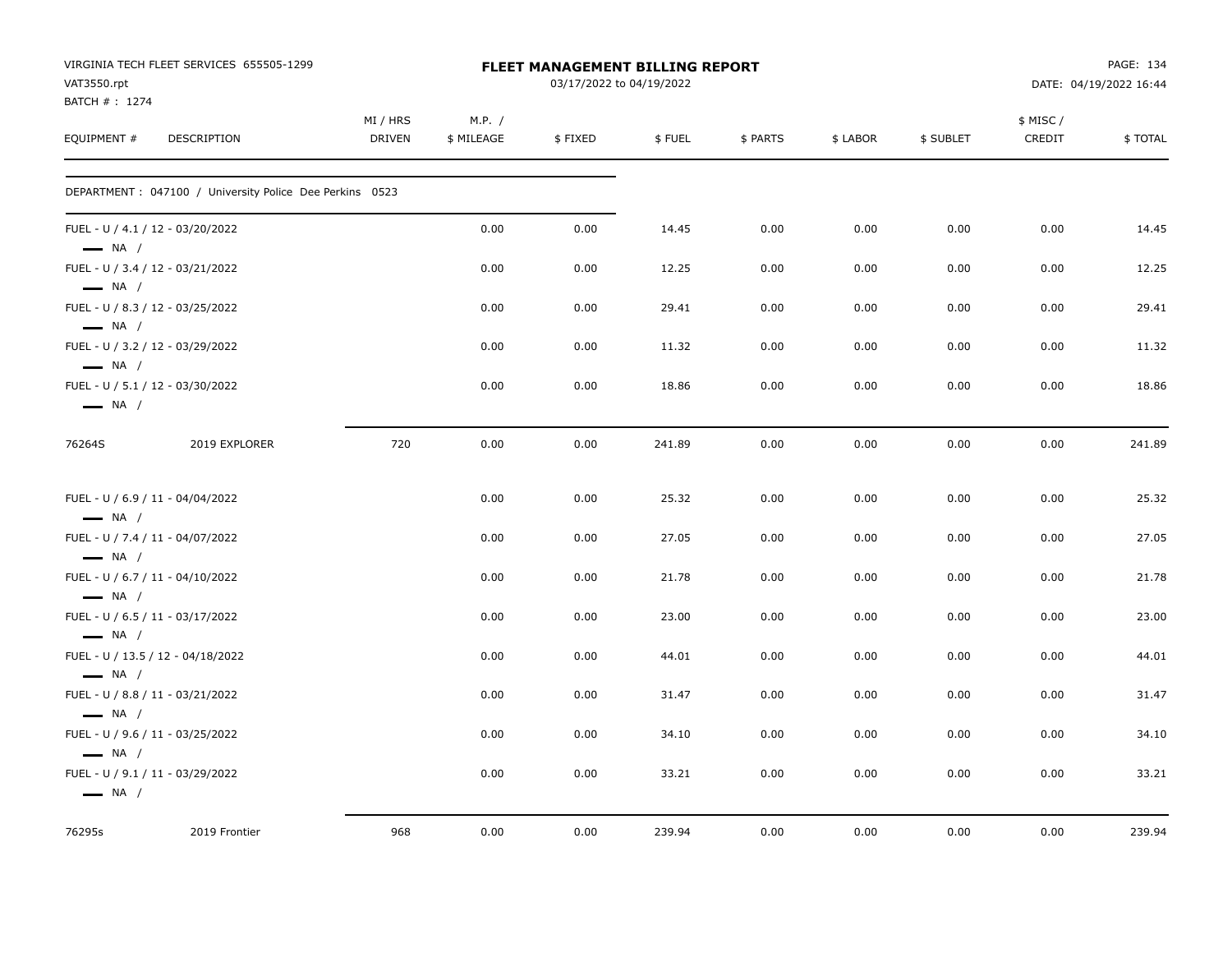VIRGINIA TECH FLEET SERVICES 655505-1299
VAT3550.rpt
BATCH # : 1274

**FLEET MANAGEMENT BILLING REPORT**
03/17/2022 to 04/19/2022

DATE: 04/19/2022 16:44

| EQUIPMENT # | DESCRIPTION | MI / HRS DRIVEN | M.P. / $ MILEAGE | $ FIXED | $ FUEL | $ PARTS | $ LABOR | $ SUBLET | $ MISC / CREDIT | $ TOTAL |
|---|---|---|---|---|---|---|---|---|---|---|
| DEPARTMENT : 047100 / University Police Dee Perkins 0523 | | | | | | | | | | |
| FUEL - U / 4.1 / 12 - 03/20/2022 — NA / | | | 0.00 | 0.00 | 14.45 | 0.00 | 0.00 | 0.00 | 0.00 | 14.45 |
| FUEL - U / 3.4 / 12 - 03/21/2022 — NA / | | | 0.00 | 0.00 | 12.25 | 0.00 | 0.00 | 0.00 | 0.00 | 12.25 |
| FUEL - U / 8.3 / 12 - 03/25/2022 — NA / | | | 0.00 | 0.00 | 29.41 | 0.00 | 0.00 | 0.00 | 0.00 | 29.41 |
| FUEL - U / 3.2 / 12 - 03/29/2022 — NA / | | | 0.00 | 0.00 | 11.32 | 0.00 | 0.00 | 0.00 | 0.00 | 11.32 |
| FUEL - U / 5.1 / 12 - 03/30/2022 — NA / | | | 0.00 | 0.00 | 18.86 | 0.00 | 0.00 | 0.00 | 0.00 | 18.86 |
| 76264S | 2019 EXPLORER | 720 | 0.00 | 0.00 | 241.89 | 0.00 | 0.00 | 0.00 | 0.00 | 241.89 |
| FUEL - U / 6.9 / 11 - 04/04/2022 — NA / | | | 0.00 | 0.00 | 25.32 | 0.00 | 0.00 | 0.00 | 0.00 | 25.32 |
| FUEL - U / 7.4 / 11 - 04/07/2022 — NA / | | | 0.00 | 0.00 | 27.05 | 0.00 | 0.00 | 0.00 | 0.00 | 27.05 |
| FUEL - U / 6.7 / 11 - 04/10/2022 — NA / | | | 0.00 | 0.00 | 21.78 | 0.00 | 0.00 | 0.00 | 0.00 | 21.78 |
| FUEL - U / 6.5 / 11 - 03/17/2022 — NA / | | | 0.00 | 0.00 | 23.00 | 0.00 | 0.00 | 0.00 | 0.00 | 23.00 |
| FUEL - U / 13.5 / 12 - 04/18/2022 — NA / | | | 0.00 | 0.00 | 44.01 | 0.00 | 0.00 | 0.00 | 0.00 | 44.01 |
| FUEL - U / 8.8 / 11 - 03/21/2022 — NA / | | | 0.00 | 0.00 | 31.47 | 0.00 | 0.00 | 0.00 | 0.00 | 31.47 |
| FUEL - U / 9.6 / 11 - 03/25/2022 — NA / | | | 0.00 | 0.00 | 34.10 | 0.00 | 0.00 | 0.00 | 0.00 | 34.10 |
| FUEL - U / 9.1 / 11 - 03/29/2022 — NA / | | | 0.00 | 0.00 | 33.21 | 0.00 | 0.00 | 0.00 | 0.00 | 33.21 |
| 76295s | 2019 Frontier | 968 | 0.00 | 0.00 | 239.94 | 0.00 | 0.00 | 0.00 | 0.00 | 239.94 |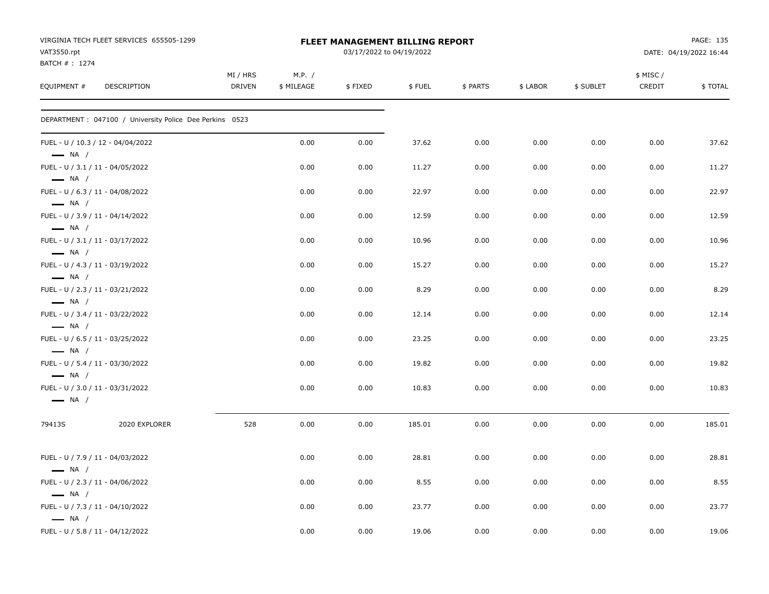VIRGINIA TECH FLEET SERVICES 655505-1299
VAT3550.rpt
BATCH # : 1274

**FLEET MANAGEMENT BILLING REPORT**
03/17/2022 to 04/19/2022

DATE: 04/19/2022 16:44

| EQUIPMENT # | DESCRIPTION | MI / HRS DRIVEN | M.P. / $ MILEAGE | $ FIXED | $ FUEL | $ PARTS | $ LABOR | $ SUBLET | $ MISC / CREDIT | $ TOTAL |
|---|---|---|---|---|---|---|---|---|---|---|
| DEPARTMENT : 047100 / University Police Dee Perkins 0523 | | | | | | | | | | |
| FUEL - U / 10.3 / 12 - 04/04/2022 — NA / | | | 0.00 | 0.00 | 37.62 | 0.00 | 0.00 | 0.00 | 0.00 | 37.62 |
| FUEL - U / 3.1 / 11 - 04/05/2022 — NA / | | | 0.00 | 0.00 | 11.27 | 0.00 | 0.00 | 0.00 | 0.00 | 11.27 |
| FUEL - U / 6.3 / 11 - 04/08/2022 — NA / | | | 0.00 | 0.00 | 22.97 | 0.00 | 0.00 | 0.00 | 0.00 | 22.97 |
| FUEL - U / 3.9 / 11 - 04/14/2022 — NA / | | | 0.00 | 0.00 | 12.59 | 0.00 | 0.00 | 0.00 | 0.00 | 12.59 |
| FUEL - U / 3.1 / 11 - 03/17/2022 — NA / | | | 0.00 | 0.00 | 10.96 | 0.00 | 0.00 | 0.00 | 0.00 | 10.96 |
| FUEL - U / 4.3 / 11 - 03/19/2022 — NA / | | | 0.00 | 0.00 | 15.27 | 0.00 | 0.00 | 0.00 | 0.00 | 15.27 |
| FUEL - U / 2.3 / 11 - 03/21/2022 — NA / | | | 0.00 | 0.00 | 8.29 | 0.00 | 0.00 | 0.00 | 0.00 | 8.29 |
| FUEL - U / 3.4 / 11 - 03/22/2022 — NA / | | | 0.00 | 0.00 | 12.14 | 0.00 | 0.00 | 0.00 | 0.00 | 12.14 |
| FUEL - U / 6.5 / 11 - 03/25/2022 — NA / | | | 0.00 | 0.00 | 23.25 | 0.00 | 0.00 | 0.00 | 0.00 | 23.25 |
| FUEL - U / 5.4 / 11 - 03/30/2022 — NA / | | | 0.00 | 0.00 | 19.82 | 0.00 | 0.00 | 0.00 | 0.00 | 19.82 |
| FUEL - U / 3.0 / 11 - 03/31/2022 — NA / | | | 0.00 | 0.00 | 10.83 | 0.00 | 0.00 | 0.00 | 0.00 | 10.83 |
| 79413S | 2020 EXPLORER | 528 | 0.00 | 0.00 | 185.01 | 0.00 | 0.00 | 0.00 | 0.00 | 185.01 |
| FUEL - U / 7.9 / 11 - 04/03/2022 — NA / | | | 0.00 | 0.00 | 28.81 | 0.00 | 0.00 | 0.00 | 0.00 | 28.81 |
| FUEL - U / 2.3 / 11 - 04/06/2022 — NA / | | | 0.00 | 0.00 | 8.55 | 0.00 | 0.00 | 0.00 | 0.00 | 8.55 |
| FUEL - U / 7.3 / 11 - 04/10/2022 — NA / | | | 0.00 | 0.00 | 23.77 | 0.00 | 0.00 | 0.00 | 0.00 | 23.77 |
| FUEL - U / 5.8 / 11 - 04/12/2022 | | | 0.00 | 0.00 | 19.06 | 0.00 | 0.00 | 0.00 | 0.00 | 19.06 |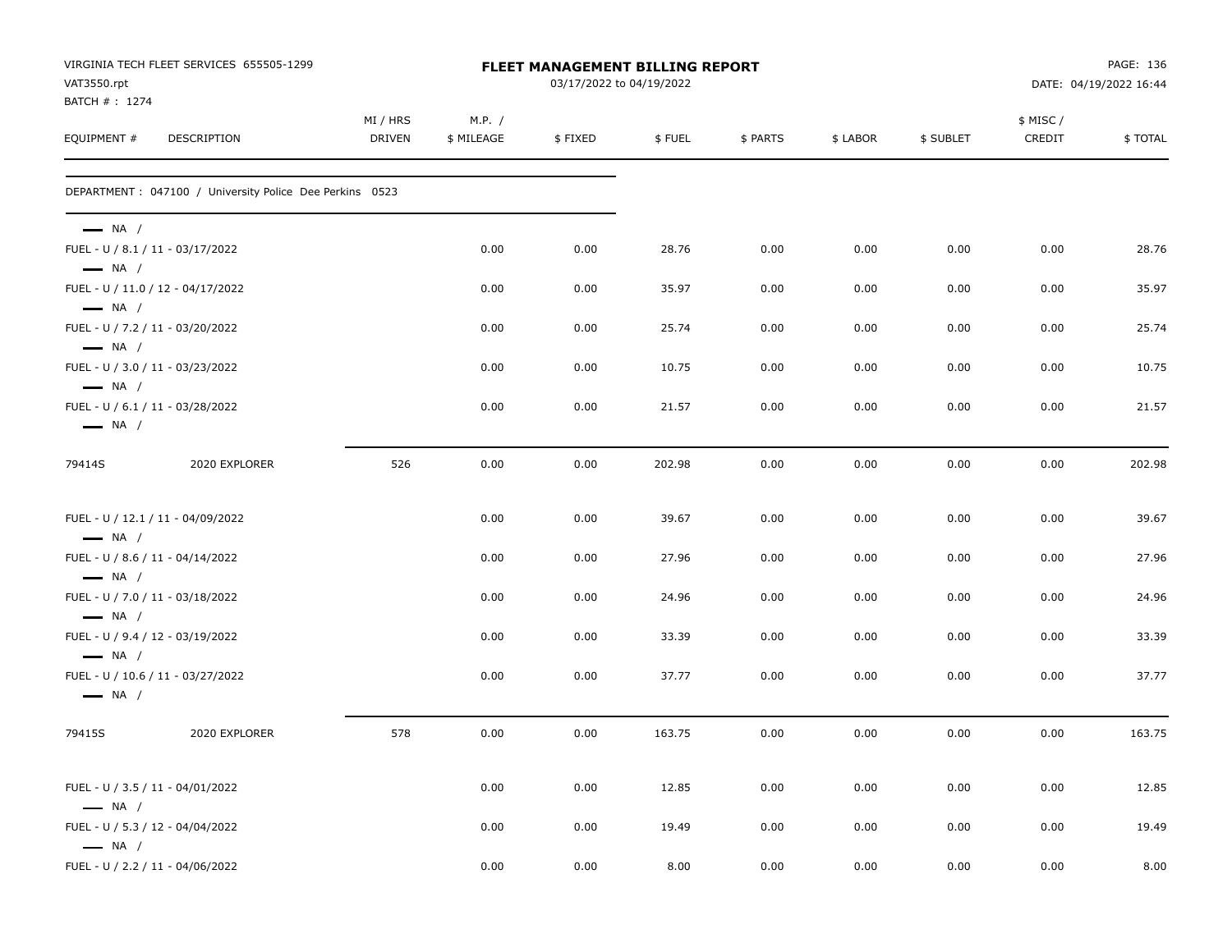VIRGINIA TECH FLEET SERVICES 655505-1299
VAT3550.rpt
BATCH # : 1274

**FLEET MANAGEMENT BILLING REPORT**
03/17/2022 to 04/19/2022

DATE: 04/19/2022 16:44

| EQUIPMENT # | DESCRIPTION | MI / HRS DRIVEN | M.P. / $ MILEAGE | $ FIXED | $ FUEL | $ PARTS | $ LABOR | $ SUBLET | $ MISC / CREDIT | $ TOTAL |
|---|---|---|---|---|---|---|---|---|---|---|
| DEPARTMENT : 047100 / University Police Dee Perkins 0523 | | | | | | | | | | |
| — NA / | | | | | | | | | | |
| FUEL - U / 8.1 / 11 - 03/17/2022 | | | 0.00 | 0.00 | 28.76 | 0.00 | 0.00 | 0.00 | 0.00 | 28.76 |
| — NA / | | | | | | | | | | |
| FUEL - U / 11.0 / 12 - 04/17/2022 | | | 0.00 | 0.00 | 35.97 | 0.00 | 0.00 | 0.00 | 0.00 | 35.97 |
| — NA / | | | | | | | | | | |
| FUEL - U / 7.2 / 11 - 03/20/2022 | | | 0.00 | 0.00 | 25.74 | 0.00 | 0.00 | 0.00 | 0.00 | 25.74 |
| — NA / | | | | | | | | | | |
| FUEL - U / 3.0 / 11 - 03/23/2022 | | | 0.00 | 0.00 | 10.75 | 0.00 | 0.00 | 0.00 | 0.00 | 10.75 |
| — NA / | | | | | | | | | | |
| FUEL - U / 6.1 / 11 - 03/28/2022 | | | 0.00 | 0.00 | 21.57 | 0.00 | 0.00 | 0.00 | 0.00 | 21.57 |
| — NA / | | | | | | | | | | |
| 79414S | 2020 EXPLORER | 526 | 0.00 | 0.00 | 202.98 | 0.00 | 0.00 | 0.00 | 0.00 | 202.98 |
| FUEL - U / 12.1 / 11 - 04/09/2022 | | | 0.00 | 0.00 | 39.67 | 0.00 | 0.00 | 0.00 | 0.00 | 39.67 |
| — NA / | | | | | | | | | | |
| FUEL - U / 8.6 / 11 - 04/14/2022 | | | 0.00 | 0.00 | 27.96 | 0.00 | 0.00 | 0.00 | 0.00 | 27.96 |
| — NA / | | | | | | | | | | |
| FUEL - U / 7.0 / 11 - 03/18/2022 | | | 0.00 | 0.00 | 24.96 | 0.00 | 0.00 | 0.00 | 0.00 | 24.96 |
| — NA / | | | | | | | | | | |
| FUEL - U / 9.4 / 12 - 03/19/2022 | | | 0.00 | 0.00 | 33.39 | 0.00 | 0.00 | 0.00 | 0.00 | 33.39 |
| — NA / | | | | | | | | | | |
| FUEL - U / 10.6 / 11 - 03/27/2022 | | | 0.00 | 0.00 | 37.77 | 0.00 | 0.00 | 0.00 | 0.00 | 37.77 |
| — NA / | | | | | | | | | | |
| 79415S | 2020 EXPLORER | 578 | 0.00 | 0.00 | 163.75 | 0.00 | 0.00 | 0.00 | 0.00 | 163.75 |
| FUEL - U / 3.5 / 11 - 04/01/2022 | | | 0.00 | 0.00 | 12.85 | 0.00 | 0.00 | 0.00 | 0.00 | 12.85 |
| — NA / | | | | | | | | | | |
| FUEL - U / 5.3 / 12 - 04/04/2022 | | | 0.00 | 0.00 | 19.49 | 0.00 | 0.00 | 0.00 | 0.00 | 19.49 |
| — NA / | | | | | | | | | | |
| FUEL - U / 2.2 / 11 - 04/06/2022 | | | 0.00 | 0.00 | 8.00 | 0.00 | 0.00 | 0.00 | 0.00 | 8.00 |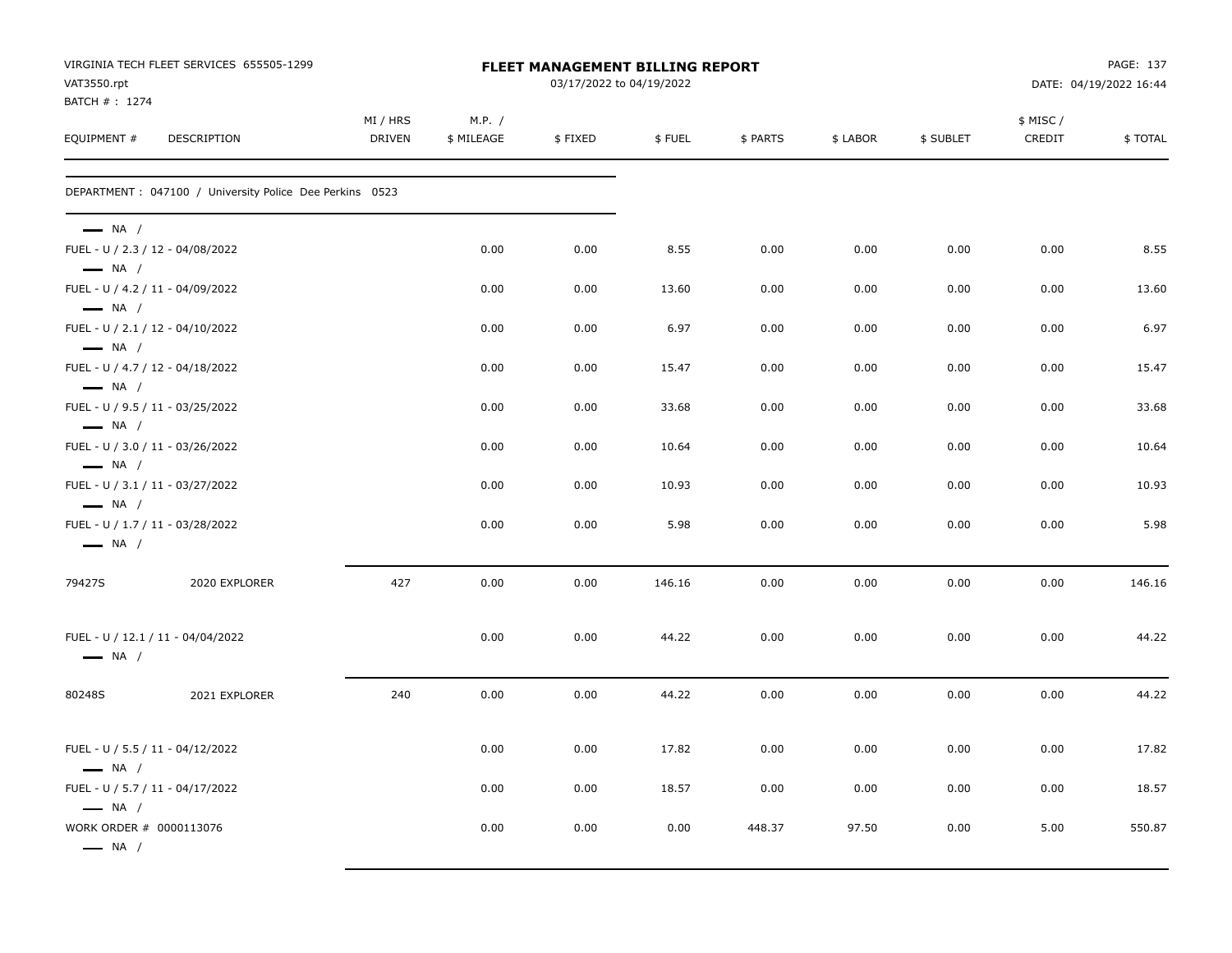VIRGINIA TECH FLEET SERVICES 655505-1299
VAT3550.rpt
BATCH # : 1274

**FLEET MANAGEMENT BILLING REPORT**
03/17/2022 to 04/19/2022

DATE: 04/19/2022 16:44

| EQUIPMENT # | DESCRIPTION | MI / HRS DRIVEN | M.P. / $ MILEAGE | $ FIXED | $ FUEL | $ PARTS | $ LABOR | $ SUBLET | $ MISC / CREDIT | $ TOTAL |
|---|---|---|---|---|---|---|---|---|---|---|
| DEPARTMENT : 047100 / University Police Dee Perkins 0523 | | | | | | | | | | |
| — NA / | | | | | | | | | | |
| FUEL - U / 2.3 / 12 - 04/08/2022 | | | 0.00 | 0.00 | 8.55 | 0.00 | 0.00 | 0.00 | 0.00 | 8.55 |
| — NA / | | | | | | | | | | |
| FUEL - U / 4.2 / 11 - 04/09/2022 | | | 0.00 | 0.00 | 13.60 | 0.00 | 0.00 | 0.00 | 0.00 | 13.60 |
| — NA / | | | | | | | | | | |
| FUEL - U / 2.1 / 12 - 04/10/2022 | | | 0.00 | 0.00 | 6.97 | 0.00 | 0.00 | 0.00 | 0.00 | 6.97 |
| — NA / | | | | | | | | | | |
| FUEL - U / 4.7 / 12 - 04/18/2022 | | | 0.00 | 0.00 | 15.47 | 0.00 | 0.00 | 0.00 | 0.00 | 15.47 |
| — NA / | | | | | | | | | | |
| FUEL - U / 9.5 / 11 - 03/25/2022 | | | 0.00 | 0.00 | 33.68 | 0.00 | 0.00 | 0.00 | 0.00 | 33.68 |
| — NA / | | | | | | | | | | |
| FUEL - U / 3.0 / 11 - 03/26/2022 | | | 0.00 | 0.00 | 10.64 | 0.00 | 0.00 | 0.00 | 0.00 | 10.64 |
| — NA / | | | | | | | | | | |
| FUEL - U / 3.1 / 11 - 03/27/2022 | | | 0.00 | 0.00 | 10.93 | 0.00 | 0.00 | 0.00 | 0.00 | 10.93 |
| — NA / | | | | | | | | | | |
| FUEL - U / 1.7 / 11 - 03/28/2022 | | | 0.00 | 0.00 | 5.98 | 0.00 | 0.00 | 0.00 | 0.00 | 5.98 |
| — NA / | | | | | | | | | | |
| 79427S | 2020 EXPLORER | 427 | 0.00 | 0.00 | 146.16 | 0.00 | 0.00 | 0.00 | 0.00 | 146.16 |
| FUEL - U / 12.1 / 11 - 04/04/2022 | | | 0.00 | 0.00 | 44.22 | 0.00 | 0.00 | 0.00 | 0.00 | 44.22 |
| — NA / | | | | | | | | | | |
| 80248S | 2021 EXPLORER | 240 | 0.00 | 0.00 | 44.22 | 0.00 | 0.00 | 0.00 | 0.00 | 44.22 |
| FUEL - U / 5.5 / 11 - 04/12/2022 | | | 0.00 | 0.00 | 17.82 | 0.00 | 0.00 | 0.00 | 0.00 | 17.82 |
| — NA / | | | | | | | | | | |
| FUEL - U / 5.7 / 11 - 04/17/2022 | | | 0.00 | 0.00 | 18.57 | 0.00 | 0.00 | 0.00 | 0.00 | 18.57 |
| — NA / | | | | | | | | | | |
| WORK ORDER # 0000113076 | | | 0.00 | 0.00 | 0.00 | 448.37 | 97.50 | 0.00 | 5.00 | 550.87 |
| — NA / | | | | | | | | | | |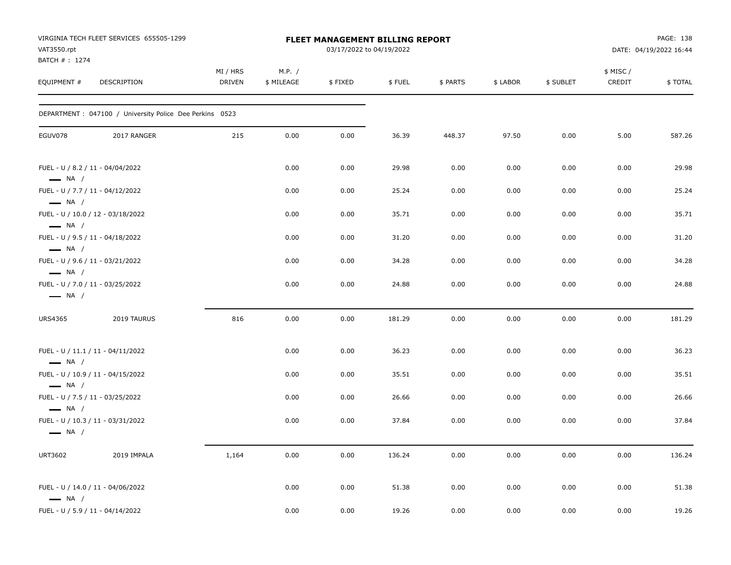VIRGINIA TECH FLEET SERVICES 655505-1299
VAT3550.rpt
BATCH # : 1274

**FLEET MANAGEMENT BILLING REPORT**
03/17/2022 to 04/19/2022

DATE: 04/19/2022 16:44

| EQUIPMENT # | DESCRIPTION | MI / HRS DRIVEN | M.P. / $ MILEAGE | $ FIXED | $ FUEL | $ PARTS | $ LABOR | $ SUBLET | $ MISC / CREDIT | $ TOTAL |
|---|---|---|---|---|---|---|---|---|---|---|
| DEPARTMENT : 047100 / University Police Dee Perkins 0523 | | | | | | | | | | |
| EGUV078 | 2017 RANGER | 215 | 0.00 | 0.00 | 36.39 | 448.37 | 97.50 | 0.00 | 5.00 | 587.26 |
| FUEL - U / 8.2 / 11 - 04/04/2022 — NA / | | | 0.00 | 0.00 | 29.98 | 0.00 | 0.00 | 0.00 | 0.00 | 29.98 |
| FUEL - U / 7.7 / 11 - 04/12/2022 — NA / | | | 0.00 | 0.00 | 25.24 | 0.00 | 0.00 | 0.00 | 0.00 | 25.24 |
| FUEL - U / 10.0 / 12 - 03/18/2022 — NA / | | | 0.00 | 0.00 | 35.71 | 0.00 | 0.00 | 0.00 | 0.00 | 35.71 |
| FUEL - U / 9.5 / 11 - 04/18/2022 — NA / | | | 0.00 | 0.00 | 31.20 | 0.00 | 0.00 | 0.00 | 0.00 | 31.20 |
| FUEL - U / 9.6 / 11 - 03/21/2022 — NA / | | | 0.00 | 0.00 | 34.28 | 0.00 | 0.00 | 0.00 | 0.00 | 34.28 |
| FUEL - U / 7.0 / 11 - 03/25/2022 — NA / | | | 0.00 | 0.00 | 24.88 | 0.00 | 0.00 | 0.00 | 0.00 | 24.88 |
| URS4365 | 2019 TAURUS | 816 | 0.00 | 0.00 | 181.29 | 0.00 | 0.00 | 0.00 | 0.00 | 181.29 |
| FUEL - U / 11.1 / 11 - 04/11/2022 — NA / | | | 0.00 | 0.00 | 36.23 | 0.00 | 0.00 | 0.00 | 0.00 | 36.23 |
| FUEL - U / 10.9 / 11 - 04/15/2022 — NA / | | | 0.00 | 0.00 | 35.51 | 0.00 | 0.00 | 0.00 | 0.00 | 35.51 |
| FUEL - U / 7.5 / 11 - 03/25/2022 — NA / | | | 0.00 | 0.00 | 26.66 | 0.00 | 0.00 | 0.00 | 0.00 | 26.66 |
| FUEL - U / 10.3 / 11 - 03/31/2022 — NA / | | | 0.00 | 0.00 | 37.84 | 0.00 | 0.00 | 0.00 | 0.00 | 37.84 |
| URT3602 | 2019 IMPALA | 1,164 | 0.00 | 0.00 | 136.24 | 0.00 | 0.00 | 0.00 | 0.00 | 136.24 |
| FUEL - U / 14.0 / 11 - 04/06/2022 — NA / | | | 0.00 | 0.00 | 51.38 | 0.00 | 0.00 | 0.00 | 0.00 | 51.38 |
| FUEL - U / 5.9 / 11 - 04/14/2022 | | | 0.00 | 0.00 | 19.26 | 0.00 | 0.00 | 0.00 | 0.00 | 19.26 |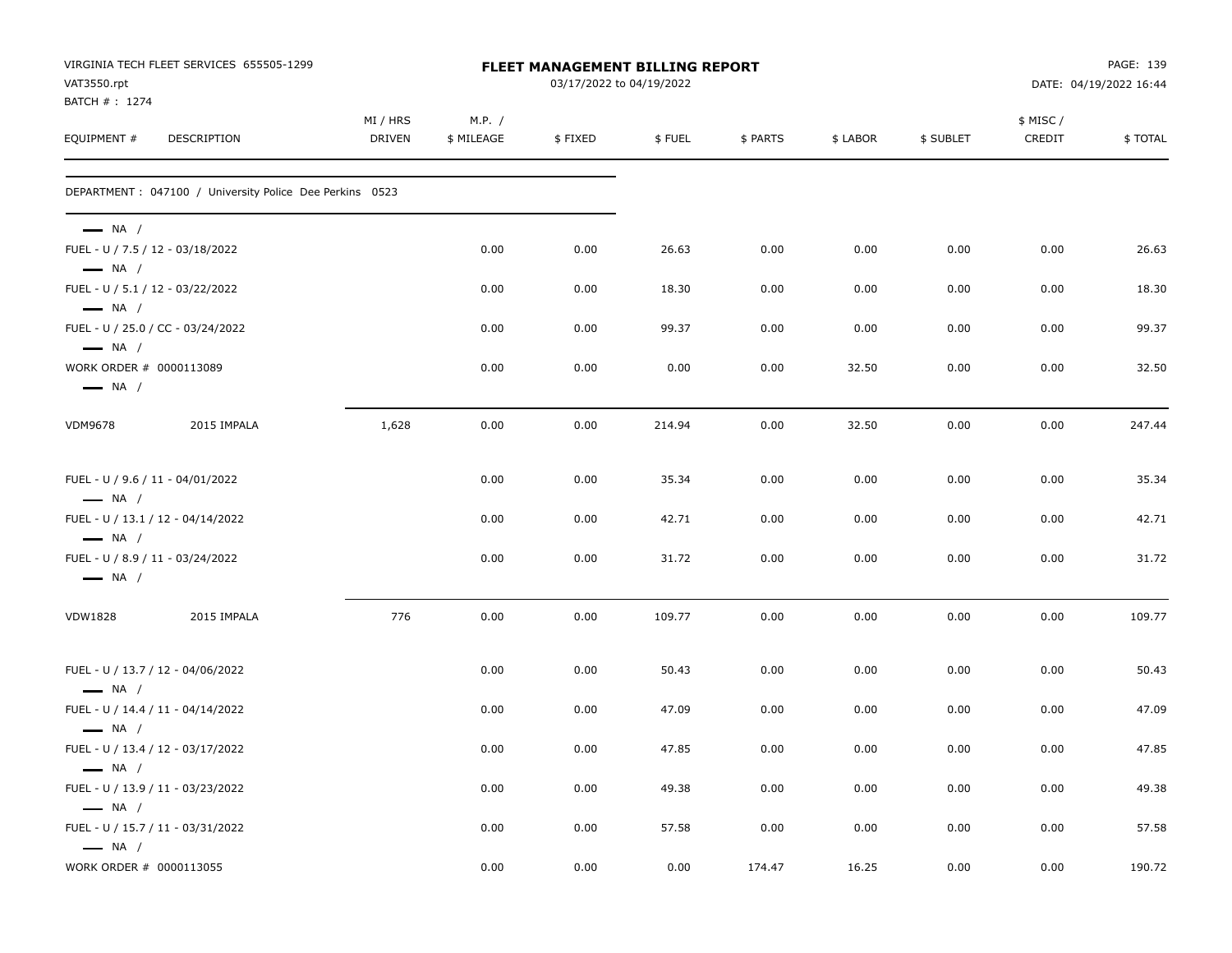VIRGINIA TECH FLEET SERVICES 655505-1299
VAT3550.rpt
BATCH # : 1274

**FLEET MANAGEMENT BILLING REPORT**
03/17/2022 to 04/19/2022

DATE: 04/19/2022 16:44

| EQUIPMENT # | DESCRIPTION | MI / HRS DRIVEN | M.P. / $ MILEAGE | $ FIXED | $ FUEL | $ PARTS | $ LABOR | $ SUBLET | $ MISC / CREDIT | $ TOTAL |
|---|---|---|---|---|---|---|---|---|---|---|
| DEPARTMENT : 047100 / University Police Dee Perkins 0523 | | | | | | | | | | |
| — NA / | | | | | | | | | | |
| FUEL - U / 7.5 / 12 - 03/18/2022 | | | 0.00 | 0.00 | 26.63 | 0.00 | 0.00 | 0.00 | 0.00 | 26.63 |
| — NA / | | | | | | | | | | |
| FUEL - U / 5.1 / 12 - 03/22/2022 | | | 0.00 | 0.00 | 18.30 | 0.00 | 0.00 | 0.00 | 0.00 | 18.30 |
| — NA / | | | | | | | | | | |
| FUEL - U / 25.0 / CC - 03/24/2022 | | | 0.00 | 0.00 | 99.37 | 0.00 | 0.00 | 0.00 | 0.00 | 99.37 |
| — NA / | | | | | | | | | | |
| WORK ORDER # 0000113089 | | | 0.00 | 0.00 | 0.00 | 0.00 | 32.50 | 0.00 | 0.00 | 32.50 |
| — NA / | | | | | | | | | | |
| VDM9678 | 2015 IMPALA | 1,628 | 0.00 | 0.00 | 214.94 | 0.00 | 32.50 | 0.00 | 0.00 | 247.44 |
| FUEL - U / 9.6 / 11 - 04/01/2022 | | | 0.00 | 0.00 | 35.34 | 0.00 | 0.00 | 0.00 | 0.00 | 35.34 |
| — NA / | | | | | | | | | | |
| FUEL - U / 13.1 / 12 - 04/14/2022 | | | 0.00 | 0.00 | 42.71 | 0.00 | 0.00 | 0.00 | 0.00 | 42.71 |
| — NA / | | | | | | | | | | |
| FUEL - U / 8.9 / 11 - 03/24/2022 | | | 0.00 | 0.00 | 31.72 | 0.00 | 0.00 | 0.00 | 0.00 | 31.72 |
| — NA / | | | | | | | | | | |
| VDW1828 | 2015 IMPALA | 776 | 0.00 | 0.00 | 109.77 | 0.00 | 0.00 | 0.00 | 0.00 | 109.77 |
| FUEL - U / 13.7 / 12 - 04/06/2022 | | | 0.00 | 0.00 | 50.43 | 0.00 | 0.00 | 0.00 | 0.00 | 50.43 |
| — NA / | | | | | | | | | | |
| FUEL - U / 14.4 / 11 - 04/14/2022 | | | 0.00 | 0.00 | 47.09 | 0.00 | 0.00 | 0.00 | 0.00 | 47.09 |
| — NA / | | | | | | | | | | |
| FUEL - U / 13.4 / 12 - 03/17/2022 | | | 0.00 | 0.00 | 47.85 | 0.00 | 0.00 | 0.00 | 0.00 | 47.85 |
| — NA / | | | | | | | | | | |
| FUEL - U / 13.9 / 11 - 03/23/2022 | | | 0.00 | 0.00 | 49.38 | 0.00 | 0.00 | 0.00 | 0.00 | 49.38 |
| — NA / | | | | | | | | | | |
| FUEL - U / 15.7 / 11 - 03/31/2022 | | | 0.00 | 0.00 | 57.58 | 0.00 | 0.00 | 0.00 | 0.00 | 57.58 |
| — NA / | | | | | | | | | | |
| WORK ORDER # 0000113055 | | | 0.00 | 0.00 | 0.00 | 174.47 | 16.25 | 0.00 | 0.00 | 190.72 |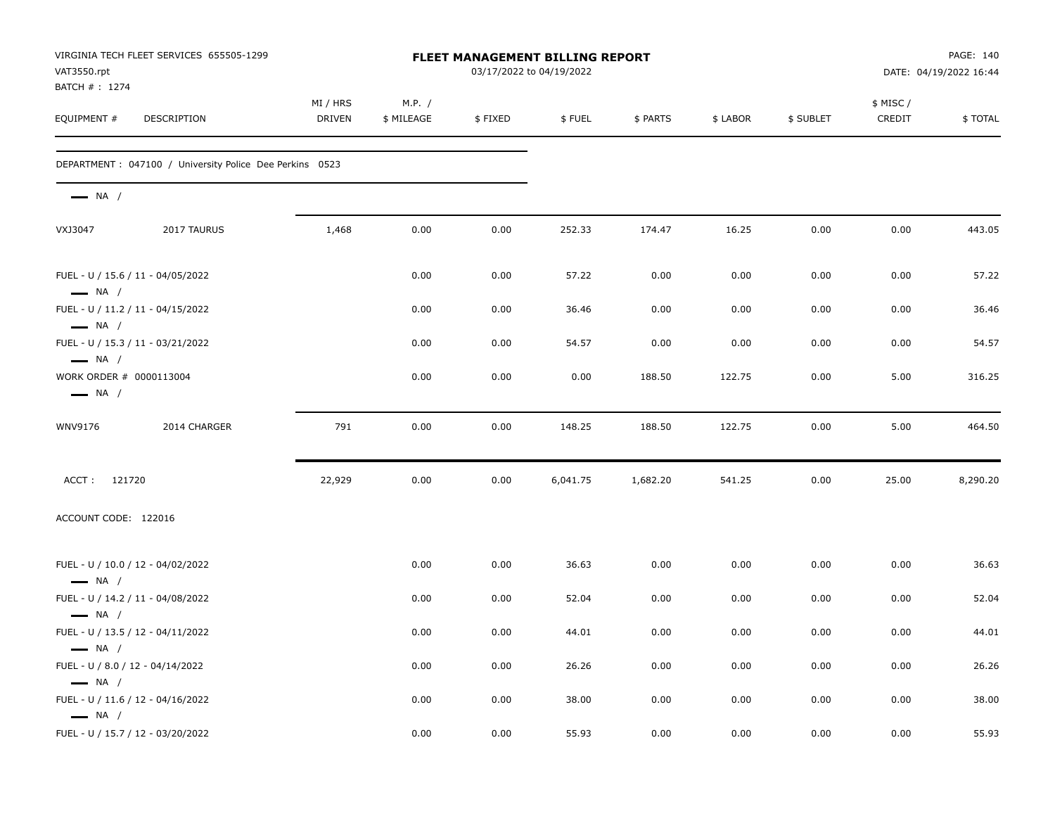VIRGINIA TECH FLEET SERVICES 655505-1299
VAT3550.rpt
BATCH # : 1274

**FLEET MANAGEMENT BILLING REPORT**
03/17/2022 to 04/19/2022

DATE: 04/19/2022 16:44

| EQUIPMENT # | DESCRIPTION | MI / HRS DRIVEN | M.P. / $ MILEAGE | $ FIXED | $ FUEL | $ PARTS | $ LABOR | $ SUBLET | $ MISC / CREDIT | $ TOTAL |
|---|---|---|---|---|---|---|---|---|---|---|
| DEPARTMENT : 047100 / University Police Dee Perkins 0523 | | | | | | | | | | |
| — NA / | | | | | | | | | | |
| VXJ3047 | 2017 TAURUS | 1,468 | 0.00 | 0.00 | 252.33 | 174.47 | 16.25 | 0.00 | 0.00 | 443.05 |
| FUEL - U / 15.6 / 11 - 04/05/2022 | | | 0.00 | 0.00 | 57.22 | 0.00 | 0.00 | 0.00 | 0.00 | 57.22 |
| — NA / | | | | | | | | | | |
| FUEL - U / 11.2 / 11 - 04/15/2022 | | | 0.00 | 0.00 | 36.46 | 0.00 | 0.00 | 0.00 | 0.00 | 36.46 |
| — NA / | | | | | | | | | | |
| FUEL - U / 15.3 / 11 - 03/21/2022 | | | 0.00 | 0.00 | 54.57 | 0.00 | 0.00 | 0.00 | 0.00 | 54.57 |
| — NA / | | | | | | | | | | |
| WORK ORDER # 0000113004 | | | 0.00 | 0.00 | 0.00 | 188.50 | 122.75 | 0.00 | 5.00 | 316.25 |
| — NA / | | | | | | | | | | |
| WNV9176 | 2014 CHARGER | 791 | 0.00 | 0.00 | 148.25 | 188.50 | 122.75 | 0.00 | 5.00 | 464.50 |
| ACCT : 121720 | | 22,929 | 0.00 | 0.00 | 6,041.75 | 1,682.20 | 541.25 | 0.00 | 25.00 | 8,290.20 |
| ACCOUNT CODE: 122016 | | | | | | | | | | |
| FUEL - U / 10.0 / 12 - 04/02/2022 | | | 0.00 | 0.00 | 36.63 | 0.00 | 0.00 | 0.00 | 0.00 | 36.63 |
| — NA / | | | | | | | | | | |
| FUEL - U / 14.2 / 11 - 04/08/2022 | | | 0.00 | 0.00 | 52.04 | 0.00 | 0.00 | 0.00 | 0.00 | 52.04 |
| — NA / | | | | | | | | | | |
| FUEL - U / 13.5 / 12 - 04/11/2022 | | | 0.00 | 0.00 | 44.01 | 0.00 | 0.00 | 0.00 | 0.00 | 44.01 |
| — NA / | | | | | | | | | | |
| FUEL - U / 8.0 / 12 - 04/14/2022 | | | 0.00 | 0.00 | 26.26 | 0.00 | 0.00 | 0.00 | 0.00 | 26.26 |
| — NA / | | | | | | | | | | |
| FUEL - U / 11.6 / 12 - 04/16/2022 | | | 0.00 | 0.00 | 38.00 | 0.00 | 0.00 | 0.00 | 0.00 | 38.00 |
| — NA / | | | | | | | | | | |
| FUEL - U / 15.7 / 12 - 03/20/2022 | | | 0.00 | 0.00 | 55.93 | 0.00 | 0.00 | 0.00 | 0.00 | 55.93 |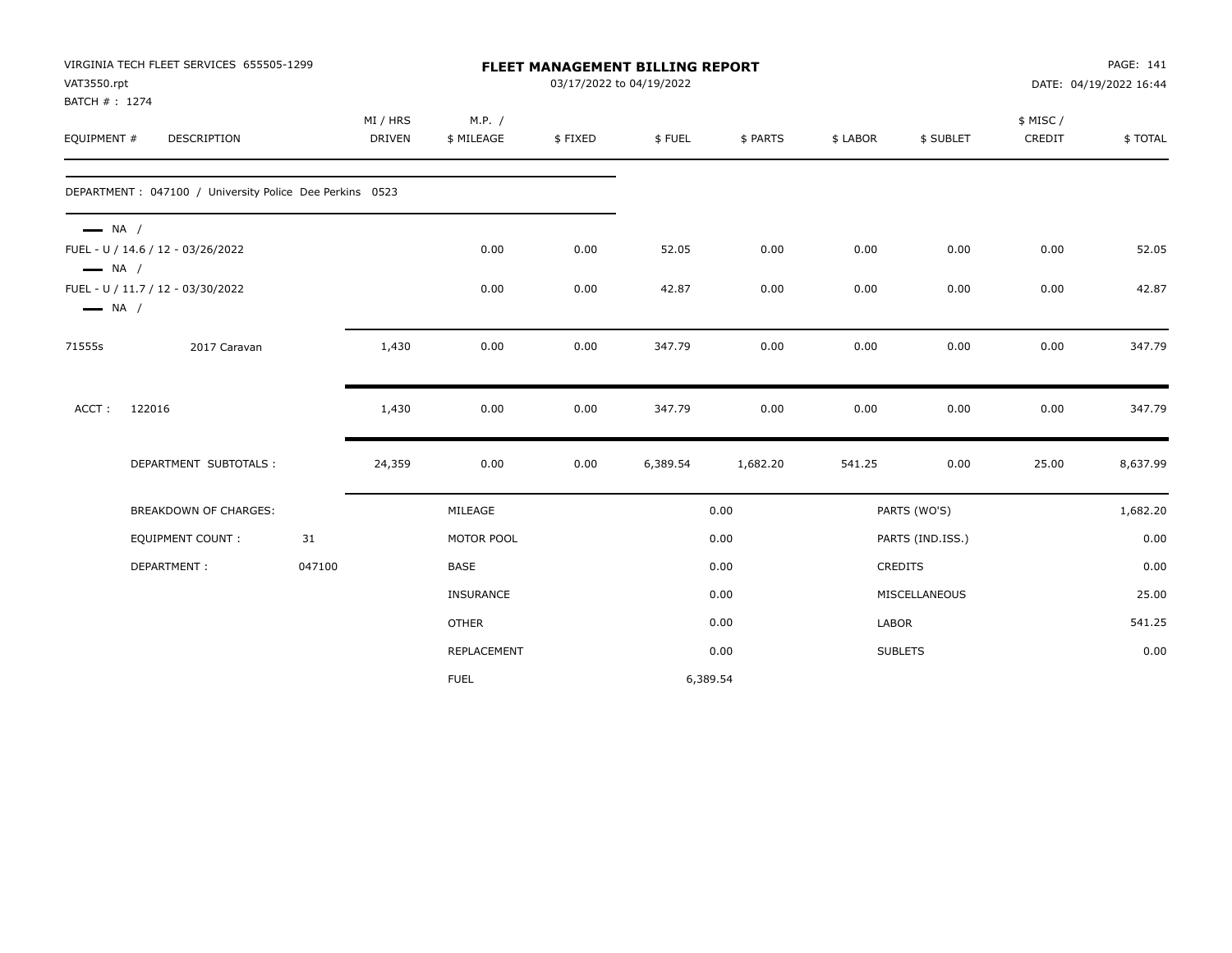VIRGINIA TECH FLEET SERVICES 655505-1299
VAT3550.rpt
BATCH # : 1274

# FLEET MANAGEMENT BILLING REPORT

03/17/2022 to 04/19/2022

DATE: 04/19/2022 16:44

| EQUIPMENT # | DESCRIPTION | MI / HRS DRIVEN | M.P. / $ MILEAGE | $ FIXED | $ FUEL | $ PARTS | $ LABOR | $ SUBLET | $ MISC / CREDIT | $ TOTAL |
|---|---|---|---|---|---|---|---|---|---|---|
| DEPARTMENT : 047100 / University Police Dee Perkins 0523 | | | | | | | | | | |
| — NA / | | | | | | | | | | |
| FUEL - U / 14.6 / 12 - 03/26/2022 | | | 0.00 | 0.00 | 52.05 | 0.00 | 0.00 | 0.00 | 0.00 | 52.05 |
| — NA / | | | | | | | | | | |
| FUEL - U / 11.7 / 12 - 03/30/2022 | | | 0.00 | 0.00 | 42.87 | 0.00 | 0.00 | 0.00 | 0.00 | 42.87 |
| — NA / | | | | | | | | | | |
| 71555s | 2017 Caravan | 1,430 | 0.00 | 0.00 | 347.79 | 0.00 | 0.00 | 0.00 | 0.00 | 347.79 |
| ACCT : | 122016 | 1,430 | 0.00 | 0.00 | 347.79 | 0.00 | 0.00 | 0.00 | 0.00 | 347.79 |
| | DEPARTMENT SUBTOTALS : | 24,359 | 0.00 | 0.00 | 6,389.54 | 1,682.20 | 541.25 | 0.00 | 25.00 | 8,637.99 |

| | | | | | |
|---|---|---|---|---|---|
| BREAKDOWN OF CHARGES: | | MILEAGE | 0.00 | PARTS (WO'S) | 1,682.20 |
| EQUIPMENT COUNT : | 31 | MOTOR POOL | 0.00 | PARTS (IND.ISS.) | 0.00 |
| DEPARTMENT : | 047100 | BASE | 0.00 | CREDITS | 0.00 |
| | | INSURANCE | 0.00 | MISCELLANEOUS | 25.00 |
| | | OTHER | 0.00 | LABOR | 541.25 |
| | | REPLACEMENT | 0.00 | SUBLETS | 0.00 |
| | | FUEL | 6,389.54 | | |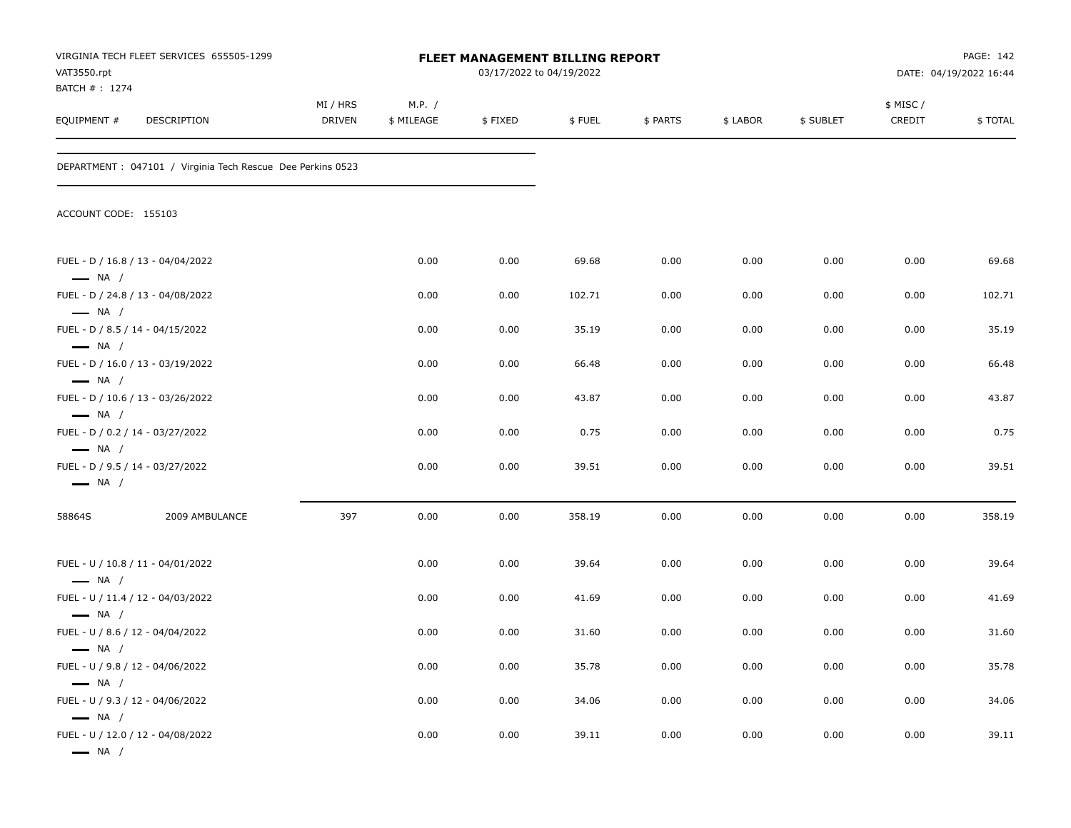VIRGINIA TECH FLEET SERVICES 655505-1299
VAT3550.rpt
BATCH # : 1274

**FLEET MANAGEMENT BILLING REPORT**
03/17/2022 to 04/19/2022

DATE: 04/19/2022 16:44

| EQUIPMENT # | DESCRIPTION | MI / HRS DRIVEN | M.P. / $ MILEAGE | $ FIXED | $ FUEL | $ PARTS | $ LABOR | $ SUBLET | $ MISC / CREDIT | $ TOTAL |
|---|---|---|---|---|---|---|---|---|---|---|

DEPARTMENT : 047101 / Virginia Tech Rescue Dee Perkins 0523

ACCOUNT CODE: 155103

| EQUIPMENT # | DESCRIPTION | MI / HRS DRIVEN | M.P. / $ MILEAGE | $ FIXED | $ FUEL | $ PARTS | $ LABOR | $ SUBLET | $ MISC / CREDIT | $ TOTAL |
|---|---|---|---|---|---|---|---|---|---|---|
| FUEL - D / 16.8 / 13 - 04/04/2022 — NA / | | | 0.00 | 0.00 | 69.68 | 0.00 | 0.00 | 0.00 | 0.00 | 69.68 |
| FUEL - D / 24.8 / 13 - 04/08/2022 — NA / | | | 0.00 | 0.00 | 102.71 | 0.00 | 0.00 | 0.00 | 0.00 | 102.71 |
| FUEL - D / 8.5 / 14 - 04/15/2022 — NA / | | | 0.00 | 0.00 | 35.19 | 0.00 | 0.00 | 0.00 | 0.00 | 35.19 |
| FUEL - D / 16.0 / 13 - 03/19/2022 — NA / | | | 0.00 | 0.00 | 66.48 | 0.00 | 0.00 | 0.00 | 0.00 | 66.48 |
| FUEL - D / 10.6 / 13 - 03/26/2022 — NA / | | | 0.00 | 0.00 | 43.87 | 0.00 | 0.00 | 0.00 | 0.00 | 43.87 |
| FUEL - D / 0.2 / 14 - 03/27/2022 — NA / | | | 0.00 | 0.00 | 0.75 | 0.00 | 0.00 | 0.00 | 0.00 | 0.75 |
| FUEL - D / 9.5 / 14 - 03/27/2022 — NA / | | | 0.00 | 0.00 | 39.51 | 0.00 | 0.00 | 0.00 | 0.00 | 39.51 |
| 58864S | 2009 AMBULANCE | 397 | 0.00 | 0.00 | 358.19 | 0.00 | 0.00 | 0.00 | 0.00 | 358.19 |
| FUEL - U / 10.8 / 11 - 04/01/2022 — NA / | | | 0.00 | 0.00 | 39.64 | 0.00 | 0.00 | 0.00 | 0.00 | 39.64 |
| FUEL - U / 11.4 / 12 - 04/03/2022 — NA / | | | 0.00 | 0.00 | 41.69 | 0.00 | 0.00 | 0.00 | 0.00 | 41.69 |
| FUEL - U / 8.6 / 12 - 04/04/2022 — NA / | | | 0.00 | 0.00 | 31.60 | 0.00 | 0.00 | 0.00 | 0.00 | 31.60 |
| FUEL - U / 9.8 / 12 - 04/06/2022 — NA / | | | 0.00 | 0.00 | 35.78 | 0.00 | 0.00 | 0.00 | 0.00 | 35.78 |
| FUEL - U / 9.3 / 12 - 04/06/2022 — NA / | | | 0.00 | 0.00 | 34.06 | 0.00 | 0.00 | 0.00 | 0.00 | 34.06 |
| FUEL - U / 12.0 / 12 - 04/08/2022 — NA / | | | 0.00 | 0.00 | 39.11 | 0.00 | 0.00 | 0.00 | 0.00 | 39.11 |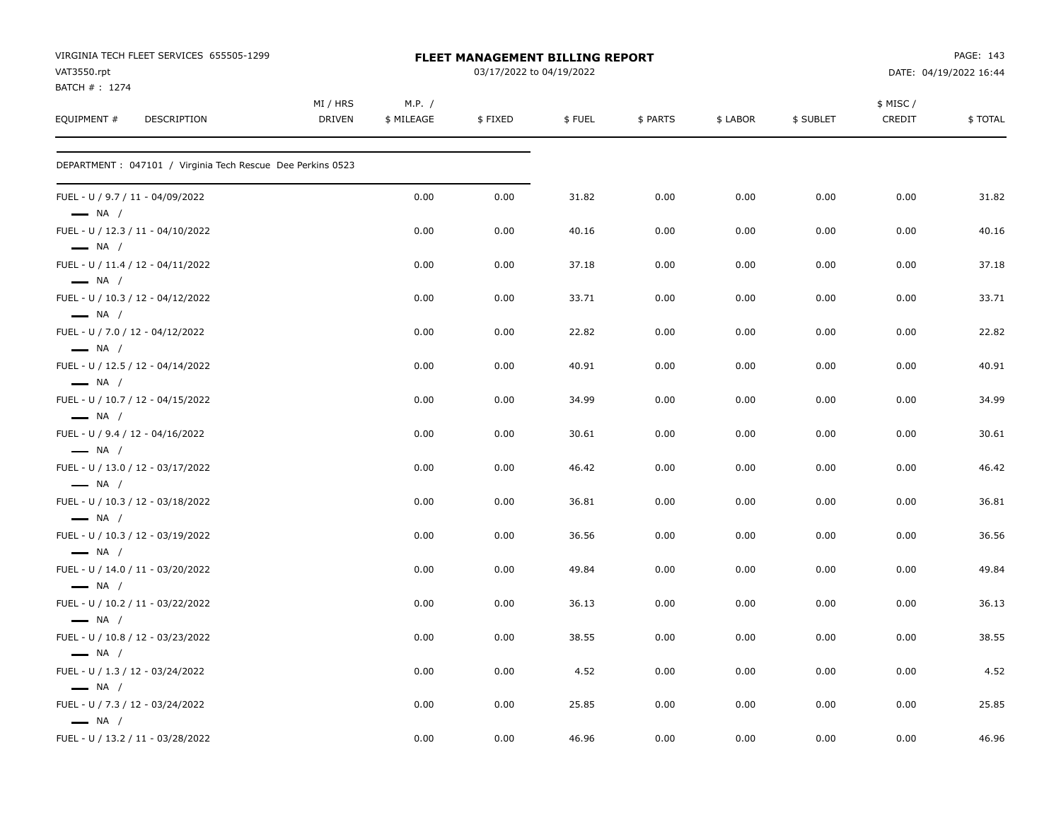VIRGINIA TECH FLEET SERVICES 655505-1299
VAT3550.rpt
BATCH # : 1274

# FLEET MANAGEMENT BILLING REPORT

03/17/2022 to 04/19/2022

DATE: 04/19/2022 16:44

| EQUIPMENT # DESCRIPTION | MI / HRS DRIVEN | M.P. / $ MILEAGE | $ FIXED | $ FUEL | $ PARTS | $ LABOR | $ SUBLET | $ MISC / CREDIT | $ TOTAL |
|---|---|---|---|---|---|---|---|---|---|
| DEPARTMENT : 047101 / Virginia Tech Rescue Dee Perkins 0523 | | | | | | | | | |
| FUEL - U / 9.7 / 11 - 04/09/2022 — NA / | | 0.00 | 0.00 | 31.82 | 0.00 | 0.00 | 0.00 | 0.00 | 31.82 |
| FUEL - U / 12.3 / 11 - 04/10/2022 — NA / | | 0.00 | 0.00 | 40.16 | 0.00 | 0.00 | 0.00 | 0.00 | 40.16 |
| FUEL - U / 11.4 / 12 - 04/11/2022 — NA / | | 0.00 | 0.00 | 37.18 | 0.00 | 0.00 | 0.00 | 0.00 | 37.18 |
| FUEL - U / 10.3 / 12 - 04/12/2022 — NA / | | 0.00 | 0.00 | 33.71 | 0.00 | 0.00 | 0.00 | 0.00 | 33.71 |
| FUEL - U / 7.0 / 12 - 04/12/2022 — NA / | | 0.00 | 0.00 | 22.82 | 0.00 | 0.00 | 0.00 | 0.00 | 22.82 |
| FUEL - U / 12.5 / 12 - 04/14/2022 — NA / | | 0.00 | 0.00 | 40.91 | 0.00 | 0.00 | 0.00 | 0.00 | 40.91 |
| FUEL - U / 10.7 / 12 - 04/15/2022 — NA / | | 0.00 | 0.00 | 34.99 | 0.00 | 0.00 | 0.00 | 0.00 | 34.99 |
| FUEL - U / 9.4 / 12 - 04/16/2022 — NA / | | 0.00 | 0.00 | 30.61 | 0.00 | 0.00 | 0.00 | 0.00 | 30.61 |
| FUEL - U / 13.0 / 12 - 03/17/2022 — NA / | | 0.00 | 0.00 | 46.42 | 0.00 | 0.00 | 0.00 | 0.00 | 46.42 |
| FUEL - U / 10.3 / 12 - 03/18/2022 — NA / | | 0.00 | 0.00 | 36.81 | 0.00 | 0.00 | 0.00 | 0.00 | 36.81 |
| FUEL - U / 10.3 / 12 - 03/19/2022 — NA / | | 0.00 | 0.00 | 36.56 | 0.00 | 0.00 | 0.00 | 0.00 | 36.56 |
| FUEL - U / 14.0 / 11 - 03/20/2022 — NA / | | 0.00 | 0.00 | 49.84 | 0.00 | 0.00 | 0.00 | 0.00 | 49.84 |
| FUEL - U / 10.2 / 11 - 03/22/2022 — NA / | | 0.00 | 0.00 | 36.13 | 0.00 | 0.00 | 0.00 | 0.00 | 36.13 |
| FUEL - U / 10.8 / 12 - 03/23/2022 — NA / | | 0.00 | 0.00 | 38.55 | 0.00 | 0.00 | 0.00 | 0.00 | 38.55 |
| FUEL - U / 1.3 / 12 - 03/24/2022 — NA / | | 0.00 | 0.00 | 4.52 | 0.00 | 0.00 | 0.00 | 0.00 | 4.52 |
| FUEL - U / 7.3 / 12 - 03/24/2022 — NA / | | 0.00 | 0.00 | 25.85 | 0.00 | 0.00 | 0.00 | 0.00 | 25.85 |
| FUEL - U / 13.2 / 11 - 03/28/2022 | | 0.00 | 0.00 | 46.96 | 0.00 | 0.00 | 0.00 | 0.00 | 46.96 |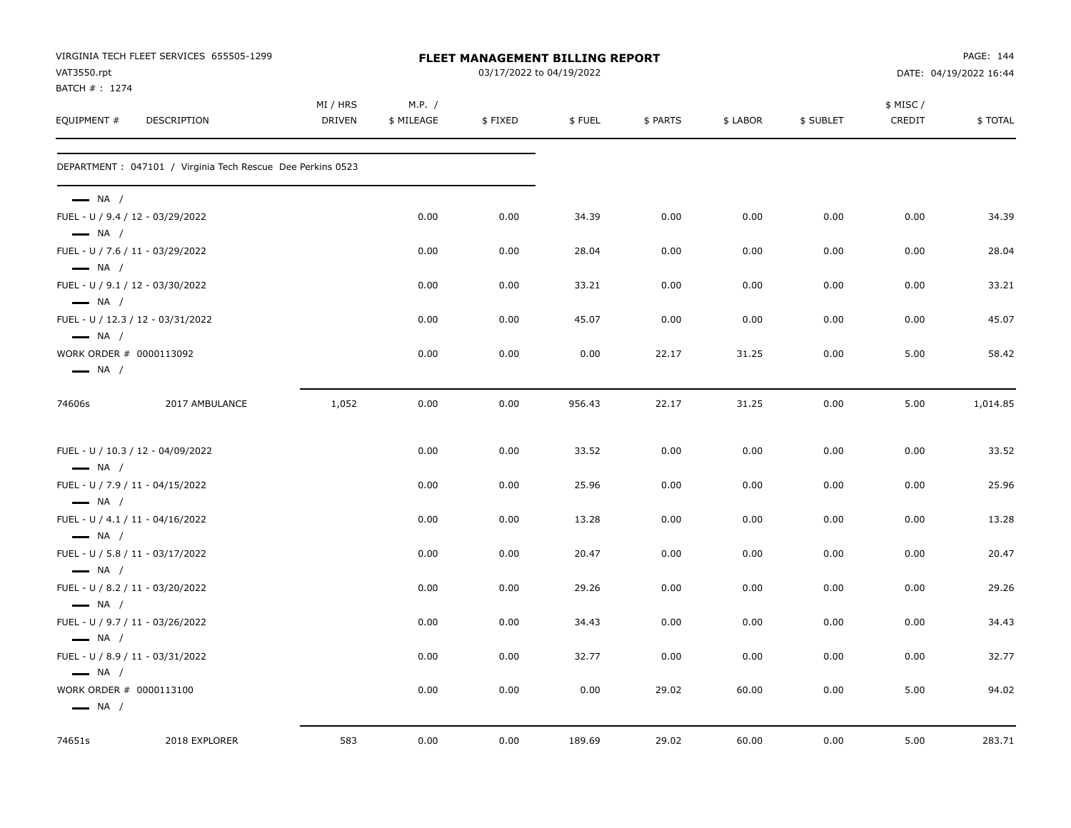VIRGINIA TECH FLEET SERVICES 655505-1299
VAT3550.rpt
BATCH # : 1274

# FLEET MANAGEMENT BILLING REPORT

03/17/2022 to 04/19/2022

PAGE: 144
DATE: 04/19/2022 16:44

| EQUIPMENT # | DESCRIPTION | MI / HRS DRIVEN | M.P. / $ MILEAGE | $ FIXED | $ FUEL | $ PARTS | $ LABOR | $ SUBLET | $ MISC / CREDIT | $ TOTAL |
|---|---|---|---|---|---|---|---|---|---|---|
| DEPARTMENT : 047101 / Virginia Tech Rescue Dee Perkins 0523 | | | | | | | | | | |
| — NA / | | | | | | | | | | |
| FUEL - U / 9.4 / 12 - 03/29/2022 | | | 0.00 | 0.00 | 34.39 | 0.00 | 0.00 | 0.00 | 0.00 | 34.39 |
| — NA / | | | | | | | | | | |
| FUEL - U / 7.6 / 11 - 03/29/2022 | | | 0.00 | 0.00 | 28.04 | 0.00 | 0.00 | 0.00 | 0.00 | 28.04 |
| — NA / | | | | | | | | | | |
| FUEL - U / 9.1 / 12 - 03/30/2022 | | | 0.00 | 0.00 | 33.21 | 0.00 | 0.00 | 0.00 | 0.00 | 33.21 |
| — NA / | | | | | | | | | | |
| FUEL - U / 12.3 / 12 - 03/31/2022 | | | 0.00 | 0.00 | 45.07 | 0.00 | 0.00 | 0.00 | 0.00 | 45.07 |
| — NA / | | | | | | | | | | |
| WORK ORDER # 0000113092 | | | 0.00 | 0.00 | 0.00 | 22.17 | 31.25 | 0.00 | 5.00 | 58.42 |
| — NA / | | | | | | | | | | |
| 74606s | 2017 AMBULANCE | 1,052 | 0.00 | 0.00 | 956.43 | 22.17 | 31.25 | 0.00 | 5.00 | 1,014.85 |
| FUEL - U / 10.3 / 12 - 04/09/2022 | | | 0.00 | 0.00 | 33.52 | 0.00 | 0.00 | 0.00 | 0.00 | 33.52 |
| — NA / | | | | | | | | | | |
| FUEL - U / 7.9 / 11 - 04/15/2022 | | | 0.00 | 0.00 | 25.96 | 0.00 | 0.00 | 0.00 | 0.00 | 25.96 |
| — NA / | | | | | | | | | | |
| FUEL - U / 4.1 / 11 - 04/16/2022 | | | 0.00 | 0.00 | 13.28 | 0.00 | 0.00 | 0.00 | 0.00 | 13.28 |
| — NA / | | | | | | | | | | |
| FUEL - U / 5.8 / 11 - 03/17/2022 | | | 0.00 | 0.00 | 20.47 | 0.00 | 0.00 | 0.00 | 0.00 | 20.47 |
| — NA / | | | | | | | | | | |
| FUEL - U / 8.2 / 11 - 03/20/2022 | | | 0.00 | 0.00 | 29.26 | 0.00 | 0.00 | 0.00 | 0.00 | 29.26 |
| — NA / | | | | | | | | | | |
| FUEL - U / 9.7 / 11 - 03/26/2022 | | | 0.00 | 0.00 | 34.43 | 0.00 | 0.00 | 0.00 | 0.00 | 34.43 |
| — NA / | | | | | | | | | | |
| FUEL - U / 8.9 / 11 - 03/31/2022 | | | 0.00 | 0.00 | 32.77 | 0.00 | 0.00 | 0.00 | 0.00 | 32.77 |
| — NA / | | | | | | | | | | |
| WORK ORDER # 0000113100 | | | 0.00 | 0.00 | 0.00 | 29.02 | 60.00 | 0.00 | 5.00 | 94.02 |
| — NA / | | | | | | | | | | |
| 74651s | 2018 EXPLORER | 583 | 0.00 | 0.00 | 189.69 | 29.02 | 60.00 | 0.00 | 5.00 | 283.71 |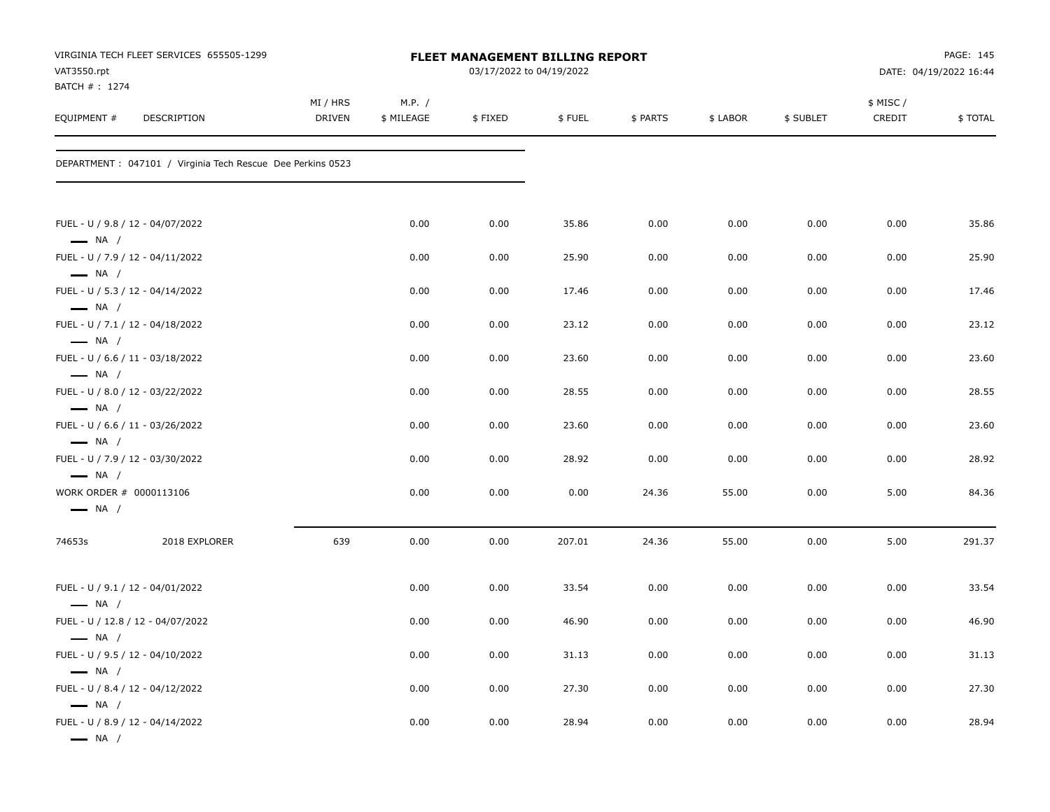VIRGINIA TECH FLEET SERVICES 655505-1299
VAT3550.rpt
BATCH # : 1274

**FLEET MANAGEMENT BILLING REPORT**
03/17/2022 to 04/19/2022

DATE: 04/19/2022 16:44

| EQUIPMENT # | DESCRIPTION | MI / HRS DRIVEN | M.P. / $ MILEAGE | $ FIXED | $ FUEL | $ PARTS | $ LABOR | $ SUBLET | $ MISC / CREDIT | $ TOTAL |
|---|---|---|---|---|---|---|---|---|---|---|
| DEPARTMENT : 047101 / Virginia Tech Rescue Dee Perkins 0523 | | | | | | | | | | |
| FUEL - U / 9.8 / 12 - 04/07/2022 — NA / | | | 0.00 | 0.00 | 35.86 | 0.00 | 0.00 | 0.00 | 0.00 | 35.86 |
| FUEL - U / 7.9 / 12 - 04/11/2022 — NA / | | | 0.00 | 0.00 | 25.90 | 0.00 | 0.00 | 0.00 | 0.00 | 25.90 |
| FUEL - U / 5.3 / 12 - 04/14/2022 — NA / | | | 0.00 | 0.00 | 17.46 | 0.00 | 0.00 | 0.00 | 0.00 | 17.46 |
| FUEL - U / 7.1 / 12 - 04/18/2022 — NA / | | | 0.00 | 0.00 | 23.12 | 0.00 | 0.00 | 0.00 | 0.00 | 23.12 |
| FUEL - U / 6.6 / 11 - 03/18/2022 — NA / | | | 0.00 | 0.00 | 23.60 | 0.00 | 0.00 | 0.00 | 0.00 | 23.60 |
| FUEL - U / 8.0 / 12 - 03/22/2022 — NA / | | | 0.00 | 0.00 | 28.55 | 0.00 | 0.00 | 0.00 | 0.00 | 28.55 |
| FUEL - U / 6.6 / 11 - 03/26/2022 — NA / | | | 0.00 | 0.00 | 23.60 | 0.00 | 0.00 | 0.00 | 0.00 | 23.60 |
| FUEL - U / 7.9 / 12 - 03/30/2022 — NA / | | | 0.00 | 0.00 | 28.92 | 0.00 | 0.00 | 0.00 | 0.00 | 28.92 |
| WORK ORDER # 0000113106 — NA / | | | 0.00 | 0.00 | 0.00 | 24.36 | 55.00 | 0.00 | 5.00 | 84.36 |
| 74653s | 2018 EXPLORER | 639 | 0.00 | 0.00 | 207.01 | 24.36 | 55.00 | 0.00 | 5.00 | 291.37 |
| FUEL - U / 9.1 / 12 - 04/01/2022 — NA / | | | 0.00 | 0.00 | 33.54 | 0.00 | 0.00 | 0.00 | 0.00 | 33.54 |
| FUEL - U / 12.8 / 12 - 04/07/2022 — NA / | | | 0.00 | 0.00 | 46.90 | 0.00 | 0.00 | 0.00 | 0.00 | 46.90 |
| FUEL - U / 9.5 / 12 - 04/10/2022 — NA / | | | 0.00 | 0.00 | 31.13 | 0.00 | 0.00 | 0.00 | 0.00 | 31.13 |
| FUEL - U / 8.4 / 12 - 04/12/2022 — NA / | | | 0.00 | 0.00 | 27.30 | 0.00 | 0.00 | 0.00 | 0.00 | 27.30 |
| FUEL - U / 8.9 / 12 - 04/14/2022 — NA / | | | 0.00 | 0.00 | 28.94 | 0.00 | 0.00 | 0.00 | 0.00 | 28.94 |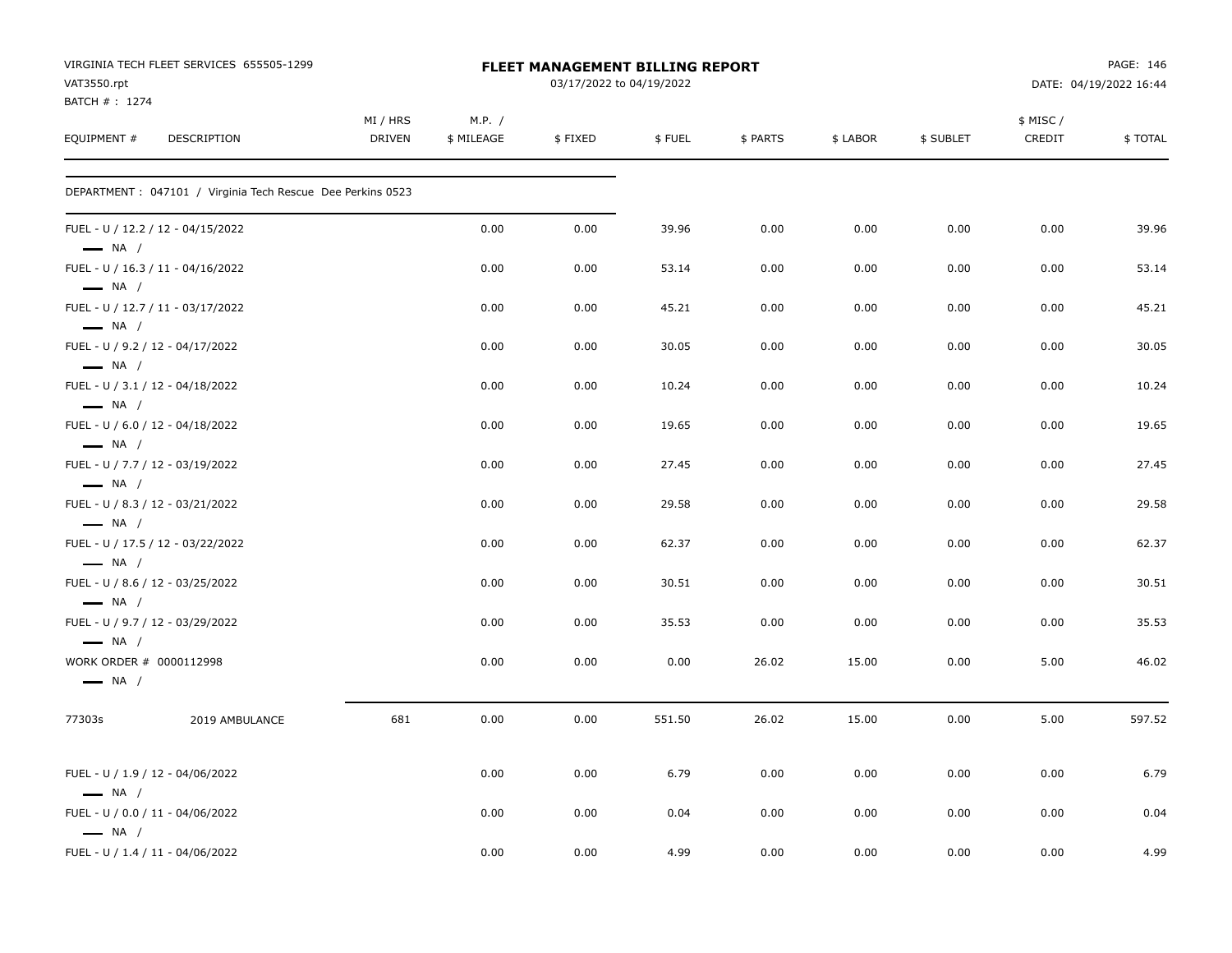VIRGINIA TECH FLEET SERVICES 655505-1299
VAT3550.rpt
BATCH # : 1274

**FLEET MANAGEMENT BILLING REPORT**
03/17/2022 to 04/19/2022

DATE: 04/19/2022 16:44

| EQUIPMENT # | DESCRIPTION | MI / HRS DRIVEN | M.P. / $ MILEAGE | $ FIXED | $ FUEL | $ PARTS | $ LABOR | $ SUBLET | $ MISC / CREDIT | $ TOTAL |
|---|---|---|---|---|---|---|---|---|---|---|
| DEPARTMENT : 047101 / Virginia Tech Rescue Dee Perkins 0523 | | | | | | | | | | |
| FUEL - U / 12.2 / 12 - 04/15/2022 — NA / | | | 0.00 | 0.00 | 39.96 | 0.00 | 0.00 | 0.00 | 0.00 | 39.96 |
| FUEL - U / 16.3 / 11 - 04/16/2022 — NA / | | | 0.00 | 0.00 | 53.14 | 0.00 | 0.00 | 0.00 | 0.00 | 53.14 |
| FUEL - U / 12.7 / 11 - 03/17/2022 — NA / | | | 0.00 | 0.00 | 45.21 | 0.00 | 0.00 | 0.00 | 0.00 | 45.21 |
| FUEL - U / 9.2 / 12 - 04/17/2022 — NA / | | | 0.00 | 0.00 | 30.05 | 0.00 | 0.00 | 0.00 | 0.00 | 30.05 |
| FUEL - U / 3.1 / 12 - 04/18/2022 — NA / | | | 0.00 | 0.00 | 10.24 | 0.00 | 0.00 | 0.00 | 0.00 | 10.24 |
| FUEL - U / 6.0 / 12 - 04/18/2022 — NA / | | | 0.00 | 0.00 | 19.65 | 0.00 | 0.00 | 0.00 | 0.00 | 19.65 |
| FUEL - U / 7.7 / 12 - 03/19/2022 — NA / | | | 0.00 | 0.00 | 27.45 | 0.00 | 0.00 | 0.00 | 0.00 | 27.45 |
| FUEL - U / 8.3 / 12 - 03/21/2022 — NA / | | | 0.00 | 0.00 | 29.58 | 0.00 | 0.00 | 0.00 | 0.00 | 29.58 |
| FUEL - U / 17.5 / 12 - 03/22/2022 — NA / | | | 0.00 | 0.00 | 62.37 | 0.00 | 0.00 | 0.00 | 0.00 | 62.37 |
| FUEL - U / 8.6 / 12 - 03/25/2022 — NA / | | | 0.00 | 0.00 | 30.51 | 0.00 | 0.00 | 0.00 | 0.00 | 30.51 |
| FUEL - U / 9.7 / 12 - 03/29/2022 — NA / | | | 0.00 | 0.00 | 35.53 | 0.00 | 0.00 | 0.00 | 0.00 | 35.53 |
| WORK ORDER # 0000112998 — NA / | | | 0.00 | 0.00 | 0.00 | 26.02 | 15.00 | 0.00 | 5.00 | 46.02 |
| 77303s | 2019 AMBULANCE | 681 | 0.00 | 0.00 | 551.50 | 26.02 | 15.00 | 0.00 | 5.00 | 597.52 |
| FUEL - U / 1.9 / 12 - 04/06/2022 — NA / | | | 0.00 | 0.00 | 6.79 | 0.00 | 0.00 | 0.00 | 0.00 | 6.79 |
| FUEL - U / 0.0 / 11 - 04/06/2022 — NA / | | | 0.00 | 0.00 | 0.04 | 0.00 | 0.00 | 0.00 | 0.00 | 0.04 |
| FUEL - U / 1.4 / 11 - 04/06/2022 | | | 0.00 | 0.00 | 4.99 | 0.00 | 0.00 | 0.00 | 0.00 | 4.99 |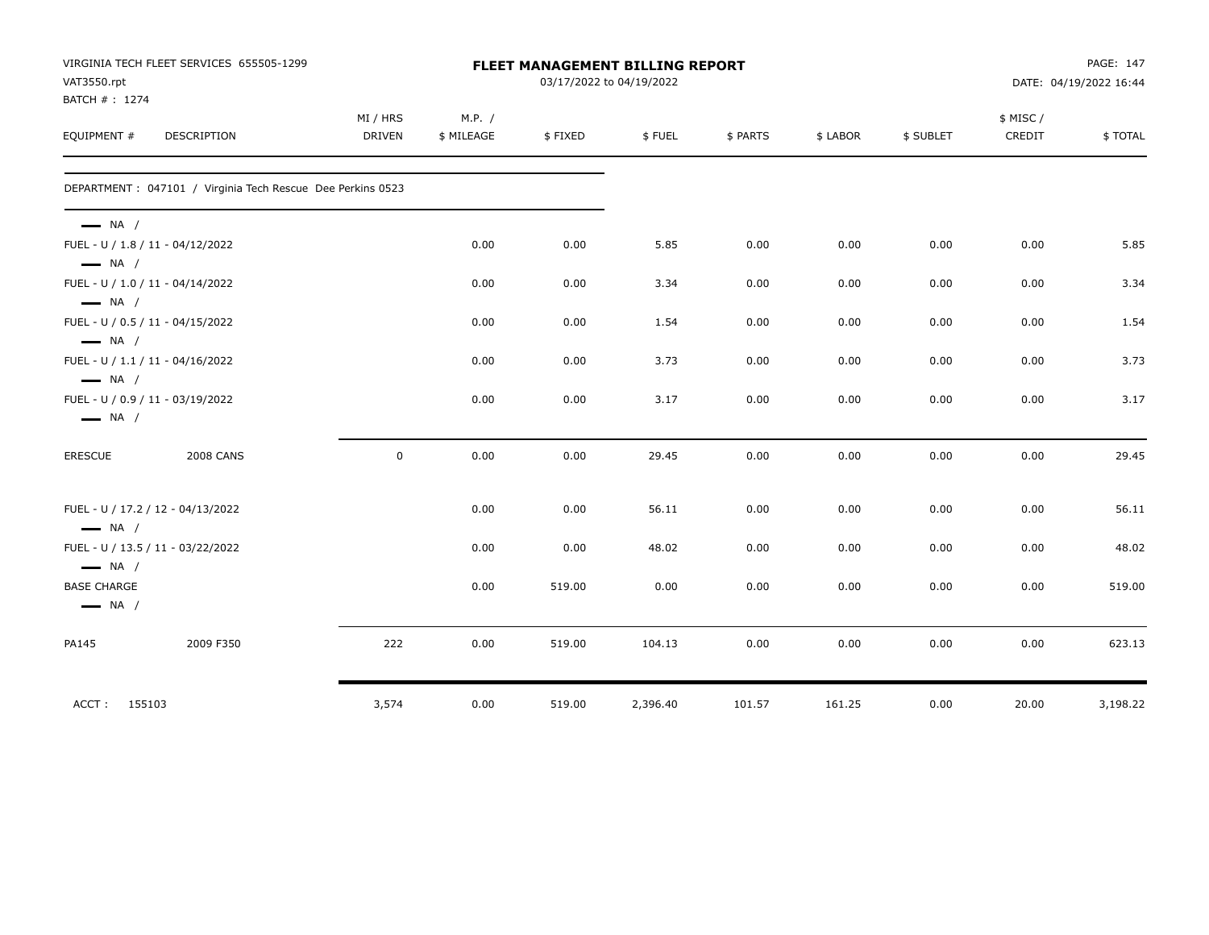VIRGINIA TECH FLEET SERVICES 655505-1299
VAT3550.rpt
BATCH # : 1274

# FLEET MANAGEMENT BILLING REPORT

03/17/2022 to 04/19/2022

DATE: 04/19/2022 16:44

| EQUIPMENT # | DESCRIPTION | MI / HRS DRIVEN | M.P. / $ MILEAGE | $ FIXED | $ FUEL | $ PARTS | $ LABOR | $ SUBLET | $ MISC / CREDIT | $ TOTAL |
|---|---|---|---|---|---|---|---|---|---|---|
| DEPARTMENT : 047101 / Virginia Tech Rescue Dee Perkins 0523 | | | | | | | | | | |
| — NA / | | | | | | | | | | |
| FUEL - U / 1.8 / 11 - 04/12/2022 | | | 0.00 | 0.00 | 5.85 | 0.00 | 0.00 | 0.00 | 0.00 | 5.85 |
| — NA / | | | | | | | | | | |
| FUEL - U / 1.0 / 11 - 04/14/2022 | | | 0.00 | 0.00 | 3.34 | 0.00 | 0.00 | 0.00 | 0.00 | 3.34 |
| — NA / | | | | | | | | | | |
| FUEL - U / 0.5 / 11 - 04/15/2022 | | | 0.00 | 0.00 | 1.54 | 0.00 | 0.00 | 0.00 | 0.00 | 1.54 |
| — NA / | | | | | | | | | | |
| FUEL - U / 1.1 / 11 - 04/16/2022 | | | 0.00 | 0.00 | 3.73 | 0.00 | 0.00 | 0.00 | 0.00 | 3.73 |
| — NA / | | | | | | | | | | |
| FUEL - U / 0.9 / 11 - 03/19/2022 | | | 0.00 | 0.00 | 3.17 | 0.00 | 0.00 | 0.00 | 0.00 | 3.17 |
| — NA / | | | | | | | | | | |
| ERESCUE | 2008 CANS | 0 | 0.00 | 0.00 | 29.45 | 0.00 | 0.00 | 0.00 | 0.00 | 29.45 |
| FUEL - U / 17.2 / 12 - 04/13/2022 | | | 0.00 | 0.00 | 56.11 | 0.00 | 0.00 | 0.00 | 0.00 | 56.11 |
| — NA / | | | | | | | | | | |
| FUEL - U / 13.5 / 11 - 03/22/2022 | | | 0.00 | 0.00 | 48.02 | 0.00 | 0.00 | 0.00 | 0.00 | 48.02 |
| — NA / | | | | | | | | | | |
| BASE CHARGE | | | 0.00 | 519.00 | 0.00 | 0.00 | 0.00 | 0.00 | 0.00 | 519.00 |
| — NA / | | | | | | | | | | |
| PA145 | 2009 F350 | 222 | 0.00 | 519.00 | 104.13 | 0.00 | 0.00 | 0.00 | 0.00 | 623.13 |
| ACCT : 155103 | | 3,574 | 0.00 | 519.00 | 2,396.40 | 101.57 | 161.25 | 0.00 | 20.00 | 3,198.22 |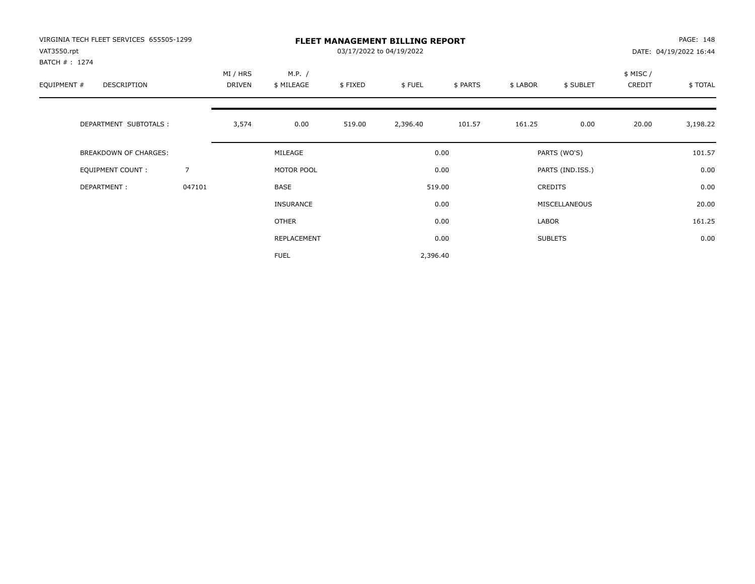VIRGINIA TECH FLEET SERVICES 655505-1299
VAT3550.rpt
BATCH # : 1274

# FLEET MANAGEMENT BILLING REPORT

03/17/2022 to 04/19/2022

PAGE: 148
DATE: 04/19/2022 16:44

| EQUIPMENT # | DESCRIPTION | MI / HRS DRIVEN | M.P. / $ MILEAGE | $ FIXED | $ FUEL | $ PARTS | $ LABOR | $ SUBLET | $ MISC / CREDIT | $ TOTAL |
|---|---|---|---|---|---|---|---|---|---|---|
| | DEPARTMENT SUBTOTALS : | 3,574 | 0.00 | 519.00 | 2,396.40 | 101.57 | 161.25 | 0.00 | 20.00 | 3,198.22 |

| | | | | | |
|---|---|---|---|---|---|
| BREAKDOWN OF CHARGES: | | MILEAGE | 0.00 | PARTS (WO'S) | 101.57 |
| EQUIPMENT COUNT : | 7 | MOTOR POOL | 0.00 | PARTS (IND.ISS.) | 0.00 |
| DEPARTMENT : | 047101 | BASE | 519.00 | CREDITS | 0.00 |
| | | INSURANCE | 0.00 | MISCELLANEOUS | 20.00 |
| | | OTHER | 0.00 | LABOR | 161.25 |
| | | REPLACEMENT | 0.00 | SUBLETS | 0.00 |
| | | FUEL | 2,396.40 | | |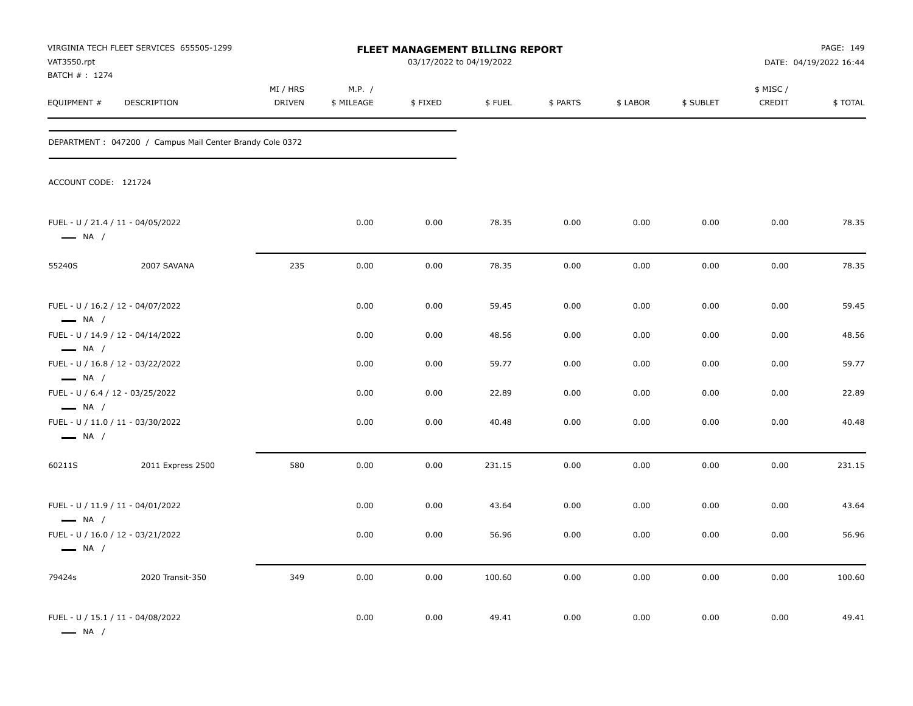VIRGINIA TECH FLEET SERVICES 655505-1299
VAT3550.rpt
BATCH # : 1274

# FLEET MANAGEMENT BILLING REPORT

03/17/2022 to 04/19/2022

DATE: 04/19/2022 16:44

DEPARTMENT : 047200 / Campus Mail Center Brandy Cole 0372

ACCOUNT CODE: 121724

| EQUIPMENT # | DESCRIPTION | MI / HRS DRIVEN | M.P. / $ MILEAGE | $ FIXED | $ FUEL | $ PARTS | $ LABOR | $ SUBLET | $ MISC / CREDIT | $ TOTAL |
|---|---|---|---|---|---|---|---|---|---|---|
| FUEL - U / 21.4 / 11 - 04/05/2022 — NA / | | | 0.00 | 0.00 | 78.35 | 0.00 | 0.00 | 0.00 | 0.00 | 78.35 |
| 55240S | 2007 SAVANA | 235 | 0.00 | 0.00 | 78.35 | 0.00 | 0.00 | 0.00 | 0.00 | 78.35 |
| FUEL - U / 16.2 / 12 - 04/07/2022 — NA / | | | 0.00 | 0.00 | 59.45 | 0.00 | 0.00 | 0.00 | 0.00 | 59.45 |
| FUEL - U / 14.9 / 12 - 04/14/2022 — NA / | | | 0.00 | 0.00 | 48.56 | 0.00 | 0.00 | 0.00 | 0.00 | 48.56 |
| FUEL - U / 16.8 / 12 - 03/22/2022 — NA / | | | 0.00 | 0.00 | 59.77 | 0.00 | 0.00 | 0.00 | 0.00 | 59.77 |
| FUEL - U / 6.4 / 12 - 03/25/2022 — NA / | | | 0.00 | 0.00 | 22.89 | 0.00 | 0.00 | 0.00 | 0.00 | 22.89 |
| FUEL - U / 11.0 / 11 - 03/30/2022 — NA / | | | 0.00 | 0.00 | 40.48 | 0.00 | 0.00 | 0.00 | 0.00 | 40.48 |
| 60211S | 2011 Express 2500 | 580 | 0.00 | 0.00 | 231.15 | 0.00 | 0.00 | 0.00 | 0.00 | 231.15 |
| FUEL - U / 11.9 / 11 - 04/01/2022 — NA / | | | 0.00 | 0.00 | 43.64 | 0.00 | 0.00 | 0.00 | 0.00 | 43.64 |
| FUEL - U / 16.0 / 12 - 03/21/2022 — NA / | | | 0.00 | 0.00 | 56.96 | 0.00 | 0.00 | 0.00 | 0.00 | 56.96 |
| 79424s | 2020 Transit-350 | 349 | 0.00 | 0.00 | 100.60 | 0.00 | 0.00 | 0.00 | 0.00 | 100.60 |
| FUEL - U / 15.1 / 11 - 04/08/2022 — NA / | | | 0.00 | 0.00 | 49.41 | 0.00 | 0.00 | 0.00 | 0.00 | 49.41 |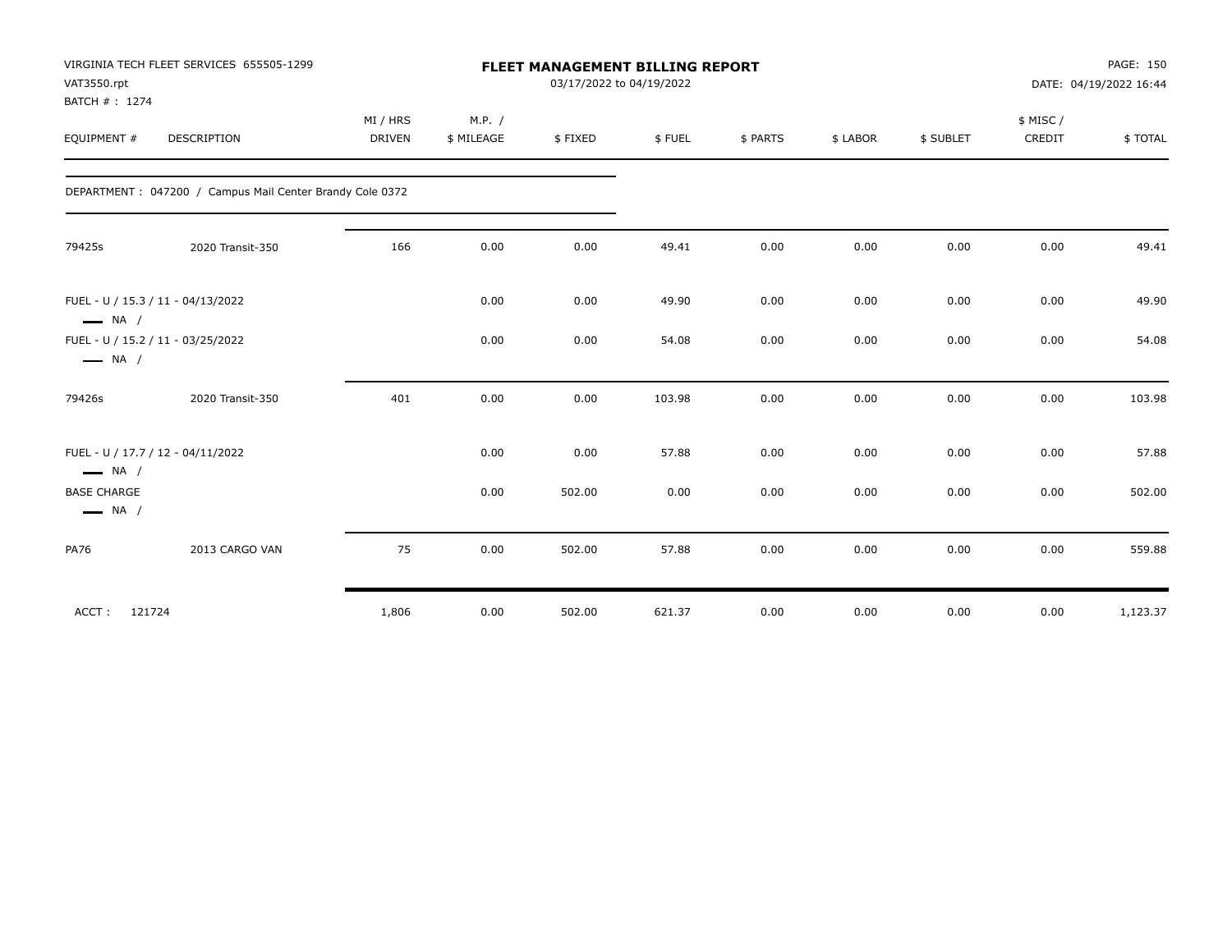VIRGINIA TECH FLEET SERVICES 655505-1299
VAT3550.rpt
BATCH # : 1274

**FLEET MANAGEMENT BILLING REPORT**
03/17/2022 to 04/19/2022

DATE: 04/19/2022 16:44

| EQUIPMENT # | DESCRIPTION | MI / HRS DRIVEN | M.P. / $ MILEAGE | $ FIXED | $ FUEL | $ PARTS | $ LABOR | $ SUBLET | $ MISC / CREDIT | $ TOTAL |
|---|---|---|---|---|---|---|---|---|---|---|
| DEPARTMENT : 047200 / Campus Mail Center Brandy Cole 0372 | | | | | | | | | | |
| 79425s | 2020 Transit-350 | 166 | 0.00 | 0.00 | 49.41 | 0.00 | 0.00 | 0.00 | 0.00 | 49.41 |
| FUEL - U / 15.3 / 11 - 04/13/2022 — NA / | | | 0.00 | 0.00 | 49.90 | 0.00 | 0.00 | 0.00 | 0.00 | 49.90 |
| FUEL - U / 15.2 / 11 - 03/25/2022 — NA / | | | 0.00 | 0.00 | 54.08 | 0.00 | 0.00 | 0.00 | 0.00 | 54.08 |
| 79426s | 2020 Transit-350 | 401 | 0.00 | 0.00 | 103.98 | 0.00 | 0.00 | 0.00 | 0.00 | 103.98 |
| FUEL - U / 17.7 / 12 - 04/11/2022 — NA / | | | 0.00 | 0.00 | 57.88 | 0.00 | 0.00 | 0.00 | 0.00 | 57.88 |
| BASE CHARGE — NA / | | | 0.00 | 502.00 | 0.00 | 0.00 | 0.00 | 0.00 | 0.00 | 502.00 |
| PA76 | 2013 CARGO VAN | 75 | 0.00 | 502.00 | 57.88 | 0.00 | 0.00 | 0.00 | 0.00 | 559.88 |
| ACCT : 121724 | | 1,806 | 0.00 | 502.00 | 621.37 | 0.00 | 0.00 | 0.00 | 0.00 | 1,123.37 |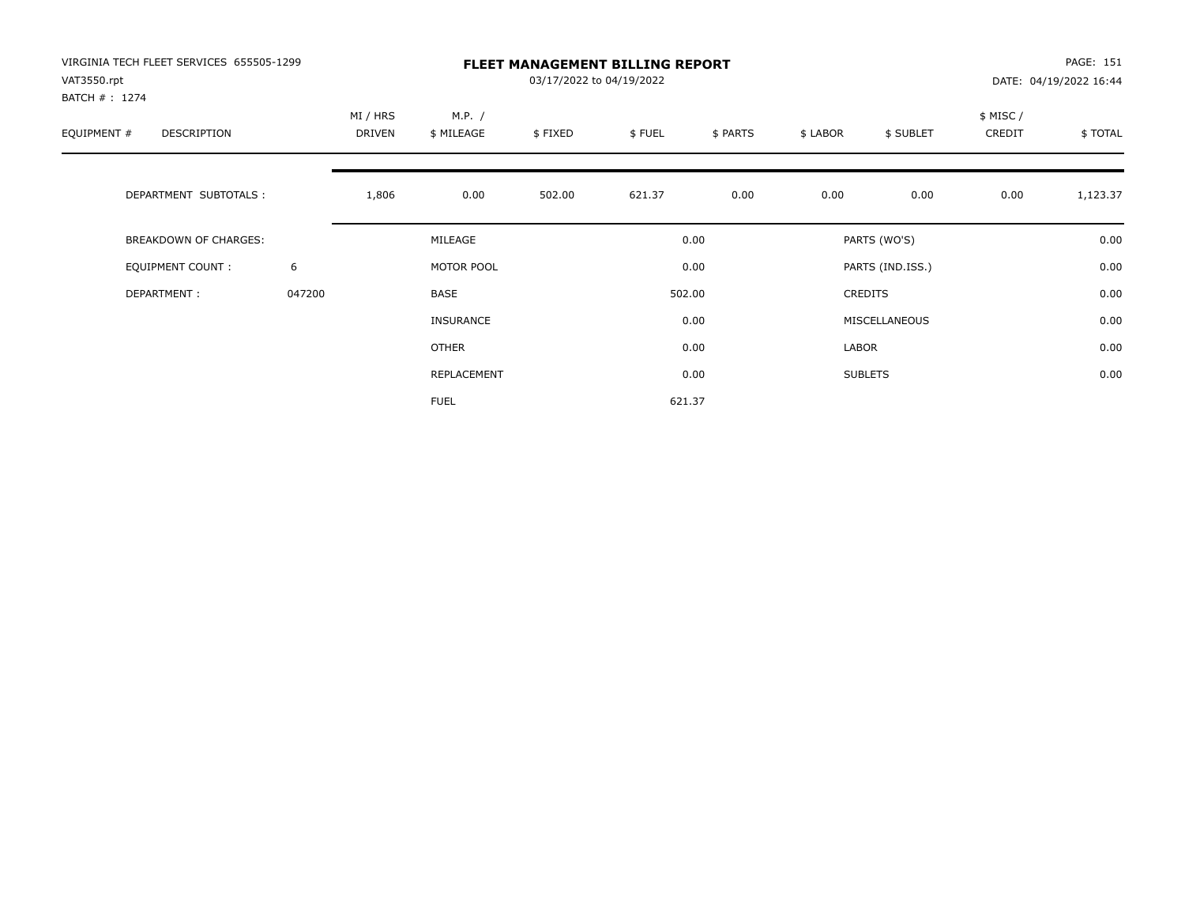VIRGINIA TECH FLEET SERVICES 655505-1299
VAT3550.rpt
BATCH # : 1274

# FLEET MANAGEMENT BILLING REPORT

03/17/2022 to 04/19/2022

DATE: 04/19/2022 16:44

| EQUIPMENT # | DESCRIPTION | MI / HRS DRIVEN | M.P. / $ MILEAGE | $ FIXED | $ FUEL | $ PARTS | $ LABOR | $ SUBLET | $ MISC / CREDIT | $ TOTAL |
|---|---|---|---|---|---|---|---|---|---|---|
| | DEPARTMENT SUBTOTALS : | 1,806 | 0.00 | 502.00 | 621.37 | 0.00 | 0.00 | 0.00 | 0.00 | 1,123.37 |

| | | | | | |
|---|---|---|---|---|---|
| BREAKDOWN OF CHARGES: | | MILEAGE | 0.00 | PARTS (WO'S) | 0.00 |
| EQUIPMENT COUNT : | 6 | MOTOR POOL | 0.00 | PARTS (IND.ISS.) | 0.00 |
| DEPARTMENT : | 047200 | BASE | 502.00 | CREDITS | 0.00 |
| | | INSURANCE | 0.00 | MISCELLANEOUS | 0.00 |
| | | OTHER | 0.00 | LABOR | 0.00 |
| | | REPLACEMENT | 0.00 | SUBLETS | 0.00 |
| | | FUEL | 621.37 | | |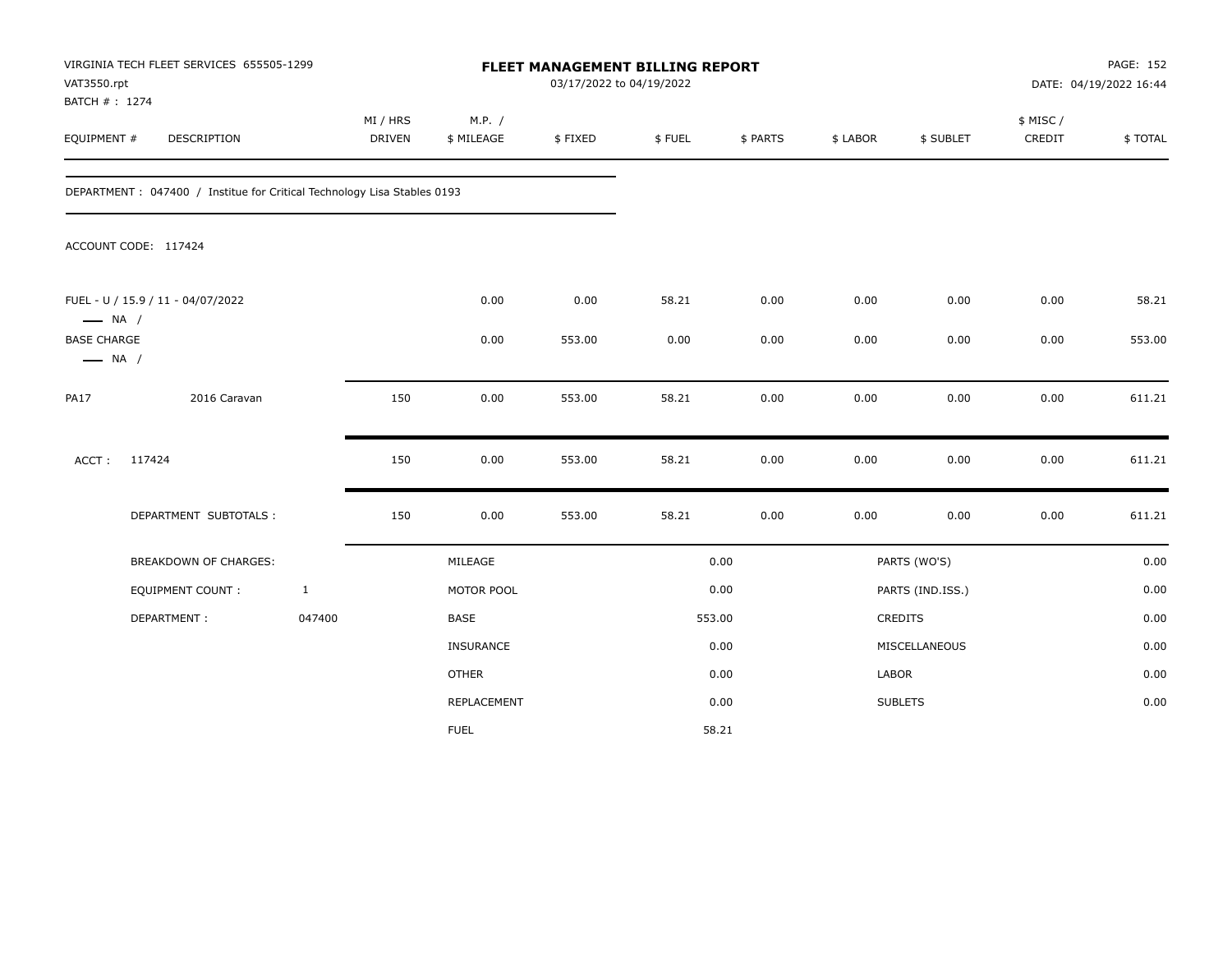VIRGINIA TECH FLEET SERVICES 655505-1299
VAT3550.rpt
BATCH # : 1274

# FLEET MANAGEMENT BILLING REPORT

03/17/2022 to 04/19/2022

DATE: 04/19/2022 16:44

| EQUIPMENT # | DESCRIPTION | MI / HRS DRIVEN | M.P. / $ MILEAGE | $ FIXED | $ FUEL | $ PARTS | $ LABOR | $ SUBLET | $ MISC / CREDIT | $ TOTAL |
|---|---|---|---|---|---|---|---|---|---|---|
| DEPARTMENT : 047400 / Institue for Critical Technology Lisa Stables 0193 | | | | | | | | | | |
| ACCOUNT CODE: 117424 | | | | | | | | | | |
| FUEL - U / 15.9 / 11 - 04/07/2022 — NA / | | | 0.00 | 0.00 | 58.21 | 0.00 | 0.00 | 0.00 | 0.00 | 58.21 |
| BASE CHARGE — NA / | | | 0.00 | 553.00 | 0.00 | 0.00 | 0.00 | 0.00 | 0.00 | 553.00 |
| PA17 | 2016 Caravan | 150 | 0.00 | 553.00 | 58.21 | 0.00 | 0.00 | 0.00 | 0.00 | 611.21 |
| ACCT : | 117424 | 150 | 0.00 | 553.00 | 58.21 | 0.00 | 0.00 | 0.00 | 0.00 | 611.21 |
| | DEPARTMENT SUBTOTALS : | 150 | 0.00 | 553.00 | 58.21 | 0.00 | 0.00 | 0.00 | 0.00 | 611.21 |

| | | | | | |
|---|---|---|---|---|---|
| BREAKDOWN OF CHARGES: | | MILEAGE | 0.00 | PARTS (WO'S) | 0.00 |
| EQUIPMENT COUNT : | 1 | MOTOR POOL | 0.00 | PARTS (IND.ISS.) | 0.00 |
| DEPARTMENT : | 047400 | BASE | 553.00 | CREDITS | 0.00 |
| | | INSURANCE | 0.00 | MISCELLANEOUS | 0.00 |
| | | OTHER | 0.00 | LABOR | 0.00 |
| | | REPLACEMENT | 0.00 | SUBLETS | 0.00 |
| | | FUEL | 58.21 | | |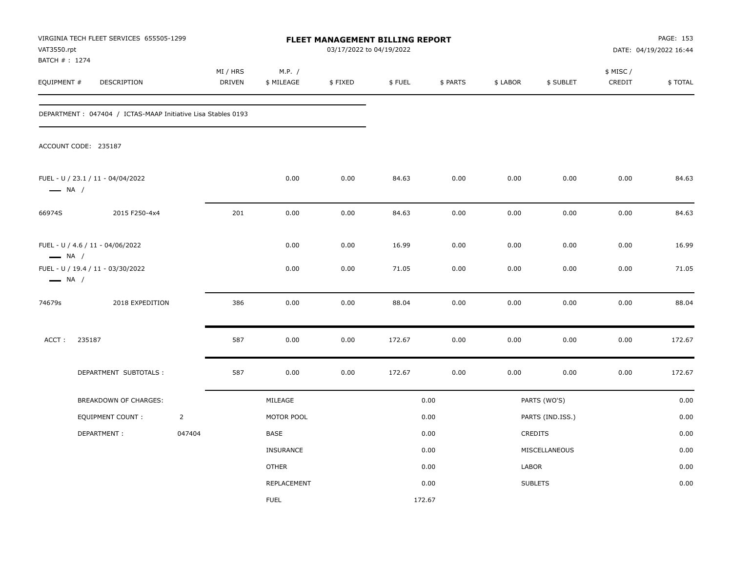VIRGINIA TECH FLEET SERVICES 655505-1299
VAT3550.rpt
BATCH # : 1274

# FLEET MANAGEMENT BILLING REPORT

03/17/2022 to 04/19/2022

DATE: 04/19/2022 16:44

| EQUIPMENT # | DESCRIPTION | MI / HRS DRIVEN | M.P. / $ MILEAGE | $ FIXED | $ FUEL | $ PARTS | $ LABOR | $ SUBLET | $ MISC / CREDIT | $ TOTAL |
|---|---|---|---|---|---|---|---|---|---|---|
| DEPARTMENT : 047404 / ICTAS-MAAP Initiative Lisa Stables 0193 | | | | | | | | | | |
| ACCOUNT CODE: 235187 | | | | | | | | | | |
| FUEL - U / 23.1 / 11 - 04/04/2022 — NA / | | | 0.00 | 0.00 | 84.63 | 0.00 | 0.00 | 0.00 | 0.00 | 84.63 |
| 66974S | 2015 F250-4x4 | 201 | 0.00 | 0.00 | 84.63 | 0.00 | 0.00 | 0.00 | 0.00 | 84.63 |
| FUEL - U / 4.6 / 11 - 04/06/2022 — NA / | | | 0.00 | 0.00 | 16.99 | 0.00 | 0.00 | 0.00 | 0.00 | 16.99 |
| FUEL - U / 19.4 / 11 - 03/30/2022 — NA / | | | 0.00 | 0.00 | 71.05 | 0.00 | 0.00 | 0.00 | 0.00 | 71.05 |
| 74679s | 2018 EXPEDITION | 386 | 0.00 | 0.00 | 88.04 | 0.00 | 0.00 | 0.00 | 0.00 | 88.04 |
| ACCT : 235187 | | 587 | 0.00 | 0.00 | 172.67 | 0.00 | 0.00 | 0.00 | 0.00 | 172.67 |
| DEPARTMENT SUBTOTALS : | | 587 | 0.00 | 0.00 | 172.67 | 0.00 | 0.00 | 0.00 | 0.00 | 172.67 |

| | | | | | |
|---|---|---|---|---|---|
| BREAKDOWN OF CHARGES: | | MILEAGE | 0.00 | PARTS (WO'S) | 0.00 |
| EQUIPMENT COUNT : | 2 | MOTOR POOL | 0.00 | PARTS (IND.ISS.) | 0.00 |
| DEPARTMENT : | 047404 | BASE | 0.00 | CREDITS | 0.00 |
| | | INSURANCE | 0.00 | MISCELLANEOUS | 0.00 |
| | | OTHER | 0.00 | LABOR | 0.00 |
| | | REPLACEMENT | 0.00 | SUBLETS | 0.00 |
| | | FUEL | 172.67 | | |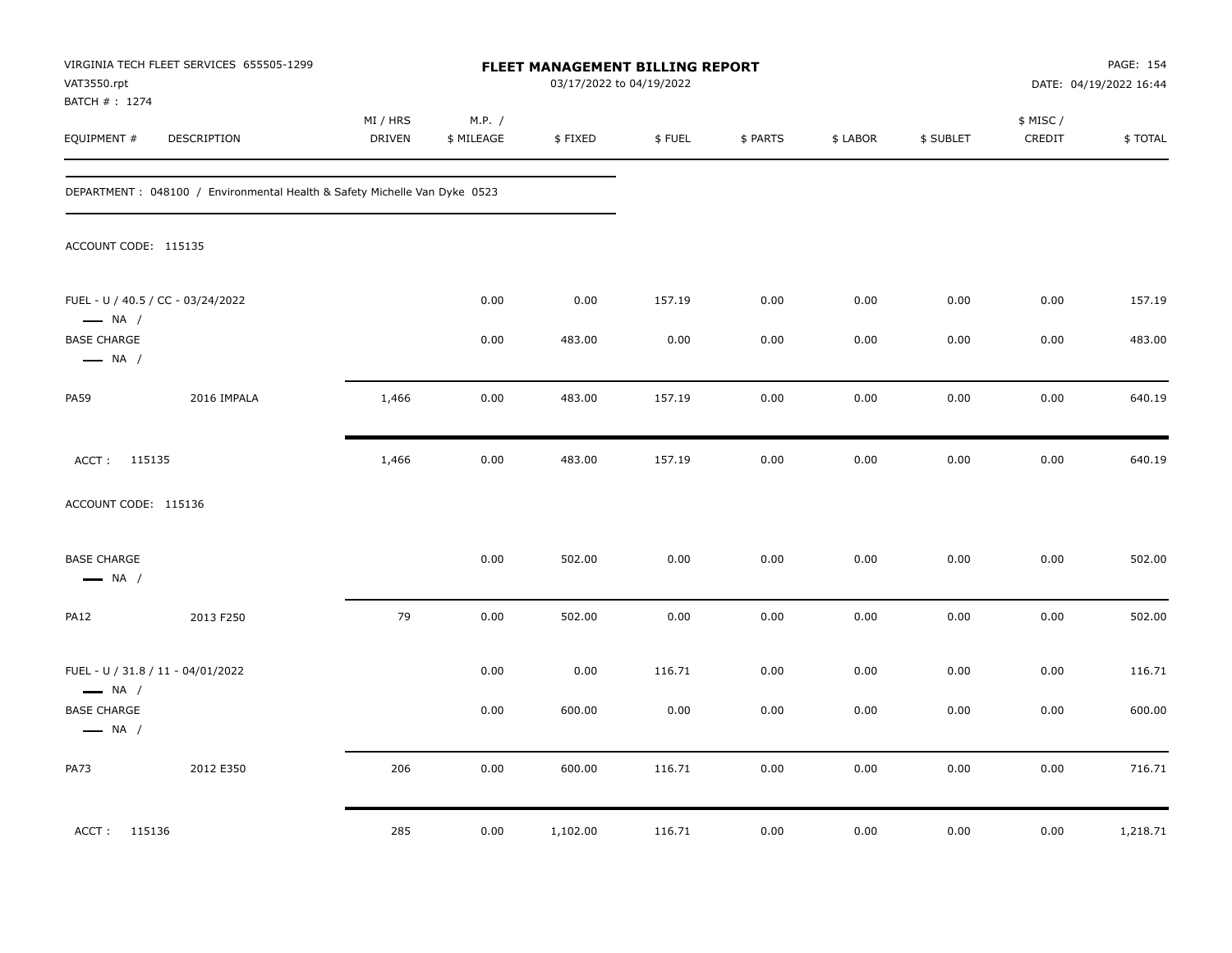VIRGINIA TECH FLEET SERVICES 655505-1299
VAT3550.rpt
BATCH # : 1274

**FLEET MANAGEMENT BILLING REPORT**
03/17/2022 to 04/19/2022

DATE: 04/19/2022 16:44

| EQUIPMENT # | DESCRIPTION | MI / HRS DRIVEN | M.P. / $ MILEAGE | $ FIXED | $ FUEL | $ PARTS | $ LABOR | $ SUBLET | $ MISC / CREDIT | $ TOTAL |
|---|---|---|---|---|---|---|---|---|---|---|
| DEPARTMENT : 048100 / Environmental Health & Safety Michelle Van Dyke 0523 | | | | | | | | | | |
| ACCOUNT CODE: 115135 | | | | | | | | | | |
| FUEL - U / 40.5 / CC - 03/24/2022 — NA / | | | 0.00 | 0.00 | 157.19 | 0.00 | 0.00 | 0.00 | 0.00 | 157.19 |
| BASE CHARGE — NA / | | | 0.00 | 483.00 | 0.00 | 0.00 | 0.00 | 0.00 | 0.00 | 483.00 |
| PA59 | 2016 IMPALA | 1,466 | 0.00 | 483.00 | 157.19 | 0.00 | 0.00 | 0.00 | 0.00 | 640.19 |
| ACCT : 115135 | | 1,466 | 0.00 | 483.00 | 157.19 | 0.00 | 0.00 | 0.00 | 0.00 | 640.19 |
| ACCOUNT CODE: 115136 | | | | | | | | | | |
| BASE CHARGE — NA / | | | 0.00 | 502.00 | 0.00 | 0.00 | 0.00 | 0.00 | 0.00 | 502.00 |
| PA12 | 2013 F250 | 79 | 0.00 | 502.00 | 0.00 | 0.00 | 0.00 | 0.00 | 0.00 | 502.00 |
| FUEL - U / 31.8 / 11 - 04/01/2022 — NA / | | | 0.00 | 0.00 | 116.71 | 0.00 | 0.00 | 0.00 | 0.00 | 116.71 |
| BASE CHARGE — NA / | | | 0.00 | 600.00 | 0.00 | 0.00 | 0.00 | 0.00 | 0.00 | 600.00 |
| PA73 | 2012 E350 | 206 | 0.00 | 600.00 | 116.71 | 0.00 | 0.00 | 0.00 | 0.00 | 716.71 |
| ACCT : 115136 | | 285 | 0.00 | 1,102.00 | 116.71 | 0.00 | 0.00 | 0.00 | 0.00 | 1,218.71 |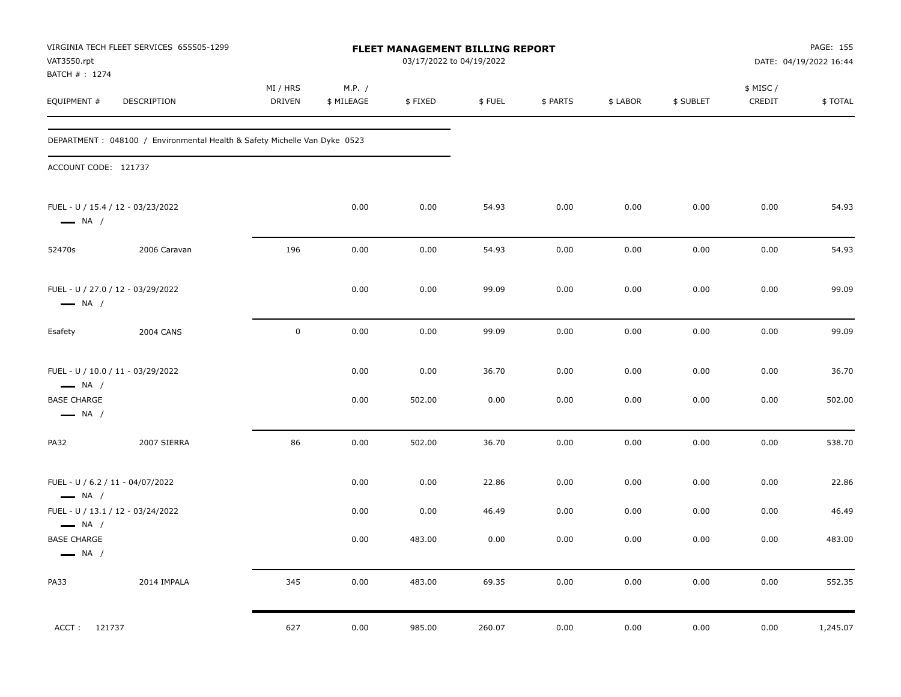VIRGINIA TECH FLEET SERVICES 655505-1299
VAT3550.rpt
BATCH # : 1274

# FLEET MANAGEMENT BILLING REPORT

03/17/2022 to 04/19/2022

DATE: 04/19/2022 16:44

| EQUIPMENT # | DESCRIPTION | MI / HRS DRIVEN | M.P. / $ MILEAGE | $ FIXED | $ FUEL | $ PARTS | $ LABOR | $ SUBLET | $ MISC / CREDIT | $ TOTAL |
|---|---|---|---|---|---|---|---|---|---|---|
| DEPARTMENT : 048100 / Environmental Health & Safety Michelle Van Dyke 0523 | | | | | | | | | | |
| ACCOUNT CODE: 121737 | | | | | | | | | | |
| FUEL - U / 15.4 / 12 - 03/23/2022 — NA / | | | 0.00 | 0.00 | 54.93 | 0.00 | 0.00 | 0.00 | 0.00 | 54.93 |
| 52470s | 2006 Caravan | 196 | 0.00 | 0.00 | 54.93 | 0.00 | 0.00 | 0.00 | 0.00 | 54.93 |
| FUEL - U / 27.0 / 12 - 03/29/2022 — NA / | | | 0.00 | 0.00 | 99.09 | 0.00 | 0.00 | 0.00 | 0.00 | 99.09 |
| Esafety | 2004 CANS | 0 | 0.00 | 0.00 | 99.09 | 0.00 | 0.00 | 0.00 | 0.00 | 99.09 |
| FUEL - U / 10.0 / 11 - 03/29/2022 — NA / | | | 0.00 | 0.00 | 36.70 | 0.00 | 0.00 | 0.00 | 0.00 | 36.70 |
| BASE CHARGE — NA / | | | 0.00 | 502.00 | 0.00 | 0.00 | 0.00 | 0.00 | 0.00 | 502.00 |
| PA32 | 2007 SIERRA | 86 | 0.00 | 502.00 | 36.70 | 0.00 | 0.00 | 0.00 | 0.00 | 538.70 |
| FUEL - U / 6.2 / 11 - 04/07/2022 — NA / | | | 0.00 | 0.00 | 22.86 | 0.00 | 0.00 | 0.00 | 0.00 | 22.86 |
| FUEL - U / 13.1 / 12 - 03/24/2022 — NA / | | | 0.00 | 0.00 | 46.49 | 0.00 | 0.00 | 0.00 | 0.00 | 46.49 |
| BASE CHARGE — NA / | | | 0.00 | 483.00 | 0.00 | 0.00 | 0.00 | 0.00 | 0.00 | 483.00 |
| PA33 | 2014 IMPALA | 345 | 0.00 | 483.00 | 69.35 | 0.00 | 0.00 | 0.00 | 0.00 | 552.35 |
| ACCT : 121737 | | 627 | 0.00 | 985.00 | 260.07 | 0.00 | 0.00 | 0.00 | 0.00 | 1,245.07 |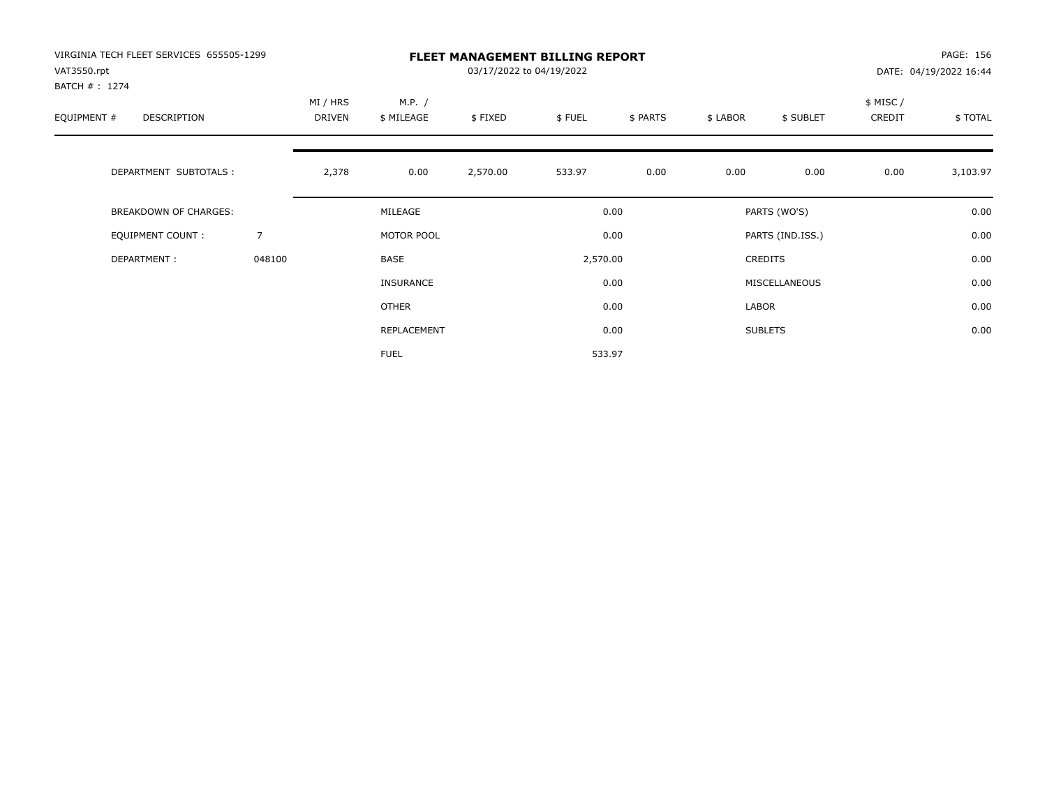VIRGINIA TECH FLEET SERVICES 655505-1299
VAT3550.rpt
BATCH # : 1274

# FLEET MANAGEMENT BILLING REPORT

03/17/2022 to 04/19/2022

DATE: 04/19/2022 16:44

| EQUIPMENT # | DESCRIPTION | MI / HRS DRIVEN | M.P. / $ MILEAGE | $ FIXED | $ FUEL | $ PARTS | $ LABOR | $ SUBLET | $ MISC / CREDIT | $ TOTAL |
|---|---|---|---|---|---|---|---|---|---|---|
| | DEPARTMENT SUBTOTALS : | 2,378 | 0.00 | 2,570.00 | 533.97 | 0.00 | 0.00 | 0.00 | 0.00 | 3,103.97 |

| | | | | | |
|---|---|---|---|---|---|
| BREAKDOWN OF CHARGES: | | MILEAGE | 0.00 | PARTS (WO'S) | 0.00 |
| EQUIPMENT COUNT : | 7 | MOTOR POOL | 0.00 | PARTS (IND.ISS.) | 0.00 |
| DEPARTMENT : | 048100 | BASE | 2,570.00 | CREDITS | 0.00 |
| | | INSURANCE | 0.00 | MISCELLANEOUS | 0.00 |
| | | OTHER | 0.00 | LABOR | 0.00 |
| | | REPLACEMENT | 0.00 | SUBLETS | 0.00 |
| | | FUEL | 533.97 | | |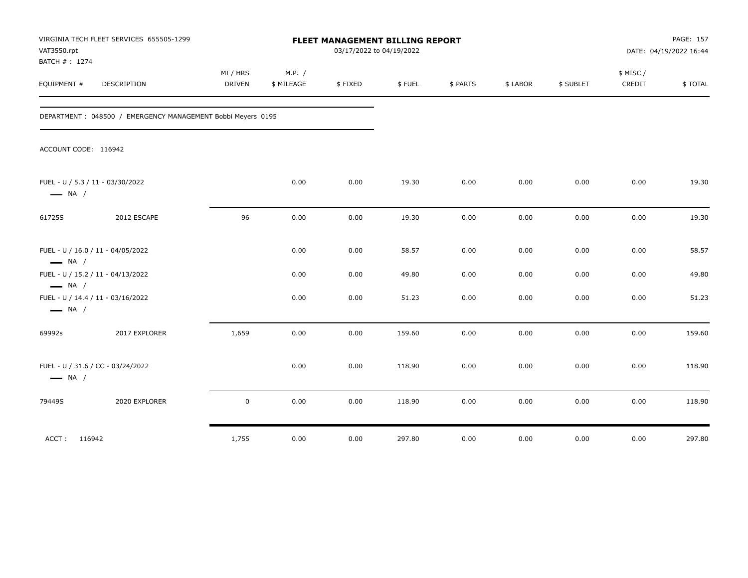VIRGINIA TECH FLEET SERVICES 655505-1299
VAT3550.rpt
BATCH # : 1274

# FLEET MANAGEMENT BILLING REPORT

03/17/2022 to 04/19/2022

DATE: 04/19/2022 16:44

DEPARTMENT : 048500 / EMERGENCY MANAGEMENT Bobbi Meyers 0195

ACCOUNT CODE: 116942

| EQUIPMENT # | DESCRIPTION | MI / HRS DRIVEN | M.P. / $ MILEAGE | $ FIXED | $ FUEL | $ PARTS | $ LABOR | $ SUBLET | $ MISC / CREDIT | $ TOTAL |
|---|---|---|---|---|---|---|---|---|---|---|
| FUEL - U / 5.3 / 11 - 03/30/2022 — NA / | | | 0.00 | 0.00 | 19.30 | 0.00 | 0.00 | 0.00 | 0.00 | 19.30 |
| 61725S | 2012 ESCAPE | 96 | 0.00 | 0.00 | 19.30 | 0.00 | 0.00 | 0.00 | 0.00 | 19.30 |
| FUEL - U / 16.0 / 11 - 04/05/2022 — NA / | | | 0.00 | 0.00 | 58.57 | 0.00 | 0.00 | 0.00 | 0.00 | 58.57 |
| FUEL - U / 15.2 / 11 - 04/13/2022 — NA / | | | 0.00 | 0.00 | 49.80 | 0.00 | 0.00 | 0.00 | 0.00 | 49.80 |
| FUEL - U / 14.4 / 11 - 03/16/2022 — NA / | | | 0.00 | 0.00 | 51.23 | 0.00 | 0.00 | 0.00 | 0.00 | 51.23 |
| 69992s | 2017 EXPLORER | 1,659 | 0.00 | 0.00 | 159.60 | 0.00 | 0.00 | 0.00 | 0.00 | 159.60 |
| FUEL - U / 31.6 / CC - 03/24/2022 — NA / | | | 0.00 | 0.00 | 118.90 | 0.00 | 0.00 | 0.00 | 0.00 | 118.90 |
| 79449S | 2020 EXPLORER | 0 | 0.00 | 0.00 | 118.90 | 0.00 | 0.00 | 0.00 | 0.00 | 118.90 |
| ACCT : 116942 | | 1,755 | 0.00 | 0.00 | 297.80 | 0.00 | 0.00 | 0.00 | 0.00 | 297.80 |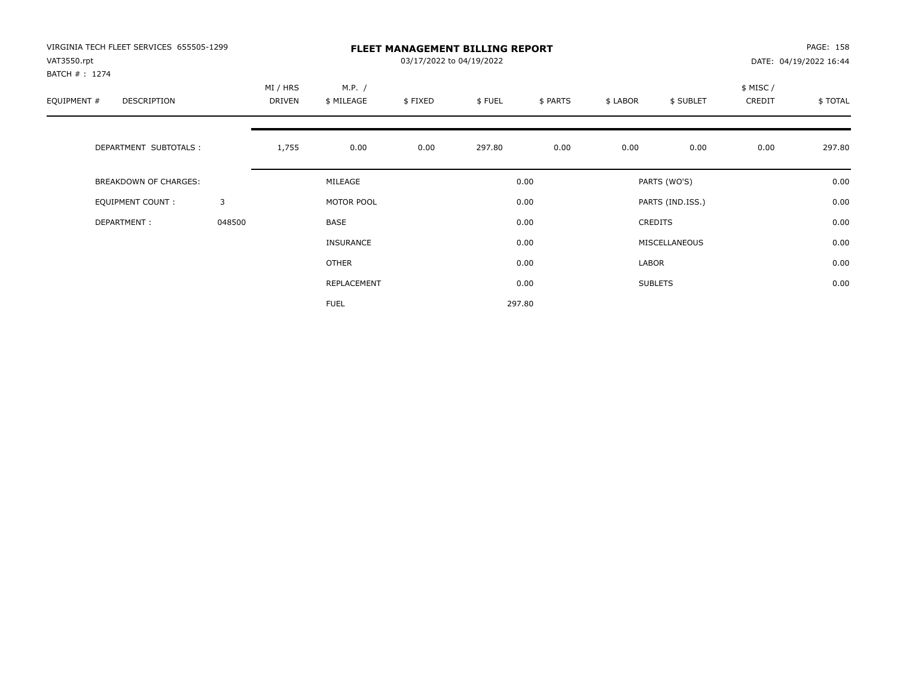VIRGINIA TECH FLEET SERVICES 655505-1299
VAT3550.rpt
BATCH # : 1274

# FLEET MANAGEMENT BILLING REPORT

03/17/2022 to 04/19/2022

DATE: 04/19/2022 16:44

| EQUIPMENT # | DESCRIPTION | MI / HRS DRIVEN | M.P. / $ MILEAGE | $ FIXED | $ FUEL | $ PARTS | $ LABOR | $ SUBLET | $ MISC / CREDIT | $ TOTAL |
|---|---|---|---|---|---|---|---|---|---|---|
| | DEPARTMENT SUBTOTALS : | 1,755 | 0.00 | 0.00 | 297.80 | 0.00 | 0.00 | 0.00 | 0.00 | 297.80 |

| | | | | | |
|---|---|---|---|---|---|
| BREAKDOWN OF CHARGES: | | MILEAGE | 0.00 | PARTS (WO'S) | 0.00 |
| EQUIPMENT COUNT : | 3 | MOTOR POOL | 0.00 | PARTS (IND.ISS.) | 0.00 |
| DEPARTMENT : | 048500 | BASE | 0.00 | CREDITS | 0.00 |
| | | INSURANCE | 0.00 | MISCELLANEOUS | 0.00 |
| | | OTHER | 0.00 | LABOR | 0.00 |
| | | REPLACEMENT | 0.00 | SUBLETS | 0.00 |
| | | FUEL | 297.80 | | |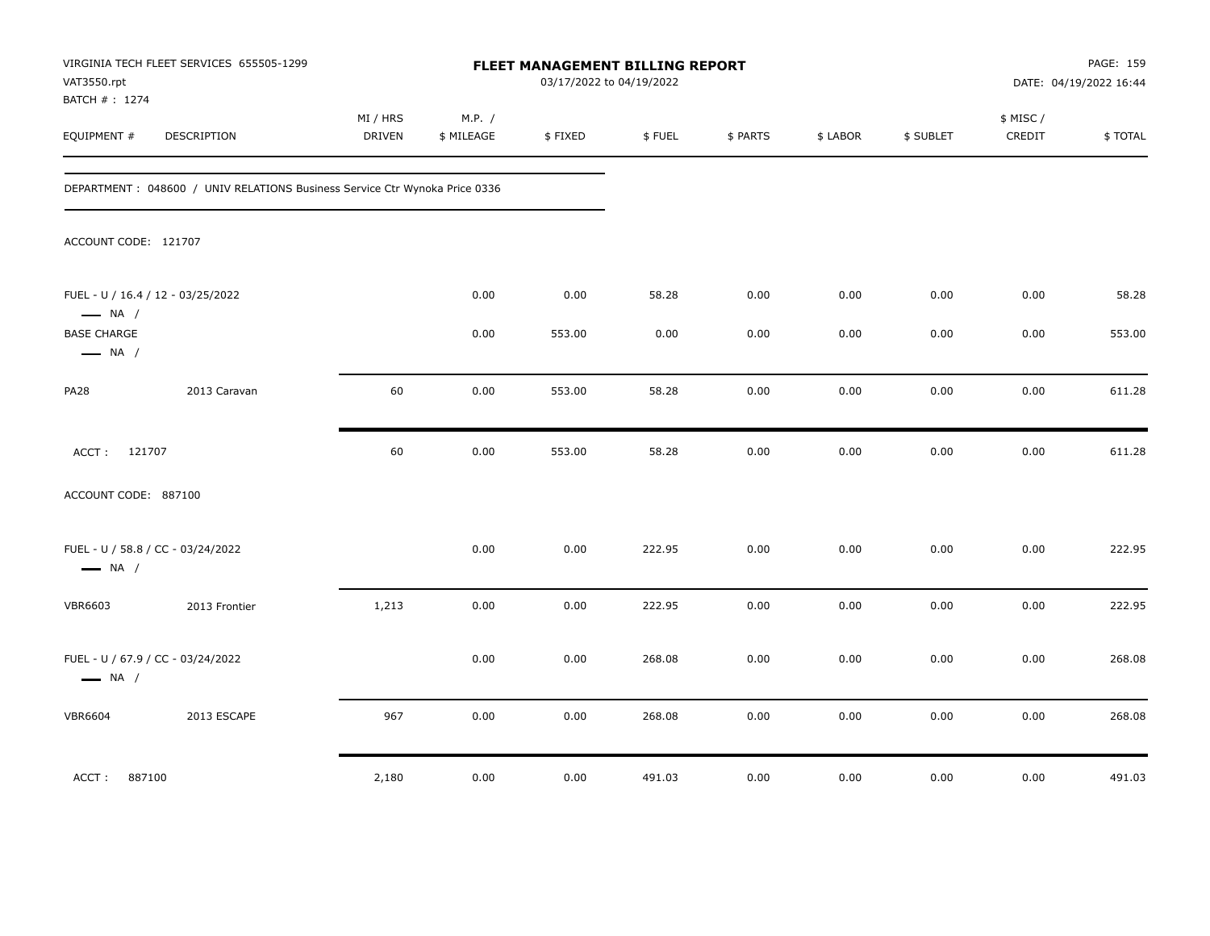VIRGINIA TECH FLEET SERVICES 655505-1299
VAT3550.rpt
BATCH # : 1274

**FLEET MANAGEMENT BILLING REPORT**
03/17/2022 to 04/19/2022

DATE: 04/19/2022 16:44

| EQUIPMENT # | DESCRIPTION | MI / HRS DRIVEN | M.P. / $ MILEAGE | $ FIXED | $ FUEL | $ PARTS | $ LABOR | $ SUBLET | $ MISC / CREDIT | $ TOTAL |
|---|---|---|---|---|---|---|---|---|---|---|
| DEPARTMENT : 048600 / UNIV RELATIONS Business Service Ctr Wynoka Price 0336 | | | | | | | | | | |
| ACCOUNT CODE: 121707 | | | | | | | | | | |
| FUEL - U / 16.4 / 12 - 03/25/2022 — NA / | | | 0.00 | 0.00 | 58.28 | 0.00 | 0.00 | 0.00 | 0.00 | 58.28 |
| BASE CHARGE — NA / | | | 0.00 | 553.00 | 0.00 | 0.00 | 0.00 | 0.00 | 0.00 | 553.00 |
| PA28 | 2013 Caravan | 60 | 0.00 | 553.00 | 58.28 | 0.00 | 0.00 | 0.00 | 0.00 | 611.28 |
| ACCT : 121707 | | 60 | 0.00 | 553.00 | 58.28 | 0.00 | 0.00 | 0.00 | 0.00 | 611.28 |
| ACCOUNT CODE: 887100 | | | | | | | | | | |
| FUEL - U / 58.8 / CC - 03/24/2022 — NA / | | | 0.00 | 0.00 | 222.95 | 0.00 | 0.00 | 0.00 | 0.00 | 222.95 |
| VBR6603 | 2013 Frontier | 1,213 | 0.00 | 0.00 | 222.95 | 0.00 | 0.00 | 0.00 | 0.00 | 222.95 |
| FUEL - U / 67.9 / CC - 03/24/2022 — NA / | | | 0.00 | 0.00 | 268.08 | 0.00 | 0.00 | 0.00 | 0.00 | 268.08 |
| VBR6604 | 2013 ESCAPE | 967 | 0.00 | 0.00 | 268.08 | 0.00 | 0.00 | 0.00 | 0.00 | 268.08 |
| ACCT : 887100 | | 2,180 | 0.00 | 0.00 | 491.03 | 0.00 | 0.00 | 0.00 | 0.00 | 491.03 |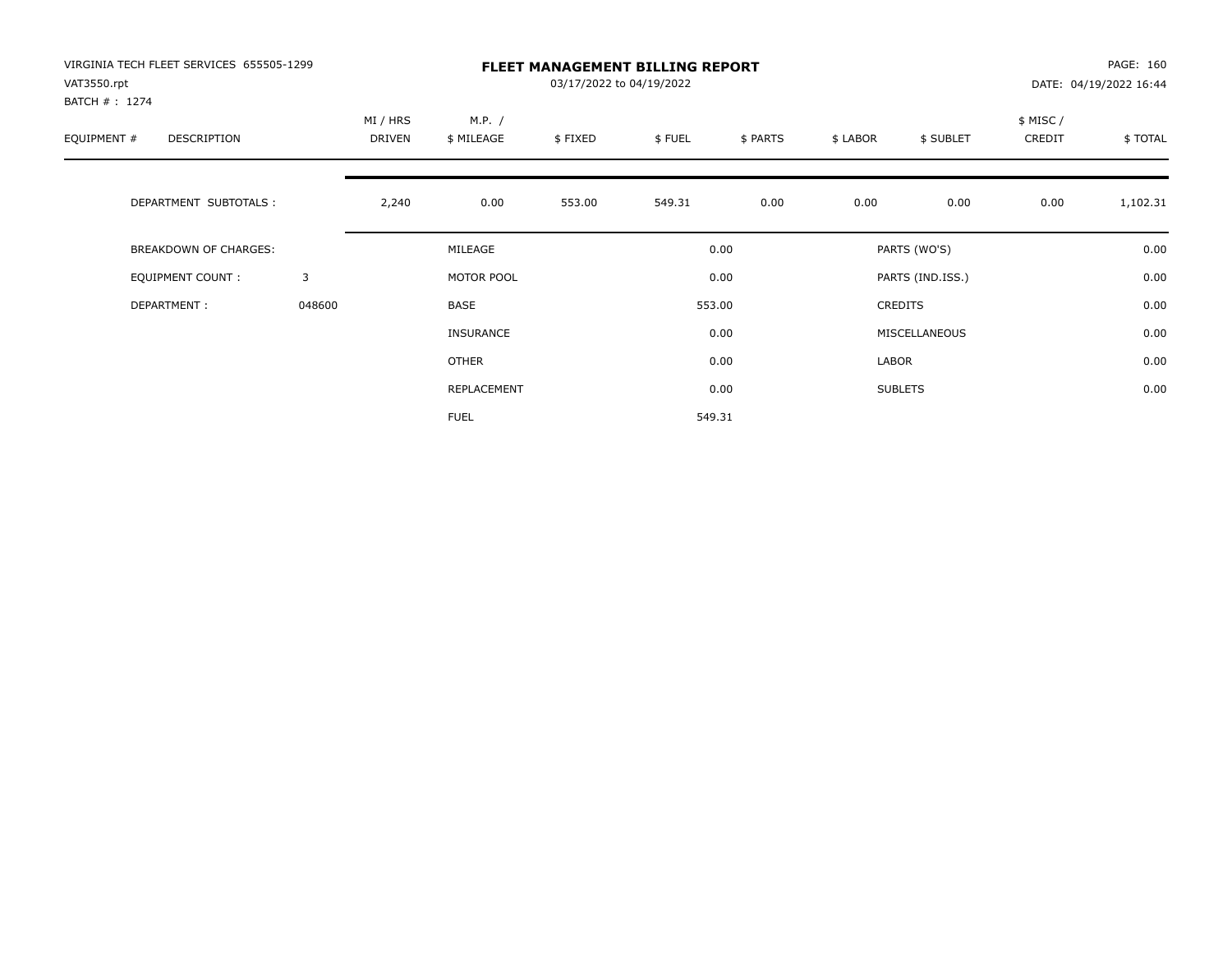VIRGINIA TECH FLEET SERVICES 655505-1299
VAT3550.rpt
BATCH # : 1274

# FLEET MANAGEMENT BILLING REPORT

03/17/2022 to 04/19/2022

DATE: 04/19/2022 16:44

| EQUIPMENT # | DESCRIPTION | MI / HRS DRIVEN | M.P. / $ MILEAGE | $ FIXED | $ FUEL | $ PARTS | $ LABOR | $ SUBLET | $ MISC / CREDIT | $ TOTAL |
|---|---|---|---|---|---|---|---|---|---|---|
| | DEPARTMENT SUBTOTALS : | 2,240 | 0.00 | 553.00 | 549.31 | 0.00 | 0.00 | 0.00 | 0.00 | 1,102.31 |

| | | | | | |
|---|---|---|---|---|---|
| BREAKDOWN OF CHARGES: | | MILEAGE | 0.00 | PARTS (WO'S) | 0.00 |
| EQUIPMENT COUNT : | 3 | MOTOR POOL | 0.00 | PARTS (IND.ISS.) | 0.00 |
| DEPARTMENT : | 048600 | BASE | 553.00 | CREDITS | 0.00 |
| | | INSURANCE | 0.00 | MISCELLANEOUS | 0.00 |
| | | OTHER | 0.00 | LABOR | 0.00 |
| | | REPLACEMENT | 0.00 | SUBLETS | 0.00 |
| | | FUEL | 549.31 | | |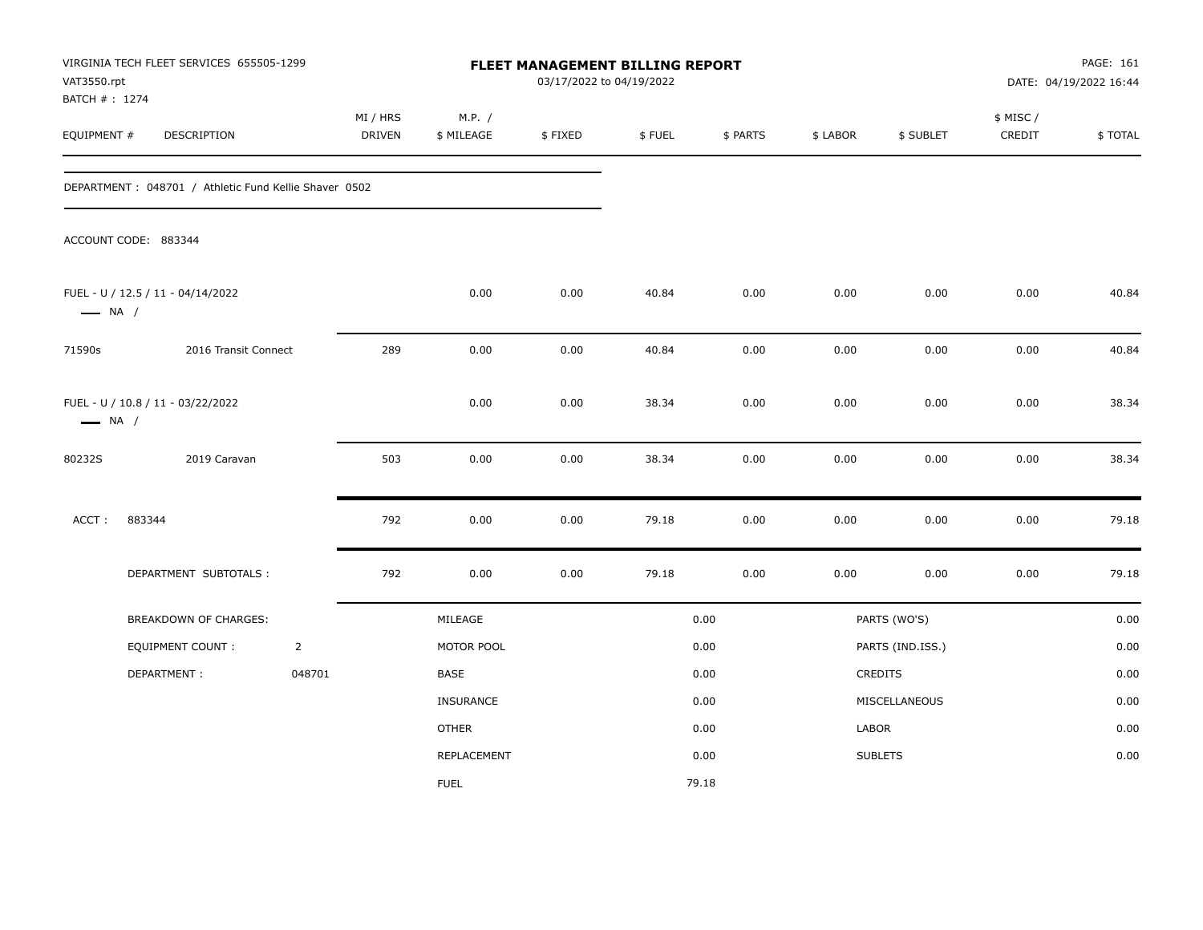VIRGINIA TECH FLEET SERVICES 655505-1299
VAT3550.rpt
BATCH # : 1274

# FLEET MANAGEMENT BILLING REPORT

03/17/2022 to 04/19/2022

DATE: 04/19/2022 16:44

| EQUIPMENT # | DESCRIPTION | MI / HRS DRIVEN | M.P. / $ MILEAGE | $ FIXED | $ FUEL | $ PARTS | $ LABOR | $ SUBLET | $ MISC / CREDIT | $ TOTAL |
|---|---|---|---|---|---|---|---|---|---|---|

DEPARTMENT : 048701 / Athletic Fund Kellie Shaver 0502

ACCOUNT CODE: 883344

| EQUIPMENT # | DESCRIPTION | MI / HRS DRIVEN | M.P. / $ MILEAGE | $ FIXED | $ FUEL | $ PARTS | $ LABOR | $ SUBLET | $ MISC / CREDIT | $ TOTAL |
|---|---|---|---|---|---|---|---|---|---|---|
| FUEL - U / 12.5 / 11 - 04/14/2022 — NA / | | | 0.00 | 0.00 | 40.84 | 0.00 | 0.00 | 0.00 | 0.00 | 40.84 |
| 71590s | 2016 Transit Connect | 289 | 0.00 | 0.00 | 40.84 | 0.00 | 0.00 | 0.00 | 0.00 | 40.84 |
| FUEL - U / 10.8 / 11 - 03/22/2022 — NA / | | | 0.00 | 0.00 | 38.34 | 0.00 | 0.00 | 0.00 | 0.00 | 38.34 |
| 80232S | 2019 Caravan | 503 | 0.00 | 0.00 | 38.34 | 0.00 | 0.00 | 0.00 | 0.00 | 38.34 |
| ACCT : 883344 | | 792 | 0.00 | 0.00 | 79.18 | 0.00 | 0.00 | 0.00 | 0.00 | 79.18 |
| | DEPARTMENT SUBTOTALS : | 792 | 0.00 | 0.00 | 79.18 | 0.00 | 0.00 | 0.00 | 0.00 | 79.18 |

| | | | | | |
|---|---|---|---|---|---|
| BREAKDOWN OF CHARGES: | | MILEAGE | 0.00 | PARTS (WO'S) | 0.00 |
| EQUIPMENT COUNT : | 2 | MOTOR POOL | 0.00 | PARTS (IND.ISS.) | 0.00 |
| DEPARTMENT : | 048701 | BASE | 0.00 | CREDITS | 0.00 |
| | | INSURANCE | 0.00 | MISCELLANEOUS | 0.00 |
| | | OTHER | 0.00 | LABOR | 0.00 |
| | | REPLACEMENT | 0.00 | SUBLETS | 0.00 |
| | | FUEL | 79.18 | | |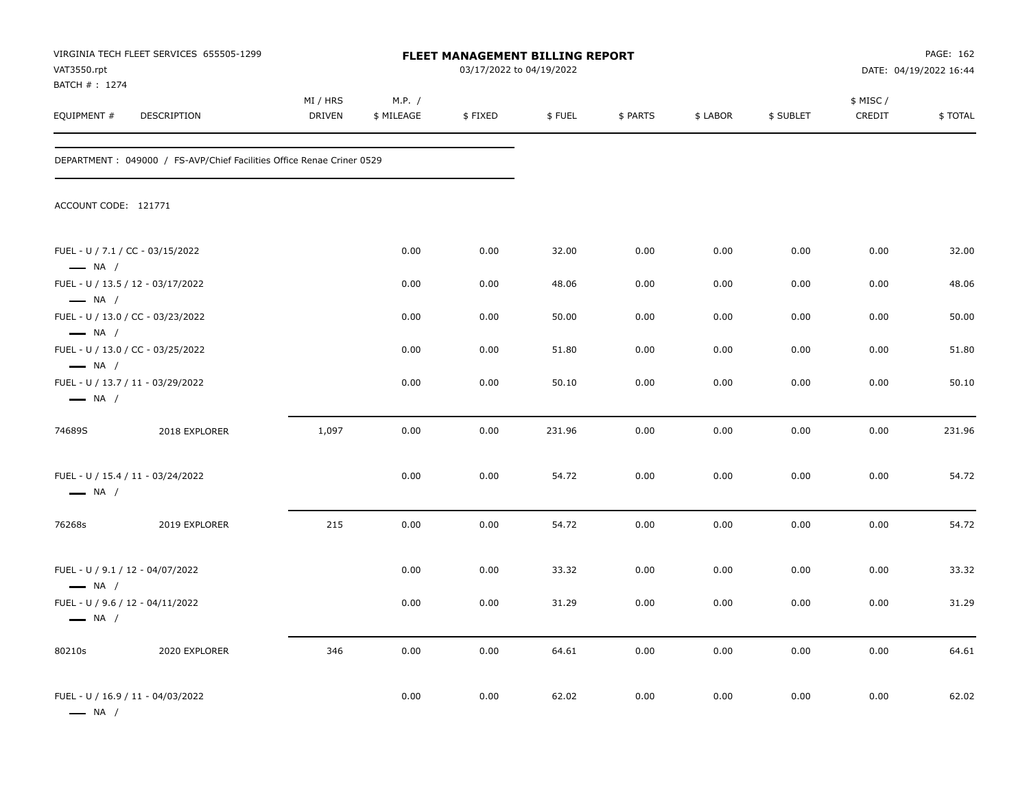VIRGINIA TECH FLEET SERVICES 655505-1299
VAT3550.rpt
BATCH # : 1274

# FLEET MANAGEMENT BILLING REPORT

03/17/2022 to 04/19/2022

DATE: 04/19/2022 16:44

DEPARTMENT : 049000 / FS-AVP/Chief Facilities Office Renae Criner 0529

ACCOUNT CODE: 121771

| EQUIPMENT # | DESCRIPTION | MI / HRS DRIVEN | M.P. / $ MILEAGE | $ FIXED | $ FUEL | $ PARTS | $ LABOR | $ SUBLET | $ MISC / CREDIT | $ TOTAL |
|---|---|---|---|---|---|---|---|---|---|---|
| FUEL - U / 7.1 / CC - 03/15/2022 — NA / | | | 0.00 | 0.00 | 32.00 | 0.00 | 0.00 | 0.00 | 0.00 | 32.00 |
| FUEL - U / 13.5 / 12 - 03/17/2022 — NA / | | | 0.00 | 0.00 | 48.06 | 0.00 | 0.00 | 0.00 | 0.00 | 48.06 |
| FUEL - U / 13.0 / CC - 03/23/2022 — NA / | | | 0.00 | 0.00 | 50.00 | 0.00 | 0.00 | 0.00 | 0.00 | 50.00 |
| FUEL - U / 13.0 / CC - 03/25/2022 — NA / | | | 0.00 | 0.00 | 51.80 | 0.00 | 0.00 | 0.00 | 0.00 | 51.80 |
| FUEL - U / 13.7 / 11 - 03/29/2022 — NA / | | | 0.00 | 0.00 | 50.10 | 0.00 | 0.00 | 0.00 | 0.00 | 50.10 |
| 74689S | 2018 EXPLORER | 1,097 | 0.00 | 0.00 | 231.96 | 0.00 | 0.00 | 0.00 | 0.00 | 231.96 |
| FUEL - U / 15.4 / 11 - 03/24/2022 — NA / | | | 0.00 | 0.00 | 54.72 | 0.00 | 0.00 | 0.00 | 0.00 | 54.72 |
| 76268s | 2019 EXPLORER | 215 | 0.00 | 0.00 | 54.72 | 0.00 | 0.00 | 0.00 | 0.00 | 54.72 |
| FUEL - U / 9.1 / 12 - 04/07/2022 — NA / | | | 0.00 | 0.00 | 33.32 | 0.00 | 0.00 | 0.00 | 0.00 | 33.32 |
| FUEL - U / 9.6 / 12 - 04/11/2022 — NA / | | | 0.00 | 0.00 | 31.29 | 0.00 | 0.00 | 0.00 | 0.00 | 31.29 |
| 80210s | 2020 EXPLORER | 346 | 0.00 | 0.00 | 64.61 | 0.00 | 0.00 | 0.00 | 0.00 | 64.61 |
| FUEL - U / 16.9 / 11 - 04/03/2022 — NA / | | | 0.00 | 0.00 | 62.02 | 0.00 | 0.00 | 0.00 | 0.00 | 62.02 |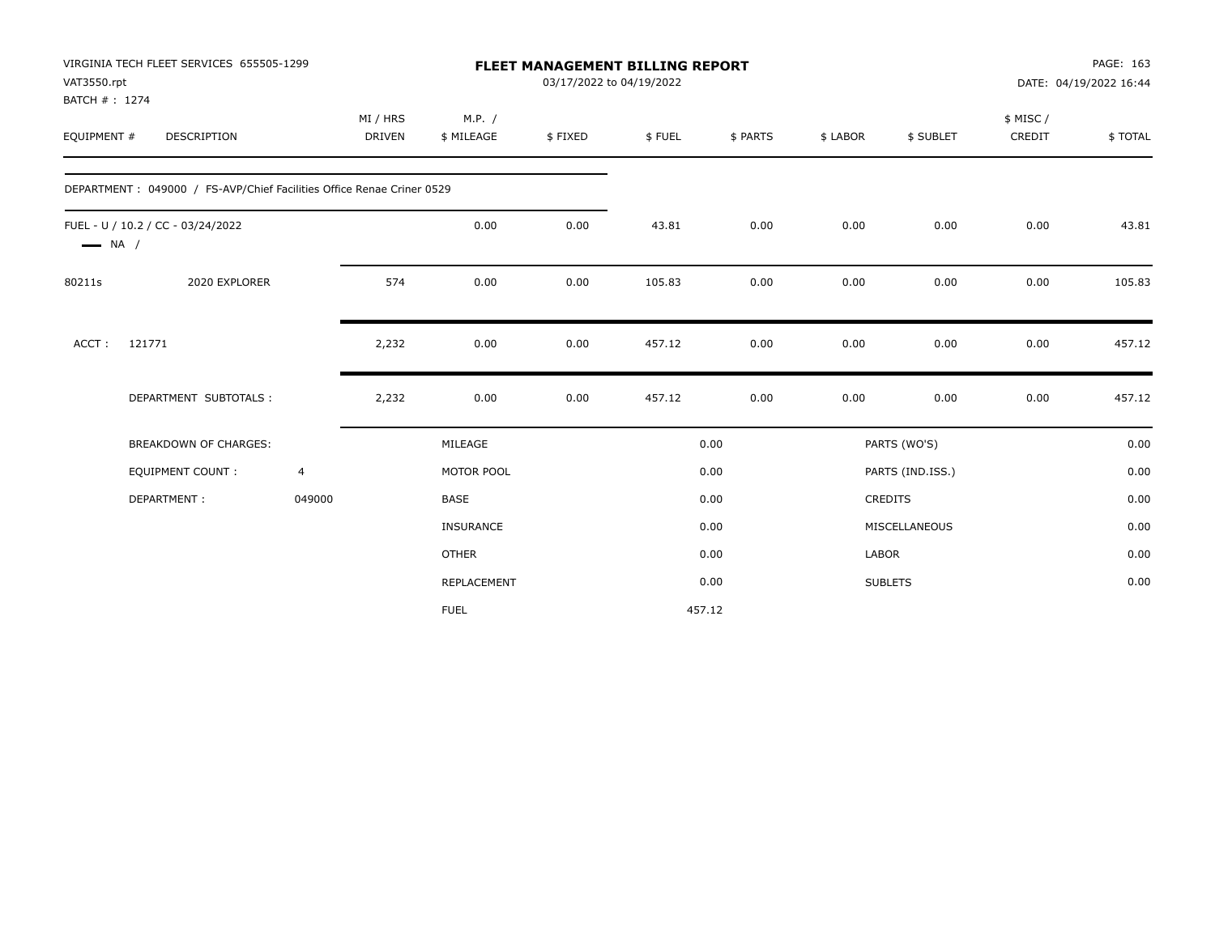VIRGINIA TECH FLEET SERVICES 655505-1299
VAT3550.rpt
BATCH # : 1274

# FLEET MANAGEMENT BILLING REPORT

03/17/2022 to 04/19/2022

DATE: 04/19/2022 16:44

| EQUIPMENT # | DESCRIPTION | MI / HRS DRIVEN | M.P. / $ MILEAGE | $ FIXED | $ FUEL | $ PARTS | $ LABOR | $ SUBLET | $ MISC / CREDIT | $ TOTAL |
|---|---|---|---|---|---|---|---|---|---|---|
| DEPARTMENT : 049000 / FS-AVP/Chief Facilities Office Renae Criner 0529 | | | | | | | | | | |
| FUEL - U / 10.2 / CC - 03/24/2022 — NA / | | | 0.00 | 0.00 | 43.81 | 0.00 | 0.00 | 0.00 | 0.00 | 43.81 |
| 80211s | 2020 EXPLORER | 574 | 0.00 | 0.00 | 105.83 | 0.00 | 0.00 | 0.00 | 0.00 | 105.83 |
| ACCT : 121771 | | 2,232 | 0.00 | 0.00 | 457.12 | 0.00 | 0.00 | 0.00 | 0.00 | 457.12 |
| | DEPARTMENT SUBTOTALS : | 2,232 | 0.00 | 0.00 | 457.12 | 0.00 | 0.00 | 0.00 | 0.00 | 457.12 |

| | | | | | |
|---|---|---|---|---|---|
| BREAKDOWN OF CHARGES: | | MILEAGE | 0.00 | PARTS (WO'S) | 0.00 |
| EQUIPMENT COUNT : | 4 | MOTOR POOL | 0.00 | PARTS (IND.ISS.) | 0.00 |
| DEPARTMENT : | 049000 | BASE | 0.00 | CREDITS | 0.00 |
| | | INSURANCE | 0.00 | MISCELLANEOUS | 0.00 |
| | | OTHER | 0.00 | LABOR | 0.00 |
| | | REPLACEMENT | 0.00 | SUBLETS | 0.00 |
| | | FUEL | 457.12 | | |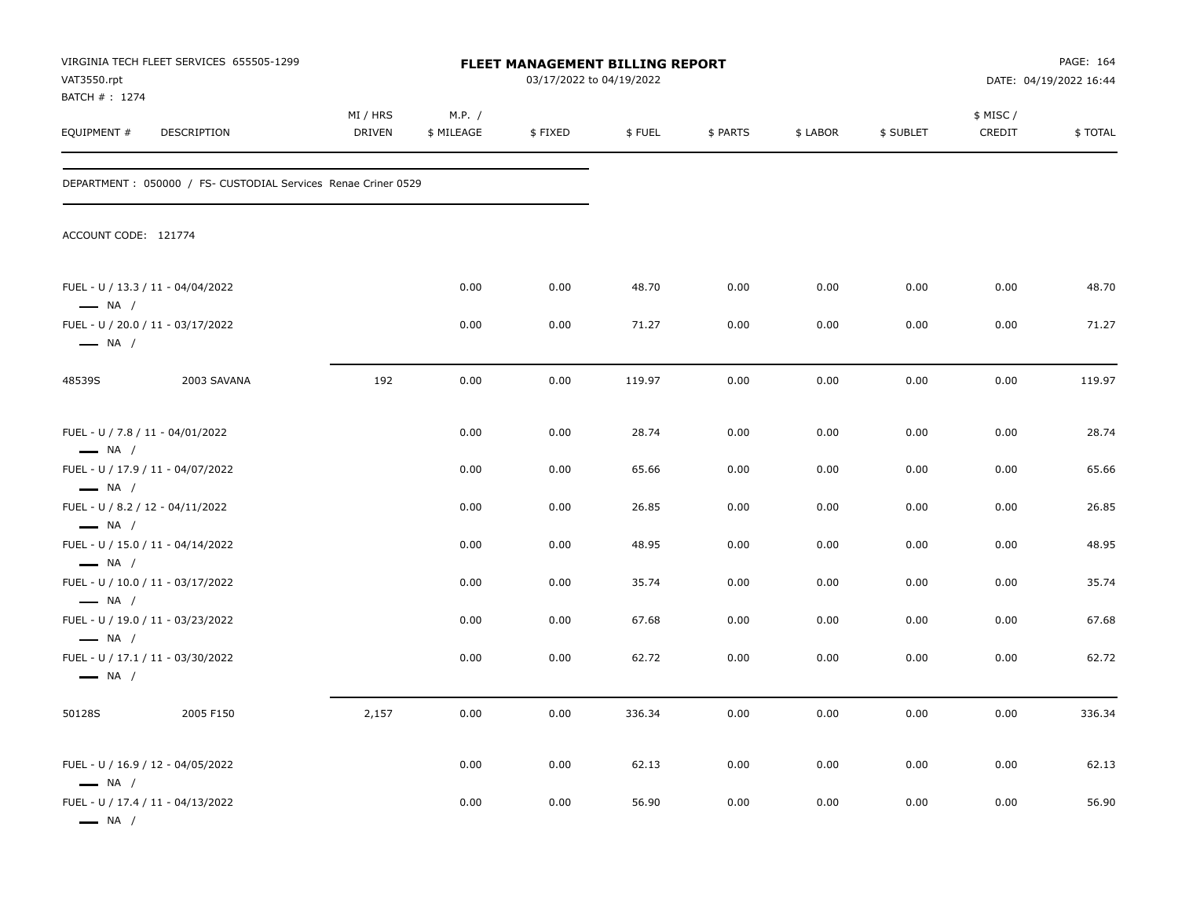VIRGINIA TECH FLEET SERVICES 655505-1299
VAT3550.rpt
BATCH # : 1274

**FLEET MANAGEMENT BILLING REPORT**
03/17/2022 to 04/19/2022

DATE: 04/19/2022 16:44

| EQUIPMENT # | DESCRIPTION | MI / HRS DRIVEN | M.P. / $ MILEAGE | $ FIXED | $ FUEL | $ PARTS | $ LABOR | $ SUBLET | $ MISC / CREDIT | $ TOTAL |
|---|---|---|---|---|---|---|---|---|---|---|
| DEPARTMENT : 050000 / FS- CUSTODIAL Services Renae Criner 0529 | | | | | | | | | | |
| ACCOUNT CODE: 121774 | | | | | | | | | | |
| FUEL - U / 13.3 / 11 - 04/04/2022 — NA / | | | 0.00 | 0.00 | 48.70 | 0.00 | 0.00 | 0.00 | 0.00 | 48.70 |
| FUEL - U / 20.0 / 11 - 03/17/2022 — NA / | | | 0.00 | 0.00 | 71.27 | 0.00 | 0.00 | 0.00 | 0.00 | 71.27 |
| 48539S | 2003 SAVANA | 192 | 0.00 | 0.00 | 119.97 | 0.00 | 0.00 | 0.00 | 0.00 | 119.97 |
| FUEL - U / 7.8 / 11 - 04/01/2022 — NA / | | | 0.00 | 0.00 | 28.74 | 0.00 | 0.00 | 0.00 | 0.00 | 28.74 |
| FUEL - U / 17.9 / 11 - 04/07/2022 — NA / | | | 0.00 | 0.00 | 65.66 | 0.00 | 0.00 | 0.00 | 0.00 | 65.66 |
| FUEL - U / 8.2 / 12 - 04/11/2022 — NA / | | | 0.00 | 0.00 | 26.85 | 0.00 | 0.00 | 0.00 | 0.00 | 26.85 |
| FUEL - U / 15.0 / 11 - 04/14/2022 — NA / | | | 0.00 | 0.00 | 48.95 | 0.00 | 0.00 | 0.00 | 0.00 | 48.95 |
| FUEL - U / 10.0 / 11 - 03/17/2022 — NA / | | | 0.00 | 0.00 | 35.74 | 0.00 | 0.00 | 0.00 | 0.00 | 35.74 |
| FUEL - U / 19.0 / 11 - 03/23/2022 — NA / | | | 0.00 | 0.00 | 67.68 | 0.00 | 0.00 | 0.00 | 0.00 | 67.68 |
| FUEL - U / 17.1 / 11 - 03/30/2022 — NA / | | | 0.00 | 0.00 | 62.72 | 0.00 | 0.00 | 0.00 | 0.00 | 62.72 |
| 50128S | 2005 F150 | 2,157 | 0.00 | 0.00 | 336.34 | 0.00 | 0.00 | 0.00 | 0.00 | 336.34 |
| FUEL - U / 16.9 / 12 - 04/05/2022 — NA / | | | 0.00 | 0.00 | 62.13 | 0.00 | 0.00 | 0.00 | 0.00 | 62.13 |
| FUEL - U / 17.4 / 11 - 04/13/2022 — NA / | | | 0.00 | 0.00 | 56.90 | 0.00 | 0.00 | 0.00 | 0.00 | 56.90 |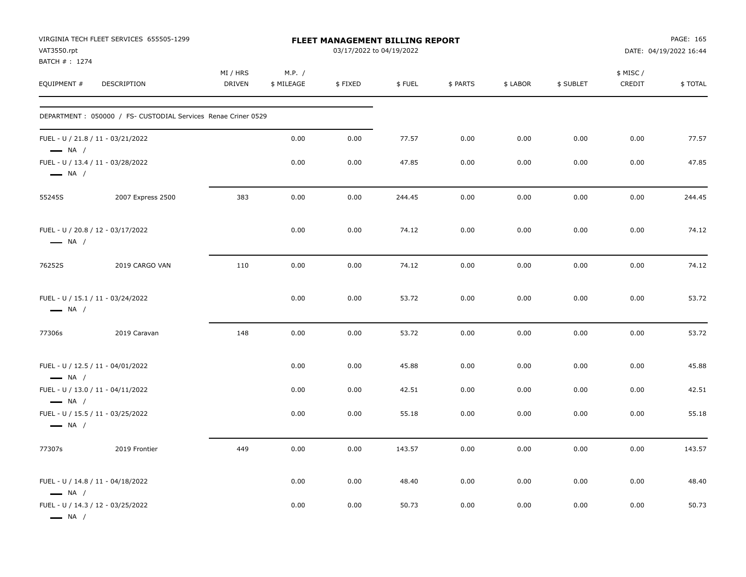VIRGINIA TECH FLEET SERVICES 655505-1299
VAT3550.rpt
BATCH # : 1274

**FLEET MANAGEMENT BILLING REPORT**
03/17/2022 to 04/19/2022

DATE: 04/19/2022 16:44

| EQUIPMENT # | DESCRIPTION | MI / HRS DRIVEN | M.P. / $ MILEAGE | $ FIXED | $ FUEL | $ PARTS | $ LABOR | $ SUBLET | $ MISC / CREDIT | $ TOTAL |
|---|---|---|---|---|---|---|---|---|---|---|
| DEPARTMENT : 050000 / FS- CUSTODIAL Services Renae Criner 0529 | | | | | | | | | | |
| FUEL - U / 21.8 / 11 - 03/21/2022 — NA / | | | 0.00 | 0.00 | 77.57 | 0.00 | 0.00 | 0.00 | 0.00 | 77.57 |
| FUEL - U / 13.4 / 11 - 03/28/2022 — NA / | | | 0.00 | 0.00 | 47.85 | 0.00 | 0.00 | 0.00 | 0.00 | 47.85 |
| 55245S | 2007 Express 2500 | 383 | 0.00 | 0.00 | 244.45 | 0.00 | 0.00 | 0.00 | 0.00 | 244.45 |
| FUEL - U / 20.8 / 12 - 03/17/2022 — NA / | | | 0.00 | 0.00 | 74.12 | 0.00 | 0.00 | 0.00 | 0.00 | 74.12 |
| 76252S | 2019 CARGO VAN | 110 | 0.00 | 0.00 | 74.12 | 0.00 | 0.00 | 0.00 | 0.00 | 74.12 |
| FUEL - U / 15.1 / 11 - 03/24/2022 — NA / | | | 0.00 | 0.00 | 53.72 | 0.00 | 0.00 | 0.00 | 0.00 | 53.72 |
| 77306s | 2019 Caravan | 148 | 0.00 | 0.00 | 53.72 | 0.00 | 0.00 | 0.00 | 0.00 | 53.72 |
| FUEL - U / 12.5 / 11 - 04/01/2022 — NA / | | | 0.00 | 0.00 | 45.88 | 0.00 | 0.00 | 0.00 | 0.00 | 45.88 |
| FUEL - U / 13.0 / 11 - 04/11/2022 — NA / | | | 0.00 | 0.00 | 42.51 | 0.00 | 0.00 | 0.00 | 0.00 | 42.51 |
| FUEL - U / 15.5 / 11 - 03/25/2022 — NA / | | | 0.00 | 0.00 | 55.18 | 0.00 | 0.00 | 0.00 | 0.00 | 55.18 |
| 77307s | 2019 Frontier | 449 | 0.00 | 0.00 | 143.57 | 0.00 | 0.00 | 0.00 | 0.00 | 143.57 |
| FUEL - U / 14.8 / 11 - 04/18/2022 — NA / | | | 0.00 | 0.00 | 48.40 | 0.00 | 0.00 | 0.00 | 0.00 | 48.40 |
| FUEL - U / 14.3 / 12 - 03/25/2022 — NA / | | | 0.00 | 0.00 | 50.73 | 0.00 | 0.00 | 0.00 | 0.00 | 50.73 |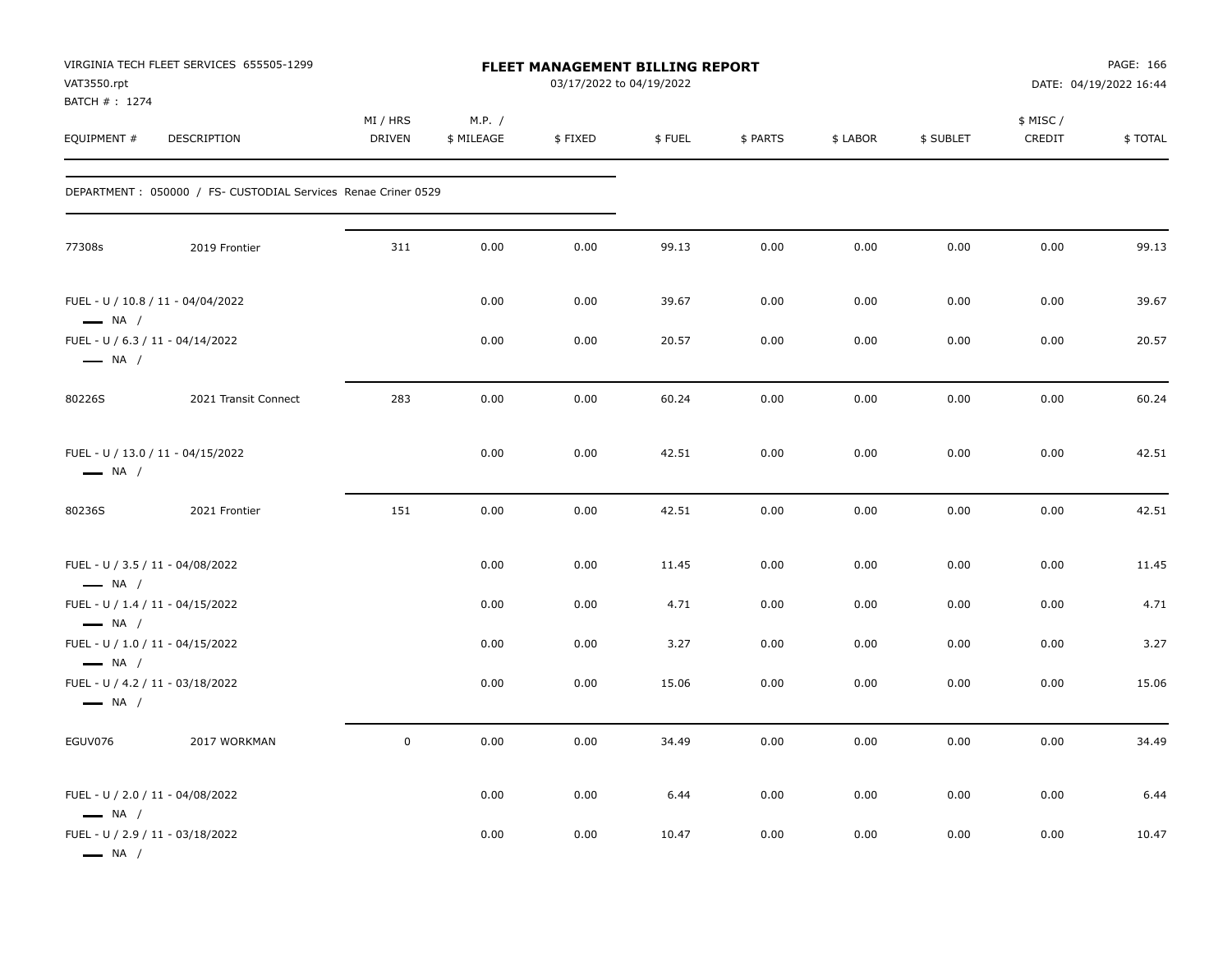VIRGINIA TECH FLEET SERVICES 655505-1299
VAT3550.rpt
BATCH # : 1274

# FLEET MANAGEMENT BILLING REPORT

03/17/2022 to 04/19/2022

DATE: 04/19/2022 16:44

| EQUIPMENT # | DESCRIPTION | MI / HRS DRIVEN | M.P. / $ MILEAGE | $ FIXED | $ FUEL | $ PARTS | $ LABOR | $ SUBLET | $ MISC / CREDIT | $ TOTAL |
|---|---|---|---|---|---|---|---|---|---|---|
| DEPARTMENT : 050000 / FS- CUSTODIAL Services Renae Criner 0529 | | | | | | | | | | |
| 77308s | 2019 Frontier | 311 | 0.00 | 0.00 | 99.13 | 0.00 | 0.00 | 0.00 | 0.00 | 99.13 |
| FUEL - U / 10.8 / 11 - 04/04/2022 — NA / | | | 0.00 | 0.00 | 39.67 | 0.00 | 0.00 | 0.00 | 0.00 | 39.67 |
| FUEL - U / 6.3 / 11 - 04/14/2022 — NA / | | | 0.00 | 0.00 | 20.57 | 0.00 | 0.00 | 0.00 | 0.00 | 20.57 |
| 80226S | 2021 Transit Connect | 283 | 0.00 | 0.00 | 60.24 | 0.00 | 0.00 | 0.00 | 0.00 | 60.24 |
| FUEL - U / 13.0 / 11 - 04/15/2022 — NA / | | | 0.00 | 0.00 | 42.51 | 0.00 | 0.00 | 0.00 | 0.00 | 42.51 |
| 80236S | 2021 Frontier | 151 | 0.00 | 0.00 | 42.51 | 0.00 | 0.00 | 0.00 | 0.00 | 42.51 |
| FUEL - U / 3.5 / 11 - 04/08/2022 — NA / | | | 0.00 | 0.00 | 11.45 | 0.00 | 0.00 | 0.00 | 0.00 | 11.45 |
| FUEL - U / 1.4 / 11 - 04/15/2022 — NA / | | | 0.00 | 0.00 | 4.71 | 0.00 | 0.00 | 0.00 | 0.00 | 4.71 |
| FUEL - U / 1.0 / 11 - 04/15/2022 — NA / | | | 0.00 | 0.00 | 3.27 | 0.00 | 0.00 | 0.00 | 0.00 | 3.27 |
| FUEL - U / 4.2 / 11 - 03/18/2022 — NA / | | | 0.00 | 0.00 | 15.06 | 0.00 | 0.00 | 0.00 | 0.00 | 15.06 |
| EGUV076 | 2017 WORKMAN | 0 | 0.00 | 0.00 | 34.49 | 0.00 | 0.00 | 0.00 | 0.00 | 34.49 |
| FUEL - U / 2.0 / 11 - 04/08/2022 — NA / | | | 0.00 | 0.00 | 6.44 | 0.00 | 0.00 | 0.00 | 0.00 | 6.44 |
| FUEL - U / 2.9 / 11 - 03/18/2022 — NA / | | | 0.00 | 0.00 | 10.47 | 0.00 | 0.00 | 0.00 | 0.00 | 10.47 |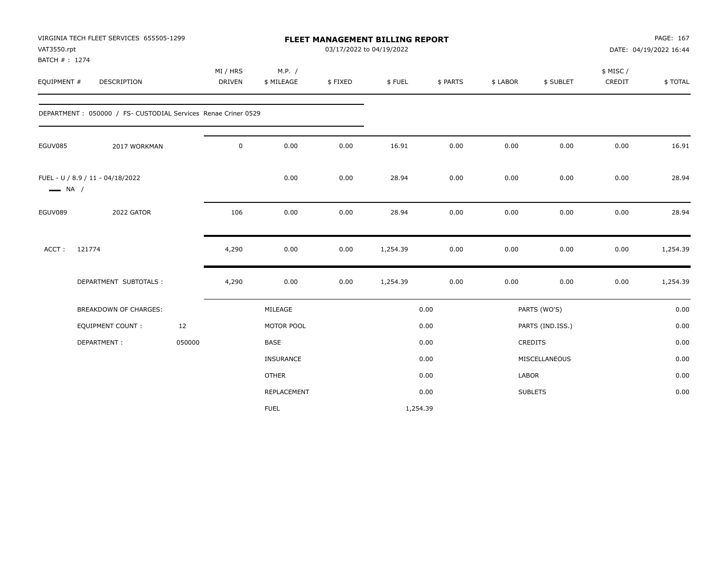VIRGINIA TECH FLEET SERVICES 655505-1299
VAT3550.rpt
BATCH # : 1274

# FLEET MANAGEMENT BILLING REPORT

03/17/2022 to 04/19/2022

DATE: 04/19/2022 16:44

| EQUIPMENT # | DESCRIPTION | MI / HRS DRIVEN | M.P. / $ MILEAGE | $ FIXED | $ FUEL | $ PARTS | $ LABOR | $ SUBLET | $ MISC / CREDIT | $ TOTAL |
|---|---|---|---|---|---|---|---|---|---|---|
| DEPARTMENT : 050000 / FS- CUSTODIAL Services Renae Criner 0529 | | | | | | | | | | |
| EGUV085 | 2017 WORKMAN | 0 | 0.00 | 0.00 | 16.91 | 0.00 | 0.00 | 0.00 | 0.00 | 16.91 |
| FUEL - U / 8.9 / 11 - 04/18/2022 NA / | | | 0.00 | 0.00 | 28.94 | 0.00 | 0.00 | 0.00 | 0.00 | 28.94 |
| EGUV089 | 2022 GATOR | 106 | 0.00 | 0.00 | 28.94 | 0.00 | 0.00 | 0.00 | 0.00 | 28.94 |
| ACCT : 121774 | | 4,290 | 0.00 | 0.00 | 1,254.39 | 0.00 | 0.00 | 0.00 | 0.00 | 1,254.39 |
| | DEPARTMENT SUBTOTALS : | 4,290 | 0.00 | 0.00 | 1,254.39 | 0.00 | 0.00 | 0.00 | 0.00 | 1,254.39 |

| | | | | | |
|---|---|---|---|---|---|
| BREAKDOWN OF CHARGES: | | MILEAGE | 0.00 | PARTS (WO'S) | 0.00 |
| EQUIPMENT COUNT : | 12 | MOTOR POOL | 0.00 | PARTS (IND.ISS.) | 0.00 |
| DEPARTMENT : | 050000 | BASE | 0.00 | CREDITS | 0.00 |
| | | INSURANCE | 0.00 | MISCELLANEOUS | 0.00 |
| | | OTHER | 0.00 | LABOR | 0.00 |
| | | REPLACEMENT | 0.00 | SUBLETS | 0.00 |
| | | FUEL | 1,254.39 | | |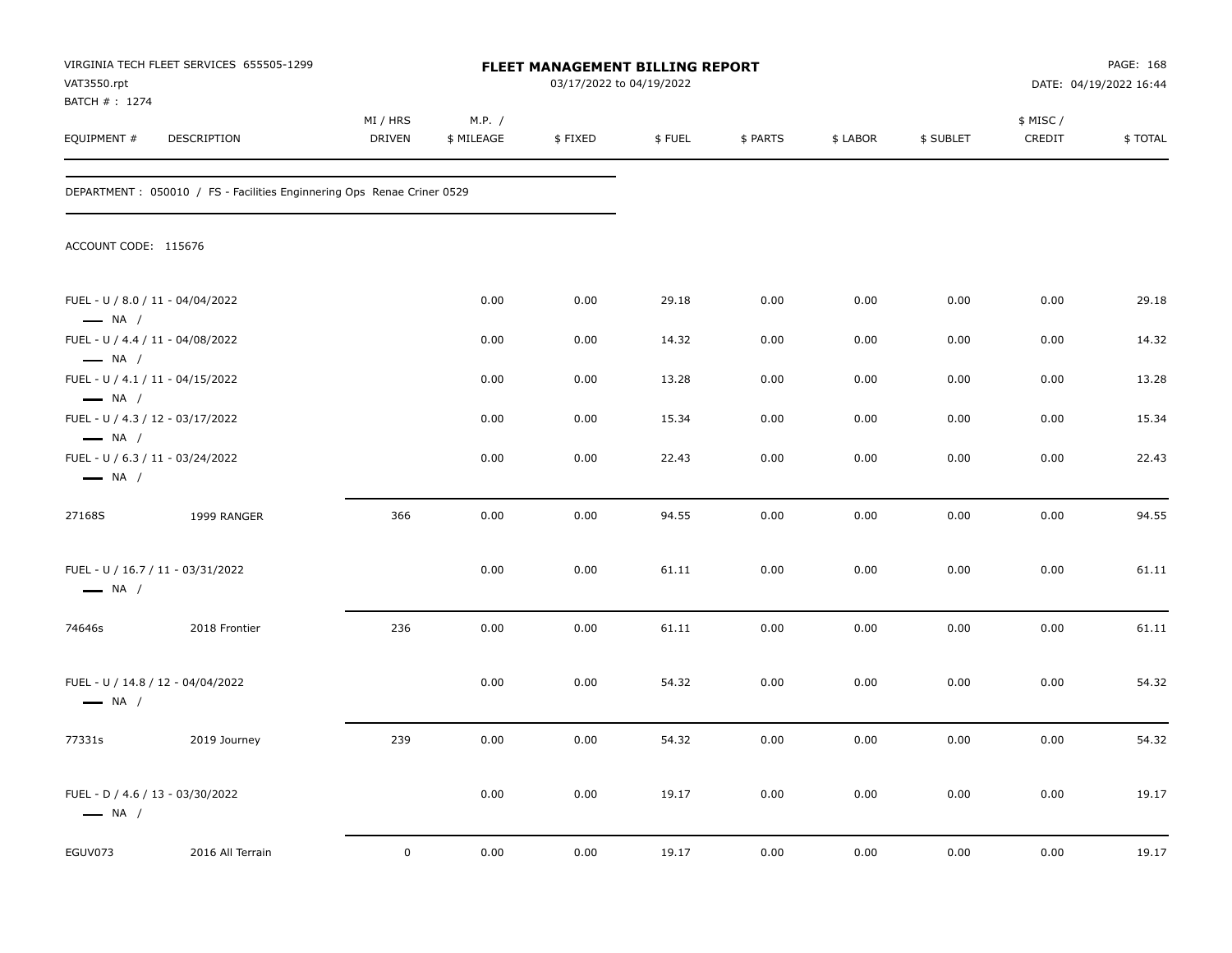VIRGINIA TECH FLEET SERVICES 655505-1299
VAT3550.rpt
BATCH # : 1274

**FLEET MANAGEMENT BILLING REPORT**
03/17/2022 to 04/19/2022

DATE: 04/19/2022 16:44

DEPARTMENT : 050010 / FS - Facilities Enginnering Ops Renae Criner 0529

ACCOUNT CODE: 115676

| EQUIPMENT # | DESCRIPTION | MI / HRS DRIVEN | M.P. / $ MILEAGE | $ FIXED | $ FUEL | $ PARTS | $ LABOR | $ SUBLET | $ MISC / CREDIT | $ TOTAL |
|---|---|---|---|---|---|---|---|---|---|---|
| FUEL - U / 8.0 / 11 - 04/04/2022 — NA / | | | 0.00 | 0.00 | 29.18 | 0.00 | 0.00 | 0.00 | 0.00 | 29.18 |
| FUEL - U / 4.4 / 11 - 04/08/2022 — NA / | | | 0.00 | 0.00 | 14.32 | 0.00 | 0.00 | 0.00 | 0.00 | 14.32 |
| FUEL - U / 4.1 / 11 - 04/15/2022 — NA / | | | 0.00 | 0.00 | 13.28 | 0.00 | 0.00 | 0.00 | 0.00 | 13.28 |
| FUEL - U / 4.3 / 12 - 03/17/2022 — NA / | | | 0.00 | 0.00 | 15.34 | 0.00 | 0.00 | 0.00 | 0.00 | 15.34 |
| FUEL - U / 6.3 / 11 - 03/24/2022 — NA / | | | 0.00 | 0.00 | 22.43 | 0.00 | 0.00 | 0.00 | 0.00 | 22.43 |
| 27168S | 1999 RANGER | 366 | 0.00 | 0.00 | 94.55 | 0.00 | 0.00 | 0.00 | 0.00 | 94.55 |
| FUEL - U / 16.7 / 11 - 03/31/2022 — NA / | | | 0.00 | 0.00 | 61.11 | 0.00 | 0.00 | 0.00 | 0.00 | 61.11 |
| 74646s | 2018 Frontier | 236 | 0.00 | 0.00 | 61.11 | 0.00 | 0.00 | 0.00 | 0.00 | 61.11 |
| FUEL - U / 14.8 / 12 - 04/04/2022 — NA / | | | 0.00 | 0.00 | 54.32 | 0.00 | 0.00 | 0.00 | 0.00 | 54.32 |
| 77331s | 2019 Journey | 239 | 0.00 | 0.00 | 54.32 | 0.00 | 0.00 | 0.00 | 0.00 | 54.32 |
| FUEL - D / 4.6 / 13 - 03/30/2022 — NA / | | | 0.00 | 0.00 | 19.17 | 0.00 | 0.00 | 0.00 | 0.00 | 19.17 |
| EGUV073 | 2016 All Terrain | 0 | 0.00 | 0.00 | 19.17 | 0.00 | 0.00 | 0.00 | 0.00 | 19.17 |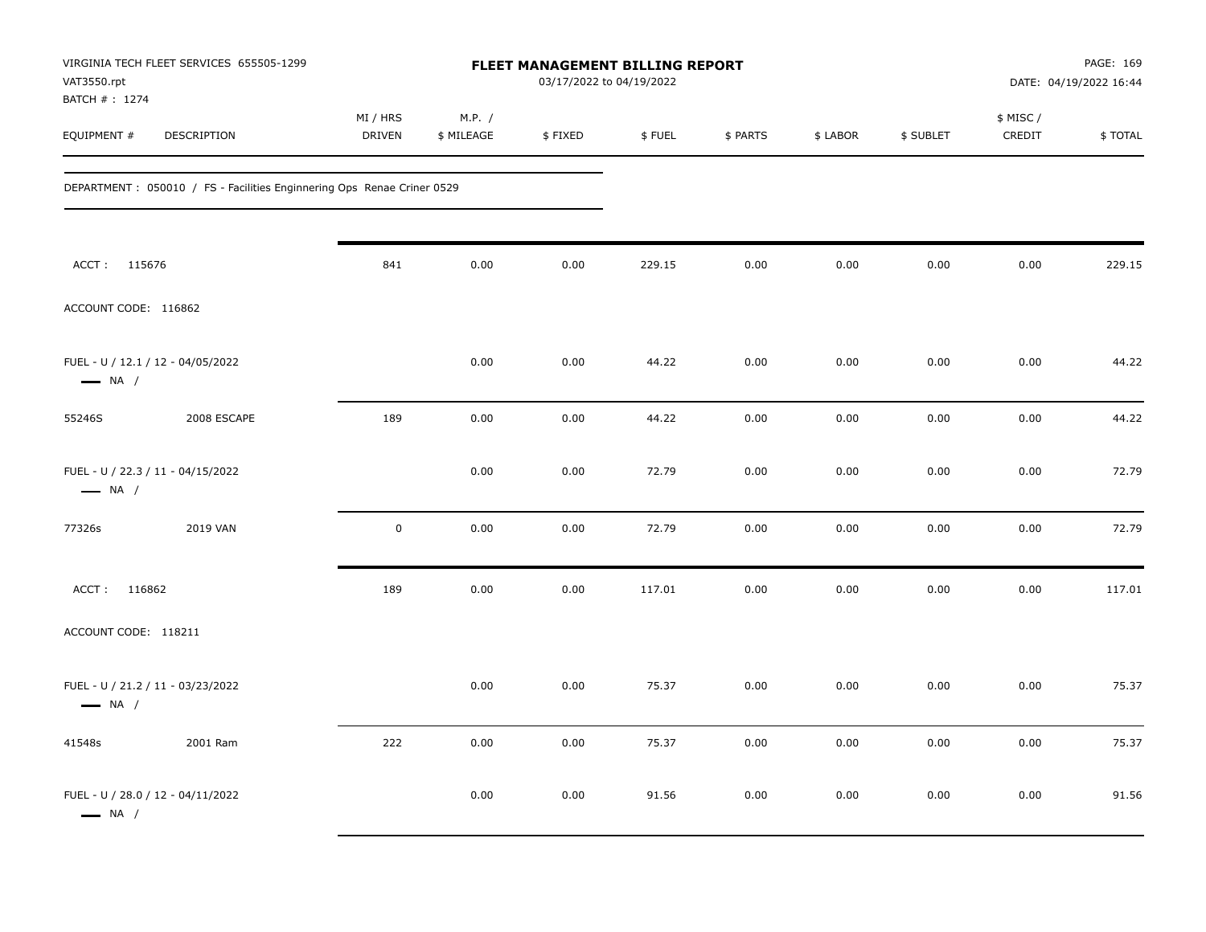VIRGINIA TECH FLEET SERVICES 655505-1299
VAT3550.rpt
BATCH # : 1274

**FLEET MANAGEMENT BILLING REPORT**
03/17/2022 to 04/19/2022

DATE: 04/19/2022 16:44

| EQUIPMENT # | DESCRIPTION | MI / HRS DRIVEN | M.P. / $ MILEAGE | $ FIXED | $ FUEL | $ PARTS | $ LABOR | $ SUBLET | $ MISC / CREDIT | $ TOTAL |
|---|---|---|---|---|---|---|---|---|---|---|
| DEPARTMENT : 050010 / FS - Facilities Enginnering Ops Renae Criner 0529 | | | | | | | | | | |
| ACCT : 115676 | | 841 | 0.00 | 0.00 | 229.15 | 0.00 | 0.00 | 0.00 | 0.00 | 229.15 |
| ACCOUNT CODE: 116862 | | | | | | | | | | |
| FUEL - U / 12.1 / 12 - 04/05/2022 — NA / | | | 0.00 | 0.00 | 44.22 | 0.00 | 0.00 | 0.00 | 0.00 | 44.22 |
| 55246S | 2008 ESCAPE | 189 | 0.00 | 0.00 | 44.22 | 0.00 | 0.00 | 0.00 | 0.00 | 44.22 |
| FUEL - U / 22.3 / 11 - 04/15/2022 — NA / | | | 0.00 | 0.00 | 72.79 | 0.00 | 0.00 | 0.00 | 0.00 | 72.79 |
| 77326s | 2019 VAN | 0 | 0.00 | 0.00 | 72.79 | 0.00 | 0.00 | 0.00 | 0.00 | 72.79 |
| ACCT : 116862 | | 189 | 0.00 | 0.00 | 117.01 | 0.00 | 0.00 | 0.00 | 0.00 | 117.01 |
| ACCOUNT CODE: 118211 | | | | | | | | | | |
| FUEL - U / 21.2 / 11 - 03/23/2022 — NA / | | | 0.00 | 0.00 | 75.37 | 0.00 | 0.00 | 0.00 | 0.00 | 75.37 |
| 41548s | 2001 Ram | 222 | 0.00 | 0.00 | 75.37 | 0.00 | 0.00 | 0.00 | 0.00 | 75.37 |
| FUEL - U / 28.0 / 12 - 04/11/2022 — NA / | | | 0.00 | 0.00 | 91.56 | 0.00 | 0.00 | 0.00 | 0.00 | 91.56 |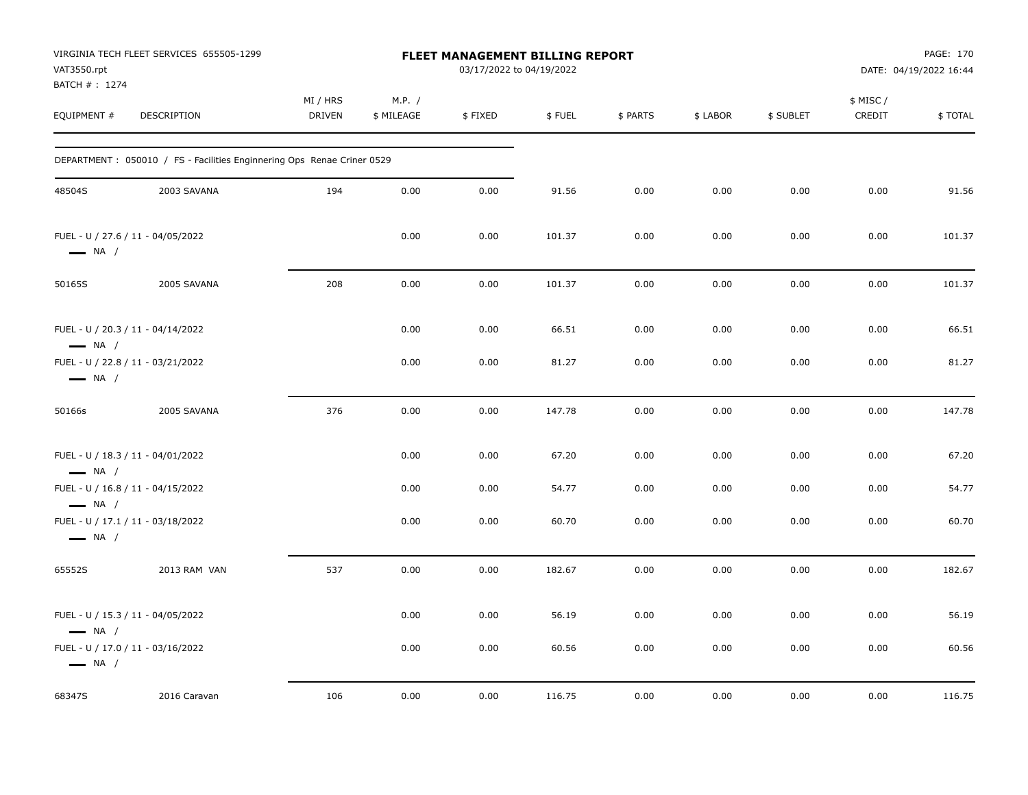VIRGINIA TECH FLEET SERVICES 655505-1299
VAT3550.rpt
BATCH # : 1274

**FLEET MANAGEMENT BILLING REPORT**
03/17/2022 to 04/19/2022

DATE: 04/19/2022 16:44

| EQUIPMENT # | DESCRIPTION | MI / HRS DRIVEN | M.P. / $ MILEAGE | $ FIXED | $ FUEL | $ PARTS | $ LABOR | $ SUBLET | $ MISC / CREDIT | $ TOTAL |
|---|---|---|---|---|---|---|---|---|---|---|
| DEPARTMENT : 050010 / FS - Facilities Enginnering Ops Renae Criner 0529 | | | | | | | | | | |
| 48504S | 2003 SAVANA | 194 | 0.00 | 0.00 | 91.56 | 0.00 | 0.00 | 0.00 | 0.00 | 91.56 |
| FUEL - U / 27.6 / 11 - 04/05/2022 — NA / | | | 0.00 | 0.00 | 101.37 | 0.00 | 0.00 | 0.00 | 0.00 | 101.37 |
| 50165S | 2005 SAVANA | 208 | 0.00 | 0.00 | 101.37 | 0.00 | 0.00 | 0.00 | 0.00 | 101.37 |
| FUEL - U / 20.3 / 11 - 04/14/2022 — NA / | | | 0.00 | 0.00 | 66.51 | 0.00 | 0.00 | 0.00 | 0.00 | 66.51 |
| FUEL - U / 22.8 / 11 - 03/21/2022 — NA / | | | 0.00 | 0.00 | 81.27 | 0.00 | 0.00 | 0.00 | 0.00 | 81.27 |
| 50166s | 2005 SAVANA | 376 | 0.00 | 0.00 | 147.78 | 0.00 | 0.00 | 0.00 | 0.00 | 147.78 |
| FUEL - U / 18.3 / 11 - 04/01/2022 — NA / | | | 0.00 | 0.00 | 67.20 | 0.00 | 0.00 | 0.00 | 0.00 | 67.20 |
| FUEL - U / 16.8 / 11 - 04/15/2022 — NA / | | | 0.00 | 0.00 | 54.77 | 0.00 | 0.00 | 0.00 | 0.00 | 54.77 |
| FUEL - U / 17.1 / 11 - 03/18/2022 — NA / | | | 0.00 | 0.00 | 60.70 | 0.00 | 0.00 | 0.00 | 0.00 | 60.70 |
| 65552S | 2013 RAM VAN | 537 | 0.00 | 0.00 | 182.67 | 0.00 | 0.00 | 0.00 | 0.00 | 182.67 |
| FUEL - U / 15.3 / 11 - 04/05/2022 — NA / | | | 0.00 | 0.00 | 56.19 | 0.00 | 0.00 | 0.00 | 0.00 | 56.19 |
| FUEL - U / 17.0 / 11 - 03/16/2022 — NA / | | | 0.00 | 0.00 | 60.56 | 0.00 | 0.00 | 0.00 | 0.00 | 60.56 |
| 68347S | 2016 Caravan | 106 | 0.00 | 0.00 | 116.75 | 0.00 | 0.00 | 0.00 | 0.00 | 116.75 |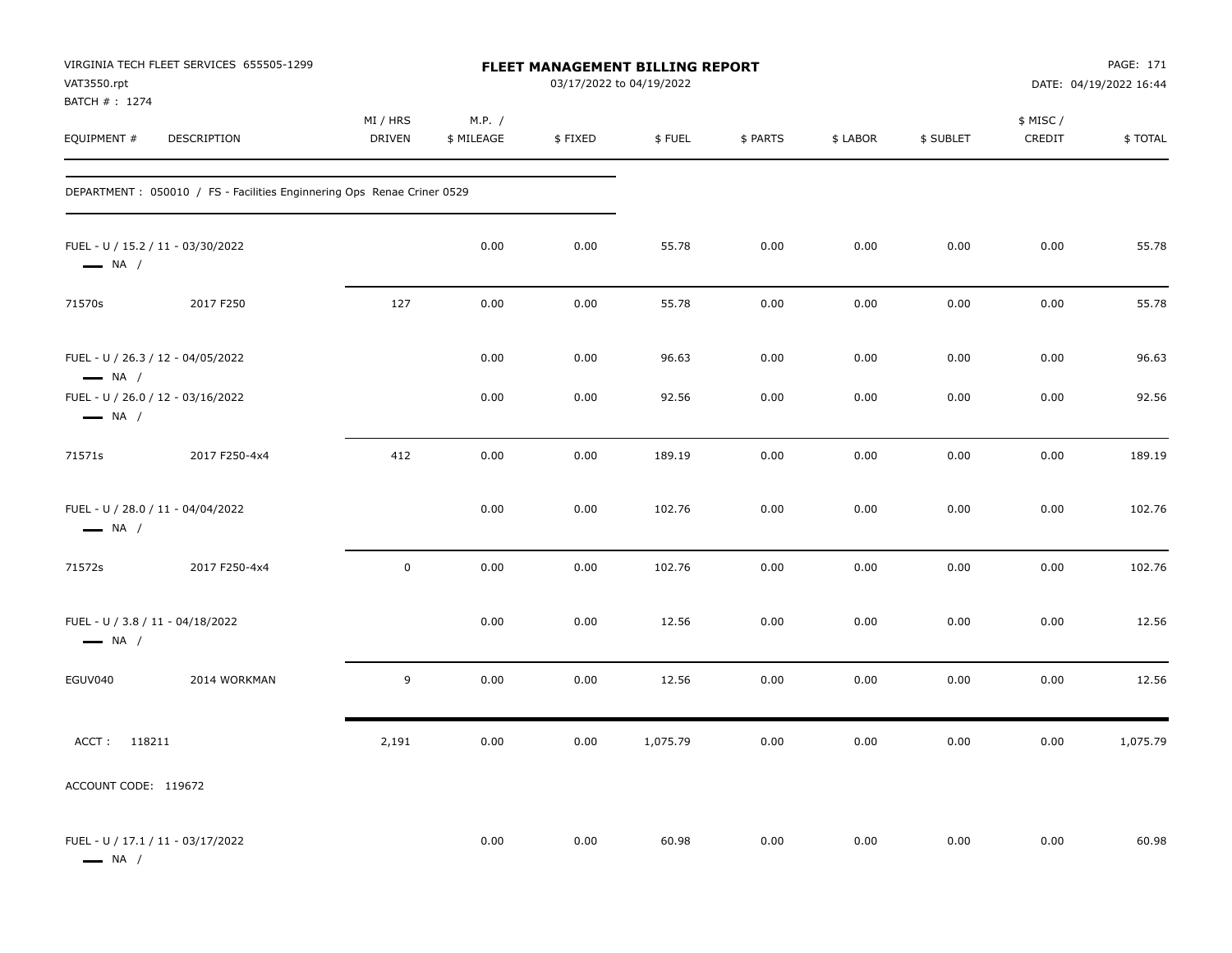VIRGINIA TECH FLEET SERVICES 655505-1299
VAT3550.rpt
BATCH # : 1274

**FLEET MANAGEMENT BILLING REPORT**
03/17/2022 to 04/19/2022

DATE: 04/19/2022 16:44

| EQUIPMENT # | DESCRIPTION | MI / HRS DRIVEN | M.P. / $ MILEAGE | $ FIXED | $ FUEL | $ PARTS | $ LABOR | $ SUBLET | $ MISC / CREDIT | $ TOTAL |
|---|---|---|---|---|---|---|---|---|---|---|
| DEPARTMENT : 050010 / FS - Facilities Enginnering Ops Renae Criner 0529 | | | | | | | | | | |
| FUEL - U / 15.2 / 11 - 03/30/2022 NA / | | | 0.00 | 0.00 | 55.78 | 0.00 | 0.00 | 0.00 | 0.00 | 55.78 |
| 71570s | 2017 F250 | 127 | 0.00 | 0.00 | 55.78 | 0.00 | 0.00 | 0.00 | 0.00 | 55.78 |
| FUEL - U / 26.3 / 12 - 04/05/2022 NA / | | | 0.00 | 0.00 | 96.63 | 0.00 | 0.00 | 0.00 | 0.00 | 96.63 |
| FUEL - U / 26.0 / 12 - 03/16/2022 NA / | | | 0.00 | 0.00 | 92.56 | 0.00 | 0.00 | 0.00 | 0.00 | 92.56 |
| 71571s | 2017 F250-4x4 | 412 | 0.00 | 0.00 | 189.19 | 0.00 | 0.00 | 0.00 | 0.00 | 189.19 |
| FUEL - U / 28.0 / 11 - 04/04/2022 NA / | | | 0.00 | 0.00 | 102.76 | 0.00 | 0.00 | 0.00 | 0.00 | 102.76 |
| 71572s | 2017 F250-4x4 | 0 | 0.00 | 0.00 | 102.76 | 0.00 | 0.00 | 0.00 | 0.00 | 102.76 |
| FUEL - U / 3.8 / 11 - 04/18/2022 NA / | | | 0.00 | 0.00 | 12.56 | 0.00 | 0.00 | 0.00 | 0.00 | 12.56 |
| EGUV040 | 2014 WORKMAN | 9 | 0.00 | 0.00 | 12.56 | 0.00 | 0.00 | 0.00 | 0.00 | 12.56 |
| ACCT : 118211 | | 2,191 | 0.00 | 0.00 | 1,075.79 | 0.00 | 0.00 | 0.00 | 0.00 | 1,075.79 |
| ACCOUNT CODE: 119672 | | | | | | | | | | |
| FUEL - U / 17.1 / 11 - 03/17/2022 NA / | | | 0.00 | 0.00 | 60.98 | 0.00 | 0.00 | 0.00 | 0.00 | 60.98 |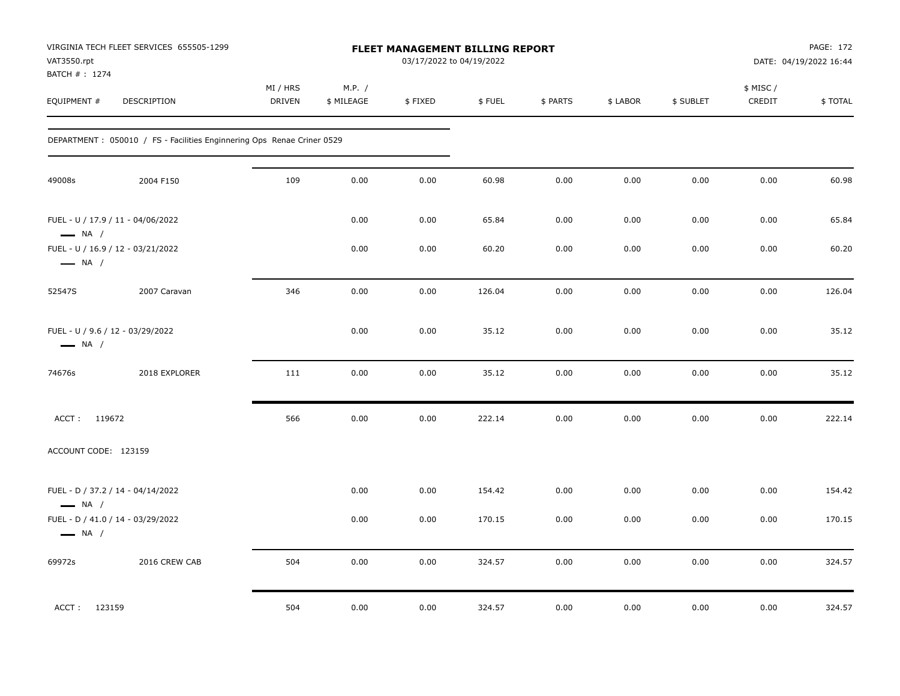VIRGINIA TECH FLEET SERVICES 655505-1299
VAT3550.rpt
BATCH # : 1274

# FLEET MANAGEMENT BILLING REPORT

03/17/2022 to 04/19/2022

PAGE: 172
DATE: 04/19/2022 16:44

| EQUIPMENT # | DESCRIPTION | MI / HRS DRIVEN | M.P. / $ MILEAGE | $ FIXED | $ FUEL | $ PARTS | $ LABOR | $ SUBLET | $ MISC / CREDIT | $ TOTAL |
|---|---|---|---|---|---|---|---|---|---|---|
| DEPARTMENT : 050010 / FS - Facilities Enginnering Ops Renae Criner 0529 | | | | | | | | | | |
| 49008s | 2004 F150 | 109 | 0.00 | 0.00 | 60.98 | 0.00 | 0.00 | 0.00 | 0.00 | 60.98 |
| FUEL - U / 17.9 / 11 - 04/06/2022 — NA / | | | 0.00 | 0.00 | 65.84 | 0.00 | 0.00 | 0.00 | 0.00 | 65.84 |
| FUEL - U / 16.9 / 12 - 03/21/2022 — NA / | | | 0.00 | 0.00 | 60.20 | 0.00 | 0.00 | 0.00 | 0.00 | 60.20 |
| 52547S | 2007 Caravan | 346 | 0.00 | 0.00 | 126.04 | 0.00 | 0.00 | 0.00 | 0.00 | 126.04 |
| FUEL - U / 9.6 / 12 - 03/29/2022 — NA / | | | 0.00 | 0.00 | 35.12 | 0.00 | 0.00 | 0.00 | 0.00 | 35.12 |
| 74676s | 2018 EXPLORER | 111 | 0.00 | 0.00 | 35.12 | 0.00 | 0.00 | 0.00 | 0.00 | 35.12 |
| ACCT : 119672 | | 566 | 0.00 | 0.00 | 222.14 | 0.00 | 0.00 | 0.00 | 0.00 | 222.14 |
| ACCOUNT CODE: 123159 | | | | | | | | | | |
| FUEL - D / 37.2 / 14 - 04/14/2022 — NA / | | | 0.00 | 0.00 | 154.42 | 0.00 | 0.00 | 0.00 | 0.00 | 154.42 |
| FUEL - D / 41.0 / 14 - 03/29/2022 — NA / | | | 0.00 | 0.00 | 170.15 | 0.00 | 0.00 | 0.00 | 0.00 | 170.15 |
| 69972s | 2016 CREW CAB | 504 | 0.00 | 0.00 | 324.57 | 0.00 | 0.00 | 0.00 | 0.00 | 324.57 |
| ACCT : 123159 | | 504 | 0.00 | 0.00 | 324.57 | 0.00 | 0.00 | 0.00 | 0.00 | 324.57 |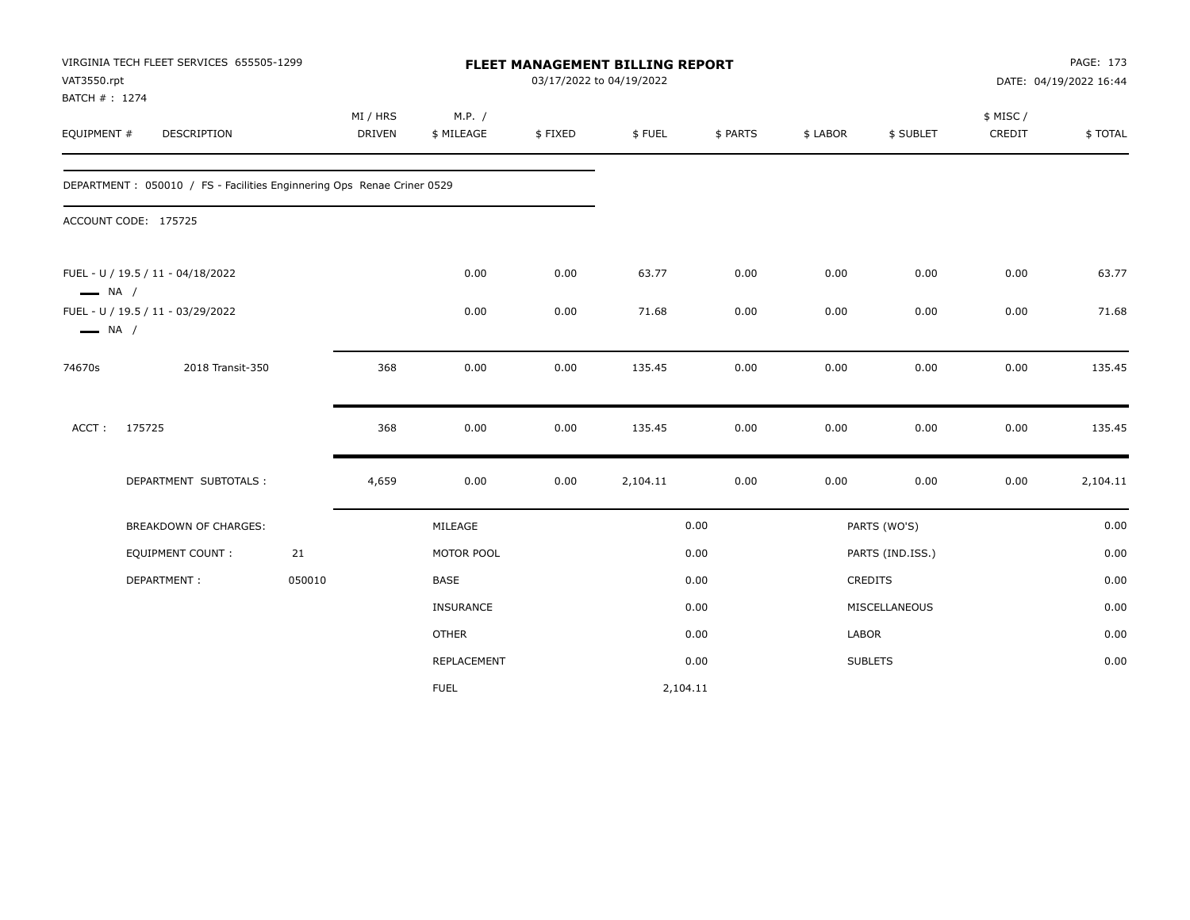VIRGINIA TECH FLEET SERVICES 655505-1299
VAT3550.rpt
BATCH # : 1274

**FLEET MANAGEMENT BILLING REPORT**
03/17/2022 to 04/19/2022

DATE: 04/19/2022 16:44

| EQUIPMENT # | DESCRIPTION | MI / HRS DRIVEN | M.P. / $ MILEAGE | $ FIXED | $ FUEL | $ PARTS | $ LABOR | $ SUBLET | $ MISC / CREDIT | $ TOTAL |
|---|---|---|---|---|---|---|---|---|---|---|
| DEPARTMENT : 050010 / FS - Facilities Enginnering Ops Renae Criner 0529 | | | | | | | | | | |
| ACCOUNT CODE: 175725 | | | | | | | | | | |
| FUEL - U / 19.5 / 11 - 04/18/2022 — NA / | | | 0.00 | 0.00 | 63.77 | 0.00 | 0.00 | 0.00 | 0.00 | 63.77 |
| FUEL - U / 19.5 / 11 - 03/29/2022 — NA / | | | 0.00 | 0.00 | 71.68 | 0.00 | 0.00 | 0.00 | 0.00 | 71.68 |
| 74670s | 2018 Transit-350 | 368 | 0.00 | 0.00 | 135.45 | 0.00 | 0.00 | 0.00 | 0.00 | 135.45 |
| ACCT : 175725 | | 368 | 0.00 | 0.00 | 135.45 | 0.00 | 0.00 | 0.00 | 0.00 | 135.45 |
| DEPARTMENT SUBTOTALS : | | 4,659 | 0.00 | 0.00 | 2,104.11 | 0.00 | 0.00 | 0.00 | 0.00 | 2,104.11 |

| | | | | | |
|---|---|---|---|---|---|
| BREAKDOWN OF CHARGES: | | MILEAGE | 0.00 | PARTS (WO'S) | 0.00 |
| EQUIPMENT COUNT : | 21 | MOTOR POOL | 0.00 | PARTS (IND.ISS.) | 0.00 |
| DEPARTMENT : | 050010 | BASE | 0.00 | CREDITS | 0.00 |
| | | INSURANCE | 0.00 | MISCELLANEOUS | 0.00 |
| | | OTHER | 0.00 | LABOR | 0.00 |
| | | REPLACEMENT | 0.00 | SUBLETS | 0.00 |
| | | FUEL | 2,104.11 | | |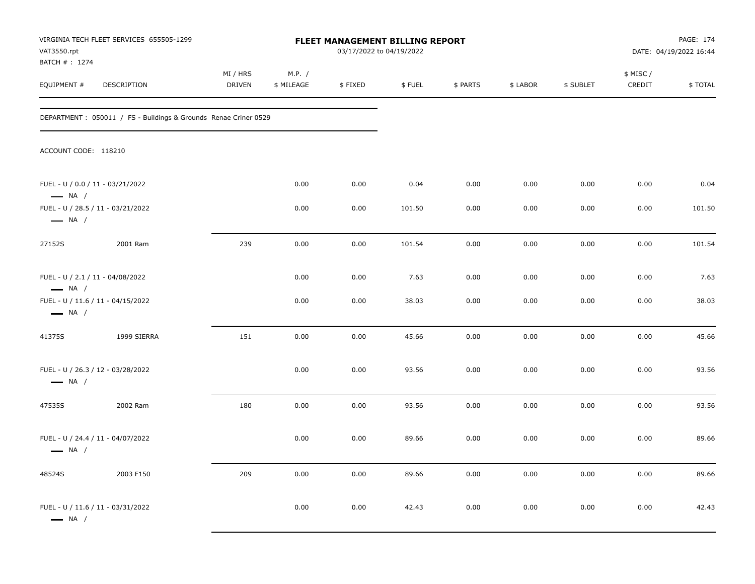VIRGINIA TECH FLEET SERVICES 655505-1299
VAT3550.rpt
BATCH # : 1274

**FLEET MANAGEMENT BILLING REPORT**
03/17/2022 to 04/19/2022

DATE: 04/19/2022 16:44

| EQUIPMENT # | DESCRIPTION | MI / HRS DRIVEN | M.P. / $ MILEAGE | $ FIXED | $ FUEL | $ PARTS | $ LABOR | $ SUBLET | $ MISC / CREDIT | $ TOTAL |
|---|---|---|---|---|---|---|---|---|---|---|
| DEPARTMENT : 050011 / FS - Buildings & Grounds Renae Criner 0529 | | | | | | | | | | |
| ACCOUNT CODE: 118210 | | | | | | | | | | |
| FUEL - U / 0.0 / 11 - 03/21/2022 — NA / | | | 0.00 | 0.00 | 0.04 | 0.00 | 0.00 | 0.00 | 0.00 | 0.04 |
| FUEL - U / 28.5 / 11 - 03/21/2022 — NA / | | | 0.00 | 0.00 | 101.50 | 0.00 | 0.00 | 0.00 | 0.00 | 101.50 |
| 27152S | 2001 Ram | 239 | 0.00 | 0.00 | 101.54 | 0.00 | 0.00 | 0.00 | 0.00 | 101.54 |
| FUEL - U / 2.1 / 11 - 04/08/2022 — NA / | | | 0.00 | 0.00 | 7.63 | 0.00 | 0.00 | 0.00 | 0.00 | 7.63 |
| FUEL - U / 11.6 / 11 - 04/15/2022 — NA / | | | 0.00 | 0.00 | 38.03 | 0.00 | 0.00 | 0.00 | 0.00 | 38.03 |
| 41375S | 1999 SIERRA | 151 | 0.00 | 0.00 | 45.66 | 0.00 | 0.00 | 0.00 | 0.00 | 45.66 |
| FUEL - U / 26.3 / 12 - 03/28/2022 — NA / | | | 0.00 | 0.00 | 93.56 | 0.00 | 0.00 | 0.00 | 0.00 | 93.56 |
| 47535S | 2002 Ram | 180 | 0.00 | 0.00 | 93.56 | 0.00 | 0.00 | 0.00 | 0.00 | 93.56 |
| FUEL - U / 24.4 / 11 - 04/07/2022 — NA / | | | 0.00 | 0.00 | 89.66 | 0.00 | 0.00 | 0.00 | 0.00 | 89.66 |
| 48524S | 2003 F150 | 209 | 0.00 | 0.00 | 89.66 | 0.00 | 0.00 | 0.00 | 0.00 | 89.66 |
| FUEL - U / 11.6 / 11 - 03/31/2022 — NA / | | | 0.00 | 0.00 | 42.43 | 0.00 | 0.00 | 0.00 | 0.00 | 42.43 |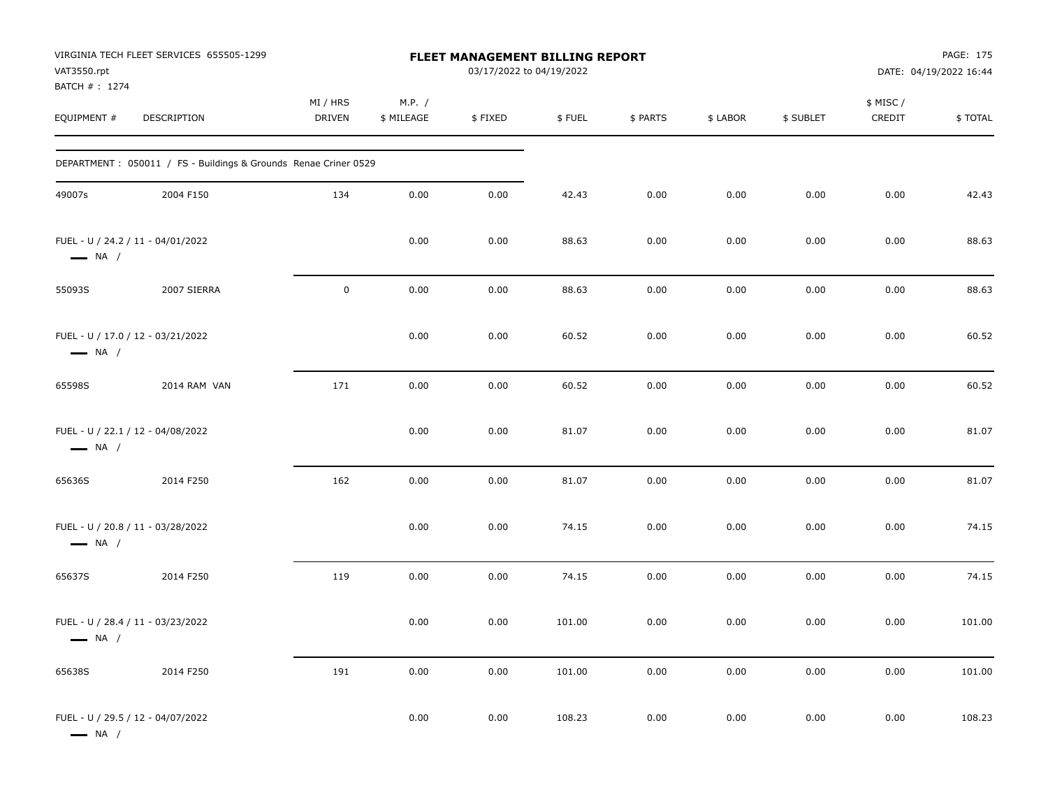VIRGINIA TECH FLEET SERVICES 655505-1299
VAT3550.rpt
BATCH # : 1274

**FLEET MANAGEMENT BILLING REPORT**
03/17/2022 to 04/19/2022

DATE: 04/19/2022 16:44

| EQUIPMENT # | DESCRIPTION | MI / HRS DRIVEN | M.P. / $ MILEAGE | $ FIXED | $ FUEL | $ PARTS | $ LABOR | $ SUBLET | $ MISC / CREDIT | $ TOTAL |
|---|---|---|---|---|---|---|---|---|---|---|
| DEPARTMENT : 050011 / FS - Buildings & Grounds Renae Criner 0529 | | | | | | | | | | |
| 49007s | 2004 F150 | 134 | 0.00 | 0.00 | 42.43 | 0.00 | 0.00 | 0.00 | 0.00 | 42.43 |
| FUEL - U / 24.2 / 11 - 04/01/2022 — NA / | | | 0.00 | 0.00 | 88.63 | 0.00 | 0.00 | 0.00 | 0.00 | 88.63 |
| 55093S | 2007 SIERRA | 0 | 0.00 | 0.00 | 88.63 | 0.00 | 0.00 | 0.00 | 0.00 | 88.63 |
| FUEL - U / 17.0 / 12 - 03/21/2022 — NA / | | | 0.00 | 0.00 | 60.52 | 0.00 | 0.00 | 0.00 | 0.00 | 60.52 |
| 65598S | 2014 RAM VAN | 171 | 0.00 | 0.00 | 60.52 | 0.00 | 0.00 | 0.00 | 0.00 | 60.52 |
| FUEL - U / 22.1 / 12 - 04/08/2022 — NA / | | | 0.00 | 0.00 | 81.07 | 0.00 | 0.00 | 0.00 | 0.00 | 81.07 |
| 65636S | 2014 F250 | 162 | 0.00 | 0.00 | 81.07 | 0.00 | 0.00 | 0.00 | 0.00 | 81.07 |
| FUEL - U / 20.8 / 11 - 03/28/2022 — NA / | | | 0.00 | 0.00 | 74.15 | 0.00 | 0.00 | 0.00 | 0.00 | 74.15 |
| 65637S | 2014 F250 | 119 | 0.00 | 0.00 | 74.15 | 0.00 | 0.00 | 0.00 | 0.00 | 74.15 |
| FUEL - U / 28.4 / 11 - 03/23/2022 — NA / | | | 0.00 | 0.00 | 101.00 | 0.00 | 0.00 | 0.00 | 0.00 | 101.00 |
| 65638S | 2014 F250 | 191 | 0.00 | 0.00 | 101.00 | 0.00 | 0.00 | 0.00 | 0.00 | 101.00 |
| FUEL - U / 29.5 / 12 - 04/07/2022 — NA / | | | 0.00 | 0.00 | 108.23 | 0.00 | 0.00 | 0.00 | 0.00 | 108.23 |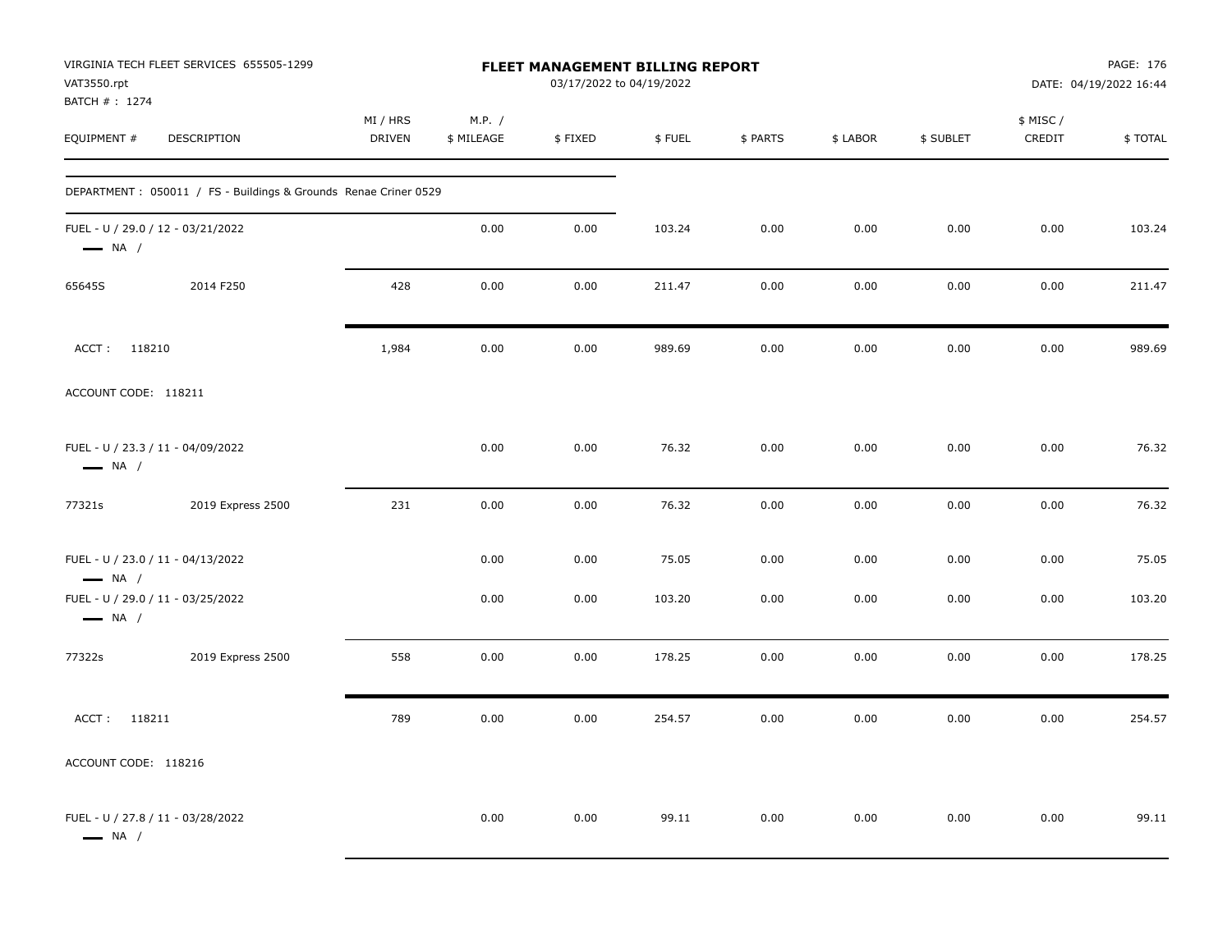VIRGINIA TECH FLEET SERVICES 655505-1299
VAT3550.rpt
BATCH # : 1274

# FLEET MANAGEMENT BILLING REPORT

03/17/2022 to 04/19/2022

DATE: 04/19/2022 16:44

| EQUIPMENT # | DESCRIPTION | MI / HRS DRIVEN | M.P. / $ MILEAGE | $ FIXED | $ FUEL | $ PARTS | $ LABOR | $ SUBLET | $ MISC / CREDIT | $ TOTAL |
|---|---|---|---|---|---|---|---|---|---|---|
| DEPARTMENT : 050011 / FS - Buildings & Grounds Renae Criner 0529 | | | | | | | | | | |
| FUEL - U / 29.0 / 12 - 03/21/2022 — NA / | | | 0.00 | 0.00 | 103.24 | 0.00 | 0.00 | 0.00 | 0.00 | 103.24 |
| 65645S | 2014 F250 | 428 | 0.00 | 0.00 | 211.47 | 0.00 | 0.00 | 0.00 | 0.00 | 211.47 |
| ACCT : 118210 | | 1,984 | 0.00 | 0.00 | 989.69 | 0.00 | 0.00 | 0.00 | 0.00 | 989.69 |
| ACCOUNT CODE: 118211 | | | | | | | | | | |
| FUEL - U / 23.3 / 11 - 04/09/2022 — NA / | | | 0.00 | 0.00 | 76.32 | 0.00 | 0.00 | 0.00 | 0.00 | 76.32 |
| 77321s | 2019 Express 2500 | 231 | 0.00 | 0.00 | 76.32 | 0.00 | 0.00 | 0.00 | 0.00 | 76.32 |
| FUEL - U / 23.0 / 11 - 04/13/2022 — NA / | | | 0.00 | 0.00 | 75.05 | 0.00 | 0.00 | 0.00 | 0.00 | 75.05 |
| FUEL - U / 29.0 / 11 - 03/25/2022 — NA / | | | 0.00 | 0.00 | 103.20 | 0.00 | 0.00 | 0.00 | 0.00 | 103.20 |
| 77322s | 2019 Express 2500 | 558 | 0.00 | 0.00 | 178.25 | 0.00 | 0.00 | 0.00 | 0.00 | 178.25 |
| ACCT : 118211 | | 789 | 0.00 | 0.00 | 254.57 | 0.00 | 0.00 | 0.00 | 0.00 | 254.57 |
| ACCOUNT CODE: 118216 | | | | | | | | | | |
| FUEL - U / 27.8 / 11 - 03/28/2022 — NA / | | | 0.00 | 0.00 | 99.11 | 0.00 | 0.00 | 0.00 | 0.00 | 99.11 |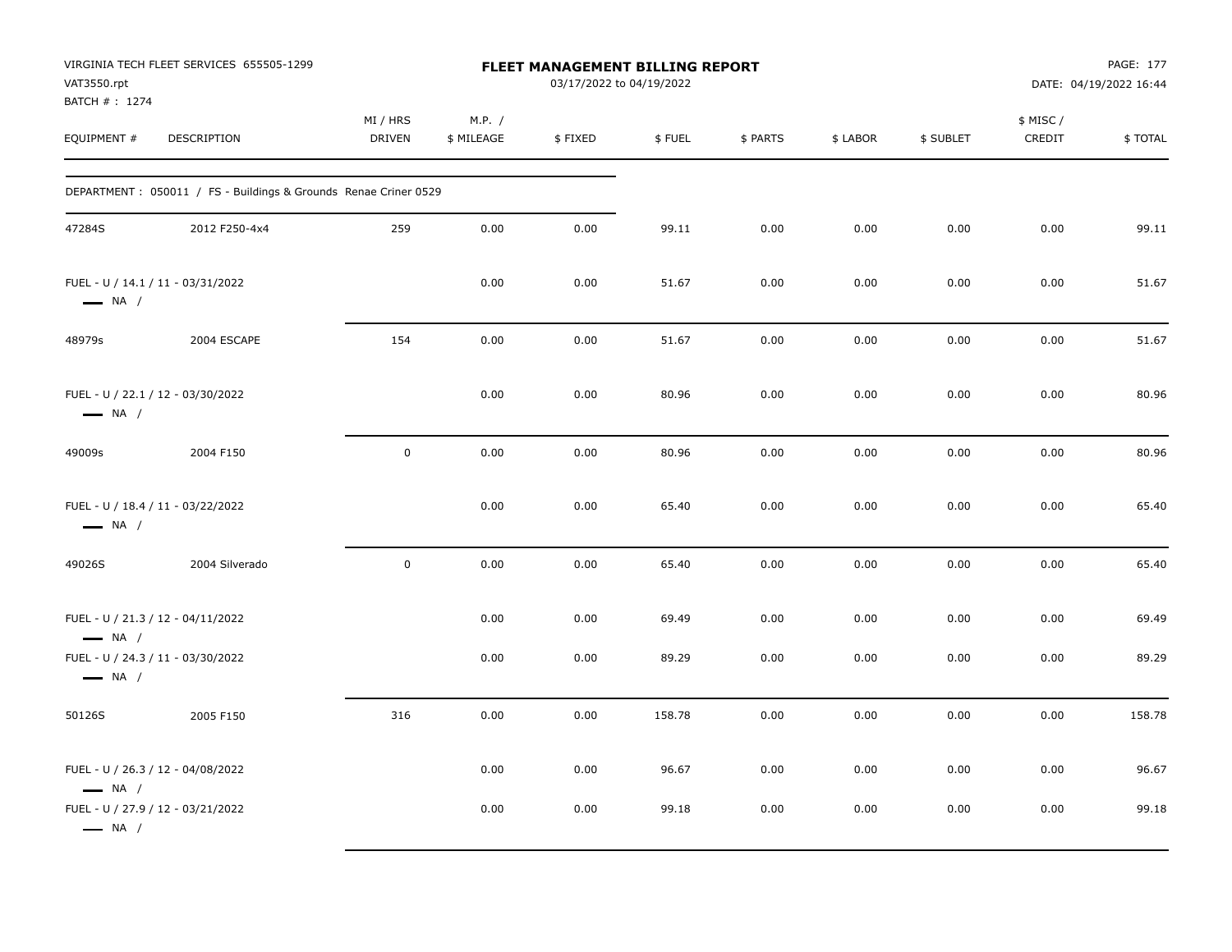VIRGINIA TECH FLEET SERVICES 655505-1299
VAT3550.rpt
BATCH # : 1274

**FLEET MANAGEMENT BILLING REPORT**
03/17/2022 to 04/19/2022

DATE: 04/19/2022 16:44

| EQUIPMENT # | DESCRIPTION | MI / HRS DRIVEN | M.P. / $ MILEAGE | $ FIXED | $ FUEL | $ PARTS | $ LABOR | $ SUBLET | $ MISC / CREDIT | $ TOTAL |
|---|---|---|---|---|---|---|---|---|---|---|
| DEPARTMENT : 050011 / FS - Buildings & Grounds Renae Criner 0529 | | | | | | | | | | |
| 47284S | 2012 F250-4x4 | 259 | 0.00 | 0.00 | 99.11 | 0.00 | 0.00 | 0.00 | 0.00 | 99.11 |
| FUEL - U / 14.1 / 11 - 03/31/2022 — NA / | | | 0.00 | 0.00 | 51.67 | 0.00 | 0.00 | 0.00 | 0.00 | 51.67 |
| 48979s | 2004 ESCAPE | 154 | 0.00 | 0.00 | 51.67 | 0.00 | 0.00 | 0.00 | 0.00 | 51.67 |
| FUEL - U / 22.1 / 12 - 03/30/2022 — NA / | | | 0.00 | 0.00 | 80.96 | 0.00 | 0.00 | 0.00 | 0.00 | 80.96 |
| 49009s | 2004 F150 | 0 | 0.00 | 0.00 | 80.96 | 0.00 | 0.00 | 0.00 | 0.00 | 80.96 |
| FUEL - U / 18.4 / 11 - 03/22/2022 — NA / | | | 0.00 | 0.00 | 65.40 | 0.00 | 0.00 | 0.00 | 0.00 | 65.40 |
| 49026S | 2004 Silverado | 0 | 0.00 | 0.00 | 65.40 | 0.00 | 0.00 | 0.00 | 0.00 | 65.40 |
| FUEL - U / 21.3 / 12 - 04/11/2022 — NA / | | | 0.00 | 0.00 | 69.49 | 0.00 | 0.00 | 0.00 | 0.00 | 69.49 |
| FUEL - U / 24.3 / 11 - 03/30/2022 — NA / | | | 0.00 | 0.00 | 89.29 | 0.00 | 0.00 | 0.00 | 0.00 | 89.29 |
| 50126S | 2005 F150 | 316 | 0.00 | 0.00 | 158.78 | 0.00 | 0.00 | 0.00 | 0.00 | 158.78 |
| FUEL - U / 26.3 / 12 - 04/08/2022 — NA / | | | 0.00 | 0.00 | 96.67 | 0.00 | 0.00 | 0.00 | 0.00 | 96.67 |
| FUEL - U / 27.9 / 12 - 03/21/2022 — NA / | | | 0.00 | 0.00 | 99.18 | 0.00 | 0.00 | 0.00 | 0.00 | 99.18 |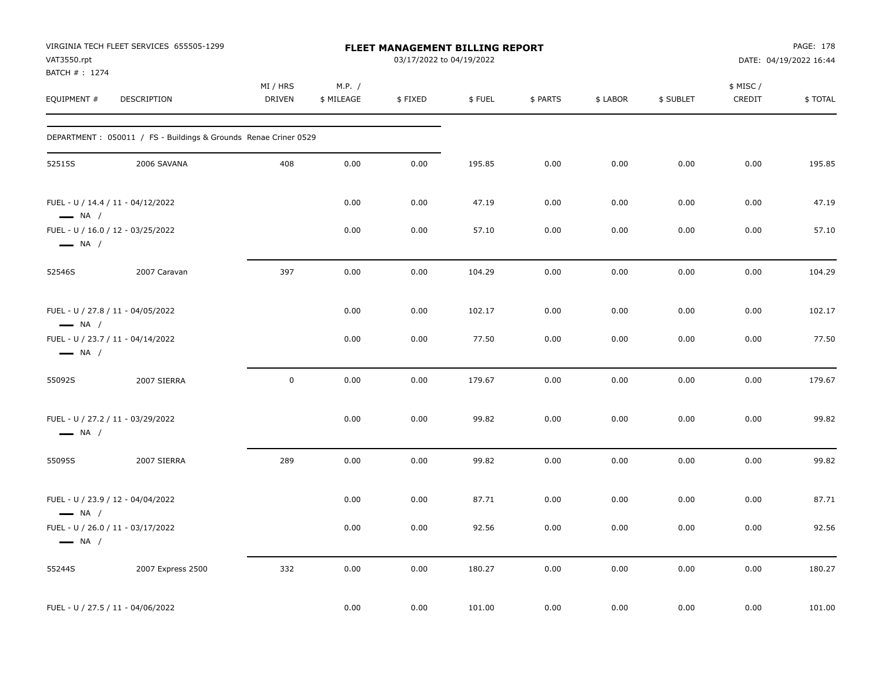VIRGINIA TECH FLEET SERVICES 655505-1299
VAT3550.rpt
BATCH # : 1274

# FLEET MANAGEMENT BILLING REPORT

03/17/2022 to 04/19/2022

PAGE: 178
DATE: 04/19/2022 16:44

DEPARTMENT : 050011 / FS - Buildings & Grounds Renae Criner 0529

| EQUIPMENT # | DESCRIPTION | MI / HRS DRIVEN | M.P. / $ MILEAGE | $ FIXED | $ FUEL | $ PARTS | $ LABOR | $ SUBLET | $ MISC / CREDIT | $ TOTAL |
|---|---|---|---|---|---|---|---|---|---|---|
| 52515S | 2006 SAVANA | 408 | 0.00 | 0.00 | 195.85 | 0.00 | 0.00 | 0.00 | 0.00 | 195.85 |
| FUEL - U / 14.4 / 11 - 04/12/2022 — NA / | | | 0.00 | 0.00 | 47.19 | 0.00 | 0.00 | 0.00 | 0.00 | 47.19 |
| FUEL - U / 16.0 / 12 - 03/25/2022 — NA / | | | 0.00 | 0.00 | 57.10 | 0.00 | 0.00 | 0.00 | 0.00 | 57.10 |
| 52546S | 2007 Caravan | 397 | 0.00 | 0.00 | 104.29 | 0.00 | 0.00 | 0.00 | 0.00 | 104.29 |
| FUEL - U / 27.8 / 11 - 04/05/2022 — NA / | | | 0.00 | 0.00 | 102.17 | 0.00 | 0.00 | 0.00 | 0.00 | 102.17 |
| FUEL - U / 23.7 / 11 - 04/14/2022 — NA / | | | 0.00 | 0.00 | 77.50 | 0.00 | 0.00 | 0.00 | 0.00 | 77.50 |
| 55092S | 2007 SIERRA | 0 | 0.00 | 0.00 | 179.67 | 0.00 | 0.00 | 0.00 | 0.00 | 179.67 |
| FUEL - U / 27.2 / 11 - 03/29/2022 — NA / | | | 0.00 | 0.00 | 99.82 | 0.00 | 0.00 | 0.00 | 0.00 | 99.82 |
| 55095S | 2007 SIERRA | 289 | 0.00 | 0.00 | 99.82 | 0.00 | 0.00 | 0.00 | 0.00 | 99.82 |
| FUEL - U / 23.9 / 12 - 04/04/2022 — NA / | | | 0.00 | 0.00 | 87.71 | 0.00 | 0.00 | 0.00 | 0.00 | 87.71 |
| FUEL - U / 26.0 / 11 - 03/17/2022 — NA / | | | 0.00 | 0.00 | 92.56 | 0.00 | 0.00 | 0.00 | 0.00 | 92.56 |
| 55244S | 2007 Express 2500 | 332 | 0.00 | 0.00 | 180.27 | 0.00 | 0.00 | 0.00 | 0.00 | 180.27 |
| FUEL - U / 27.5 / 11 - 04/06/2022 | | | 0.00 | 0.00 | 101.00 | 0.00 | 0.00 | 0.00 | 0.00 | 101.00 |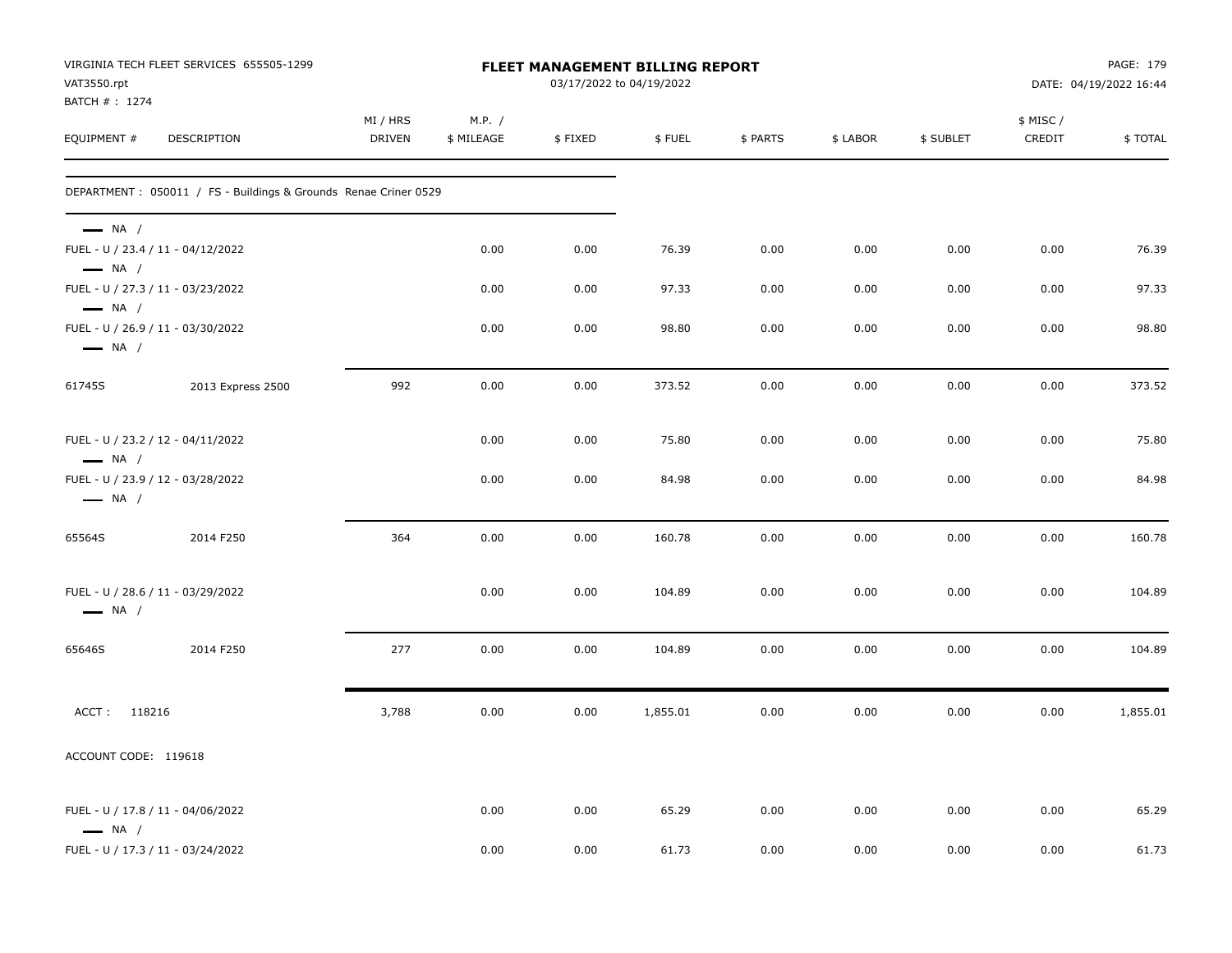VIRGINIA TECH FLEET SERVICES 655505-1299
VAT3550.rpt
BATCH # : 1274

**FLEET MANAGEMENT BILLING REPORT**
03/17/2022 to 04/19/2022

DATE: 04/19/2022 16:44

| EQUIPMENT # | DESCRIPTION | MI / HRS DRIVEN | M.P. / $ MILEAGE | $ FIXED | $ FUEL | $ PARTS | $ LABOR | $ SUBLET | $ MISC / CREDIT | $ TOTAL |
|---|---|---|---|---|---|---|---|---|---|---|
| DEPARTMENT : 050011 / FS - Buildings & Grounds Renae Criner 0529 | | | | | | | | | | |
| — NA / | | | | | | | | | | |
| FUEL - U / 23.4 / 11 - 04/12/2022 | | | 0.00 | 0.00 | 76.39 | 0.00 | 0.00 | 0.00 | 0.00 | 76.39 |
| — NA / | | | | | | | | | | |
| FUEL - U / 27.3 / 11 - 03/23/2022 | | | 0.00 | 0.00 | 97.33 | 0.00 | 0.00 | 0.00 | 0.00 | 97.33 |
| — NA / | | | | | | | | | | |
| FUEL - U / 26.9 / 11 - 03/30/2022 | | | 0.00 | 0.00 | 98.80 | 0.00 | 0.00 | 0.00 | 0.00 | 98.80 |
| — NA / | | | | | | | | | | |
| 61745S | 2013 Express 2500 | 992 | 0.00 | 0.00 | 373.52 | 0.00 | 0.00 | 0.00 | 0.00 | 373.52 |
| FUEL - U / 23.2 / 12 - 04/11/2022 | | | 0.00 | 0.00 | 75.80 | 0.00 | 0.00 | 0.00 | 0.00 | 75.80 |
| — NA / | | | | | | | | | | |
| FUEL - U / 23.9 / 12 - 03/28/2022 | | | 0.00 | 0.00 | 84.98 | 0.00 | 0.00 | 0.00 | 0.00 | 84.98 |
| — NA / | | | | | | | | | | |
| 65564S | 2014 F250 | 364 | 0.00 | 0.00 | 160.78 | 0.00 | 0.00 | 0.00 | 0.00 | 160.78 |
| FUEL - U / 28.6 / 11 - 03/29/2022 | | | 0.00 | 0.00 | 104.89 | 0.00 | 0.00 | 0.00 | 0.00 | 104.89 |
| — NA / | | | | | | | | | | |
| 65646S | 2014 F250 | 277 | 0.00 | 0.00 | 104.89 | 0.00 | 0.00 | 0.00 | 0.00 | 104.89 |
| ACCT : 118216 | | 3,788 | 0.00 | 0.00 | 1,855.01 | 0.00 | 0.00 | 0.00 | 0.00 | 1,855.01 |
| ACCOUNT CODE: 119618 | | | | | | | | | | |
| FUEL - U / 17.8 / 11 - 04/06/2022 | | | 0.00 | 0.00 | 65.29 | 0.00 | 0.00 | 0.00 | 0.00 | 65.29 |
| — NA / | | | | | | | | | | |
| FUEL - U / 17.3 / 11 - 03/24/2022 | | | 0.00 | 0.00 | 61.73 | 0.00 | 0.00 | 0.00 | 0.00 | 61.73 |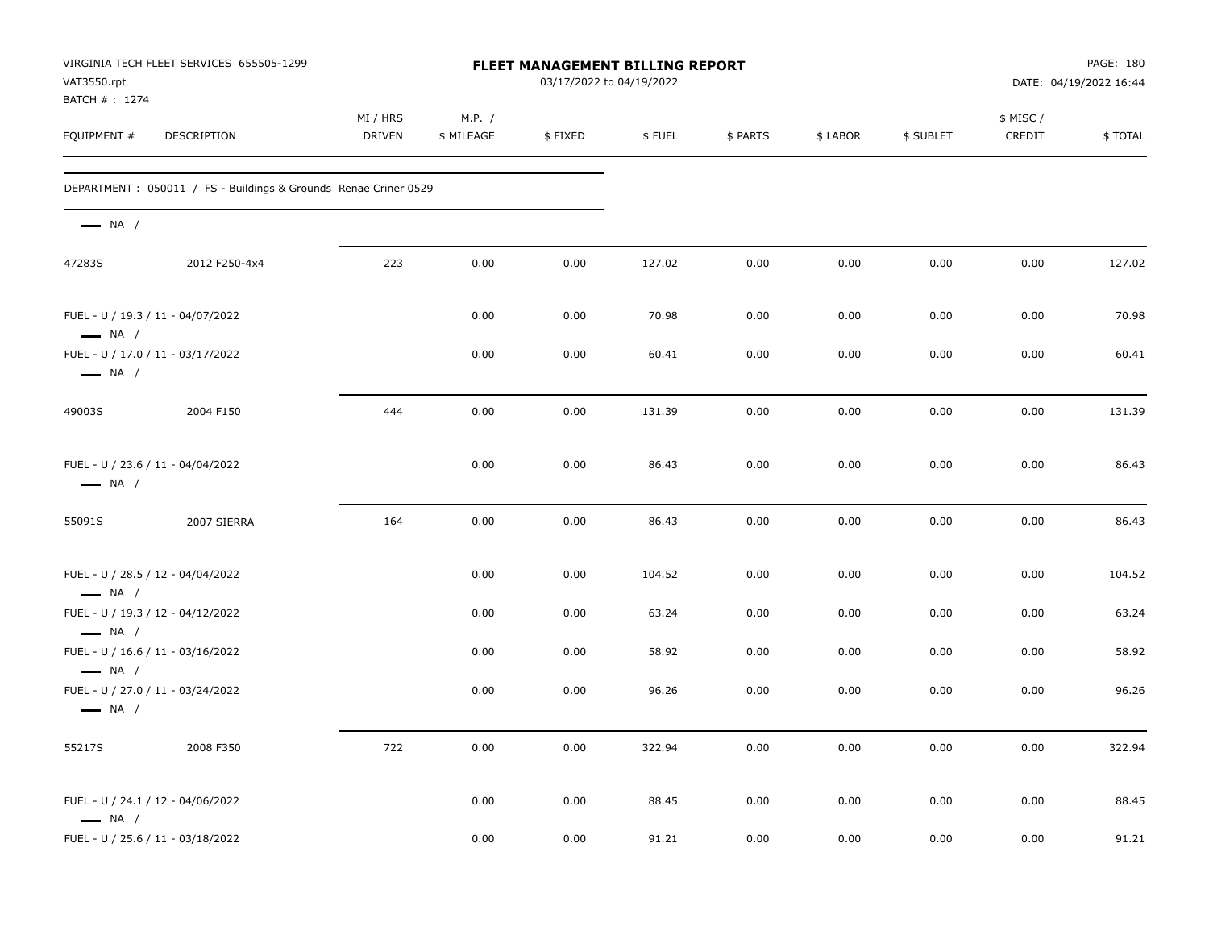VIRGINIA TECH FLEET SERVICES 655505-1299
VAT3550.rpt
BATCH # : 1274

**FLEET MANAGEMENT BILLING REPORT**
03/17/2022 to 04/19/2022

DATE: 04/19/2022 16:44

| EQUIPMENT # | DESCRIPTION | MI / HRS DRIVEN | M.P. / $ MILEAGE | $ FIXED | $ FUEL | $ PARTS | $ LABOR | $ SUBLET | $ MISC / CREDIT | $ TOTAL |
|---|---|---|---|---|---|---|---|---|---|---|
| DEPARTMENT : 050011 / FS - Buildings & Grounds Renae Criner 0529 | | | | | | | | | | |
| NA / | | | | | | | | | | |
| 47283S | 2012 F250-4x4 | 223 | 0.00 | 0.00 | 127.02 | 0.00 | 0.00 | 0.00 | 0.00 | 127.02 |
| FUEL - U / 19.3 / 11 - 04/07/2022 NA / | | | 0.00 | 0.00 | 70.98 | 0.00 | 0.00 | 0.00 | 0.00 | 70.98 |
| FUEL - U / 17.0 / 11 - 03/17/2022 NA / | | | 0.00 | 0.00 | 60.41 | 0.00 | 0.00 | 0.00 | 0.00 | 60.41 |
| 49003S | 2004 F150 | 444 | 0.00 | 0.00 | 131.39 | 0.00 | 0.00 | 0.00 | 0.00 | 131.39 |
| FUEL - U / 23.6 / 11 - 04/04/2022 NA / | | | 0.00 | 0.00 | 86.43 | 0.00 | 0.00 | 0.00 | 0.00 | 86.43 |
| 55091S | 2007 SIERRA | 164 | 0.00 | 0.00 | 86.43 | 0.00 | 0.00 | 0.00 | 0.00 | 86.43 |
| FUEL - U / 28.5 / 12 - 04/04/2022 NA / | | | 0.00 | 0.00 | 104.52 | 0.00 | 0.00 | 0.00 | 0.00 | 104.52 |
| FUEL - U / 19.3 / 12 - 04/12/2022 NA / | | | 0.00 | 0.00 | 63.24 | 0.00 | 0.00 | 0.00 | 0.00 | 63.24 |
| FUEL - U / 16.6 / 11 - 03/16/2022 NA / | | | 0.00 | 0.00 | 58.92 | 0.00 | 0.00 | 0.00 | 0.00 | 58.92 |
| FUEL - U / 27.0 / 11 - 03/24/2022 NA / | | | 0.00 | 0.00 | 96.26 | 0.00 | 0.00 | 0.00 | 0.00 | 96.26 |
| 55217S | 2008 F350 | 722 | 0.00 | 0.00 | 322.94 | 0.00 | 0.00 | 0.00 | 0.00 | 322.94 |
| FUEL - U / 24.1 / 12 - 04/06/2022 NA / | | | 0.00 | 0.00 | 88.45 | 0.00 | 0.00 | 0.00 | 0.00 | 88.45 |
| FUEL - U / 25.6 / 11 - 03/18/2022 | | | 0.00 | 0.00 | 91.21 | 0.00 | 0.00 | 0.00 | 0.00 | 91.21 |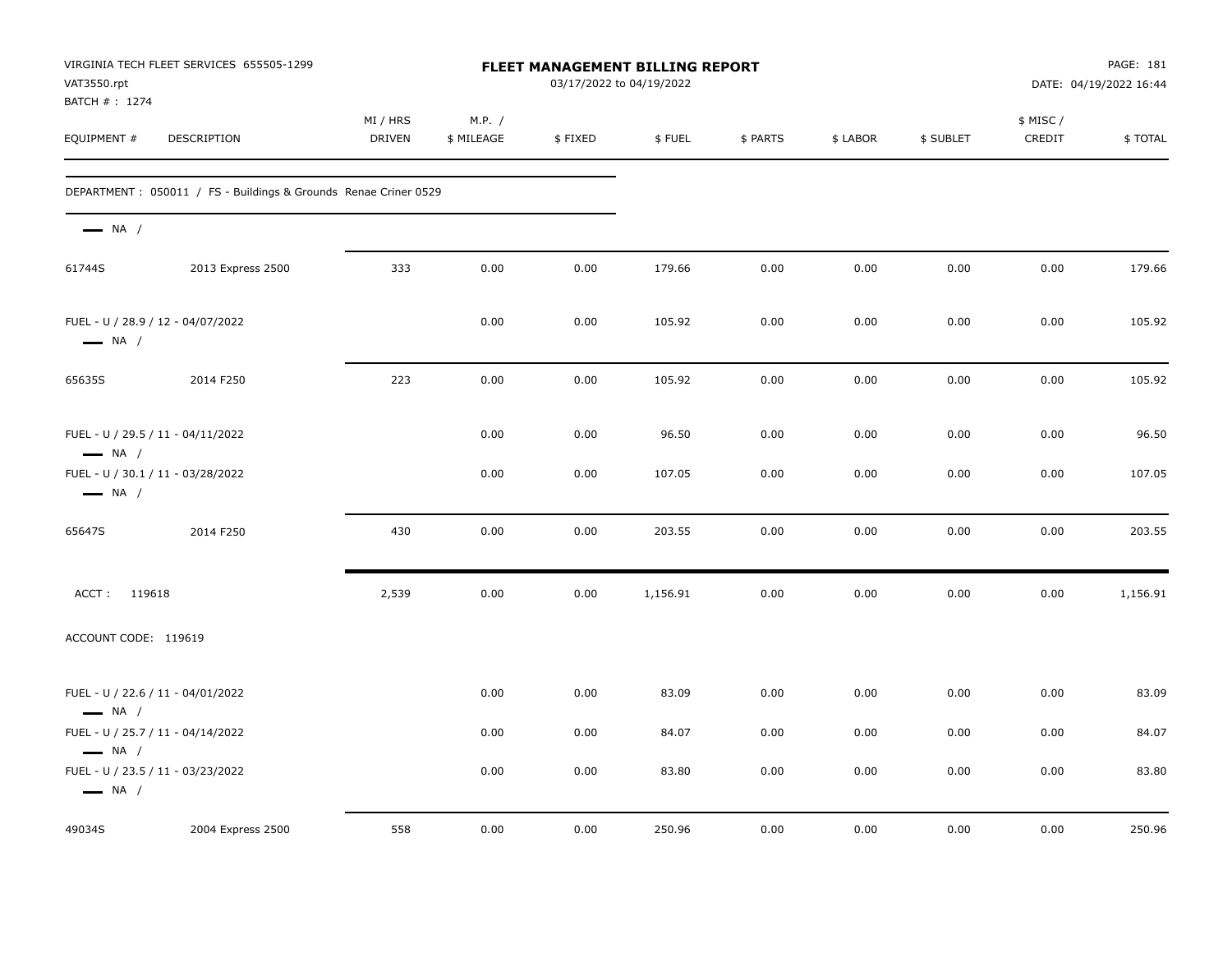VIRGINIA TECH FLEET SERVICES 655505-1299
VAT3550.rpt
BATCH # : 1274

**FLEET MANAGEMENT BILLING REPORT**
03/17/2022 to 04/19/2022

DATE: 04/19/2022 16:44

| EQUIPMENT # | DESCRIPTION | MI / HRS DRIVEN | M.P. / $ MILEAGE | $ FIXED | $ FUEL | $ PARTS | $ LABOR | $ SUBLET | $ MISC / CREDIT | $ TOTAL |
|---|---|---|---|---|---|---|---|---|---|---|
| DEPARTMENT : 050011 / FS - Buildings & Grounds Renae Criner 0529 | | | | | | | | | | |
| — NA / | | | | | | | | | | |
| 61744S | 2013 Express 2500 | 333 | 0.00 | 0.00 | 179.66 | 0.00 | 0.00 | 0.00 | 0.00 | 179.66 |
| FUEL - U / 28.9 / 12 - 04/07/2022 — NA / | | | 0.00 | 0.00 | 105.92 | 0.00 | 0.00 | 0.00 | 0.00 | 105.92 |
| 65635S | 2014 F250 | 223 | 0.00 | 0.00 | 105.92 | 0.00 | 0.00 | 0.00 | 0.00 | 105.92 |
| FUEL - U / 29.5 / 11 - 04/11/2022 — NA / | | | 0.00 | 0.00 | 96.50 | 0.00 | 0.00 | 0.00 | 0.00 | 96.50 |
| FUEL - U / 30.1 / 11 - 03/28/2022 — NA / | | | 0.00 | 0.00 | 107.05 | 0.00 | 0.00 | 0.00 | 0.00 | 107.05 |
| 65647S | 2014 F250 | 430 | 0.00 | 0.00 | 203.55 | 0.00 | 0.00 | 0.00 | 0.00 | 203.55 |
| ACCT : 119618 | | 2,539 | 0.00 | 0.00 | 1,156.91 | 0.00 | 0.00 | 0.00 | 0.00 | 1,156.91 |
| ACCOUNT CODE: 119619 | | | | | | | | | | |
| FUEL - U / 22.6 / 11 - 04/01/2022 — NA / | | | 0.00 | 0.00 | 83.09 | 0.00 | 0.00 | 0.00 | 0.00 | 83.09 |
| FUEL - U / 25.7 / 11 - 04/14/2022 — NA / | | | 0.00 | 0.00 | 84.07 | 0.00 | 0.00 | 0.00 | 0.00 | 84.07 |
| FUEL - U / 23.5 / 11 - 03/23/2022 — NA / | | | 0.00 | 0.00 | 83.80 | 0.00 | 0.00 | 0.00 | 0.00 | 83.80 |
| 49034S | 2004 Express 2500 | 558 | 0.00 | 0.00 | 250.96 | 0.00 | 0.00 | 0.00 | 0.00 | 250.96 |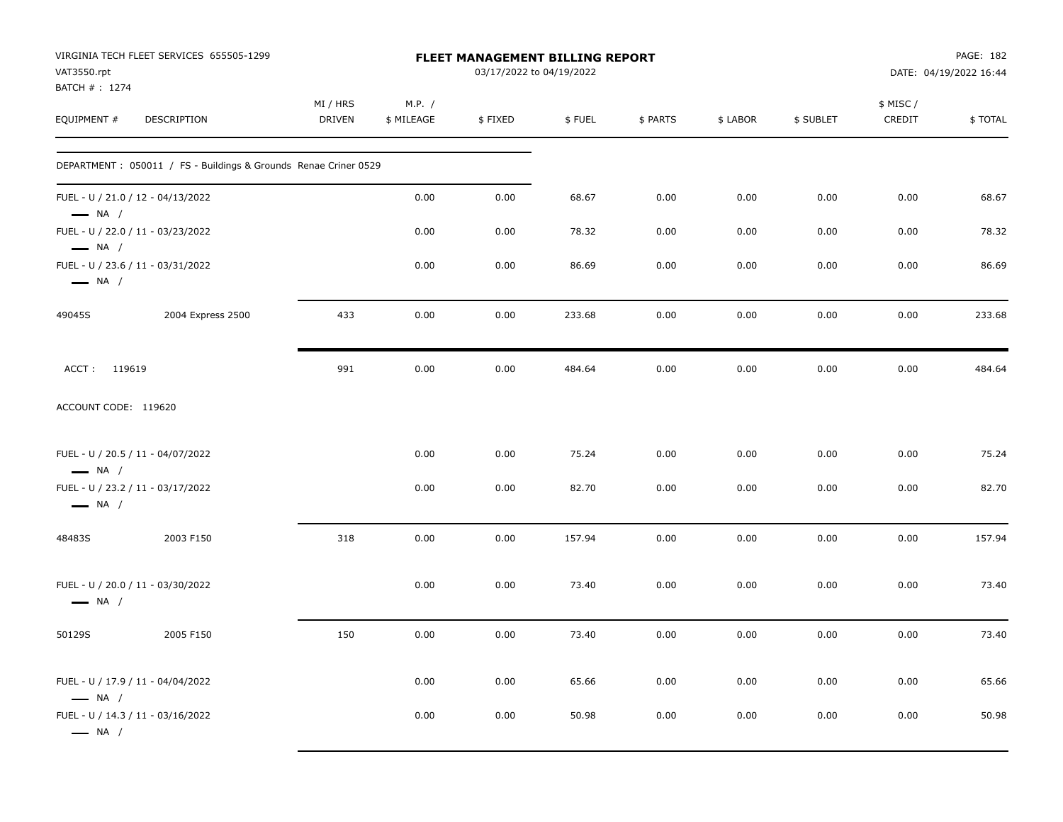VIRGINIA TECH FLEET SERVICES 655505-1299
VAT3550.rpt
BATCH # : 1274

# FLEET MANAGEMENT BILLING REPORT

03/17/2022 to 04/19/2022

DATE: 04/19/2022 16:44

| EQUIPMENT # | DESCRIPTION | MI / HRS DRIVEN | M.P. / $ MILEAGE | $ FIXED | $ FUEL | $ PARTS | $ LABOR | $ SUBLET | $ MISC / CREDIT | $ TOTAL |
|---|---|---|---|---|---|---|---|---|---|---|
| DEPARTMENT : 050011 / FS - Buildings & Grounds Renae Criner 0529 | | | | | | | | | | |
| FUEL - U / 21.0 / 12 - 04/13/2022 — NA / | | | 0.00 | 0.00 | 68.67 | 0.00 | 0.00 | 0.00 | 0.00 | 68.67 |
| FUEL - U / 22.0 / 11 - 03/23/2022 — NA / | | | 0.00 | 0.00 | 78.32 | 0.00 | 0.00 | 0.00 | 0.00 | 78.32 |
| FUEL - U / 23.6 / 11 - 03/31/2022 — NA / | | | 0.00 | 0.00 | 86.69 | 0.00 | 0.00 | 0.00 | 0.00 | 86.69 |
| 49045S | 2004 Express 2500 | 433 | 0.00 | 0.00 | 233.68 | 0.00 | 0.00 | 0.00 | 0.00 | 233.68 |
| ACCT : 119619 | | 991 | 0.00 | 0.00 | 484.64 | 0.00 | 0.00 | 0.00 | 0.00 | 484.64 |
| ACCOUNT CODE: 119620 | | | | | | | | | | |
| FUEL - U / 20.5 / 11 - 04/07/2022 — NA / | | | 0.00 | 0.00 | 75.24 | 0.00 | 0.00 | 0.00 | 0.00 | 75.24 |
| FUEL - U / 23.2 / 11 - 03/17/2022 — NA / | | | 0.00 | 0.00 | 82.70 | 0.00 | 0.00 | 0.00 | 0.00 | 82.70 |
| 48483S | 2003 F150 | 318 | 0.00 | 0.00 | 157.94 | 0.00 | 0.00 | 0.00 | 0.00 | 157.94 |
| FUEL - U / 20.0 / 11 - 03/30/2022 — NA / | | | 0.00 | 0.00 | 73.40 | 0.00 | 0.00 | 0.00 | 0.00 | 73.40 |
| 50129S | 2005 F150 | 150 | 0.00 | 0.00 | 73.40 | 0.00 | 0.00 | 0.00 | 0.00 | 73.40 |
| FUEL - U / 17.9 / 11 - 04/04/2022 — NA / | | | 0.00 | 0.00 | 65.66 | 0.00 | 0.00 | 0.00 | 0.00 | 65.66 |
| FUEL - U / 14.3 / 11 - 03/16/2022 — NA / | | | 0.00 | 0.00 | 50.98 | 0.00 | 0.00 | 0.00 | 0.00 | 50.98 |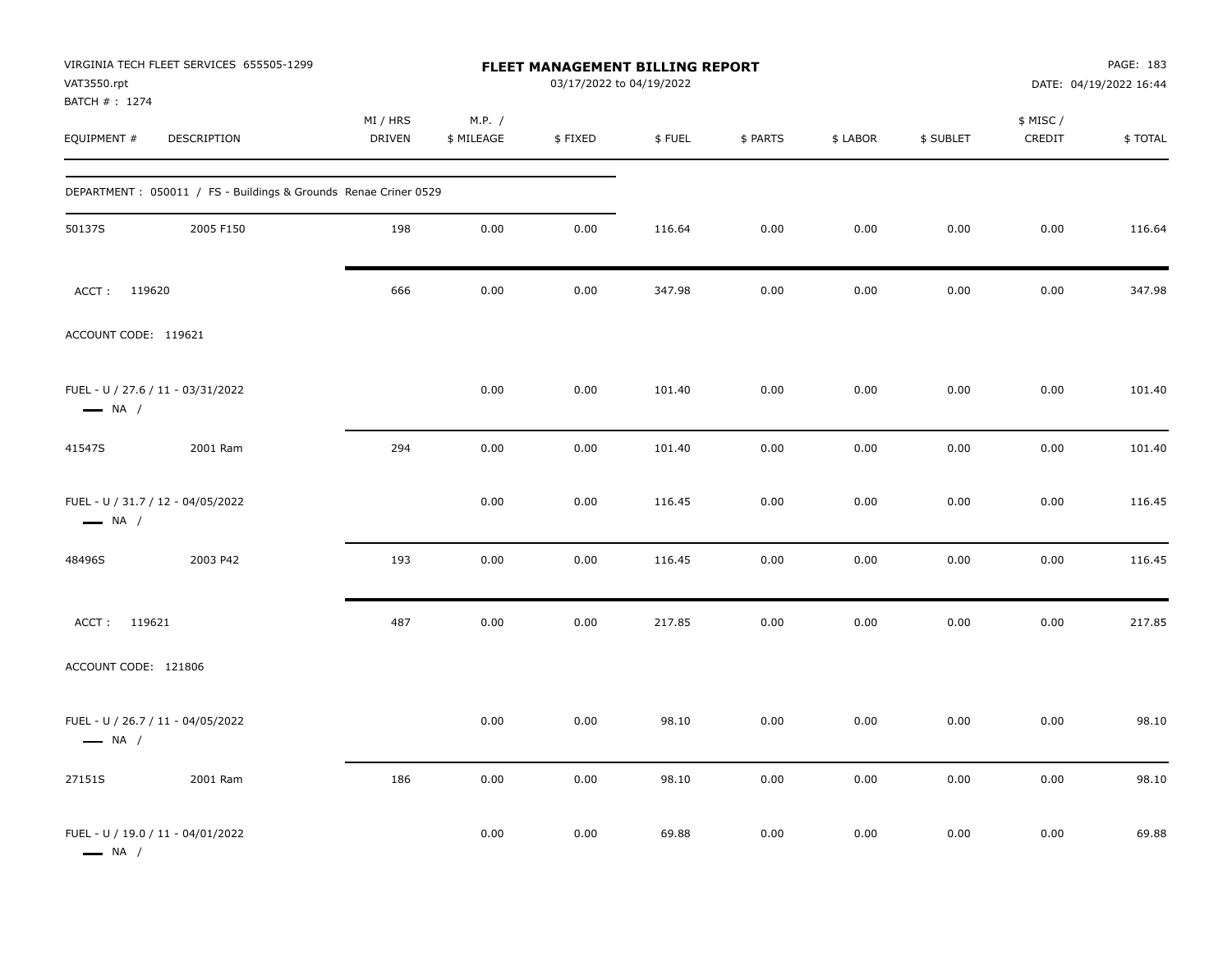VIRGINIA TECH FLEET SERVICES 655505-1299
VAT3550.rpt
BATCH # : 1274

**FLEET MANAGEMENT BILLING REPORT**
03/17/2022 to 04/19/2022

DATE: 04/19/2022 16:44

| EQUIPMENT # | DESCRIPTION | MI / HRS DRIVEN | M.P. / $ MILEAGE | $ FIXED | $ FUEL | $ PARTS | $ LABOR | $ SUBLET | $ MISC / CREDIT | $ TOTAL |
|---|---|---|---|---|---|---|---|---|---|---|
| DEPARTMENT : 050011 / FS - Buildings & Grounds Renae Criner 0529 | | | | | | | | | | |
| 50137S | 2005 F150 | 198 | 0.00 | 0.00 | 116.64 | 0.00 | 0.00 | 0.00 | 0.00 | 116.64 |
| ACCT : 119620 | | 666 | 0.00 | 0.00 | 347.98 | 0.00 | 0.00 | 0.00 | 0.00 | 347.98 |
| ACCOUNT CODE: 119621 | | | | | | | | | | |
| FUEL - U / 27.6 / 11 - 03/31/2022 — NA / | | | 0.00 | 0.00 | 101.40 | 0.00 | 0.00 | 0.00 | 0.00 | 101.40 |
| 41547S | 2001 Ram | 294 | 0.00 | 0.00 | 101.40 | 0.00 | 0.00 | 0.00 | 0.00 | 101.40 |
| FUEL - U / 31.7 / 12 - 04/05/2022 — NA / | | | 0.00 | 0.00 | 116.45 | 0.00 | 0.00 | 0.00 | 0.00 | 116.45 |
| 48496S | 2003 P42 | 193 | 0.00 | 0.00 | 116.45 | 0.00 | 0.00 | 0.00 | 0.00 | 116.45 |
| ACCT : 119621 | | 487 | 0.00 | 0.00 | 217.85 | 0.00 | 0.00 | 0.00 | 0.00 | 217.85 |
| ACCOUNT CODE: 121806 | | | | | | | | | | |
| FUEL - U / 26.7 / 11 - 04/05/2022 — NA / | | | 0.00 | 0.00 | 98.10 | 0.00 | 0.00 | 0.00 | 0.00 | 98.10 |
| 27151S | 2001 Ram | 186 | 0.00 | 0.00 | 98.10 | 0.00 | 0.00 | 0.00 | 0.00 | 98.10 |
| FUEL - U / 19.0 / 11 - 04/01/2022 — NA / | | | 0.00 | 0.00 | 69.88 | 0.00 | 0.00 | 0.00 | 0.00 | 69.88 |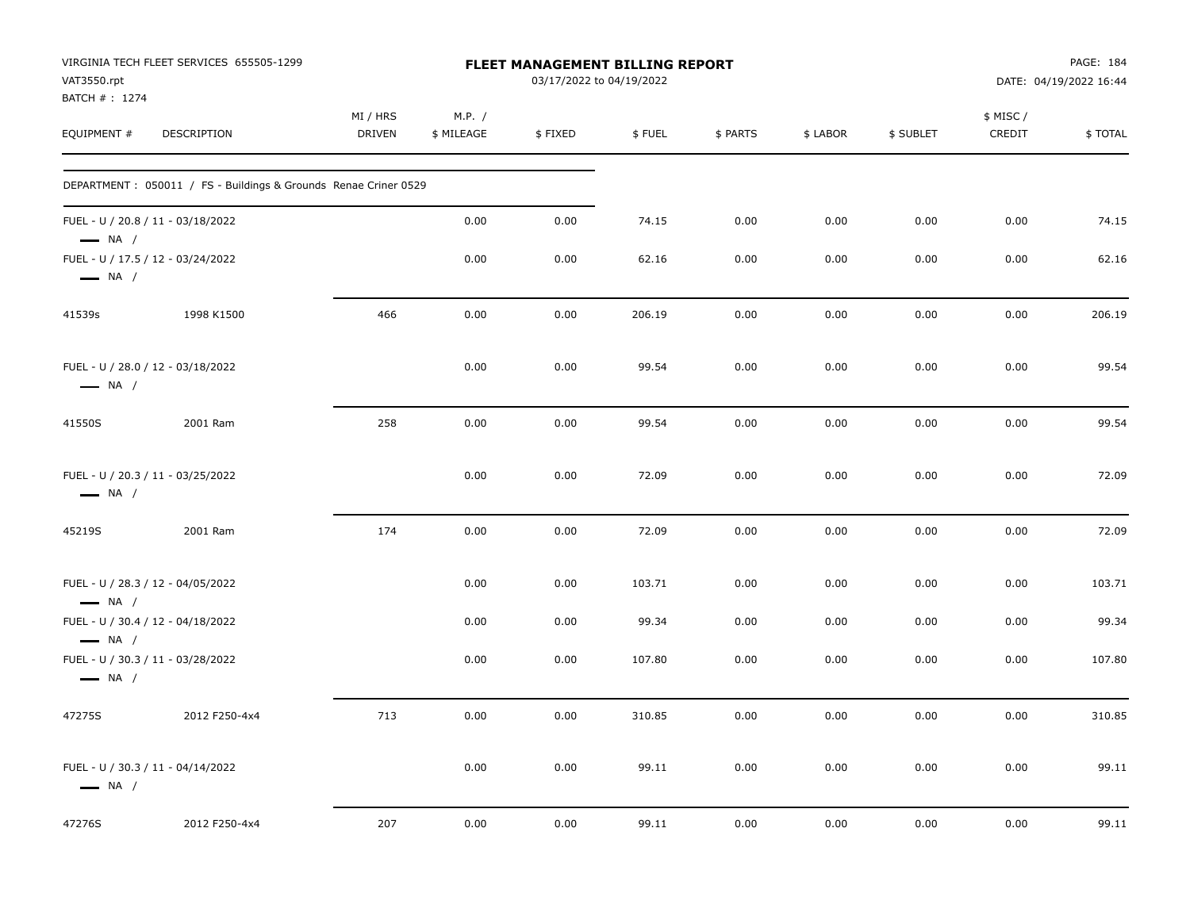VIRGINIA TECH FLEET SERVICES 655505-1299
VAT3550.rpt
BATCH # : 1274

**FLEET MANAGEMENT BILLING REPORT**
03/17/2022 to 04/19/2022

DATE: 04/19/2022 16:44

| EQUIPMENT # | DESCRIPTION | MI / HRS DRIVEN | M.P. / $ MILEAGE | $ FIXED | $ FUEL | $ PARTS | $ LABOR | $ SUBLET | $ MISC / CREDIT | $ TOTAL |
|---|---|---|---|---|---|---|---|---|---|---|
| DEPARTMENT : 050011 / FS - Buildings & Grounds Renae Criner 0529 | | | | | | | | | | |
| FUEL - U / 20.8 / 11 - 03/18/2022 — NA / | | | 0.00 | 0.00 | 74.15 | 0.00 | 0.00 | 0.00 | 0.00 | 74.15 |
| FUEL - U / 17.5 / 12 - 03/24/2022 — NA / | | | 0.00 | 0.00 | 62.16 | 0.00 | 0.00 | 0.00 | 0.00 | 62.16 |
| 41539s | 1998 K1500 | 466 | 0.00 | 0.00 | 206.19 | 0.00 | 0.00 | 0.00 | 0.00 | 206.19 |
| FUEL - U / 28.0 / 12 - 03/18/2022 — NA / | | | 0.00 | 0.00 | 99.54 | 0.00 | 0.00 | 0.00 | 0.00 | 99.54 |
| 41550S | 2001 Ram | 258 | 0.00 | 0.00 | 99.54 | 0.00 | 0.00 | 0.00 | 0.00 | 99.54 |
| FUEL - U / 20.3 / 11 - 03/25/2022 — NA / | | | 0.00 | 0.00 | 72.09 | 0.00 | 0.00 | 0.00 | 0.00 | 72.09 |
| 45219S | 2001 Ram | 174 | 0.00 | 0.00 | 72.09 | 0.00 | 0.00 | 0.00 | 0.00 | 72.09 |
| FUEL - U / 28.3 / 12 - 04/05/2022 — NA / | | | 0.00 | 0.00 | 103.71 | 0.00 | 0.00 | 0.00 | 0.00 | 103.71 |
| FUEL - U / 30.4 / 12 - 04/18/2022 — NA / | | | 0.00 | 0.00 | 99.34 | 0.00 | 0.00 | 0.00 | 0.00 | 99.34 |
| FUEL - U / 30.3 / 11 - 03/28/2022 — NA / | | | 0.00 | 0.00 | 107.80 | 0.00 | 0.00 | 0.00 | 0.00 | 107.80 |
| 47275S | 2012 F250-4x4 | 713 | 0.00 | 0.00 | 310.85 | 0.00 | 0.00 | 0.00 | 0.00 | 310.85 |
| FUEL - U / 30.3 / 11 - 04/14/2022 — NA / | | | 0.00 | 0.00 | 99.11 | 0.00 | 0.00 | 0.00 | 0.00 | 99.11 |
| 47276S | 2012 F250-4x4 | 207 | 0.00 | 0.00 | 99.11 | 0.00 | 0.00 | 0.00 | 0.00 | 99.11 |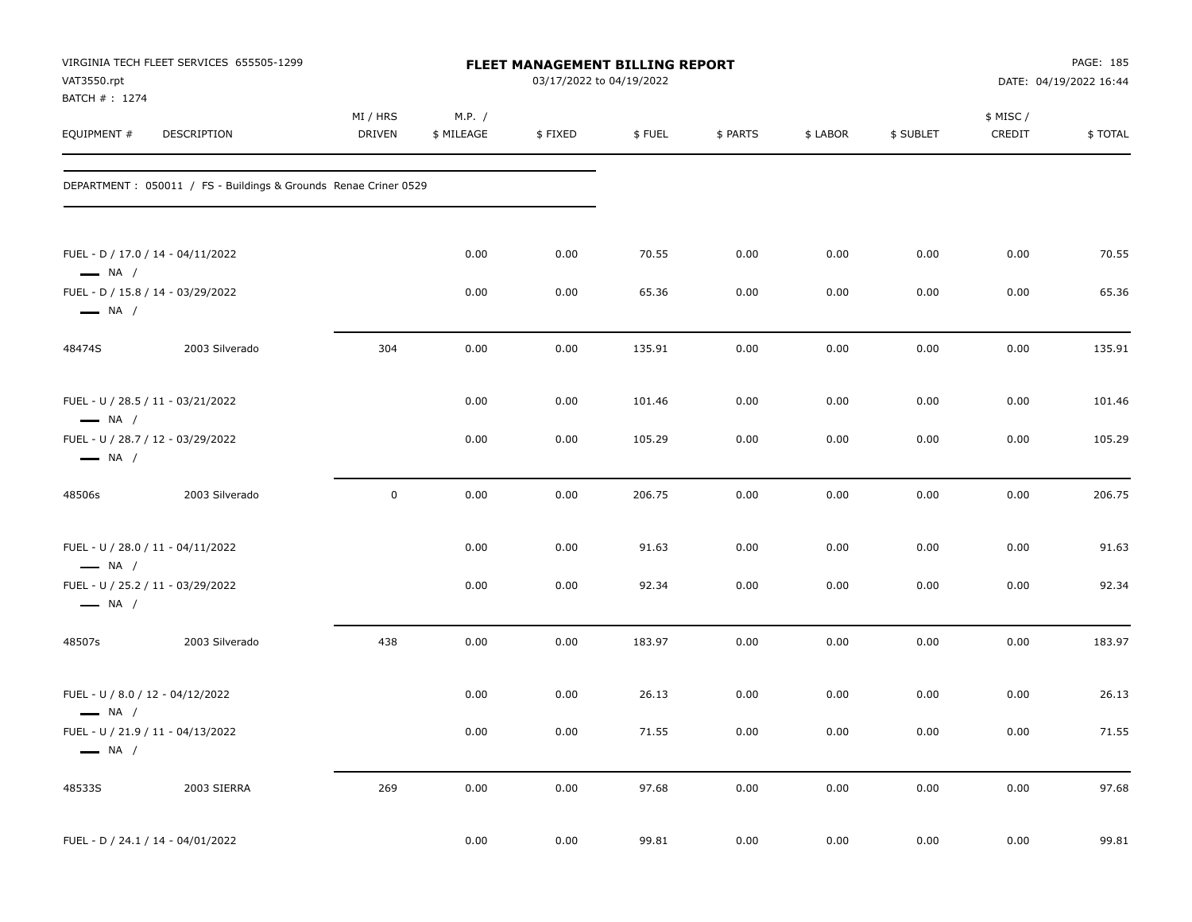VIRGINIA TECH FLEET SERVICES 655505-1299
VAT3550.rpt
BATCH # : 1274

**FLEET MANAGEMENT BILLING REPORT**
03/17/2022 to 04/19/2022

DATE: 04/19/2022 16:44

| EQUIPMENT # | DESCRIPTION | MI / HRS DRIVEN | M.P. / $ MILEAGE | $ FIXED | $ FUEL | $ PARTS | $ LABOR | $ SUBLET | $ MISC / CREDIT | $ TOTAL |
|---|---|---|---|---|---|---|---|---|---|---|
| DEPARTMENT : 050011 / FS - Buildings & Grounds Renae Criner 0529 | | | | | | | | | | |
| FUEL - D / 17.0 / 14 - 04/11/2022 — NA / | | | 0.00 | 0.00 | 70.55 | 0.00 | 0.00 | 0.00 | 0.00 | 70.55 |
| FUEL - D / 15.8 / 14 - 03/29/2022 — NA / | | | 0.00 | 0.00 | 65.36 | 0.00 | 0.00 | 0.00 | 0.00 | 65.36 |
| 48474S | 2003 Silverado | 304 | 0.00 | 0.00 | 135.91 | 0.00 | 0.00 | 0.00 | 0.00 | 135.91 |
| FUEL - U / 28.5 / 11 - 03/21/2022 — NA / | | | 0.00 | 0.00 | 101.46 | 0.00 | 0.00 | 0.00 | 0.00 | 101.46 |
| FUEL - U / 28.7 / 12 - 03/29/2022 — NA / | | | 0.00 | 0.00 | 105.29 | 0.00 | 0.00 | 0.00 | 0.00 | 105.29 |
| 48506s | 2003 Silverado | 0 | 0.00 | 0.00 | 206.75 | 0.00 | 0.00 | 0.00 | 0.00 | 206.75 |
| FUEL - U / 28.0 / 11 - 04/11/2022 — NA / | | | 0.00 | 0.00 | 91.63 | 0.00 | 0.00 | 0.00 | 0.00 | 91.63 |
| FUEL - U / 25.2 / 11 - 03/29/2022 — NA / | | | 0.00 | 0.00 | 92.34 | 0.00 | 0.00 | 0.00 | 0.00 | 92.34 |
| 48507s | 2003 Silverado | 438 | 0.00 | 0.00 | 183.97 | 0.00 | 0.00 | 0.00 | 0.00 | 183.97 |
| FUEL - U / 8.0 / 12 - 04/12/2022 — NA / | | | 0.00 | 0.00 | 26.13 | 0.00 | 0.00 | 0.00 | 0.00 | 26.13 |
| FUEL - U / 21.9 / 11 - 04/13/2022 — NA / | | | 0.00 | 0.00 | 71.55 | 0.00 | 0.00 | 0.00 | 0.00 | 71.55 |
| 48533S | 2003 SIERRA | 269 | 0.00 | 0.00 | 97.68 | 0.00 | 0.00 | 0.00 | 0.00 | 97.68 |
| FUEL - D / 24.1 / 14 - 04/01/2022 | | | 0.00 | 0.00 | 99.81 | 0.00 | 0.00 | 0.00 | 0.00 | 99.81 |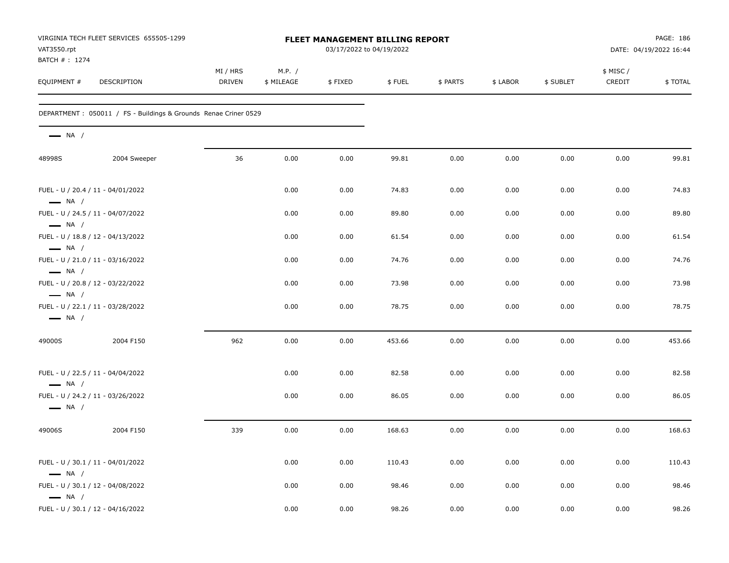VIRGINIA TECH FLEET SERVICES 655505-1299
VAT3550.rpt
BATCH # : 1274

**FLEET MANAGEMENT BILLING REPORT**
03/17/2022 to 04/19/2022

DATE: 04/19/2022 16:44

DEPARTMENT : 050011 / FS - Buildings & Grounds Renae Criner 0529

| EQUIPMENT # | DESCRIPTION | MI / HRS DRIVEN | M.P. / $ MILEAGE | $ FIXED | $ FUEL | $ PARTS | $ LABOR | $ SUBLET | $ MISC / CREDIT | $ TOTAL |
|---|---|---|---|---|---|---|---|---|---|---|
| NA / | | | | | | | | | | |
| 48998S | 2004 Sweeper | 36 | 0.00 | 0.00 | 99.81 | 0.00 | 0.00 | 0.00 | 0.00 | 99.81 |
| FUEL - U / 20.4 / 11 - 04/01/2022 NA / | | | 0.00 | 0.00 | 74.83 | 0.00 | 0.00 | 0.00 | 0.00 | 74.83 |
| FUEL - U / 24.5 / 11 - 04/07/2022 NA / | | | 0.00 | 0.00 | 89.80 | 0.00 | 0.00 | 0.00 | 0.00 | 89.80 |
| FUEL - U / 18.8 / 12 - 04/13/2022 NA / | | | 0.00 | 0.00 | 61.54 | 0.00 | 0.00 | 0.00 | 0.00 | 61.54 |
| FUEL - U / 21.0 / 11 - 03/16/2022 NA / | | | 0.00 | 0.00 | 74.76 | 0.00 | 0.00 | 0.00 | 0.00 | 74.76 |
| FUEL - U / 20.8 / 12 - 03/22/2022 NA / | | | 0.00 | 0.00 | 73.98 | 0.00 | 0.00 | 0.00 | 0.00 | 73.98 |
| FUEL - U / 22.1 / 11 - 03/28/2022 NA / | | | 0.00 | 0.00 | 78.75 | 0.00 | 0.00 | 0.00 | 0.00 | 78.75 |
| 49000S | 2004 F150 | 962 | 0.00 | 0.00 | 453.66 | 0.00 | 0.00 | 0.00 | 0.00 | 453.66 |
| FUEL - U / 22.5 / 11 - 04/04/2022 NA / | | | 0.00 | 0.00 | 82.58 | 0.00 | 0.00 | 0.00 | 0.00 | 82.58 |
| FUEL - U / 24.2 / 11 - 03/26/2022 NA / | | | 0.00 | 0.00 | 86.05 | 0.00 | 0.00 | 0.00 | 0.00 | 86.05 |
| 49006S | 2004 F150 | 339 | 0.00 | 0.00 | 168.63 | 0.00 | 0.00 | 0.00 | 0.00 | 168.63 |
| FUEL - U / 30.1 / 11 - 04/01/2022 NA / | | | 0.00 | 0.00 | 110.43 | 0.00 | 0.00 | 0.00 | 0.00 | 110.43 |
| FUEL - U / 30.1 / 12 - 04/08/2022 NA / | | | 0.00 | 0.00 | 98.46 | 0.00 | 0.00 | 0.00 | 0.00 | 98.46 |
| FUEL - U / 30.1 / 12 - 04/16/2022 | | | 0.00 | 0.00 | 98.26 | 0.00 | 0.00 | 0.00 | 0.00 | 98.26 |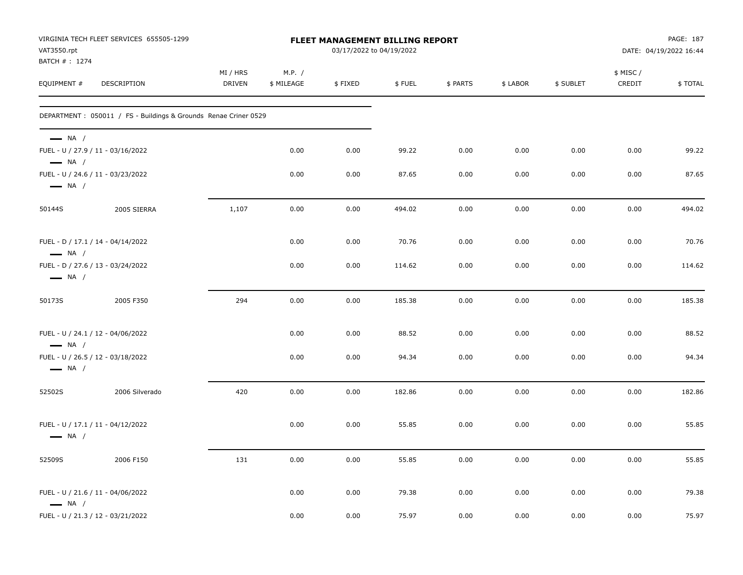VIRGINIA TECH FLEET SERVICES 655505-1299
VAT3550.rpt
BATCH # : 1274

**FLEET MANAGEMENT BILLING REPORT**
03/17/2022 to 04/19/2022

DATE: 04/19/2022 16:44

| EQUIPMENT # | DESCRIPTION | MI / HRS DRIVEN | M.P. / $ MILEAGE | $ FIXED | $ FUEL | $ PARTS | $ LABOR | $ SUBLET | $ MISC / CREDIT | $ TOTAL |
|---|---|---|---|---|---|---|---|---|---|---|
| DEPARTMENT : 050011 / FS - Buildings & Grounds Renae Criner 0529 | | | | | | | | | | |
| — NA / | | | | | | | | | | |
| FUEL - U / 27.9 / 11 - 03/16/2022 | | | 0.00 | 0.00 | 99.22 | 0.00 | 0.00 | 0.00 | 0.00 | 99.22 |
| — NA / | | | | | | | | | | |
| FUEL - U / 24.6 / 11 - 03/23/2022 | | | 0.00 | 0.00 | 87.65 | 0.00 | 0.00 | 0.00 | 0.00 | 87.65 |
| — NA / | | | | | | | | | | |
| 50144S | 2005 SIERRA | 1,107 | 0.00 | 0.00 | 494.02 | 0.00 | 0.00 | 0.00 | 0.00 | 494.02 |
| FUEL - D / 17.1 / 14 - 04/14/2022 | | | 0.00 | 0.00 | 70.76 | 0.00 | 0.00 | 0.00 | 0.00 | 70.76 |
| — NA / | | | | | | | | | | |
| FUEL - D / 27.6 / 13 - 03/24/2022 | | | 0.00 | 0.00 | 114.62 | 0.00 | 0.00 | 0.00 | 0.00 | 114.62 |
| — NA / | | | | | | | | | | |
| 50173S | 2005 F350 | 294 | 0.00 | 0.00 | 185.38 | 0.00 | 0.00 | 0.00 | 0.00 | 185.38 |
| FUEL - U / 24.1 / 12 - 04/06/2022 | | | 0.00 | 0.00 | 88.52 | 0.00 | 0.00 | 0.00 | 0.00 | 88.52 |
| — NA / | | | | | | | | | | |
| FUEL - U / 26.5 / 12 - 03/18/2022 | | | 0.00 | 0.00 | 94.34 | 0.00 | 0.00 | 0.00 | 0.00 | 94.34 |
| — NA / | | | | | | | | | | |
| 52502S | 2006 Silverado | 420 | 0.00 | 0.00 | 182.86 | 0.00 | 0.00 | 0.00 | 0.00 | 182.86 |
| FUEL - U / 17.1 / 11 - 04/12/2022 | | | 0.00 | 0.00 | 55.85 | 0.00 | 0.00 | 0.00 | 0.00 | 55.85 |
| — NA / | | | | | | | | | | |
| 52509S | 2006 F150 | 131 | 0.00 | 0.00 | 55.85 | 0.00 | 0.00 | 0.00 | 0.00 | 55.85 |
| FUEL - U / 21.6 / 11 - 04/06/2022 | | | 0.00 | 0.00 | 79.38 | 0.00 | 0.00 | 0.00 | 0.00 | 79.38 |
| — NA / | | | | | | | | | | |
| FUEL - U / 21.3 / 12 - 03/21/2022 | | | 0.00 | 0.00 | 75.97 | 0.00 | 0.00 | 0.00 | 0.00 | 75.97 |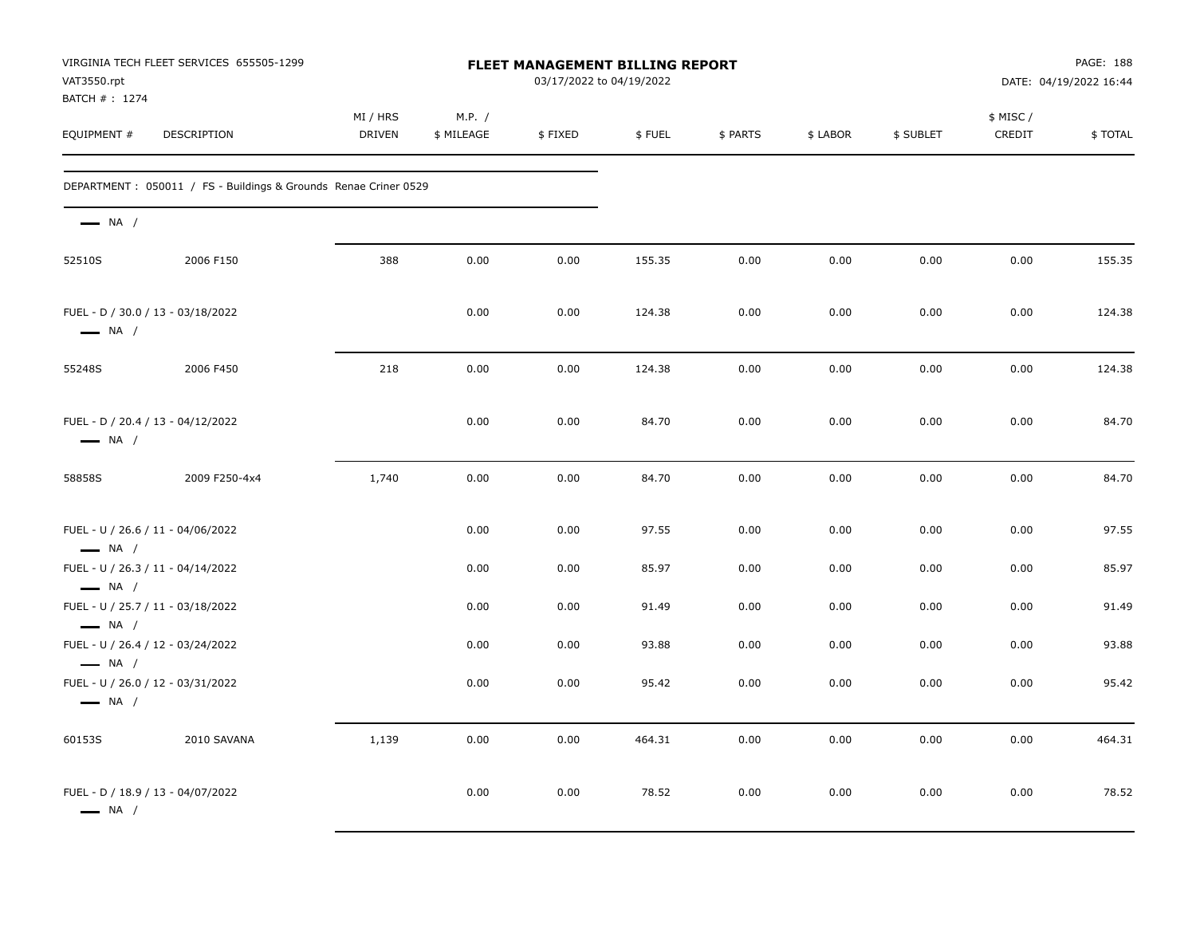VIRGINIA TECH FLEET SERVICES 655505-1299
VAT3550.rpt
BATCH # : 1274

**FLEET MANAGEMENT BILLING REPORT**
03/17/2022 to 04/19/2022

DATE: 04/19/2022 16:44

| EQUIPMENT # | DESCRIPTION | MI / HRS DRIVEN | M.P. / $ MILEAGE | $ FIXED | $ FUEL | $ PARTS | $ LABOR | $ SUBLET | $ MISC / CREDIT | $ TOTAL |
|---|---|---|---|---|---|---|---|---|---|---|
| DEPARTMENT : 050011 / FS - Buildings & Grounds Renae Criner 0529 | | | | | | | | | | |
| NA / | | | | | | | | | | |
| 52510S | 2006 F150 | 388 | 0.00 | 0.00 | 155.35 | 0.00 | 0.00 | 0.00 | 0.00 | 155.35 |
| FUEL - D / 30.0 / 13 - 03/18/2022 NA / | | | 0.00 | 0.00 | 124.38 | 0.00 | 0.00 | 0.00 | 0.00 | 124.38 |
| 55248S | 2006 F450 | 218 | 0.00 | 0.00 | 124.38 | 0.00 | 0.00 | 0.00 | 0.00 | 124.38 |
| FUEL - D / 20.4 / 13 - 04/12/2022 NA / | | | 0.00 | 0.00 | 84.70 | 0.00 | 0.00 | 0.00 | 0.00 | 84.70 |
| 58858S | 2009 F250-4x4 | 1,740 | 0.00 | 0.00 | 84.70 | 0.00 | 0.00 | 0.00 | 0.00 | 84.70 |
| FUEL - U / 26.6 / 11 - 04/06/2022 NA / | | | 0.00 | 0.00 | 97.55 | 0.00 | 0.00 | 0.00 | 0.00 | 97.55 |
| FUEL - U / 26.3 / 11 - 04/14/2022 NA / | | | 0.00 | 0.00 | 85.97 | 0.00 | 0.00 | 0.00 | 0.00 | 85.97 |
| FUEL - U / 25.7 / 11 - 03/18/2022 NA / | | | 0.00 | 0.00 | 91.49 | 0.00 | 0.00 | 0.00 | 0.00 | 91.49 |
| FUEL - U / 26.4 / 12 - 03/24/2022 NA / | | | 0.00 | 0.00 | 93.88 | 0.00 | 0.00 | 0.00 | 0.00 | 93.88 |
| FUEL - U / 26.0 / 12 - 03/31/2022 NA / | | | 0.00 | 0.00 | 95.42 | 0.00 | 0.00 | 0.00 | 0.00 | 95.42 |
| 60153S | 2010 SAVANA | 1,139 | 0.00 | 0.00 | 464.31 | 0.00 | 0.00 | 0.00 | 0.00 | 464.31 |
| FUEL - D / 18.9 / 13 - 04/07/2022 NA / | | | 0.00 | 0.00 | 78.52 | 0.00 | 0.00 | 0.00 | 0.00 | 78.52 |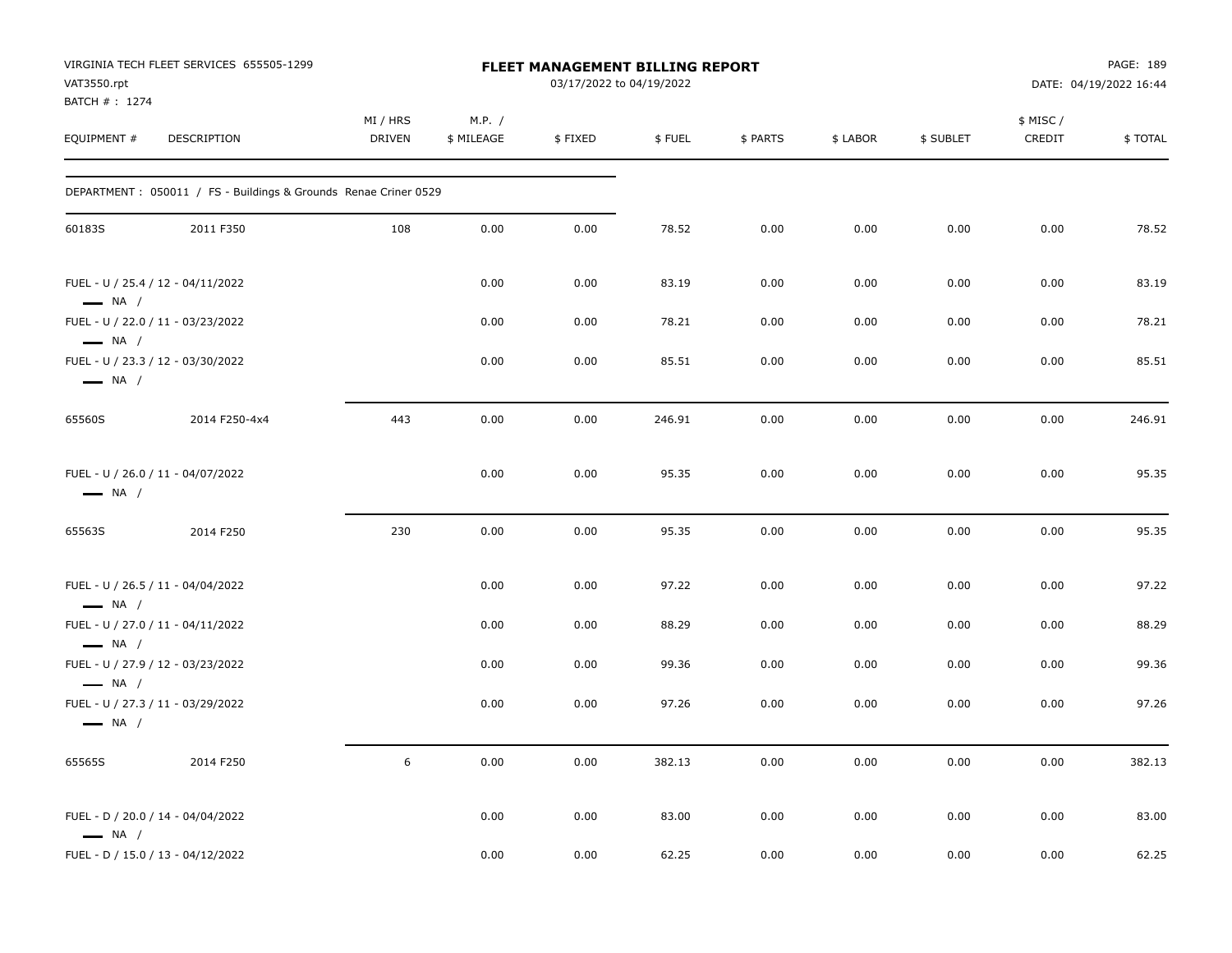# FLEET MANAGEMENT BILLING REPORT

VIRGINIA TECH FLEET SERVICES 655505-1299
VAT3550.rpt
BATCH # : 1274

03/17/2022 to 04/19/2022

DATE: 04/19/2022 16:44

DEPARTMENT : 050011 / FS - Buildings & Grounds Renae Criner 0529

| EQUIPMENT # | DESCRIPTION | MI / HRS DRIVEN | M.P. / $ MILEAGE | $ FIXED | $ FUEL | $ PARTS | $ LABOR | $ SUBLET | $ MISC / CREDIT | $ TOTAL |
|---|---|---|---|---|---|---|---|---|---|---|
| 60183S | 2011 F350 | 108 | 0.00 | 0.00 | 78.52 | 0.00 | 0.00 | 0.00 | 0.00 | 78.52 |
| FUEL - U / 25.4 / 12 - 04/11/2022 — NA / | | | 0.00 | 0.00 | 83.19 | 0.00 | 0.00 | 0.00 | 0.00 | 83.19 |
| FUEL - U / 22.0 / 11 - 03/23/2022 — NA / | | | 0.00 | 0.00 | 78.21 | 0.00 | 0.00 | 0.00 | 0.00 | 78.21 |
| FUEL - U / 23.3 / 12 - 03/30/2022 — NA / | | | 0.00 | 0.00 | 85.51 | 0.00 | 0.00 | 0.00 | 0.00 | 85.51 |
| 65560S | 2014 F250-4x4 | 443 | 0.00 | 0.00 | 246.91 | 0.00 | 0.00 | 0.00 | 0.00 | 246.91 |
| FUEL - U / 26.0 / 11 - 04/07/2022 — NA / | | | 0.00 | 0.00 | 95.35 | 0.00 | 0.00 | 0.00 | 0.00 | 95.35 |
| 65563S | 2014 F250 | 230 | 0.00 | 0.00 | 95.35 | 0.00 | 0.00 | 0.00 | 0.00 | 95.35 |
| FUEL - U / 26.5 / 11 - 04/04/2022 — NA / | | | 0.00 | 0.00 | 97.22 | 0.00 | 0.00 | 0.00 | 0.00 | 97.22 |
| FUEL - U / 27.0 / 11 - 04/11/2022 — NA / | | | 0.00 | 0.00 | 88.29 | 0.00 | 0.00 | 0.00 | 0.00 | 88.29 |
| FUEL - U / 27.9 / 12 - 03/23/2022 — NA / | | | 0.00 | 0.00 | 99.36 | 0.00 | 0.00 | 0.00 | 0.00 | 99.36 |
| FUEL - U / 27.3 / 11 - 03/29/2022 — NA / | | | 0.00 | 0.00 | 97.26 | 0.00 | 0.00 | 0.00 | 0.00 | 97.26 |
| 65565S | 2014 F250 | 6 | 0.00 | 0.00 | 382.13 | 0.00 | 0.00 | 0.00 | 0.00 | 382.13 |
| FUEL - D / 20.0 / 14 - 04/04/2022 — NA / | | | 0.00 | 0.00 | 83.00 | 0.00 | 0.00 | 0.00 | 0.00 | 83.00 |
| FUEL - D / 15.0 / 13 - 04/12/2022 | | | 0.00 | 0.00 | 62.25 | 0.00 | 0.00 | 0.00 | 0.00 | 62.25 |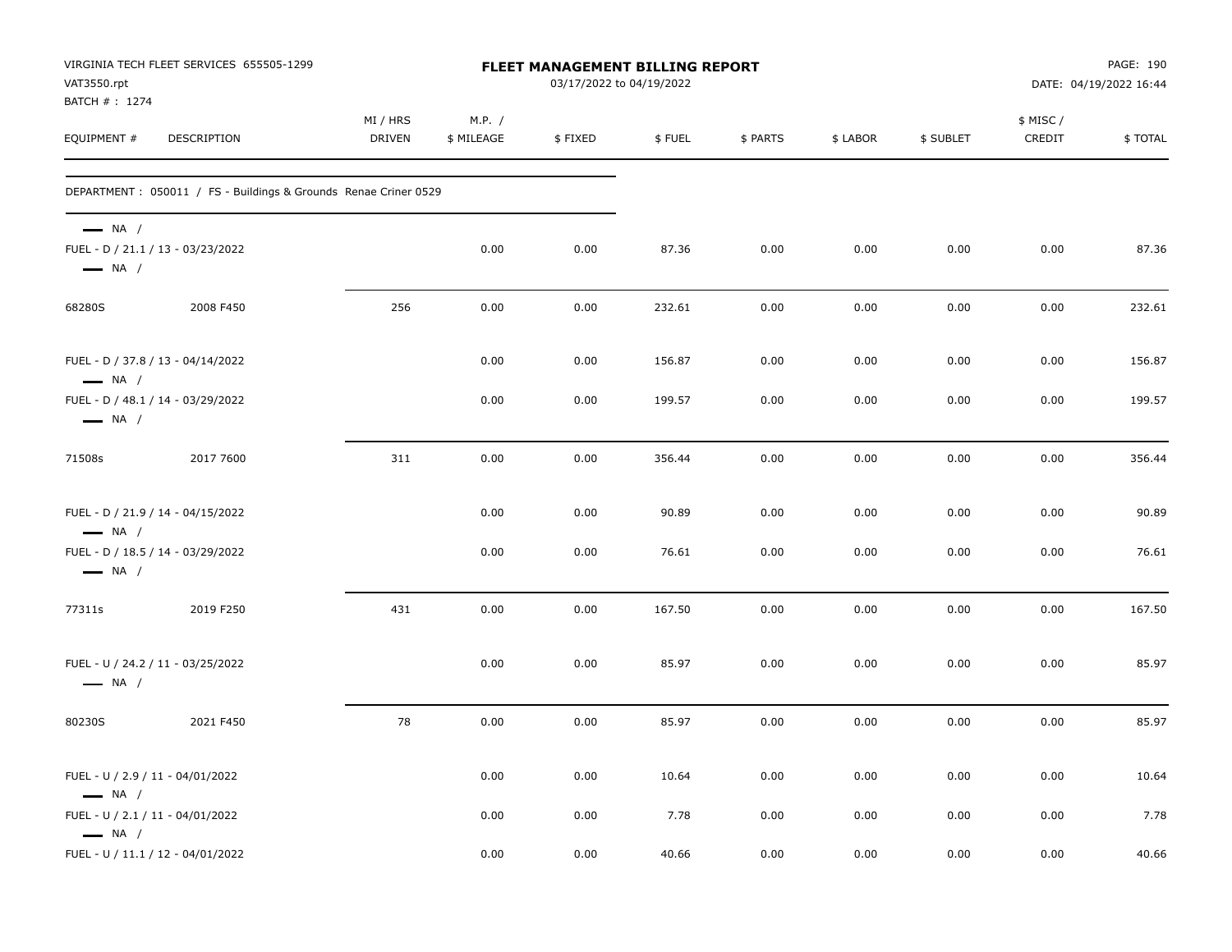VIRGINIA TECH FLEET SERVICES 655505-1299
VAT3550.rpt
BATCH # : 1274

**FLEET MANAGEMENT BILLING REPORT**
03/17/2022 to 04/19/2022

DATE: 04/19/2022 16:44

| EQUIPMENT # | DESCRIPTION | MI / HRS DRIVEN | M.P. / $ MILEAGE | $ FIXED | $ FUEL | $ PARTS | $ LABOR | $ SUBLET | $ MISC / CREDIT | $ TOTAL |
|---|---|---|---|---|---|---|---|---|---|---|
| DEPARTMENT : 050011 / FS - Buildings & Grounds Renae Criner 0529 | | | | | | | | | | |
| — NA / | | | | | | | | | | |
| FUEL - D / 21.1 / 13 - 03/23/2022 | | | 0.00 | 0.00 | 87.36 | 0.00 | 0.00 | 0.00 | 0.00 | 87.36 |
| — NA / | | | | | | | | | | |
| 68280S | 2008 F450 | 256 | 0.00 | 0.00 | 232.61 | 0.00 | 0.00 | 0.00 | 0.00 | 232.61 |
| FUEL - D / 37.8 / 13 - 04/14/2022 | | | 0.00 | 0.00 | 156.87 | 0.00 | 0.00 | 0.00 | 0.00 | 156.87 |
| — NA / | | | | | | | | | | |
| FUEL - D / 48.1 / 14 - 03/29/2022 | | | 0.00 | 0.00 | 199.57 | 0.00 | 0.00 | 0.00 | 0.00 | 199.57 |
| — NA / | | | | | | | | | | |
| 71508s | 2017 7600 | 311 | 0.00 | 0.00 | 356.44 | 0.00 | 0.00 | 0.00 | 0.00 | 356.44 |
| FUEL - D / 21.9 / 14 - 04/15/2022 | | | 0.00 | 0.00 | 90.89 | 0.00 | 0.00 | 0.00 | 0.00 | 90.89 |
| — NA / | | | | | | | | | | |
| FUEL - D / 18.5 / 14 - 03/29/2022 | | | 0.00 | 0.00 | 76.61 | 0.00 | 0.00 | 0.00 | 0.00 | 76.61 |
| — NA / | | | | | | | | | | |
| 77311s | 2019 F250 | 431 | 0.00 | 0.00 | 167.50 | 0.00 | 0.00 | 0.00 | 0.00 | 167.50 |
| FUEL - U / 24.2 / 11 - 03/25/2022 | | | 0.00 | 0.00 | 85.97 | 0.00 | 0.00 | 0.00 | 0.00 | 85.97 |
| — NA / | | | | | | | | | | |
| 80230S | 2021 F450 | 78 | 0.00 | 0.00 | 85.97 | 0.00 | 0.00 | 0.00 | 0.00 | 85.97 |
| FUEL - U / 2.9 / 11 - 04/01/2022 | | | 0.00 | 0.00 | 10.64 | 0.00 | 0.00 | 0.00 | 0.00 | 10.64 |
| — NA / | | | | | | | | | | |
| FUEL - U / 2.1 / 11 - 04/01/2022 | | | 0.00 | 0.00 | 7.78 | 0.00 | 0.00 | 0.00 | 0.00 | 7.78 |
| — NA / | | | | | | | | | | |
| FUEL - U / 11.1 / 12 - 04/01/2022 | | | 0.00 | 0.00 | 40.66 | 0.00 | 0.00 | 0.00 | 0.00 | 40.66 |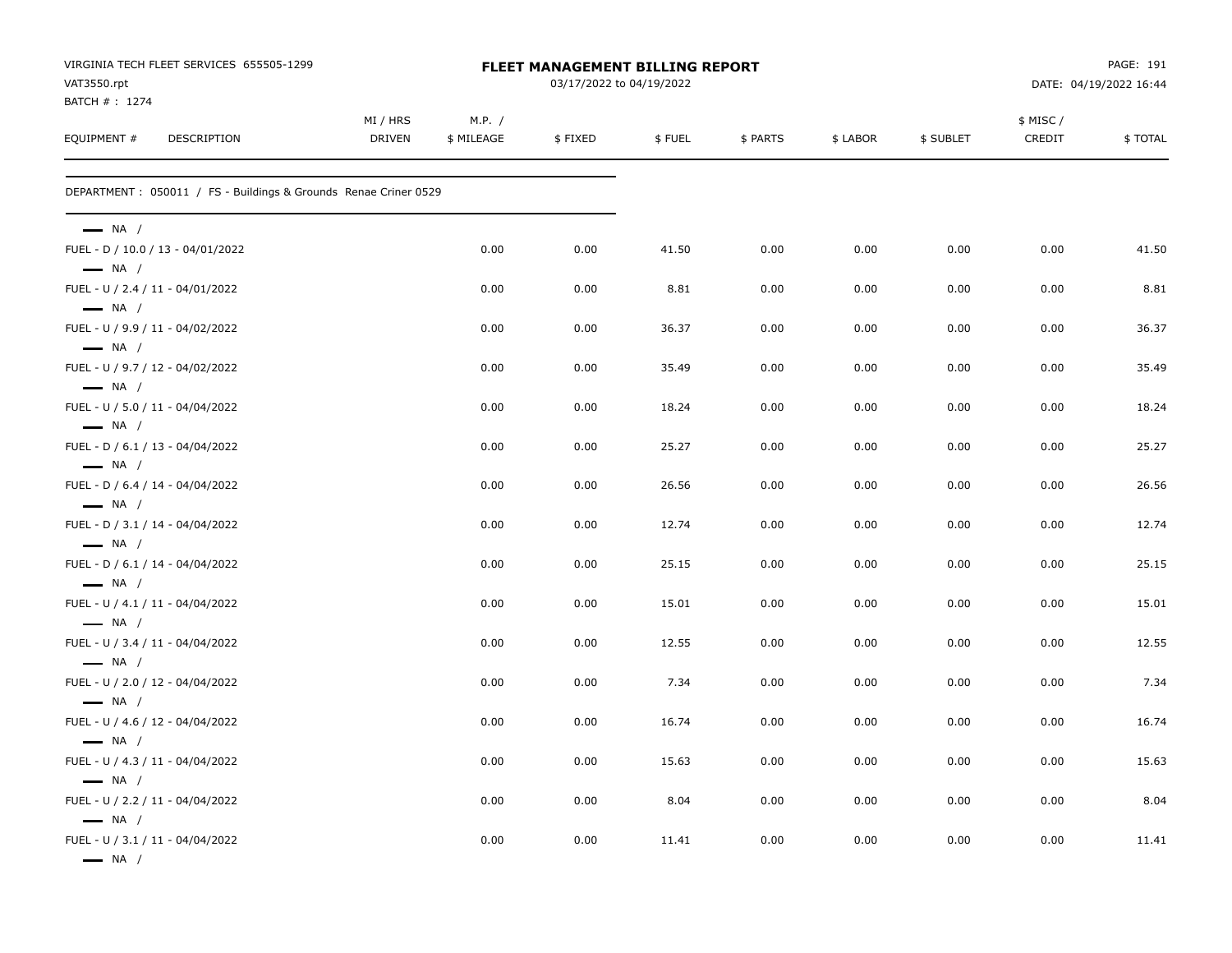VIRGINIA TECH FLEET SERVICES 655505-1299
VAT3550.rpt
BATCH # : 1274

**FLEET MANAGEMENT BILLING REPORT**
03/17/2022 to 04/19/2022

DATE: 04/19/2022 16:44

DEPARTMENT : 050011 / FS - Buildings & Grounds Renae Criner 0529

| EQUIPMENT # DESCRIPTION | MI / HRS DRIVEN | M.P. / $ MILEAGE | $ FIXED | $ FUEL | $ PARTS | $ LABOR | $ SUBLET | $ MISC / CREDIT | $ TOTAL |
|---|---|---|---|---|---|---|---|---|---|
| NA / | | | | | | | | | |
| FUEL - D / 10.0 / 13 - 04/01/2022 | | 0.00 | 0.00 | 41.50 | 0.00 | 0.00 | 0.00 | 0.00 | 41.50 |
| NA / | | | | | | | | | |
| FUEL - U / 2.4 / 11 - 04/01/2022 | | 0.00 | 0.00 | 8.81 | 0.00 | 0.00 | 0.00 | 0.00 | 8.81 |
| NA / | | | | | | | | | |
| FUEL - U / 9.9 / 11 - 04/02/2022 | | 0.00 | 0.00 | 36.37 | 0.00 | 0.00 | 0.00 | 0.00 | 36.37 |
| NA / | | | | | | | | | |
| FUEL - U / 9.7 / 12 - 04/02/2022 | | 0.00 | 0.00 | 35.49 | 0.00 | 0.00 | 0.00 | 0.00 | 35.49 |
| NA / | | | | | | | | | |
| FUEL - U / 5.0 / 11 - 04/04/2022 | | 0.00 | 0.00 | 18.24 | 0.00 | 0.00 | 0.00 | 0.00 | 18.24 |
| NA / | | | | | | | | | |
| FUEL - D / 6.1 / 13 - 04/04/2022 | | 0.00 | 0.00 | 25.27 | 0.00 | 0.00 | 0.00 | 0.00 | 25.27 |
| NA / | | | | | | | | | |
| FUEL - D / 6.4 / 14 - 04/04/2022 | | 0.00 | 0.00 | 26.56 | 0.00 | 0.00 | 0.00 | 0.00 | 26.56 |
| NA / | | | | | | | | | |
| FUEL - D / 3.1 / 14 - 04/04/2022 | | 0.00 | 0.00 | 12.74 | 0.00 | 0.00 | 0.00 | 0.00 | 12.74 |
| NA / | | | | | | | | | |
| FUEL - D / 6.1 / 14 - 04/04/2022 | | 0.00 | 0.00 | 25.15 | 0.00 | 0.00 | 0.00 | 0.00 | 25.15 |
| NA / | | | | | | | | | |
| FUEL - U / 4.1 / 11 - 04/04/2022 | | 0.00 | 0.00 | 15.01 | 0.00 | 0.00 | 0.00 | 0.00 | 15.01 |
| NA / | | | | | | | | | |
| FUEL - U / 3.4 / 11 - 04/04/2022 | | 0.00 | 0.00 | 12.55 | 0.00 | 0.00 | 0.00 | 0.00 | 12.55 |
| NA / | | | | | | | | | |
| FUEL - U / 2.0 / 12 - 04/04/2022 | | 0.00 | 0.00 | 7.34 | 0.00 | 0.00 | 0.00 | 0.00 | 7.34 |
| NA / | | | | | | | | | |
| FUEL - U / 4.6 / 12 - 04/04/2022 | | 0.00 | 0.00 | 16.74 | 0.00 | 0.00 | 0.00 | 0.00 | 16.74 |
| NA / | | | | | | | | | |
| FUEL - U / 4.3 / 11 - 04/04/2022 | | 0.00 | 0.00 | 15.63 | 0.00 | 0.00 | 0.00 | 0.00 | 15.63 |
| NA / | | | | | | | | | |
| FUEL - U / 2.2 / 11 - 04/04/2022 | | 0.00 | 0.00 | 8.04 | 0.00 | 0.00 | 0.00 | 0.00 | 8.04 |
| NA / | | | | | | | | | |
| FUEL - U / 3.1 / 11 - 04/04/2022 | | 0.00 | 0.00 | 11.41 | 0.00 | 0.00 | 0.00 | 0.00 | 11.41 |
| NA / | | | | | | | | | |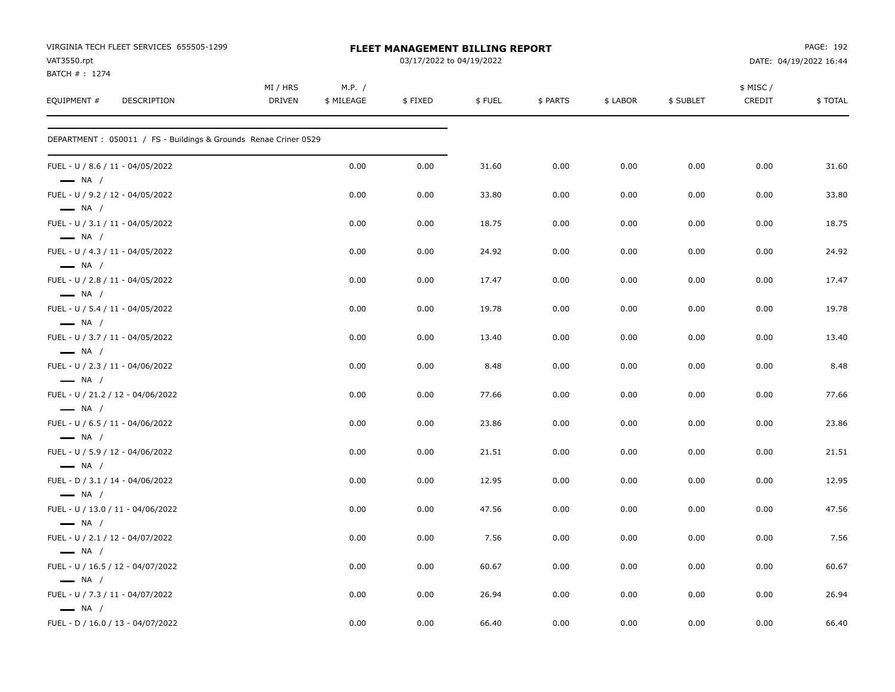VIRGINIA TECH FLEET SERVICES 655505-1299
VAT3550.rpt
BATCH # : 1274

**FLEET MANAGEMENT BILLING REPORT**
03/17/2022 to 04/19/2022

PAGE: 192
DATE: 04/19/2022 16:44

DEPARTMENT : 050011 / FS - Buildings & Grounds Renae Criner 0529

| EQUIPMENT # DESCRIPTION | MI / HRS DRIVEN | M.P. / $ MILEAGE | $ FIXED | $ FUEL | $ PARTS | $ LABOR | $ SUBLET | $ MISC / CREDIT | $ TOTAL |
|---|---|---|---|---|---|---|---|---|---|
| FUEL - U / 8.6 / 11 - 04/05/2022 — NA / | | 0.00 | 0.00 | 31.60 | 0.00 | 0.00 | 0.00 | 0.00 | 31.60 |
| FUEL - U / 9.2 / 12 - 04/05/2022 — NA / | | 0.00 | 0.00 | 33.80 | 0.00 | 0.00 | 0.00 | 0.00 | 33.80 |
| FUEL - U / 3.1 / 11 - 04/05/2022 — NA / | | 0.00 | 0.00 | 18.75 | 0.00 | 0.00 | 0.00 | 0.00 | 18.75 |
| FUEL - U / 4.3 / 11 - 04/05/2022 — NA / | | 0.00 | 0.00 | 24.92 | 0.00 | 0.00 | 0.00 | 0.00 | 24.92 |
| FUEL - U / 2.8 / 11 - 04/05/2022 — NA / | | 0.00 | 0.00 | 17.47 | 0.00 | 0.00 | 0.00 | 0.00 | 17.47 |
| FUEL - U / 5.4 / 11 - 04/05/2022 — NA / | | 0.00 | 0.00 | 19.78 | 0.00 | 0.00 | 0.00 | 0.00 | 19.78 |
| FUEL - U / 3.7 / 11 - 04/05/2022 — NA / | | 0.00 | 0.00 | 13.40 | 0.00 | 0.00 | 0.00 | 0.00 | 13.40 |
| FUEL - U / 2.3 / 11 - 04/06/2022 — NA / | | 0.00 | 0.00 | 8.48 | 0.00 | 0.00 | 0.00 | 0.00 | 8.48 |
| FUEL - U / 21.2 / 12 - 04/06/2022 — NA / | | 0.00 | 0.00 | 77.66 | 0.00 | 0.00 | 0.00 | 0.00 | 77.66 |
| FUEL - U / 6.5 / 11 - 04/06/2022 — NA / | | 0.00 | 0.00 | 23.86 | 0.00 | 0.00 | 0.00 | 0.00 | 23.86 |
| FUEL - U / 5.9 / 12 - 04/06/2022 — NA / | | 0.00 | 0.00 | 21.51 | 0.00 | 0.00 | 0.00 | 0.00 | 21.51 |
| FUEL - D / 3.1 / 14 - 04/06/2022 — NA / | | 0.00 | 0.00 | 12.95 | 0.00 | 0.00 | 0.00 | 0.00 | 12.95 |
| FUEL - U / 13.0 / 11 - 04/06/2022 — NA / | | 0.00 | 0.00 | 47.56 | 0.00 | 0.00 | 0.00 | 0.00 | 47.56 |
| FUEL - U / 2.1 / 12 - 04/07/2022 — NA / | | 0.00 | 0.00 | 7.56 | 0.00 | 0.00 | 0.00 | 0.00 | 7.56 |
| FUEL - U / 16.5 / 12 - 04/07/2022 — NA / | | 0.00 | 0.00 | 60.67 | 0.00 | 0.00 | 0.00 | 0.00 | 60.67 |
| FUEL - U / 7.3 / 11 - 04/07/2022 — NA / | | 0.00 | 0.00 | 26.94 | 0.00 | 0.00 | 0.00 | 0.00 | 26.94 |
| FUEL - D / 16.0 / 13 - 04/07/2022 | | 0.00 | 0.00 | 66.40 | 0.00 | 0.00 | 0.00 | 0.00 | 66.40 |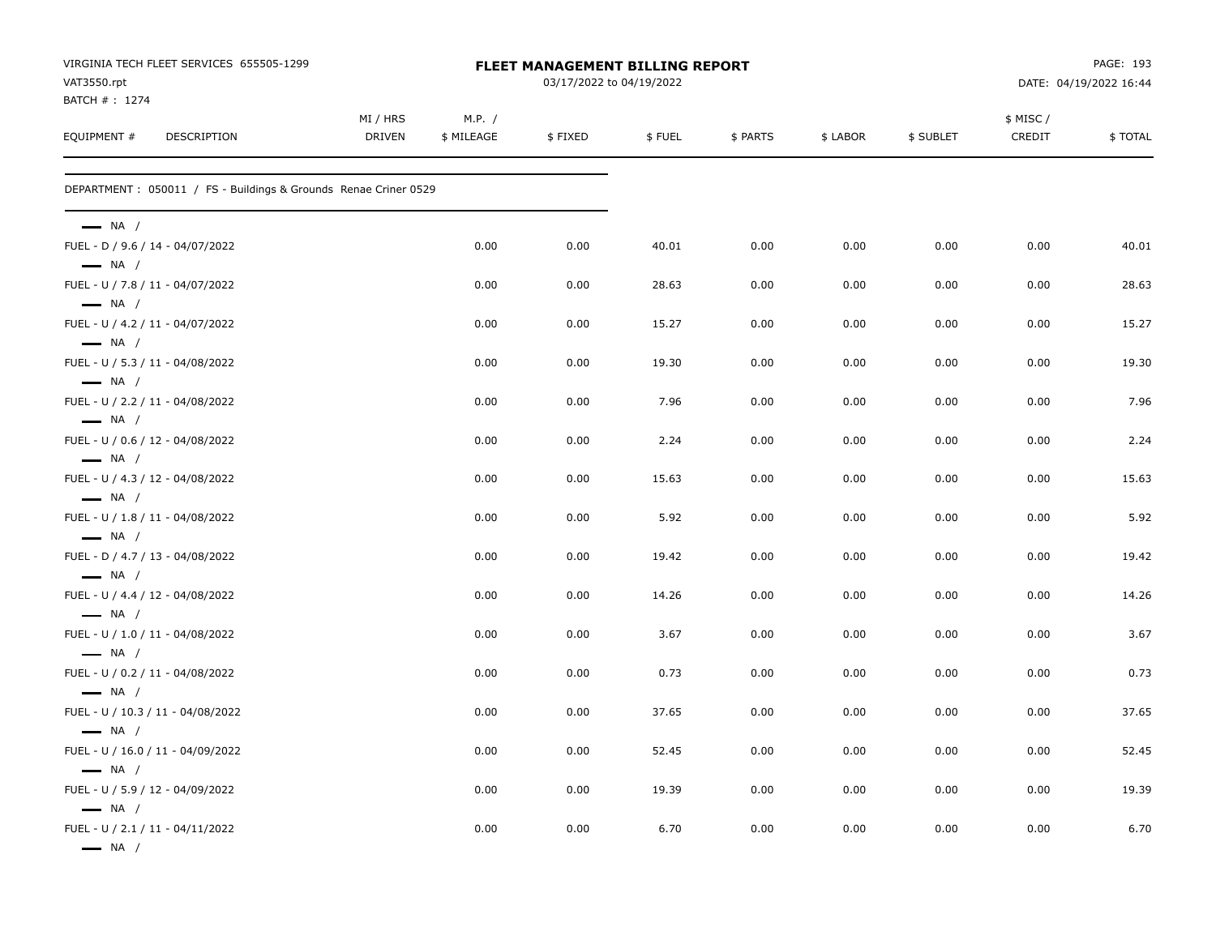VIRGINIA TECH FLEET SERVICES 655505-1299
VAT3550.rpt
BATCH # : 1274

**FLEET MANAGEMENT BILLING REPORT**
03/17/2022 to 04/19/2022

DATE: 04/19/2022 16:44

DEPARTMENT : 050011 / FS - Buildings & Grounds Renae Criner 0529

| EQUIPMENT # DESCRIPTION | MI / HRS DRIVEN | M.P. / $ MILEAGE | $ FIXED | $ FUEL | $ PARTS | $ LABOR | $ SUBLET | $ MISC / CREDIT | $ TOTAL |
|---|---|---|---|---|---|---|---|---|---|
| NA / FUEL - D / 9.6 / 14 - 04/07/2022 | | 0.00 | 0.00 | 40.01 | 0.00 | 0.00 | 0.00 | 0.00 | 40.01 |
| NA / FUEL - U / 7.8 / 11 - 04/07/2022 | | 0.00 | 0.00 | 28.63 | 0.00 | 0.00 | 0.00 | 0.00 | 28.63 |
| NA / FUEL - U / 4.2 / 11 - 04/07/2022 | | 0.00 | 0.00 | 15.27 | 0.00 | 0.00 | 0.00 | 0.00 | 15.27 |
| NA / FUEL - U / 5.3 / 11 - 04/08/2022 | | 0.00 | 0.00 | 19.30 | 0.00 | 0.00 | 0.00 | 0.00 | 19.30 |
| NA / FUEL - U / 2.2 / 11 - 04/08/2022 | | 0.00 | 0.00 | 7.96 | 0.00 | 0.00 | 0.00 | 0.00 | 7.96 |
| NA / FUEL - U / 0.6 / 12 - 04/08/2022 | | 0.00 | 0.00 | 2.24 | 0.00 | 0.00 | 0.00 | 0.00 | 2.24 |
| NA / FUEL - U / 4.3 / 12 - 04/08/2022 | | 0.00 | 0.00 | 15.63 | 0.00 | 0.00 | 0.00 | 0.00 | 15.63 |
| NA / FUEL - U / 1.8 / 11 - 04/08/2022 | | 0.00 | 0.00 | 5.92 | 0.00 | 0.00 | 0.00 | 0.00 | 5.92 |
| NA / FUEL - D / 4.7 / 13 - 04/08/2022 | | 0.00 | 0.00 | 19.42 | 0.00 | 0.00 | 0.00 | 0.00 | 19.42 |
| NA / FUEL - U / 4.4 / 12 - 04/08/2022 | | 0.00 | 0.00 | 14.26 | 0.00 | 0.00 | 0.00 | 0.00 | 14.26 |
| NA / FUEL - U / 1.0 / 11 - 04/08/2022 | | 0.00 | 0.00 | 3.67 | 0.00 | 0.00 | 0.00 | 0.00 | 3.67 |
| NA / FUEL - U / 0.2 / 11 - 04/08/2022 | | 0.00 | 0.00 | 0.73 | 0.00 | 0.00 | 0.00 | 0.00 | 0.73 |
| NA / FUEL - U / 10.3 / 11 - 04/08/2022 | | 0.00 | 0.00 | 37.65 | 0.00 | 0.00 | 0.00 | 0.00 | 37.65 |
| NA / FUEL - U / 16.0 / 11 - 04/09/2022 | | 0.00 | 0.00 | 52.45 | 0.00 | 0.00 | 0.00 | 0.00 | 52.45 |
| NA / FUEL - U / 5.9 / 12 - 04/09/2022 | | 0.00 | 0.00 | 19.39 | 0.00 | 0.00 | 0.00 | 0.00 | 19.39 |
| NA / FUEL - U / 2.1 / 11 - 04/11/2022 | | 0.00 | 0.00 | 6.70 | 0.00 | 0.00 | 0.00 | 0.00 | 6.70 |
| NA / | | | | | | | | | |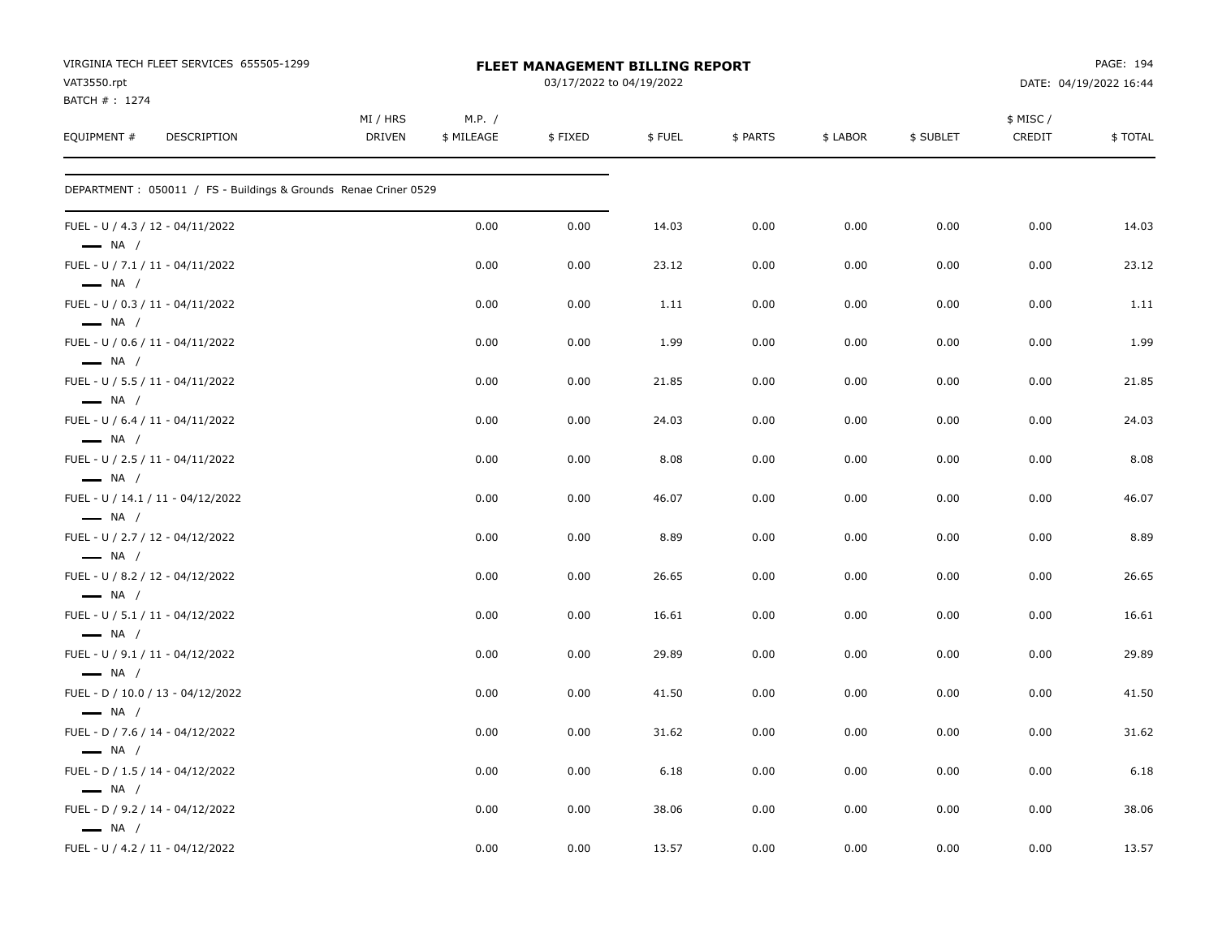VIRGINIA TECH FLEET SERVICES 655505-1299
VAT3550.rpt
BATCH # : 1274

**FLEET MANAGEMENT BILLING REPORT**
03/17/2022 to 04/19/2022

DATE: 04/19/2022 16:44

| EQUIPMENT # | DESCRIPTION | MI / HRS DRIVEN | M.P. / $ MILEAGE | $ FIXED | $ FUEL | $ PARTS | $ LABOR | $ SUBLET | $ MISC / CREDIT | $ TOTAL |
|---|---|---|---|---|---|---|---|---|---|---|
| DEPARTMENT : 050011 / FS - Buildings & Grounds Renae Criner 0529 | | | | | | | | | | |
| FUEL - U / 4.3 / 12 - 04/11/2022 — NA / | | | 0.00 | 0.00 | 14.03 | 0.00 | 0.00 | 0.00 | 0.00 | 14.03 |
| FUEL - U / 7.1 / 11 - 04/11/2022 — NA / | | | 0.00 | 0.00 | 23.12 | 0.00 | 0.00 | 0.00 | 0.00 | 23.12 |
| FUEL - U / 0.3 / 11 - 04/11/2022 — NA / | | | 0.00 | 0.00 | 1.11 | 0.00 | 0.00 | 0.00 | 0.00 | 1.11 |
| FUEL - U / 0.6 / 11 - 04/11/2022 — NA / | | | 0.00 | 0.00 | 1.99 | 0.00 | 0.00 | 0.00 | 0.00 | 1.99 |
| FUEL - U / 5.5 / 11 - 04/11/2022 — NA / | | | 0.00 | 0.00 | 21.85 | 0.00 | 0.00 | 0.00 | 0.00 | 21.85 |
| FUEL - U / 6.4 / 11 - 04/11/2022 — NA / | | | 0.00 | 0.00 | 24.03 | 0.00 | 0.00 | 0.00 | 0.00 | 24.03 |
| FUEL - U / 2.5 / 11 - 04/11/2022 — NA / | | | 0.00 | 0.00 | 8.08 | 0.00 | 0.00 | 0.00 | 0.00 | 8.08 |
| FUEL - U / 14.1 / 11 - 04/12/2022 — NA / | | | 0.00 | 0.00 | 46.07 | 0.00 | 0.00 | 0.00 | 0.00 | 46.07 |
| FUEL - U / 2.7 / 12 - 04/12/2022 — NA / | | | 0.00 | 0.00 | 8.89 | 0.00 | 0.00 | 0.00 | 0.00 | 8.89 |
| FUEL - U / 8.2 / 12 - 04/12/2022 — NA / | | | 0.00 | 0.00 | 26.65 | 0.00 | 0.00 | 0.00 | 0.00 | 26.65 |
| FUEL - U / 5.1 / 11 - 04/12/2022 — NA / | | | 0.00 | 0.00 | 16.61 | 0.00 | 0.00 | 0.00 | 0.00 | 16.61 |
| FUEL - U / 9.1 / 11 - 04/12/2022 — NA / | | | 0.00 | 0.00 | 29.89 | 0.00 | 0.00 | 0.00 | 0.00 | 29.89 |
| FUEL - D / 10.0 / 13 - 04/12/2022 — NA / | | | 0.00 | 0.00 | 41.50 | 0.00 | 0.00 | 0.00 | 0.00 | 41.50 |
| FUEL - D / 7.6 / 14 - 04/12/2022 — NA / | | | 0.00 | 0.00 | 31.62 | 0.00 | 0.00 | 0.00 | 0.00 | 31.62 |
| FUEL - D / 1.5 / 14 - 04/12/2022 — NA / | | | 0.00 | 0.00 | 6.18 | 0.00 | 0.00 | 0.00 | 0.00 | 6.18 |
| FUEL - D / 9.2 / 14 - 04/12/2022 — NA / | | | 0.00 | 0.00 | 38.06 | 0.00 | 0.00 | 0.00 | 0.00 | 38.06 |
| FUEL - U / 4.2 / 11 - 04/12/2022 | | | 0.00 | 0.00 | 13.57 | 0.00 | 0.00 | 0.00 | 0.00 | 13.57 |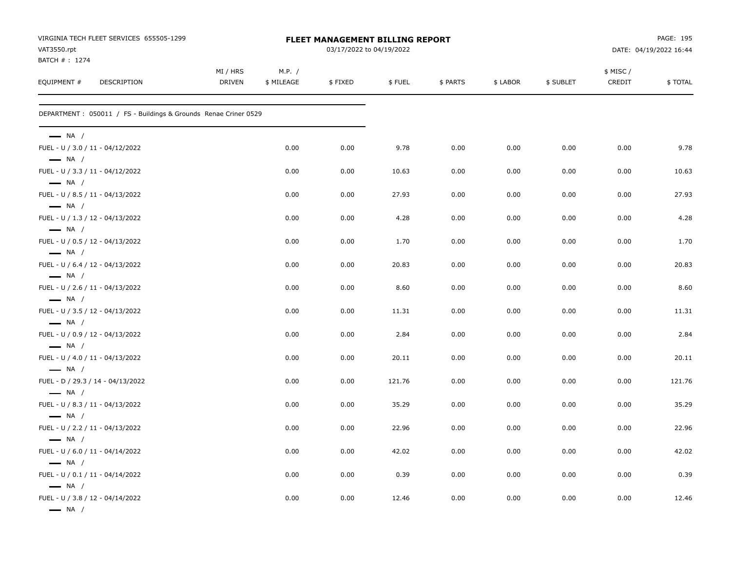VIRGINIA TECH FLEET SERVICES 655505-1299
VAT3550.rpt
BATCH # : 1274

**FLEET MANAGEMENT BILLING REPORT**
03/17/2022 to 04/19/2022

DATE: 04/19/2022 16:44

DEPARTMENT : 050011 / FS - Buildings & Grounds Renae Criner 0529

| EQUIPMENT # DESCRIPTION | MI / HRS DRIVEN | M.P. / $ MILEAGE | $ FIXED | $ FUEL | $ PARTS | $ LABOR | $ SUBLET | $ MISC / CREDIT | $ TOTAL |
|---|---|---|---|---|---|---|---|---|---|
| — NA / FUEL - U / 3.0 / 11 - 04/12/2022 | | 0.00 | 0.00 | 9.78 | 0.00 | 0.00 | 0.00 | 0.00 | 9.78 |
| — NA / FUEL - U / 3.3 / 11 - 04/12/2022 | | 0.00 | 0.00 | 10.63 | 0.00 | 0.00 | 0.00 | 0.00 | 10.63 |
| — NA / FUEL - U / 8.5 / 11 - 04/13/2022 | | 0.00 | 0.00 | 27.93 | 0.00 | 0.00 | 0.00 | 0.00 | 27.93 |
| — NA / FUEL - U / 1.3 / 12 - 04/13/2022 | | 0.00 | 0.00 | 4.28 | 0.00 | 0.00 | 0.00 | 0.00 | 4.28 |
| — NA / FUEL - U / 0.5 / 12 - 04/13/2022 | | 0.00 | 0.00 | 1.70 | 0.00 | 0.00 | 0.00 | 0.00 | 1.70 |
| — NA / FUEL - U / 6.4 / 12 - 04/13/2022 | | 0.00 | 0.00 | 20.83 | 0.00 | 0.00 | 0.00 | 0.00 | 20.83 |
| — NA / FUEL - U / 2.6 / 11 - 04/13/2022 | | 0.00 | 0.00 | 8.60 | 0.00 | 0.00 | 0.00 | 0.00 | 8.60 |
| — NA / FUEL - U / 3.5 / 12 - 04/13/2022 | | 0.00 | 0.00 | 11.31 | 0.00 | 0.00 | 0.00 | 0.00 | 11.31 |
| — NA / FUEL - U / 0.9 / 12 - 04/13/2022 | | 0.00 | 0.00 | 2.84 | 0.00 | 0.00 | 0.00 | 0.00 | 2.84 |
| — NA / FUEL - U / 4.0 / 11 - 04/13/2022 | | 0.00 | 0.00 | 20.11 | 0.00 | 0.00 | 0.00 | 0.00 | 20.11 |
| — NA / FUEL - D / 29.3 / 14 - 04/13/2022 | | 0.00 | 0.00 | 121.76 | 0.00 | 0.00 | 0.00 | 0.00 | 121.76 |
| — NA / FUEL - U / 8.3 / 11 - 04/13/2022 | | 0.00 | 0.00 | 35.29 | 0.00 | 0.00 | 0.00 | 0.00 | 35.29 |
| — NA / FUEL - U / 2.2 / 11 - 04/13/2022 | | 0.00 | 0.00 | 22.96 | 0.00 | 0.00 | 0.00 | 0.00 | 22.96 |
| — NA / FUEL - U / 6.0 / 11 - 04/14/2022 | | 0.00 | 0.00 | 42.02 | 0.00 | 0.00 | 0.00 | 0.00 | 42.02 |
| — NA / FUEL - U / 0.1 / 11 - 04/14/2022 | | 0.00 | 0.00 | 0.39 | 0.00 | 0.00 | 0.00 | 0.00 | 0.39 |
| — NA / FUEL - U / 3.8 / 12 - 04/14/2022 | | 0.00 | 0.00 | 12.46 | 0.00 | 0.00 | 0.00 | 0.00 | 12.46 |
| — NA / | | | | | | | | | |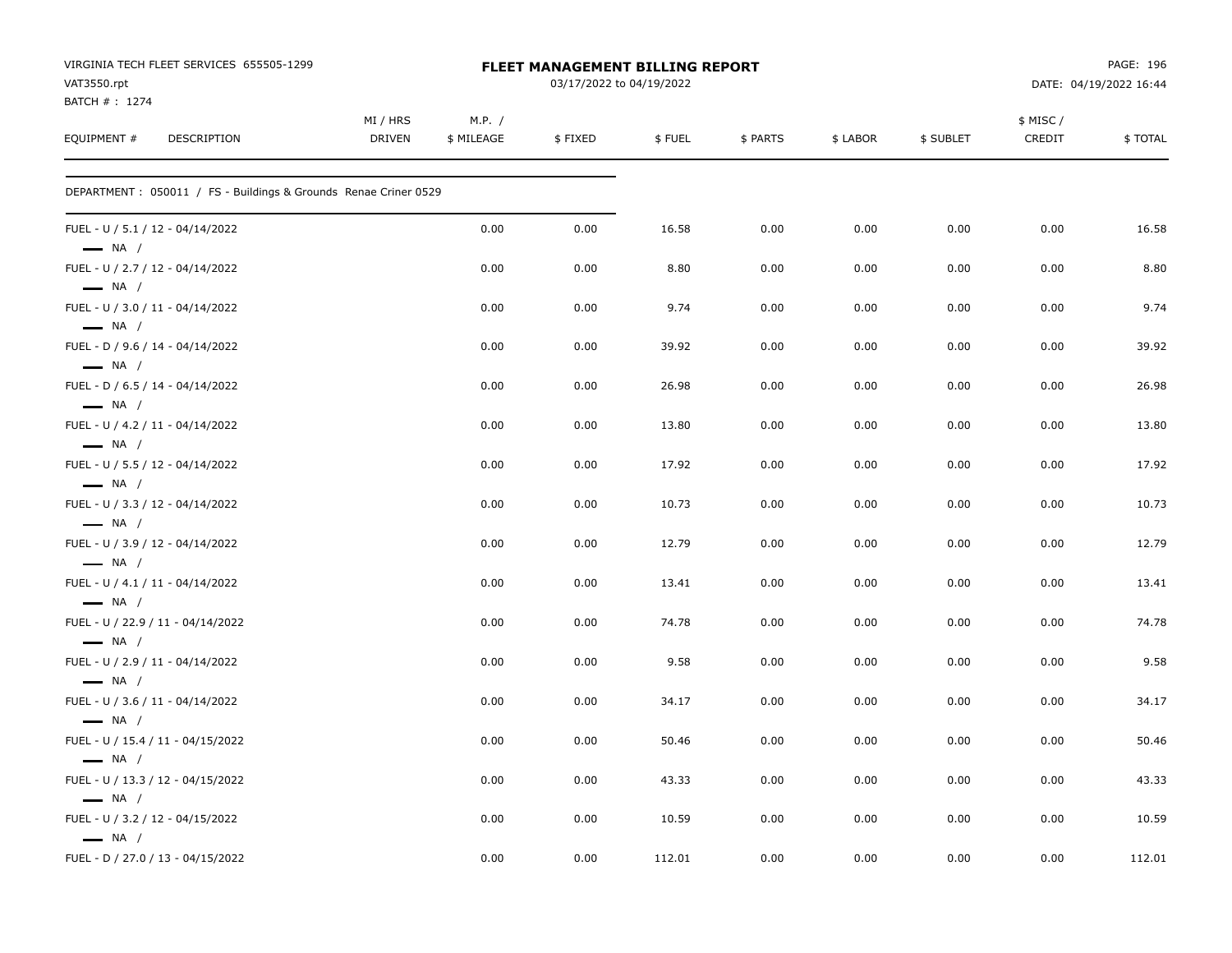VIRGINIA TECH FLEET SERVICES 655505-1299
VAT3550.rpt
BATCH # : 1274

**FLEET MANAGEMENT BILLING REPORT**
03/17/2022 to 04/19/2022

DATE: 04/19/2022 16:44

DEPARTMENT : 050011 / FS - Buildings & Grounds Renae Criner 0529

| EQUIPMENT # DESCRIPTION | MI / HRS DRIVEN | M.P. / $ MILEAGE | $ FIXED | $ FUEL | $ PARTS | $ LABOR | $ SUBLET | $ MISC / CREDIT | $ TOTAL |
|---|---|---|---|---|---|---|---|---|---|
| FUEL - U / 5.1 / 12 - 04/14/2022 — NA / | | 0.00 | 0.00 | 16.58 | 0.00 | 0.00 | 0.00 | 0.00 | 16.58 |
| FUEL - U / 2.7 / 12 - 04/14/2022 — NA / | | 0.00 | 0.00 | 8.80 | 0.00 | 0.00 | 0.00 | 0.00 | 8.80 |
| FUEL - U / 3.0 / 11 - 04/14/2022 — NA / | | 0.00 | 0.00 | 9.74 | 0.00 | 0.00 | 0.00 | 0.00 | 9.74 |
| FUEL - D / 9.6 / 14 - 04/14/2022 — NA / | | 0.00 | 0.00 | 39.92 | 0.00 | 0.00 | 0.00 | 0.00 | 39.92 |
| FUEL - D / 6.5 / 14 - 04/14/2022 — NA / | | 0.00 | 0.00 | 26.98 | 0.00 | 0.00 | 0.00 | 0.00 | 26.98 |
| FUEL - U / 4.2 / 11 - 04/14/2022 — NA / | | 0.00 | 0.00 | 13.80 | 0.00 | 0.00 | 0.00 | 0.00 | 13.80 |
| FUEL - U / 5.5 / 12 - 04/14/2022 — NA / | | 0.00 | 0.00 | 17.92 | 0.00 | 0.00 | 0.00 | 0.00 | 17.92 |
| FUEL - U / 3.3 / 12 - 04/14/2022 — NA / | | 0.00 | 0.00 | 10.73 | 0.00 | 0.00 | 0.00 | 0.00 | 10.73 |
| FUEL - U / 3.9 / 12 - 04/14/2022 — NA / | | 0.00 | 0.00 | 12.79 | 0.00 | 0.00 | 0.00 | 0.00 | 12.79 |
| FUEL - U / 4.1 / 11 - 04/14/2022 — NA / | | 0.00 | 0.00 | 13.41 | 0.00 | 0.00 | 0.00 | 0.00 | 13.41 |
| FUEL - U / 22.9 / 11 - 04/14/2022 — NA / | | 0.00 | 0.00 | 74.78 | 0.00 | 0.00 | 0.00 | 0.00 | 74.78 |
| FUEL - U / 2.9 / 11 - 04/14/2022 — NA / | | 0.00 | 0.00 | 9.58 | 0.00 | 0.00 | 0.00 | 0.00 | 9.58 |
| FUEL - U / 3.6 / 11 - 04/14/2022 — NA / | | 0.00 | 0.00 | 34.17 | 0.00 | 0.00 | 0.00 | 0.00 | 34.17 |
| FUEL - U / 15.4 / 11 - 04/15/2022 — NA / | | 0.00 | 0.00 | 50.46 | 0.00 | 0.00 | 0.00 | 0.00 | 50.46 |
| FUEL - U / 13.3 / 12 - 04/15/2022 — NA / | | 0.00 | 0.00 | 43.33 | 0.00 | 0.00 | 0.00 | 0.00 | 43.33 |
| FUEL - U / 3.2 / 12 - 04/15/2022 — NA / | | 0.00 | 0.00 | 10.59 | 0.00 | 0.00 | 0.00 | 0.00 | 10.59 |
| FUEL - D / 27.0 / 13 - 04/15/2022 | | 0.00 | 0.00 | 112.01 | 0.00 | 0.00 | 0.00 | 0.00 | 112.01 |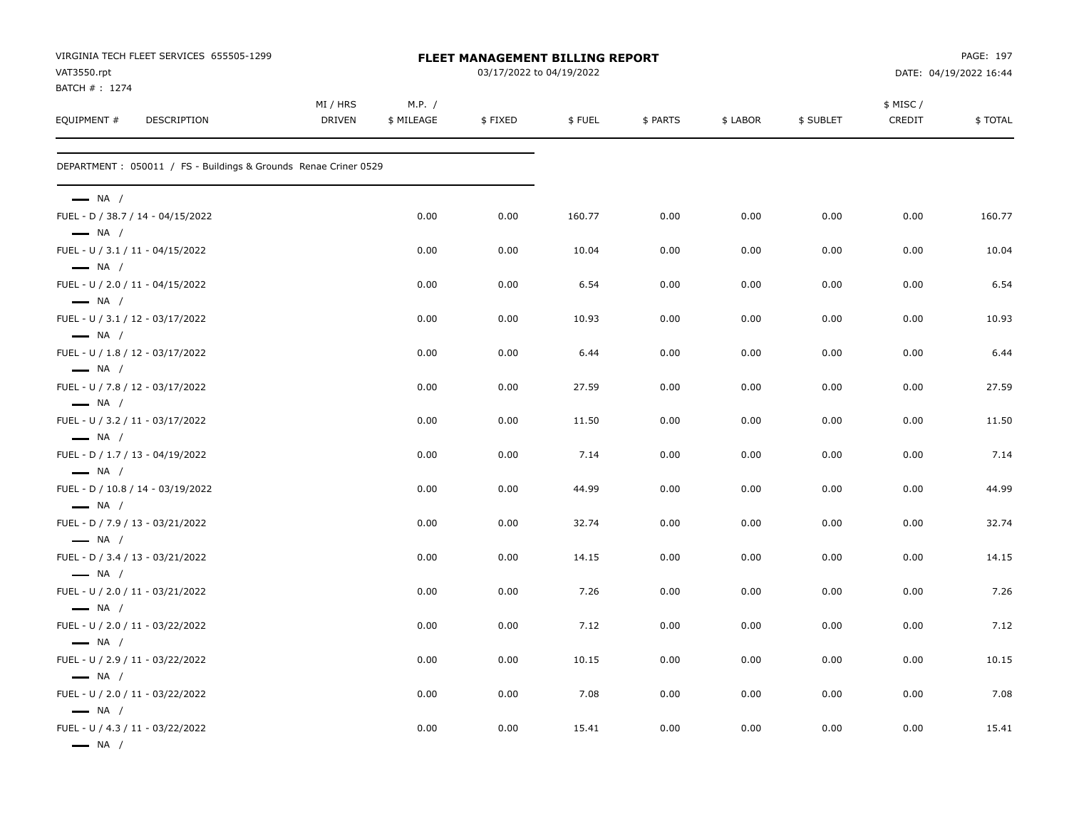VIRGINIA TECH FLEET SERVICES 655505-1299
VAT3550.rpt
BATCH # : 1274

**FLEET MANAGEMENT BILLING REPORT**
03/17/2022 to 04/19/2022

DATE: 04/19/2022 16:44

| EQUIPMENT # | DESCRIPTION | MI / HRS DRIVEN | M.P. / $ MILEAGE | $ FIXED | $ FUEL | $ PARTS | $ LABOR | $ SUBLET | $ MISC / CREDIT | $ TOTAL |
|---|---|---|---|---|---|---|---|---|---|---|

DEPARTMENT : 050011 / FS - Buildings & Grounds Renae Criner 0529

| EQUIPMENT # | DESCRIPTION | MI / HRS DRIVEN | M.P. / $ MILEAGE | $ FIXED | $ FUEL | $ PARTS | $ LABOR | $ SUBLET | $ MISC / CREDIT | $ TOTAL |
|---|---|---|---|---|---|---|---|---|---|---|
| — NA / | FUEL - D / 38.7 / 14 - 04/15/2022 | | 0.00 | 0.00 | 160.77 | 0.00 | 0.00 | 0.00 | 0.00 | 160.77 |
| — NA / | FUEL - U / 3.1 / 11 - 04/15/2022 | | 0.00 | 0.00 | 10.04 | 0.00 | 0.00 | 0.00 | 0.00 | 10.04 |
| — NA / | FUEL - U / 2.0 / 11 - 04/15/2022 | | 0.00 | 0.00 | 6.54 | 0.00 | 0.00 | 0.00 | 0.00 | 6.54 |
| — NA / | FUEL - U / 3.1 / 12 - 03/17/2022 | | 0.00 | 0.00 | 10.93 | 0.00 | 0.00 | 0.00 | 0.00 | 10.93 |
| — NA / | FUEL - U / 1.8 / 12 - 03/17/2022 | | 0.00 | 0.00 | 6.44 | 0.00 | 0.00 | 0.00 | 0.00 | 6.44 |
| — NA / | FUEL - U / 7.8 / 12 - 03/17/2022 | | 0.00 | 0.00 | 27.59 | 0.00 | 0.00 | 0.00 | 0.00 | 27.59 |
| — NA / | FUEL - U / 3.2 / 11 - 03/17/2022 | | 0.00 | 0.00 | 11.50 | 0.00 | 0.00 | 0.00 | 0.00 | 11.50 |
| — NA / | FUEL - D / 1.7 / 13 - 04/19/2022 | | 0.00 | 0.00 | 7.14 | 0.00 | 0.00 | 0.00 | 0.00 | 7.14 |
| — NA / | FUEL - D / 10.8 / 14 - 03/19/2022 | | 0.00 | 0.00 | 44.99 | 0.00 | 0.00 | 0.00 | 0.00 | 44.99 |
| — NA / | FUEL - D / 7.9 / 13 - 03/21/2022 | | 0.00 | 0.00 | 32.74 | 0.00 | 0.00 | 0.00 | 0.00 | 32.74 |
| — NA / | FUEL - D / 3.4 / 13 - 03/21/2022 | | 0.00 | 0.00 | 14.15 | 0.00 | 0.00 | 0.00 | 0.00 | 14.15 |
| — NA / | FUEL - U / 2.0 / 11 - 03/21/2022 | | 0.00 | 0.00 | 7.26 | 0.00 | 0.00 | 0.00 | 0.00 | 7.26 |
| — NA / | FUEL - U / 2.0 / 11 - 03/22/2022 | | 0.00 | 0.00 | 7.12 | 0.00 | 0.00 | 0.00 | 0.00 | 7.12 |
| — NA / | FUEL - U / 2.9 / 11 - 03/22/2022 | | 0.00 | 0.00 | 10.15 | 0.00 | 0.00 | 0.00 | 0.00 | 10.15 |
| — NA / | FUEL - U / 2.0 / 11 - 03/22/2022 | | 0.00 | 0.00 | 7.08 | 0.00 | 0.00 | 0.00 | 0.00 | 7.08 |
| — NA / | FUEL - U / 4.3 / 11 - 03/22/2022 | | 0.00 | 0.00 | 15.41 | 0.00 | 0.00 | 0.00 | 0.00 | 15.41 |
| — NA / | | | | | | | | | | |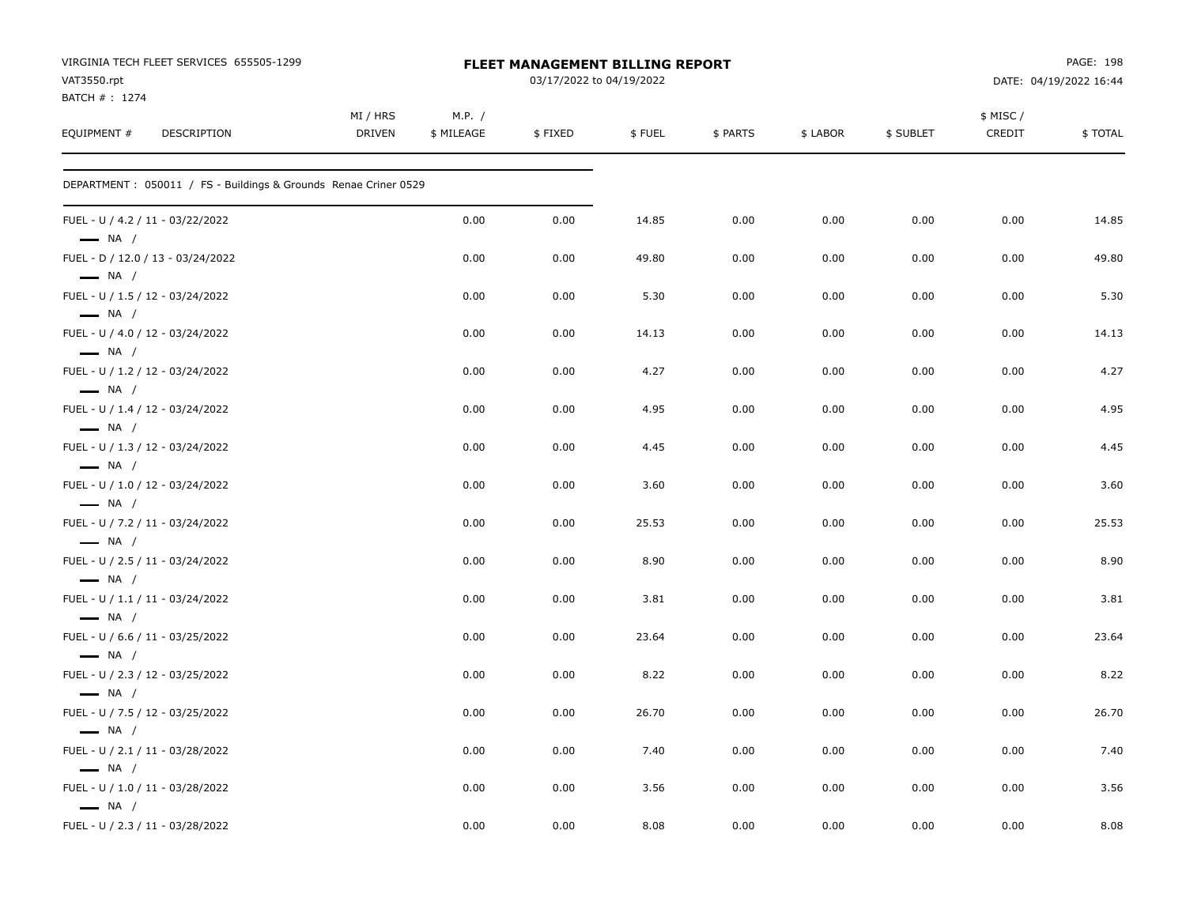VIRGINIA TECH FLEET SERVICES 655505-1299
VAT3550.rpt
BATCH # : 1274

**FLEET MANAGEMENT BILLING REPORT**
03/17/2022 to 04/19/2022

DATE: 04/19/2022 16:44

| EQUIPMENT # | DESCRIPTION | MI / HRS DRIVEN | M.P. / $ MILEAGE | $ FIXED | $ FUEL | $ PARTS | $ LABOR | $ SUBLET | $ MISC / CREDIT | $ TOTAL |
|---|---|---|---|---|---|---|---|---|---|---|
| DEPARTMENT : 050011 / FS - Buildings & Grounds Renae Criner 0529 | | | | | | | | | | |
| FUEL - U / 4.2 / 11 - 03/22/2022 — NA / | | | 0.00 | 0.00 | 14.85 | 0.00 | 0.00 | 0.00 | 0.00 | 14.85 |
| FUEL - D / 12.0 / 13 - 03/24/2022 — NA / | | | 0.00 | 0.00 | 49.80 | 0.00 | 0.00 | 0.00 | 0.00 | 49.80 |
| FUEL - U / 1.5 / 12 - 03/24/2022 — NA / | | | 0.00 | 0.00 | 5.30 | 0.00 | 0.00 | 0.00 | 0.00 | 5.30 |
| FUEL - U / 4.0 / 12 - 03/24/2022 — NA / | | | 0.00 | 0.00 | 14.13 | 0.00 | 0.00 | 0.00 | 0.00 | 14.13 |
| FUEL - U / 1.2 / 12 - 03/24/2022 — NA / | | | 0.00 | 0.00 | 4.27 | 0.00 | 0.00 | 0.00 | 0.00 | 4.27 |
| FUEL - U / 1.4 / 12 - 03/24/2022 — NA / | | | 0.00 | 0.00 | 4.95 | 0.00 | 0.00 | 0.00 | 0.00 | 4.95 |
| FUEL - U / 1.3 / 12 - 03/24/2022 — NA / | | | 0.00 | 0.00 | 4.45 | 0.00 | 0.00 | 0.00 | 0.00 | 4.45 |
| FUEL - U / 1.0 / 12 - 03/24/2022 — NA / | | | 0.00 | 0.00 | 3.60 | 0.00 | 0.00 | 0.00 | 0.00 | 3.60 |
| FUEL - U / 7.2 / 11 - 03/24/2022 — NA / | | | 0.00 | 0.00 | 25.53 | 0.00 | 0.00 | 0.00 | 0.00 | 25.53 |
| FUEL - U / 2.5 / 11 - 03/24/2022 — NA / | | | 0.00 | 0.00 | 8.90 | 0.00 | 0.00 | 0.00 | 0.00 | 8.90 |
| FUEL - U / 1.1 / 11 - 03/24/2022 — NA / | | | 0.00 | 0.00 | 3.81 | 0.00 | 0.00 | 0.00 | 0.00 | 3.81 |
| FUEL - U / 6.6 / 11 - 03/25/2022 — NA / | | | 0.00 | 0.00 | 23.64 | 0.00 | 0.00 | 0.00 | 0.00 | 23.64 |
| FUEL - U / 2.3 / 12 - 03/25/2022 — NA / | | | 0.00 | 0.00 | 8.22 | 0.00 | 0.00 | 0.00 | 0.00 | 8.22 |
| FUEL - U / 7.5 / 12 - 03/25/2022 — NA / | | | 0.00 | 0.00 | 26.70 | 0.00 | 0.00 | 0.00 | 0.00 | 26.70 |
| FUEL - U / 2.1 / 11 - 03/28/2022 — NA / | | | 0.00 | 0.00 | 7.40 | 0.00 | 0.00 | 0.00 | 0.00 | 7.40 |
| FUEL - U / 1.0 / 11 - 03/28/2022 — NA / | | | 0.00 | 0.00 | 3.56 | 0.00 | 0.00 | 0.00 | 0.00 | 3.56 |
| FUEL - U / 2.3 / 11 - 03/28/2022 | | | 0.00 | 0.00 | 8.08 | 0.00 | 0.00 | 0.00 | 0.00 | 8.08 |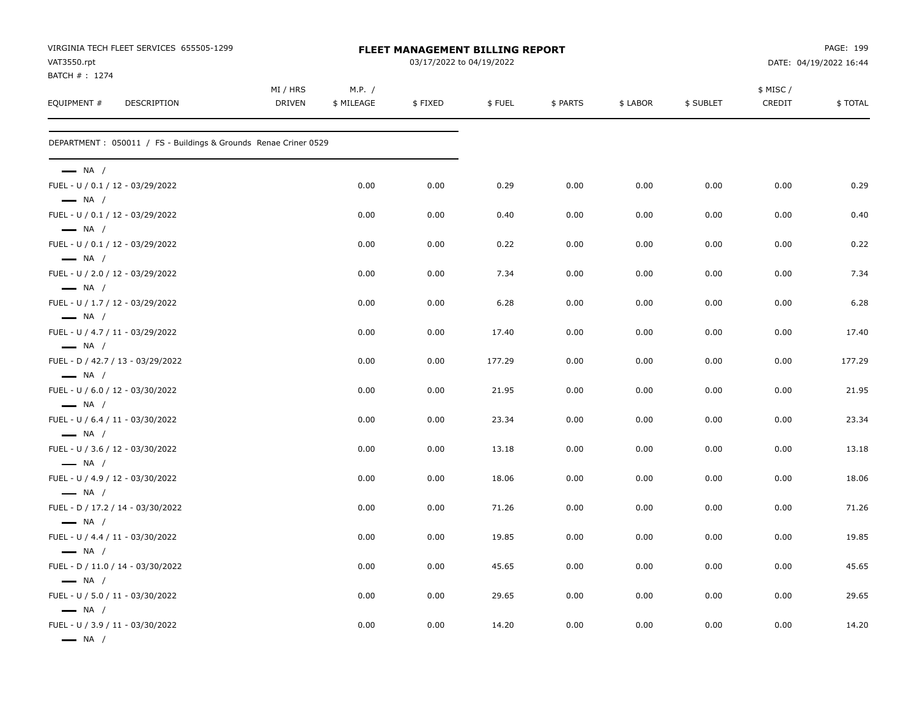VIRGINIA TECH FLEET SERVICES 655505-1299
VAT3550.rpt
BATCH # : 1274

**FLEET MANAGEMENT BILLING REPORT**
03/17/2022 to 04/19/2022

DATE: 04/19/2022 16:44

DEPARTMENT : 050011 / FS - Buildings & Grounds Renae Criner 0529

| EQUIPMENT # DESCRIPTION | MI / HRS DRIVEN | M.P. / $ MILEAGE | $ FIXED | $ FUEL | $ PARTS | $ LABOR | $ SUBLET | $ MISC / CREDIT | $ TOTAL |
|---|---|---|---|---|---|---|---|---|---|
| NA / | | | | | | | | | |
| FUEL - U / 0.1 / 12 - 03/29/2022 | | 0.00 | 0.00 | 0.29 | 0.00 | 0.00 | 0.00 | 0.00 | 0.29 |
| NA / | | | | | | | | | |
| FUEL - U / 0.1 / 12 - 03/29/2022 | | 0.00 | 0.00 | 0.40 | 0.00 | 0.00 | 0.00 | 0.00 | 0.40 |
| NA / | | | | | | | | | |
| FUEL - U / 0.1 / 12 - 03/29/2022 | | 0.00 | 0.00 | 0.22 | 0.00 | 0.00 | 0.00 | 0.00 | 0.22 |
| NA / | | | | | | | | | |
| FUEL - U / 2.0 / 12 - 03/29/2022 | | 0.00 | 0.00 | 7.34 | 0.00 | 0.00 | 0.00 | 0.00 | 7.34 |
| NA / | | | | | | | | | |
| FUEL - U / 1.7 / 12 - 03/29/2022 | | 0.00 | 0.00 | 6.28 | 0.00 | 0.00 | 0.00 | 0.00 | 6.28 |
| NA / | | | | | | | | | |
| FUEL - U / 4.7 / 11 - 03/29/2022 | | 0.00 | 0.00 | 17.40 | 0.00 | 0.00 | 0.00 | 0.00 | 17.40 |
| NA / | | | | | | | | | |
| FUEL - D / 42.7 / 13 - 03/29/2022 | | 0.00 | 0.00 | 177.29 | 0.00 | 0.00 | 0.00 | 0.00 | 177.29 |
| NA / | | | | | | | | | |
| FUEL - U / 6.0 / 12 - 03/30/2022 | | 0.00 | 0.00 | 21.95 | 0.00 | 0.00 | 0.00 | 0.00 | 21.95 |
| NA / | | | | | | | | | |
| FUEL - U / 6.4 / 11 - 03/30/2022 | | 0.00 | 0.00 | 23.34 | 0.00 | 0.00 | 0.00 | 0.00 | 23.34 |
| NA / | | | | | | | | | |
| FUEL - U / 3.6 / 12 - 03/30/2022 | | 0.00 | 0.00 | 13.18 | 0.00 | 0.00 | 0.00 | 0.00 | 13.18 |
| NA / | | | | | | | | | |
| FUEL - U / 4.9 / 12 - 03/30/2022 | | 0.00 | 0.00 | 18.06 | 0.00 | 0.00 | 0.00 | 0.00 | 18.06 |
| NA / | | | | | | | | | |
| FUEL - D / 17.2 / 14 - 03/30/2022 | | 0.00 | 0.00 | 71.26 | 0.00 | 0.00 | 0.00 | 0.00 | 71.26 |
| NA / | | | | | | | | | |
| FUEL - U / 4.4 / 11 - 03/30/2022 | | 0.00 | 0.00 | 19.85 | 0.00 | 0.00 | 0.00 | 0.00 | 19.85 |
| NA / | | | | | | | | | |
| FUEL - D / 11.0 / 14 - 03/30/2022 | | 0.00 | 0.00 | 45.65 | 0.00 | 0.00 | 0.00 | 0.00 | 45.65 |
| NA / | | | | | | | | | |
| FUEL - U / 5.0 / 11 - 03/30/2022 | | 0.00 | 0.00 | 29.65 | 0.00 | 0.00 | 0.00 | 0.00 | 29.65 |
| NA / | | | | | | | | | |
| FUEL - U / 3.9 / 11 - 03/30/2022 | | 0.00 | 0.00 | 14.20 | 0.00 | 0.00 | 0.00 | 0.00 | 14.20 |
| NA / | | | | | | | | | |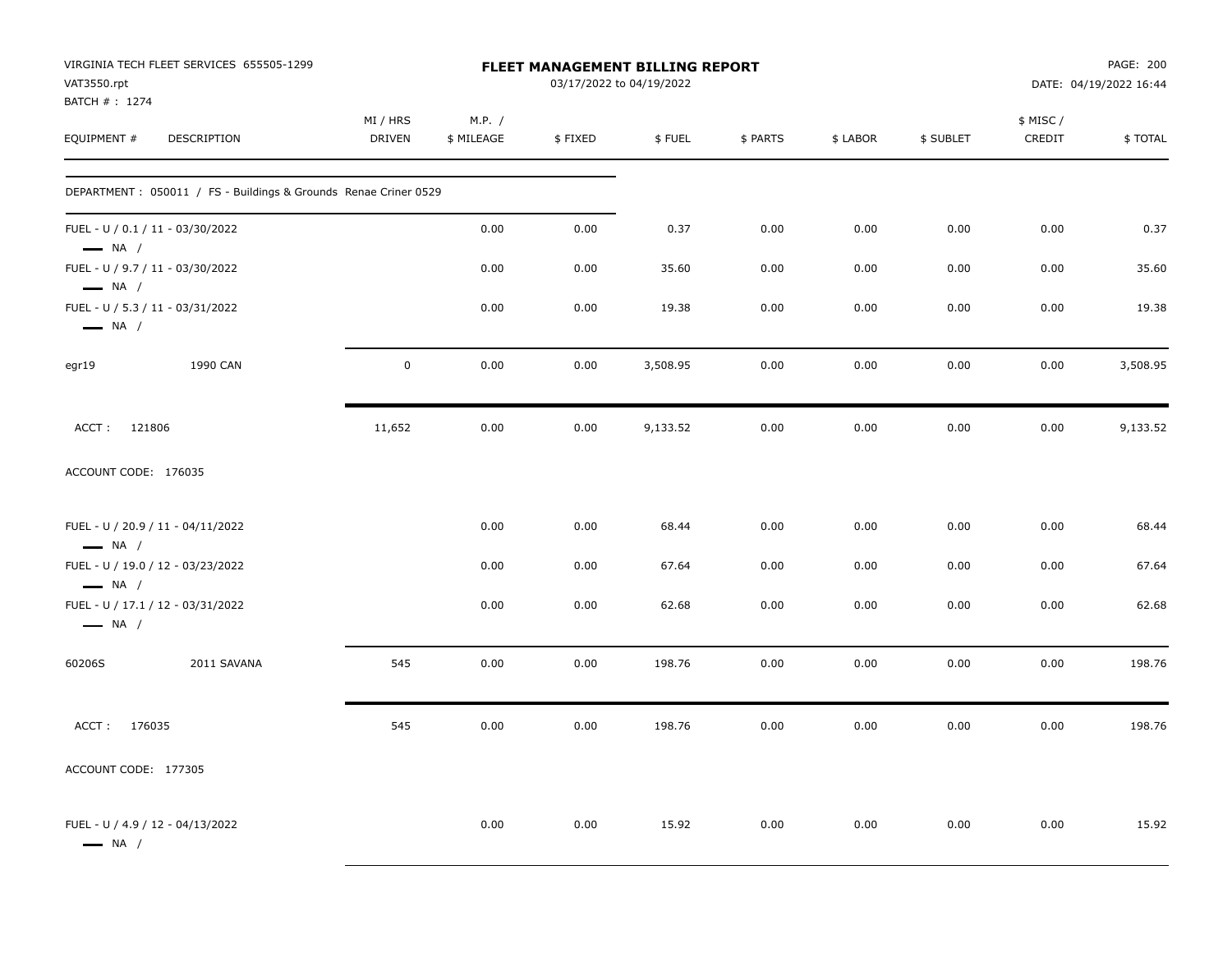VIRGINIA TECH FLEET SERVICES 655505-1299
VAT3550.rpt
BATCH # : 1274

**FLEET MANAGEMENT BILLING REPORT**
03/17/2022 to 04/19/2022

DATE: 04/19/2022 16:44

| EQUIPMENT # | DESCRIPTION | MI / HRS DRIVEN | M.P. / $ MILEAGE | $ FIXED | $ FUEL | $ PARTS | $ LABOR | $ SUBLET | $ MISC / CREDIT | $ TOTAL |
|---|---|---|---|---|---|---|---|---|---|---|
| DEPARTMENT : 050011 / FS - Buildings & Grounds Renae Criner 0529 | | | | | | | | | | |
| FUEL - U / 0.1 / 11 - 03/30/2022 — NA / | | | 0.00 | 0.00 | 0.37 | 0.00 | 0.00 | 0.00 | 0.00 | 0.37 |
| FUEL - U / 9.7 / 11 - 03/30/2022 — NA / | | | 0.00 | 0.00 | 35.60 | 0.00 | 0.00 | 0.00 | 0.00 | 35.60 |
| FUEL - U / 5.3 / 11 - 03/31/2022 — NA / | | | 0.00 | 0.00 | 19.38 | 0.00 | 0.00 | 0.00 | 0.00 | 19.38 |
| egr19 | 1990 CAN | 0 | 0.00 | 0.00 | 3,508.95 | 0.00 | 0.00 | 0.00 | 0.00 | 3,508.95 |
| ACCT : 121806 | | 11,652 | 0.00 | 0.00 | 9,133.52 | 0.00 | 0.00 | 0.00 | 0.00 | 9,133.52 |
| ACCOUNT CODE: 176035 | | | | | | | | | | |
| FUEL - U / 20.9 / 11 - 04/11/2022 — NA / | | | 0.00 | 0.00 | 68.44 | 0.00 | 0.00 | 0.00 | 0.00 | 68.44 |
| FUEL - U / 19.0 / 12 - 03/23/2022 — NA / | | | 0.00 | 0.00 | 67.64 | 0.00 | 0.00 | 0.00 | 0.00 | 67.64 |
| FUEL - U / 17.1 / 12 - 03/31/2022 — NA / | | | 0.00 | 0.00 | 62.68 | 0.00 | 0.00 | 0.00 | 0.00 | 62.68 |
| 60206S | 2011 SAVANA | 545 | 0.00 | 0.00 | 198.76 | 0.00 | 0.00 | 0.00 | 0.00 | 198.76 |
| ACCT : 176035 | | 545 | 0.00 | 0.00 | 198.76 | 0.00 | 0.00 | 0.00 | 0.00 | 198.76 |
| ACCOUNT CODE: 177305 | | | | | | | | | | |
| FUEL - U / 4.9 / 12 - 04/13/2022 — NA / | | | 0.00 | 0.00 | 15.92 | 0.00 | 0.00 | 0.00 | 0.00 | 15.92 |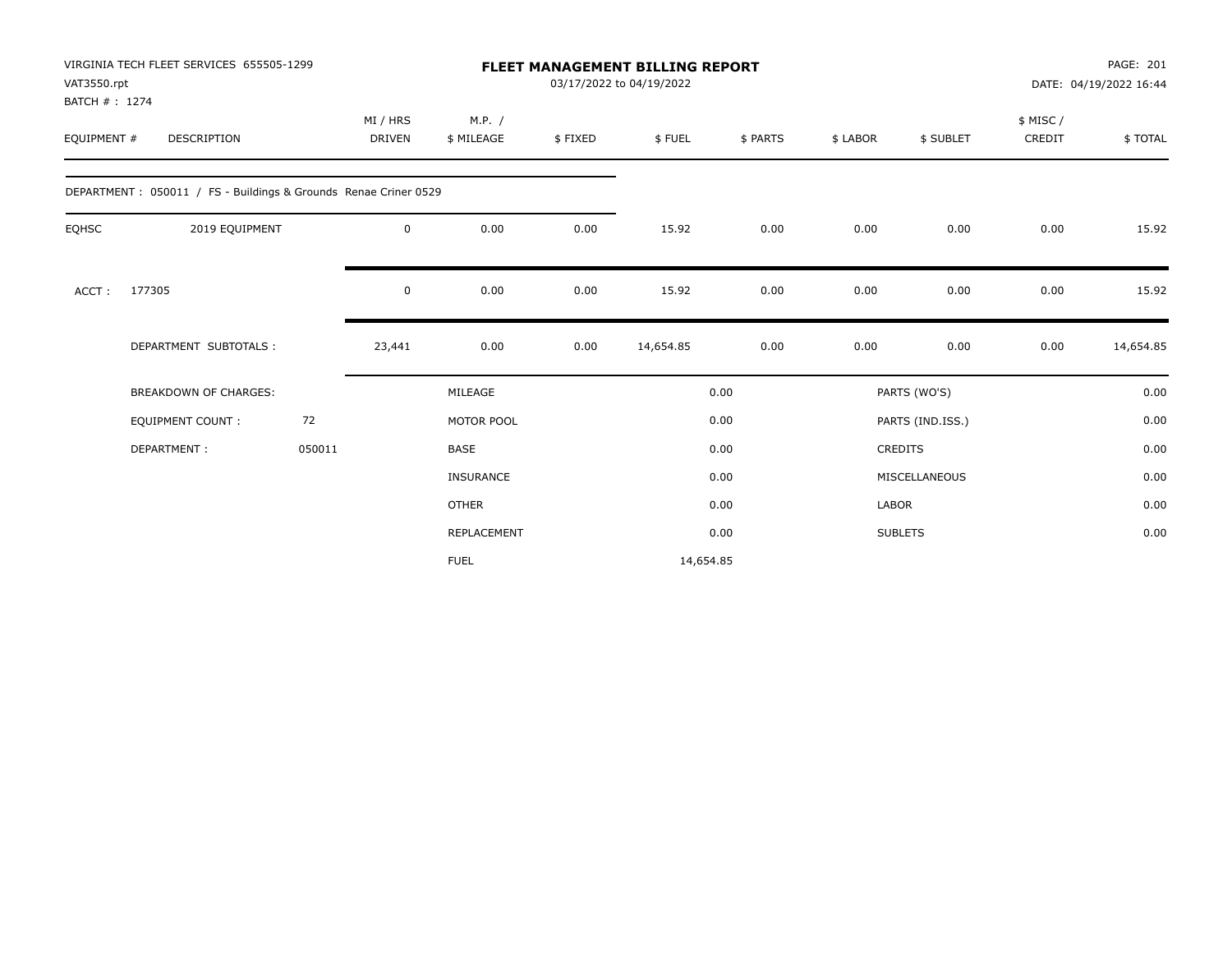VIRGINIA TECH FLEET SERVICES 655505-1299
VAT3550.rpt
BATCH # : 1274

# FLEET MANAGEMENT BILLING REPORT

03/17/2022 to 04/19/2022

DATE: 04/19/2022 16:44

| EQUIPMENT # | DESCRIPTION | MI / HRS DRIVEN | M.P. / $ MILEAGE | $ FIXED | $ FUEL | $ PARTS | $ LABOR | $ SUBLET | $ MISC / CREDIT | $ TOTAL |
|---|---|---|---|---|---|---|---|---|---|---|
| DEPARTMENT : 050011 / FS - Buildings & Grounds Renae Criner 0529 | | | | | | | | | | |
| EQHSC | 2019 EQUIPMENT | 0 | 0.00 | 0.00 | 15.92 | 0.00 | 0.00 | 0.00 | 0.00 | 15.92 |
| ACCT : | 177305 | 0 | 0.00 | 0.00 | 15.92 | 0.00 | 0.00 | 0.00 | 0.00 | 15.92 |
| | DEPARTMENT SUBTOTALS : | 23,441 | 0.00 | 0.00 | 14,654.85 | 0.00 | 0.00 | 0.00 | 0.00 | 14,654.85 |

| | | | | | |
|---|---|---|---|---|---|
| BREAKDOWN OF CHARGES: | | MILEAGE | 0.00 | PARTS (WO'S) | 0.00 |
| EQUIPMENT COUNT : | 72 | MOTOR POOL | 0.00 | PARTS (IND.ISS.) | 0.00 |
| DEPARTMENT : | 050011 | BASE | 0.00 | CREDITS | 0.00 |
| | | INSURANCE | 0.00 | MISCELLANEOUS | 0.00 |
| | | OTHER | 0.00 | LABOR | 0.00 |
| | | REPLACEMENT | 0.00 | SUBLETS | 0.00 |
| | | FUEL | 14,654.85 | | |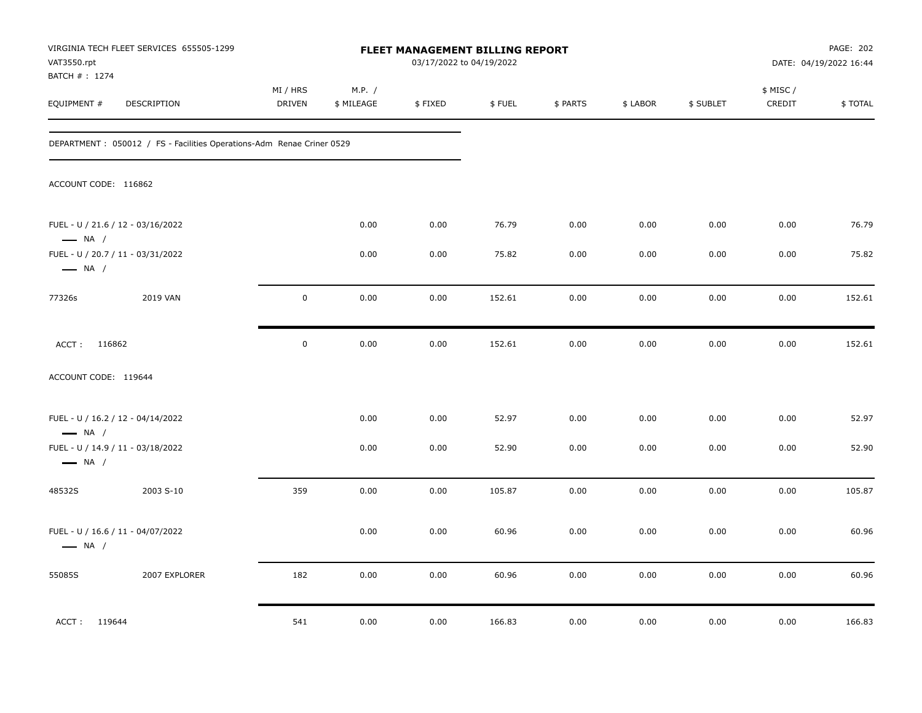VIRGINIA TECH FLEET SERVICES 655505-1299
VAT3550.rpt
BATCH # : 1274

**FLEET MANAGEMENT BILLING REPORT**
03/17/2022 to 04/19/2022

DATE: 04/19/2022 16:44

| EQUIPMENT # | DESCRIPTION | MI / HRS DRIVEN | M.P. / $ MILEAGE | $ FIXED | $ FUEL | $ PARTS | $ LABOR | $ SUBLET | $ MISC / CREDIT | $ TOTAL |
|---|---|---|---|---|---|---|---|---|---|---|
| DEPARTMENT : 050012 / FS - Facilities Operations-Adm Renae Criner 0529 | | | | | | | | | | |
| ACCOUNT CODE: 116862 | | | | | | | | | | |
| FUEL - U / 21.6 / 12 - 03/16/2022 — NA / | | | 0.00 | 0.00 | 76.79 | 0.00 | 0.00 | 0.00 | 0.00 | 76.79 |
| FUEL - U / 20.7 / 11 - 03/31/2022 — NA / | | | 0.00 | 0.00 | 75.82 | 0.00 | 0.00 | 0.00 | 0.00 | 75.82 |
| 77326s | 2019 VAN | 0 | 0.00 | 0.00 | 152.61 | 0.00 | 0.00 | 0.00 | 0.00 | 152.61 |
| ACCT : 116862 | | 0 | 0.00 | 0.00 | 152.61 | 0.00 | 0.00 | 0.00 | 0.00 | 152.61 |
| ACCOUNT CODE: 119644 | | | | | | | | | | |
| FUEL - U / 16.2 / 12 - 04/14/2022 — NA / | | | 0.00 | 0.00 | 52.97 | 0.00 | 0.00 | 0.00 | 0.00 | 52.97 |
| FUEL - U / 14.9 / 11 - 03/18/2022 — NA / | | | 0.00 | 0.00 | 52.90 | 0.00 | 0.00 | 0.00 | 0.00 | 52.90 |
| 48532S | 2003 S-10 | 359 | 0.00 | 0.00 | 105.87 | 0.00 | 0.00 | 0.00 | 0.00 | 105.87 |
| FUEL - U / 16.6 / 11 - 04/07/2022 — NA / | | | 0.00 | 0.00 | 60.96 | 0.00 | 0.00 | 0.00 | 0.00 | 60.96 |
| 55085S | 2007 EXPLORER | 182 | 0.00 | 0.00 | 60.96 | 0.00 | 0.00 | 0.00 | 0.00 | 60.96 |
| ACCT : 119644 | | 541 | 0.00 | 0.00 | 166.83 | 0.00 | 0.00 | 0.00 | 0.00 | 166.83 |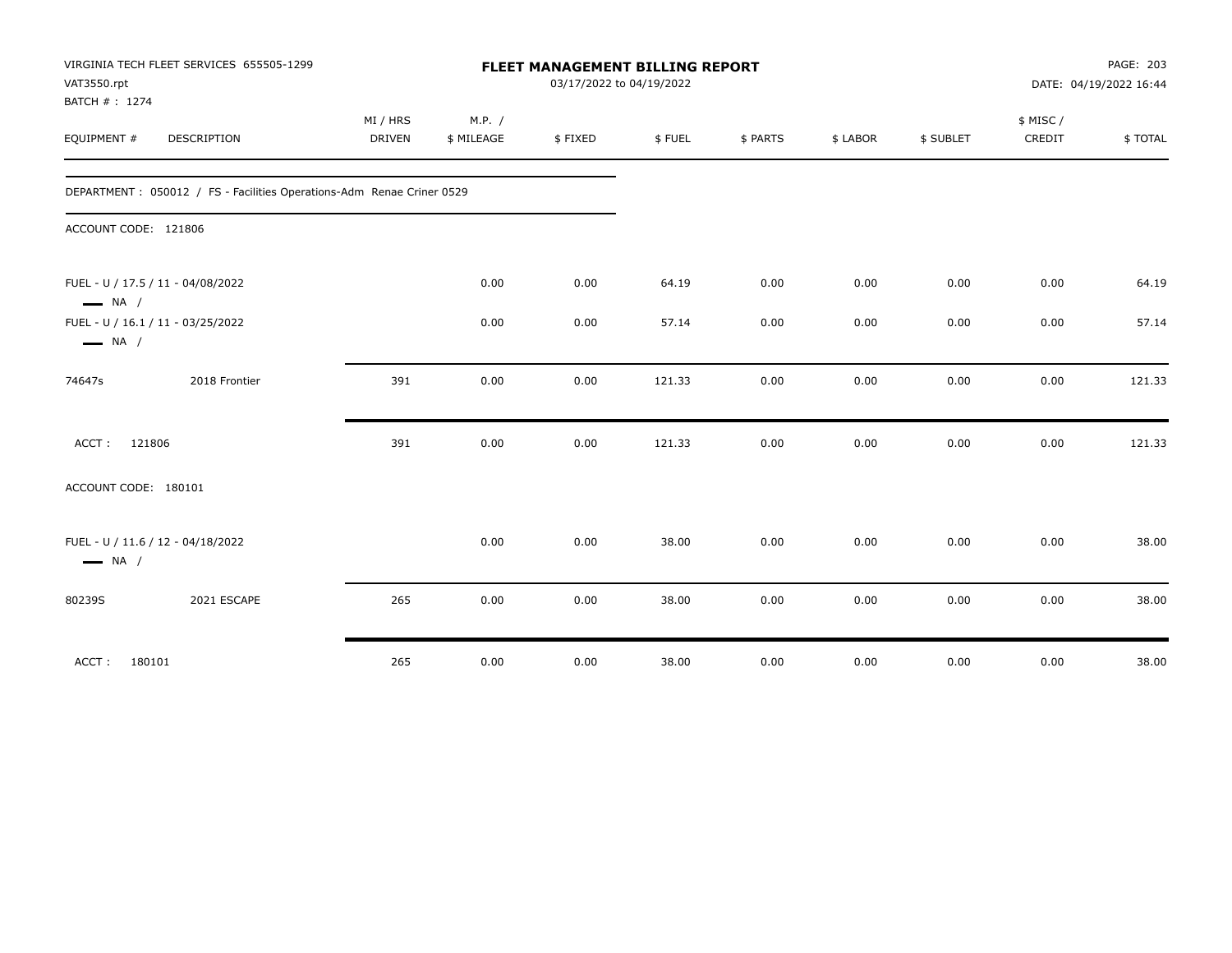VIRGINIA TECH FLEET SERVICES 655505-1299
VAT3550.rpt
BATCH # : 1274

**FLEET MANAGEMENT BILLING REPORT**
03/17/2022 to 04/19/2022

DATE: 04/19/2022 16:44

| EQUIPMENT # | DESCRIPTION | MI / HRS DRIVEN | M.P. / $ MILEAGE | $ FIXED | $ FUEL | $ PARTS | $ LABOR | $ SUBLET | $ MISC / CREDIT | $ TOTAL |
|---|---|---|---|---|---|---|---|---|---|---|
| DEPARTMENT : 050012 / FS - Facilities Operations-Adm Renae Criner 0529 | | | | | | | | | | |
| ACCOUNT CODE: 121806 | | | | | | | | | | |
| FUEL - U / 17.5 / 11 - 04/08/2022 — NA / | | | 0.00 | 0.00 | 64.19 | 0.00 | 0.00 | 0.00 | 0.00 | 64.19 |
| FUEL - U / 16.1 / 11 - 03/25/2022 — NA / | | | 0.00 | 0.00 | 57.14 | 0.00 | 0.00 | 0.00 | 0.00 | 57.14 |
| 74647s | 2018 Frontier | 391 | 0.00 | 0.00 | 121.33 | 0.00 | 0.00 | 0.00 | 0.00 | 121.33 |
| ACCT : 121806 | | 391 | 0.00 | 0.00 | 121.33 | 0.00 | 0.00 | 0.00 | 0.00 | 121.33 |
| ACCOUNT CODE: 180101 | | | | | | | | | | |
| FUEL - U / 11.6 / 12 - 04/18/2022 — NA / | | | 0.00 | 0.00 | 38.00 | 0.00 | 0.00 | 0.00 | 0.00 | 38.00 |
| 80239S | 2021 ESCAPE | 265 | 0.00 | 0.00 | 38.00 | 0.00 | 0.00 | 0.00 | 0.00 | 38.00 |
| ACCT : 180101 | | 265 | 0.00 | 0.00 | 38.00 | 0.00 | 0.00 | 0.00 | 0.00 | 38.00 |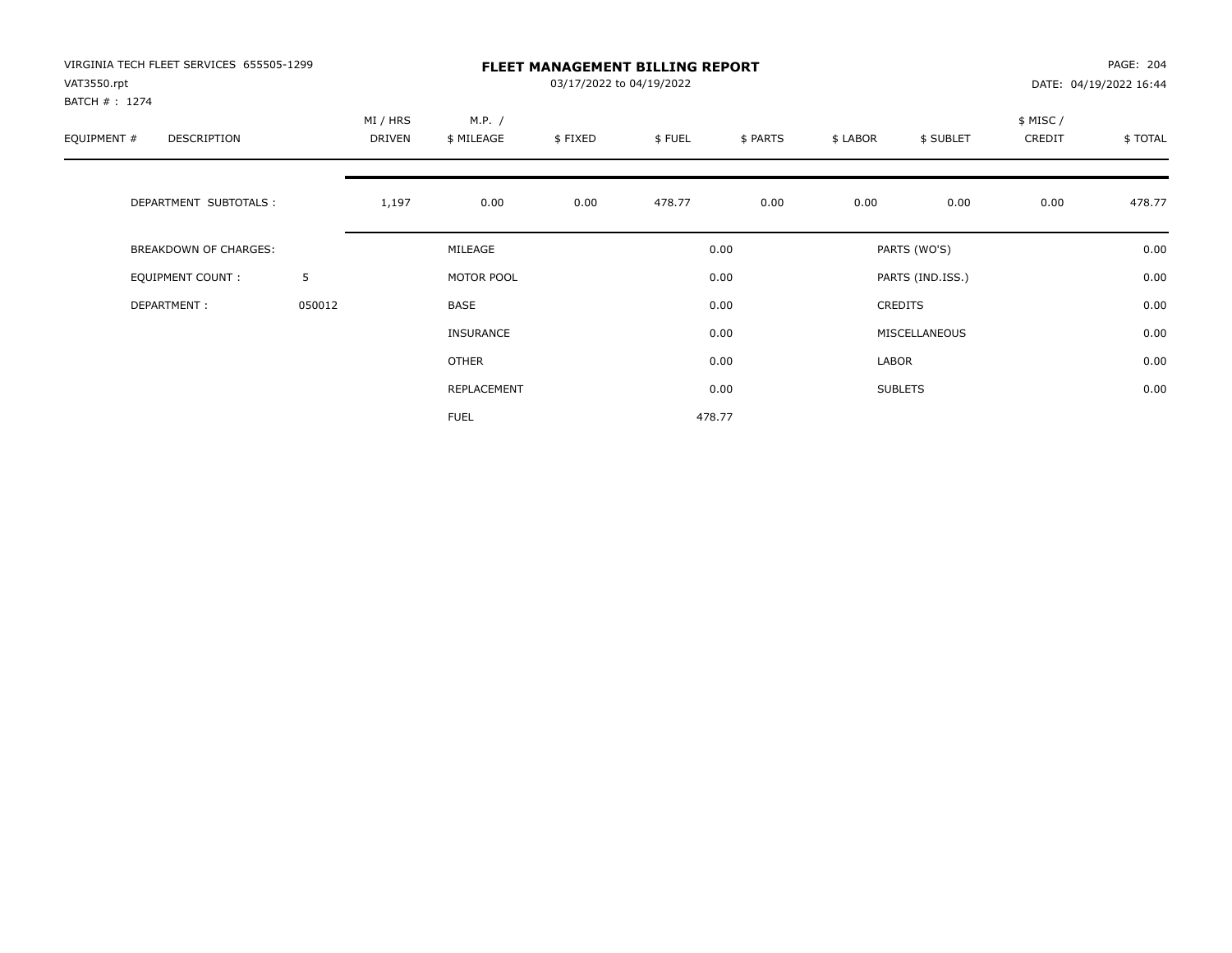VIRGINIA TECH FLEET SERVICES 655505-1299
VAT3550.rpt
BATCH # : 1274

**FLEET MANAGEMENT BILLING REPORT**
03/17/2022 to 04/19/2022

DATE: 04/19/2022 16:44

| EQUIPMENT # | DESCRIPTION | MI / HRS DRIVEN | M.P. / $ MILEAGE | $ FIXED | $ FUEL | $ PARTS | $ LABOR | $ SUBLET | $ MISC / CREDIT | $ TOTAL |
|---|---|---|---|---|---|---|---|---|---|---|
| | DEPARTMENT SUBTOTALS : | 1,197 | 0.00 | 0.00 | 478.77 | 0.00 | 0.00 | 0.00 | 0.00 | 478.77 |

| | | | | | |
|---|---|---|---|---|---|
| BREAKDOWN OF CHARGES: | | MILEAGE | 0.00 | PARTS (WO'S) | 0.00 |
| EQUIPMENT COUNT : | 5 | MOTOR POOL | 0.00 | PARTS (IND.ISS.) | 0.00 |
| DEPARTMENT : | 050012 | BASE | 0.00 | CREDITS | 0.00 |
| | | INSURANCE | 0.00 | MISCELLANEOUS | 0.00 |
| | | OTHER | 0.00 | LABOR | 0.00 |
| | | REPLACEMENT | 0.00 | SUBLETS | 0.00 |
| | | FUEL | 478.77 | | |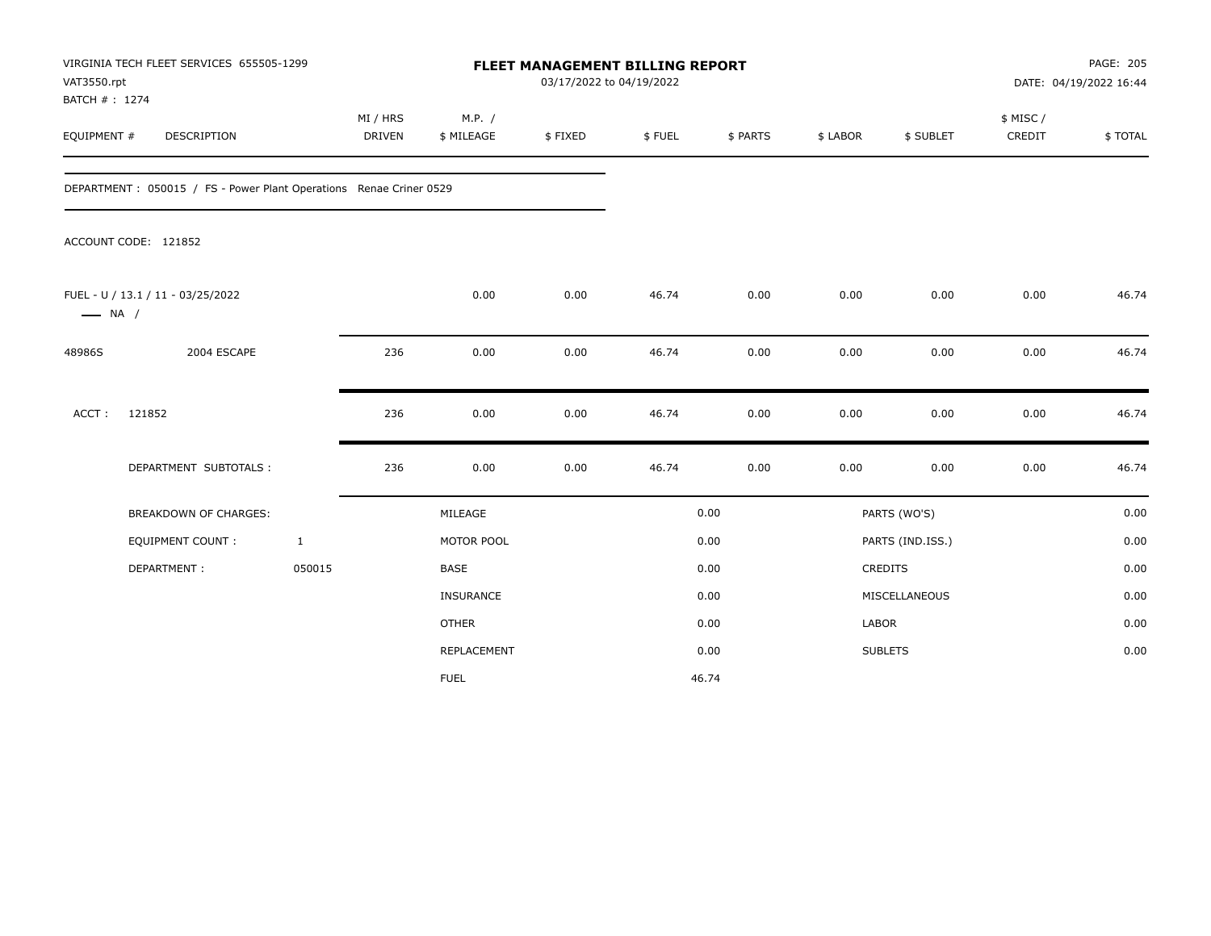VIRGINIA TECH FLEET SERVICES 655505-1299
VAT3550.rpt
BATCH # : 1274

**FLEET MANAGEMENT BILLING REPORT**
03/17/2022 to 04/19/2022

PAGE: 205
DATE: 04/19/2022 16:44

| EQUIPMENT # | DESCRIPTION | MI / HRS DRIVEN | M.P. / $ MILEAGE | $ FIXED | $ FUEL | $ PARTS | $ LABOR | $ SUBLET | $ MISC / CREDIT | $ TOTAL |
|---|---|---|---|---|---|---|---|---|---|---|
| DEPARTMENT : 050015 / FS - Power Plant Operations Renae Criner 0529 | | | | | | | | | | |
| ACCOUNT CODE: 121852 | | | | | | | | | | |
| FUEL - U / 13.1 / 11 - 03/25/2022 — NA / | | | 0.00 | 0.00 | 46.74 | 0.00 | 0.00 | 0.00 | 0.00 | 46.74 |
| 48986S | 2004 ESCAPE | 236 | 0.00 | 0.00 | 46.74 | 0.00 | 0.00 | 0.00 | 0.00 | 46.74 |
| ACCT : 121852 | | 236 | 0.00 | 0.00 | 46.74 | 0.00 | 0.00 | 0.00 | 0.00 | 46.74 |
| DEPARTMENT SUBTOTALS : | | 236 | 0.00 | 0.00 | 46.74 | 0.00 | 0.00 | 0.00 | 0.00 | 46.74 |

| | | | | | |
|---|---|---|---|---|---|
| BREAKDOWN OF CHARGES: | | MILEAGE | 0.00 | PARTS (WO'S) | 0.00 |
| EQUIPMENT COUNT : | 1 | MOTOR POOL | 0.00 | PARTS (IND.ISS.) | 0.00 |
| DEPARTMENT : | 050015 | BASE | 0.00 | CREDITS | 0.00 |
| | | INSURANCE | 0.00 | MISCELLANEOUS | 0.00 |
| | | OTHER | 0.00 | LABOR | 0.00 |
| | | REPLACEMENT | 0.00 | SUBLETS | 0.00 |
| | | FUEL | 46.74 | | |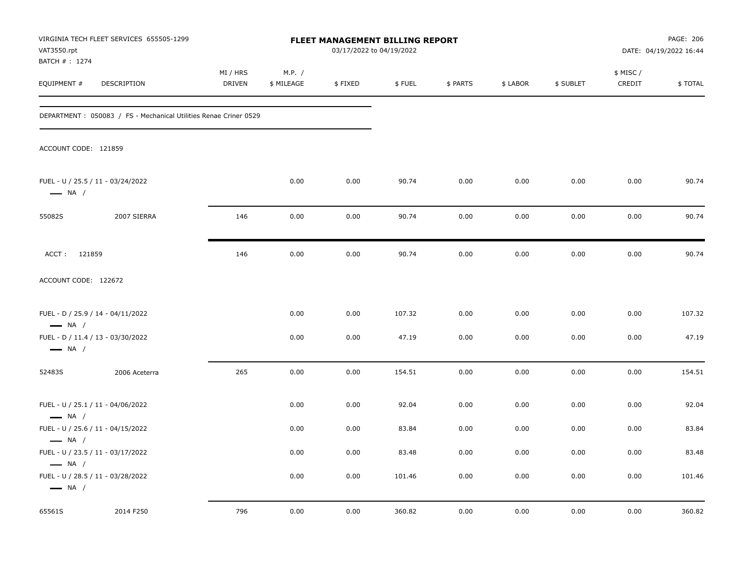VIRGINIA TECH FLEET SERVICES 655505-1299
VAT3550.rpt
BATCH # : 1274

**FLEET MANAGEMENT BILLING REPORT**
03/17/2022 to 04/19/2022

DATE: 04/19/2022 16:44

| EQUIPMENT # | DESCRIPTION | MI / HRS DRIVEN | M.P. / $ MILEAGE | $ FIXED | $ FUEL | $ PARTS | $ LABOR | $ SUBLET | $ MISC / CREDIT | $ TOTAL |
|---|---|---|---|---|---|---|---|---|---|---|
| DEPARTMENT : 050083 / FS - Mechanical Utilities Renae Criner 0529 | | | | | | | | | | |
| ACCOUNT CODE: 121859 | | | | | | | | | | |
| FUEL - U / 25.5 / 11 - 03/24/2022 — NA / | | | 0.00 | 0.00 | 90.74 | 0.00 | 0.00 | 0.00 | 0.00 | 90.74 |
| 55082S | 2007 SIERRA | 146 | 0.00 | 0.00 | 90.74 | 0.00 | 0.00 | 0.00 | 0.00 | 90.74 |
| ACCT : 121859 | | 146 | 0.00 | 0.00 | 90.74 | 0.00 | 0.00 | 0.00 | 0.00 | 90.74 |
| ACCOUNT CODE: 122672 | | | | | | | | | | |
| FUEL - D / 25.9 / 14 - 04/11/2022 — NA / | | | 0.00 | 0.00 | 107.32 | 0.00 | 0.00 | 0.00 | 0.00 | 107.32 |
| FUEL - D / 11.4 / 13 - 03/30/2022 — NA / | | | 0.00 | 0.00 | 47.19 | 0.00 | 0.00 | 0.00 | 0.00 | 47.19 |
| 52483S | 2006 Aceterra | 265 | 0.00 | 0.00 | 154.51 | 0.00 | 0.00 | 0.00 | 0.00 | 154.51 |
| FUEL - U / 25.1 / 11 - 04/06/2022 — NA / | | | 0.00 | 0.00 | 92.04 | 0.00 | 0.00 | 0.00 | 0.00 | 92.04 |
| FUEL - U / 25.6 / 11 - 04/15/2022 — NA / | | | 0.00 | 0.00 | 83.84 | 0.00 | 0.00 | 0.00 | 0.00 | 83.84 |
| FUEL - U / 23.5 / 11 - 03/17/2022 — NA / | | | 0.00 | 0.00 | 83.48 | 0.00 | 0.00 | 0.00 | 0.00 | 83.48 |
| FUEL - U / 28.5 / 11 - 03/28/2022 — NA / | | | 0.00 | 0.00 | 101.46 | 0.00 | 0.00 | 0.00 | 0.00 | 101.46 |
| 65561S | 2014 F250 | 796 | 0.00 | 0.00 | 360.82 | 0.00 | 0.00 | 0.00 | 0.00 | 360.82 |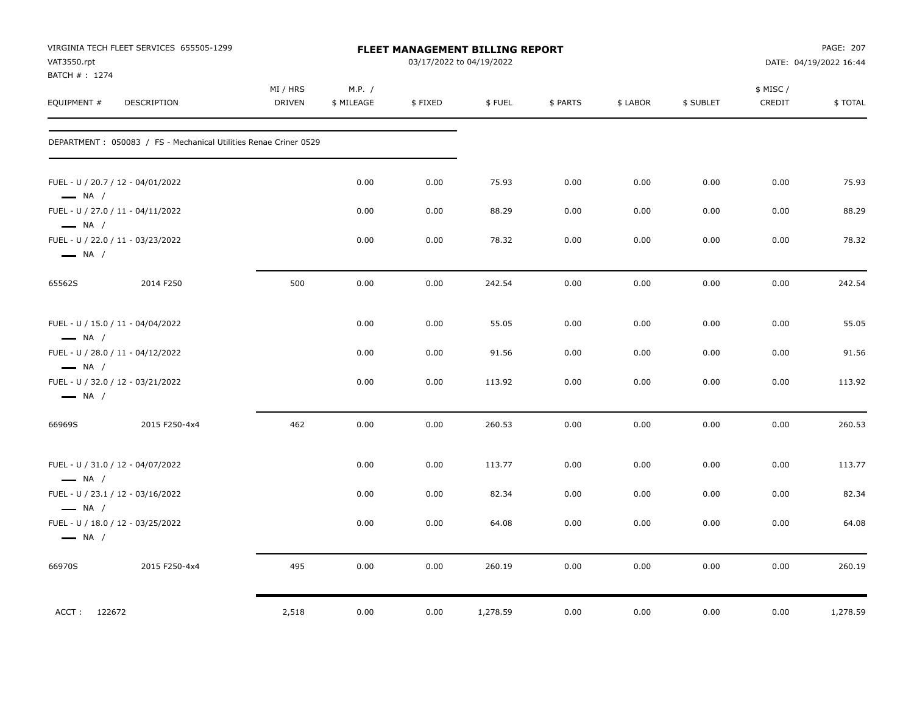VIRGINIA TECH FLEET SERVICES 655505-1299
VAT3550.rpt
BATCH # : 1274

**FLEET MANAGEMENT BILLING REPORT**
03/17/2022 to 04/19/2022

DATE: 04/19/2022 16:44

| EQUIPMENT # | DESCRIPTION | MI / HRS DRIVEN | M.P. / $ MILEAGE | $ FIXED | $ FUEL | $ PARTS | $ LABOR | $ SUBLET | $ MISC / CREDIT | $ TOTAL |
|---|---|---|---|---|---|---|---|---|---|---|
| DEPARTMENT : 050083 / FS - Mechanical Utilities Renae Criner 0529 | | | | | | | | | | |
| FUEL - U / 20.7 / 12 - 04/01/2022 — NA / | | | 0.00 | 0.00 | 75.93 | 0.00 | 0.00 | 0.00 | 0.00 | 75.93 |
| FUEL - U / 27.0 / 11 - 04/11/2022 — NA / | | | 0.00 | 0.00 | 88.29 | 0.00 | 0.00 | 0.00 | 0.00 | 88.29 |
| FUEL - U / 22.0 / 11 - 03/23/2022 — NA / | | | 0.00 | 0.00 | 78.32 | 0.00 | 0.00 | 0.00 | 0.00 | 78.32 |
| 65562S | 2014 F250 | 500 | 0.00 | 0.00 | 242.54 | 0.00 | 0.00 | 0.00 | 0.00 | 242.54 |
| FUEL - U / 15.0 / 11 - 04/04/2022 — NA / | | | 0.00 | 0.00 | 55.05 | 0.00 | 0.00 | 0.00 | 0.00 | 55.05 |
| FUEL - U / 28.0 / 11 - 04/12/2022 — NA / | | | 0.00 | 0.00 | 91.56 | 0.00 | 0.00 | 0.00 | 0.00 | 91.56 |
| FUEL - U / 32.0 / 12 - 03/21/2022 — NA / | | | 0.00 | 0.00 | 113.92 | 0.00 | 0.00 | 0.00 | 0.00 | 113.92 |
| 66969S | 2015 F250-4x4 | 462 | 0.00 | 0.00 | 260.53 | 0.00 | 0.00 | 0.00 | 0.00 | 260.53 |
| FUEL - U / 31.0 / 12 - 04/07/2022 — NA / | | | 0.00 | 0.00 | 113.77 | 0.00 | 0.00 | 0.00 | 0.00 | 113.77 |
| FUEL - U / 23.1 / 12 - 03/16/2022 — NA / | | | 0.00 | 0.00 | 82.34 | 0.00 | 0.00 | 0.00 | 0.00 | 82.34 |
| FUEL - U / 18.0 / 12 - 03/25/2022 — NA / | | | 0.00 | 0.00 | 64.08 | 0.00 | 0.00 | 0.00 | 0.00 | 64.08 |
| 66970S | 2015 F250-4x4 | 495 | 0.00 | 0.00 | 260.19 | 0.00 | 0.00 | 0.00 | 0.00 | 260.19 |
| ACCT : 122672 | | 2,518 | 0.00 | 0.00 | 1,278.59 | 0.00 | 0.00 | 0.00 | 0.00 | 1,278.59 |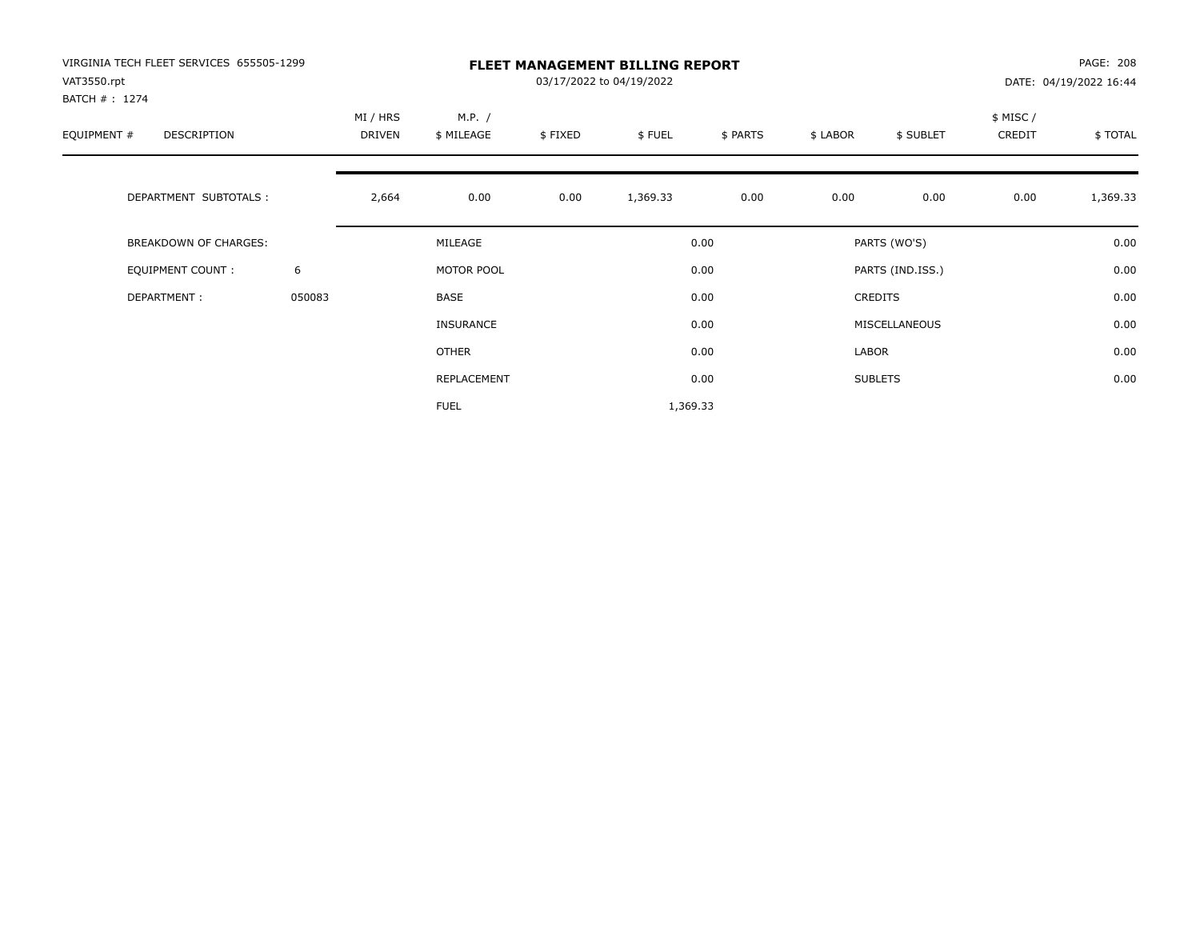VIRGINIA TECH FLEET SERVICES 655505-1299
VAT3550.rpt
BATCH # : 1274

# FLEET MANAGEMENT BILLING REPORT

03/17/2022 to 04/19/2022

DATE: 04/19/2022 16:44

| EQUIPMENT # | DESCRIPTION | MI / HRS DRIVEN | M.P. / $ MILEAGE | $ FIXED | $ FUEL | $ PARTS | $ LABOR | $ SUBLET | $ MISC / CREDIT | $ TOTAL |
|---|---|---|---|---|---|---|---|---|---|---|
| | DEPARTMENT SUBTOTALS : | 2,664 | 0.00 | 0.00 | 1,369.33 | 0.00 | 0.00 | 0.00 | 0.00 | 1,369.33 |

| BREAKDOWN OF CHARGES: | | | | | |
|---|---|---|---|---|---|
| | | MILEAGE | 0.00 | PARTS (WO'S) | 0.00 |
| EQUIPMENT COUNT : | 6 | MOTOR POOL | 0.00 | PARTS (IND.ISS.) | 0.00 |
| DEPARTMENT : | 050083 | BASE | 0.00 | CREDITS | 0.00 |
| | | INSURANCE | 0.00 | MISCELLANEOUS | 0.00 |
| | | OTHER | 0.00 | LABOR | 0.00 |
| | | REPLACEMENT | 0.00 | SUBLETS | 0.00 |
| | | FUEL | 1,369.33 | | |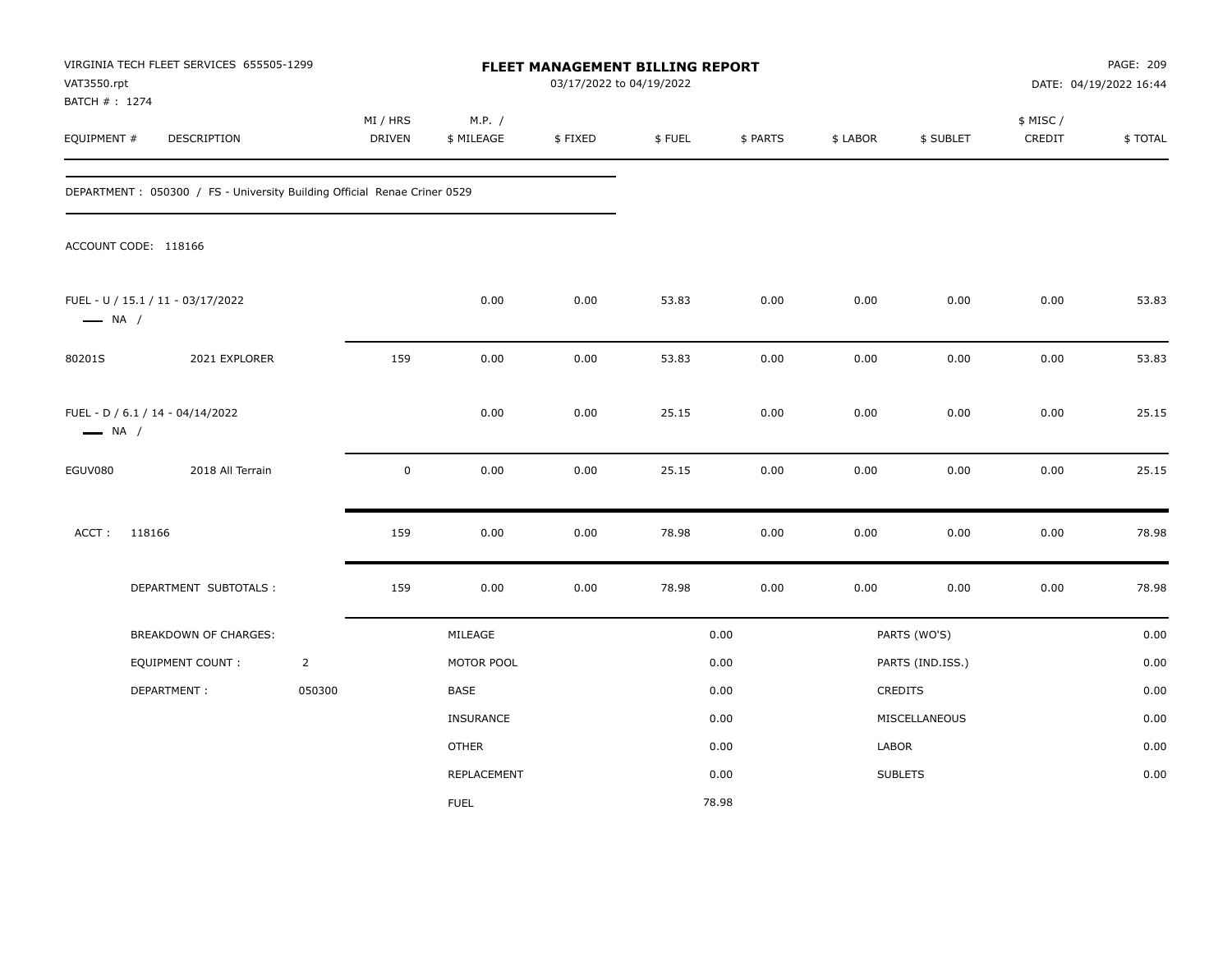VIRGINIA TECH FLEET SERVICES 655505-1299
VAT3550.rpt
BATCH # : 1274

**FLEET MANAGEMENT BILLING REPORT**
03/17/2022 to 04/19/2022

DATE: 04/19/2022 16:44

| EQUIPMENT # | DESCRIPTION | MI / HRS DRIVEN | M.P. / $ MILEAGE | $ FIXED | $ FUEL | $ PARTS | $ LABOR | $ SUBLET | $ MISC / CREDIT | $ TOTAL |
|---|---|---|---|---|---|---|---|---|---|---|
| DEPARTMENT : 050300 / FS - University Building Official Renae Criner 0529 | | | | | | | | | | |
| ACCOUNT CODE: 118166 | | | | | | | | | | |
| FUEL - U / 15.1 / 11 - 03/17/2022 — NA / | | | 0.00 | 0.00 | 53.83 | 0.00 | 0.00 | 0.00 | 0.00 | 53.83 |
| 80201S | 2021 EXPLORER | 159 | 0.00 | 0.00 | 53.83 | 0.00 | 0.00 | 0.00 | 0.00 | 53.83 |
| FUEL - D / 6.1 / 14 - 04/14/2022 — NA / | | | 0.00 | 0.00 | 25.15 | 0.00 | 0.00 | 0.00 | 0.00 | 25.15 |
| EGUV080 | 2018 All Terrain | 0 | 0.00 | 0.00 | 25.15 | 0.00 | 0.00 | 0.00 | 0.00 | 25.15 |
| ACCT : 118166 | | 159 | 0.00 | 0.00 | 78.98 | 0.00 | 0.00 | 0.00 | 0.00 | 78.98 |
| DEPARTMENT SUBTOTALS : | | 159 | 0.00 | 0.00 | 78.98 | 0.00 | 0.00 | 0.00 | 0.00 | 78.98 |

| | | | | | |
|---|---|---|---|---|---|
| BREAKDOWN OF CHARGES: | | MILEAGE | 0.00 | PARTS (WO'S) | 0.00 |
| EQUIPMENT COUNT : | 2 | MOTOR POOL | 0.00 | PARTS (IND.ISS.) | 0.00 |
| DEPARTMENT : | 050300 | BASE | 0.00 | CREDITS | 0.00 |
| | | INSURANCE | 0.00 | MISCELLANEOUS | 0.00 |
| | | OTHER | 0.00 | LABOR | 0.00 |
| | | REPLACEMENT | 0.00 | SUBLETS | 0.00 |
| | | FUEL | 78.98 | | |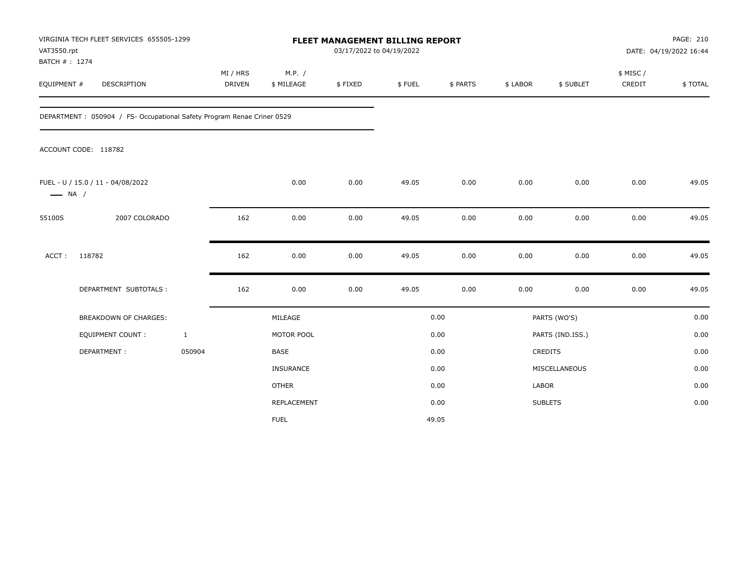VIRGINIA TECH FLEET SERVICES 655505-1299
VAT3550.rpt
BATCH # : 1274

# FLEET MANAGEMENT BILLING REPORT

03/17/2022 to 04/19/2022

DATE: 04/19/2022 16:44

| EQUIPMENT # | DESCRIPTION | MI / HRS DRIVEN | M.P. / $ MILEAGE | $ FIXED | $ FUEL | $ PARTS | $ LABOR | $ SUBLET | $ MISC / CREDIT | $ TOTAL |
|---|---|---|---|---|---|---|---|---|---|---|
| DEPARTMENT : 050904 / FS- Occupational Safety Program Renae Criner 0529 | | | | | | | | | | |
| ACCOUNT CODE: 118782 | | | | | | | | | | |
| FUEL - U / 15.0 / 11 - 04/08/2022 —— NA / | | | 0.00 | 0.00 | 49.05 | 0.00 | 0.00 | 0.00 | 0.00 | 49.05 |
| 55100S | 2007 COLORADO | 162 | 0.00 | 0.00 | 49.05 | 0.00 | 0.00 | 0.00 | 0.00 | 49.05 |
| ACCT : | 118782 | 162 | 0.00 | 0.00 | 49.05 | 0.00 | 0.00 | 0.00 | 0.00 | 49.05 |
| | DEPARTMENT SUBTOTALS : | 162 | 0.00 | 0.00 | 49.05 | 0.00 | 0.00 | 0.00 | 0.00 | 49.05 |

| | | | | | |
|---|---|---|---|---|---|
| BREAKDOWN OF CHARGES: | | MILEAGE | 0.00 | PARTS (WO'S) | 0.00 |
| EQUIPMENT COUNT : | 1 | MOTOR POOL | 0.00 | PARTS (IND.ISS.) | 0.00 |
| DEPARTMENT : | 050904 | BASE | 0.00 | CREDITS | 0.00 |
| | | INSURANCE | 0.00 | MISCELLANEOUS | 0.00 |
| | | OTHER | 0.00 | LABOR | 0.00 |
| | | REPLACEMENT | 0.00 | SUBLETS | 0.00 |
| | | FUEL | 49.05 | | |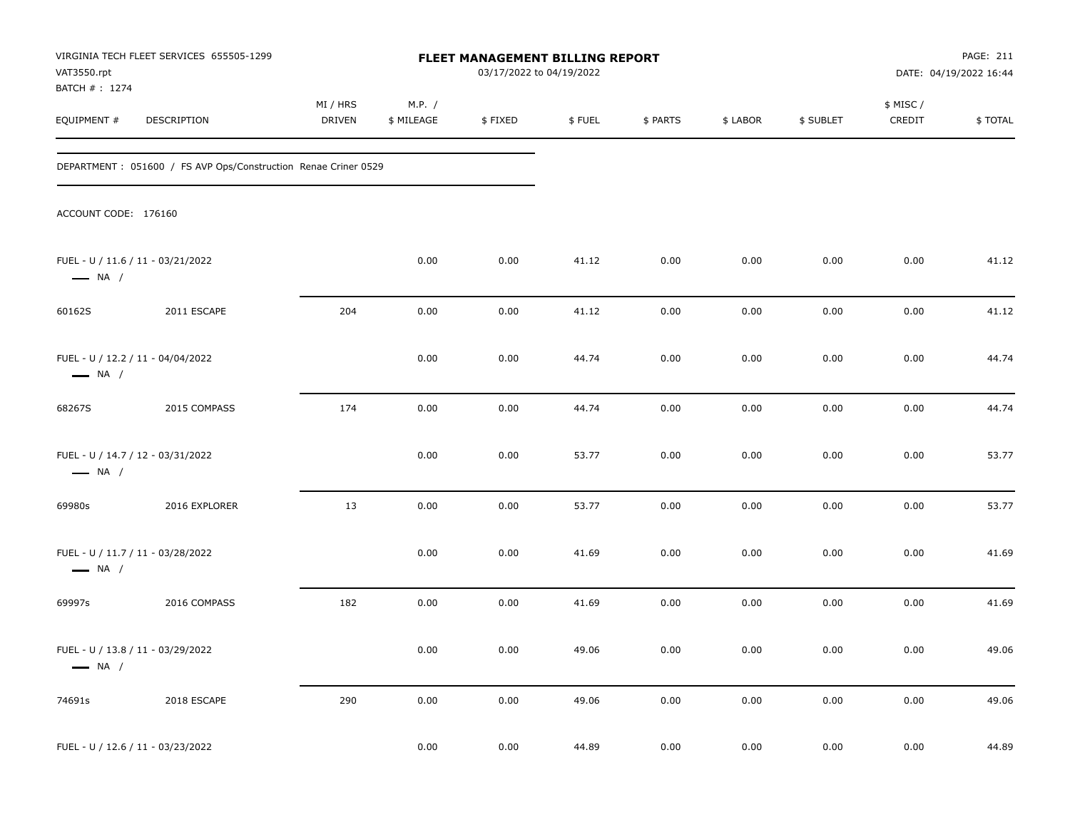VIRGINIA TECH FLEET SERVICES 655505-1299
VAT3550.rpt
BATCH # : 1274

**FLEET MANAGEMENT BILLING REPORT**
03/17/2022 to 04/19/2022

DATE: 04/19/2022 16:44

| EQUIPMENT # | DESCRIPTION | MI / HRS DRIVEN | M.P. / $ MILEAGE | $ FIXED | $ FUEL | $ PARTS | $ LABOR | $ SUBLET | $ MISC / CREDIT | $ TOTAL |
|---|---|---|---|---|---|---|---|---|---|---|

DEPARTMENT : 051600 / FS AVP Ops/Construction Renae Criner 0529

ACCOUNT CODE: 176160

| EQUIPMENT # | DESCRIPTION | MI / HRS DRIVEN | M.P. / $ MILEAGE | $ FIXED | $ FUEL | $ PARTS | $ LABOR | $ SUBLET | $ MISC / CREDIT | $ TOTAL |
|---|---|---|---|---|---|---|---|---|---|---|
| FUEL - U / 11.6 / 11 - 03/21/2022 —— NA / | | | 0.00 | 0.00 | 41.12 | 0.00 | 0.00 | 0.00 | 0.00 | 41.12 |
| 60162S | 2011 ESCAPE | 204 | 0.00 | 0.00 | 41.12 | 0.00 | 0.00 | 0.00 | 0.00 | 41.12 |
| FUEL - U / 12.2 / 11 - 04/04/2022 —— NA / | | | 0.00 | 0.00 | 44.74 | 0.00 | 0.00 | 0.00 | 0.00 | 44.74 |
| 68267S | 2015 COMPASS | 174 | 0.00 | 0.00 | 44.74 | 0.00 | 0.00 | 0.00 | 0.00 | 44.74 |
| FUEL - U / 14.7 / 12 - 03/31/2022 —— NA / | | | 0.00 | 0.00 | 53.77 | 0.00 | 0.00 | 0.00 | 0.00 | 53.77 |
| 69980s | 2016 EXPLORER | 13 | 0.00 | 0.00 | 53.77 | 0.00 | 0.00 | 0.00 | 0.00 | 53.77 |
| FUEL - U / 11.7 / 11 - 03/28/2022 —— NA / | | | 0.00 | 0.00 | 41.69 | 0.00 | 0.00 | 0.00 | 0.00 | 41.69 |
| 69997s | 2016 COMPASS | 182 | 0.00 | 0.00 | 41.69 | 0.00 | 0.00 | 0.00 | 0.00 | 41.69 |
| FUEL - U / 13.8 / 11 - 03/29/2022 —— NA / | | | 0.00 | 0.00 | 49.06 | 0.00 | 0.00 | 0.00 | 0.00 | 49.06 |
| 74691s | 2018 ESCAPE | 290 | 0.00 | 0.00 | 49.06 | 0.00 | 0.00 | 0.00 | 0.00 | 49.06 |
| FUEL - U / 12.6 / 11 - 03/23/2022 | | | 0.00 | 0.00 | 44.89 | 0.00 | 0.00 | 0.00 | 0.00 | 44.89 |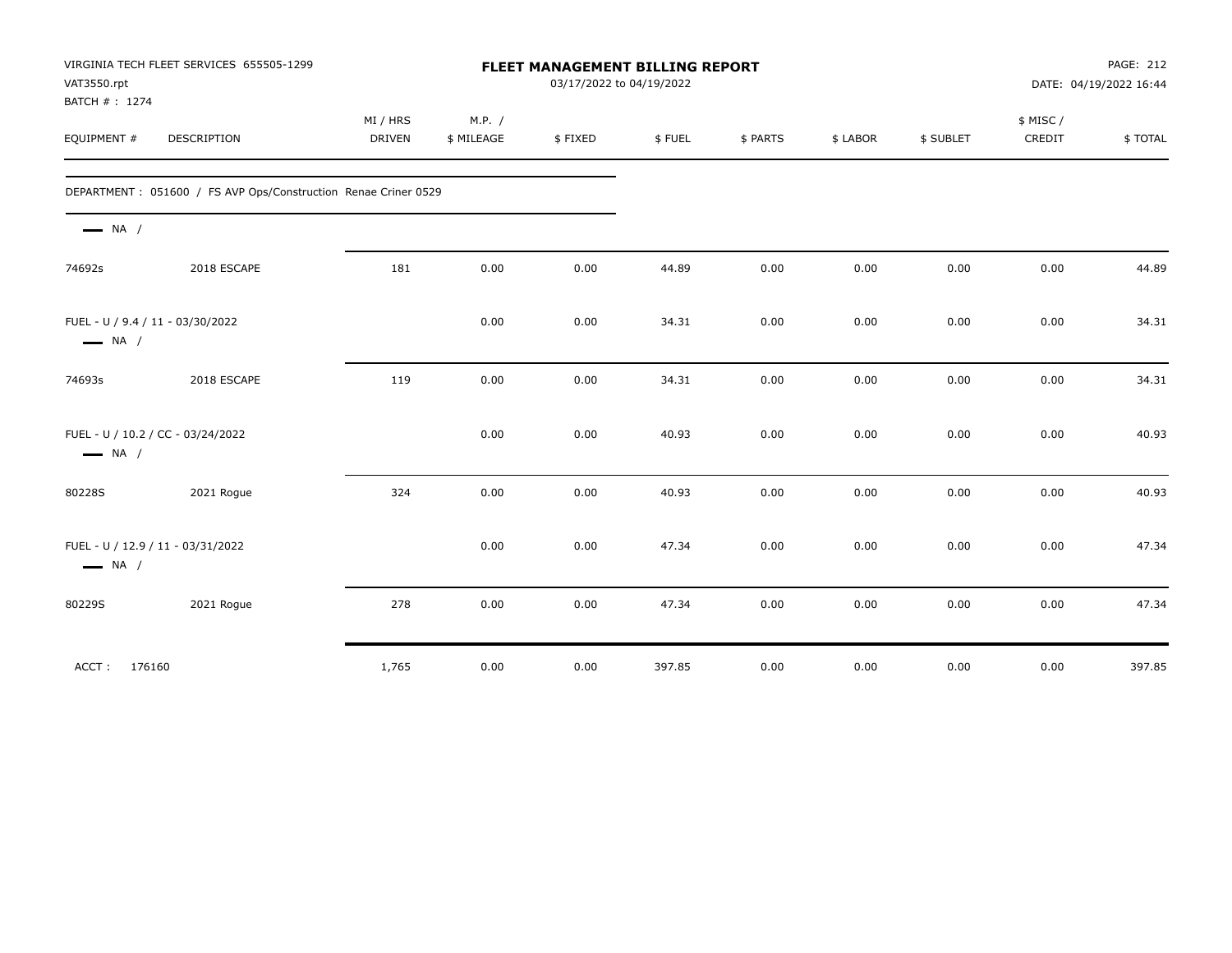VIRGINIA TECH FLEET SERVICES 655505-1299
VAT3550.rpt
BATCH # : 1274

**FLEET MANAGEMENT BILLING REPORT**
03/17/2022 to 04/19/2022

DATE: 04/19/2022 16:44

| EQUIPMENT # | DESCRIPTION | MI / HRS DRIVEN | M.P. / $ MILEAGE | $ FIXED | $ FUEL | $ PARTS | $ LABOR | $ SUBLET | $ MISC / CREDIT | $ TOTAL |
|---|---|---|---|---|---|---|---|---|---|---|
| DEPARTMENT : 051600 / FS AVP Ops/Construction Renae Criner 0529 | | | | | | | | | | |
| — NA / | | | | | | | | | | |
| 74692s | 2018 ESCAPE | 181 | 0.00 | 0.00 | 44.89 | 0.00 | 0.00 | 0.00 | 0.00 | 44.89 |
| FUEL - U / 9.4 / 11 - 03/30/2022 — NA / | | | 0.00 | 0.00 | 34.31 | 0.00 | 0.00 | 0.00 | 0.00 | 34.31 |
| 74693s | 2018 ESCAPE | 119 | 0.00 | 0.00 | 34.31 | 0.00 | 0.00 | 0.00 | 0.00 | 34.31 |
| FUEL - U / 10.2 / CC - 03/24/2022 — NA / | | | 0.00 | 0.00 | 40.93 | 0.00 | 0.00 | 0.00 | 0.00 | 40.93 |
| 80228S | 2021 Rogue | 324 | 0.00 | 0.00 | 40.93 | 0.00 | 0.00 | 0.00 | 0.00 | 40.93 |
| FUEL - U / 12.9 / 11 - 03/31/2022 — NA / | | | 0.00 | 0.00 | 47.34 | 0.00 | 0.00 | 0.00 | 0.00 | 47.34 |
| 80229S | 2021 Rogue | 278 | 0.00 | 0.00 | 47.34 | 0.00 | 0.00 | 0.00 | 0.00 | 47.34 |
| ACCT : 176160 | | 1,765 | 0.00 | 0.00 | 397.85 | 0.00 | 0.00 | 0.00 | 0.00 | 397.85 |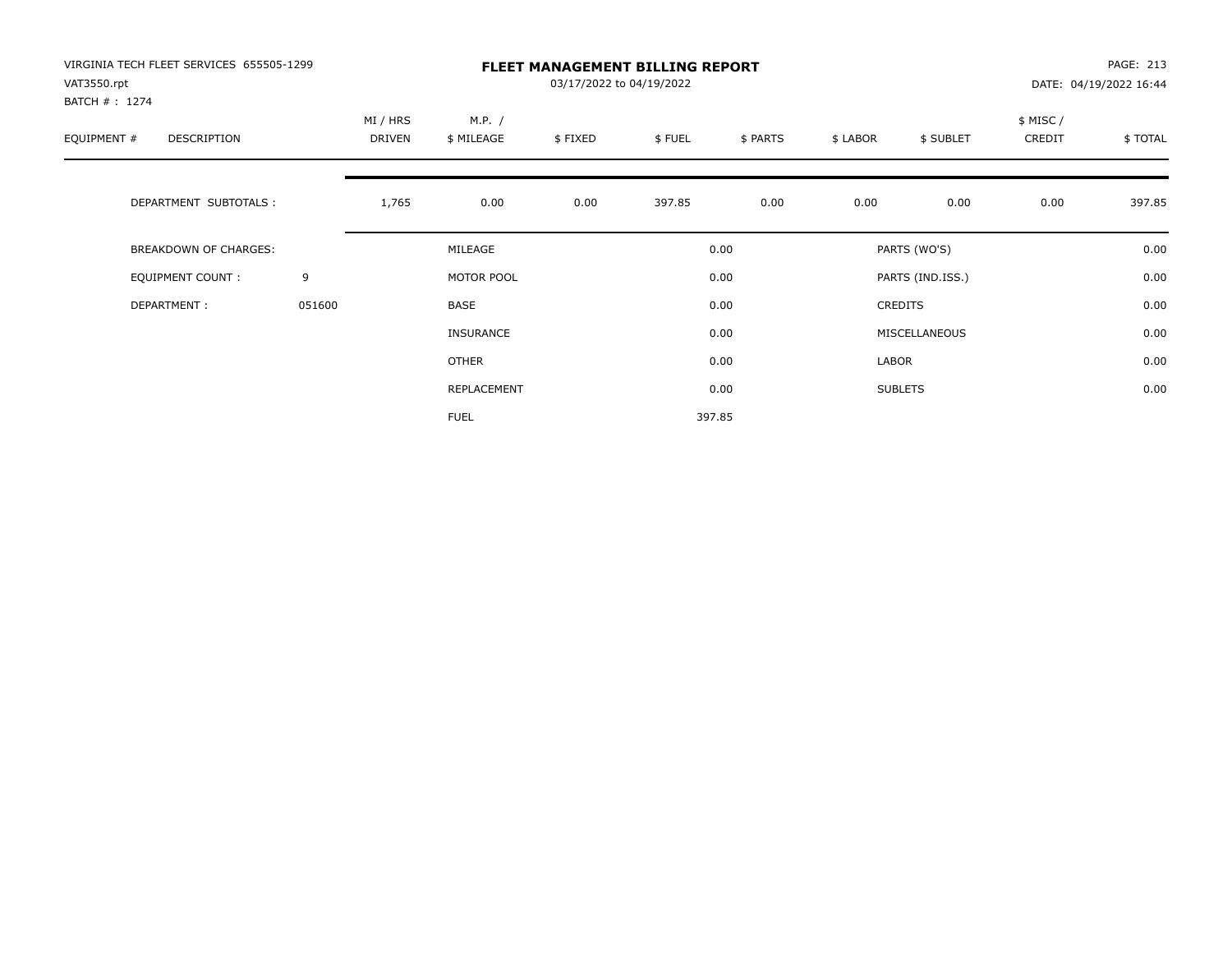VIRGINIA TECH FLEET SERVICES 655505-1299
VAT3550.rpt
BATCH # : 1274

# FLEET MANAGEMENT BILLING REPORT

03/17/2022 to 04/19/2022

DATE: 04/19/2022 16:44

| EQUIPMENT # | DESCRIPTION | MI / HRS DRIVEN | M.P. / $ MILEAGE | $ FIXED | $ FUEL | $ PARTS | $ LABOR | $ SUBLET | $ MISC / CREDIT | $ TOTAL |
|---|---|---|---|---|---|---|---|---|---|---|
| | DEPARTMENT SUBTOTALS : | 1,765 | 0.00 | 0.00 | 397.85 | 0.00 | 0.00 | 0.00 | 0.00 | 397.85 |

| | | | | | |
|---|---|---|---|---|---|
| BREAKDOWN OF CHARGES: | | MILEAGE | 0.00 | PARTS (WO'S) | 0.00 |
| EQUIPMENT COUNT : | 9 | MOTOR POOL | 0.00 | PARTS (IND.ISS.) | 0.00 |
| DEPARTMENT : | 051600 | BASE | 0.00 | CREDITS | 0.00 |
| | | INSURANCE | 0.00 | MISCELLANEOUS | 0.00 |
| | | OTHER | 0.00 | LABOR | 0.00 |
| | | REPLACEMENT | 0.00 | SUBLETS | 0.00 |
| | | FUEL | 397.85 | | |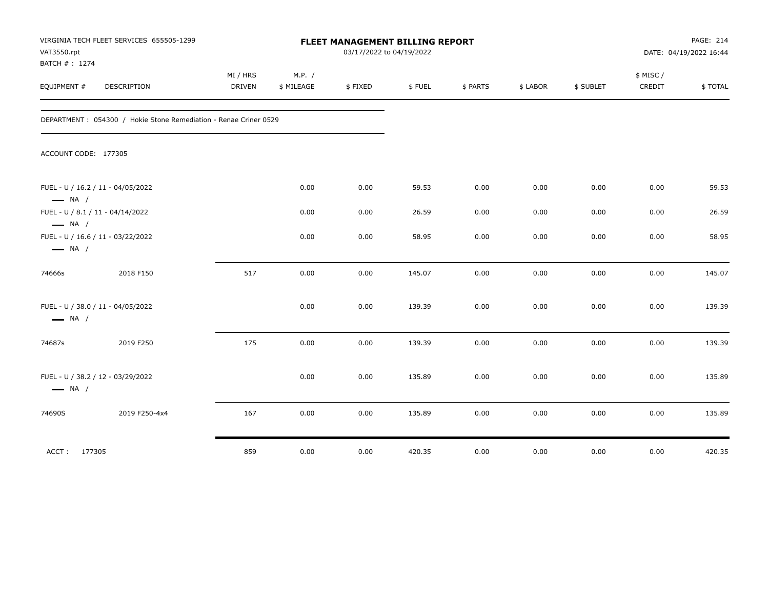VIRGINIA TECH FLEET SERVICES 655505-1299
VAT3550.rpt
BATCH # : 1274

**FLEET MANAGEMENT BILLING REPORT**
03/17/2022 to 04/19/2022

DATE: 04/19/2022 16:44

| EQUIPMENT # | DESCRIPTION | MI / HRS DRIVEN | M.P. / $ MILEAGE | $ FIXED | $ FUEL | $ PARTS | $ LABOR | $ SUBLET | $ MISC / CREDIT | $ TOTAL |
|---|---|---|---|---|---|---|---|---|---|---|
| DEPARTMENT : 054300 / Hokie Stone Remediation - Renae Criner 0529 | | | | | | | | | | |
| ACCOUNT CODE: 177305 | | | | | | | | | | |
| FUEL - U / 16.2 / 11 - 04/05/2022 — NA / | | | 0.00 | 0.00 | 59.53 | 0.00 | 0.00 | 0.00 | 0.00 | 59.53 |
| FUEL - U / 8.1 / 11 - 04/14/2022 — NA / | | | 0.00 | 0.00 | 26.59 | 0.00 | 0.00 | 0.00 | 0.00 | 26.59 |
| FUEL - U / 16.6 / 11 - 03/22/2022 — NA / | | | 0.00 | 0.00 | 58.95 | 0.00 | 0.00 | 0.00 | 0.00 | 58.95 |
| 74666s | 2018 F150 | 517 | 0.00 | 0.00 | 145.07 | 0.00 | 0.00 | 0.00 | 0.00 | 145.07 |
| FUEL - U / 38.0 / 11 - 04/05/2022 — NA / | | | 0.00 | 0.00 | 139.39 | 0.00 | 0.00 | 0.00 | 0.00 | 139.39 |
| 74687s | 2019 F250 | 175 | 0.00 | 0.00 | 139.39 | 0.00 | 0.00 | 0.00 | 0.00 | 139.39 |
| FUEL - U / 38.2 / 12 - 03/29/2022 — NA / | | | 0.00 | 0.00 | 135.89 | 0.00 | 0.00 | 0.00 | 0.00 | 135.89 |
| 74690S | 2019 F250-4x4 | 167 | 0.00 | 0.00 | 135.89 | 0.00 | 0.00 | 0.00 | 0.00 | 135.89 |
| ACCT : 177305 | | 859 | 0.00 | 0.00 | 420.35 | 0.00 | 0.00 | 0.00 | 0.00 | 420.35 |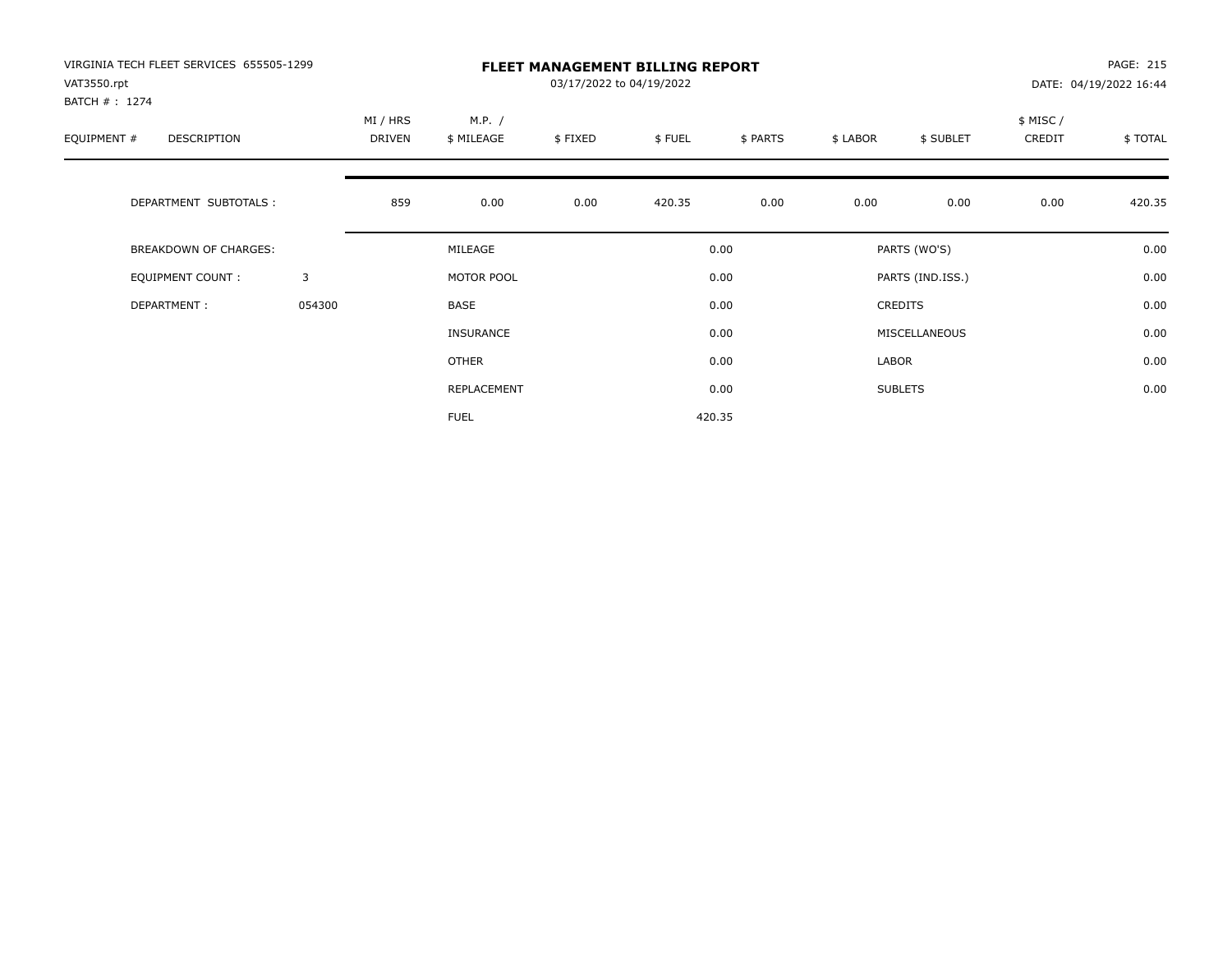VIRGINIA TECH FLEET SERVICES 655505-1299
VAT3550.rpt
BATCH # : 1274

# FLEET MANAGEMENT BILLING REPORT

03/17/2022 to 04/19/2022

DATE: 04/19/2022 16:44

| EQUIPMENT # | DESCRIPTION | MI / HRS DRIVEN | M.P. / $ MILEAGE | $ FIXED | $ FUEL | $ PARTS | $ LABOR | $ SUBLET | $ MISC / CREDIT | $ TOTAL |
|---|---|---|---|---|---|---|---|---|---|---|
| | DEPARTMENT SUBTOTALS : | 859 | 0.00 | 0.00 | 420.35 | 0.00 | 0.00 | 0.00 | 0.00 | 420.35 |

| | | | | | |
|---|---|---|---|---|---|
| BREAKDOWN OF CHARGES: | | MILEAGE | 0.00 | PARTS (WO'S) | 0.00 |
| EQUIPMENT COUNT : | 3 | MOTOR POOL | 0.00 | PARTS (IND.ISS.) | 0.00 |
| DEPARTMENT : | 054300 | BASE | 0.00 | CREDITS | 0.00 |
| | | INSURANCE | 0.00 | MISCELLANEOUS | 0.00 |
| | | OTHER | 0.00 | LABOR | 0.00 |
| | | REPLACEMENT | 0.00 | SUBLETS | 0.00 |
| | | FUEL | 420.35 | | |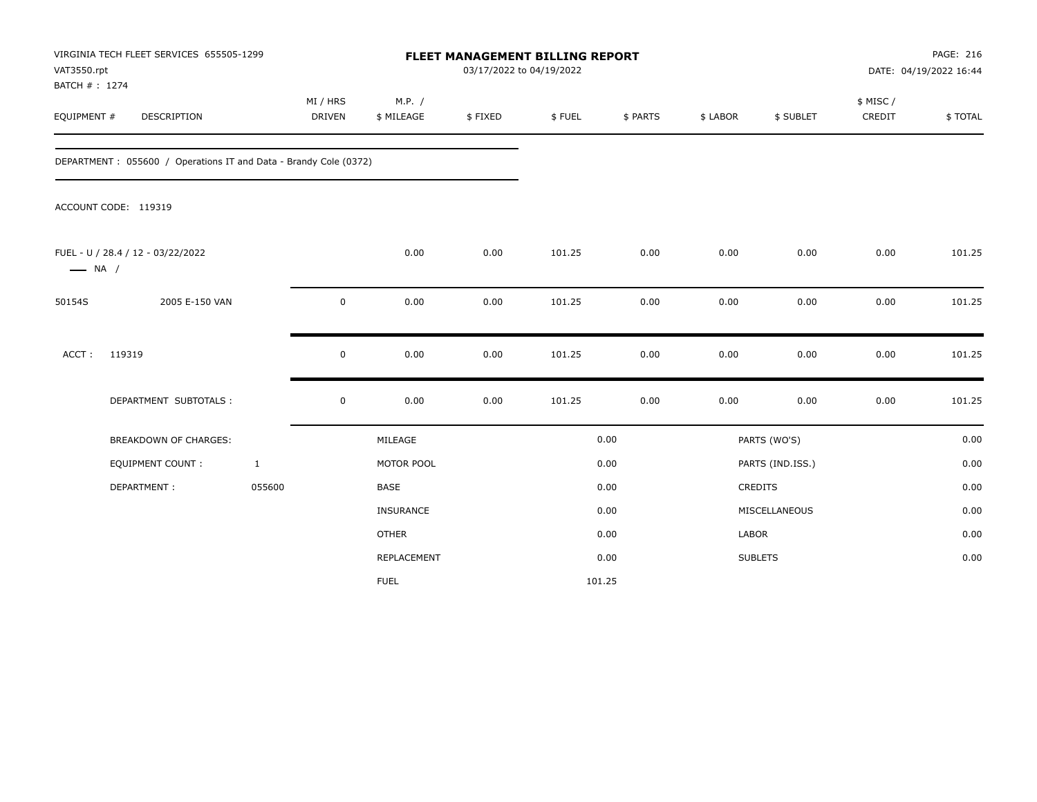VIRGINIA TECH FLEET SERVICES 655505-1299
VAT3550.rpt
BATCH # : 1274

**FLEET MANAGEMENT BILLING REPORT**
03/17/2022 to 04/19/2022

DATE: 04/19/2022 16:44

| EQUIPMENT # | DESCRIPTION | MI / HRS DRIVEN | M.P. / $ MILEAGE | $ FIXED | $ FUEL | $ PARTS | $ LABOR | $ SUBLET | $ MISC / CREDIT | $ TOTAL |
|---|---|---|---|---|---|---|---|---|---|---|

DEPARTMENT : 055600 / Operations IT and Data - Brandy Cole (0372)

ACCOUNT CODE: 119319

| EQUIPMENT # | DESCRIPTION | MI / HRS DRIVEN | M.P. / $ MILEAGE | $ FIXED | $ FUEL | $ PARTS | $ LABOR | $ SUBLET | $ MISC / CREDIT | $ TOTAL |
|---|---|---|---|---|---|---|---|---|---|---|
| FUEL - U / 28.4 / 12 - 03/22/2022 —— NA / | | | 0.00 | 0.00 | 101.25 | 0.00 | 0.00 | 0.00 | 0.00 | 101.25 |
| 50154S | 2005 E-150 VAN | 0 | 0.00 | 0.00 | 101.25 | 0.00 | 0.00 | 0.00 | 0.00 | 101.25 |
| ACCT : | 119319 | 0 | 0.00 | 0.00 | 101.25 | 0.00 | 0.00 | 0.00 | 0.00 | 101.25 |
| | DEPARTMENT SUBTOTALS : | 0 | 0.00 | 0.00 | 101.25 | 0.00 | 0.00 | 0.00 | 0.00 | 101.25 |

| | | | | | |
|---|---|---|---|---|---|
| BREAKDOWN OF CHARGES: | | MILEAGE | 0.00 | PARTS (WO'S) | 0.00 |
| EQUIPMENT COUNT : | 1 | MOTOR POOL | 0.00 | PARTS (IND.ISS.) | 0.00 |
| DEPARTMENT : | 055600 | BASE | 0.00 | CREDITS | 0.00 |
| | | INSURANCE | 0.00 | MISCELLANEOUS | 0.00 |
| | | OTHER | 0.00 | LABOR | 0.00 |
| | | REPLACEMENT | 0.00 | SUBLETS | 0.00 |
| | | FUEL | 101.25 | | |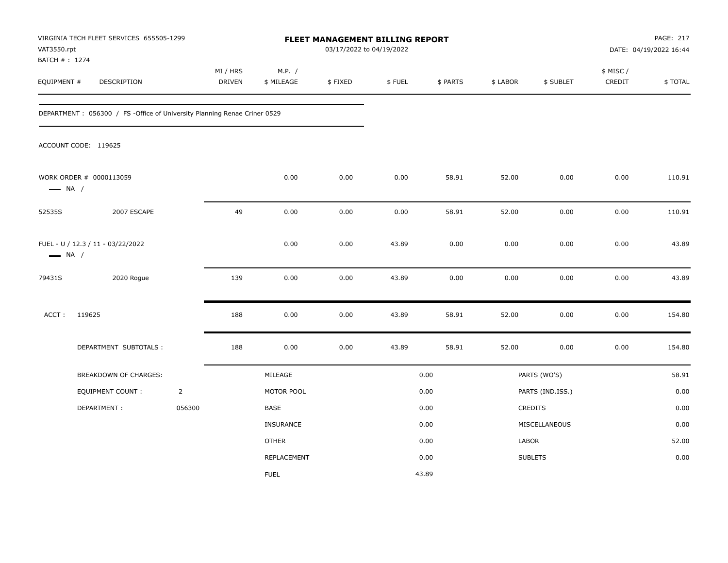VIRGINIA TECH FLEET SERVICES 655505-1299
VAT3550.rpt
BATCH # : 1274

# FLEET MANAGEMENT BILLING REPORT

03/17/2022 to 04/19/2022

DATE: 04/19/2022 16:44

| EQUIPMENT # | DESCRIPTION | MI / HRS DRIVEN | M.P. / $ MILEAGE | $ FIXED | $ FUEL | $ PARTS | $ LABOR | $ SUBLET | $ MISC / CREDIT | $ TOTAL |
|---|---|---|---|---|---|---|---|---|---|---|
| DEPARTMENT : 056300 / FS -Office of University Planning Renae Criner 0529 | | | | | | | | | | |
| ACCOUNT CODE: 119625 | | | | | | | | | | |
| WORK ORDER # 0000113059 — NA / | | | 0.00 | 0.00 | 0.00 | 58.91 | 52.00 | 0.00 | 0.00 | 110.91 |
| 52535S | 2007 ESCAPE | 49 | 0.00 | 0.00 | 0.00 | 58.91 | 52.00 | 0.00 | 0.00 | 110.91 |
| FUEL - U / 12.3 / 11 - 03/22/2022 — NA / | | | 0.00 | 0.00 | 43.89 | 0.00 | 0.00 | 0.00 | 0.00 | 43.89 |
| 79431S | 2020 Rogue | 139 | 0.00 | 0.00 | 43.89 | 0.00 | 0.00 | 0.00 | 0.00 | 43.89 |
| ACCT : 119625 | | 188 | 0.00 | 0.00 | 43.89 | 58.91 | 52.00 | 0.00 | 0.00 | 154.80 |
| | DEPARTMENT SUBTOTALS : | 188 | 0.00 | 0.00 | 43.89 | 58.91 | 52.00 | 0.00 | 0.00 | 154.80 |

| | | | | | |
|---|---|---|---|---|---|
| BREAKDOWN OF CHARGES: | | MILEAGE | 0.00 | PARTS (WO'S) | 58.91 |
| EQUIPMENT COUNT : | 2 | MOTOR POOL | 0.00 | PARTS (IND.ISS.) | 0.00 |
| DEPARTMENT : | 056300 | BASE | 0.00 | CREDITS | 0.00 |
| | | INSURANCE | 0.00 | MISCELLANEOUS | 0.00 |
| | | OTHER | 0.00 | LABOR | 52.00 |
| | | REPLACEMENT | 0.00 | SUBLETS | 0.00 |
| | | FUEL | 43.89 | | |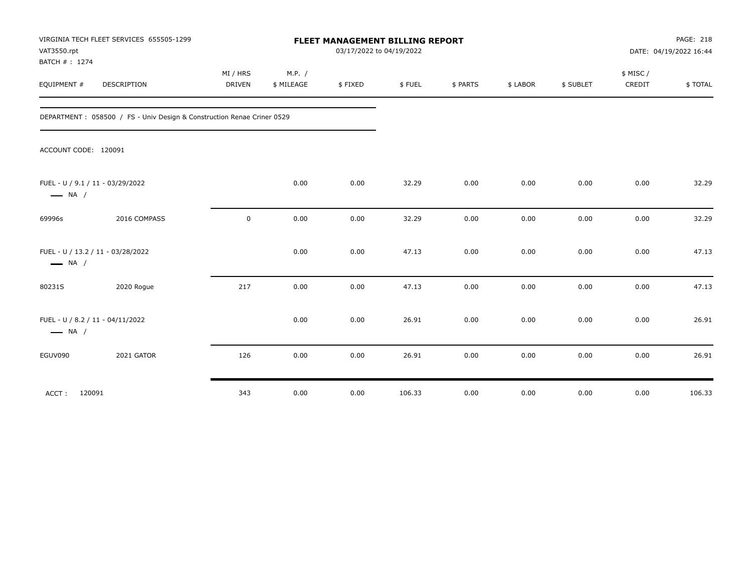VIRGINIA TECH FLEET SERVICES 655505-1299
VAT3550.rpt
BATCH # : 1274

**FLEET MANAGEMENT BILLING REPORT**
03/17/2022 to 04/19/2022

PAGE: 218
DATE: 04/19/2022 16:44

| EQUIPMENT # | DESCRIPTION | MI / HRS DRIVEN | M.P. / $ MILEAGE | $ FIXED | $ FUEL | $ PARTS | $ LABOR | $ SUBLET | $ MISC / CREDIT | $ TOTAL |
|---|---|---|---|---|---|---|---|---|---|---|
| DEPARTMENT : 058500 / FS - Univ Design & Construction Renae Criner 0529 | | | | | | | | | | |
| ACCOUNT CODE: 120091 | | | | | | | | | | |
| FUEL - U / 9.1 / 11 - 03/29/2022 — NA / | | | 0.00 | 0.00 | 32.29 | 0.00 | 0.00 | 0.00 | 0.00 | 32.29 |
| 69996s | 2016 COMPASS | 0 | 0.00 | 0.00 | 32.29 | 0.00 | 0.00 | 0.00 | 0.00 | 32.29 |
| FUEL - U / 13.2 / 11 - 03/28/2022 — NA / | | | 0.00 | 0.00 | 47.13 | 0.00 | 0.00 | 0.00 | 0.00 | 47.13 |
| 80231S | 2020 Rogue | 217 | 0.00 | 0.00 | 47.13 | 0.00 | 0.00 | 0.00 | 0.00 | 47.13 |
| FUEL - U / 8.2 / 11 - 04/11/2022 — NA / | | | 0.00 | 0.00 | 26.91 | 0.00 | 0.00 | 0.00 | 0.00 | 26.91 |
| EGUV090 | 2021 GATOR | 126 | 0.00 | 0.00 | 26.91 | 0.00 | 0.00 | 0.00 | 0.00 | 26.91 |
| ACCT : 120091 | | 343 | 0.00 | 0.00 | 106.33 | 0.00 | 0.00 | 0.00 | 0.00 | 106.33 |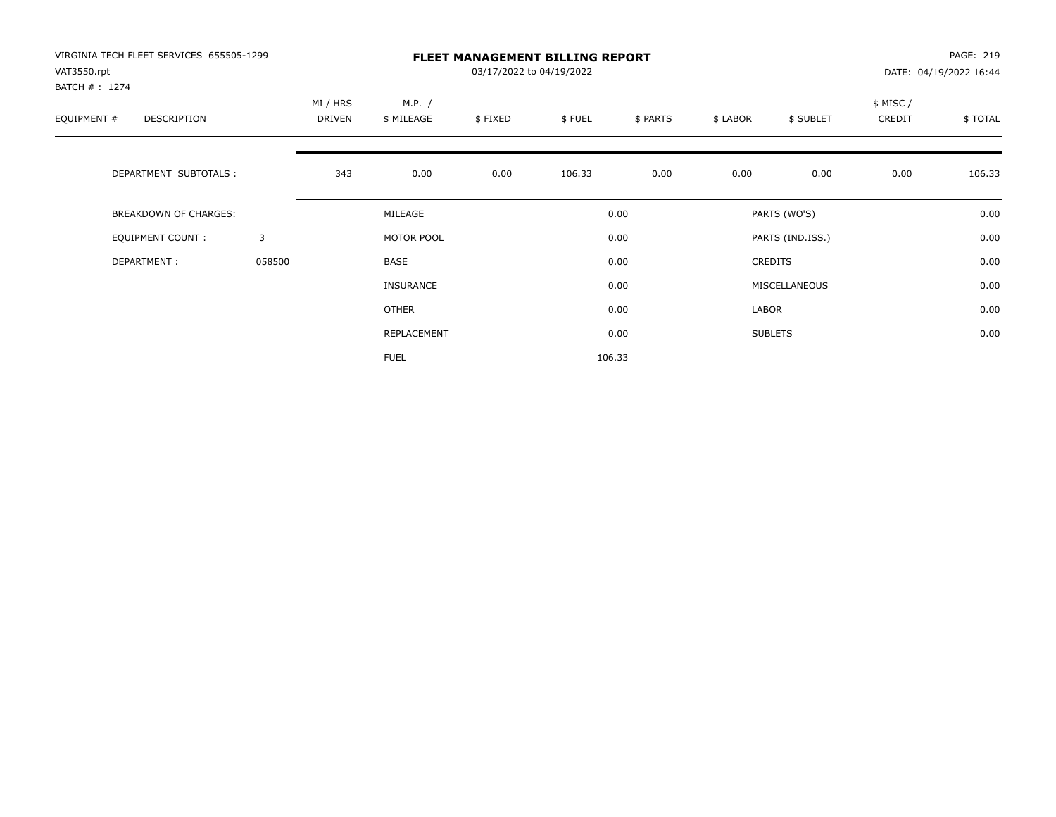VIRGINIA TECH FLEET SERVICES 655505-1299
VAT3550.rpt
BATCH # : 1274

# FLEET MANAGEMENT BILLING REPORT

03/17/2022 to 04/19/2022

DATE: 04/19/2022 16:44

| EQUIPMENT # | DESCRIPTION | MI / HRS DRIVEN | M.P. / $ MILEAGE | $ FIXED | $ FUEL | $ PARTS | $ LABOR | $ SUBLET | $ MISC / CREDIT | $ TOTAL |
|---|---|---|---|---|---|---|---|---|---|---|
| | DEPARTMENT SUBTOTALS : | 343 | 0.00 | 0.00 | 106.33 | 0.00 | 0.00 | 0.00 | 0.00 | 106.33 |

| | | | | | |
|---|---|---|---|---|---|
| BREAKDOWN OF CHARGES: | | MILEAGE | 0.00 | PARTS (WO'S) | 0.00 |
| EQUIPMENT COUNT : | 3 | MOTOR POOL | 0.00 | PARTS (IND.ISS.) | 0.00 |
| DEPARTMENT : | 058500 | BASE | 0.00 | CREDITS | 0.00 |
| | | INSURANCE | 0.00 | MISCELLANEOUS | 0.00 |
| | | OTHER | 0.00 | LABOR | 0.00 |
| | | REPLACEMENT | 0.00 | SUBLETS | 0.00 |
| | | FUEL | 106.33 | | |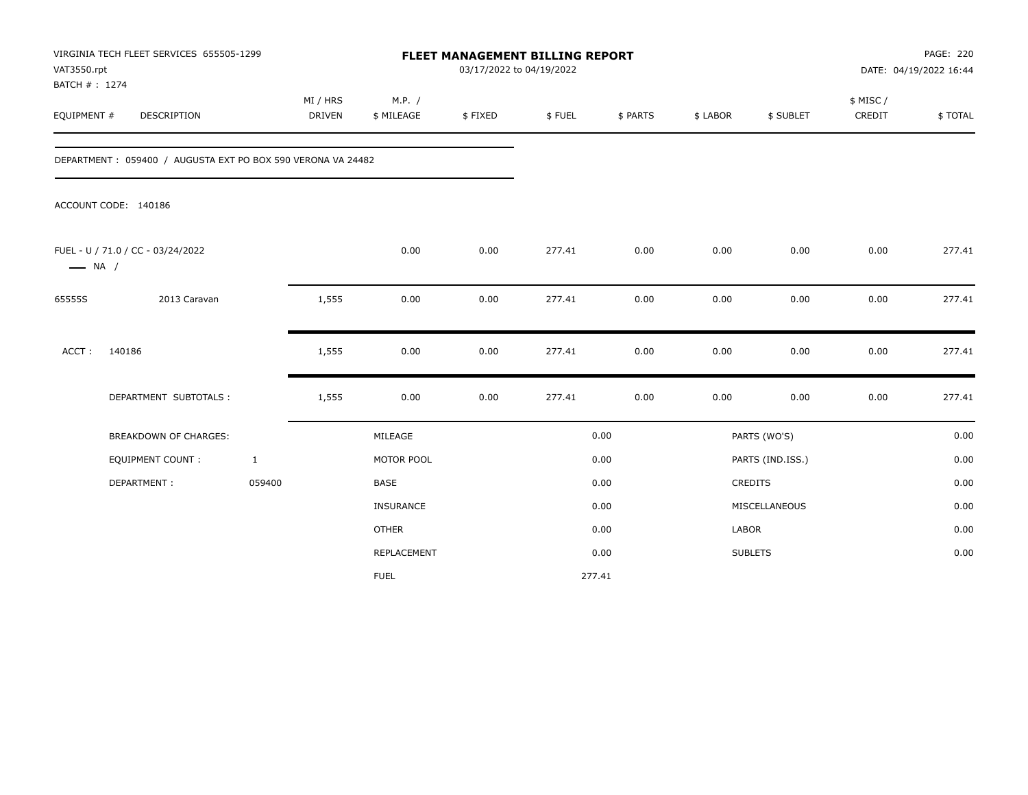VIRGINIA TECH FLEET SERVICES 655505-1299
VAT3550.rpt
BATCH # : 1274

# FLEET MANAGEMENT BILLING REPORT

03/17/2022 to 04/19/2022

DATE: 04/19/2022 16:44

| EQUIPMENT # | DESCRIPTION | MI / HRS DRIVEN | M.P. / $ MILEAGE | $ FIXED | $ FUEL | $ PARTS | $ LABOR | $ SUBLET | $ MISC / CREDIT | $ TOTAL |
|---|---|---|---|---|---|---|---|---|---|---|

DEPARTMENT : 059400 / AUGUSTA EXT PO BOX 590 VERONA VA 24482

ACCOUNT CODE: 140186

| EQUIPMENT # | DESCRIPTION | MI / HRS DRIVEN | M.P. / $ MILEAGE | $ FIXED | $ FUEL | $ PARTS | $ LABOR | $ SUBLET | $ MISC / CREDIT | $ TOTAL |
|---|---|---|---|---|---|---|---|---|---|---|
| FUEL - U / 71.0 / CC - 03/24/2022 —— NA / | | | 0.00 | 0.00 | 277.41 | 0.00 | 0.00 | 0.00 | 0.00 | 277.41 |
| 65555S | 2013 Caravan | 1,555 | 0.00 | 0.00 | 277.41 | 0.00 | 0.00 | 0.00 | 0.00 | 277.41 |
| ACCT : | 140186 | 1,555 | 0.00 | 0.00 | 277.41 | 0.00 | 0.00 | 0.00 | 0.00 | 277.41 |
| | DEPARTMENT SUBTOTALS : | 1,555 | 0.00 | 0.00 | 277.41 | 0.00 | 0.00 | 0.00 | 0.00 | 277.41 |

| | | | | | |
|---|---|---|---|---|---|
| BREAKDOWN OF CHARGES: | | MILEAGE | 0.00 | PARTS (WO'S) | 0.00 |
| EQUIPMENT COUNT : | 1 | MOTOR POOL | 0.00 | PARTS (IND.ISS.) | 0.00 |
| DEPARTMENT : | 059400 | BASE | 0.00 | CREDITS | 0.00 |
| | | INSURANCE | 0.00 | MISCELLANEOUS | 0.00 |
| | | OTHER | 0.00 | LABOR | 0.00 |
| | | REPLACEMENT | 0.00 | SUBLETS | 0.00 |
| | | FUEL | 277.41 | | |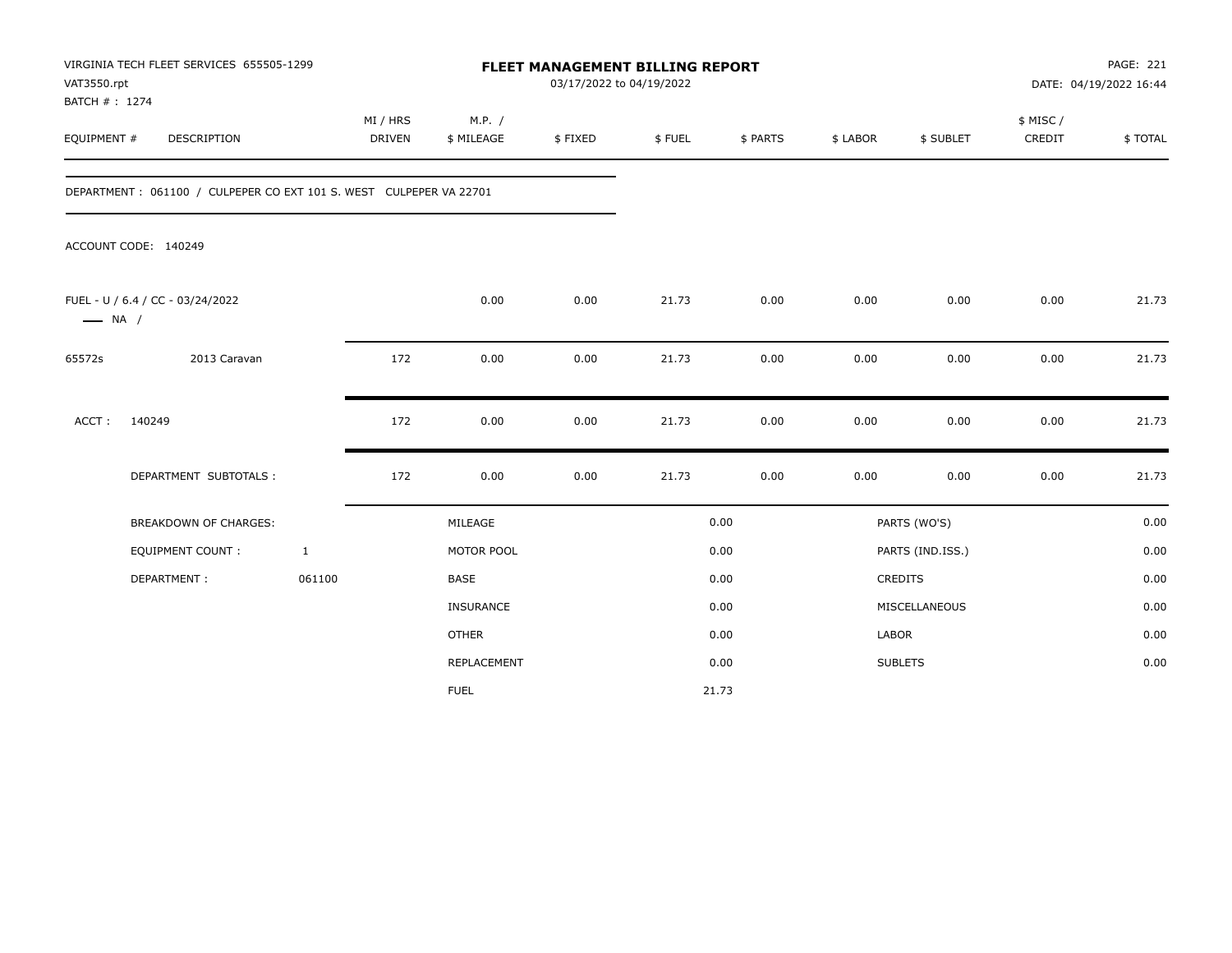VIRGINIA TECH FLEET SERVICES 655505-1299
VAT3550.rpt
BATCH # : 1274

# FLEET MANAGEMENT BILLING REPORT

03/17/2022 to 04/19/2022

DATE: 04/19/2022 16:44

| EQUIPMENT # | DESCRIPTION | MI / HRS DRIVEN | M.P. / $ MILEAGE | $ FIXED | $ FUEL | $ PARTS | $ LABOR | $ SUBLET | $ MISC / CREDIT | $ TOTAL |
|---|---|---|---|---|---|---|---|---|---|---|
| DEPARTMENT : 061100 / CULPEPER CO EXT 101 S. WEST CULPEPER VA 22701 | | | | | | | | | | |
| ACCOUNT CODE: 140249 | | | | | | | | | | |
| FUEL - U / 6.4 / CC - 03/24/2022 —— NA / | | | 0.00 | 0.00 | 21.73 | 0.00 | 0.00 | 0.00 | 0.00 | 21.73 |
| 65572s | 2013 Caravan | 172 | 0.00 | 0.00 | 21.73 | 0.00 | 0.00 | 0.00 | 0.00 | 21.73 |
| ACCT : | 140249 | 172 | 0.00 | 0.00 | 21.73 | 0.00 | 0.00 | 0.00 | 0.00 | 21.73 |
| | DEPARTMENT SUBTOTALS : | 172 | 0.00 | 0.00 | 21.73 | 0.00 | 0.00 | 0.00 | 0.00 | 21.73 |

| | | | | | |
|---|---|---|---|---|---|
| BREAKDOWN OF CHARGES: | | MILEAGE | 0.00 | PARTS (WO'S) | 0.00 |
| EQUIPMENT COUNT : | 1 | MOTOR POOL | 0.00 | PARTS (IND.ISS.) | 0.00 |
| DEPARTMENT : | 061100 | BASE | 0.00 | CREDITS | 0.00 |
| | | INSURANCE | 0.00 | MISCELLANEOUS | 0.00 |
| | | OTHER | 0.00 | LABOR | 0.00 |
| | | REPLACEMENT | 0.00 | SUBLETS | 0.00 |
| | | FUEL | 21.73 | | |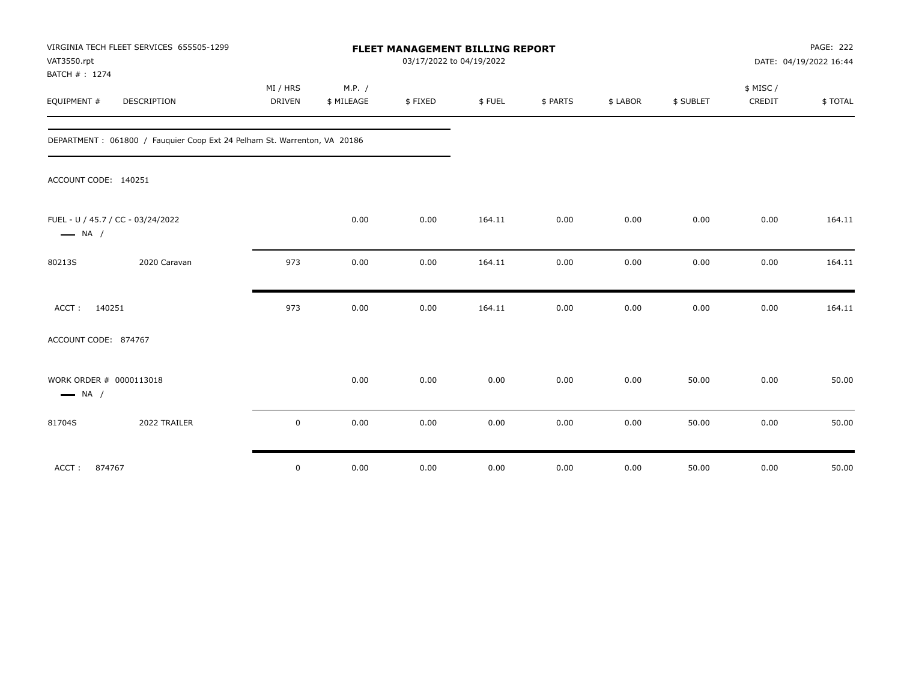VIRGINIA TECH FLEET SERVICES 655505-1299
VAT3550.rpt
BATCH # : 1274

**FLEET MANAGEMENT BILLING REPORT**
03/17/2022 to 04/19/2022

PAGE: 222
DATE: 04/19/2022 16:44

| EQUIPMENT # | DESCRIPTION | MI / HRS DRIVEN | M.P. / $ MILEAGE | $ FIXED | $ FUEL | $ PARTS | $ LABOR | $ SUBLET | $ MISC / CREDIT | $ TOTAL |
|---|---|---|---|---|---|---|---|---|---|---|
| DEPARTMENT : 061800 / Fauquier Coop Ext 24 Pelham St. Warrenton, VA 20186 | | | | | | | | | | |
| ACCOUNT CODE: 140251 | | | | | | | | | | |
| FUEL - U / 45.7 / CC - 03/24/2022 — NA / | | | 0.00 | 0.00 | 164.11 | 0.00 | 0.00 | 0.00 | 0.00 | 164.11 |
| 80213S | 2020 Caravan | 973 | 0.00 | 0.00 | 164.11 | 0.00 | 0.00 | 0.00 | 0.00 | 164.11 |
| ACCT : 140251 | | 973 | 0.00 | 0.00 | 164.11 | 0.00 | 0.00 | 0.00 | 0.00 | 164.11 |
| ACCOUNT CODE: 874767 | | | | | | | | | | |
| WORK ORDER # 0000113018 — NA / | | | 0.00 | 0.00 | 0.00 | 0.00 | 0.00 | 50.00 | 0.00 | 50.00 |
| 81704S | 2022 TRAILER | 0 | 0.00 | 0.00 | 0.00 | 0.00 | 0.00 | 50.00 | 0.00 | 50.00 |
| ACCT : 874767 | | 0 | 0.00 | 0.00 | 0.00 | 0.00 | 0.00 | 50.00 | 0.00 | 50.00 |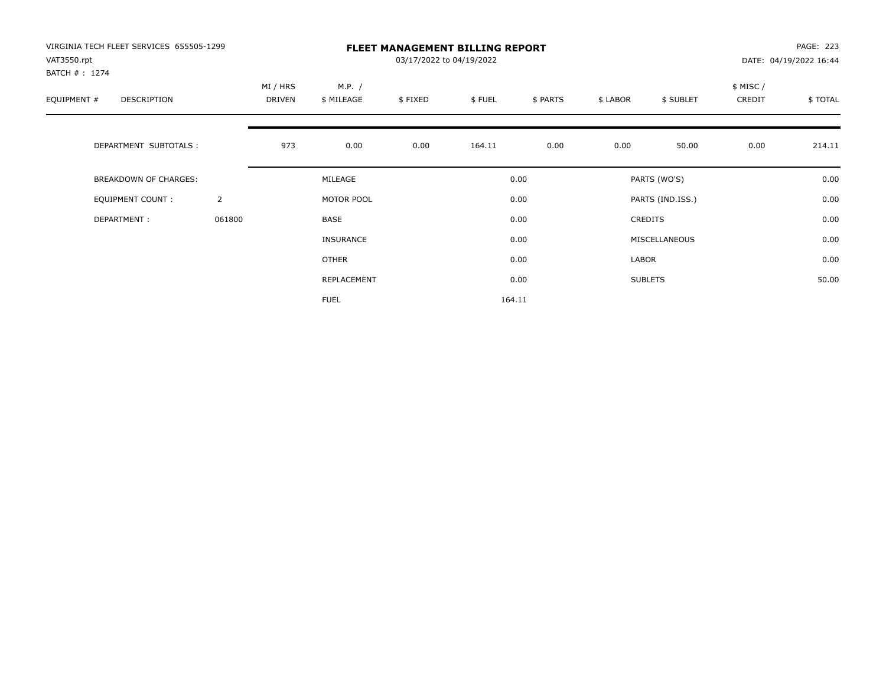VIRGINIA TECH FLEET SERVICES 655505-1299
VAT3550.rpt
BATCH # : 1274

# FLEET MANAGEMENT BILLING REPORT

03/17/2022 to 04/19/2022

PAGE: 223
DATE: 04/19/2022 16:44

| EQUIPMENT # | DESCRIPTION | MI / HRS DRIVEN | M.P. / $ MILEAGE | $ FIXED | $ FUEL | $ PARTS | $ LABOR | $ SUBLET | $ MISC / CREDIT | $ TOTAL |
|---|---|---|---|---|---|---|---|---|---|---|
| | DEPARTMENT SUBTOTALS : | 973 | 0.00 | 0.00 | 164.11 | 0.00 | 0.00 | 50.00 | 0.00 | 214.11 |

| | | | | | |
|---|---|---|---|---|---|
| BREAKDOWN OF CHARGES: | | MILEAGE | 0.00 | PARTS (WO'S) | 0.00 |
| EQUIPMENT COUNT : | 2 | MOTOR POOL | 0.00 | PARTS (IND.ISS.) | 0.00 |
| DEPARTMENT : | 061800 | BASE | 0.00 | CREDITS | 0.00 |
| | | INSURANCE | 0.00 | MISCELLANEOUS | 0.00 |
| | | OTHER | 0.00 | LABOR | 0.00 |
| | | REPLACEMENT | 0.00 | SUBLETS | 50.00 |
| | | FUEL | 164.11 | | |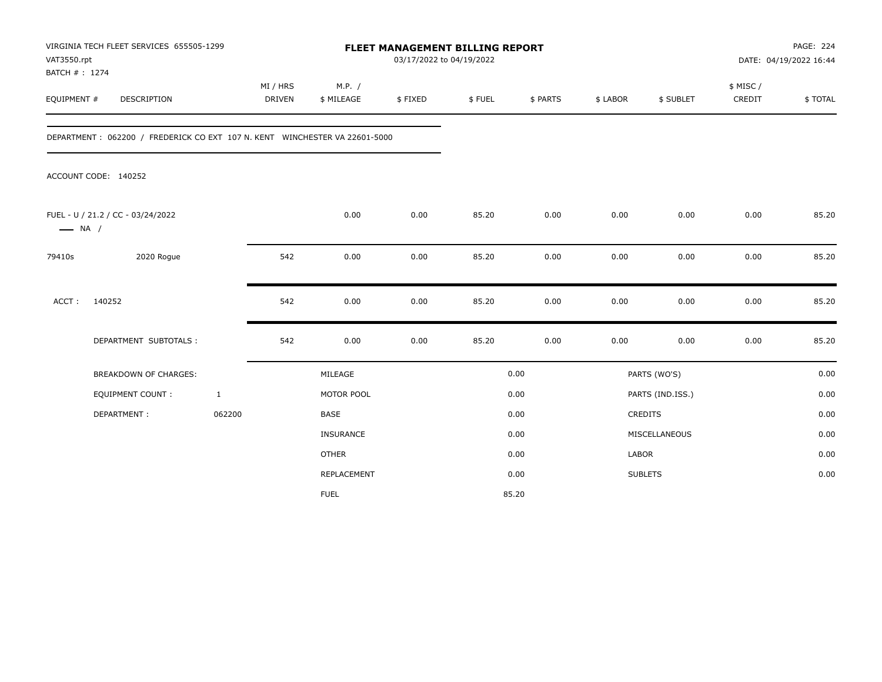VIRGINIA TECH FLEET SERVICES 655505-1299
VAT3550.rpt
BATCH # : 1274

**FLEET MANAGEMENT BILLING REPORT**
03/17/2022 to 04/19/2022

DATE: 04/19/2022 16:44

| EQUIPMENT # | DESCRIPTION | MI / HRS DRIVEN | M.P. / $ MILEAGE | $ FIXED | $ FUEL | $ PARTS | $ LABOR | $ SUBLET | $ MISC / CREDIT | $ TOTAL |
|---|---|---|---|---|---|---|---|---|---|---|

DEPARTMENT : 062200 / FREDERICK CO EXT 107 N. KENT WINCHESTER VA 22601-5000

ACCOUNT CODE: 140252

| EQUIPMENT # | DESCRIPTION | MI / HRS DRIVEN | M.P. / $ MILEAGE | $ FIXED | $ FUEL | $ PARTS | $ LABOR | $ SUBLET | $ MISC / CREDIT | $ TOTAL |
|---|---|---|---|---|---|---|---|---|---|---|
| FUEL - U / 21.2 / CC - 03/24/2022 —— NA / | | | 0.00 | 0.00 | 85.20 | 0.00 | 0.00 | 0.00 | 0.00 | 85.20 |
| 79410s | 2020 Rogue | 542 | 0.00 | 0.00 | 85.20 | 0.00 | 0.00 | 0.00 | 0.00 | 85.20 |
| ACCT : | 140252 | 542 | 0.00 | 0.00 | 85.20 | 0.00 | 0.00 | 0.00 | 0.00 | 85.20 |
| | DEPARTMENT SUBTOTALS : | 542 | 0.00 | 0.00 | 85.20 | 0.00 | 0.00 | 0.00 | 0.00 | 85.20 |

| | | | | | |
|---|---|---|---|---|---|
| BREAKDOWN OF CHARGES: | | MILEAGE | 0.00 | PARTS (WO'S) | 0.00 |
| EQUIPMENT COUNT : | 1 | MOTOR POOL | 0.00 | PARTS (IND.ISS.) | 0.00 |
| DEPARTMENT : | 062200 | BASE | 0.00 | CREDITS | 0.00 |
| | | INSURANCE | 0.00 | MISCELLANEOUS | 0.00 |
| | | OTHER | 0.00 | LABOR | 0.00 |
| | | REPLACEMENT | 0.00 | SUBLETS | 0.00 |
| | | FUEL | 85.20 | | |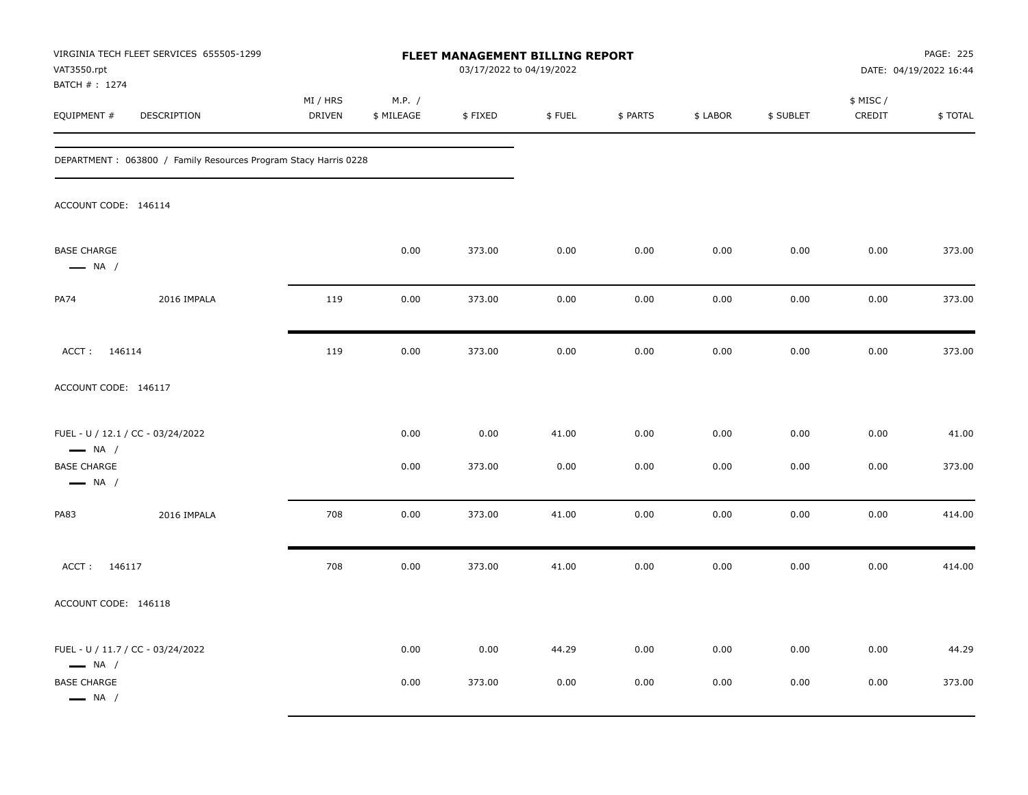VIRGINIA TECH FLEET SERVICES 655505-1299
VAT3550.rpt
BATCH # : 1274

**FLEET MANAGEMENT BILLING REPORT**
03/17/2022 to 04/19/2022

PAGE: 225
DATE: 04/19/2022 16:44

DEPARTMENT : 063800 / Family Resources Program Stacy Harris 0228

| EQUIPMENT # | DESCRIPTION | MI / HRS DRIVEN | M.P. / $ MILEAGE | $ FIXED | $ FUEL | $ PARTS | $ LABOR | $ SUBLET | $ MISC / CREDIT | $ TOTAL |
|---|---|---|---|---|---|---|---|---|---|---|
| ACCOUNT CODE: 146114 | | | | | | | | | | |
| BASE CHARGE — NA / | | | 0.00 | 373.00 | 0.00 | 0.00 | 0.00 | 0.00 | 0.00 | 373.00 |
| PA74 | 2016 IMPALA | 119 | 0.00 | 373.00 | 0.00 | 0.00 | 0.00 | 0.00 | 0.00 | 373.00 |
| ACCT : 146114 | | 119 | 0.00 | 373.00 | 0.00 | 0.00 | 0.00 | 0.00 | 0.00 | 373.00 |
| ACCOUNT CODE: 146117 | | | | | | | | | | |
| FUEL - U / 12.1 / CC - 03/24/2022 — NA / | | | 0.00 | 0.00 | 41.00 | 0.00 | 0.00 | 0.00 | 0.00 | 41.00 |
| BASE CHARGE — NA / | | | 0.00 | 373.00 | 0.00 | 0.00 | 0.00 | 0.00 | 0.00 | 373.00 |
| PA83 | 2016 IMPALA | 708 | 0.00 | 373.00 | 41.00 | 0.00 | 0.00 | 0.00 | 0.00 | 414.00 |
| ACCT : 146117 | | 708 | 0.00 | 373.00 | 41.00 | 0.00 | 0.00 | 0.00 | 0.00 | 414.00 |
| ACCOUNT CODE: 146118 | | | | | | | | | | |
| FUEL - U / 11.7 / CC - 03/24/2022 — NA / | | | 0.00 | 0.00 | 44.29 | 0.00 | 0.00 | 0.00 | 0.00 | 44.29 |
| BASE CHARGE — NA / | | | 0.00 | 373.00 | 0.00 | 0.00 | 0.00 | 0.00 | 0.00 | 373.00 |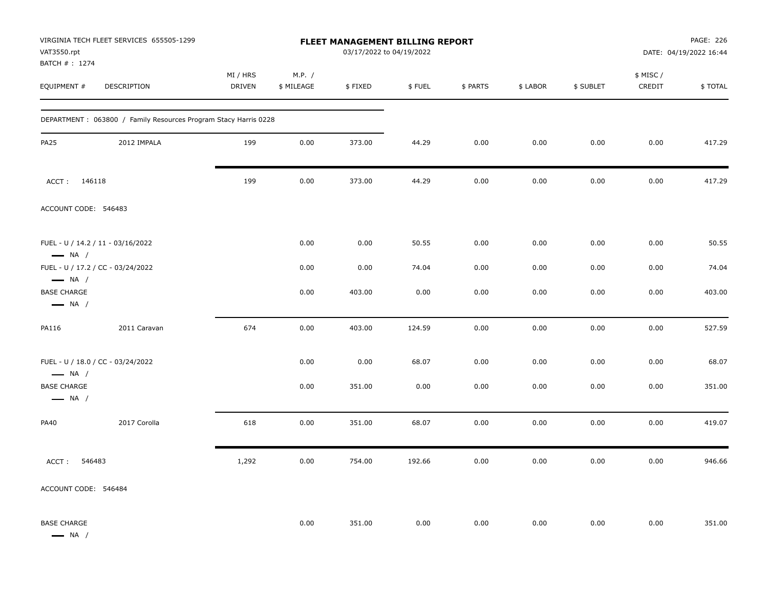VIRGINIA TECH FLEET SERVICES 655505-1299
VAT3550.rpt
BATCH # : 1274

# FLEET MANAGEMENT BILLING REPORT

03/17/2022 to 04/19/2022

DATE: 04/19/2022 16:44

| EQUIPMENT # | DESCRIPTION | MI / HRS DRIVEN | M.P. / $ MILEAGE | $ FIXED | $ FUEL | $ PARTS | $ LABOR | $ SUBLET | $ MISC / CREDIT | $ TOTAL |
|---|---|---|---|---|---|---|---|---|---|---|
| DEPARTMENT : 063800 / Family Resources Program Stacy Harris 0228 | | | | | | | | | | |
| PA25 | 2012 IMPALA | 199 | 0.00 | 373.00 | 44.29 | 0.00 | 0.00 | 0.00 | 0.00 | 417.29 |
| ACCT : 146118 | | 199 | 0.00 | 373.00 | 44.29 | 0.00 | 0.00 | 0.00 | 0.00 | 417.29 |
| ACCOUNT CODE: 546483 | | | | | | | | | | |
| FUEL - U / 14.2 / 11 - 03/16/2022 — NA / | | | 0.00 | 0.00 | 50.55 | 0.00 | 0.00 | 0.00 | 0.00 | 50.55 |
| FUEL - U / 17.2 / CC - 03/24/2022 — NA / | | | 0.00 | 0.00 | 74.04 | 0.00 | 0.00 | 0.00 | 0.00 | 74.04 |
| BASE CHARGE — NA / | | | 0.00 | 403.00 | 0.00 | 0.00 | 0.00 | 0.00 | 0.00 | 403.00 |
| PA116 | 2011 Caravan | 674 | 0.00 | 403.00 | 124.59 | 0.00 | 0.00 | 0.00 | 0.00 | 527.59 |
| FUEL - U / 18.0 / CC - 03/24/2022 — NA / | | | 0.00 | 0.00 | 68.07 | 0.00 | 0.00 | 0.00 | 0.00 | 68.07 |
| BASE CHARGE — NA / | | | 0.00 | 351.00 | 0.00 | 0.00 | 0.00 | 0.00 | 0.00 | 351.00 |
| PA40 | 2017 Corolla | 618 | 0.00 | 351.00 | 68.07 | 0.00 | 0.00 | 0.00 | 0.00 | 419.07 |
| ACCT : 546483 | | 1,292 | 0.00 | 754.00 | 192.66 | 0.00 | 0.00 | 0.00 | 0.00 | 946.66 |
| ACCOUNT CODE: 546484 | | | | | | | | | | |
| BASE CHARGE — NA / | | | 0.00 | 351.00 | 0.00 | 0.00 | 0.00 | 0.00 | 0.00 | 351.00 |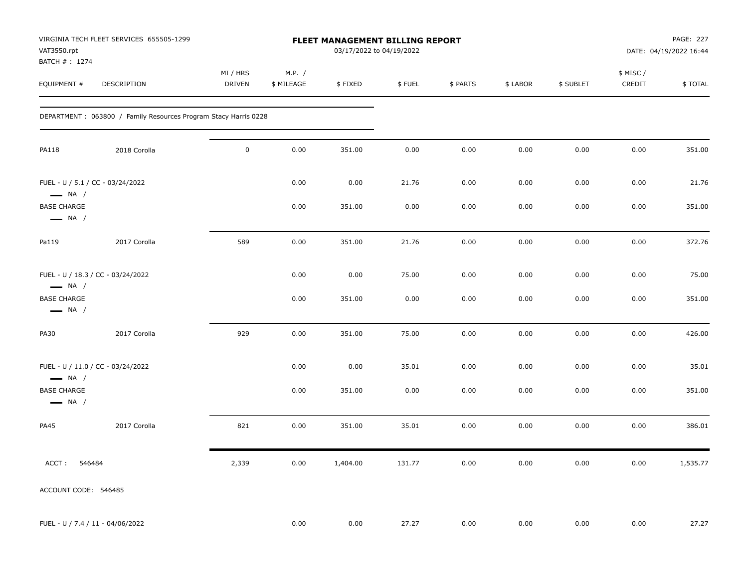VIRGINIA TECH FLEET SERVICES 655505-1299
VAT3550.rpt
BATCH # : 1274

**FLEET MANAGEMENT BILLING REPORT**
03/17/2022 to 04/19/2022

DATE: 04/19/2022 16:44

| EQUIPMENT # | DESCRIPTION | MI / HRS DRIVEN | M.P. / $ MILEAGE | $ FIXED | $ FUEL | $ PARTS | $ LABOR | $ SUBLET | $ MISC / CREDIT | $ TOTAL |
|---|---|---|---|---|---|---|---|---|---|---|
| DEPARTMENT : 063800 / Family Resources Program Stacy Harris 0228 | | | | | | | | | | |
| PA118 | 2018 Corolla | 0 | 0.00 | 351.00 | 0.00 | 0.00 | 0.00 | 0.00 | 0.00 | 351.00 |
| FUEL - U / 5.1 / CC - 03/24/2022 — NA / | | | 0.00 | 0.00 | 21.76 | 0.00 | 0.00 | 0.00 | 0.00 | 21.76 |
| BASE CHARGE — NA / | | | 0.00 | 351.00 | 0.00 | 0.00 | 0.00 | 0.00 | 0.00 | 351.00 |
| Pa119 | 2017 Corolla | 589 | 0.00 | 351.00 | 21.76 | 0.00 | 0.00 | 0.00 | 0.00 | 372.76 |
| FUEL - U / 18.3 / CC - 03/24/2022 — NA / | | | 0.00 | 0.00 | 75.00 | 0.00 | 0.00 | 0.00 | 0.00 | 75.00 |
| BASE CHARGE — NA / | | | 0.00 | 351.00 | 0.00 | 0.00 | 0.00 | 0.00 | 0.00 | 351.00 |
| PA30 | 2017 Corolla | 929 | 0.00 | 351.00 | 75.00 | 0.00 | 0.00 | 0.00 | 0.00 | 426.00 |
| FUEL - U / 11.0 / CC - 03/24/2022 — NA / | | | 0.00 | 0.00 | 35.01 | 0.00 | 0.00 | 0.00 | 0.00 | 35.01 |
| BASE CHARGE — NA / | | | 0.00 | 351.00 | 0.00 | 0.00 | 0.00 | 0.00 | 0.00 | 351.00 |
| PA45 | 2017 Corolla | 821 | 0.00 | 351.00 | 35.01 | 0.00 | 0.00 | 0.00 | 0.00 | 386.01 |
| ACCT : 546484 | | 2,339 | 0.00 | 1,404.00 | 131.77 | 0.00 | 0.00 | 0.00 | 0.00 | 1,535.77 |
| ACCOUNT CODE: 546485 | | | | | | | | | | |
| FUEL - U / 7.4 / 11 - 04/06/2022 | | | 0.00 | 0.00 | 27.27 | 0.00 | 0.00 | 0.00 | 0.00 | 27.27 |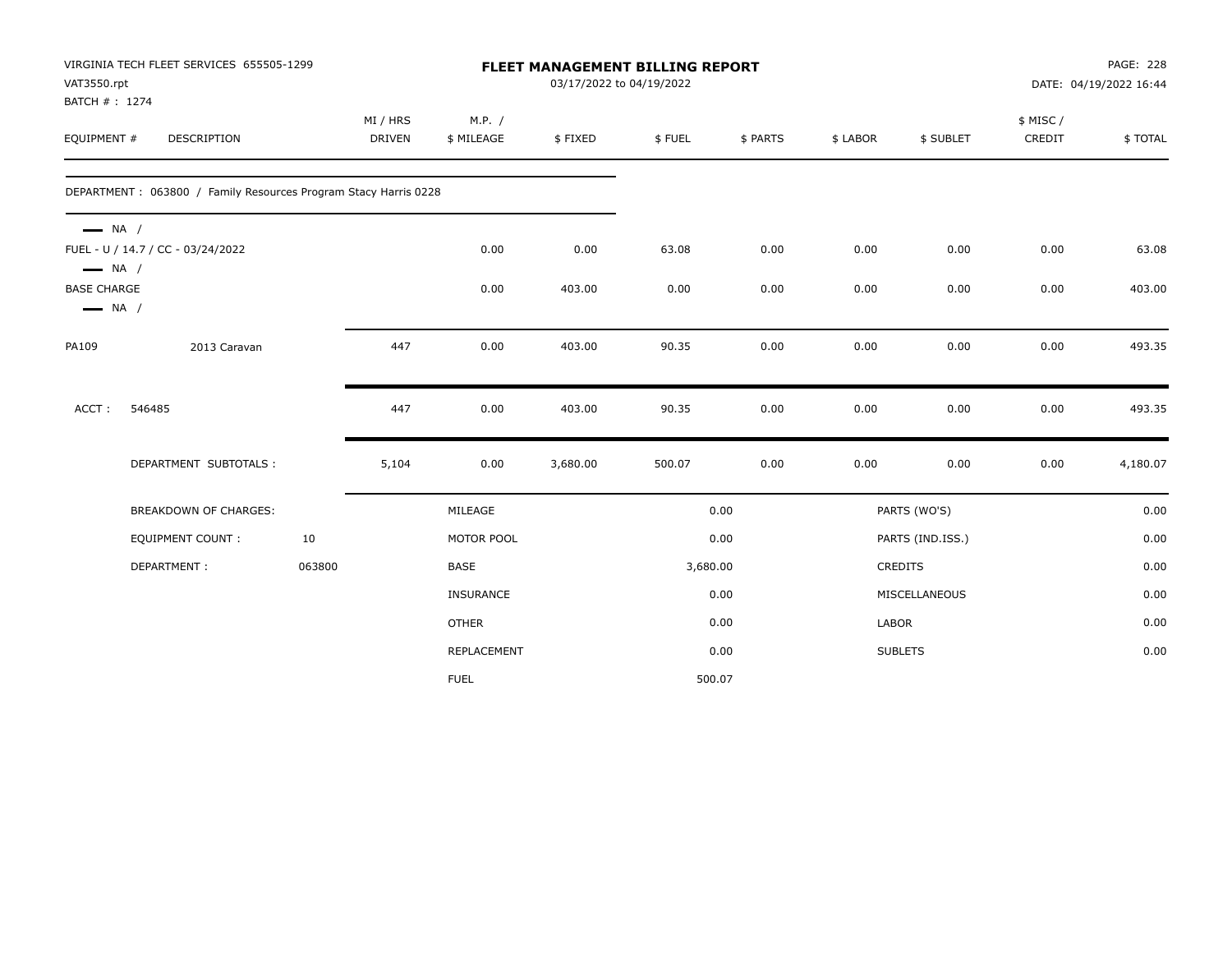# FLEET MANAGEMENT BILLING REPORT

VIRGINIA TECH FLEET SERVICES 655505-1299
VAT3550.rpt
BATCH # : 1274

03/17/2022 to 04/19/2022

DATE: 04/19/2022 16:44

| EQUIPMENT # | DESCRIPTION | MI / HRS DRIVEN | M.P. / $ MILEAGE | $ FIXED | $ FUEL | $ PARTS | $ LABOR | $ SUBLET | $ MISC / CREDIT | $ TOTAL |
|---|---|---|---|---|---|---|---|---|---|---|
| DEPARTMENT : 063800 / Family Resources Program Stacy Harris 0228 | | | | | | | | | | |
| — NA / | | | | | | | | | | |
| FUEL - U / 14.7 / CC - 03/24/2022 | | | 0.00 | 0.00 | 63.08 | 0.00 | 0.00 | 0.00 | 0.00 | 63.08 |
| — NA / | | | | | | | | | | |
| BASE CHARGE | | | 0.00 | 403.00 | 0.00 | 0.00 | 0.00 | 0.00 | 0.00 | 403.00 |
| — NA / | | | | | | | | | | |
| PA109 | 2013 Caravan | 447 | 0.00 | 403.00 | 90.35 | 0.00 | 0.00 | 0.00 | 0.00 | 493.35 |
| ACCT : | 546485 | 447 | 0.00 | 403.00 | 90.35 | 0.00 | 0.00 | 0.00 | 0.00 | 493.35 |
| | DEPARTMENT SUBTOTALS : | 5,104 | 0.00 | 3,680.00 | 500.07 | 0.00 | 0.00 | 0.00 | 0.00 | 4,180.07 |

| | | | | | |
|---|---|---|---|---|---|
| BREAKDOWN OF CHARGES: | | MILEAGE | 0.00 | PARTS (WO'S) | 0.00 |
| EQUIPMENT COUNT : | 10 | MOTOR POOL | 0.00 | PARTS (IND.ISS.) | 0.00 |
| DEPARTMENT : | 063800 | BASE | 3,680.00 | CREDITS | 0.00 |
| | | INSURANCE | 0.00 | MISCELLANEOUS | 0.00 |
| | | OTHER | 0.00 | LABOR | 0.00 |
| | | REPLACEMENT | 0.00 | SUBLETS | 0.00 |
| | | FUEL | 500.07 | | |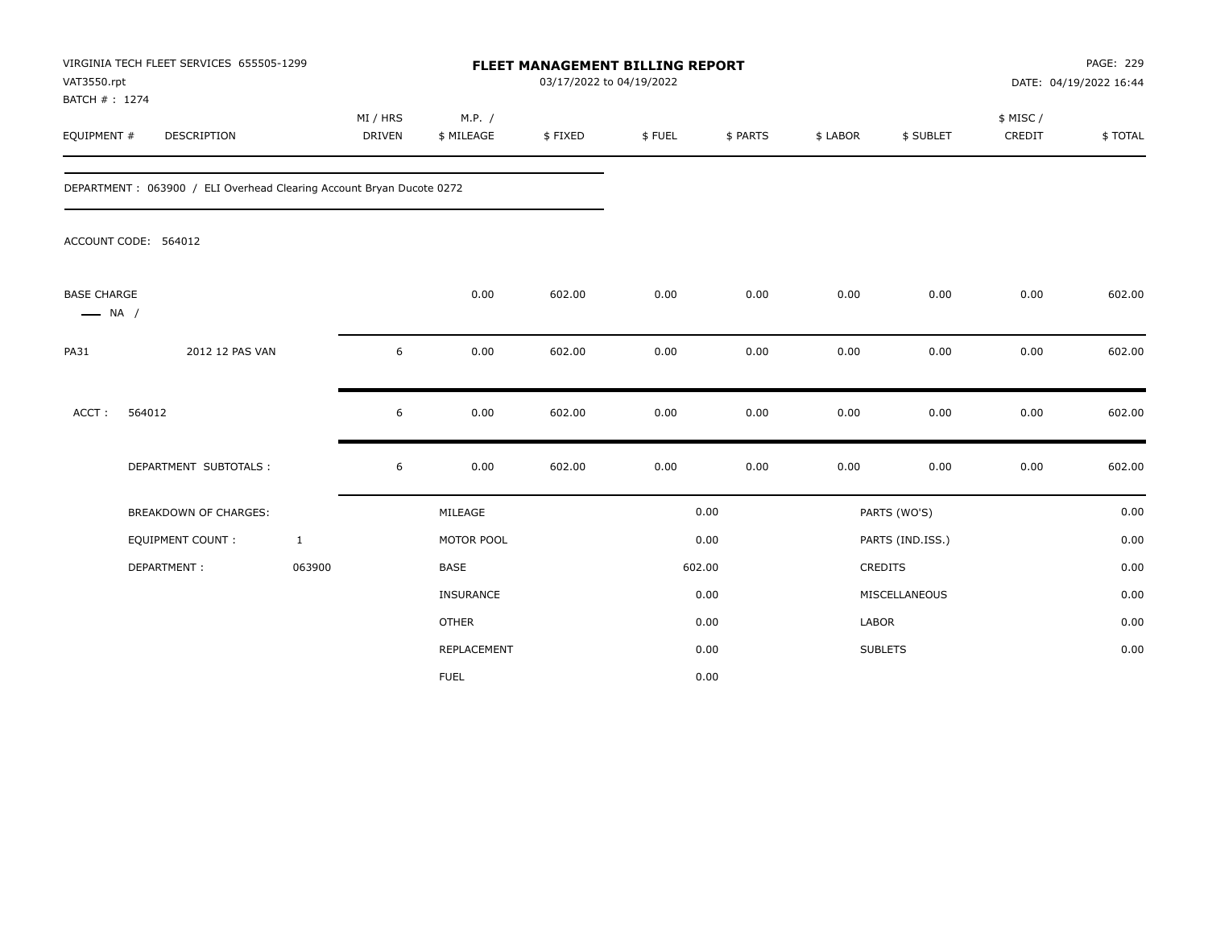VIRGINIA TECH FLEET SERVICES 655505-1299
VAT3550.rpt
BATCH # : 1274

# FLEET MANAGEMENT BILLING REPORT

03/17/2022 to 04/19/2022

DATE: 04/19/2022 16:44

| EQUIPMENT # | DESCRIPTION | MI / HRS DRIVEN | M.P. / $ MILEAGE | $ FIXED | $ FUEL | $ PARTS | $ LABOR | $ SUBLET | $ MISC / CREDIT | $ TOTAL |
|---|---|---|---|---|---|---|---|---|---|---|

DEPARTMENT : 063900 / ELI Overhead Clearing Account Bryan Ducote 0272

ACCOUNT CODE: 564012

| EQUIPMENT # | DESCRIPTION | MI / HRS DRIVEN | M.P. / $ MILEAGE | $ FIXED | $ FUEL | $ PARTS | $ LABOR | $ SUBLET | $ MISC / CREDIT | $ TOTAL |
|---|---|---|---|---|---|---|---|---|---|---|
| BASE CHARGE —— NA / | | | 0.00 | 602.00 | 0.00 | 0.00 | 0.00 | 0.00 | 0.00 | 602.00 |
| PA31 | 2012 12 PAS VAN | 6 | 0.00 | 602.00 | 0.00 | 0.00 | 0.00 | 0.00 | 0.00 | 602.00 |
| ACCT : 564012 | | 6 | 0.00 | 602.00 | 0.00 | 0.00 | 0.00 | 0.00 | 0.00 | 602.00 |
| | DEPARTMENT SUBTOTALS : | 6 | 0.00 | 602.00 | 0.00 | 0.00 | 0.00 | 0.00 | 0.00 | 602.00 |

| | | | | | |
|---|---|---|---|---|---|
| BREAKDOWN OF CHARGES: | | MILEAGE | 0.00 | PARTS (WO'S) | 0.00 |
| EQUIPMENT COUNT : | 1 | MOTOR POOL | 0.00 | PARTS (IND.ISS.) | 0.00 |
| DEPARTMENT : | 063900 | BASE | 602.00 | CREDITS | 0.00 |
| | | INSURANCE | 0.00 | MISCELLANEOUS | 0.00 |
| | | OTHER | 0.00 | LABOR | 0.00 |
| | | REPLACEMENT | 0.00 | SUBLETS | 0.00 |
| | | FUEL | 0.00 | | |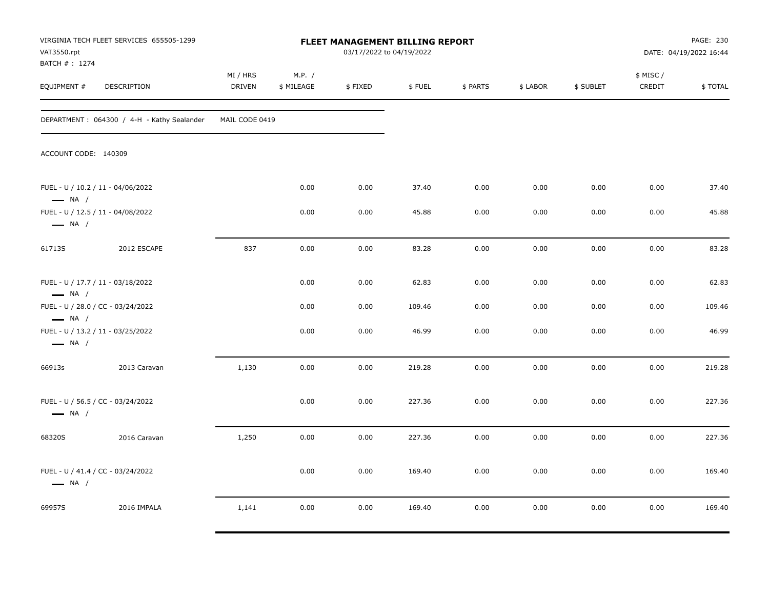VIRGINIA TECH FLEET SERVICES 655505-1299
VAT3550.rpt
BATCH # : 1274

**FLEET MANAGEMENT BILLING REPORT**
03/17/2022 to 04/19/2022

DATE: 04/19/2022 16:44

| EQUIPMENT # | DESCRIPTION | MI / HRS DRIVEN | M.P. / $ MILEAGE | $ FIXED | $ FUEL | $ PARTS | $ LABOR | $ SUBLET | $ MISC / CREDIT | $ TOTAL |
|---|---|---|---|---|---|---|---|---|---|---|
| DEPARTMENT : 064300 / 4-H - Kathy Sealander | | MAIL CODE 0419 | | | | | | | | |
| ACCOUNT CODE: 140309 | | | | | | | | | | |
| FUEL - U / 10.2 / 11 - 04/06/2022 — NA / | | | 0.00 | 0.00 | 37.40 | 0.00 | 0.00 | 0.00 | 0.00 | 37.40 |
| FUEL - U / 12.5 / 11 - 04/08/2022 — NA / | | | 0.00 | 0.00 | 45.88 | 0.00 | 0.00 | 0.00 | 0.00 | 45.88 |
| 61713S | 2012 ESCAPE | 837 | 0.00 | 0.00 | 83.28 | 0.00 | 0.00 | 0.00 | 0.00 | 83.28 |
| FUEL - U / 17.7 / 11 - 03/18/2022 — NA / | | | 0.00 | 0.00 | 62.83 | 0.00 | 0.00 | 0.00 | 0.00 | 62.83 |
| FUEL - U / 28.0 / CC - 03/24/2022 — NA / | | | 0.00 | 0.00 | 109.46 | 0.00 | 0.00 | 0.00 | 0.00 | 109.46 |
| FUEL - U / 13.2 / 11 - 03/25/2022 — NA / | | | 0.00 | 0.00 | 46.99 | 0.00 | 0.00 | 0.00 | 0.00 | 46.99 |
| 66913s | 2013 Caravan | 1,130 | 0.00 | 0.00 | 219.28 | 0.00 | 0.00 | 0.00 | 0.00 | 219.28 |
| FUEL - U / 56.5 / CC - 03/24/2022 — NA / | | | 0.00 | 0.00 | 227.36 | 0.00 | 0.00 | 0.00 | 0.00 | 227.36 |
| 68320S | 2016 Caravan | 1,250 | 0.00 | 0.00 | 227.36 | 0.00 | 0.00 | 0.00 | 0.00 | 227.36 |
| FUEL - U / 41.4 / CC - 03/24/2022 — NA / | | | 0.00 | 0.00 | 169.40 | 0.00 | 0.00 | 0.00 | 0.00 | 169.40 |
| 69957S | 2016 IMPALA | 1,141 | 0.00 | 0.00 | 169.40 | 0.00 | 0.00 | 0.00 | 0.00 | 169.40 |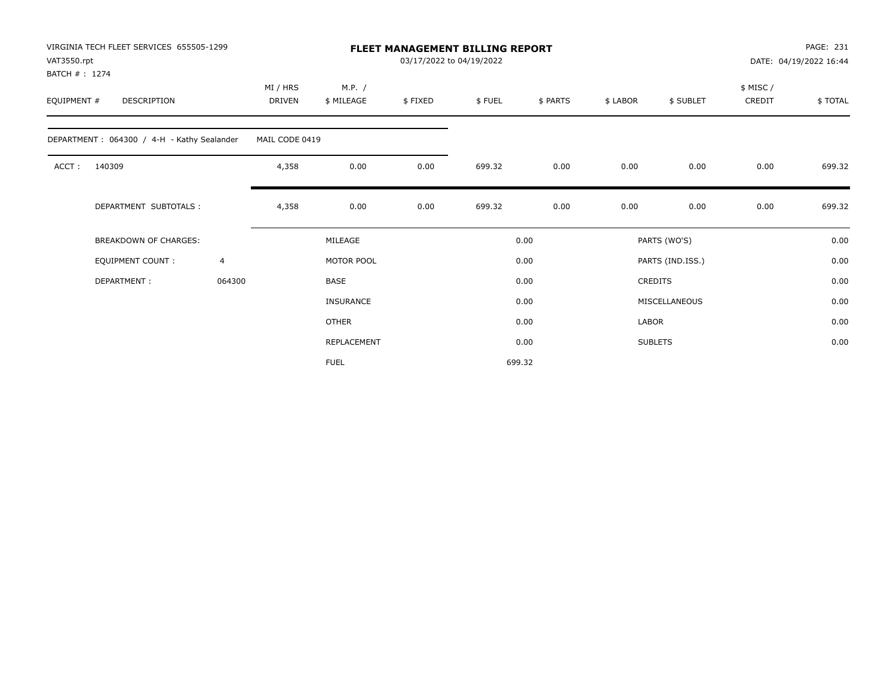VIRGINIA TECH FLEET SERVICES 655505-1299
VAT3550.rpt
BATCH # : 1274

# FLEET MANAGEMENT BILLING REPORT

03/17/2022 to 04/19/2022

DATE: 04/19/2022 16:44

| EQUIPMENT # | DESCRIPTION | MI / HRS DRIVEN | M.P. / $ MILEAGE | $ FIXED | $ FUEL | $ PARTS | $ LABOR | $ SUBLET | $ MISC / CREDIT | $ TOTAL |
|---|---|---|---|---|---|---|---|---|---|---|
| DEPARTMENT : 064300 / 4-H - Kathy Sealander | | MAIL CODE 0419 | | | | | | | | |
| ACCT : | 140309 | 4,358 | 0.00 | 0.00 | 699.32 | 0.00 | 0.00 | 0.00 | 0.00 | 699.32 |
| | DEPARTMENT SUBTOTALS : | 4,358 | 0.00 | 0.00 | 699.32 | 0.00 | 0.00 | 0.00 | 0.00 | 699.32 |

| | | | | | |
|---|---|---|---|---|---|
| BREAKDOWN OF CHARGES: | | MILEAGE | 0.00 | PARTS (WO'S) | 0.00 |
| EQUIPMENT COUNT : | 4 | MOTOR POOL | 0.00 | PARTS (IND.ISS.) | 0.00 |
| DEPARTMENT : | 064300 | BASE | 0.00 | CREDITS | 0.00 |
| | | INSURANCE | 0.00 | MISCELLANEOUS | 0.00 |
| | | OTHER | 0.00 | LABOR | 0.00 |
| | | REPLACEMENT | 0.00 | SUBLETS | 0.00 |
| | | FUEL | 699.32 | | |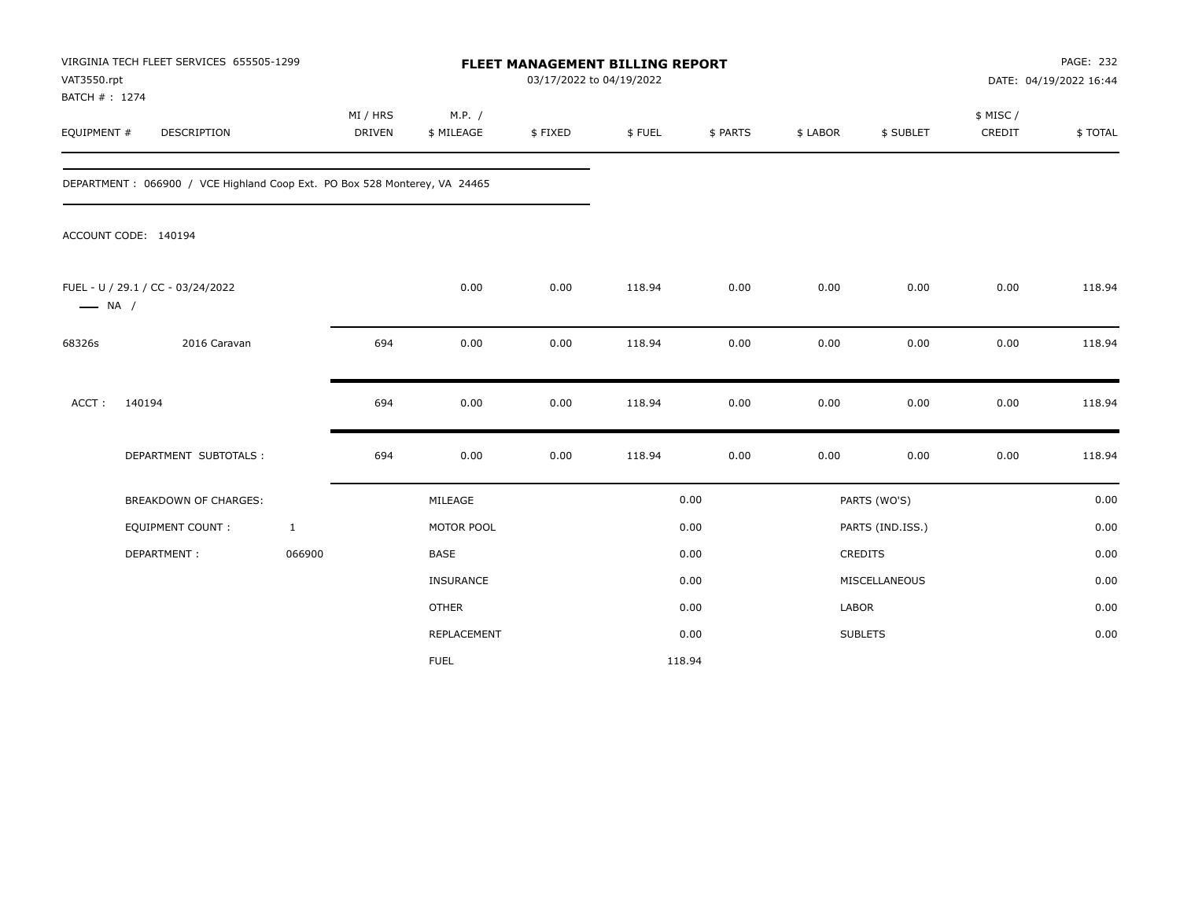VIRGINIA TECH FLEET SERVICES 655505-1299
VAT3550.rpt
BATCH # : 1274

**FLEET MANAGEMENT BILLING REPORT**
03/17/2022 to 04/19/2022

DATE: 04/19/2022 16:44

| EQUIPMENT # | DESCRIPTION | MI / HRS DRIVEN | M.P. / $ MILEAGE | $ FIXED | $ FUEL | $ PARTS | $ LABOR | $ SUBLET | $ MISC / CREDIT | $ TOTAL |
|---|---|---|---|---|---|---|---|---|---|---|

DEPARTMENT : 066900 / VCE Highland Coop Ext. PO Box 528 Monterey, VA 24465

ACCOUNT CODE: 140194

| EQUIPMENT # | DESCRIPTION | MI / HRS DRIVEN | M.P. / $ MILEAGE | $ FIXED | $ FUEL | $ PARTS | $ LABOR | $ SUBLET | $ MISC / CREDIT | $ TOTAL |
|---|---|---|---|---|---|---|---|---|---|---|
| FUEL - U / 29.1 / CC - 03/24/2022 — NA / | | | 0.00 | 0.00 | 118.94 | 0.00 | 0.00 | 0.00 | 0.00 | 118.94 |
| 68326s | 2016 Caravan | 694 | 0.00 | 0.00 | 118.94 | 0.00 | 0.00 | 0.00 | 0.00 | 118.94 |
| ACCT : | 140194 | 694 | 0.00 | 0.00 | 118.94 | 0.00 | 0.00 | 0.00 | 0.00 | 118.94 |
| | DEPARTMENT SUBTOTALS : | 694 | 0.00 | 0.00 | 118.94 | 0.00 | 0.00 | 0.00 | 0.00 | 118.94 |

| | | | | | |
|---|---|---|---|---|---|
| BREAKDOWN OF CHARGES: | | MILEAGE | 0.00 | PARTS (WO'S) | 0.00 |
| EQUIPMENT COUNT : | 1 | MOTOR POOL | 0.00 | PARTS (IND.ISS.) | 0.00 |
| DEPARTMENT : | 066900 | BASE | 0.00 | CREDITS | 0.00 |
| | | INSURANCE | 0.00 | MISCELLANEOUS | 0.00 |
| | | OTHER | 0.00 | LABOR | 0.00 |
| | | REPLACEMENT | 0.00 | SUBLETS | 0.00 |
| | | FUEL | 118.94 | | |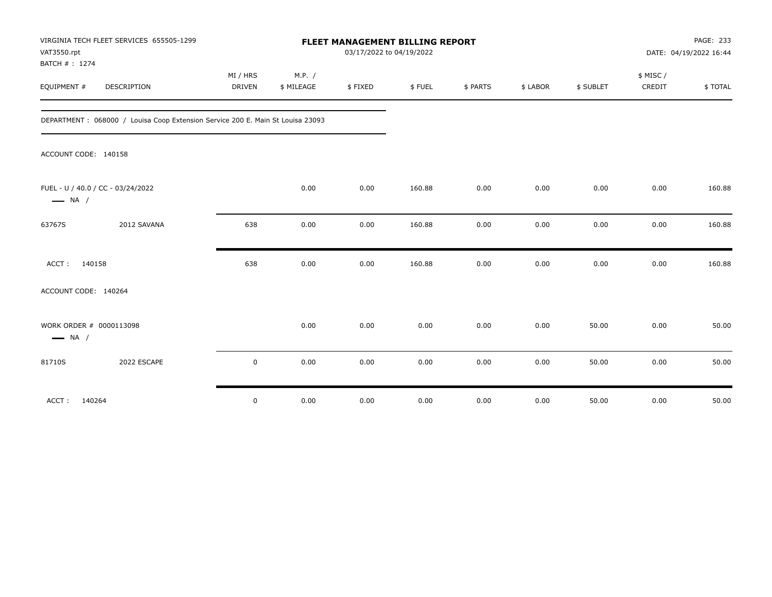VIRGINIA TECH FLEET SERVICES 655505-1299
VAT3550.rpt
BATCH # : 1274

**FLEET MANAGEMENT BILLING REPORT**
03/17/2022 to 04/19/2022

DATE: 04/19/2022 16:44

DEPARTMENT : 068000 / Louisa Coop Extension Service 200 E. Main St Louisa 23093

| EQUIPMENT # | DESCRIPTION | MI / HRS DRIVEN | M.P. / $ MILEAGE | $ FIXED | $ FUEL | $ PARTS | $ LABOR | $ SUBLET | $ MISC / CREDIT | $ TOTAL |
|---|---|---|---|---|---|---|---|---|---|---|
| ACCOUNT CODE: 140158 | | | | | | | | | | |
| FUEL - U / 40.0 / CC - 03/24/2022 — NA / | | | 0.00 | 0.00 | 160.88 | 0.00 | 0.00 | 0.00 | 0.00 | 160.88 |
| 63767S | 2012 SAVANA | 638 | 0.00 | 0.00 | 160.88 | 0.00 | 0.00 | 0.00 | 0.00 | 160.88 |
| ACCT : 140158 | | 638 | 0.00 | 0.00 | 160.88 | 0.00 | 0.00 | 0.00 | 0.00 | 160.88 |
| ACCOUNT CODE: 140264 | | | | | | | | | | |
| WORK ORDER # 0000113098 — NA / | | | 0.00 | 0.00 | 0.00 | 0.00 | 0.00 | 50.00 | 0.00 | 50.00 |
| 81710S | 2022 ESCAPE | 0 | 0.00 | 0.00 | 0.00 | 0.00 | 0.00 | 50.00 | 0.00 | 50.00 |
| ACCT : 140264 | | 0 | 0.00 | 0.00 | 0.00 | 0.00 | 0.00 | 50.00 | 0.00 | 50.00 |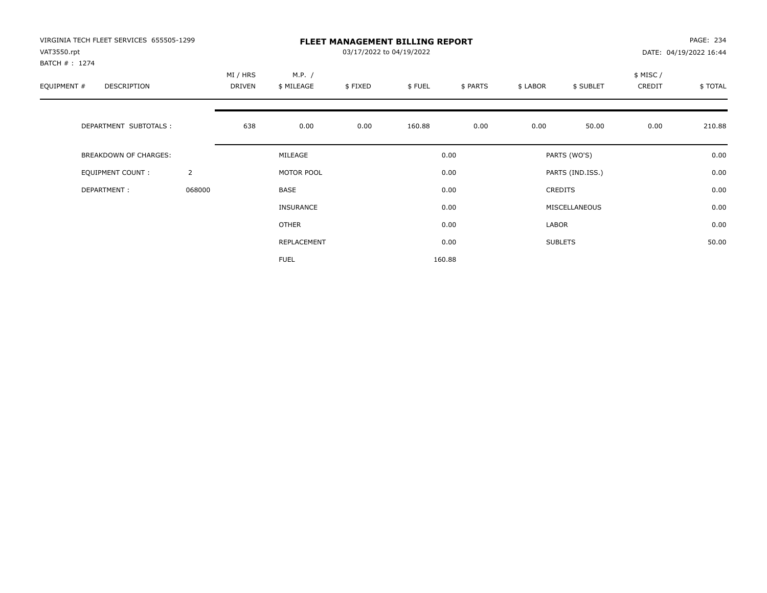VIRGINIA TECH FLEET SERVICES 655505-1299
VAT3550.rpt
BATCH # : 1274

# FLEET MANAGEMENT BILLING REPORT

03/17/2022 to 04/19/2022

PAGE: 234
DATE: 04/19/2022 16:44

| EQUIPMENT # | DESCRIPTION | MI / HRS DRIVEN | M.P. / $ MILEAGE | $ FIXED | $ FUEL | $ PARTS | $ LABOR | $ SUBLET | $ MISC / CREDIT | $ TOTAL |
|---|---|---|---|---|---|---|---|---|---|---|
| | DEPARTMENT SUBTOTALS : | 638 | 0.00 | 0.00 | 160.88 | 0.00 | 0.00 | 50.00 | 0.00 | 210.88 |

| | | | | | |
|---|---|---|---|---|---|
| BREAKDOWN OF CHARGES: | | MILEAGE | 0.00 | PARTS (WO'S) | 0.00 |
| EQUIPMENT COUNT : | 2 | MOTOR POOL | 0.00 | PARTS (IND.ISS.) | 0.00 |
| DEPARTMENT : | 068000 | BASE | 0.00 | CREDITS | 0.00 |
| | | INSURANCE | 0.00 | MISCELLANEOUS | 0.00 |
| | | OTHER | 0.00 | LABOR | 0.00 |
| | | REPLACEMENT | 0.00 | SUBLETS | 50.00 |
| | | FUEL | 160.88 | | |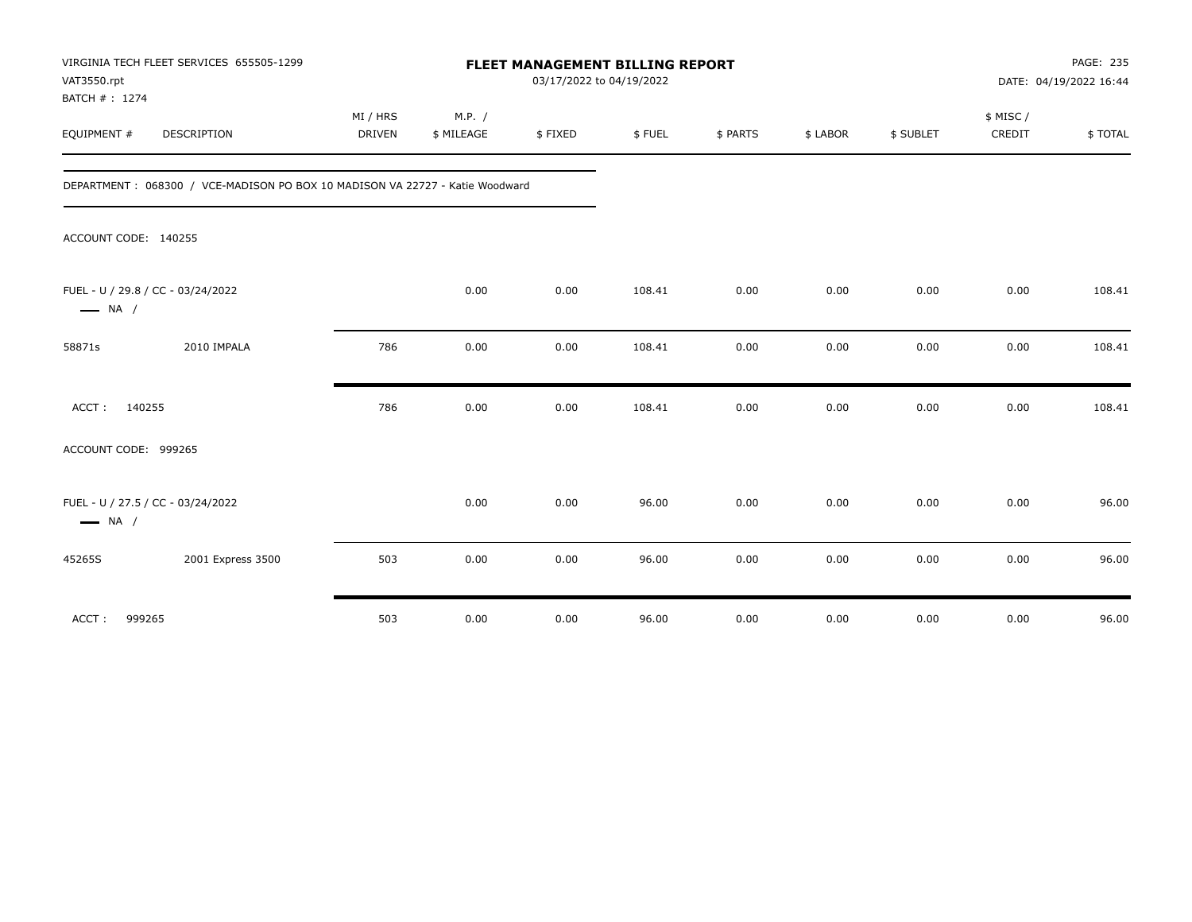VIRGINIA TECH FLEET SERVICES 655505-1299
VAT3550.rpt
BATCH # : 1274

**FLEET MANAGEMENT BILLING REPORT**
03/17/2022 to 04/19/2022

DATE: 04/19/2022 16:44

| EQUIPMENT # | DESCRIPTION | MI / HRS DRIVEN | M.P. / $ MILEAGE | $ FIXED | $ FUEL | $ PARTS | $ LABOR | $ SUBLET | $ MISC / CREDIT | $ TOTAL |
|---|---|---|---|---|---|---|---|---|---|---|
| DEPARTMENT : 068300 / VCE-MADISON PO BOX 10 MADISON VA 22727 - Katie Woodward | | | | | | | | | | |
| ACCOUNT CODE: 140255 | | | | | | | | | | |
| FUEL - U / 29.8 / CC - 03/24/2022 — NA / | | | 0.00 | 0.00 | 108.41 | 0.00 | 0.00 | 0.00 | 0.00 | 108.41 |
| 58871s | 2010 IMPALA | 786 | 0.00 | 0.00 | 108.41 | 0.00 | 0.00 | 0.00 | 0.00 | 108.41 |
| ACCT : 140255 | | 786 | 0.00 | 0.00 | 108.41 | 0.00 | 0.00 | 0.00 | 0.00 | 108.41 |
| ACCOUNT CODE: 999265 | | | | | | | | | | |
| FUEL - U / 27.5 / CC - 03/24/2022 — NA / | | | 0.00 | 0.00 | 96.00 | 0.00 | 0.00 | 0.00 | 0.00 | 96.00 |
| 45265S | 2001 Express 3500 | 503 | 0.00 | 0.00 | 96.00 | 0.00 | 0.00 | 0.00 | 0.00 | 96.00 |
| ACCT : 999265 | | 503 | 0.00 | 0.00 | 96.00 | 0.00 | 0.00 | 0.00 | 0.00 | 96.00 |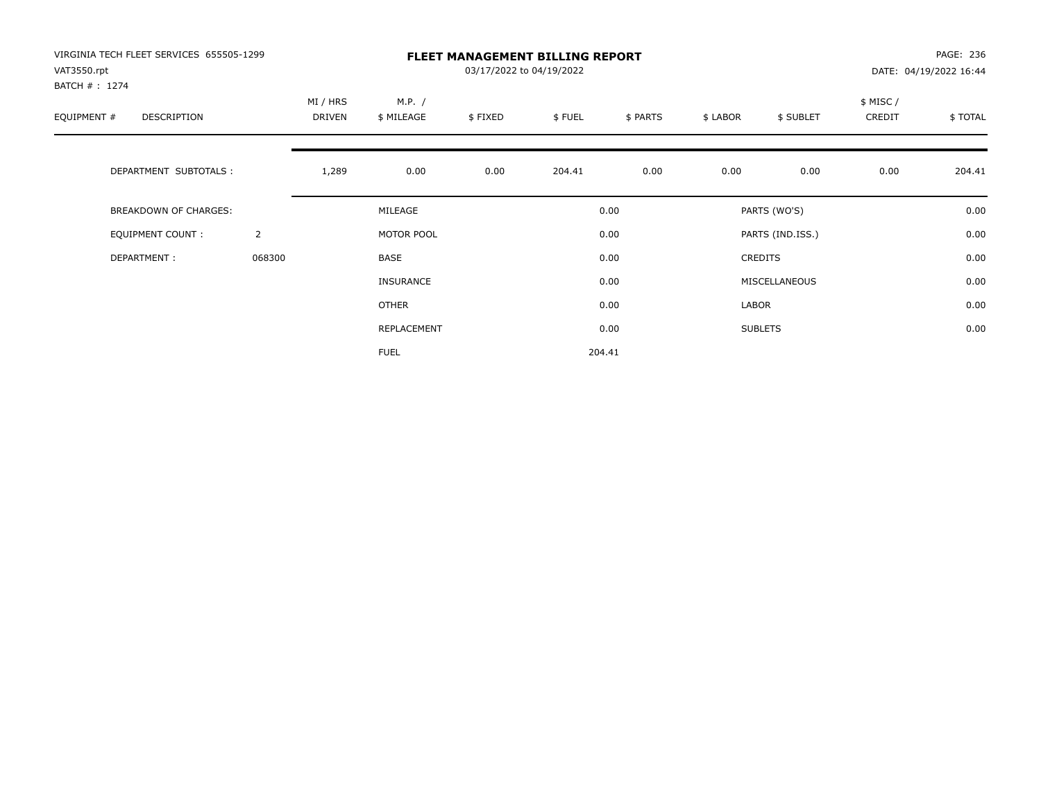VIRGINIA TECH FLEET SERVICES 655505-1299
VAT3550.rpt
BATCH # : 1274

# FLEET MANAGEMENT BILLING REPORT

03/17/2022 to 04/19/2022

DATE: 04/19/2022 16:44

| EQUIPMENT # | DESCRIPTION | MI / HRS DRIVEN | M.P. / $ MILEAGE | $ FIXED | $ FUEL | $ PARTS | $ LABOR | $ SUBLET | $ MISC / CREDIT | $ TOTAL |
|---|---|---|---|---|---|---|---|---|---|---|
| | DEPARTMENT SUBTOTALS : | 1,289 | 0.00 | 0.00 | 204.41 | 0.00 | 0.00 | 0.00 | 0.00 | 204.41 |

| | | | | | |
|---|---|---|---|---|---|
| BREAKDOWN OF CHARGES: | | MILEAGE | 0.00 | PARTS (WO'S) | 0.00 |
| EQUIPMENT COUNT : | 2 | MOTOR POOL | 0.00 | PARTS (IND.ISS.) | 0.00 |
| DEPARTMENT : | 068300 | BASE | 0.00 | CREDITS | 0.00 |
| | | INSURANCE | 0.00 | MISCELLANEOUS | 0.00 |
| | | OTHER | 0.00 | LABOR | 0.00 |
| | | REPLACEMENT | 0.00 | SUBLETS | 0.00 |
| | | FUEL | 204.41 | | |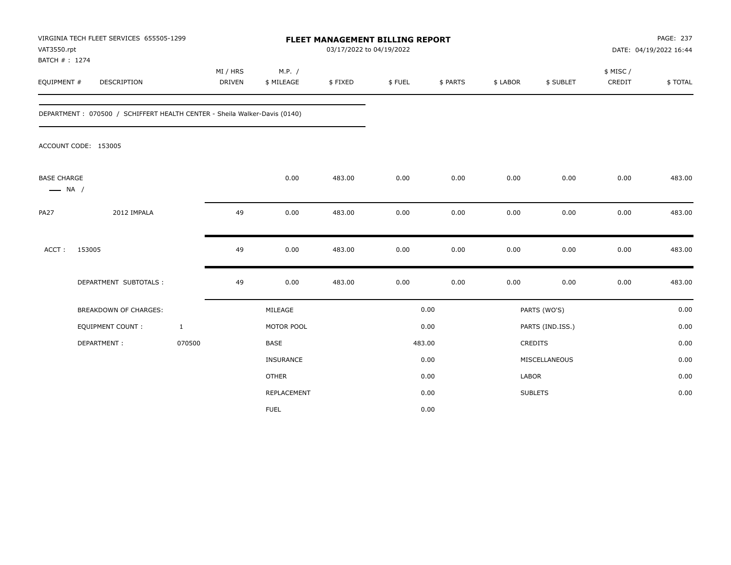VIRGINIA TECH FLEET SERVICES 655505-1299
VAT3550.rpt
BATCH # : 1274

# FLEET MANAGEMENT BILLING REPORT

03/17/2022 to 04/19/2022

DATE: 04/19/2022 16:44

| EQUIPMENT # | DESCRIPTION | MI / HRS DRIVEN | M.P. / $ MILEAGE | $ FIXED | $ FUEL | $ PARTS | $ LABOR | $ SUBLET | $ MISC / CREDIT | $ TOTAL |
|---|---|---|---|---|---|---|---|---|---|---|

DEPARTMENT : 070500 / SCHIFFERT HEALTH CENTER - Sheila Walker-Davis (0140)

ACCOUNT CODE: 153005

| EQUIPMENT # | DESCRIPTION | MI / HRS DRIVEN | M.P. / $ MILEAGE | $ FIXED | $ FUEL | $ PARTS | $ LABOR | $ SUBLET | $ MISC / CREDIT | $ TOTAL |
|---|---|---|---|---|---|---|---|---|---|---|
| BASE CHARGE — NA / | | | 0.00 | 483.00 | 0.00 | 0.00 | 0.00 | 0.00 | 0.00 | 483.00 |
| PA27 | 2012 IMPALA | 49 | 0.00 | 483.00 | 0.00 | 0.00 | 0.00 | 0.00 | 0.00 | 483.00 |
| ACCT : | 153005 | 49 | 0.00 | 483.00 | 0.00 | 0.00 | 0.00 | 0.00 | 0.00 | 483.00 |
| | DEPARTMENT SUBTOTALS : | 49 | 0.00 | 483.00 | 0.00 | 0.00 | 0.00 | 0.00 | 0.00 | 483.00 |

| | | | | | |
|---|---|---|---|---|---|
| BREAKDOWN OF CHARGES: | | MILEAGE | 0.00 | PARTS (WO'S) | 0.00 |
| EQUIPMENT COUNT : | 1 | MOTOR POOL | 0.00 | PARTS (IND.ISS.) | 0.00 |
| DEPARTMENT : | 070500 | BASE | 483.00 | CREDITS | 0.00 |
| | | INSURANCE | 0.00 | MISCELLANEOUS | 0.00 |
| | | OTHER | 0.00 | LABOR | 0.00 |
| | | REPLACEMENT | 0.00 | SUBLETS | 0.00 |
| | | FUEL | 0.00 | | |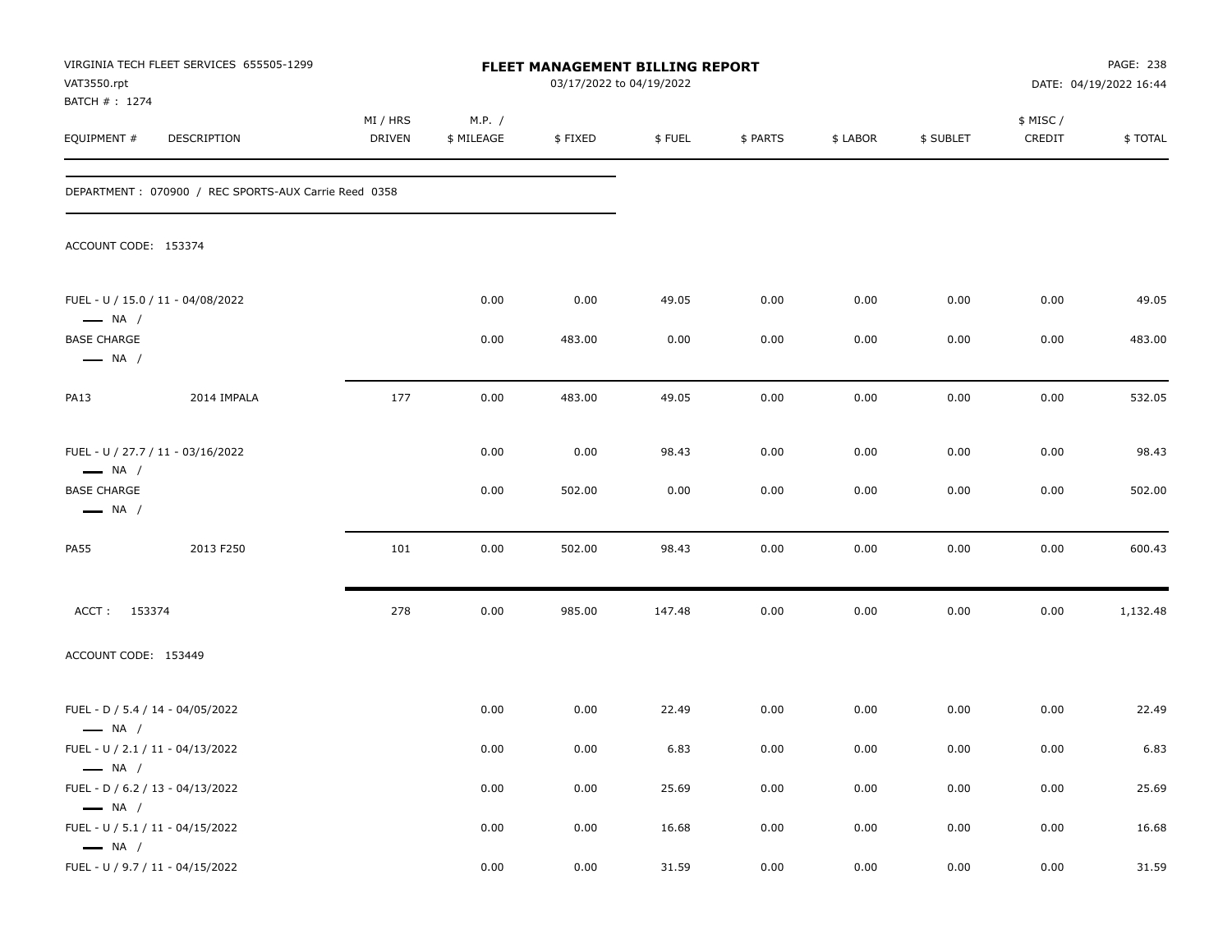VIRGINIA TECH FLEET SERVICES 655505-1299
VAT3550.rpt
BATCH # : 1274

**FLEET MANAGEMENT BILLING REPORT**
03/17/2022 to 04/19/2022

DATE: 04/19/2022 16:44

| EQUIPMENT # | DESCRIPTION | MI / HRS DRIVEN | M.P. / $ MILEAGE | $ FIXED | $ FUEL | $ PARTS | $ LABOR | $ SUBLET | $ MISC / CREDIT | $ TOTAL |
|---|---|---|---|---|---|---|---|---|---|---|
| DEPARTMENT : 070900 / REC SPORTS-AUX Carrie Reed 0358 | | | | | | | | | | |
| ACCOUNT CODE: 153374 | | | | | | | | | | |
| FUEL - U / 15.0 / 11 - 04/08/2022 — NA / | | | 0.00 | 0.00 | 49.05 | 0.00 | 0.00 | 0.00 | 0.00 | 49.05 |
| BASE CHARGE — NA / | | | 0.00 | 483.00 | 0.00 | 0.00 | 0.00 | 0.00 | 0.00 | 483.00 |
| PA13 | 2014 IMPALA | 177 | 0.00 | 483.00 | 49.05 | 0.00 | 0.00 | 0.00 | 0.00 | 532.05 |
| FUEL - U / 27.7 / 11 - 03/16/2022 — NA / | | | 0.00 | 0.00 | 98.43 | 0.00 | 0.00 | 0.00 | 0.00 | 98.43 |
| BASE CHARGE — NA / | | | 0.00 | 502.00 | 0.00 | 0.00 | 0.00 | 0.00 | 0.00 | 502.00 |
| PA55 | 2013 F250 | 101 | 0.00 | 502.00 | 98.43 | 0.00 | 0.00 | 0.00 | 0.00 | 600.43 |
| ACCT : 153374 | | 278 | 0.00 | 985.00 | 147.48 | 0.00 | 0.00 | 0.00 | 0.00 | 1,132.48 |
| ACCOUNT CODE: 153449 | | | | | | | | | | |
| FUEL - D / 5.4 / 14 - 04/05/2022 — NA / | | | 0.00 | 0.00 | 22.49 | 0.00 | 0.00 | 0.00 | 0.00 | 22.49 |
| FUEL - U / 2.1 / 11 - 04/13/2022 — NA / | | | 0.00 | 0.00 | 6.83 | 0.00 | 0.00 | 0.00 | 0.00 | 6.83 |
| FUEL - D / 6.2 / 13 - 04/13/2022 — NA / | | | 0.00 | 0.00 | 25.69 | 0.00 | 0.00 | 0.00 | 0.00 | 25.69 |
| FUEL - U / 5.1 / 11 - 04/15/2022 — NA / | | | 0.00 | 0.00 | 16.68 | 0.00 | 0.00 | 0.00 | 0.00 | 16.68 |
| FUEL - U / 9.7 / 11 - 04/15/2022 | | | 0.00 | 0.00 | 31.59 | 0.00 | 0.00 | 0.00 | 0.00 | 31.59 |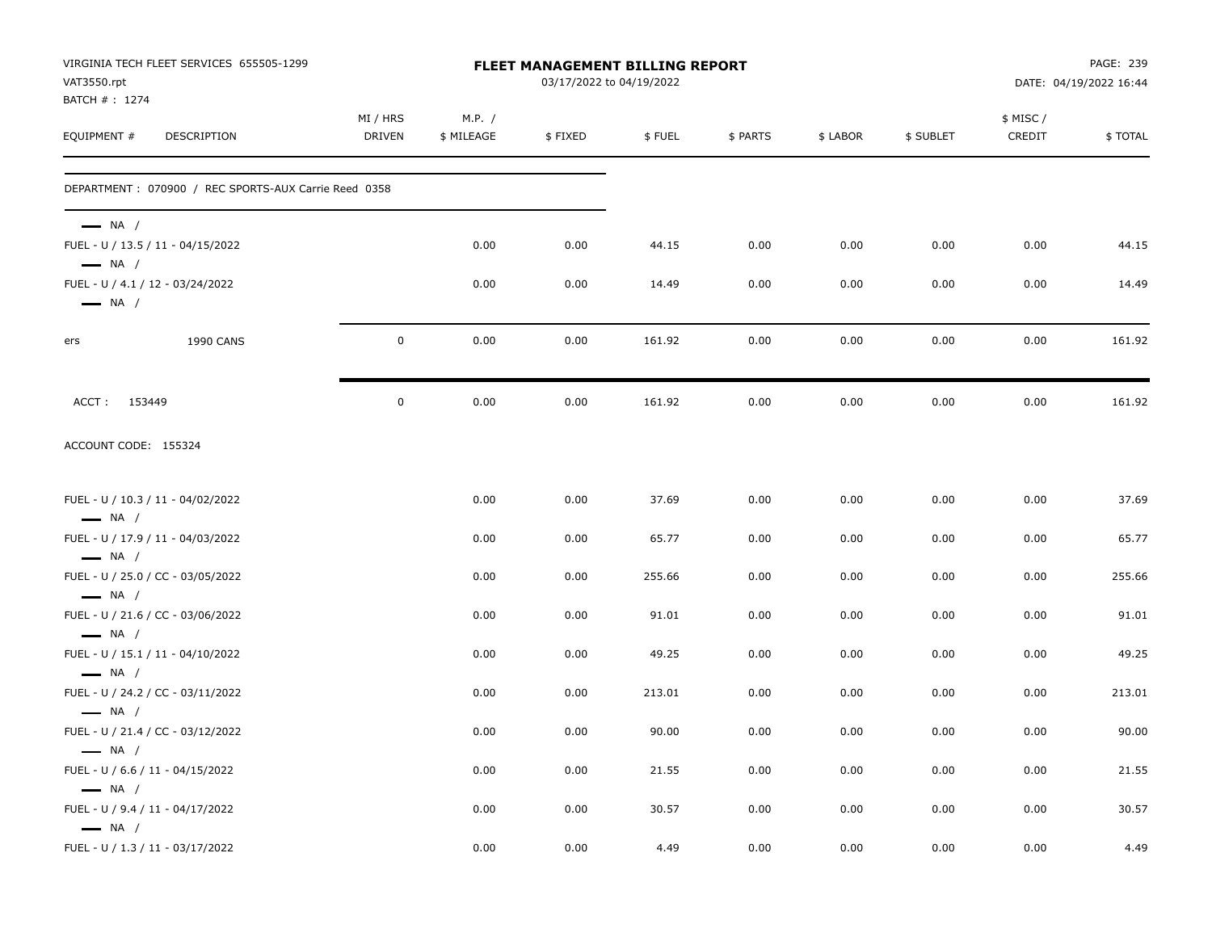VIRGINIA TECH FLEET SERVICES 655505-1299
VAT3550.rpt
BATCH # : 1274

# FLEET MANAGEMENT BILLING REPORT

03/17/2022 to 04/19/2022

DATE: 04/19/2022 16:44

| EQUIPMENT # | DESCRIPTION | MI / HRS DRIVEN | M.P. / $ MILEAGE | $ FIXED | $ FUEL | $ PARTS | $ LABOR | $ SUBLET | $ MISC / CREDIT | $ TOTAL |
|---|---|---|---|---|---|---|---|---|---|---|
| DEPARTMENT : 070900 / REC SPORTS-AUX Carrie Reed 0358 | | | | | | | | | | |
| — NA / | | | | | | | | | | |
| FUEL - U / 13.5 / 11 - 04/15/2022 | | | 0.00 | 0.00 | 44.15 | 0.00 | 0.00 | 0.00 | 0.00 | 44.15 |
| — NA / | | | | | | | | | | |
| FUEL - U / 4.1 / 12 - 03/24/2022 | | | 0.00 | 0.00 | 14.49 | 0.00 | 0.00 | 0.00 | 0.00 | 14.49 |
| — NA / | | | | | | | | | | |
| ers | 1990 CANS | 0 | 0.00 | 0.00 | 161.92 | 0.00 | 0.00 | 0.00 | 0.00 | 161.92 |
| ACCT : 153449 | | 0 | 0.00 | 0.00 | 161.92 | 0.00 | 0.00 | 0.00 | 0.00 | 161.92 |
| ACCOUNT CODE: 155324 | | | | | | | | | | |
| FUEL - U / 10.3 / 11 - 04/02/2022 | | | 0.00 | 0.00 | 37.69 | 0.00 | 0.00 | 0.00 | 0.00 | 37.69 |
| — NA / | | | | | | | | | | |
| FUEL - U / 17.9 / 11 - 04/03/2022 | | | 0.00 | 0.00 | 65.77 | 0.00 | 0.00 | 0.00 | 0.00 | 65.77 |
| — NA / | | | | | | | | | | |
| FUEL - U / 25.0 / CC - 03/05/2022 | | | 0.00 | 0.00 | 255.66 | 0.00 | 0.00 | 0.00 | 0.00 | 255.66 |
| — NA / | | | | | | | | | | |
| FUEL - U / 21.6 / CC - 03/06/2022 | | | 0.00 | 0.00 | 91.01 | 0.00 | 0.00 | 0.00 | 0.00 | 91.01 |
| — NA / | | | | | | | | | | |
| FUEL - U / 15.1 / 11 - 04/10/2022 | | | 0.00 | 0.00 | 49.25 | 0.00 | 0.00 | 0.00 | 0.00 | 49.25 |
| — NA / | | | | | | | | | | |
| FUEL - U / 24.2 / CC - 03/11/2022 | | | 0.00 | 0.00 | 213.01 | 0.00 | 0.00 | 0.00 | 0.00 | 213.01 |
| — NA / | | | | | | | | | | |
| FUEL - U / 21.4 / CC - 03/12/2022 | | | 0.00 | 0.00 | 90.00 | 0.00 | 0.00 | 0.00 | 0.00 | 90.00 |
| — NA / | | | | | | | | | | |
| FUEL - U / 6.6 / 11 - 04/15/2022 | | | 0.00 | 0.00 | 21.55 | 0.00 | 0.00 | 0.00 | 0.00 | 21.55 |
| — NA / | | | | | | | | | | |
| FUEL - U / 9.4 / 11 - 04/17/2022 | | | 0.00 | 0.00 | 30.57 | 0.00 | 0.00 | 0.00 | 0.00 | 30.57 |
| — NA / | | | | | | | | | | |
| FUEL - U / 1.3 / 11 - 03/17/2022 | | | 0.00 | 0.00 | 4.49 | 0.00 | 0.00 | 0.00 | 0.00 | 4.49 |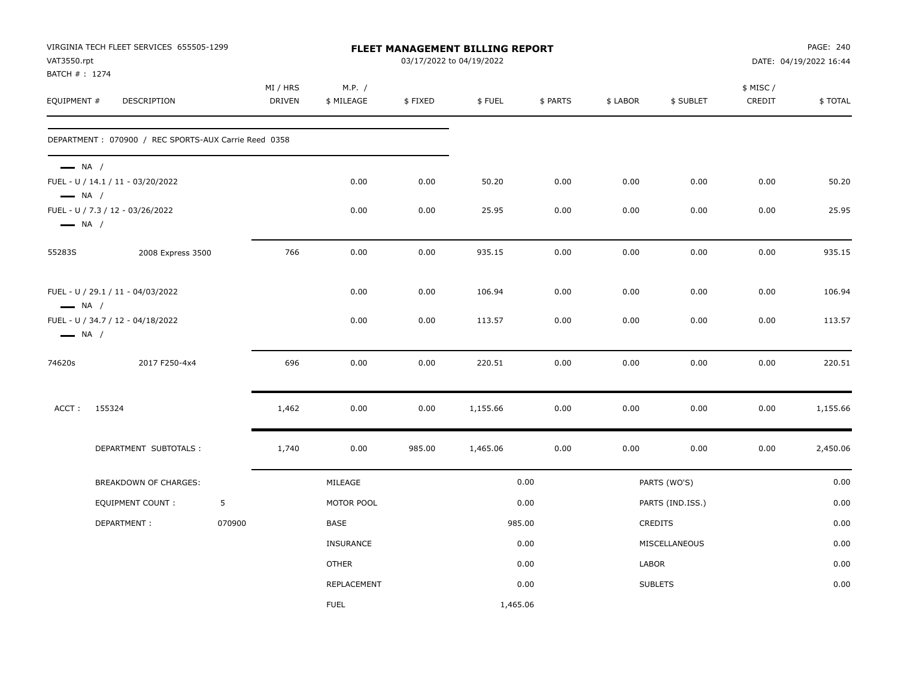VIRGINIA TECH FLEET SERVICES 655505-1299
VAT3550.rpt
BATCH # : 1274

**FLEET MANAGEMENT BILLING REPORT**
03/17/2022 to 04/19/2022

DATE: 04/19/2022 16:44

| EQUIPMENT # | DESCRIPTION | MI / HRS DRIVEN | M.P. / $ MILEAGE | $ FIXED | $ FUEL | $ PARTS | $ LABOR | $ SUBLET | $ MISC / CREDIT | $ TOTAL |
|---|---|---|---|---|---|---|---|---|---|---|
| DEPARTMENT : 070900 / REC SPORTS-AUX Carrie Reed 0358 | | | | | | | | | | |
| — NA / | | | | | | | | | | |
| FUEL - U / 14.1 / 11 - 03/20/2022 | | | 0.00 | 0.00 | 50.20 | 0.00 | 0.00 | 0.00 | 0.00 | 50.20 |
| — NA / | | | | | | | | | | |
| FUEL - U / 7.3 / 12 - 03/26/2022 | | | 0.00 | 0.00 | 25.95 | 0.00 | 0.00 | 0.00 | 0.00 | 25.95 |
| — NA / | | | | | | | | | | |
| 55283S | 2008 Express 3500 | 766 | 0.00 | 0.00 | 935.15 | 0.00 | 0.00 | 0.00 | 0.00 | 935.15 |
| FUEL - U / 29.1 / 11 - 04/03/2022 | | | 0.00 | 0.00 | 106.94 | 0.00 | 0.00 | 0.00 | 0.00 | 106.94 |
| — NA / | | | | | | | | | | |
| FUEL - U / 34.7 / 12 - 04/18/2022 | | | 0.00 | 0.00 | 113.57 | 0.00 | 0.00 | 0.00 | 0.00 | 113.57 |
| — NA / | | | | | | | | | | |
| 74620s | 2017 F250-4x4 | 696 | 0.00 | 0.00 | 220.51 | 0.00 | 0.00 | 0.00 | 0.00 | 220.51 |
| ACCT : 155324 | | 1,462 | 0.00 | 0.00 | 1,155.66 | 0.00 | 0.00 | 0.00 | 0.00 | 1,155.66 |
| DEPARTMENT SUBTOTALS : | | 1,740 | 0.00 | 985.00 | 1,465.06 | 0.00 | 0.00 | 0.00 | 0.00 | 2,450.06 |

| | | | | | |
|---|---|---|---|---|---|
| BREAKDOWN OF CHARGES: | | MILEAGE | 0.00 | PARTS (WO'S) | 0.00 |
| EQUIPMENT COUNT : | 5 | MOTOR POOL | 0.00 | PARTS (IND.ISS.) | 0.00 |
| DEPARTMENT : | 070900 | BASE | 985.00 | CREDITS | 0.00 |
| | | INSURANCE | 0.00 | MISCELLANEOUS | 0.00 |
| | | OTHER | 0.00 | LABOR | 0.00 |
| | | REPLACEMENT | 0.00 | SUBLETS | 0.00 |
| | | FUEL | 1,465.06 | | |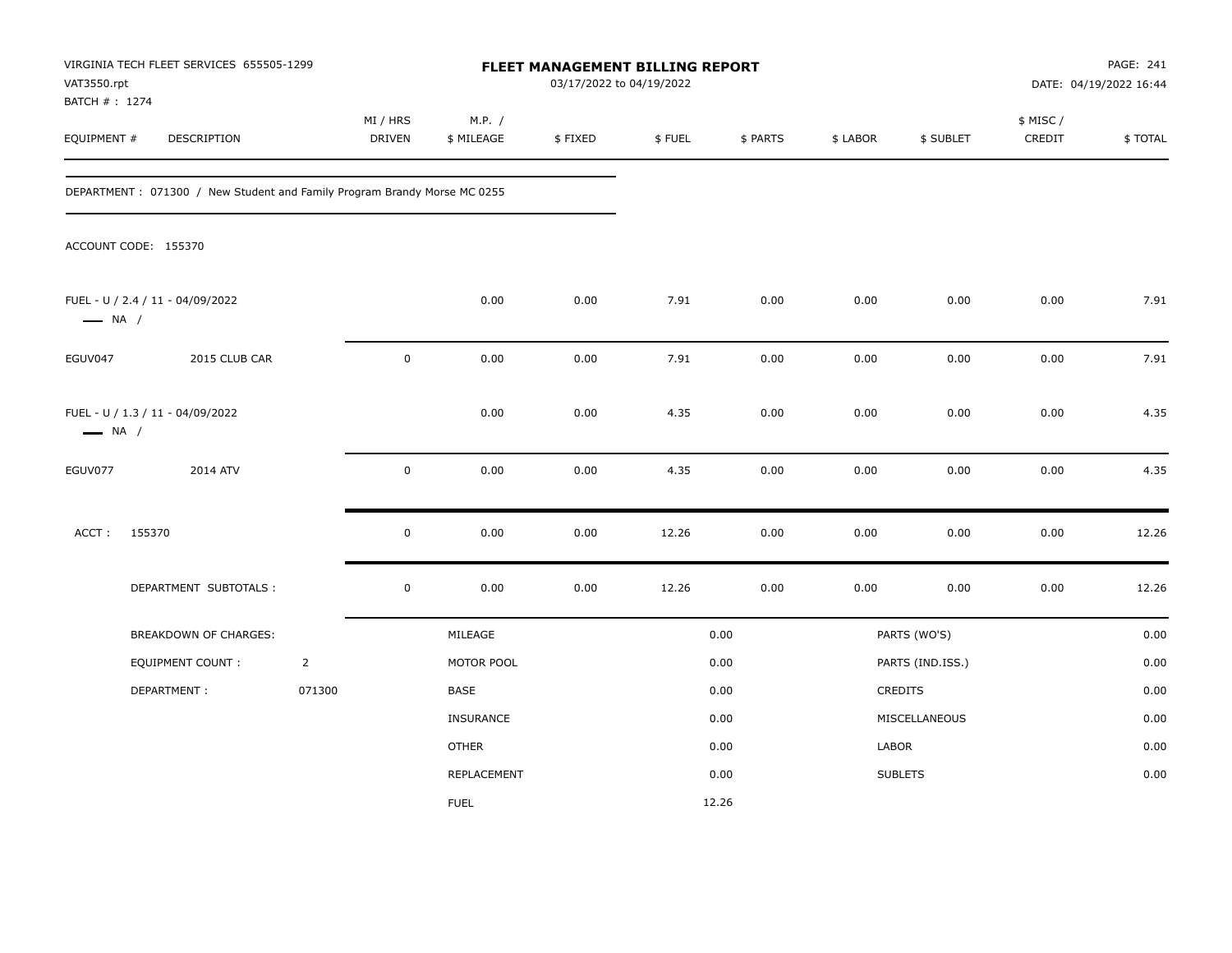VIRGINIA TECH FLEET SERVICES 655505-1299
VAT3550.rpt
BATCH # : 1274

# FLEET MANAGEMENT BILLING REPORT

03/17/2022 to 04/19/2022

DATE: 04/19/2022 16:44

| EQUIPMENT # | DESCRIPTION | MI / HRS DRIVEN | M.P. / $ MILEAGE | $ FIXED | $ FUEL | $ PARTS | $ LABOR | $ SUBLET | $ MISC / CREDIT | $ TOTAL |
|---|---|---|---|---|---|---|---|---|---|---|

DEPARTMENT : 071300 / New Student and Family Program Brandy Morse MC 0255

ACCOUNT CODE: 155370

| EQUIPMENT # | DESCRIPTION | MI / HRS DRIVEN | M.P. / $ MILEAGE | $ FIXED | $ FUEL | $ PARTS | $ LABOR | $ SUBLET | $ MISC / CREDIT | $ TOTAL |
|---|---|---|---|---|---|---|---|---|---|---|
| FUEL - U / 2.4 / 11 - 04/09/2022 — NA / | | | 0.00 | 0.00 | 7.91 | 0.00 | 0.00 | 0.00 | 0.00 | 7.91 |
| EGUV047 | 2015 CLUB CAR | 0 | 0.00 | 0.00 | 7.91 | 0.00 | 0.00 | 0.00 | 0.00 | 7.91 |
| FUEL - U / 1.3 / 11 - 04/09/2022 — NA / | | | 0.00 | 0.00 | 4.35 | 0.00 | 0.00 | 0.00 | 0.00 | 4.35 |
| EGUV077 | 2014 ATV | 0 | 0.00 | 0.00 | 4.35 | 0.00 | 0.00 | 0.00 | 0.00 | 4.35 |
| ACCT : 155370 | | 0 | 0.00 | 0.00 | 12.26 | 0.00 | 0.00 | 0.00 | 0.00 | 12.26 |
| | DEPARTMENT SUBTOTALS : | 0 | 0.00 | 0.00 | 12.26 | 0.00 | 0.00 | 0.00 | 0.00 | 12.26 |

| | | | | | |
|---|---|---|---|---|---|
| BREAKDOWN OF CHARGES: | | MILEAGE | 0.00 | PARTS (WO'S) | 0.00 |
| EQUIPMENT COUNT : | 2 | MOTOR POOL | 0.00 | PARTS (IND.ISS.) | 0.00 |
| DEPARTMENT : | 071300 | BASE | 0.00 | CREDITS | 0.00 |
| | | INSURANCE | 0.00 | MISCELLANEOUS | 0.00 |
| | | OTHER | 0.00 | LABOR | 0.00 |
| | | REPLACEMENT | 0.00 | SUBLETS | 0.00 |
| | | FUEL | 12.26 | | |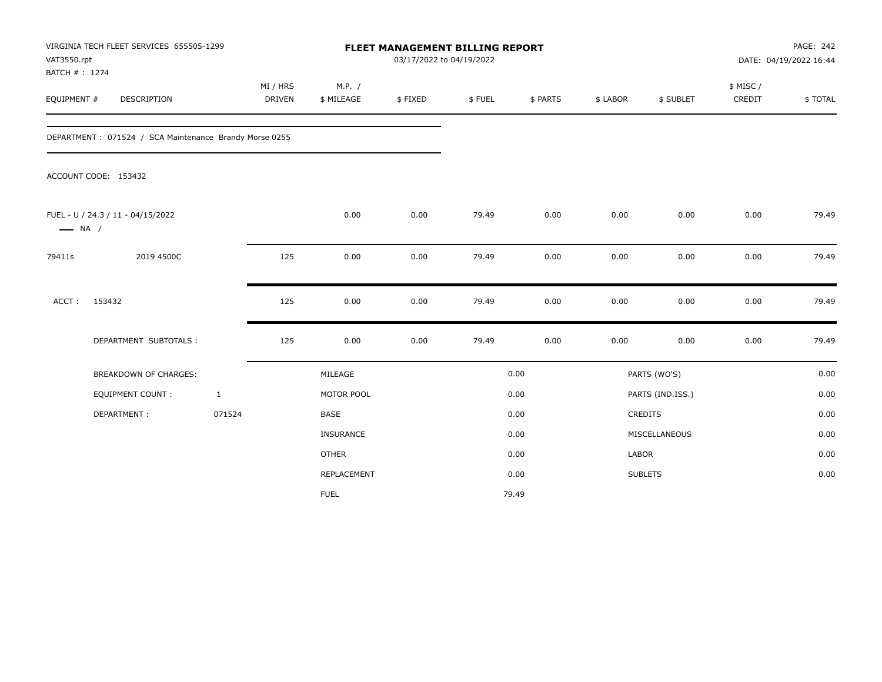VIRGINIA TECH FLEET SERVICES 655505-1299
VAT3550.rpt
BATCH # : 1274

**FLEET MANAGEMENT BILLING REPORT**
03/17/2022 to 04/19/2022

PAGE: 242
DATE: 04/19/2022 16:44

| EQUIPMENT # | DESCRIPTION | MI / HRS DRIVEN | M.P. / $ MILEAGE | $ FIXED | $ FUEL | $ PARTS | $ LABOR | $ SUBLET | $ MISC / CREDIT | $ TOTAL |
|---|---|---|---|---|---|---|---|---|---|---|
| DEPARTMENT : 071524 / SCA Maintenance Brandy Morse 0255 | | | | | | | | | | |
| ACCOUNT CODE: 153432 | | | | | | | | | | |
| FUEL - U / 24.3 / 11 - 04/15/2022 — NA / | | | 0.00 | 0.00 | 79.49 | 0.00 | 0.00 | 0.00 | 0.00 | 79.49 |
| 79411s | 2019 4500C | 125 | 0.00 | 0.00 | 79.49 | 0.00 | 0.00 | 0.00 | 0.00 | 79.49 |
| ACCT : | 153432 | 125 | 0.00 | 0.00 | 79.49 | 0.00 | 0.00 | 0.00 | 0.00 | 79.49 |
| | DEPARTMENT SUBTOTALS : | 125 | 0.00 | 0.00 | 79.49 | 0.00 | 0.00 | 0.00 | 0.00 | 79.49 |

| | | | | | |
|---|---|---|---|---|---|
| BREAKDOWN OF CHARGES: | | MILEAGE | 0.00 | PARTS (WO'S) | 0.00 |
| EQUIPMENT COUNT : | 1 | MOTOR POOL | 0.00 | PARTS (IND.ISS.) | 0.00 |
| DEPARTMENT : | 071524 | BASE | 0.00 | CREDITS | 0.00 |
| | | INSURANCE | 0.00 | MISCELLANEOUS | 0.00 |
| | | OTHER | 0.00 | LABOR | 0.00 |
| | | REPLACEMENT | 0.00 | SUBLETS | 0.00 |
| | | FUEL | 79.49 | | |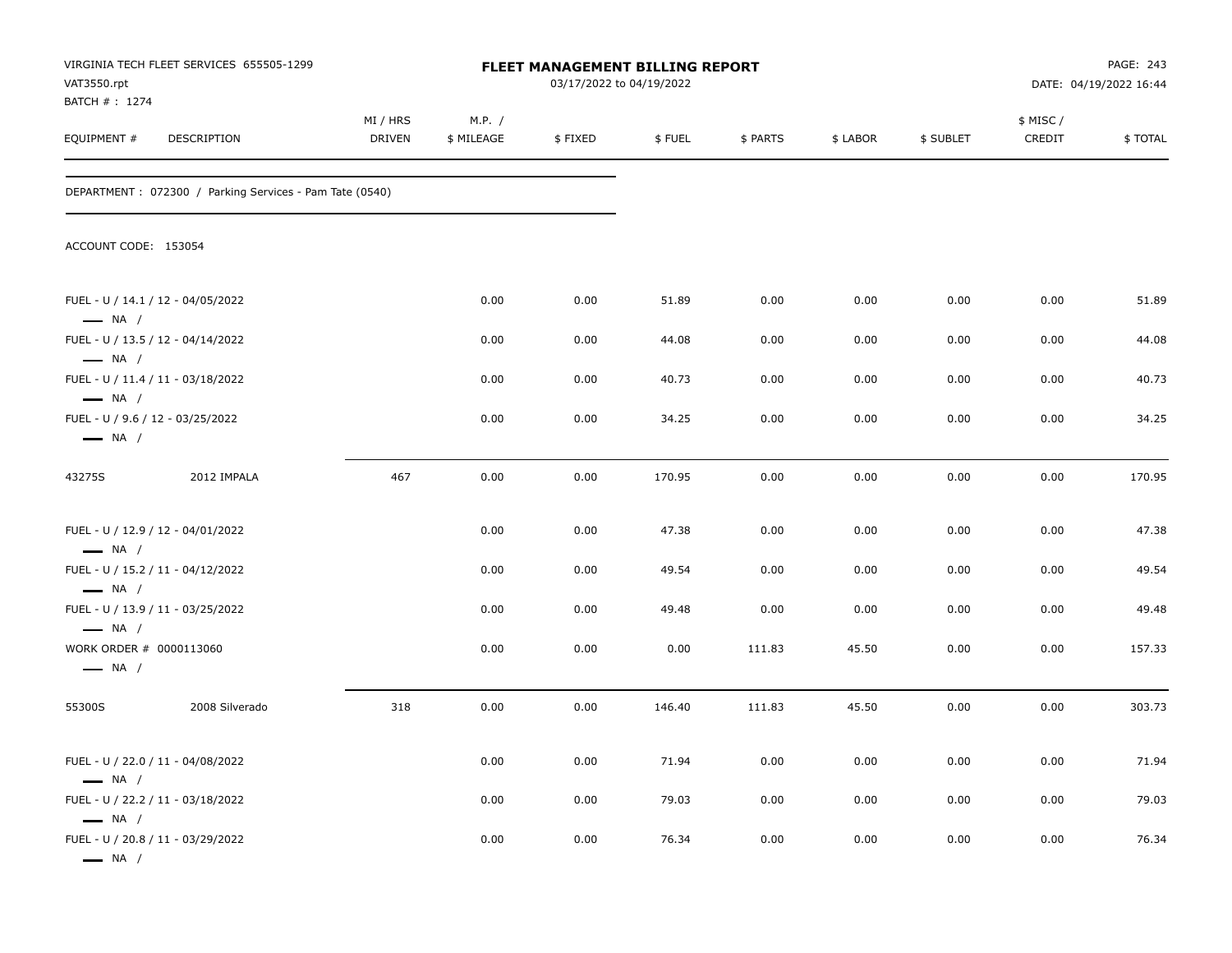VIRGINIA TECH FLEET SERVICES 655505-1299
VAT3550.rpt
BATCH # : 1274

**FLEET MANAGEMENT BILLING REPORT**
03/17/2022 to 04/19/2022

DATE: 04/19/2022 16:44

| EQUIPMENT # | DESCRIPTION | MI / HRS DRIVEN | M.P. / $ MILEAGE | $ FIXED | $ FUEL | $ PARTS | $ LABOR | $ SUBLET | $ MISC / CREDIT | $ TOTAL |
|---|---|---|---|---|---|---|---|---|---|---|

DEPARTMENT : 072300 / Parking Services - Pam Tate (0540)

ACCOUNT CODE: 153054

| EQUIPMENT # | DESCRIPTION | MI / HRS DRIVEN | M.P. / $ MILEAGE | $ FIXED | $ FUEL | $ PARTS | $ LABOR | $ SUBLET | $ MISC / CREDIT | $ TOTAL |
|---|---|---|---|---|---|---|---|---|---|---|
| FUEL - U / 14.1 / 12 - 04/05/2022<br>— NA / | | | 0.00 | 0.00 | 51.89 | 0.00 | 0.00 | 0.00 | 0.00 | 51.89 |
| FUEL - U / 13.5 / 12 - 04/14/2022<br>— NA / | | | 0.00 | 0.00 | 44.08 | 0.00 | 0.00 | 0.00 | 0.00 | 44.08 |
| FUEL - U / 11.4 / 11 - 03/18/2022<br>— NA / | | | 0.00 | 0.00 | 40.73 | 0.00 | 0.00 | 0.00 | 0.00 | 40.73 |
| FUEL - U / 9.6 / 12 - 03/25/2022<br>— NA / | | | 0.00 | 0.00 | 34.25 | 0.00 | 0.00 | 0.00 | 0.00 | 34.25 |
| 43275S | 2012 IMPALA | 467 | 0.00 | 0.00 | 170.95 | 0.00 | 0.00 | 0.00 | 0.00 | 170.95 |
| FUEL - U / 12.9 / 12 - 04/01/2022<br>— NA / | | | 0.00 | 0.00 | 47.38 | 0.00 | 0.00 | 0.00 | 0.00 | 47.38 |
| FUEL - U / 15.2 / 11 - 04/12/2022<br>— NA / | | | 0.00 | 0.00 | 49.54 | 0.00 | 0.00 | 0.00 | 0.00 | 49.54 |
| FUEL - U / 13.9 / 11 - 03/25/2022<br>— NA / | | | 0.00 | 0.00 | 49.48 | 0.00 | 0.00 | 0.00 | 0.00 | 49.48 |
| WORK ORDER # 0000113060<br>— NA / | | | 0.00 | 0.00 | 0.00 | 111.83 | 45.50 | 0.00 | 0.00 | 157.33 |
| 55300S | 2008 Silverado | 318 | 0.00 | 0.00 | 146.40 | 111.83 | 45.50 | 0.00 | 0.00 | 303.73 |
| FUEL - U / 22.0 / 11 - 04/08/2022<br>— NA / | | | 0.00 | 0.00 | 71.94 | 0.00 | 0.00 | 0.00 | 0.00 | 71.94 |
| FUEL - U / 22.2 / 11 - 03/18/2022<br>— NA / | | | 0.00 | 0.00 | 79.03 | 0.00 | 0.00 | 0.00 | 0.00 | 79.03 |
| FUEL - U / 20.8 / 11 - 03/29/2022<br>— NA / | | | 0.00 | 0.00 | 76.34 | 0.00 | 0.00 | 0.00 | 0.00 | 76.34 |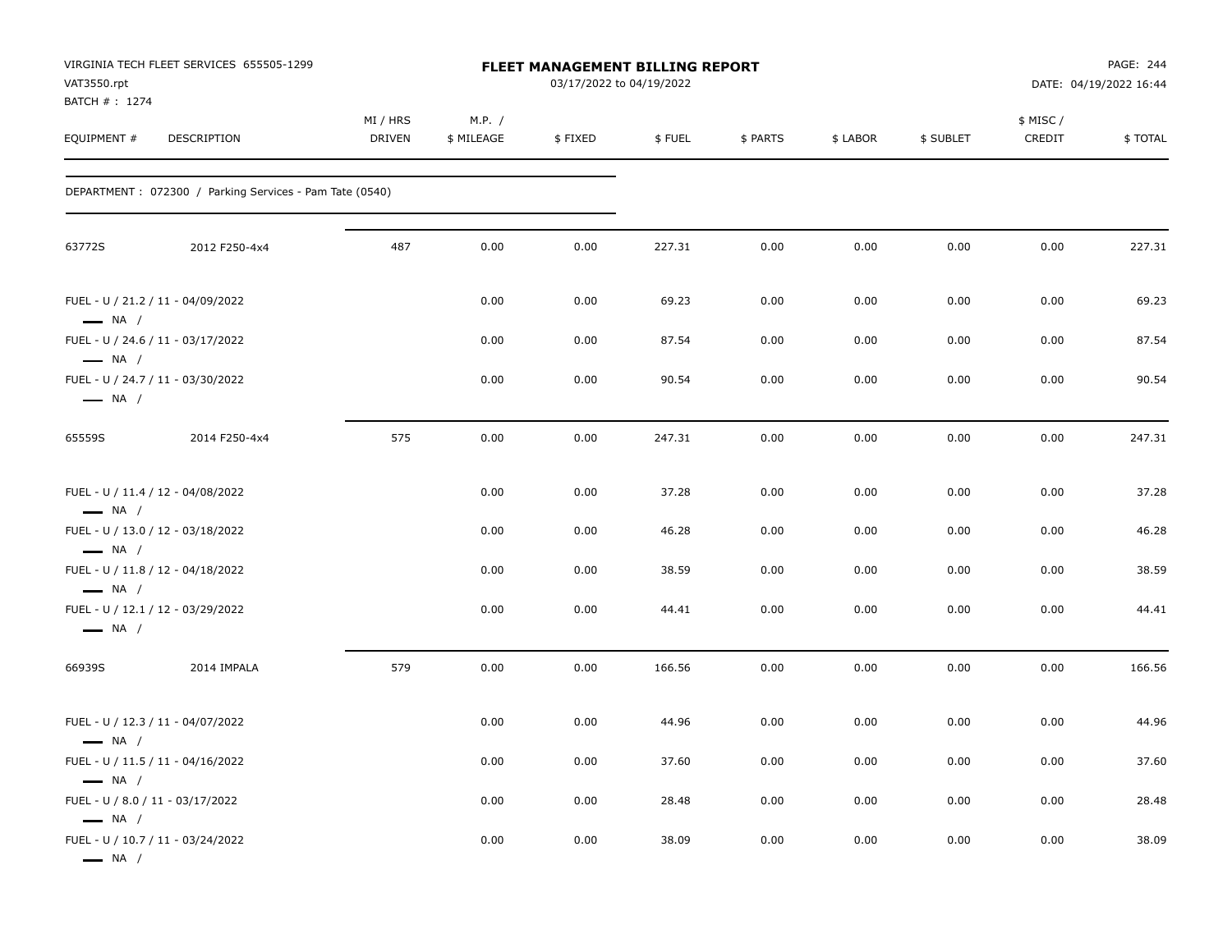VIRGINIA TECH FLEET SERVICES 655505-1299
VAT3550.rpt
BATCH # : 1274

**FLEET MANAGEMENT BILLING REPORT**
03/17/2022 to 04/19/2022

DATE: 04/19/2022 16:44

| EQUIPMENT # | DESCRIPTION | MI / HRS DRIVEN | M.P. / $ MILEAGE | $ FIXED | $ FUEL | $ PARTS | $ LABOR | $ SUBLET | $ MISC / CREDIT | $ TOTAL |
|---|---|---|---|---|---|---|---|---|---|---|
| DEPARTMENT : 072300 / Parking Services - Pam Tate (0540) | | | | | | | | | | |
| 63772S | 2012 F250-4x4 | 487 | 0.00 | 0.00 | 227.31 | 0.00 | 0.00 | 0.00 | 0.00 | 227.31 |
| FUEL - U / 21.2 / 11 - 04/09/2022 — NA / | | | 0.00 | 0.00 | 69.23 | 0.00 | 0.00 | 0.00 | 0.00 | 69.23 |
| FUEL - U / 24.6 / 11 - 03/17/2022 — NA / | | | 0.00 | 0.00 | 87.54 | 0.00 | 0.00 | 0.00 | 0.00 | 87.54 |
| FUEL - U / 24.7 / 11 - 03/30/2022 — NA / | | | 0.00 | 0.00 | 90.54 | 0.00 | 0.00 | 0.00 | 0.00 | 90.54 |
| 65559S | 2014 F250-4x4 | 575 | 0.00 | 0.00 | 247.31 | 0.00 | 0.00 | 0.00 | 0.00 | 247.31 |
| FUEL - U / 11.4 / 12 - 04/08/2022 — NA / | | | 0.00 | 0.00 | 37.28 | 0.00 | 0.00 | 0.00 | 0.00 | 37.28 |
| FUEL - U / 13.0 / 12 - 03/18/2022 — NA / | | | 0.00 | 0.00 | 46.28 | 0.00 | 0.00 | 0.00 | 0.00 | 46.28 |
| FUEL - U / 11.8 / 12 - 04/18/2022 — NA / | | | 0.00 | 0.00 | 38.59 | 0.00 | 0.00 | 0.00 | 0.00 | 38.59 |
| FUEL - U / 12.1 / 12 - 03/29/2022 — NA / | | | 0.00 | 0.00 | 44.41 | 0.00 | 0.00 | 0.00 | 0.00 | 44.41 |
| 66939S | 2014 IMPALA | 579 | 0.00 | 0.00 | 166.56 | 0.00 | 0.00 | 0.00 | 0.00 | 166.56 |
| FUEL - U / 12.3 / 11 - 04/07/2022 — NA / | | | 0.00 | 0.00 | 44.96 | 0.00 | 0.00 | 0.00 | 0.00 | 44.96 |
| FUEL - U / 11.5 / 11 - 04/16/2022 — NA / | | | 0.00 | 0.00 | 37.60 | 0.00 | 0.00 | 0.00 | 0.00 | 37.60 |
| FUEL - U / 8.0 / 11 - 03/17/2022 — NA / | | | 0.00 | 0.00 | 28.48 | 0.00 | 0.00 | 0.00 | 0.00 | 28.48 |
| FUEL - U / 10.7 / 11 - 03/24/2022 — NA / | | | 0.00 | 0.00 | 38.09 | 0.00 | 0.00 | 0.00 | 0.00 | 38.09 |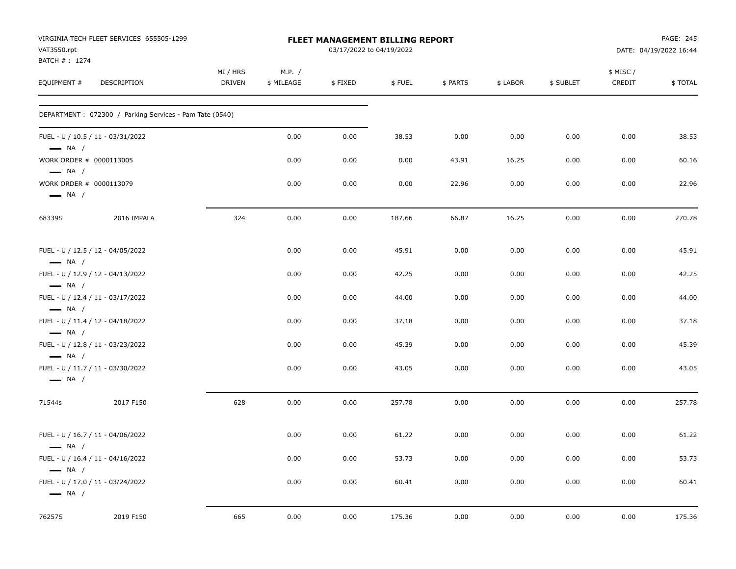VIRGINIA TECH FLEET SERVICES 655505-1299
VAT3550.rpt
BATCH # : 1274

**FLEET MANAGEMENT BILLING REPORT**
03/17/2022 to 04/19/2022

DATE: 04/19/2022 16:44

| EQUIPMENT # | DESCRIPTION | MI / HRS DRIVEN | M.P. / $ MILEAGE | $ FIXED | $ FUEL | $ PARTS | $ LABOR | $ SUBLET | $ MISC / CREDIT | $ TOTAL |
|---|---|---|---|---|---|---|---|---|---|---|
| DEPARTMENT : 072300 / Parking Services - Pam Tate (0540) | | | | | | | | | | |
| FUEL - U / 10.5 / 11 - 03/31/2022 — NA / | | | 0.00 | 0.00 | 38.53 | 0.00 | 0.00 | 0.00 | 0.00 | 38.53 |
| WORK ORDER # 0000113005 — NA / | | | 0.00 | 0.00 | 0.00 | 43.91 | 16.25 | 0.00 | 0.00 | 60.16 |
| WORK ORDER # 0000113079 — NA / | | | 0.00 | 0.00 | 0.00 | 22.96 | 0.00 | 0.00 | 0.00 | 22.96 |
| 68339S | 2016 IMPALA | 324 | 0.00 | 0.00 | 187.66 | 66.87 | 16.25 | 0.00 | 0.00 | 270.78 |
| FUEL - U / 12.5 / 12 - 04/05/2022 — NA / | | | 0.00 | 0.00 | 45.91 | 0.00 | 0.00 | 0.00 | 0.00 | 45.91 |
| FUEL - U / 12.9 / 12 - 04/13/2022 — NA / | | | 0.00 | 0.00 | 42.25 | 0.00 | 0.00 | 0.00 | 0.00 | 42.25 |
| FUEL - U / 12.4 / 11 - 03/17/2022 — NA / | | | 0.00 | 0.00 | 44.00 | 0.00 | 0.00 | 0.00 | 0.00 | 44.00 |
| FUEL - U / 11.4 / 12 - 04/18/2022 — NA / | | | 0.00 | 0.00 | 37.18 | 0.00 | 0.00 | 0.00 | 0.00 | 37.18 |
| FUEL - U / 12.8 / 11 - 03/23/2022 — NA / | | | 0.00 | 0.00 | 45.39 | 0.00 | 0.00 | 0.00 | 0.00 | 45.39 |
| FUEL - U / 11.7 / 11 - 03/30/2022 — NA / | | | 0.00 | 0.00 | 43.05 | 0.00 | 0.00 | 0.00 | 0.00 | 43.05 |
| 71544s | 2017 F150 | 628 | 0.00 | 0.00 | 257.78 | 0.00 | 0.00 | 0.00 | 0.00 | 257.78 |
| FUEL - U / 16.7 / 11 - 04/06/2022 — NA / | | | 0.00 | 0.00 | 61.22 | 0.00 | 0.00 | 0.00 | 0.00 | 61.22 |
| FUEL - U / 16.4 / 11 - 04/16/2022 — NA / | | | 0.00 | 0.00 | 53.73 | 0.00 | 0.00 | 0.00 | 0.00 | 53.73 |
| FUEL - U / 17.0 / 11 - 03/24/2022 — NA / | | | 0.00 | 0.00 | 60.41 | 0.00 | 0.00 | 0.00 | 0.00 | 60.41 |
| 76257S | 2019 F150 | 665 | 0.00 | 0.00 | 175.36 | 0.00 | 0.00 | 0.00 | 0.00 | 175.36 |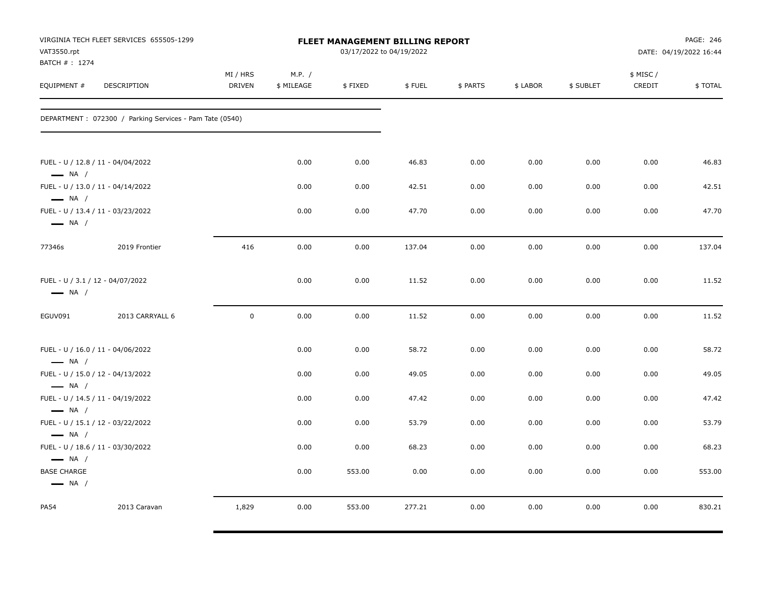VIRGINIA TECH FLEET SERVICES 655505-1299
VAT3550.rpt
BATCH # : 1274

**FLEET MANAGEMENT BILLING REPORT**
03/17/2022 to 04/19/2022

DATE: 04/19/2022 16:44

| EQUIPMENT # | DESCRIPTION | MI / HRS DRIVEN | M.P. / $ MILEAGE | $ FIXED | $ FUEL | $ PARTS | $ LABOR | $ SUBLET | $ MISC / CREDIT | $ TOTAL |
|---|---|---|---|---|---|---|---|---|---|---|
| DEPARTMENT : 072300 / Parking Services - Pam Tate (0540) | | | | | | | | | | |
| FUEL - U / 12.8 / 11 - 04/04/2022 — NA / | | | 0.00 | 0.00 | 46.83 | 0.00 | 0.00 | 0.00 | 0.00 | 46.83 |
| FUEL - U / 13.0 / 11 - 04/14/2022 — NA / | | | 0.00 | 0.00 | 42.51 | 0.00 | 0.00 | 0.00 | 0.00 | 42.51 |
| FUEL - U / 13.4 / 11 - 03/23/2022 — NA / | | | 0.00 | 0.00 | 47.70 | 0.00 | 0.00 | 0.00 | 0.00 | 47.70 |
| 77346s | 2019 Frontier | 416 | 0.00 | 0.00 | 137.04 | 0.00 | 0.00 | 0.00 | 0.00 | 137.04 |
| FUEL - U / 3.1 / 12 - 04/07/2022 — NA / | | | 0.00 | 0.00 | 11.52 | 0.00 | 0.00 | 0.00 | 0.00 | 11.52 |
| EGUV091 | 2013 CARRYALL 6 | 0 | 0.00 | 0.00 | 11.52 | 0.00 | 0.00 | 0.00 | 0.00 | 11.52 |
| FUEL - U / 16.0 / 11 - 04/06/2022 — NA / | | | 0.00 | 0.00 | 58.72 | 0.00 | 0.00 | 0.00 | 0.00 | 58.72 |
| FUEL - U / 15.0 / 12 - 04/13/2022 — NA / | | | 0.00 | 0.00 | 49.05 | 0.00 | 0.00 | 0.00 | 0.00 | 49.05 |
| FUEL - U / 14.5 / 11 - 04/19/2022 — NA / | | | 0.00 | 0.00 | 47.42 | 0.00 | 0.00 | 0.00 | 0.00 | 47.42 |
| FUEL - U / 15.1 / 12 - 03/22/2022 — NA / | | | 0.00 | 0.00 | 53.79 | 0.00 | 0.00 | 0.00 | 0.00 | 53.79 |
| FUEL - U / 18.6 / 11 - 03/30/2022 — NA / | | | 0.00 | 0.00 | 68.23 | 0.00 | 0.00 | 0.00 | 0.00 | 68.23 |
| BASE CHARGE — NA / | | | 0.00 | 553.00 | 0.00 | 0.00 | 0.00 | 0.00 | 0.00 | 553.00 |
| PA54 | 2013 Caravan | 1,829 | 0.00 | 553.00 | 277.21 | 0.00 | 0.00 | 0.00 | 0.00 | 830.21 |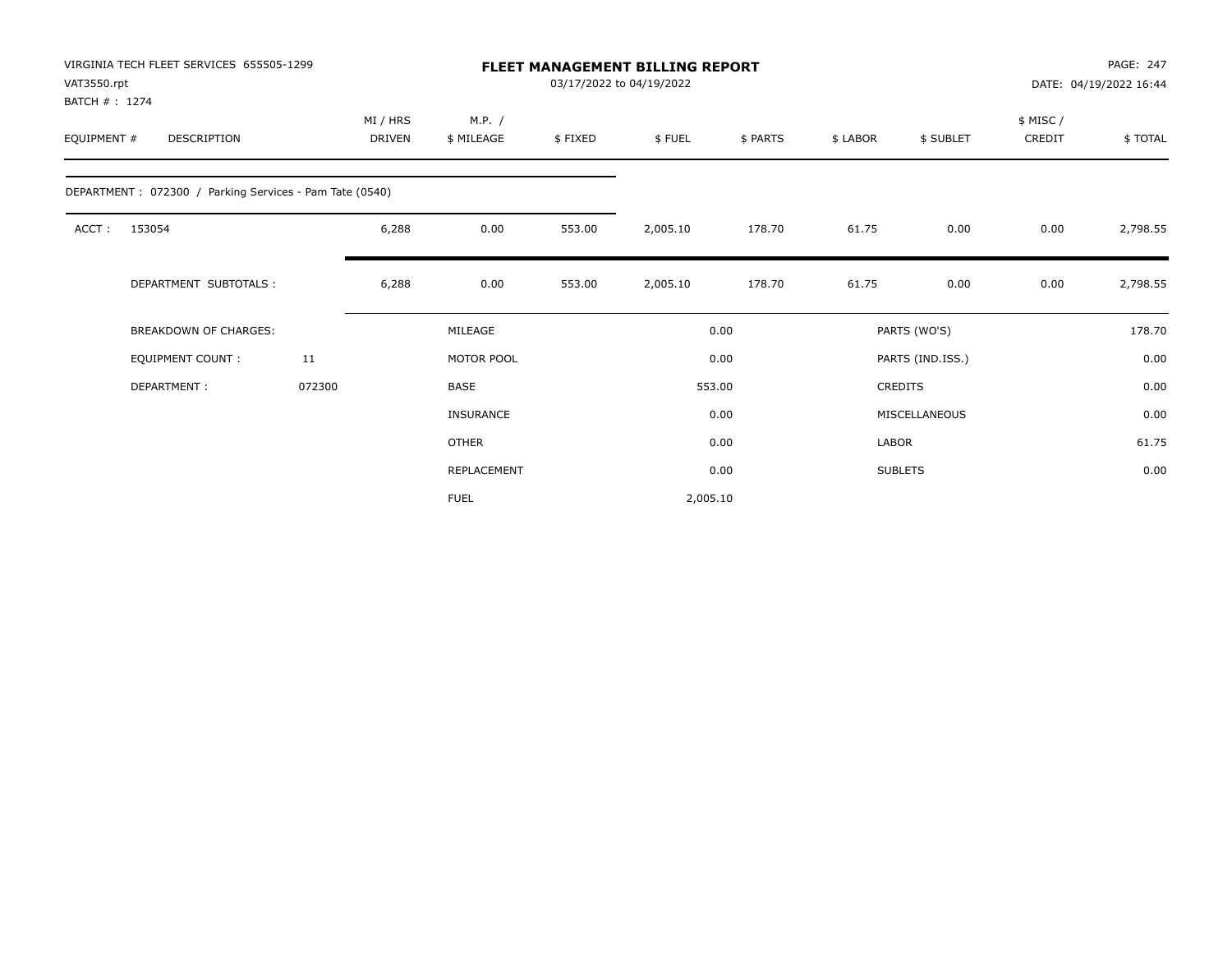VIRGINIA TECH FLEET SERVICES 655505-1299
VAT3550.rpt
BATCH # : 1274

# FLEET MANAGEMENT BILLING REPORT

03/17/2022 to 04/19/2022

DATE: 04/19/2022 16:44

| EQUIPMENT # | DESCRIPTION | MI / HRS DRIVEN | M.P. / $ MILEAGE | $ FIXED | $ FUEL | $ PARTS | $ LABOR | $ SUBLET | $ MISC / CREDIT | $ TOTAL |
|---|---|---|---|---|---|---|---|---|---|---|
| DEPARTMENT : 072300 / Parking Services - Pam Tate (0540) | | | | | | | | | | |
| ACCT : | 153054 | 6,288 | 0.00 | 553.00 | 2,005.10 | 178.70 | 61.75 | 0.00 | 0.00 | 2,798.55 |
| | DEPARTMENT SUBTOTALS : | 6,288 | 0.00 | 553.00 | 2,005.10 | 178.70 | 61.75 | 0.00 | 0.00 | 2,798.55 |

| | | | | | |
|---|---|---|---|---|---|
| BREAKDOWN OF CHARGES: | | MILEAGE | 0.00 | PARTS (WO'S) | 178.70 |
| EQUIPMENT COUNT : | 11 | MOTOR POOL | 0.00 | PARTS (IND.ISS.) | 0.00 |
| DEPARTMENT : | 072300 | BASE | 553.00 | CREDITS | 0.00 |
| | | INSURANCE | 0.00 | MISCELLANEOUS | 0.00 |
| | | OTHER | 0.00 | LABOR | 61.75 |
| | | REPLACEMENT | 0.00 | SUBLETS | 0.00 |
| | | FUEL | 2,005.10 | | |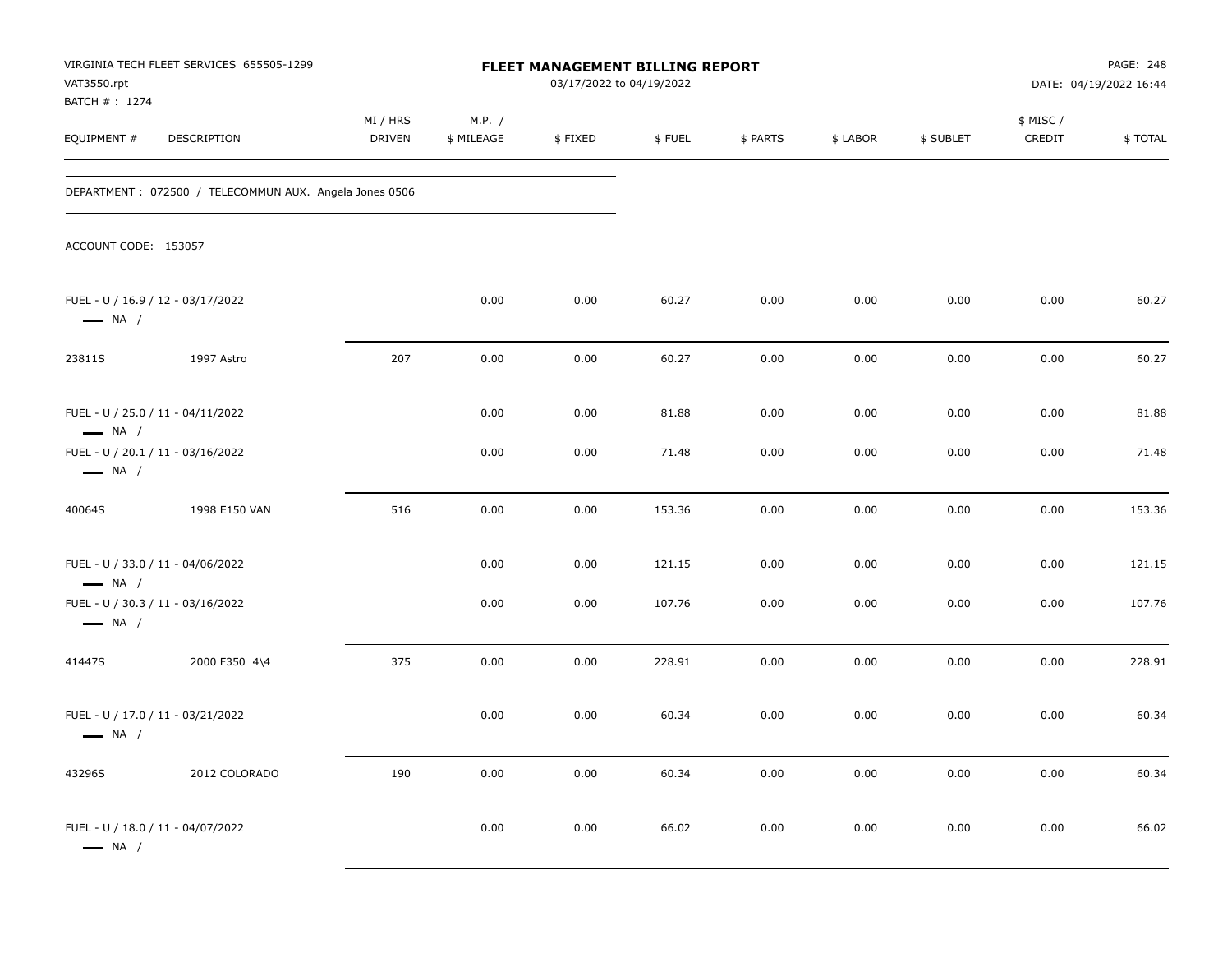VIRGINIA TECH FLEET SERVICES 655505-1299
VAT3550.rpt
BATCH # : 1274

# FLEET MANAGEMENT BILLING REPORT

03/17/2022 to 04/19/2022

DATE: 04/19/2022 16:44

DEPARTMENT : 072500 / TELECOMMUN AUX. Angela Jones 0506

ACCOUNT CODE: 153057

| EQUIPMENT # | DESCRIPTION | MI / HRS DRIVEN | M.P. / $ MILEAGE | $ FIXED | $ FUEL | $ PARTS | $ LABOR | $ SUBLET | $ MISC / CREDIT | $ TOTAL |
|---|---|---|---|---|---|---|---|---|---|---|
| FUEL - U / 16.9 / 12 - 03/17/2022 — NA / | | | 0.00 | 0.00 | 60.27 | 0.00 | 0.00 | 0.00 | 0.00 | 60.27 |
| 23811S | 1997 Astro | 207 | 0.00 | 0.00 | 60.27 | 0.00 | 0.00 | 0.00 | 0.00 | 60.27 |
| FUEL - U / 25.0 / 11 - 04/11/2022 — NA / | | | 0.00 | 0.00 | 81.88 | 0.00 | 0.00 | 0.00 | 0.00 | 81.88 |
| FUEL - U / 20.1 / 11 - 03/16/2022 — NA / | | | 0.00 | 0.00 | 71.48 | 0.00 | 0.00 | 0.00 | 0.00 | 71.48 |
| 40064S | 1998 E150 VAN | 516 | 0.00 | 0.00 | 153.36 | 0.00 | 0.00 | 0.00 | 0.00 | 153.36 |
| FUEL - U / 33.0 / 11 - 04/06/2022 — NA / | | | 0.00 | 0.00 | 121.15 | 0.00 | 0.00 | 0.00 | 0.00 | 121.15 |
| FUEL - U / 30.3 / 11 - 03/16/2022 — NA / | | | 0.00 | 0.00 | 107.76 | 0.00 | 0.00 | 0.00 | 0.00 | 107.76 |
| 41447S | 2000 F350 4\4 | 375 | 0.00 | 0.00 | 228.91 | 0.00 | 0.00 | 0.00 | 0.00 | 228.91 |
| FUEL - U / 17.0 / 11 - 03/21/2022 — NA / | | | 0.00 | 0.00 | 60.34 | 0.00 | 0.00 | 0.00 | 0.00 | 60.34 |
| 43296S | 2012 COLORADO | 190 | 0.00 | 0.00 | 60.34 | 0.00 | 0.00 | 0.00 | 0.00 | 60.34 |
| FUEL - U / 18.0 / 11 - 04/07/2022 — NA / | | | 0.00 | 0.00 | 66.02 | 0.00 | 0.00 | 0.00 | 0.00 | 66.02 |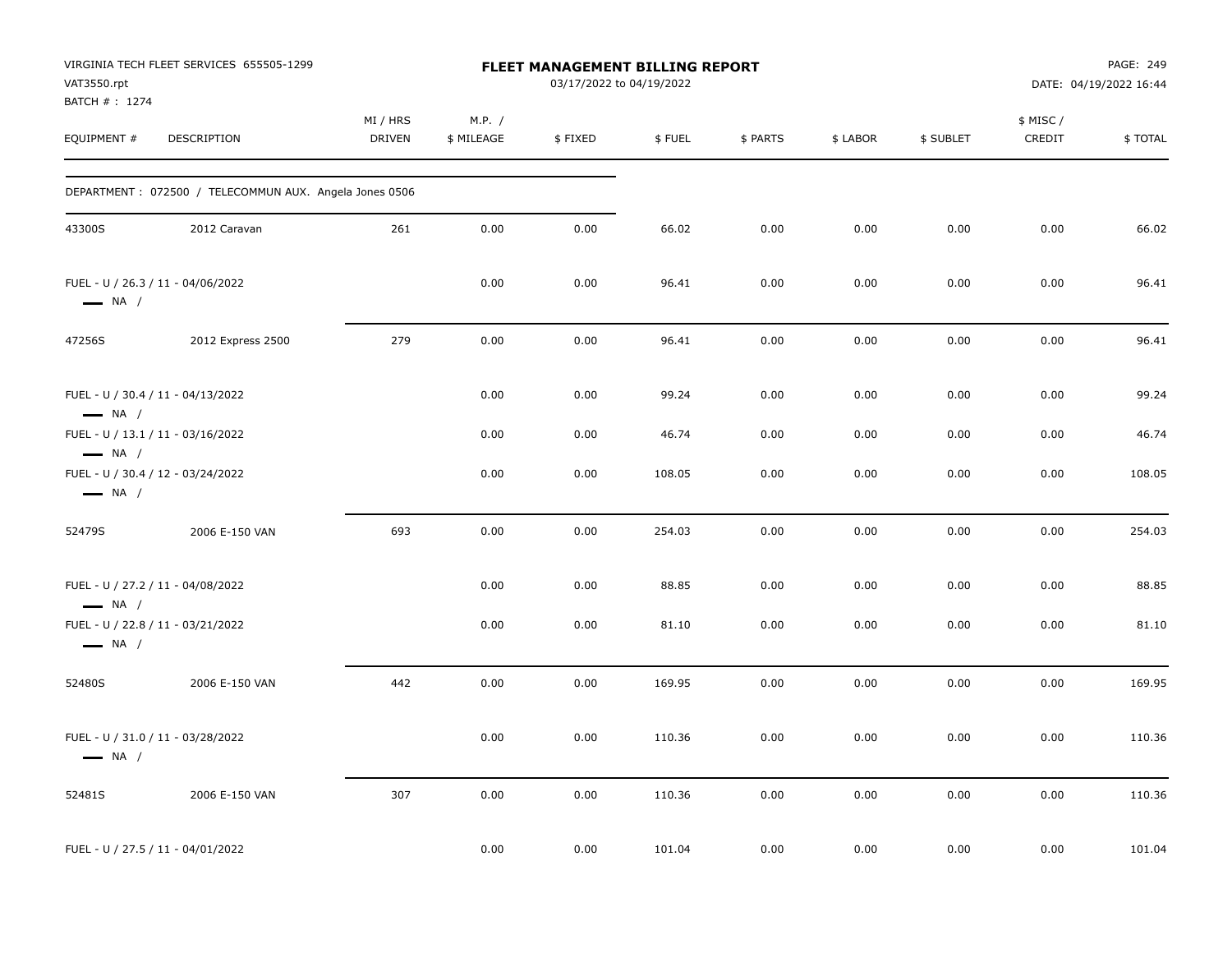VIRGINIA TECH FLEET SERVICES 655505-1299
VAT3550.rpt
BATCH # : 1274

# FLEET MANAGEMENT BILLING REPORT

03/17/2022 to 04/19/2022

DATE: 04/19/2022 16:44

| EQUIPMENT # | DESCRIPTION | MI / HRS DRIVEN | M.P. / $ MILEAGE | $ FIXED | $ FUEL | $ PARTS | $ LABOR | $ SUBLET | $ MISC / CREDIT | $ TOTAL |
|---|---|---|---|---|---|---|---|---|---|---|
| DEPARTMENT : 072500 / TELECOMMUN AUX. Angela Jones 0506 | | | | | | | | | | |
| 43300S | 2012 Caravan | 261 | 0.00 | 0.00 | 66.02 | 0.00 | 0.00 | 0.00 | 0.00 | 66.02 |
| FUEL - U / 26.3 / 11 - 04/06/2022 — NA / | | | 0.00 | 0.00 | 96.41 | 0.00 | 0.00 | 0.00 | 0.00 | 96.41 |
| 47256S | 2012 Express 2500 | 279 | 0.00 | 0.00 | 96.41 | 0.00 | 0.00 | 0.00 | 0.00 | 96.41 |
| FUEL - U / 30.4 / 11 - 04/13/2022 — NA / | | | 0.00 | 0.00 | 99.24 | 0.00 | 0.00 | 0.00 | 0.00 | 99.24 |
| FUEL - U / 13.1 / 11 - 03/16/2022 — NA / | | | 0.00 | 0.00 | 46.74 | 0.00 | 0.00 | 0.00 | 0.00 | 46.74 |
| FUEL - U / 30.4 / 12 - 03/24/2022 — NA / | | | 0.00 | 0.00 | 108.05 | 0.00 | 0.00 | 0.00 | 0.00 | 108.05 |
| 52479S | 2006 E-150 VAN | 693 | 0.00 | 0.00 | 254.03 | 0.00 | 0.00 | 0.00 | 0.00 | 254.03 |
| FUEL - U / 27.2 / 11 - 04/08/2022 — NA / | | | 0.00 | 0.00 | 88.85 | 0.00 | 0.00 | 0.00 | 0.00 | 88.85 |
| FUEL - U / 22.8 / 11 - 03/21/2022 — NA / | | | 0.00 | 0.00 | 81.10 | 0.00 | 0.00 | 0.00 | 0.00 | 81.10 |
| 52480S | 2006 E-150 VAN | 442 | 0.00 | 0.00 | 169.95 | 0.00 | 0.00 | 0.00 | 0.00 | 169.95 |
| FUEL - U / 31.0 / 11 - 03/28/2022 — NA / | | | 0.00 | 0.00 | 110.36 | 0.00 | 0.00 | 0.00 | 0.00 | 110.36 |
| 52481S | 2006 E-150 VAN | 307 | 0.00 | 0.00 | 110.36 | 0.00 | 0.00 | 0.00 | 0.00 | 110.36 |
| FUEL - U / 27.5 / 11 - 04/01/2022 | | | 0.00 | 0.00 | 101.04 | 0.00 | 0.00 | 0.00 | 0.00 | 101.04 |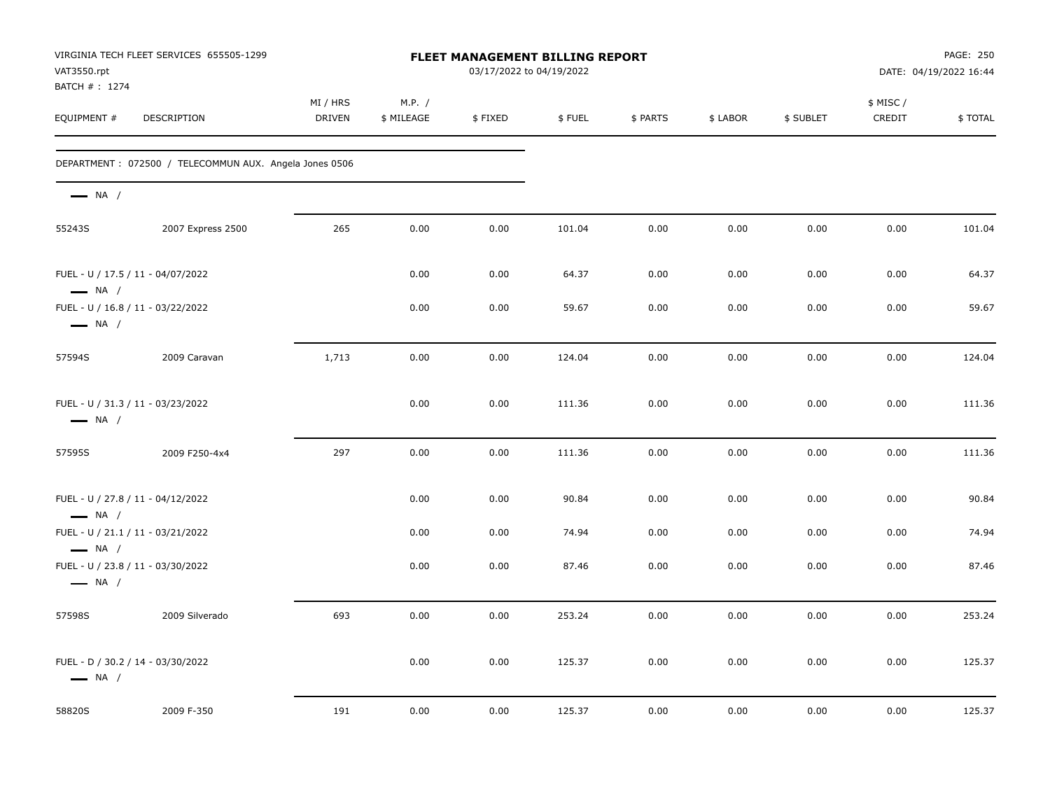VIRGINIA TECH FLEET SERVICES 655505-1299
VAT3550.rpt
BATCH # : 1274

**FLEET MANAGEMENT BILLING REPORT**
03/17/2022 to 04/19/2022

DATE: 04/19/2022 16:44

| EQUIPMENT # | DESCRIPTION | MI / HRS DRIVEN | M.P. / $ MILEAGE | $ FIXED | $ FUEL | $ PARTS | $ LABOR | $ SUBLET | $ MISC / CREDIT | $ TOTAL |
|---|---|---|---|---|---|---|---|---|---|---|
| DEPARTMENT : 072500 / TELECOMMUN AUX. Angela Jones 0506 | | | | | | | | | | |
| NA / | | | | | | | | | | |
| 55243S | 2007 Express 2500 | 265 | 0.00 | 0.00 | 101.04 | 0.00 | 0.00 | 0.00 | 0.00 | 101.04 |
| FUEL - U / 17.5 / 11 - 04/07/2022<br>NA / | | | 0.00 | 0.00 | 64.37 | 0.00 | 0.00 | 0.00 | 0.00 | 64.37 |
| FUEL - U / 16.8 / 11 - 03/22/2022<br>NA / | | | 0.00 | 0.00 | 59.67 | 0.00 | 0.00 | 0.00 | 0.00 | 59.67 |
| 57594S | 2009 Caravan | 1,713 | 0.00 | 0.00 | 124.04 | 0.00 | 0.00 | 0.00 | 0.00 | 124.04 |
| FUEL - U / 31.3 / 11 - 03/23/2022<br>NA / | | | 0.00 | 0.00 | 111.36 | 0.00 | 0.00 | 0.00 | 0.00 | 111.36 |
| 57595S | 2009 F250-4x4 | 297 | 0.00 | 0.00 | 111.36 | 0.00 | 0.00 | 0.00 | 0.00 | 111.36 |
| FUEL - U / 27.8 / 11 - 04/12/2022<br>NA / | | | 0.00 | 0.00 | 90.84 | 0.00 | 0.00 | 0.00 | 0.00 | 90.84 |
| FUEL - U / 21.1 / 11 - 03/21/2022<br>NA / | | | 0.00 | 0.00 | 74.94 | 0.00 | 0.00 | 0.00 | 0.00 | 74.94 |
| FUEL - U / 23.8 / 11 - 03/30/2022<br>NA / | | | 0.00 | 0.00 | 87.46 | 0.00 | 0.00 | 0.00 | 0.00 | 87.46 |
| 57598S | 2009 Silverado | 693 | 0.00 | 0.00 | 253.24 | 0.00 | 0.00 | 0.00 | 0.00 | 253.24 |
| FUEL - D / 30.2 / 14 - 03/30/2022<br>NA / | | | 0.00 | 0.00 | 125.37 | 0.00 | 0.00 | 0.00 | 0.00 | 125.37 |
| 58820S | 2009 F-350 | 191 | 0.00 | 0.00 | 125.37 | 0.00 | 0.00 | 0.00 | 0.00 | 125.37 |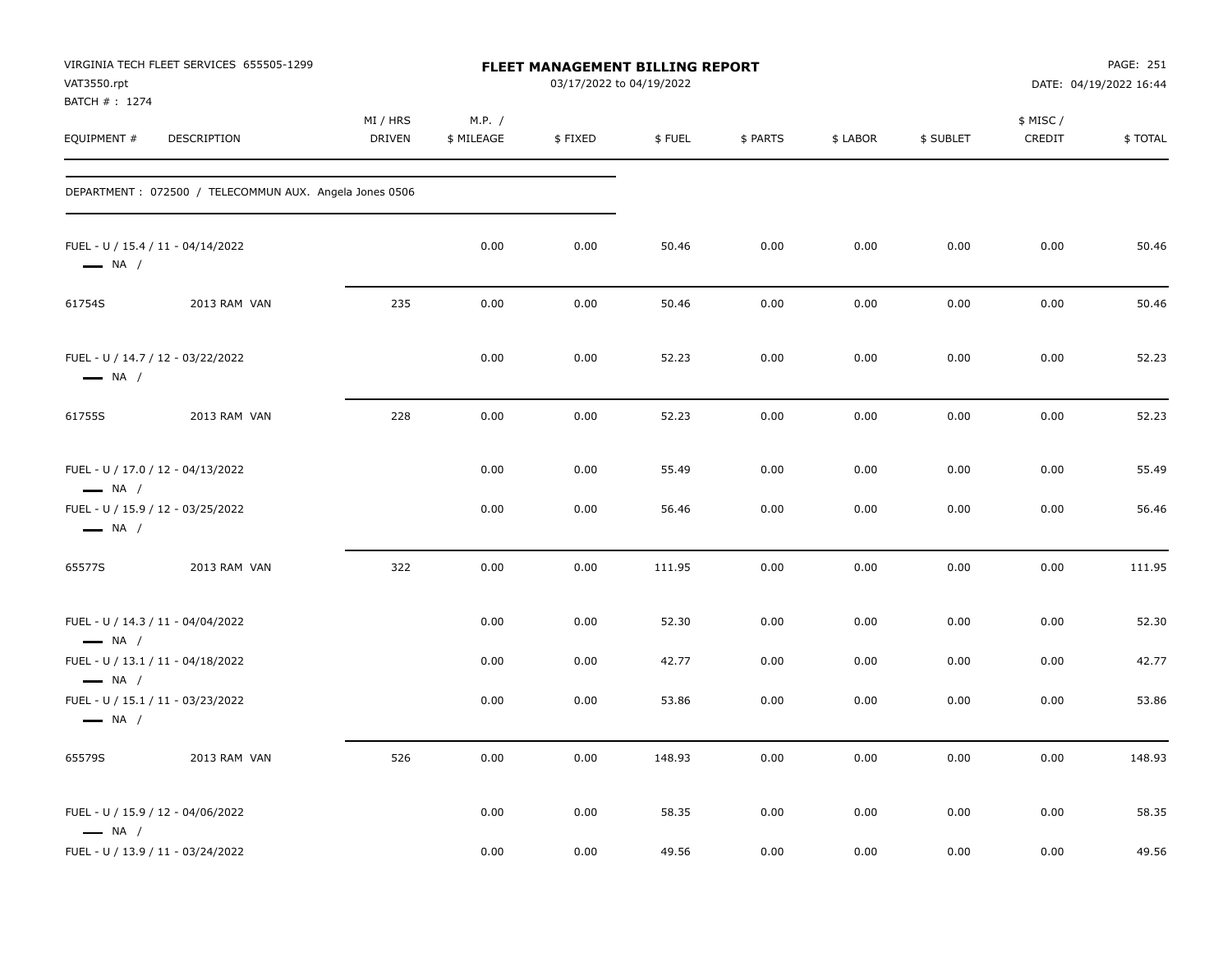VIRGINIA TECH FLEET SERVICES 655505-1299
VAT3550.rpt
BATCH # : 1274

# FLEET MANAGEMENT BILLING REPORT

03/17/2022 to 04/19/2022

DATE: 04/19/2022 16:44

| EQUIPMENT # | DESCRIPTION | MI / HRS DRIVEN | M.P. / $ MILEAGE | $ FIXED | $ FUEL | $ PARTS | $ LABOR | $ SUBLET | $ MISC / CREDIT | $ TOTAL |
|---|---|---|---|---|---|---|---|---|---|---|
| DEPARTMENT : 072500 / TELECOMMUN AUX. Angela Jones 0506 | | | | | | | | | | |
| FUEL - U / 15.4 / 11 - 04/14/2022 — NA / | | | 0.00 | 0.00 | 50.46 | 0.00 | 0.00 | 0.00 | 0.00 | 50.46 |
| 61754S | 2013 RAM VAN | 235 | 0.00 | 0.00 | 50.46 | 0.00 | 0.00 | 0.00 | 0.00 | 50.46 |
| FUEL - U / 14.7 / 12 - 03/22/2022 — NA / | | | 0.00 | 0.00 | 52.23 | 0.00 | 0.00 | 0.00 | 0.00 | 52.23 |
| 61755S | 2013 RAM VAN | 228 | 0.00 | 0.00 | 52.23 | 0.00 | 0.00 | 0.00 | 0.00 | 52.23 |
| FUEL - U / 17.0 / 12 - 04/13/2022 — NA / | | | 0.00 | 0.00 | 55.49 | 0.00 | 0.00 | 0.00 | 0.00 | 55.49 |
| FUEL - U / 15.9 / 12 - 03/25/2022 — NA / | | | 0.00 | 0.00 | 56.46 | 0.00 | 0.00 | 0.00 | 0.00 | 56.46 |
| 65577S | 2013 RAM VAN | 322 | 0.00 | 0.00 | 111.95 | 0.00 | 0.00 | 0.00 | 0.00 | 111.95 |
| FUEL - U / 14.3 / 11 - 04/04/2022 — NA / | | | 0.00 | 0.00 | 52.30 | 0.00 | 0.00 | 0.00 | 0.00 | 52.30 |
| FUEL - U / 13.1 / 11 - 04/18/2022 — NA / | | | 0.00 | 0.00 | 42.77 | 0.00 | 0.00 | 0.00 | 0.00 | 42.77 |
| FUEL - U / 15.1 / 11 - 03/23/2022 — NA / | | | 0.00 | 0.00 | 53.86 | 0.00 | 0.00 | 0.00 | 0.00 | 53.86 |
| 65579S | 2013 RAM VAN | 526 | 0.00 | 0.00 | 148.93 | 0.00 | 0.00 | 0.00 | 0.00 | 148.93 |
| FUEL - U / 15.9 / 12 - 04/06/2022 — NA / | | | 0.00 | 0.00 | 58.35 | 0.00 | 0.00 | 0.00 | 0.00 | 58.35 |
| FUEL - U / 13.9 / 11 - 03/24/2022 | | | 0.00 | 0.00 | 49.56 | 0.00 | 0.00 | 0.00 | 0.00 | 49.56 |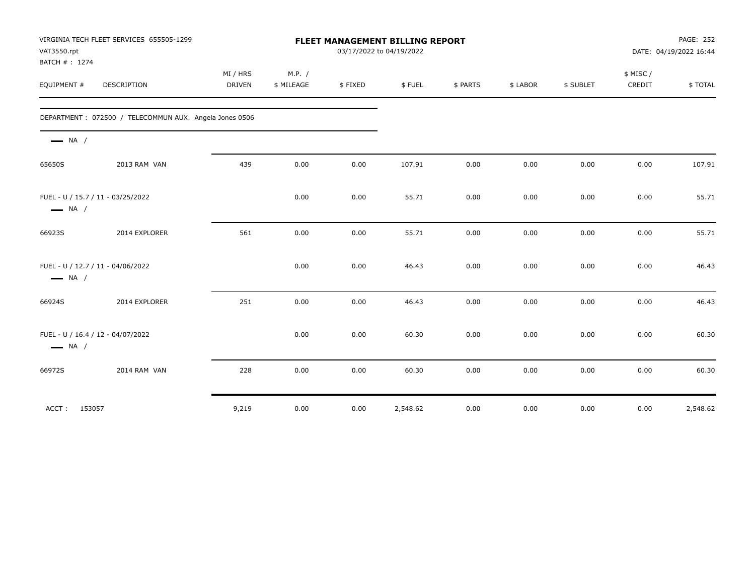VIRGINIA TECH FLEET SERVICES 655505-1299
VAT3550.rpt
BATCH # : 1274

**FLEET MANAGEMENT BILLING REPORT**
03/17/2022 to 04/19/2022

DATE: 04/19/2022 16:44

| EQUIPMENT # | DESCRIPTION | MI / HRS DRIVEN | M.P. / $ MILEAGE | $ FIXED | $ FUEL | $ PARTS | $ LABOR | $ SUBLET | $ MISC / CREDIT | $ TOTAL |
|---|---|---|---|---|---|---|---|---|---|---|
| DEPARTMENT : 072500 / TELECOMMUN AUX. Angela Jones 0506 | | | | | | | | | | |
| — NA / | | | | | | | | | | |
| 65650S | 2013 RAM VAN | 439 | 0.00 | 0.00 | 107.91 | 0.00 | 0.00 | 0.00 | 0.00 | 107.91 |
| FUEL - U / 15.7 / 11 - 03/25/2022 | | | 0.00 | 0.00 | 55.71 | 0.00 | 0.00 | 0.00 | 0.00 | 55.71 |
| — NA / | | | | | | | | | | |
| 66923S | 2014 EXPLORER | 561 | 0.00 | 0.00 | 55.71 | 0.00 | 0.00 | 0.00 | 0.00 | 55.71 |
| FUEL - U / 12.7 / 11 - 04/06/2022 | | | 0.00 | 0.00 | 46.43 | 0.00 | 0.00 | 0.00 | 0.00 | 46.43 |
| — NA / | | | | | | | | | | |
| 66924S | 2014 EXPLORER | 251 | 0.00 | 0.00 | 46.43 | 0.00 | 0.00 | 0.00 | 0.00 | 46.43 |
| FUEL - U / 16.4 / 12 - 04/07/2022 | | | 0.00 | 0.00 | 60.30 | 0.00 | 0.00 | 0.00 | 0.00 | 60.30 |
| — NA / | | | | | | | | | | |
| 66972S | 2014 RAM VAN | 228 | 0.00 | 0.00 | 60.30 | 0.00 | 0.00 | 0.00 | 0.00 | 60.30 |
| ACCT : 153057 | | 9,219 | 0.00 | 0.00 | 2,548.62 | 0.00 | 0.00 | 0.00 | 0.00 | 2,548.62 |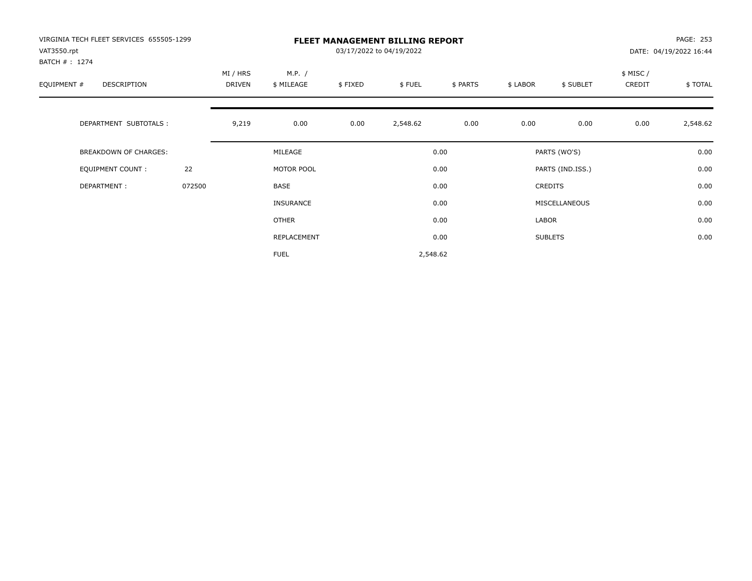VIRGINIA TECH FLEET SERVICES 655505-1299
VAT3550.rpt
BATCH # : 1274

# FLEET MANAGEMENT BILLING REPORT

03/17/2022 to 04/19/2022

PAGE: 253
DATE: 04/19/2022 16:44

| EQUIPMENT # | DESCRIPTION | MI / HRS DRIVEN | M.P. / $ MILEAGE | $ FIXED | $ FUEL | $ PARTS | $ LABOR | $ SUBLET | $ MISC / CREDIT | $ TOTAL |
|---|---|---|---|---|---|---|---|---|---|---|
| | DEPARTMENT SUBTOTALS : | 9,219 | 0.00 | 0.00 | 2,548.62 | 0.00 | 0.00 | 0.00 | 0.00 | 2,548.62 |

| BREAKDOWN OF CHARGES: | | | | | |
|---|---|---|---|---|---|
| EQUIPMENT COUNT : | 22 | MILEAGE | 0.00 | PARTS (WO'S) | 0.00 |
| DEPARTMENT : | 072500 | MOTOR POOL | 0.00 | PARTS (IND.ISS.) | 0.00 |
| | | BASE | 0.00 | CREDITS | 0.00 |
| | | INSURANCE | 0.00 | MISCELLANEOUS | 0.00 |
| | | OTHER | 0.00 | LABOR | 0.00 |
| | | REPLACEMENT | 0.00 | SUBLETS | 0.00 |
| | | FUEL | 2,548.62 | | |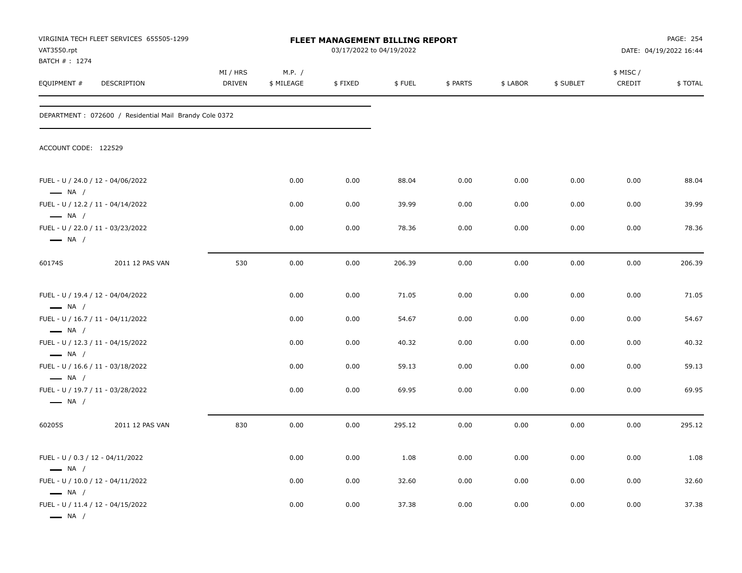VIRGINIA TECH FLEET SERVICES 655505-1299
VAT3550.rpt
BATCH # : 1274

**FLEET MANAGEMENT BILLING REPORT**
03/17/2022 to 04/19/2022

DATE: 04/19/2022 16:44

| EQUIPMENT # | DESCRIPTION | MI / HRS DRIVEN | M.P. / $ MILEAGE | $ FIXED | $ FUEL | $ PARTS | $ LABOR | $ SUBLET | $ MISC / CREDIT | $ TOTAL |
|---|---|---|---|---|---|---|---|---|---|---|
| DEPARTMENT : 072600 / Residential Mail Brandy Cole 0372 | | | | | | | | | | |
| ACCOUNT CODE: 122529 | | | | | | | | | | |
| FUEL - U / 24.0 / 12 - 04/06/2022 NA / | | | 0.00 | 0.00 | 88.04 | 0.00 | 0.00 | 0.00 | 0.00 | 88.04 |
| FUEL - U / 12.2 / 11 - 04/14/2022 NA / | | | 0.00 | 0.00 | 39.99 | 0.00 | 0.00 | 0.00 | 0.00 | 39.99 |
| FUEL - U / 22.0 / 11 - 03/23/2022 NA / | | | 0.00 | 0.00 | 78.36 | 0.00 | 0.00 | 0.00 | 0.00 | 78.36 |
| 60174S | 2011 12 PAS VAN | 530 | 0.00 | 0.00 | 206.39 | 0.00 | 0.00 | 0.00 | 0.00 | 206.39 |
| FUEL - U / 19.4 / 12 - 04/04/2022 NA / | | | 0.00 | 0.00 | 71.05 | 0.00 | 0.00 | 0.00 | 0.00 | 71.05 |
| FUEL - U / 16.7 / 11 - 04/11/2022 NA / | | | 0.00 | 0.00 | 54.67 | 0.00 | 0.00 | 0.00 | 0.00 | 54.67 |
| FUEL - U / 12.3 / 11 - 04/15/2022 NA / | | | 0.00 | 0.00 | 40.32 | 0.00 | 0.00 | 0.00 | 0.00 | 40.32 |
| FUEL - U / 16.6 / 11 - 03/18/2022 NA / | | | 0.00 | 0.00 | 59.13 | 0.00 | 0.00 | 0.00 | 0.00 | 59.13 |
| FUEL - U / 19.7 / 11 - 03/28/2022 NA / | | | 0.00 | 0.00 | 69.95 | 0.00 | 0.00 | 0.00 | 0.00 | 69.95 |
| 60205S | 2011 12 PAS VAN | 830 | 0.00 | 0.00 | 295.12 | 0.00 | 0.00 | 0.00 | 0.00 | 295.12 |
| FUEL - U / 0.3 / 12 - 04/11/2022 NA / | | | 0.00 | 0.00 | 1.08 | 0.00 | 0.00 | 0.00 | 0.00 | 1.08 |
| FUEL - U / 10.0 / 12 - 04/11/2022 NA / | | | 0.00 | 0.00 | 32.60 | 0.00 | 0.00 | 0.00 | 0.00 | 32.60 |
| FUEL - U / 11.4 / 12 - 04/15/2022 NA / | | | 0.00 | 0.00 | 37.38 | 0.00 | 0.00 | 0.00 | 0.00 | 37.38 |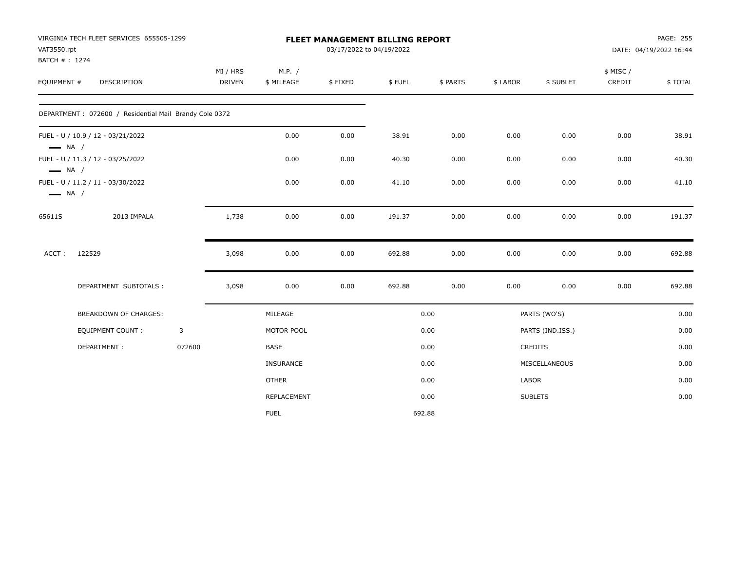VIRGINIA TECH FLEET SERVICES 655505-1299
VAT3550.rpt
BATCH # : 1274

# FLEET MANAGEMENT BILLING REPORT

03/17/2022 to 04/19/2022

PAGE: 255
DATE: 04/19/2022 16:44

| EQUIPMENT # | DESCRIPTION | MI / HRS DRIVEN | M.P. / $ MILEAGE | $ FIXED | $ FUEL | $ PARTS | $ LABOR | $ SUBLET | $ MISC / CREDIT | $ TOTAL |
|---|---|---|---|---|---|---|---|---|---|---|
| DEPARTMENT : 072600 / Residential Mail Brandy Cole 0372 | | | | | | | | | | |
| FUEL - U / 10.9 / 12 - 03/21/2022 — NA / | | | 0.00 | 0.00 | 38.91 | 0.00 | 0.00 | 0.00 | 0.00 | 38.91 |
| FUEL - U / 11.3 / 12 - 03/25/2022 — NA / | | | 0.00 | 0.00 | 40.30 | 0.00 | 0.00 | 0.00 | 0.00 | 40.30 |
| FUEL - U / 11.2 / 11 - 03/30/2022 — NA / | | | 0.00 | 0.00 | 41.10 | 0.00 | 0.00 | 0.00 | 0.00 | 41.10 |
| 65611S | 2013 IMPALA | 1,738 | 0.00 | 0.00 | 191.37 | 0.00 | 0.00 | 0.00 | 0.00 | 191.37 |
| ACCT : | 122529 | 3,098 | 0.00 | 0.00 | 692.88 | 0.00 | 0.00 | 0.00 | 0.00 | 692.88 |
| | DEPARTMENT SUBTOTALS : | 3,098 | 0.00 | 0.00 | 692.88 | 0.00 | 0.00 | 0.00 | 0.00 | 692.88 |

| | | | | | |
|---|---|---|---|---|---|
| BREAKDOWN OF CHARGES: | | MILEAGE | 0.00 | PARTS (WO'S) | 0.00 |
| EQUIPMENT COUNT : | 3 | MOTOR POOL | 0.00 | PARTS (IND.ISS.) | 0.00 |
| DEPARTMENT : | 072600 | BASE | 0.00 | CREDITS | 0.00 |
| | | INSURANCE | 0.00 | MISCELLANEOUS | 0.00 |
| | | OTHER | 0.00 | LABOR | 0.00 |
| | | REPLACEMENT | 0.00 | SUBLETS | 0.00 |
| | | FUEL | 692.88 | | |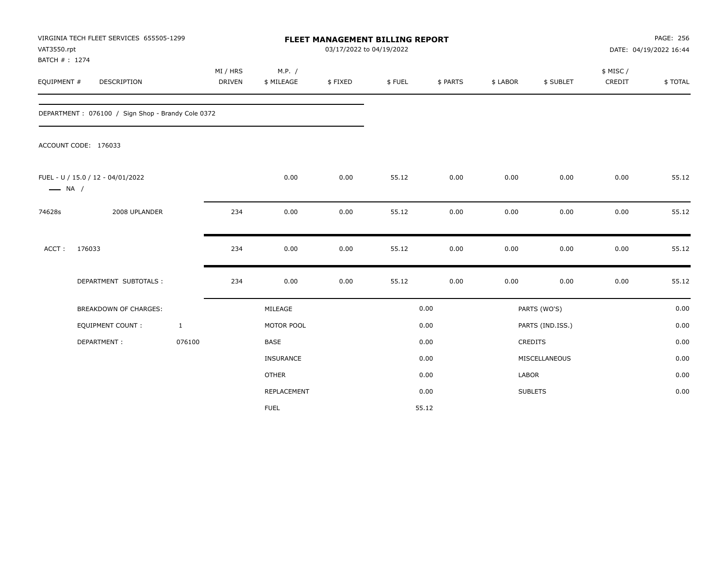VIRGINIA TECH FLEET SERVICES 655505-1299
VAT3550.rpt
BATCH # : 1274

**FLEET MANAGEMENT BILLING REPORT**
03/17/2022 to 04/19/2022

DATE: 04/19/2022 16:44

| EQUIPMENT # | DESCRIPTION | MI / HRS DRIVEN | M.P. / $ MILEAGE | $ FIXED | $ FUEL | $ PARTS | $ LABOR | $ SUBLET | $ MISC / CREDIT | $ TOTAL |
|---|---|---|---|---|---|---|---|---|---|---|
| DEPARTMENT : 076100 / Sign Shop - Brandy Cole 0372 | | | | | | | | | | |
| ACCOUNT CODE: 176033 | | | | | | | | | | |
| FUEL - U / 15.0 / 12 - 04/01/2022 — NA / | | | 0.00 | 0.00 | 55.12 | 0.00 | 0.00 | 0.00 | 0.00 | 55.12 |
| 74628s | 2008 UPLANDER | 234 | 0.00 | 0.00 | 55.12 | 0.00 | 0.00 | 0.00 | 0.00 | 55.12 |
| ACCT : 176033 | | 234 | 0.00 | 0.00 | 55.12 | 0.00 | 0.00 | 0.00 | 0.00 | 55.12 |
| DEPARTMENT SUBTOTALS : | | 234 | 0.00 | 0.00 | 55.12 | 0.00 | 0.00 | 0.00 | 0.00 | 55.12 |

| | | | | | |
|---|---|---|---|---|---|
| BREAKDOWN OF CHARGES: | | MILEAGE | 0.00 | PARTS (WO'S) | 0.00 |
| EQUIPMENT COUNT : | 1 | MOTOR POOL | 0.00 | PARTS (IND.ISS.) | 0.00 |
| DEPARTMENT : | 076100 | BASE | 0.00 | CREDITS | 0.00 |
| | | INSURANCE | 0.00 | MISCELLANEOUS | 0.00 |
| | | OTHER | 0.00 | LABOR | 0.00 |
| | | REPLACEMENT | 0.00 | SUBLETS | 0.00 |
| | | FUEL | 55.12 | | |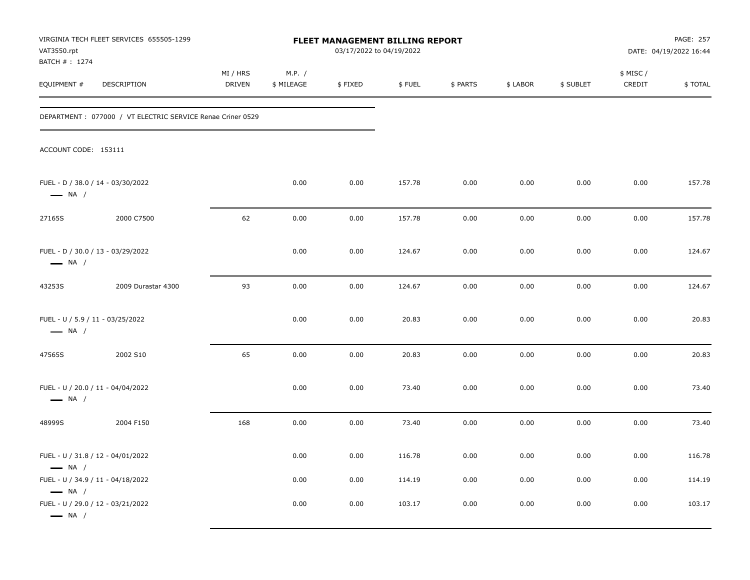VIRGINIA TECH FLEET SERVICES 655505-1299
VAT3550.rpt
BATCH # : 1274

**FLEET MANAGEMENT BILLING REPORT**
03/17/2022 to 04/19/2022

DATE: 04/19/2022 16:44

| EQUIPMENT # | DESCRIPTION | MI / HRS DRIVEN | M.P. / $ MILEAGE | $ FIXED | $ FUEL | $ PARTS | $ LABOR | $ SUBLET | $ MISC / CREDIT | $ TOTAL |
|---|---|---|---|---|---|---|---|---|---|---|
| DEPARTMENT : 077000 / VT ELECTRIC SERVICE Renae Criner 0529 | | | | | | | | | | |
| ACCOUNT CODE: 153111 | | | | | | | | | | |
| FUEL - D / 38.0 / 14 - 03/30/2022 — NA / | | | 0.00 | 0.00 | 157.78 | 0.00 | 0.00 | 0.00 | 0.00 | 157.78 |
| 27165S | 2000 C7500 | 62 | 0.00 | 0.00 | 157.78 | 0.00 | 0.00 | 0.00 | 0.00 | 157.78 |
| FUEL - D / 30.0 / 13 - 03/29/2022 — NA / | | | 0.00 | 0.00 | 124.67 | 0.00 | 0.00 | 0.00 | 0.00 | 124.67 |
| 43253S | 2009 Durastar 4300 | 93 | 0.00 | 0.00 | 124.67 | 0.00 | 0.00 | 0.00 | 0.00 | 124.67 |
| FUEL - U / 5.9 / 11 - 03/25/2022 — NA / | | | 0.00 | 0.00 | 20.83 | 0.00 | 0.00 | 0.00 | 0.00 | 20.83 |
| 47565S | 2002 S10 | 65 | 0.00 | 0.00 | 20.83 | 0.00 | 0.00 | 0.00 | 0.00 | 20.83 |
| FUEL - U / 20.0 / 11 - 04/04/2022 — NA / | | | 0.00 | 0.00 | 73.40 | 0.00 | 0.00 | 0.00 | 0.00 | 73.40 |
| 48999S | 2004 F150 | 168 | 0.00 | 0.00 | 73.40 | 0.00 | 0.00 | 0.00 | 0.00 | 73.40 |
| FUEL - U / 31.8 / 12 - 04/01/2022 — NA / | | | 0.00 | 0.00 | 116.78 | 0.00 | 0.00 | 0.00 | 0.00 | 116.78 |
| FUEL - U / 34.9 / 11 - 04/18/2022 — NA / | | | 0.00 | 0.00 | 114.19 | 0.00 | 0.00 | 0.00 | 0.00 | 114.19 |
| FUEL - U / 29.0 / 12 - 03/21/2022 — NA / | | | 0.00 | 0.00 | 103.17 | 0.00 | 0.00 | 0.00 | 0.00 | 103.17 |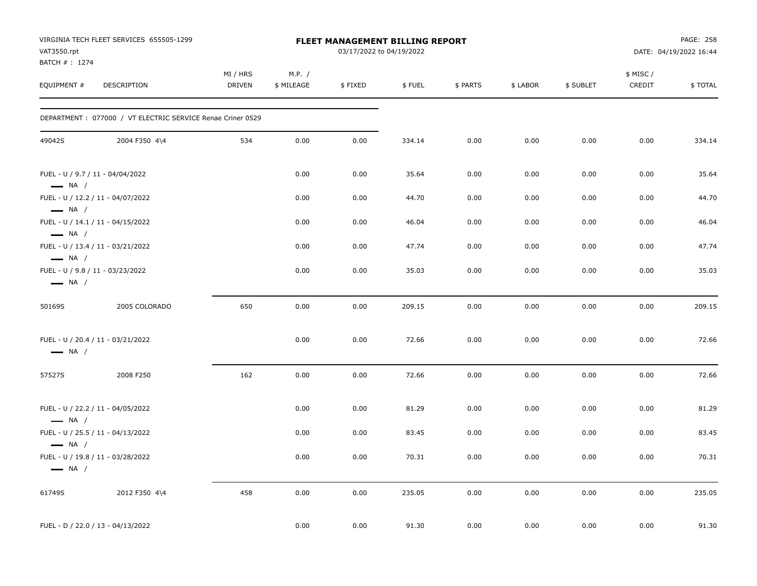VIRGINIA TECH FLEET SERVICES 655505-1299
VAT3550.rpt
BATCH # : 1274

**FLEET MANAGEMENT BILLING REPORT**
03/17/2022 to 04/19/2022

DATE: 04/19/2022 16:44

| EQUIPMENT # | DESCRIPTION | MI / HRS DRIVEN | M.P. / $ MILEAGE | $ FIXED | $ FUEL | $ PARTS | $ LABOR | $ SUBLET | $ MISC / CREDIT | $ TOTAL |
|---|---|---|---|---|---|---|---|---|---|---|
| DEPARTMENT : 077000 / VT ELECTRIC SERVICE Renae Criner 0529 | | | | | | | | | | |
| 49042S | 2004 F350 4\4 | 534 | 0.00 | 0.00 | 334.14 | 0.00 | 0.00 | 0.00 | 0.00 | 334.14 |
| FUEL - U / 9.7 / 11 - 04/04/2022 NA / | | | 0.00 | 0.00 | 35.64 | 0.00 | 0.00 | 0.00 | 0.00 | 35.64 |
| FUEL - U / 12.2 / 11 - 04/07/2022 NA / | | | 0.00 | 0.00 | 44.70 | 0.00 | 0.00 | 0.00 | 0.00 | 44.70 |
| FUEL - U / 14.1 / 11 - 04/15/2022 NA / | | | 0.00 | 0.00 | 46.04 | 0.00 | 0.00 | 0.00 | 0.00 | 46.04 |
| FUEL - U / 13.4 / 11 - 03/21/2022 NA / | | | 0.00 | 0.00 | 47.74 | 0.00 | 0.00 | 0.00 | 0.00 | 47.74 |
| FUEL - U / 9.8 / 11 - 03/23/2022 NA / | | | 0.00 | 0.00 | 35.03 | 0.00 | 0.00 | 0.00 | 0.00 | 35.03 |
| 50169S | 2005 COLORADO | 650 | 0.00 | 0.00 | 209.15 | 0.00 | 0.00 | 0.00 | 0.00 | 209.15 |
| FUEL - U / 20.4 / 11 - 03/21/2022 NA / | | | 0.00 | 0.00 | 72.66 | 0.00 | 0.00 | 0.00 | 0.00 | 72.66 |
| 57527S | 2008 F250 | 162 | 0.00 | 0.00 | 72.66 | 0.00 | 0.00 | 0.00 | 0.00 | 72.66 |
| FUEL - U / 22.2 / 11 - 04/05/2022 NA / | | | 0.00 | 0.00 | 81.29 | 0.00 | 0.00 | 0.00 | 0.00 | 81.29 |
| FUEL - U / 25.5 / 11 - 04/13/2022 NA / | | | 0.00 | 0.00 | 83.45 | 0.00 | 0.00 | 0.00 | 0.00 | 83.45 |
| FUEL - U / 19.8 / 11 - 03/28/2022 NA / | | | 0.00 | 0.00 | 70.31 | 0.00 | 0.00 | 0.00 | 0.00 | 70.31 |
| 61749S | 2012 F350 4\4 | 458 | 0.00 | 0.00 | 235.05 | 0.00 | 0.00 | 0.00 | 0.00 | 235.05 |
| FUEL - D / 22.0 / 13 - 04/13/2022 | | | 0.00 | 0.00 | 91.30 | 0.00 | 0.00 | 0.00 | 0.00 | 91.30 |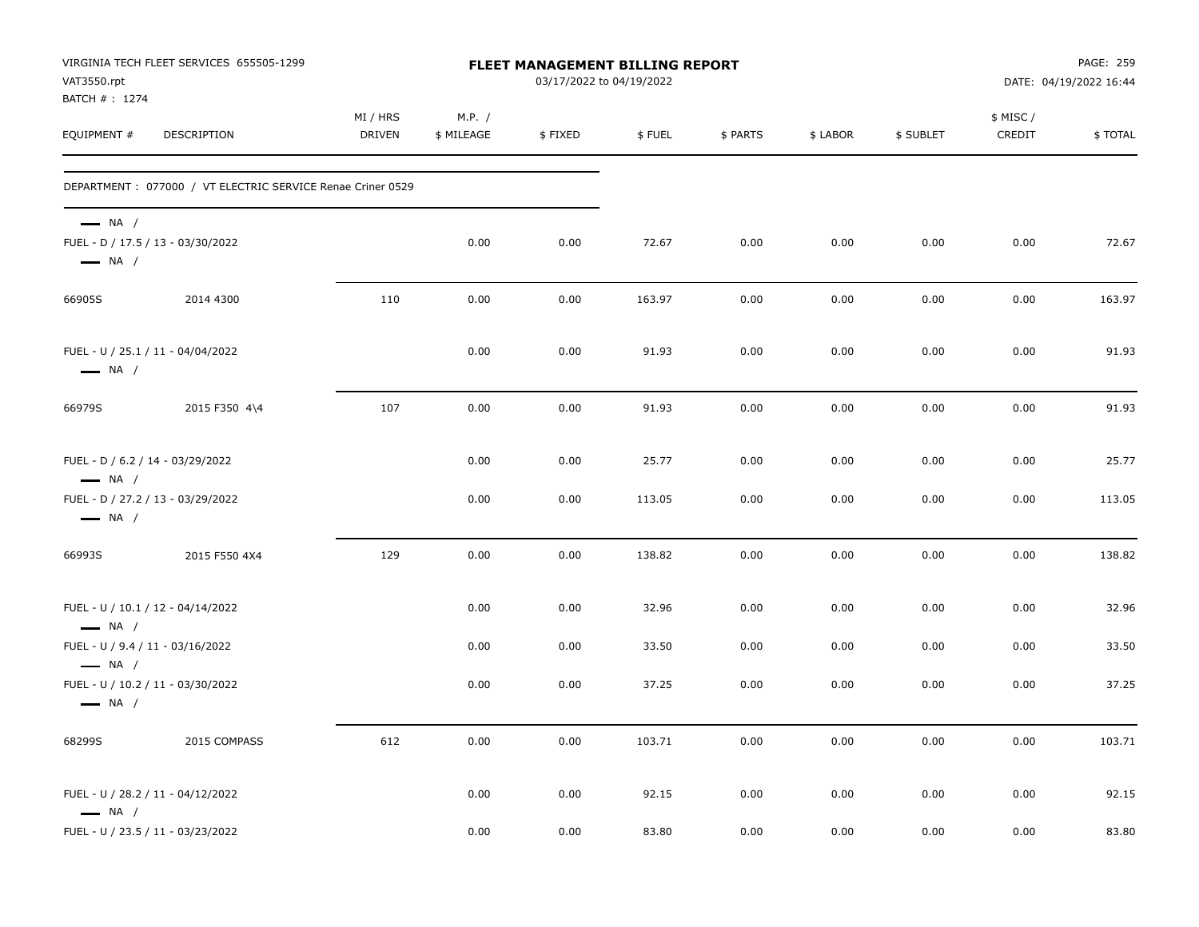VIRGINIA TECH FLEET SERVICES 655505-1299
VAT3550.rpt
BATCH # : 1274

**FLEET MANAGEMENT BILLING REPORT**
03/17/2022 to 04/19/2022

DATE: 04/19/2022 16:44

| EQUIPMENT # | DESCRIPTION | MI / HRS DRIVEN | M.P. / $ MILEAGE | $ FIXED | $ FUEL | $ PARTS | $ LABOR | $ SUBLET | $ MISC / CREDIT | $ TOTAL |
|---|---|---|---|---|---|---|---|---|---|---|
| DEPARTMENT : 077000 / VT ELECTRIC SERVICE Renae Criner 0529 | | | | | | | | | | |
| — NA / | | | | | | | | | | |
| FUEL - D / 17.5 / 13 - 03/30/2022 | | | 0.00 | 0.00 | 72.67 | 0.00 | 0.00 | 0.00 | 0.00 | 72.67 |
| — NA / | | | | | | | | | | |
| 66905S | 2014 4300 | 110 | 0.00 | 0.00 | 163.97 | 0.00 | 0.00 | 0.00 | 0.00 | 163.97 |
| FUEL - U / 25.1 / 11 - 04/04/2022 | | | 0.00 | 0.00 | 91.93 | 0.00 | 0.00 | 0.00 | 0.00 | 91.93 |
| — NA / | | | | | | | | | | |
| 66979S | 2015 F350 4\4 | 107 | 0.00 | 0.00 | 91.93 | 0.00 | 0.00 | 0.00 | 0.00 | 91.93 |
| FUEL - D / 6.2 / 14 - 03/29/2022 | | | 0.00 | 0.00 | 25.77 | 0.00 | 0.00 | 0.00 | 0.00 | 25.77 |
| — NA / | | | | | | | | | | |
| FUEL - D / 27.2 / 13 - 03/29/2022 | | | 0.00 | 0.00 | 113.05 | 0.00 | 0.00 | 0.00 | 0.00 | 113.05 |
| — NA / | | | | | | | | | | |
| 66993S | 2015 F550 4X4 | 129 | 0.00 | 0.00 | 138.82 | 0.00 | 0.00 | 0.00 | 0.00 | 138.82 |
| FUEL - U / 10.1 / 12 - 04/14/2022 | | | 0.00 | 0.00 | 32.96 | 0.00 | 0.00 | 0.00 | 0.00 | 32.96 |
| — NA / | | | | | | | | | | |
| FUEL - U / 9.4 / 11 - 03/16/2022 | | | 0.00 | 0.00 | 33.50 | 0.00 | 0.00 | 0.00 | 0.00 | 33.50 |
| — NA / | | | | | | | | | | |
| FUEL - U / 10.2 / 11 - 03/30/2022 | | | 0.00 | 0.00 | 37.25 | 0.00 | 0.00 | 0.00 | 0.00 | 37.25 |
| — NA / | | | | | | | | | | |
| 68299S | 2015 COMPASS | 612 | 0.00 | 0.00 | 103.71 | 0.00 | 0.00 | 0.00 | 0.00 | 103.71 |
| FUEL - U / 28.2 / 11 - 04/12/2022 | | | 0.00 | 0.00 | 92.15 | 0.00 | 0.00 | 0.00 | 0.00 | 92.15 |
| — NA / | | | | | | | | | | |
| FUEL - U / 23.5 / 11 - 03/23/2022 | | | 0.00 | 0.00 | 83.80 | 0.00 | 0.00 | 0.00 | 0.00 | 83.80 |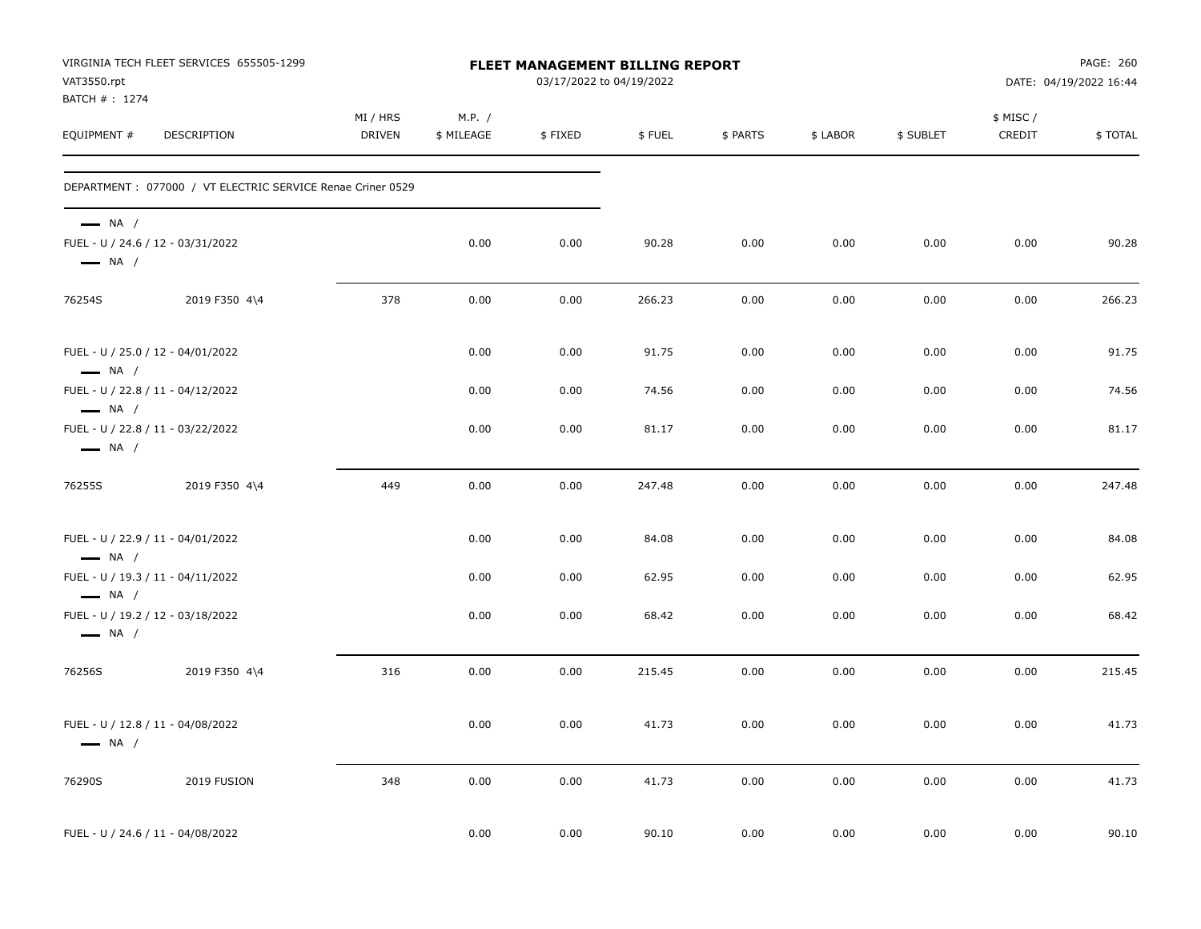VIRGINIA TECH FLEET SERVICES 655505-1299
VAT3550.rpt
BATCH # : 1274

**FLEET MANAGEMENT BILLING REPORT**
03/17/2022 to 04/19/2022

DATE: 04/19/2022 16:44

| EQUIPMENT # | DESCRIPTION | MI / HRS DRIVEN | M.P. / $ MILEAGE | $ FIXED | $ FUEL | $ PARTS | $ LABOR | $ SUBLET | $ MISC / CREDIT | $ TOTAL |
|---|---|---|---|---|---|---|---|---|---|---|
| DEPARTMENT : 077000 / VT ELECTRIC SERVICE Renae Criner 0529 | | | | | | | | | | |
| — NA / | | | | | | | | | | |
| FUEL - U / 24.6 / 12 - 03/31/2022 | | | 0.00 | 0.00 | 90.28 | 0.00 | 0.00 | 0.00 | 0.00 | 90.28 |
| — NA / | | | | | | | | | | |
| 76254S | 2019 F350 4\4 | 378 | 0.00 | 0.00 | 266.23 | 0.00 | 0.00 | 0.00 | 0.00 | 266.23 |
| FUEL - U / 25.0 / 12 - 04/01/2022 | | | 0.00 | 0.00 | 91.75 | 0.00 | 0.00 | 0.00 | 0.00 | 91.75 |
| — NA / | | | | | | | | | | |
| FUEL - U / 22.8 / 11 - 04/12/2022 | | | 0.00 | 0.00 | 74.56 | 0.00 | 0.00 | 0.00 | 0.00 | 74.56 |
| — NA / | | | | | | | | | | |
| FUEL - U / 22.8 / 11 - 03/22/2022 | | | 0.00 | 0.00 | 81.17 | 0.00 | 0.00 | 0.00 | 0.00 | 81.17 |
| — NA / | | | | | | | | | | |
| 76255S | 2019 F350 4\4 | 449 | 0.00 | 0.00 | 247.48 | 0.00 | 0.00 | 0.00 | 0.00 | 247.48 |
| FUEL - U / 22.9 / 11 - 04/01/2022 | | | 0.00 | 0.00 | 84.08 | 0.00 | 0.00 | 0.00 | 0.00 | 84.08 |
| — NA / | | | | | | | | | | |
| FUEL - U / 19.3 / 11 - 04/11/2022 | | | 0.00 | 0.00 | 62.95 | 0.00 | 0.00 | 0.00 | 0.00 | 62.95 |
| — NA / | | | | | | | | | | |
| FUEL - U / 19.2 / 12 - 03/18/2022 | | | 0.00 | 0.00 | 68.42 | 0.00 | 0.00 | 0.00 | 0.00 | 68.42 |
| — NA / | | | | | | | | | | |
| 76256S | 2019 F350 4\4 | 316 | 0.00 | 0.00 | 215.45 | 0.00 | 0.00 | 0.00 | 0.00 | 215.45 |
| FUEL - U / 12.8 / 11 - 04/08/2022 | | | 0.00 | 0.00 | 41.73 | 0.00 | 0.00 | 0.00 | 0.00 | 41.73 |
| — NA / | | | | | | | | | | |
| 76290S | 2019 FUSION | 348 | 0.00 | 0.00 | 41.73 | 0.00 | 0.00 | 0.00 | 0.00 | 41.73 |
| FUEL - U / 24.6 / 11 - 04/08/2022 | | | 0.00 | 0.00 | 90.10 | 0.00 | 0.00 | 0.00 | 0.00 | 90.10 |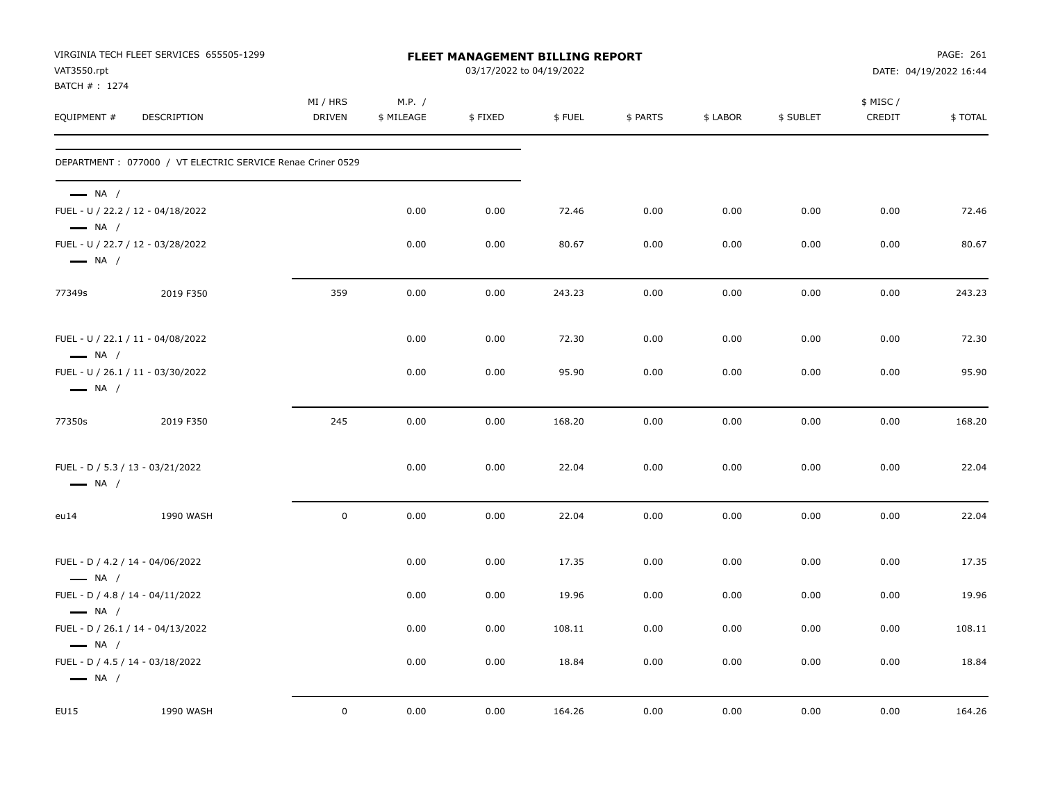VIRGINIA TECH FLEET SERVICES 655505-1299
VAT3550.rpt
BATCH # : 1274

**FLEET MANAGEMENT BILLING REPORT**
03/17/2022 to 04/19/2022

DATE: 04/19/2022 16:44

| EQUIPMENT # | DESCRIPTION | MI / HRS DRIVEN | M.P. / $ MILEAGE | $ FIXED | $ FUEL | $ PARTS | $ LABOR | $ SUBLET | $ MISC / CREDIT | $ TOTAL |
|---|---|---|---|---|---|---|---|---|---|---|
| DEPARTMENT : 077000 / VT ELECTRIC SERVICE Renae Criner 0529 | | | | | | | | | | |
| — NA / | | | | | | | | | | |
| FUEL - U / 22.2 / 12 - 04/18/2022 | | | 0.00 | 0.00 | 72.46 | 0.00 | 0.00 | 0.00 | 0.00 | 72.46 |
| — NA / | | | | | | | | | | |
| FUEL - U / 22.7 / 12 - 03/28/2022 | | | 0.00 | 0.00 | 80.67 | 0.00 | 0.00 | 0.00 | 0.00 | 80.67 |
| — NA / | | | | | | | | | | |
| 77349s | 2019 F350 | 359 | 0.00 | 0.00 | 243.23 | 0.00 | 0.00 | 0.00 | 0.00 | 243.23 |
| FUEL - U / 22.1 / 11 - 04/08/2022 | | | 0.00 | 0.00 | 72.30 | 0.00 | 0.00 | 0.00 | 0.00 | 72.30 |
| — NA / | | | | | | | | | | |
| FUEL - U / 26.1 / 11 - 03/30/2022 | | | 0.00 | 0.00 | 95.90 | 0.00 | 0.00 | 0.00 | 0.00 | 95.90 |
| — NA / | | | | | | | | | | |
| 77350s | 2019 F350 | 245 | 0.00 | 0.00 | 168.20 | 0.00 | 0.00 | 0.00 | 0.00 | 168.20 |
| FUEL - D / 5.3 / 13 - 03/21/2022 | | | 0.00 | 0.00 | 22.04 | 0.00 | 0.00 | 0.00 | 0.00 | 22.04 |
| — NA / | | | | | | | | | | |
| eu14 | 1990 WASH | 0 | 0.00 | 0.00 | 22.04 | 0.00 | 0.00 | 0.00 | 0.00 | 22.04 |
| FUEL - D / 4.2 / 14 - 04/06/2022 | | | 0.00 | 0.00 | 17.35 | 0.00 | 0.00 | 0.00 | 0.00 | 17.35 |
| — NA / | | | | | | | | | | |
| FUEL - D / 4.8 / 14 - 04/11/2022 | | | 0.00 | 0.00 | 19.96 | 0.00 | 0.00 | 0.00 | 0.00 | 19.96 |
| — NA / | | | | | | | | | | |
| FUEL - D / 26.1 / 14 - 04/13/2022 | | | 0.00 | 0.00 | 108.11 | 0.00 | 0.00 | 0.00 | 0.00 | 108.11 |
| — NA / | | | | | | | | | | |
| FUEL - D / 4.5 / 14 - 03/18/2022 | | | 0.00 | 0.00 | 18.84 | 0.00 | 0.00 | 0.00 | 0.00 | 18.84 |
| — NA / | | | | | | | | | | |
| EU15 | 1990 WASH | 0 | 0.00 | 0.00 | 164.26 | 0.00 | 0.00 | 0.00 | 0.00 | 164.26 |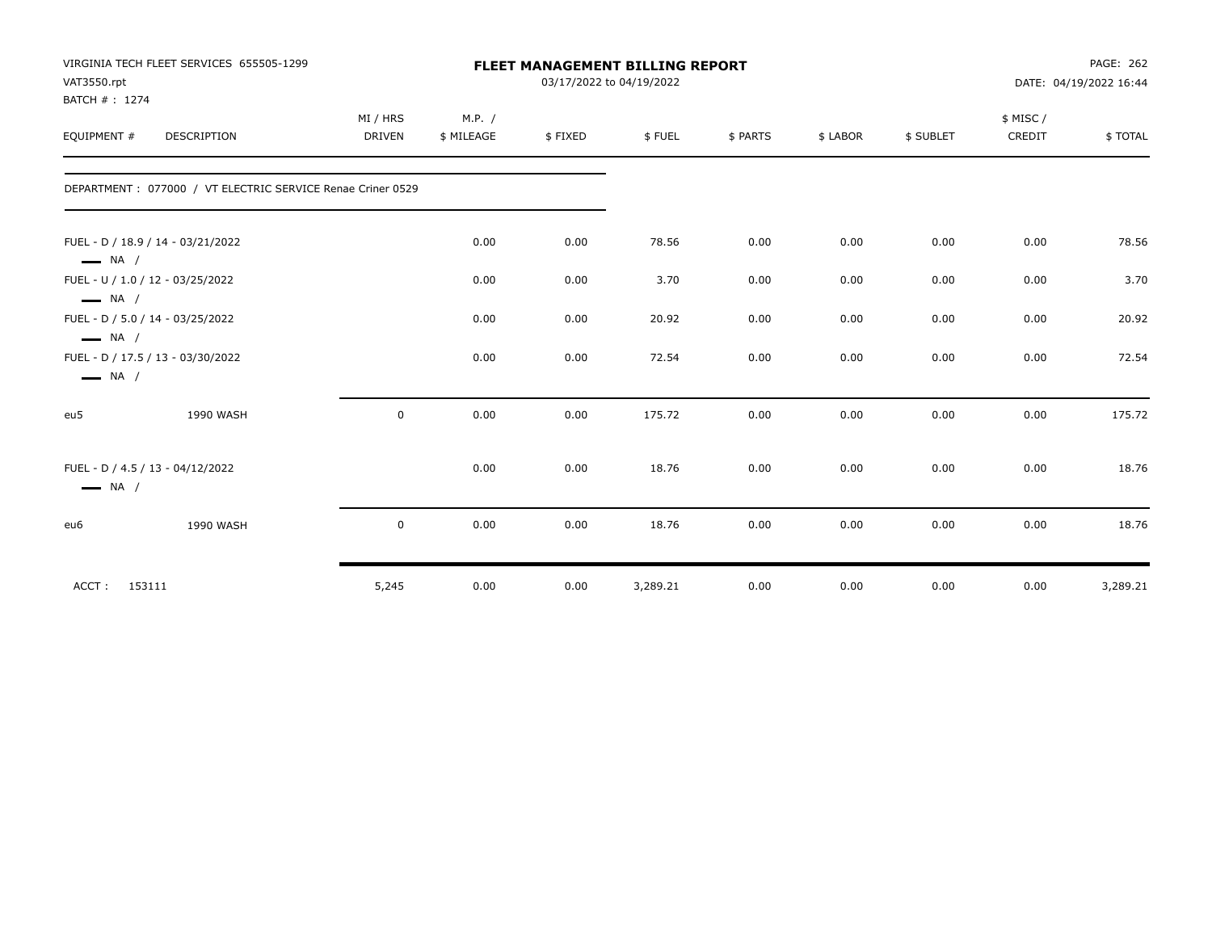VIRGINIA TECH FLEET SERVICES 655505-1299
VAT3550.rpt
BATCH # : 1274

# FLEET MANAGEMENT BILLING REPORT

03/17/2022 to 04/19/2022

DATE: 04/19/2022 16:44

| EQUIPMENT # | DESCRIPTION | MI / HRS DRIVEN | M.P. / $ MILEAGE | $ FIXED | $ FUEL | $ PARTS | $ LABOR | $ SUBLET | $ MISC / CREDIT | $ TOTAL |
|---|---|---|---|---|---|---|---|---|---|---|
| DEPARTMENT : 077000 / VT ELECTRIC SERVICE Renae Criner 0529 | | | | | | | | | | |
| FUEL - D / 18.9 / 14 - 03/21/2022 — NA / | | | 0.00 | 0.00 | 78.56 | 0.00 | 0.00 | 0.00 | 0.00 | 78.56 |
| FUEL - U / 1.0 / 12 - 03/25/2022 — NA / | | | 0.00 | 0.00 | 3.70 | 0.00 | 0.00 | 0.00 | 0.00 | 3.70 |
| FUEL - D / 5.0 / 14 - 03/25/2022 — NA / | | | 0.00 | 0.00 | 20.92 | 0.00 | 0.00 | 0.00 | 0.00 | 20.92 |
| FUEL - D / 17.5 / 13 - 03/30/2022 — NA / | | | 0.00 | 0.00 | 72.54 | 0.00 | 0.00 | 0.00 | 0.00 | 72.54 |
| eu5 | 1990 WASH | 0 | 0.00 | 0.00 | 175.72 | 0.00 | 0.00 | 0.00 | 0.00 | 175.72 |
| FUEL - D / 4.5 / 13 - 04/12/2022 — NA / | | | 0.00 | 0.00 | 18.76 | 0.00 | 0.00 | 0.00 | 0.00 | 18.76 |
| eu6 | 1990 WASH | 0 | 0.00 | 0.00 | 18.76 | 0.00 | 0.00 | 0.00 | 0.00 | 18.76 |
| ACCT : 153111 | | 5,245 | 0.00 | 0.00 | 3,289.21 | 0.00 | 0.00 | 0.00 | 0.00 | 3,289.21 |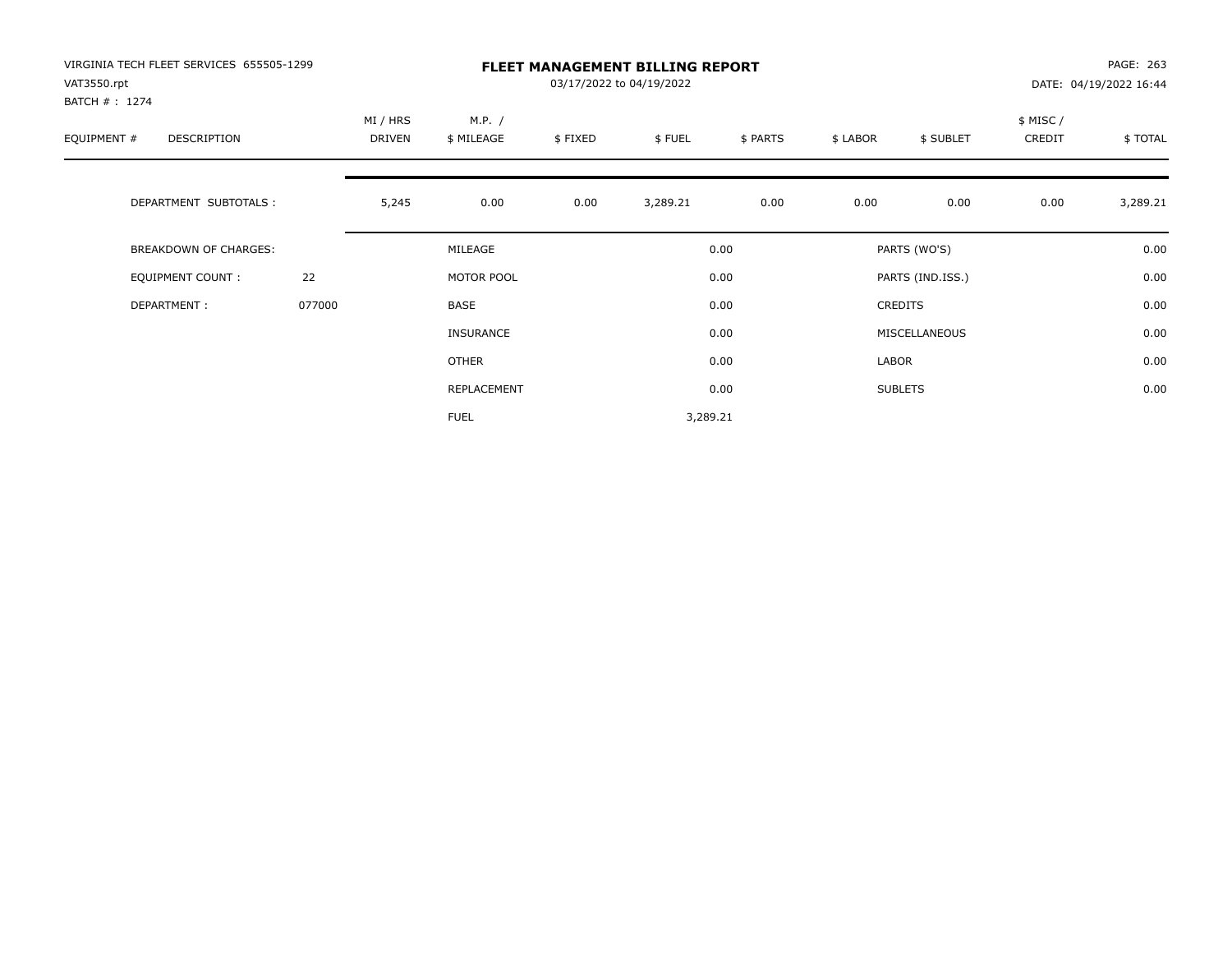VIRGINIA TECH FLEET SERVICES 655505-1299
VAT3550.rpt
BATCH # : 1274

# FLEET MANAGEMENT BILLING REPORT

03/17/2022 to 04/19/2022

DATE: 04/19/2022 16:44

| EQUIPMENT # | DESCRIPTION | MI / HRS DRIVEN | M.P. / $ MILEAGE | $ FIXED | $ FUEL | $ PARTS | $ LABOR | $ SUBLET | $ MISC / CREDIT | $ TOTAL |
|---|---|---|---|---|---|---|---|---|---|---|
| | DEPARTMENT SUBTOTALS : | 5,245 | 0.00 | 0.00 | 3,289.21 | 0.00 | 0.00 | 0.00 | 0.00 | 3,289.21 |

| | | | | | |
|---|---|---|---|---|---|
| BREAKDOWN OF CHARGES: | | MILEAGE | 0.00 | PARTS (WO'S) | 0.00 |
| EQUIPMENT COUNT : | 22 | MOTOR POOL | 0.00 | PARTS (IND.ISS.) | 0.00 |
| DEPARTMENT : | 077000 | BASE | 0.00 | CREDITS | 0.00 |
| | | INSURANCE | 0.00 | MISCELLANEOUS | 0.00 |
| | | OTHER | 0.00 | LABOR | 0.00 |
| | | REPLACEMENT | 0.00 | SUBLETS | 0.00 |
| | | FUEL | 3,289.21 | | |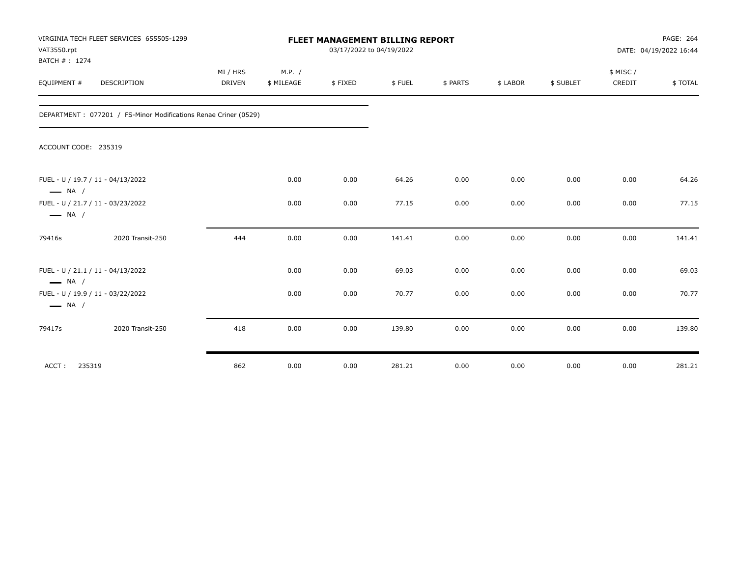VIRGINIA TECH FLEET SERVICES 655505-1299
VAT3550.rpt
BATCH # : 1274

**FLEET MANAGEMENT BILLING REPORT**
03/17/2022 to 04/19/2022

DATE: 04/19/2022 16:44

| EQUIPMENT # | DESCRIPTION | MI / HRS DRIVEN | M.P. / $ MILEAGE | $ FIXED | $ FUEL | $ PARTS | $ LABOR | $ SUBLET | $ MISC / CREDIT | $ TOTAL |
|---|---|---|---|---|---|---|---|---|---|---|
| DEPARTMENT : 077201 / FS-Minor Modifications Renae Criner (0529) | | | | | | | | | | |
| ACCOUNT CODE: 235319 | | | | | | | | | | |
| FUEL - U / 19.7 / 11 - 04/13/2022 — NA / | | | 0.00 | 0.00 | 64.26 | 0.00 | 0.00 | 0.00 | 0.00 | 64.26 |
| FUEL - U / 21.7 / 11 - 03/23/2022 — NA / | | | 0.00 | 0.00 | 77.15 | 0.00 | 0.00 | 0.00 | 0.00 | 77.15 |
| 79416s | 2020 Transit-250 | 444 | 0.00 | 0.00 | 141.41 | 0.00 | 0.00 | 0.00 | 0.00 | 141.41 |
| FUEL - U / 21.1 / 11 - 04/13/2022 — NA / | | | 0.00 | 0.00 | 69.03 | 0.00 | 0.00 | 0.00 | 0.00 | 69.03 |
| FUEL - U / 19.9 / 11 - 03/22/2022 — NA / | | | 0.00 | 0.00 | 70.77 | 0.00 | 0.00 | 0.00 | 0.00 | 70.77 |
| 79417s | 2020 Transit-250 | 418 | 0.00 | 0.00 | 139.80 | 0.00 | 0.00 | 0.00 | 0.00 | 139.80 |
| ACCT : 235319 | | 862 | 0.00 | 0.00 | 281.21 | 0.00 | 0.00 | 0.00 | 0.00 | 281.21 |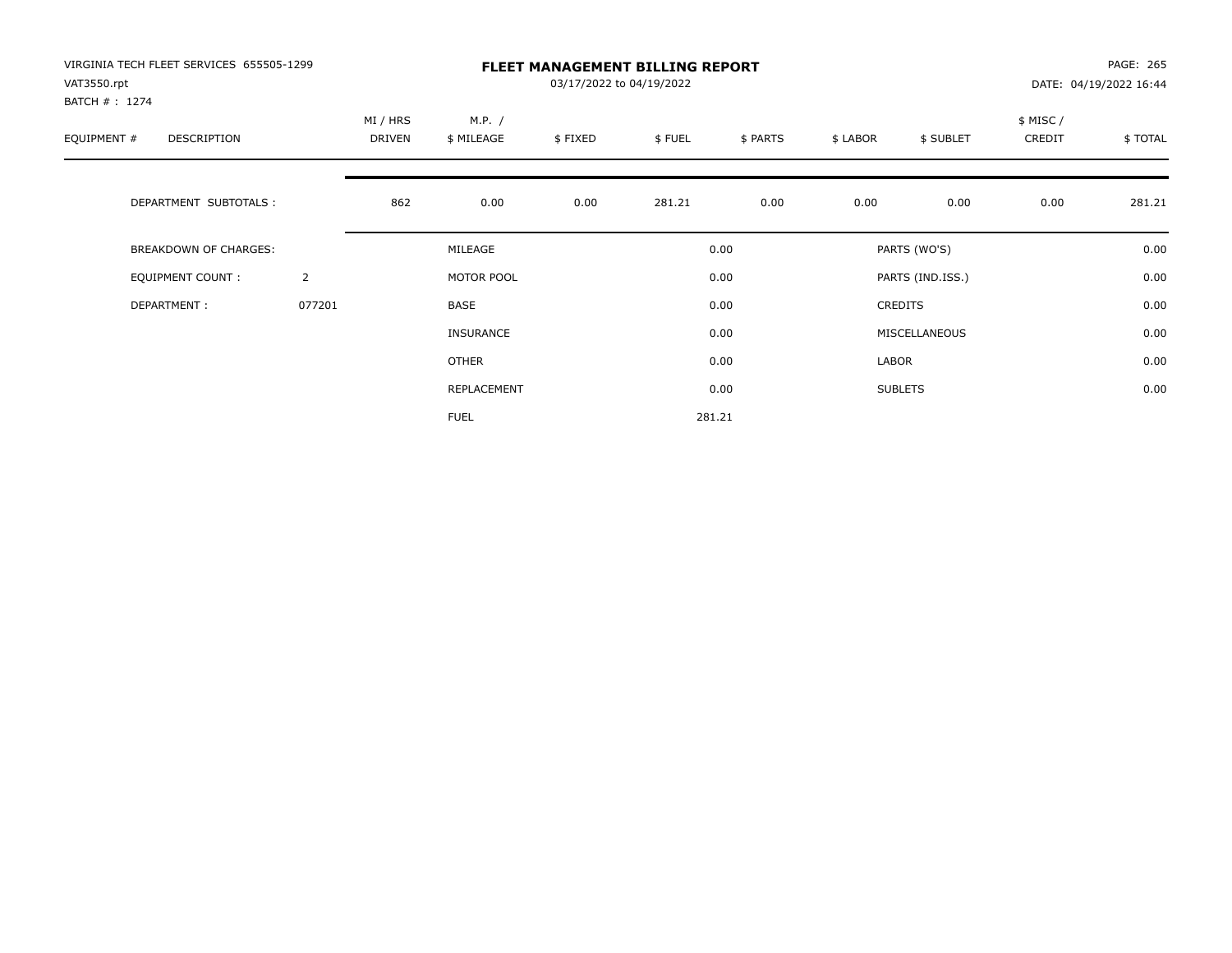VIRGINIA TECH FLEET SERVICES 655505-1299
VAT3550.rpt
BATCH # : 1274

# FLEET MANAGEMENT BILLING REPORT

03/17/2022 to 04/19/2022

PAGE: 265
DATE: 04/19/2022 16:44

| EQUIPMENT # | DESCRIPTION | MI / HRS DRIVEN | M.P. / $ MILEAGE | $ FIXED | $ FUEL | $ PARTS | $ LABOR | $ SUBLET | $ MISC / CREDIT | $ TOTAL |
|---|---|---|---|---|---|---|---|---|---|---|
| | DEPARTMENT SUBTOTALS : | 862 | 0.00 | 0.00 | 281.21 | 0.00 | 0.00 | 0.00 | 0.00 | 281.21 |

| | | | | | |
|---|---|---|---|---|---|
| BREAKDOWN OF CHARGES: | | MILEAGE | 0.00 | PARTS (WO'S) | 0.00 |
| EQUIPMENT COUNT : | 2 | MOTOR POOL | 0.00 | PARTS (IND.ISS.) | 0.00 |
| DEPARTMENT : | 077201 | BASE | 0.00 | CREDITS | 0.00 |
| | | INSURANCE | 0.00 | MISCELLANEOUS | 0.00 |
| | | OTHER | 0.00 | LABOR | 0.00 |
| | | REPLACEMENT | 0.00 | SUBLETS | 0.00 |
| | | FUEL | 281.21 | | |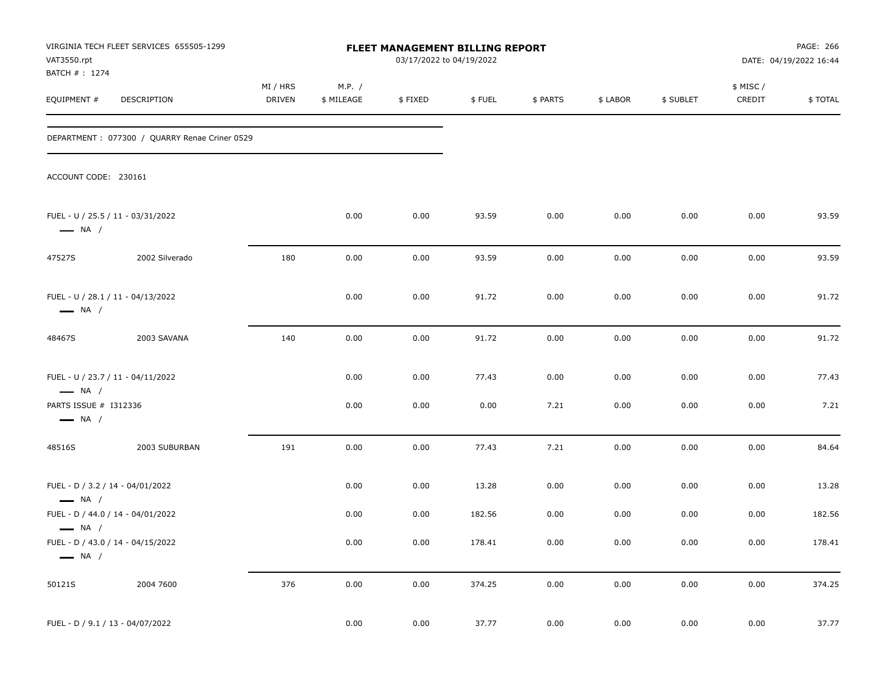VIRGINIA TECH FLEET SERVICES 655505-1299
VAT3550.rpt
BATCH # : 1274

# FLEET MANAGEMENT BILLING REPORT

03/17/2022 to 04/19/2022

DATE: 04/19/2022 16:44

| EQUIPMENT # | DESCRIPTION | MI / HRS DRIVEN | M.P. / $ MILEAGE | $ FIXED | $ FUEL | $ PARTS | $ LABOR | $ SUBLET | $ MISC / CREDIT | $ TOTAL |
|---|---|---|---|---|---|---|---|---|---|---|
| DEPARTMENT : 077300 / QUARRY Renae Criner 0529 | | | | | | | | | | |
| ACCOUNT CODE: 230161 | | | | | | | | | | |
| FUEL - U / 25.5 / 11 - 03/31/2022 — NA / | | | 0.00 | 0.00 | 93.59 | 0.00 | 0.00 | 0.00 | 0.00 | 93.59 |
| 47527S | 2002 Silverado | 180 | 0.00 | 0.00 | 93.59 | 0.00 | 0.00 | 0.00 | 0.00 | 93.59 |
| FUEL - U / 28.1 / 11 - 04/13/2022 — NA / | | | 0.00 | 0.00 | 91.72 | 0.00 | 0.00 | 0.00 | 0.00 | 91.72 |
| 48467S | 2003 SAVANA | 140 | 0.00 | 0.00 | 91.72 | 0.00 | 0.00 | 0.00 | 0.00 | 91.72 |
| FUEL - U / 23.7 / 11 - 04/11/2022 — NA / | | | 0.00 | 0.00 | 77.43 | 0.00 | 0.00 | 0.00 | 0.00 | 77.43 |
| PARTS ISSUE # I312336 — NA / | | | 0.00 | 0.00 | 0.00 | 7.21 | 0.00 | 0.00 | 0.00 | 7.21 |
| 48516S | 2003 SUBURBAN | 191 | 0.00 | 0.00 | 77.43 | 7.21 | 0.00 | 0.00 | 0.00 | 84.64 |
| FUEL - D / 3.2 / 14 - 04/01/2022 — NA / | | | 0.00 | 0.00 | 13.28 | 0.00 | 0.00 | 0.00 | 0.00 | 13.28 |
| FUEL - D / 44.0 / 14 - 04/01/2022 — NA / | | | 0.00 | 0.00 | 182.56 | 0.00 | 0.00 | 0.00 | 0.00 | 182.56 |
| FUEL - D / 43.0 / 14 - 04/15/2022 — NA / | | | 0.00 | 0.00 | 178.41 | 0.00 | 0.00 | 0.00 | 0.00 | 178.41 |
| 50121S | 2004 7600 | 376 | 0.00 | 0.00 | 374.25 | 0.00 | 0.00 | 0.00 | 0.00 | 374.25 |
| FUEL - D / 9.1 / 13 - 04/07/2022 | | | 0.00 | 0.00 | 37.77 | 0.00 | 0.00 | 0.00 | 0.00 | 37.77 |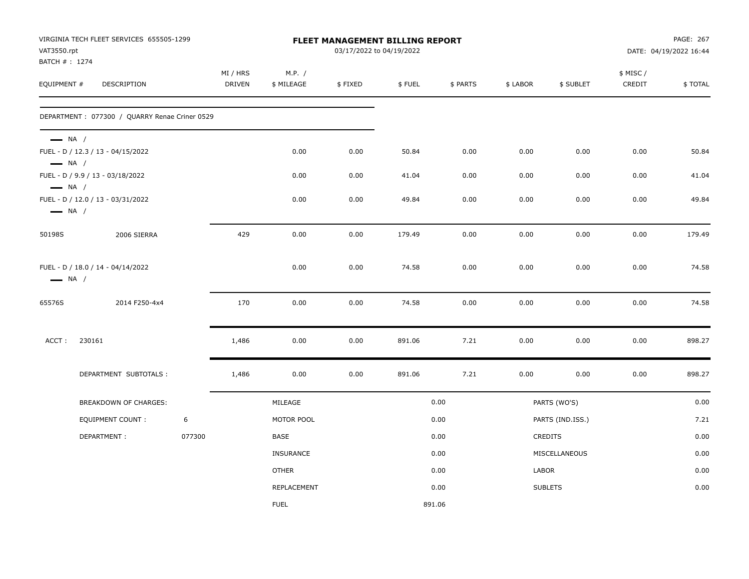# FLEET MANAGEMENT BILLING REPORT

VIRGINIA TECH FLEET SERVICES 655505-1299
VAT3550.rpt
BATCH # : 1274

03/17/2022 to 04/19/2022

PAGE: 267
DATE: 04/19/2022 16:44

| EQUIPMENT # | DESCRIPTION | MI / HRS DRIVEN | M.P. / $ MILEAGE | $ FIXED | $ FUEL | $ PARTS | $ LABOR | $ SUBLET | $ MISC / CREDIT | $ TOTAL |
|---|---|---|---|---|---|---|---|---|---|---|
| DEPARTMENT : 077300 / QUARRY Renae Criner 0529 | | | | | | | | | | |
| — NA / | | | | | | | | | | |
| FUEL - D / 12.3 / 13 - 04/15/2022 | | | 0.00 | 0.00 | 50.84 | 0.00 | 0.00 | 0.00 | 0.00 | 50.84 |
| — NA / | | | | | | | | | | |
| FUEL - D / 9.9 / 13 - 03/18/2022 | | | 0.00 | 0.00 | 41.04 | 0.00 | 0.00 | 0.00 | 0.00 | 41.04 |
| — NA / | | | | | | | | | | |
| FUEL - D / 12.0 / 13 - 03/31/2022 | | | 0.00 | 0.00 | 49.84 | 0.00 | 0.00 | 0.00 | 0.00 | 49.84 |
| — NA / | | | | | | | | | | |
| 50198S | 2006 SIERRA | 429 | 0.00 | 0.00 | 179.49 | 0.00 | 0.00 | 0.00 | 0.00 | 179.49 |
| FUEL - D / 18.0 / 14 - 04/14/2022 | | | 0.00 | 0.00 | 74.58 | 0.00 | 0.00 | 0.00 | 0.00 | 74.58 |
| — NA / | | | | | | | | | | |
| 65576S | 2014 F250-4x4 | 170 | 0.00 | 0.00 | 74.58 | 0.00 | 0.00 | 0.00 | 0.00 | 74.58 |
| ACCT : 230161 | | 1,486 | 0.00 | 0.00 | 891.06 | 7.21 | 0.00 | 0.00 | 0.00 | 898.27 |
| | DEPARTMENT SUBTOTALS : | 1,486 | 0.00 | 0.00 | 891.06 | 7.21 | 0.00 | 0.00 | 0.00 | 898.27 |

| | | | | | |
|---|---|---|---|---|---|
| BREAKDOWN OF CHARGES: | | MILEAGE | 0.00 | PARTS (WO'S) | 0.00 |
| EQUIPMENT COUNT : | 6 | MOTOR POOL | 0.00 | PARTS (IND.ISS.) | 7.21 |
| DEPARTMENT : | 077300 | BASE | 0.00 | CREDITS | 0.00 |
| | | INSURANCE | 0.00 | MISCELLANEOUS | 0.00 |
| | | OTHER | 0.00 | LABOR | 0.00 |
| | | REPLACEMENT | 0.00 | SUBLETS | 0.00 |
| | | FUEL | 891.06 | | |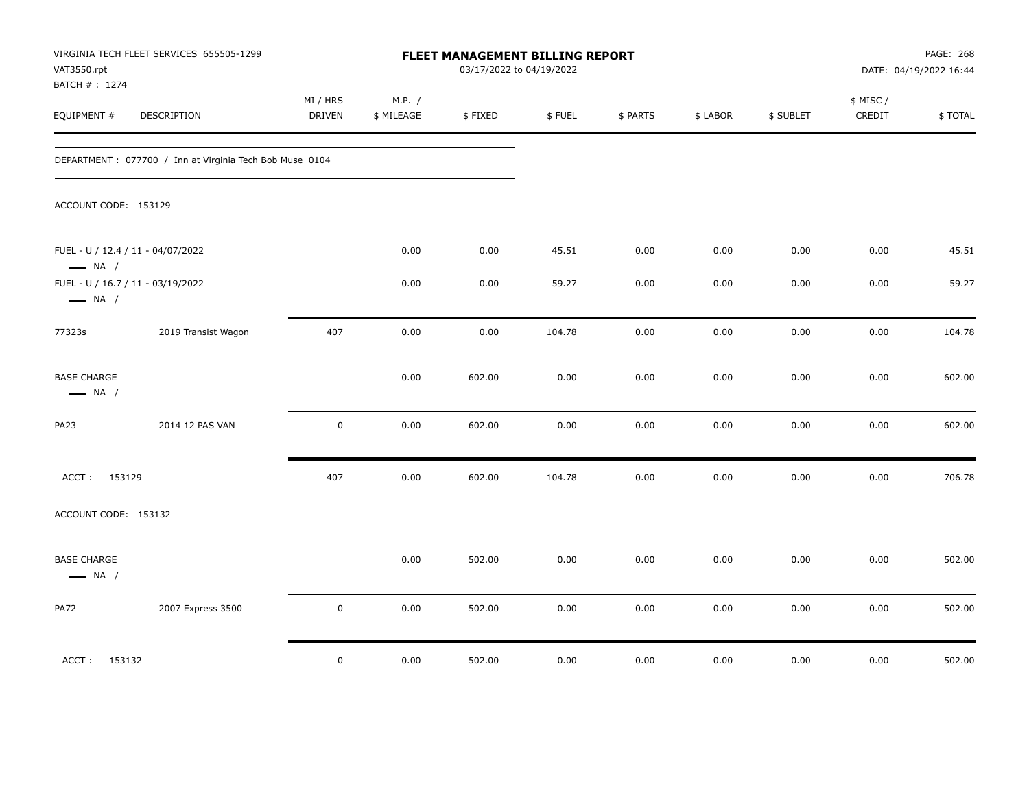VIRGINIA TECH FLEET SERVICES 655505-1299
VAT3550.rpt
BATCH # : 1274

**FLEET MANAGEMENT BILLING REPORT**
03/17/2022 to 04/19/2022

DATE: 04/19/2022 16:44

| EQUIPMENT # | DESCRIPTION | MI / HRS DRIVEN | M.P. / $ MILEAGE | $ FIXED | $ FUEL | $ PARTS | $ LABOR | $ SUBLET | $ MISC / CREDIT | $ TOTAL |
|---|---|---|---|---|---|---|---|---|---|---|
| DEPARTMENT : 077700 / Inn at Virginia Tech Bob Muse 0104 | | | | | | | | | | |
| ACCOUNT CODE: 153129 | | | | | | | | | | |
| FUEL - U / 12.4 / 11 - 04/07/2022 — NA / | | | 0.00 | 0.00 | 45.51 | 0.00 | 0.00 | 0.00 | 0.00 | 45.51 |
| FUEL - U / 16.7 / 11 - 03/19/2022 — NA / | | | 0.00 | 0.00 | 59.27 | 0.00 | 0.00 | 0.00 | 0.00 | 59.27 |
| 77323s | 2019 Transist Wagon | 407 | 0.00 | 0.00 | 104.78 | 0.00 | 0.00 | 0.00 | 0.00 | 104.78 |
| BASE CHARGE — NA / | | | 0.00 | 602.00 | 0.00 | 0.00 | 0.00 | 0.00 | 0.00 | 602.00 |
| PA23 | 2014 12 PAS VAN | 0 | 0.00 | 602.00 | 0.00 | 0.00 | 0.00 | 0.00 | 0.00 | 602.00 |
| ACCT : 153129 | | 407 | 0.00 | 602.00 | 104.78 | 0.00 | 0.00 | 0.00 | 0.00 | 706.78 |
| ACCOUNT CODE: 153132 | | | | | | | | | | |
| BASE CHARGE — NA / | | | 0.00 | 502.00 | 0.00 | 0.00 | 0.00 | 0.00 | 0.00 | 502.00 |
| PA72 | 2007 Express 3500 | 0 | 0.00 | 502.00 | 0.00 | 0.00 | 0.00 | 0.00 | 0.00 | 502.00 |
| ACCT : 153132 | | 0 | 0.00 | 502.00 | 0.00 | 0.00 | 0.00 | 0.00 | 0.00 | 502.00 |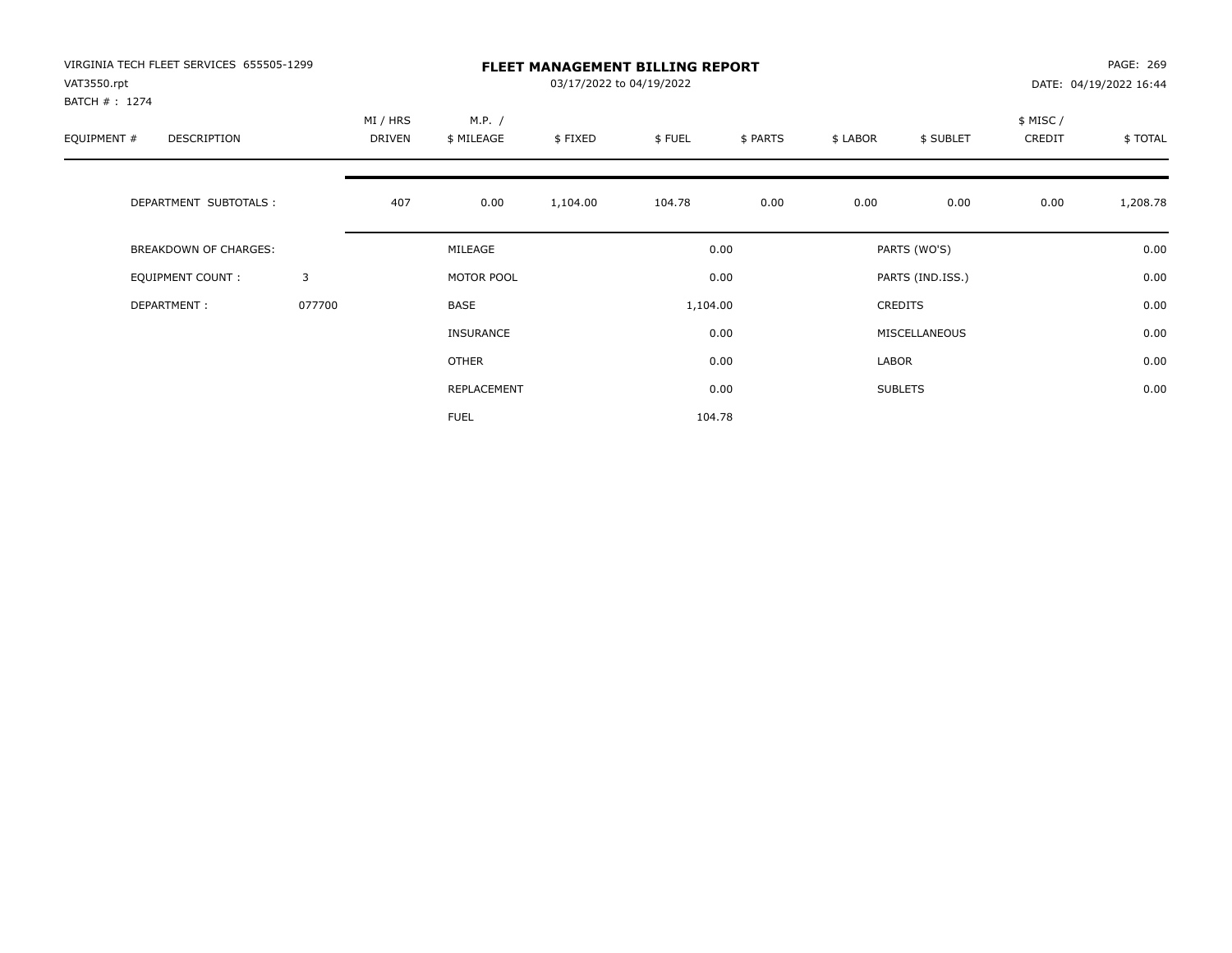VIRGINIA TECH FLEET SERVICES 655505-1299
VAT3550.rpt
BATCH # : 1274

**FLEET MANAGEMENT BILLING REPORT**
03/17/2022 to 04/19/2022

DATE: 04/19/2022 16:44

| EQUIPMENT # | DESCRIPTION | MI / HRS DRIVEN | M.P. / $ MILEAGE | $ FIXED | $ FUEL | $ PARTS | $ LABOR | $ SUBLET | $ MISC / CREDIT | $ TOTAL |
|---|---|---|---|---|---|---|---|---|---|---|
| | DEPARTMENT SUBTOTALS : | 407 | 0.00 | 1,104.00 | 104.78 | 0.00 | 0.00 | 0.00 | 0.00 | 1,208.78 |

| | | | | | |
|---|---|---|---|---|---|
| BREAKDOWN OF CHARGES: | | MILEAGE | 0.00 | PARTS (WO'S) | 0.00 |
| EQUIPMENT COUNT : | 3 | MOTOR POOL | 0.00 | PARTS (IND.ISS.) | 0.00 |
| DEPARTMENT : | 077700 | BASE | 1,104.00 | CREDITS | 0.00 |
| | | INSURANCE | 0.00 | MISCELLANEOUS | 0.00 |
| | | OTHER | 0.00 | LABOR | 0.00 |
| | | REPLACEMENT | 0.00 | SUBLETS | 0.00 |
| | | FUEL | 104.78 | | |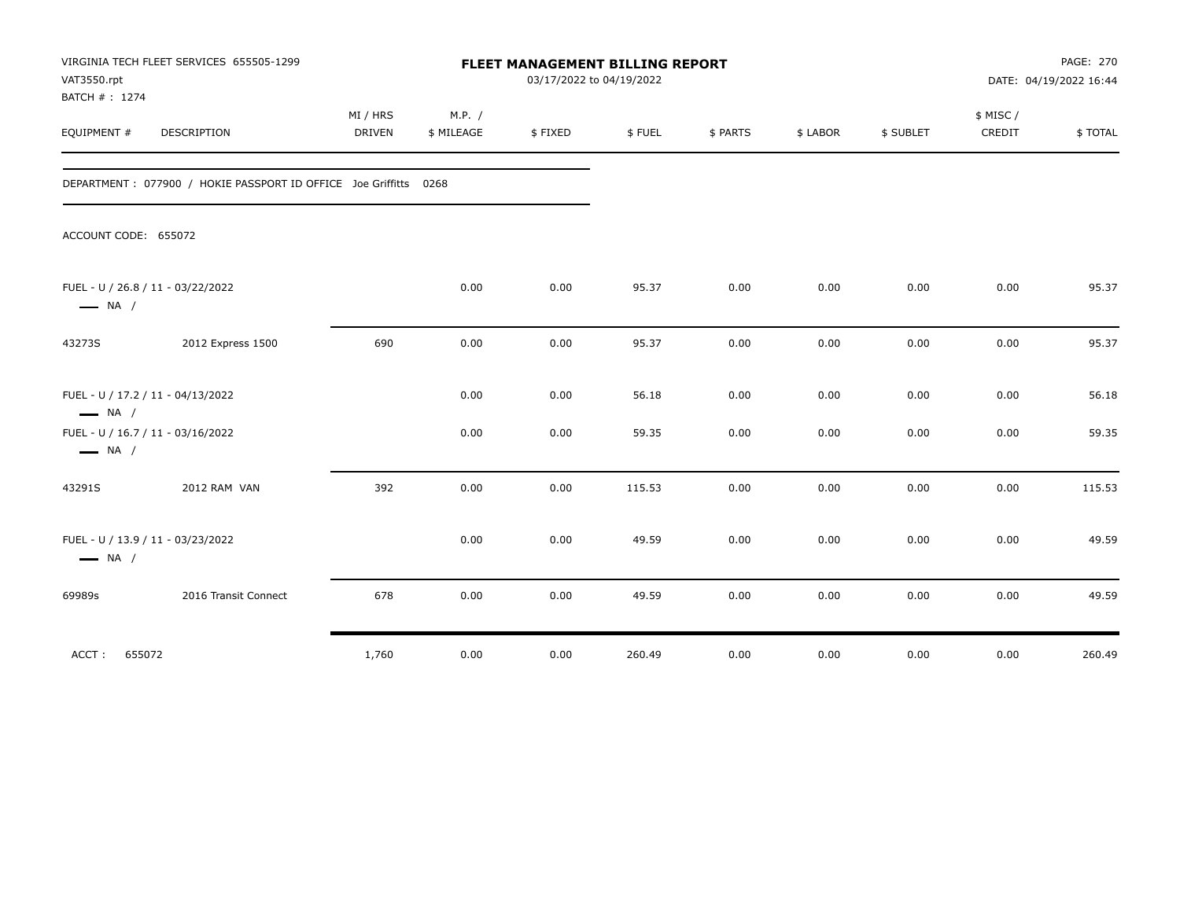VIRGINIA TECH FLEET SERVICES 655505-1299
VAT3550.rpt
BATCH # : 1274

**FLEET MANAGEMENT BILLING REPORT**
03/17/2022 to 04/19/2022

DATE: 04/19/2022 16:44

| EQUIPMENT # | DESCRIPTION | MI / HRS DRIVEN | M.P. / $ MILEAGE | $ FIXED | $ FUEL | $ PARTS | $ LABOR | $ SUBLET | $ MISC / CREDIT | $ TOTAL |
|---|---|---|---|---|---|---|---|---|---|---|
| DEPARTMENT : 077900 / HOKIE PASSPORT ID OFFICE Joe Griffitts 0268 | | | | | | | | | | |
| ACCOUNT CODE: 655072 | | | | | | | | | | |
| FUEL - U / 26.8 / 11 - 03/22/2022 — NA / | | | 0.00 | 0.00 | 95.37 | 0.00 | 0.00 | 0.00 | 0.00 | 95.37 |
| 43273S | 2012 Express 1500 | 690 | 0.00 | 0.00 | 95.37 | 0.00 | 0.00 | 0.00 | 0.00 | 95.37 |
| FUEL - U / 17.2 / 11 - 04/13/2022 — NA / | | | 0.00 | 0.00 | 56.18 | 0.00 | 0.00 | 0.00 | 0.00 | 56.18 |
| FUEL - U / 16.7 / 11 - 03/16/2022 — NA / | | | 0.00 | 0.00 | 59.35 | 0.00 | 0.00 | 0.00 | 0.00 | 59.35 |
| 43291S | 2012 RAM VAN | 392 | 0.00 | 0.00 | 115.53 | 0.00 | 0.00 | 0.00 | 0.00 | 115.53 |
| FUEL - U / 13.9 / 11 - 03/23/2022 — NA / | | | 0.00 | 0.00 | 49.59 | 0.00 | 0.00 | 0.00 | 0.00 | 49.59 |
| 69989s | 2016 Transit Connect | 678 | 0.00 | 0.00 | 49.59 | 0.00 | 0.00 | 0.00 | 0.00 | 49.59 |
| ACCT : 655072 | | 1,760 | 0.00 | 0.00 | 260.49 | 0.00 | 0.00 | 0.00 | 0.00 | 260.49 |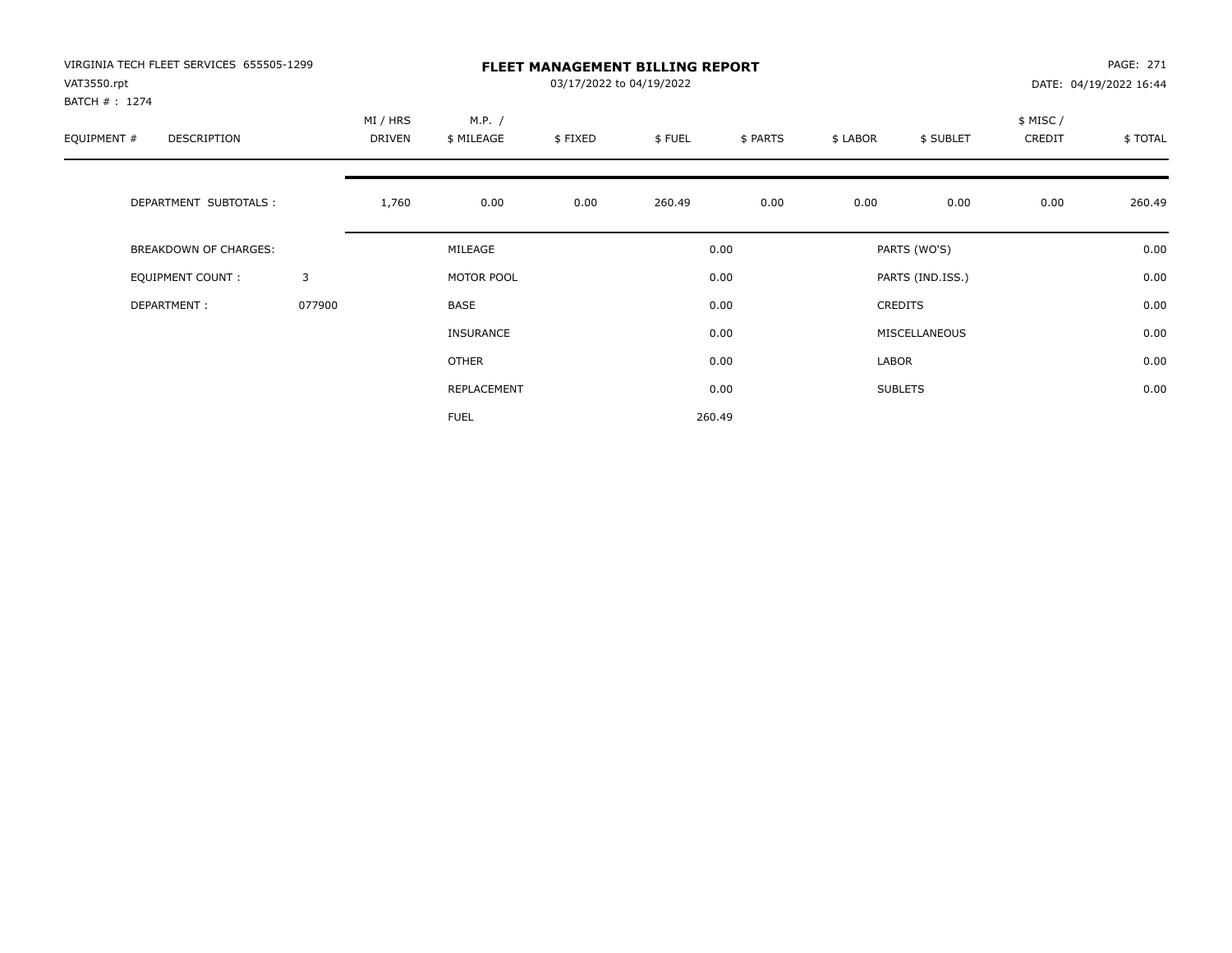VIRGINIA TECH FLEET SERVICES 655505-1299
VAT3550.rpt
BATCH # : 1274

# FLEET MANAGEMENT BILLING REPORT

03/17/2022 to 04/19/2022

PAGE: 271
DATE: 04/19/2022 16:44

| EQUIPMENT # | DESCRIPTION | | MI / HRS DRIVEN | M.P. / $ MILEAGE | $ FIXED | $ FUEL | $ PARTS | $ LABOR | $ SUBLET | $ MISC / CREDIT | $ TOTAL |
|---|---|---|---|---|---|---|---|---|---|---|---|
| | DEPARTMENT SUBTOTALS : | | 1,760 | 0.00 | 0.00 | 260.49 | 0.00 | 0.00 | 0.00 | 0.00 | 260.49 |

| | | | | | |
|---|---|---|---|---|---|
| BREAKDOWN OF CHARGES: | | MILEAGE | 0.00 | PARTS (WO'S) | 0.00 |
| EQUIPMENT COUNT : | 3 | MOTOR POOL | 0.00 | PARTS (IND.ISS.) | 0.00 |
| DEPARTMENT : | 077900 | BASE | 0.00 | CREDITS | 0.00 |
| | | INSURANCE | 0.00 | MISCELLANEOUS | 0.00 |
| | | OTHER | 0.00 | LABOR | 0.00 |
| | | REPLACEMENT | 0.00 | SUBLETS | 0.00 |
| | | FUEL | 260.49 | | |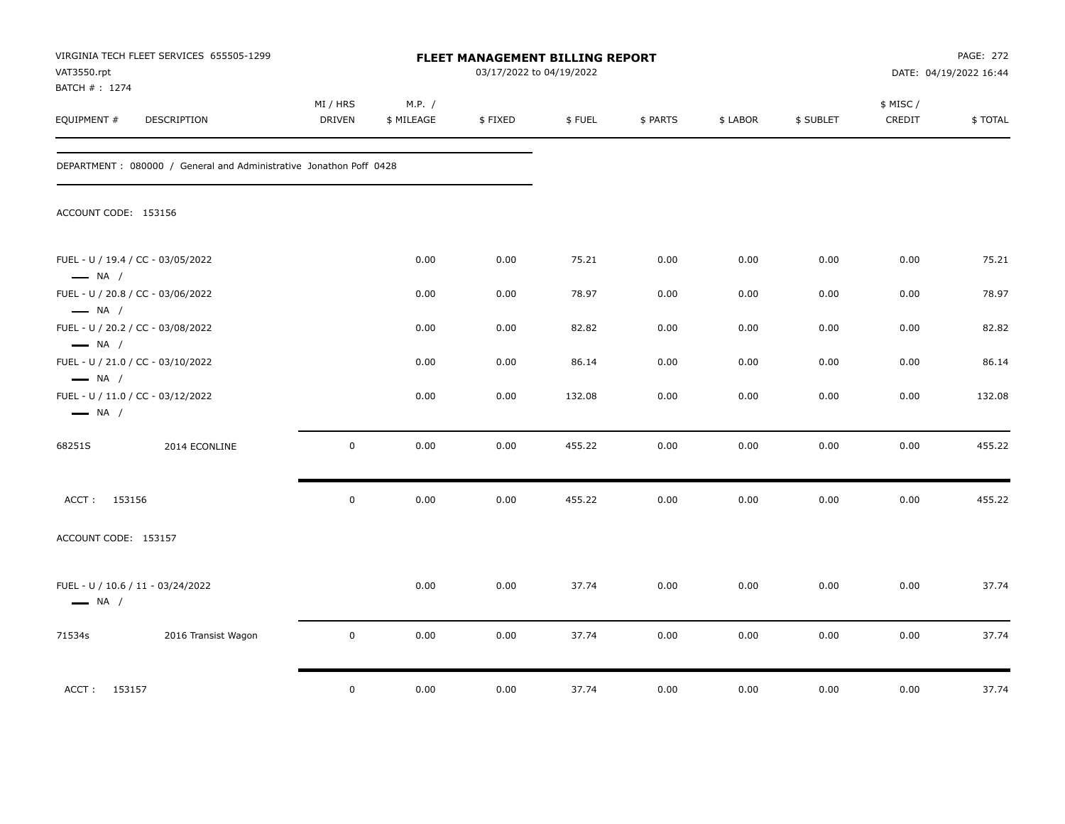VIRGINIA TECH FLEET SERVICES 655505-1299
VAT3550.rpt
BATCH # : 1274

**FLEET MANAGEMENT BILLING REPORT**
03/17/2022 to 04/19/2022

DATE: 04/19/2022 16:44

DEPARTMENT : 080000 / General and Administrative Jonathon Poff 0428

| EQUIPMENT # | DESCRIPTION | MI / HRS DRIVEN | M.P. / $ MILEAGE | $ FIXED | $ FUEL | $ PARTS | $ LABOR | $ SUBLET | $ MISC / CREDIT | $ TOTAL |
|---|---|---|---|---|---|---|---|---|---|---|
| ACCOUNT CODE: 153156 | | | | | | | | | | |
| FUEL - U / 19.4 / CC - 03/05/2022 — NA / | | | 0.00 | 0.00 | 75.21 | 0.00 | 0.00 | 0.00 | 0.00 | 75.21 |
| FUEL - U / 20.8 / CC - 03/06/2022 — NA / | | | 0.00 | 0.00 | 78.97 | 0.00 | 0.00 | 0.00 | 0.00 | 78.97 |
| FUEL - U / 20.2 / CC - 03/08/2022 — NA / | | | 0.00 | 0.00 | 82.82 | 0.00 | 0.00 | 0.00 | 0.00 | 82.82 |
| FUEL - U / 21.0 / CC - 03/10/2022 — NA / | | | 0.00 | 0.00 | 86.14 | 0.00 | 0.00 | 0.00 | 0.00 | 86.14 |
| FUEL - U / 11.0 / CC - 03/12/2022 — NA / | | | 0.00 | 0.00 | 132.08 | 0.00 | 0.00 | 0.00 | 0.00 | 132.08 |
| 68251S | 2014 ECONLINE | 0 | 0.00 | 0.00 | 455.22 | 0.00 | 0.00 | 0.00 | 0.00 | 455.22 |
| ACCT : 153156 | | 0 | 0.00 | 0.00 | 455.22 | 0.00 | 0.00 | 0.00 | 0.00 | 455.22 |
| ACCOUNT CODE: 153157 | | | | | | | | | | |
| FUEL - U / 10.6 / 11 - 03/24/2022 — NA / | | | 0.00 | 0.00 | 37.74 | 0.00 | 0.00 | 0.00 | 0.00 | 37.74 |
| 71534s | 2016 Transist Wagon | 0 | 0.00 | 0.00 | 37.74 | 0.00 | 0.00 | 0.00 | 0.00 | 37.74 |
| ACCT : 153157 | | 0 | 0.00 | 0.00 | 37.74 | 0.00 | 0.00 | 0.00 | 0.00 | 37.74 |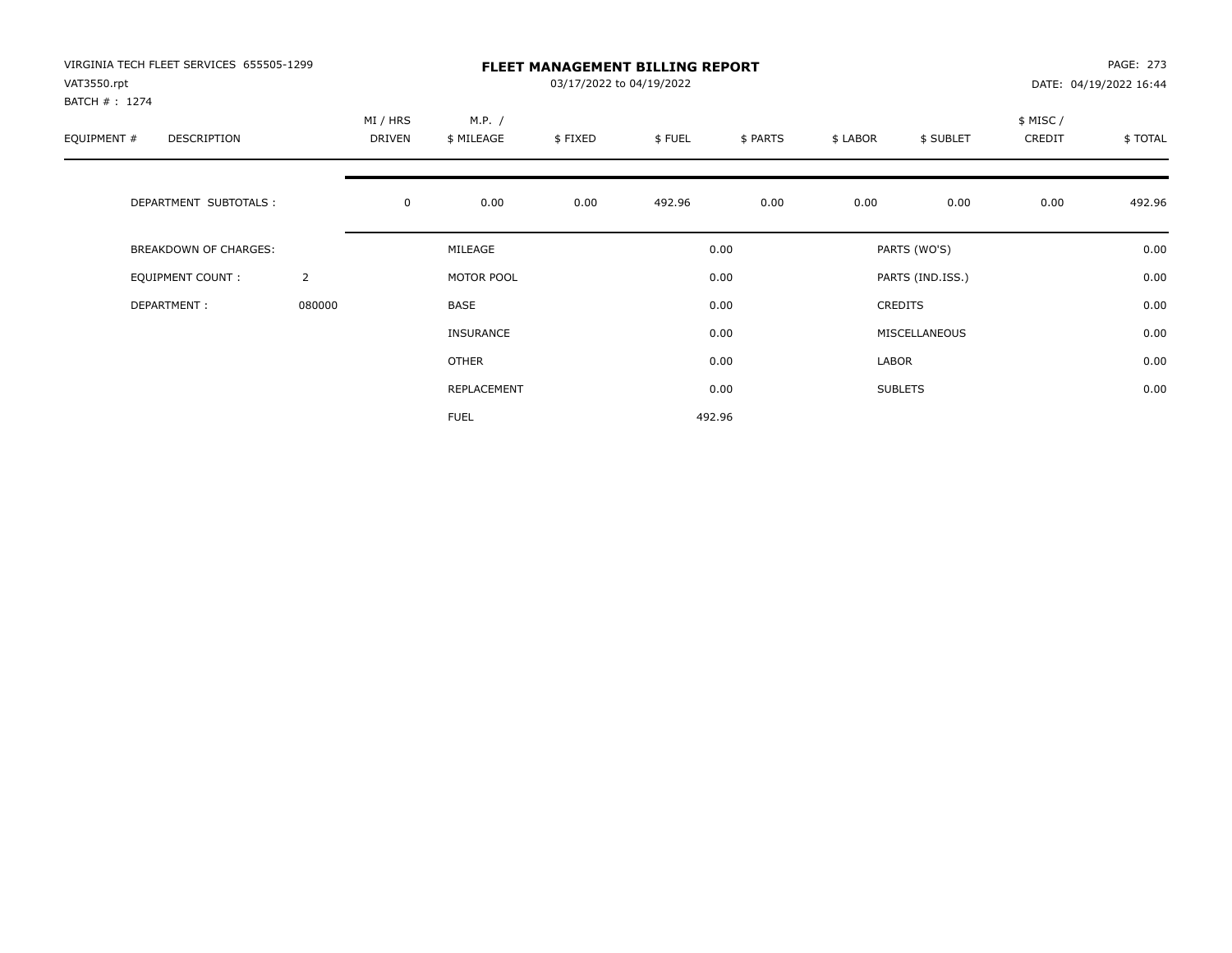VIRGINIA TECH FLEET SERVICES 655505-1299
VAT3550.rpt
BATCH # : 1274

# FLEET MANAGEMENT BILLING REPORT

03/17/2022 to 04/19/2022

PAGE: 273
DATE: 04/19/2022 16:44

| EQUIPMENT # | DESCRIPTION | MI / HRS DRIVEN | M.P. / $ MILEAGE | $ FIXED | $ FUEL | $ PARTS | $ LABOR | $ SUBLET | $ MISC / CREDIT | $ TOTAL |
|---|---|---|---|---|---|---|---|---|---|---|
| | DEPARTMENT SUBTOTALS : | 0 | 0.00 | 0.00 | 492.96 | 0.00 | 0.00 | 0.00 | 0.00 | 492.96 |

| | | | | | |
|---|---|---|---|---|---|
| BREAKDOWN OF CHARGES: | | MILEAGE | 0.00 | PARTS (WO'S) | 0.00 |
| EQUIPMENT COUNT : | 2 | MOTOR POOL | 0.00 | PARTS (IND.ISS.) | 0.00 |
| DEPARTMENT : | 080000 | BASE | 0.00 | CREDITS | 0.00 |
| | | INSURANCE | 0.00 | MISCELLANEOUS | 0.00 |
| | | OTHER | 0.00 | LABOR | 0.00 |
| | | REPLACEMENT | 0.00 | SUBLETS | 0.00 |
| | | FUEL | 492.96 | | |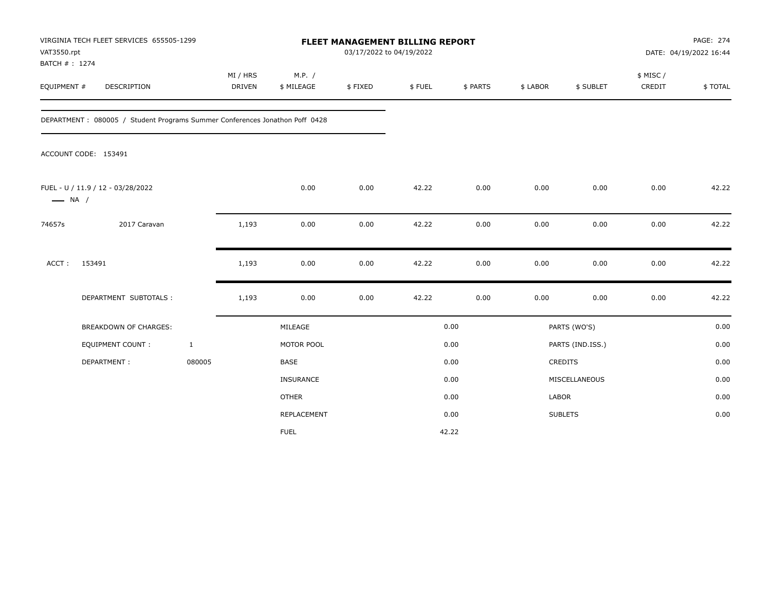VIRGINIA TECH FLEET SERVICES 655505-1299
VAT3550.rpt
BATCH # : 1274

# FLEET MANAGEMENT BILLING REPORT

03/17/2022 to 04/19/2022

DATE: 04/19/2022 16:44

| EQUIPMENT # | DESCRIPTION | MI / HRS DRIVEN | M.P. / $ MILEAGE | $ FIXED | $ FUEL | $ PARTS | $ LABOR | $ SUBLET | $ MISC / CREDIT | $ TOTAL |
|---|---|---|---|---|---|---|---|---|---|---|

DEPARTMENT : 080005 / Student Programs Summer Conferences Jonathon Poff 0428

ACCOUNT CODE: 153491

| EQUIPMENT # | DESCRIPTION | MI / HRS DRIVEN | M.P. / $ MILEAGE | $ FIXED | $ FUEL | $ PARTS | $ LABOR | $ SUBLET | $ MISC / CREDIT | $ TOTAL |
|---|---|---|---|---|---|---|---|---|---|---|
| FUEL - U / 11.9 / 12 - 03/28/2022 —— NA / | | | 0.00 | 0.00 | 42.22 | 0.00 | 0.00 | 0.00 | 0.00 | 42.22 |
| 74657s | 2017 Caravan | 1,193 | 0.00 | 0.00 | 42.22 | 0.00 | 0.00 | 0.00 | 0.00 | 42.22 |
| ACCT : | 153491 | 1,193 | 0.00 | 0.00 | 42.22 | 0.00 | 0.00 | 0.00 | 0.00 | 42.22 |
| | DEPARTMENT SUBTOTALS : | 1,193 | 0.00 | 0.00 | 42.22 | 0.00 | 0.00 | 0.00 | 0.00 | 42.22 |

| | | | | | |
|---|---|---|---|---|---|
| BREAKDOWN OF CHARGES: | | MILEAGE | 0.00 | PARTS (WO'S) | 0.00 |
| EQUIPMENT COUNT : | 1 | MOTOR POOL | 0.00 | PARTS (IND.ISS.) | 0.00 |
| DEPARTMENT : | 080005 | BASE | 0.00 | CREDITS | 0.00 |
| | | INSURANCE | 0.00 | MISCELLANEOUS | 0.00 |
| | | OTHER | 0.00 | LABOR | 0.00 |
| | | REPLACEMENT | 0.00 | SUBLETS | 0.00 |
| | | FUEL | 42.22 | | |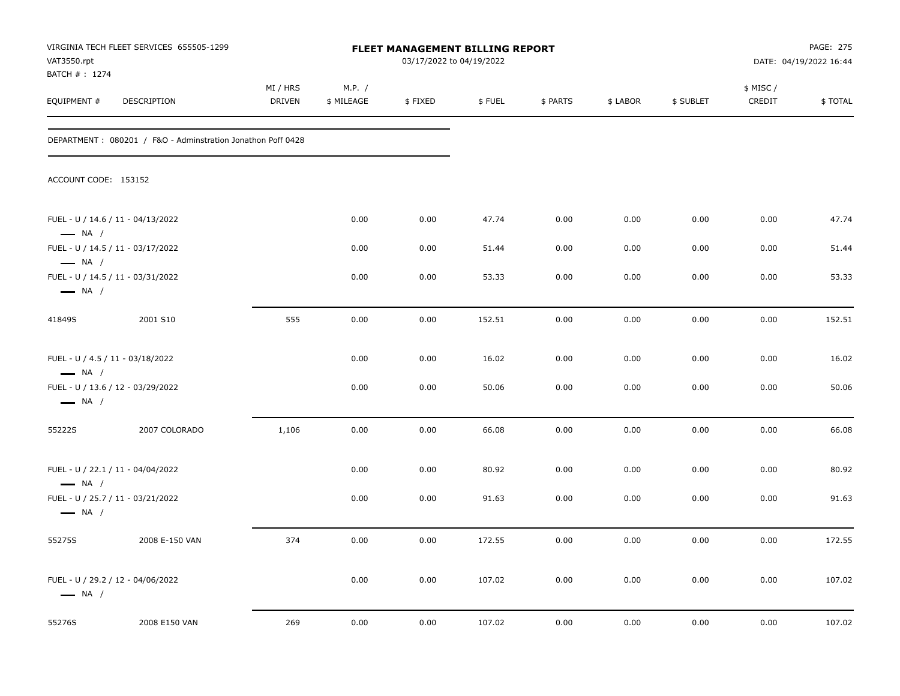# FLEET MANAGEMENT BILLING REPORT

VIRGINIA TECH FLEET SERVICES 655505-1299
VAT3550.rpt
BATCH # : 1274

03/17/2022 to 04/19/2022

DATE: 04/19/2022 16:44

DEPARTMENT : 080201 / F&O - Adminstration Jonathon Poff 0428

ACCOUNT CODE: 153152

| EQUIPMENT # | DESCRIPTION | MI / HRS DRIVEN | M.P. / $ MILEAGE | $ FIXED | $ FUEL | $ PARTS | $ LABOR | $ SUBLET | $ MISC / CREDIT | $ TOTAL |
|---|---|---|---|---|---|---|---|---|---|---|
| FUEL - U / 14.6 / 11 - 04/13/2022 — NA / | | | 0.00 | 0.00 | 47.74 | 0.00 | 0.00 | 0.00 | 0.00 | 47.74 |
| FUEL - U / 14.5 / 11 - 03/17/2022 — NA / | | | 0.00 | 0.00 | 51.44 | 0.00 | 0.00 | 0.00 | 0.00 | 51.44 |
| FUEL - U / 14.5 / 11 - 03/31/2022 — NA / | | | 0.00 | 0.00 | 53.33 | 0.00 | 0.00 | 0.00 | 0.00 | 53.33 |
| 41849S | 2001 S10 | 555 | 0.00 | 0.00 | 152.51 | 0.00 | 0.00 | 0.00 | 0.00 | 152.51 |
| FUEL - U / 4.5 / 11 - 03/18/2022 — NA / | | | 0.00 | 0.00 | 16.02 | 0.00 | 0.00 | 0.00 | 0.00 | 16.02 |
| FUEL - U / 13.6 / 12 - 03/29/2022 — NA / | | | 0.00 | 0.00 | 50.06 | 0.00 | 0.00 | 0.00 | 0.00 | 50.06 |
| 55222S | 2007 COLORADO | 1,106 | 0.00 | 0.00 | 66.08 | 0.00 | 0.00 | 0.00 | 0.00 | 66.08 |
| FUEL - U / 22.1 / 11 - 04/04/2022 — NA / | | | 0.00 | 0.00 | 80.92 | 0.00 | 0.00 | 0.00 | 0.00 | 80.92 |
| FUEL - U / 25.7 / 11 - 03/21/2022 — NA / | | | 0.00 | 0.00 | 91.63 | 0.00 | 0.00 | 0.00 | 0.00 | 91.63 |
| 55275S | 2008 E-150 VAN | 374 | 0.00 | 0.00 | 172.55 | 0.00 | 0.00 | 0.00 | 0.00 | 172.55 |
| FUEL - U / 29.2 / 12 - 04/06/2022 — NA / | | | 0.00 | 0.00 | 107.02 | 0.00 | 0.00 | 0.00 | 0.00 | 107.02 |
| 55276S | 2008 E150 VAN | 269 | 0.00 | 0.00 | 107.02 | 0.00 | 0.00 | 0.00 | 0.00 | 107.02 |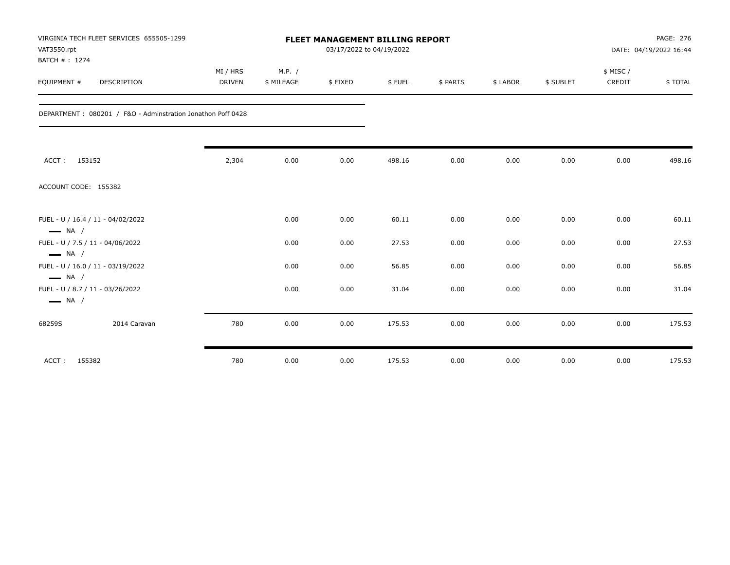VIRGINIA TECH FLEET SERVICES 655505-1299
VAT3550.rpt
BATCH # : 1274

**FLEET MANAGEMENT BILLING REPORT**
03/17/2022 to 04/19/2022

DATE: 04/19/2022 16:44

DEPARTMENT : 080201 / F&O - Adminstration Jonathon Poff 0428

| EQUIPMENT # | DESCRIPTION | MI / HRS DRIVEN | M.P. / $ MILEAGE | $ FIXED | $ FUEL | $ PARTS | $ LABOR | $ SUBLET | $ MISC / CREDIT | $ TOTAL |
|---|---|---|---|---|---|---|---|---|---|---|
| ACCT : 153152 | | 2,304 | 0.00 | 0.00 | 498.16 | 0.00 | 0.00 | 0.00 | 0.00 | 498.16 |
| ACCOUNT CODE: 155382 | | | | | | | | | | |
| FUEL - U / 16.4 / 11 - 04/02/2022 — NA / | | | 0.00 | 0.00 | 60.11 | 0.00 | 0.00 | 0.00 | 0.00 | 60.11 |
| FUEL - U / 7.5 / 11 - 04/06/2022 — NA / | | | 0.00 | 0.00 | 27.53 | 0.00 | 0.00 | 0.00 | 0.00 | 27.53 |
| FUEL - U / 16.0 / 11 - 03/19/2022 — NA / | | | 0.00 | 0.00 | 56.85 | 0.00 | 0.00 | 0.00 | 0.00 | 56.85 |
| FUEL - U / 8.7 / 11 - 03/26/2022 — NA / | | | 0.00 | 0.00 | 31.04 | 0.00 | 0.00 | 0.00 | 0.00 | 31.04 |
| 68259S | 2014 Caravan | 780 | 0.00 | 0.00 | 175.53 | 0.00 | 0.00 | 0.00 | 0.00 | 175.53 |
| ACCT : 155382 | | 780 | 0.00 | 0.00 | 175.53 | 0.00 | 0.00 | 0.00 | 0.00 | 175.53 |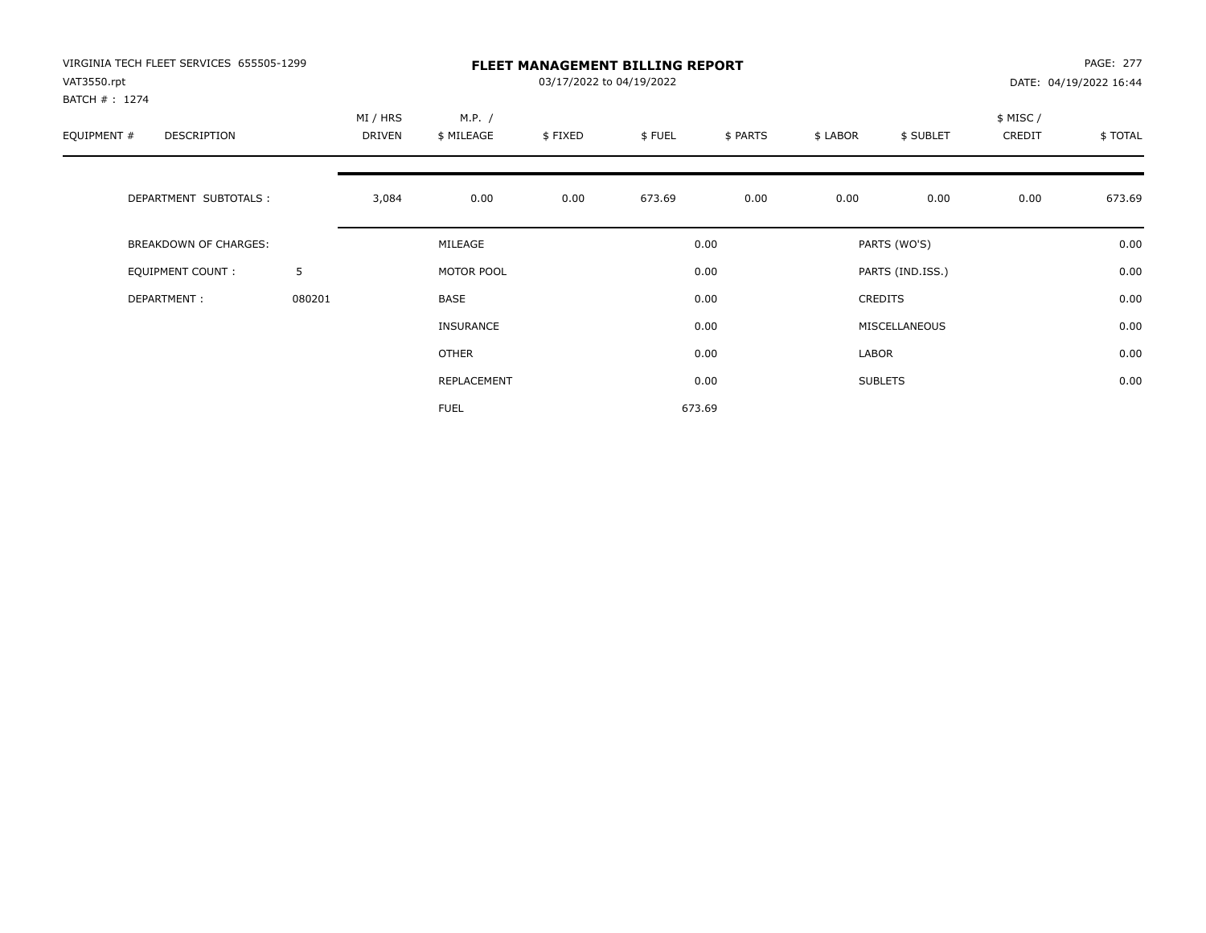VIRGINIA TECH FLEET SERVICES 655505-1299
VAT3550.rpt
BATCH # : 1274

# FLEET MANAGEMENT BILLING REPORT

03/17/2022 to 04/19/2022

DATE: 04/19/2022 16:44

| EQUIPMENT # | DESCRIPTION | MI / HRS DRIVEN | M.P. / $ MILEAGE | $ FIXED | $ FUEL | $ PARTS | $ LABOR | $ SUBLET | $ MISC / CREDIT | $ TOTAL |
|---|---|---|---|---|---|---|---|---|---|---|
| | DEPARTMENT SUBTOTALS : | 3,084 | 0.00 | 0.00 | 673.69 | 0.00 | 0.00 | 0.00 | 0.00 | 673.69 |

| | | | | | |
|---|---|---|---|---|---|
| BREAKDOWN OF CHARGES: | | MILEAGE | 0.00 | PARTS (WO'S) | 0.00 |
| EQUIPMENT COUNT : | 5 | MOTOR POOL | 0.00 | PARTS (IND.ISS.) | 0.00 |
| DEPARTMENT : | 080201 | BASE | 0.00 | CREDITS | 0.00 |
| | | INSURANCE | 0.00 | MISCELLANEOUS | 0.00 |
| | | OTHER | 0.00 | LABOR | 0.00 |
| | | REPLACEMENT | 0.00 | SUBLETS | 0.00 |
| | | FUEL | 673.69 | | |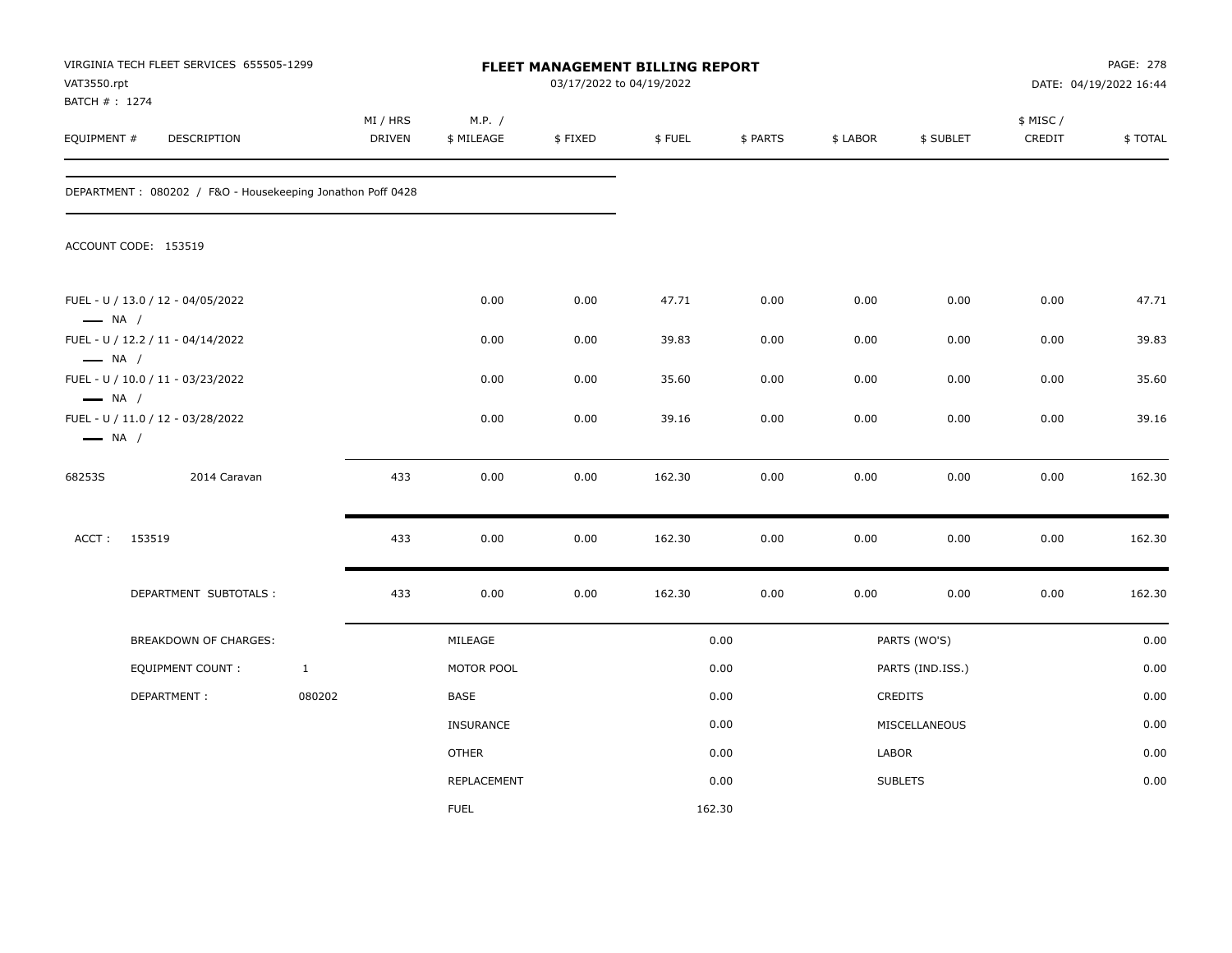VIRGINIA TECH FLEET SERVICES 655505-1299
VAT3550.rpt
BATCH # : 1274

# FLEET MANAGEMENT BILLING REPORT

03/17/2022 to 04/19/2022

DATE: 04/19/2022 16:44

| EQUIPMENT # | DESCRIPTION | MI / HRS DRIVEN | M.P. / $ MILEAGE | $ FIXED | $ FUEL | $ PARTS | $ LABOR | $ SUBLET | $ MISC / CREDIT | $ TOTAL |
|---|---|---|---|---|---|---|---|---|---|---|

DEPARTMENT : 080202 / F&O - Housekeeping Jonathon Poff 0428

ACCOUNT CODE: 153519

| EQUIPMENT # | DESCRIPTION | MI / HRS DRIVEN | M.P. / $ MILEAGE | $ FIXED | $ FUEL | $ PARTS | $ LABOR | $ SUBLET | $ MISC / CREDIT | $ TOTAL |
|---|---|---|---|---|---|---|---|---|---|---|
| FUEL - U / 13.0 / 12 - 04/05/2022 — NA / | | | 0.00 | 0.00 | 47.71 | 0.00 | 0.00 | 0.00 | 0.00 | 47.71 |
| FUEL - U / 12.2 / 11 - 04/14/2022 — NA / | | | 0.00 | 0.00 | 39.83 | 0.00 | 0.00 | 0.00 | 0.00 | 39.83 |
| FUEL - U / 10.0 / 11 - 03/23/2022 — NA / | | | 0.00 | 0.00 | 35.60 | 0.00 | 0.00 | 0.00 | 0.00 | 35.60 |
| FUEL - U / 11.0 / 12 - 03/28/2022 — NA / | | | 0.00 | 0.00 | 39.16 | 0.00 | 0.00 | 0.00 | 0.00 | 39.16 |
| 68253S | 2014 Caravan | 433 | 0.00 | 0.00 | 162.30 | 0.00 | 0.00 | 0.00 | 0.00 | 162.30 |
| ACCT : | 153519 | 433 | 0.00 | 0.00 | 162.30 | 0.00 | 0.00 | 0.00 | 0.00 | 162.30 |
| | DEPARTMENT SUBTOTALS : | 433 | 0.00 | 0.00 | 162.30 | 0.00 | 0.00 | 0.00 | 0.00 | 162.30 |

| | | | | | |
|---|---|---|---|---|---|
| BREAKDOWN OF CHARGES: | | MILEAGE | 0.00 | PARTS (WO'S) | 0.00 |
| EQUIPMENT COUNT : | 1 | MOTOR POOL | 0.00 | PARTS (IND.ISS.) | 0.00 |
| DEPARTMENT : | 080202 | BASE | 0.00 | CREDITS | 0.00 |
| | | INSURANCE | 0.00 | MISCELLANEOUS | 0.00 |
| | | OTHER | 0.00 | LABOR | 0.00 |
| | | REPLACEMENT | 0.00 | SUBLETS | 0.00 |
| | | FUEL | 162.30 | | |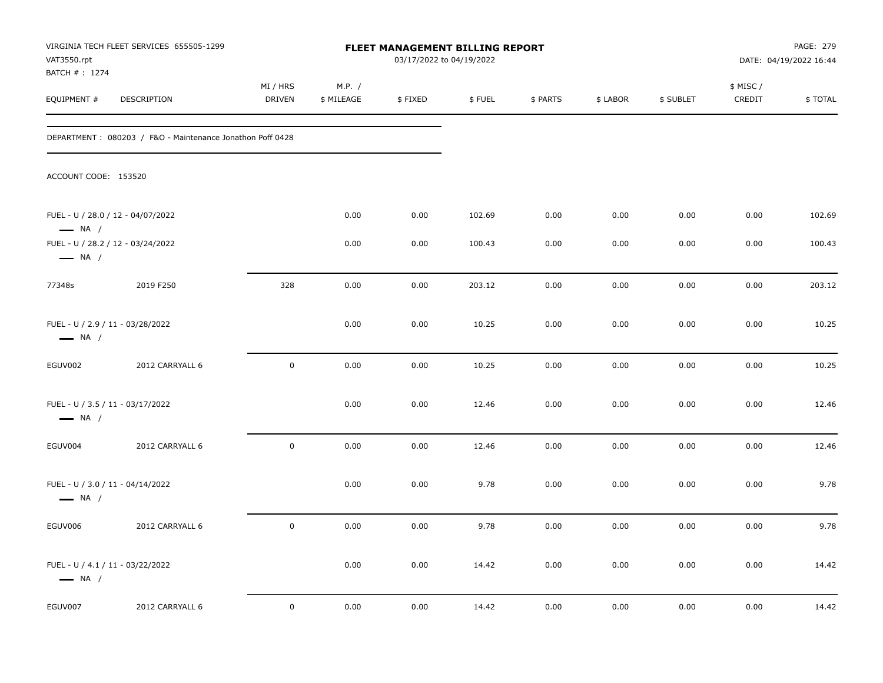VIRGINIA TECH FLEET SERVICES 655505-1299
VAT3550.rpt
BATCH # : 1274

**FLEET MANAGEMENT BILLING REPORT**
03/17/2022 to 04/19/2022

DATE: 04/19/2022 16:44

DEPARTMENT : 080203 / F&O - Maintenance Jonathon Poff 0428

ACCOUNT CODE: 153520

| EQUIPMENT # | DESCRIPTION | MI / HRS DRIVEN | M.P. / $ MILEAGE | $ FIXED | $ FUEL | $ PARTS | $ LABOR | $ SUBLET | $ MISC / CREDIT | $ TOTAL |
|---|---|---|---|---|---|---|---|---|---|---|
| FUEL - U / 28.0 / 12 - 04/07/2022 — NA / | | | 0.00 | 0.00 | 102.69 | 0.00 | 0.00 | 0.00 | 0.00 | 102.69 |
| FUEL - U / 28.2 / 12 - 03/24/2022 — NA / | | | 0.00 | 0.00 | 100.43 | 0.00 | 0.00 | 0.00 | 0.00 | 100.43 |
| 77348s | 2019 F250 | 328 | 0.00 | 0.00 | 203.12 | 0.00 | 0.00 | 0.00 | 0.00 | 203.12 |
| FUEL - U / 2.9 / 11 - 03/28/2022 — NA / | | | 0.00 | 0.00 | 10.25 | 0.00 | 0.00 | 0.00 | 0.00 | 10.25 |
| EGUV002 | 2012 CARRYALL 6 | 0 | 0.00 | 0.00 | 10.25 | 0.00 | 0.00 | 0.00 | 0.00 | 10.25 |
| FUEL - U / 3.5 / 11 - 03/17/2022 — NA / | | | 0.00 | 0.00 | 12.46 | 0.00 | 0.00 | 0.00 | 0.00 | 12.46 |
| EGUV004 | 2012 CARRYALL 6 | 0 | 0.00 | 0.00 | 12.46 | 0.00 | 0.00 | 0.00 | 0.00 | 12.46 |
| FUEL - U / 3.0 / 11 - 04/14/2022 — NA / | | | 0.00 | 0.00 | 9.78 | 0.00 | 0.00 | 0.00 | 0.00 | 9.78 |
| EGUV006 | 2012 CARRYALL 6 | 0 | 0.00 | 0.00 | 9.78 | 0.00 | 0.00 | 0.00 | 0.00 | 9.78 |
| FUEL - U / 4.1 / 11 - 03/22/2022 — NA / | | | 0.00 | 0.00 | 14.42 | 0.00 | 0.00 | 0.00 | 0.00 | 14.42 |
| EGUV007 | 2012 CARRYALL 6 | 0 | 0.00 | 0.00 | 14.42 | 0.00 | 0.00 | 0.00 | 0.00 | 14.42 |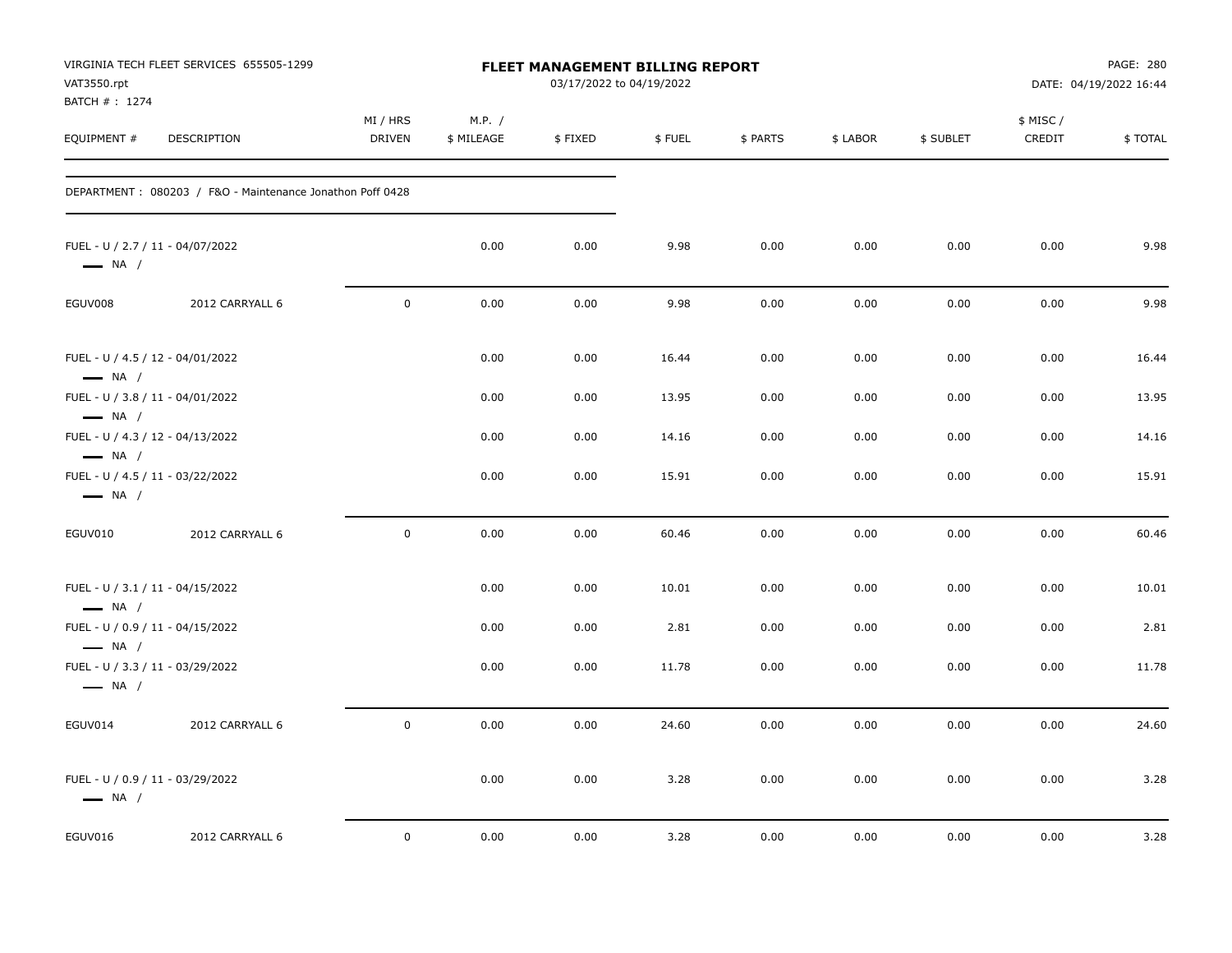VIRGINIA TECH FLEET SERVICES 655505-1299
VAT3550.rpt
BATCH # : 1274

**FLEET MANAGEMENT BILLING REPORT**
03/17/2022 to 04/19/2022

DATE: 04/19/2022 16:44

| EQUIPMENT # | DESCRIPTION | MI / HRS DRIVEN | M.P. / $ MILEAGE | $ FIXED | $ FUEL | $ PARTS | $ LABOR | $ SUBLET | $ MISC / CREDIT | $ TOTAL |
|---|---|---|---|---|---|---|---|---|---|---|
| DEPARTMENT : 080203 / F&O - Maintenance Jonathon Poff 0428 | | | | | | | | | | |
| FUEL - U / 2.7 / 11 - 04/07/2022 — NA / | | | 0.00 | 0.00 | 9.98 | 0.00 | 0.00 | 0.00 | 0.00 | 9.98 |
| EGUV008 | 2012 CARRYALL 6 | 0 | 0.00 | 0.00 | 9.98 | 0.00 | 0.00 | 0.00 | 0.00 | 9.98 |
| FUEL - U / 4.5 / 12 - 04/01/2022 — NA / | | | 0.00 | 0.00 | 16.44 | 0.00 | 0.00 | 0.00 | 0.00 | 16.44 |
| FUEL - U / 3.8 / 11 - 04/01/2022 — NA / | | | 0.00 | 0.00 | 13.95 | 0.00 | 0.00 | 0.00 | 0.00 | 13.95 |
| FUEL - U / 4.3 / 12 - 04/13/2022 — NA / | | | 0.00 | 0.00 | 14.16 | 0.00 | 0.00 | 0.00 | 0.00 | 14.16 |
| FUEL - U / 4.5 / 11 - 03/22/2022 — NA / | | | 0.00 | 0.00 | 15.91 | 0.00 | 0.00 | 0.00 | 0.00 | 15.91 |
| EGUV010 | 2012 CARRYALL 6 | 0 | 0.00 | 0.00 | 60.46 | 0.00 | 0.00 | 0.00 | 0.00 | 60.46 |
| FUEL - U / 3.1 / 11 - 04/15/2022 — NA / | | | 0.00 | 0.00 | 10.01 | 0.00 | 0.00 | 0.00 | 0.00 | 10.01 |
| FUEL - U / 0.9 / 11 - 04/15/2022 — NA / | | | 0.00 | 0.00 | 2.81 | 0.00 | 0.00 | 0.00 | 0.00 | 2.81 |
| FUEL - U / 3.3 / 11 - 03/29/2022 — NA / | | | 0.00 | 0.00 | 11.78 | 0.00 | 0.00 | 0.00 | 0.00 | 11.78 |
| EGUV014 | 2012 CARRYALL 6 | 0 | 0.00 | 0.00 | 24.60 | 0.00 | 0.00 | 0.00 | 0.00 | 24.60 |
| FUEL - U / 0.9 / 11 - 03/29/2022 — NA / | | | 0.00 | 0.00 | 3.28 | 0.00 | 0.00 | 0.00 | 0.00 | 3.28 |
| EGUV016 | 2012 CARRYALL 6 | 0 | 0.00 | 0.00 | 3.28 | 0.00 | 0.00 | 0.00 | 0.00 | 3.28 |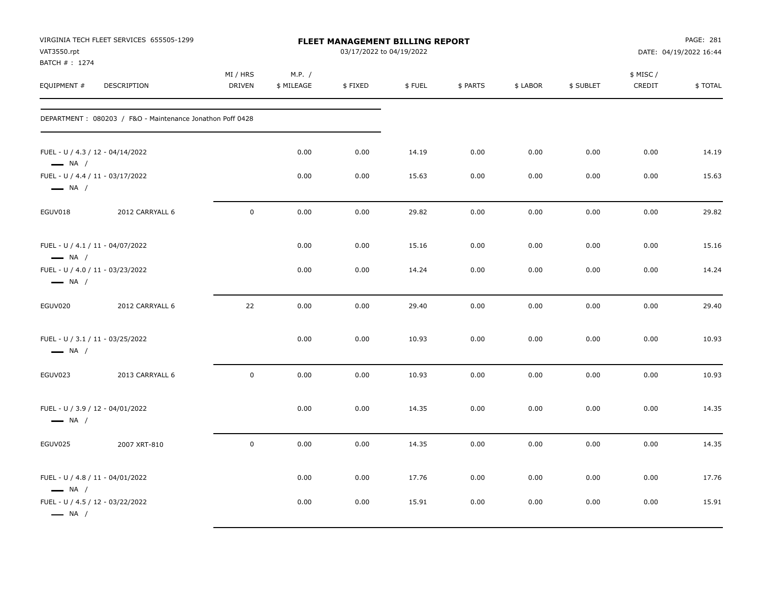VIRGINIA TECH FLEET SERVICES 655505-1299
VAT3550.rpt
BATCH # : 1274

# FLEET MANAGEMENT BILLING REPORT

03/17/2022 to 04/19/2022

DATE: 04/19/2022 16:44

| EQUIPMENT # | DESCRIPTION | MI / HRS DRIVEN | M.P. / $ MILEAGE | $ FIXED | $ FUEL | $ PARTS | $ LABOR | $ SUBLET | $ MISC / CREDIT | $ TOTAL |
|---|---|---|---|---|---|---|---|---|---|---|
| DEPARTMENT : 080203 / F&O - Maintenance Jonathon Poff 0428 | | | | | | | | | | |
| FUEL - U / 4.3 / 12 - 04/14/2022 — NA / | | | 0.00 | 0.00 | 14.19 | 0.00 | 0.00 | 0.00 | 0.00 | 14.19 |
| FUEL - U / 4.4 / 11 - 03/17/2022 — NA / | | | 0.00 | 0.00 | 15.63 | 0.00 | 0.00 | 0.00 | 0.00 | 15.63 |
| EGUV018 | 2012 CARRYALL 6 | 0 | 0.00 | 0.00 | 29.82 | 0.00 | 0.00 | 0.00 | 0.00 | 29.82 |
| FUEL - U / 4.1 / 11 - 04/07/2022 — NA / | | | 0.00 | 0.00 | 15.16 | 0.00 | 0.00 | 0.00 | 0.00 | 15.16 |
| FUEL - U / 4.0 / 11 - 03/23/2022 — NA / | | | 0.00 | 0.00 | 14.24 | 0.00 | 0.00 | 0.00 | 0.00 | 14.24 |
| EGUV020 | 2012 CARRYALL 6 | 22 | 0.00 | 0.00 | 29.40 | 0.00 | 0.00 | 0.00 | 0.00 | 29.40 |
| FUEL - U / 3.1 / 11 - 03/25/2022 — NA / | | | 0.00 | 0.00 | 10.93 | 0.00 | 0.00 | 0.00 | 0.00 | 10.93 |
| EGUV023 | 2013 CARRYALL 6 | 0 | 0.00 | 0.00 | 10.93 | 0.00 | 0.00 | 0.00 | 0.00 | 10.93 |
| FUEL - U / 3.9 / 12 - 04/01/2022 — NA / | | | 0.00 | 0.00 | 14.35 | 0.00 | 0.00 | 0.00 | 0.00 | 14.35 |
| EGUV025 | 2007 XRT-810 | 0 | 0.00 | 0.00 | 14.35 | 0.00 | 0.00 | 0.00 | 0.00 | 14.35 |
| FUEL - U / 4.8 / 11 - 04/01/2022 — NA / | | | 0.00 | 0.00 | 17.76 | 0.00 | 0.00 | 0.00 | 0.00 | 17.76 |
| FUEL - U / 4.5 / 12 - 03/22/2022 — NA / | | | 0.00 | 0.00 | 15.91 | 0.00 | 0.00 | 0.00 | 0.00 | 15.91 |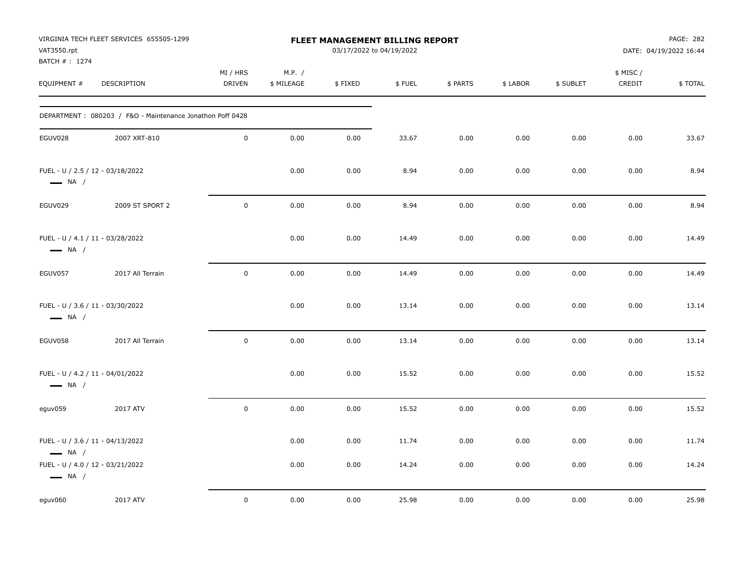VIRGINIA TECH FLEET SERVICES 655505-1299
VAT3550.rpt
BATCH # : 1274

**FLEET MANAGEMENT BILLING REPORT**
03/17/2022 to 04/19/2022

DATE: 04/19/2022 16:44

| EQUIPMENT # | DESCRIPTION | MI / HRS DRIVEN | M.P. / $ MILEAGE | $ FIXED | $ FUEL | $ PARTS | $ LABOR | $ SUBLET | $ MISC / CREDIT | $ TOTAL |
|---|---|---|---|---|---|---|---|---|---|---|
| DEPARTMENT : 080203 / F&O - Maintenance Jonathon Poff 0428 | | | | | | | | | | |
| EGUV028 | 2007 XRT-810 | 0 | 0.00 | 0.00 | 33.67 | 0.00 | 0.00 | 0.00 | 0.00 | 33.67 |
| FUEL - U / 2.5 / 12 - 03/18/2022 — NA / | | | 0.00 | 0.00 | 8.94 | 0.00 | 0.00 | 0.00 | 0.00 | 8.94 |
| EGUV029 | 2009 ST SPORT 2 | 0 | 0.00 | 0.00 | 8.94 | 0.00 | 0.00 | 0.00 | 0.00 | 8.94 |
| FUEL - U / 4.1 / 11 - 03/28/2022 — NA / | | | 0.00 | 0.00 | 14.49 | 0.00 | 0.00 | 0.00 | 0.00 | 14.49 |
| EGUV057 | 2017 All Terrain | 0 | 0.00 | 0.00 | 14.49 | 0.00 | 0.00 | 0.00 | 0.00 | 14.49 |
| FUEL - U / 3.6 / 11 - 03/30/2022 — NA / | | | 0.00 | 0.00 | 13.14 | 0.00 | 0.00 | 0.00 | 0.00 | 13.14 |
| EGUV058 | 2017 All Terrain | 0 | 0.00 | 0.00 | 13.14 | 0.00 | 0.00 | 0.00 | 0.00 | 13.14 |
| FUEL - U / 4.2 / 11 - 04/01/2022 — NA / | | | 0.00 | 0.00 | 15.52 | 0.00 | 0.00 | 0.00 | 0.00 | 15.52 |
| eguv059 | 2017 ATV | 0 | 0.00 | 0.00 | 15.52 | 0.00 | 0.00 | 0.00 | 0.00 | 15.52 |
| FUEL - U / 3.6 / 11 - 04/13/2022 — NA / | | | 0.00 | 0.00 | 11.74 | 0.00 | 0.00 | 0.00 | 0.00 | 11.74 |
| FUEL - U / 4.0 / 12 - 03/21/2022 — NA / | | | 0.00 | 0.00 | 14.24 | 0.00 | 0.00 | 0.00 | 0.00 | 14.24 |
| eguv060 | 2017 ATV | 0 | 0.00 | 0.00 | 25.98 | 0.00 | 0.00 | 0.00 | 0.00 | 25.98 |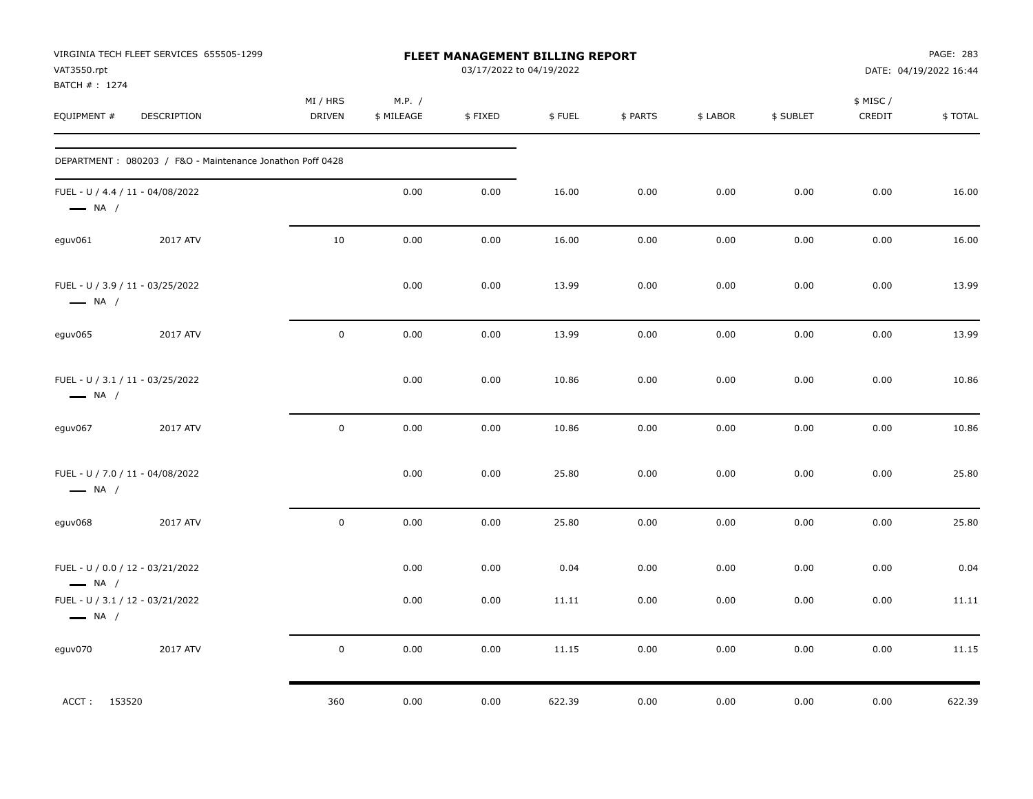VIRGINIA TECH FLEET SERVICES 655505-1299
VAT3550.rpt
BATCH # : 1274

**FLEET MANAGEMENT BILLING REPORT**
03/17/2022 to 04/19/2022

DATE: 04/19/2022 16:44

| EQUIPMENT # | DESCRIPTION | MI / HRS DRIVEN | M.P. / $ MILEAGE | $ FIXED | $ FUEL | $ PARTS | $ LABOR | $ SUBLET | $ MISC / CREDIT | $ TOTAL |
|---|---|---|---|---|---|---|---|---|---|---|
| DEPARTMENT : 080203 / F&O - Maintenance Jonathon Poff 0428 | | | | | | | | | | |
| FUEL - U / 4.4 / 11 - 04/08/2022 — NA / | | | 0.00 | 0.00 | 16.00 | 0.00 | 0.00 | 0.00 | 0.00 | 16.00 |
| eguv061 | 2017 ATV | 10 | 0.00 | 0.00 | 16.00 | 0.00 | 0.00 | 0.00 | 0.00 | 16.00 |
| FUEL - U / 3.9 / 11 - 03/25/2022 — NA / | | | 0.00 | 0.00 | 13.99 | 0.00 | 0.00 | 0.00 | 0.00 | 13.99 |
| eguv065 | 2017 ATV | 0 | 0.00 | 0.00 | 13.99 | 0.00 | 0.00 | 0.00 | 0.00 | 13.99 |
| FUEL - U / 3.1 / 11 - 03/25/2022 — NA / | | | 0.00 | 0.00 | 10.86 | 0.00 | 0.00 | 0.00 | 0.00 | 10.86 |
| eguv067 | 2017 ATV | 0 | 0.00 | 0.00 | 10.86 | 0.00 | 0.00 | 0.00 | 0.00 | 10.86 |
| FUEL - U / 7.0 / 11 - 04/08/2022 — NA / | | | 0.00 | 0.00 | 25.80 | 0.00 | 0.00 | 0.00 | 0.00 | 25.80 |
| eguv068 | 2017 ATV | 0 | 0.00 | 0.00 | 25.80 | 0.00 | 0.00 | 0.00 | 0.00 | 25.80 |
| FUEL - U / 0.0 / 12 - 03/21/2022 — NA / | | | 0.00 | 0.00 | 0.04 | 0.00 | 0.00 | 0.00 | 0.00 | 0.04 |
| FUEL - U / 3.1 / 12 - 03/21/2022 — NA / | | | 0.00 | 0.00 | 11.11 | 0.00 | 0.00 | 0.00 | 0.00 | 11.11 |
| eguv070 | 2017 ATV | 0 | 0.00 | 0.00 | 11.15 | 0.00 | 0.00 | 0.00 | 0.00 | 11.15 |
| ACCT : 153520 | | 360 | 0.00 | 0.00 | 622.39 | 0.00 | 0.00 | 0.00 | 0.00 | 622.39 |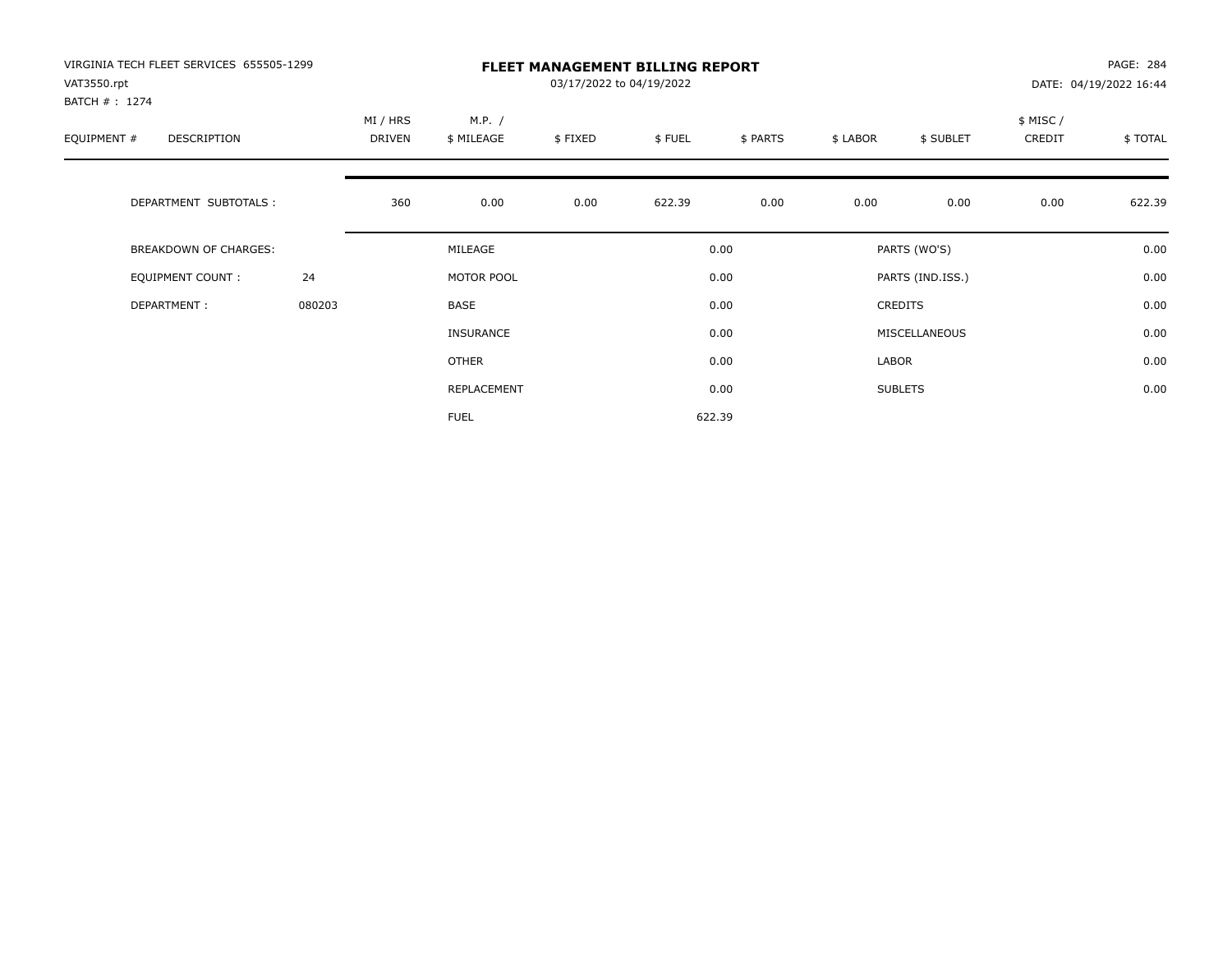VIRGINIA TECH FLEET SERVICES 655505-1299
VAT3550.rpt
BATCH # : 1274

## FLEET MANAGEMENT BILLING REPORT

03/17/2022 to 04/19/2022

DATE: 04/19/2022 16:44

| EQUIPMENT # | DESCRIPTION | MI / HRS DRIVEN | M.P. / $ MILEAGE | $ FIXED | $ FUEL | $ PARTS | $ LABOR | $ SUBLET | $ MISC / CREDIT | $ TOTAL |
|---|---|---|---|---|---|---|---|---|---|---|
| | DEPARTMENT SUBTOTALS : | 360 | 0.00 | 0.00 | 622.39 | 0.00 | 0.00 | 0.00 | 0.00 | 622.39 |

| | | | | | |
|---|---|---|---|---|---|
| BREAKDOWN OF CHARGES: | | MILEAGE | 0.00 | PARTS (WO'S) | 0.00 |
| EQUIPMENT COUNT : | 24 | MOTOR POOL | 0.00 | PARTS (IND.ISS.) | 0.00 |
| DEPARTMENT : | 080203 | BASE | 0.00 | CREDITS | 0.00 |
| | | INSURANCE | 0.00 | MISCELLANEOUS | 0.00 |
| | | OTHER | 0.00 | LABOR | 0.00 |
| | | REPLACEMENT | 0.00 | SUBLETS | 0.00 |
| | | FUEL | 622.39 | | |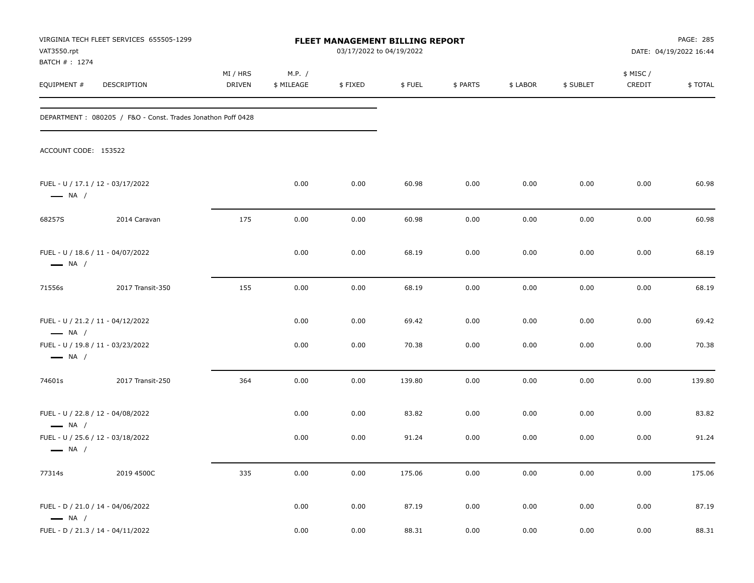VIRGINIA TECH FLEET SERVICES 655505-1299
VAT3550.rpt
BATCH # : 1274

**FLEET MANAGEMENT BILLING REPORT**
03/17/2022 to 04/19/2022

DATE: 04/19/2022 16:44

DEPARTMENT : 080205 / F&O - Const. Trades Jonathon Poff 0428

ACCOUNT CODE: 153522

| EQUIPMENT # | DESCRIPTION | MI / HRS DRIVEN | M.P. / $ MILEAGE | $ FIXED | $ FUEL | $ PARTS | $ LABOR | $ SUBLET | $ MISC / CREDIT | $ TOTAL |
|---|---|---|---|---|---|---|---|---|---|---|
| FUEL - U / 17.1 / 12 - 03/17/2022 — NA / | | | 0.00 | 0.00 | 60.98 | 0.00 | 0.00 | 0.00 | 0.00 | 60.98 |
| 68257S | 2014 Caravan | 175 | 0.00 | 0.00 | 60.98 | 0.00 | 0.00 | 0.00 | 0.00 | 60.98 |
| FUEL - U / 18.6 / 11 - 04/07/2022 — NA / | | | 0.00 | 0.00 | 68.19 | 0.00 | 0.00 | 0.00 | 0.00 | 68.19 |
| 71556s | 2017 Transit-350 | 155 | 0.00 | 0.00 | 68.19 | 0.00 | 0.00 | 0.00 | 0.00 | 68.19 |
| FUEL - U / 21.2 / 11 - 04/12/2022 — NA / | | | 0.00 | 0.00 | 69.42 | 0.00 | 0.00 | 0.00 | 0.00 | 69.42 |
| FUEL - U / 19.8 / 11 - 03/23/2022 — NA / | | | 0.00 | 0.00 | 70.38 | 0.00 | 0.00 | 0.00 | 0.00 | 70.38 |
| 74601s | 2017 Transit-250 | 364 | 0.00 | 0.00 | 139.80 | 0.00 | 0.00 | 0.00 | 0.00 | 139.80 |
| FUEL - U / 22.8 / 12 - 04/08/2022 — NA / | | | 0.00 | 0.00 | 83.82 | 0.00 | 0.00 | 0.00 | 0.00 | 83.82 |
| FUEL - U / 25.6 / 12 - 03/18/2022 — NA / | | | 0.00 | 0.00 | 91.24 | 0.00 | 0.00 | 0.00 | 0.00 | 91.24 |
| 77314s | 2019 4500C | 335 | 0.00 | 0.00 | 175.06 | 0.00 | 0.00 | 0.00 | 0.00 | 175.06 |
| FUEL - D / 21.0 / 14 - 04/06/2022 — NA / | | | 0.00 | 0.00 | 87.19 | 0.00 | 0.00 | 0.00 | 0.00 | 87.19 |
| FUEL - D / 21.3 / 14 - 04/11/2022 | | | 0.00 | 0.00 | 88.31 | 0.00 | 0.00 | 0.00 | 0.00 | 88.31 |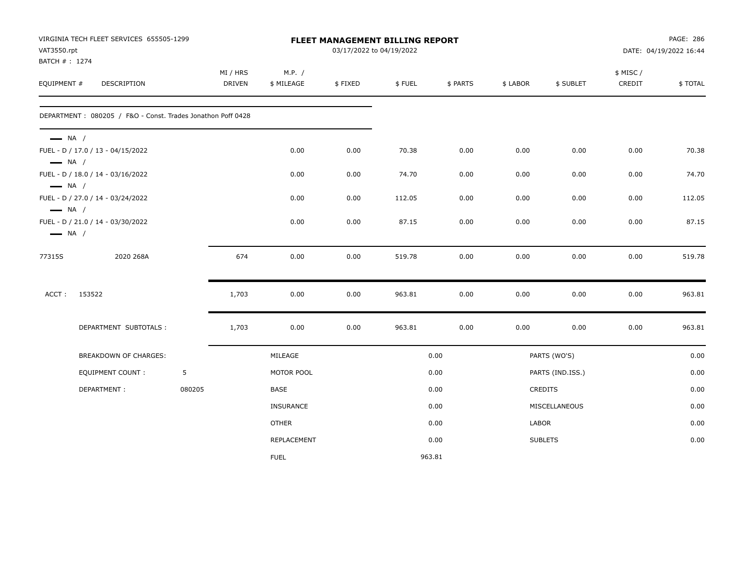VIRGINIA TECH FLEET SERVICES 655505-1299
VAT3550.rpt
BATCH # : 1274

**FLEET MANAGEMENT BILLING REPORT**
03/17/2022 to 04/19/2022

PAGE: 286
DATE: 04/19/2022 16:44

| EQUIPMENT # | DESCRIPTION | MI / HRS DRIVEN | M.P. / $ MILEAGE | $ FIXED | $ FUEL | $ PARTS | $ LABOR | $ SUBLET | $ MISC / CREDIT | $ TOTAL |
|---|---|---|---|---|---|---|---|---|---|---|
| DEPARTMENT : 080205 / F&O - Const. Trades Jonathon Poff 0428 | | | | | | | | | | |
| — NA / | | | | | | | | | | |
| FUEL - D / 17.0 / 13 - 04/15/2022 | | | 0.00 | 0.00 | 70.38 | 0.00 | 0.00 | 0.00 | 0.00 | 70.38 |
| — NA / | | | | | | | | | | |
| FUEL - D / 18.0 / 14 - 03/16/2022 | | | 0.00 | 0.00 | 74.70 | 0.00 | 0.00 | 0.00 | 0.00 | 74.70 |
| — NA / | | | | | | | | | | |
| FUEL - D / 27.0 / 14 - 03/24/2022 | | | 0.00 | 0.00 | 112.05 | 0.00 | 0.00 | 0.00 | 0.00 | 112.05 |
| — NA / | | | | | | | | | | |
| FUEL - D / 21.0 / 14 - 03/30/2022 | | | 0.00 | 0.00 | 87.15 | 0.00 | 0.00 | 0.00 | 0.00 | 87.15 |
| — NA / | | | | | | | | | | |
| 77315S | 2020 268A | 674 | 0.00 | 0.00 | 519.78 | 0.00 | 0.00 | 0.00 | 0.00 | 519.78 |
| ACCT : 153522 | | 1,703 | 0.00 | 0.00 | 963.81 | 0.00 | 0.00 | 0.00 | 0.00 | 963.81 |
| DEPARTMENT SUBTOTALS : | | 1,703 | 0.00 | 0.00 | 963.81 | 0.00 | 0.00 | 0.00 | 0.00 | 963.81 |

| | | | | | |
|---|---|---|---|---|---|
| BREAKDOWN OF CHARGES: | | MILEAGE | 0.00 | PARTS (WO'S) | 0.00 |
| EQUIPMENT COUNT : | 5 | MOTOR POOL | 0.00 | PARTS (IND.ISS.) | 0.00 |
| DEPARTMENT : | 080205 | BASE | 0.00 | CREDITS | 0.00 |
| | | INSURANCE | 0.00 | MISCELLANEOUS | 0.00 |
| | | OTHER | 0.00 | LABOR | 0.00 |
| | | REPLACEMENT | 0.00 | SUBLETS | 0.00 |
| | | FUEL | 963.81 | | |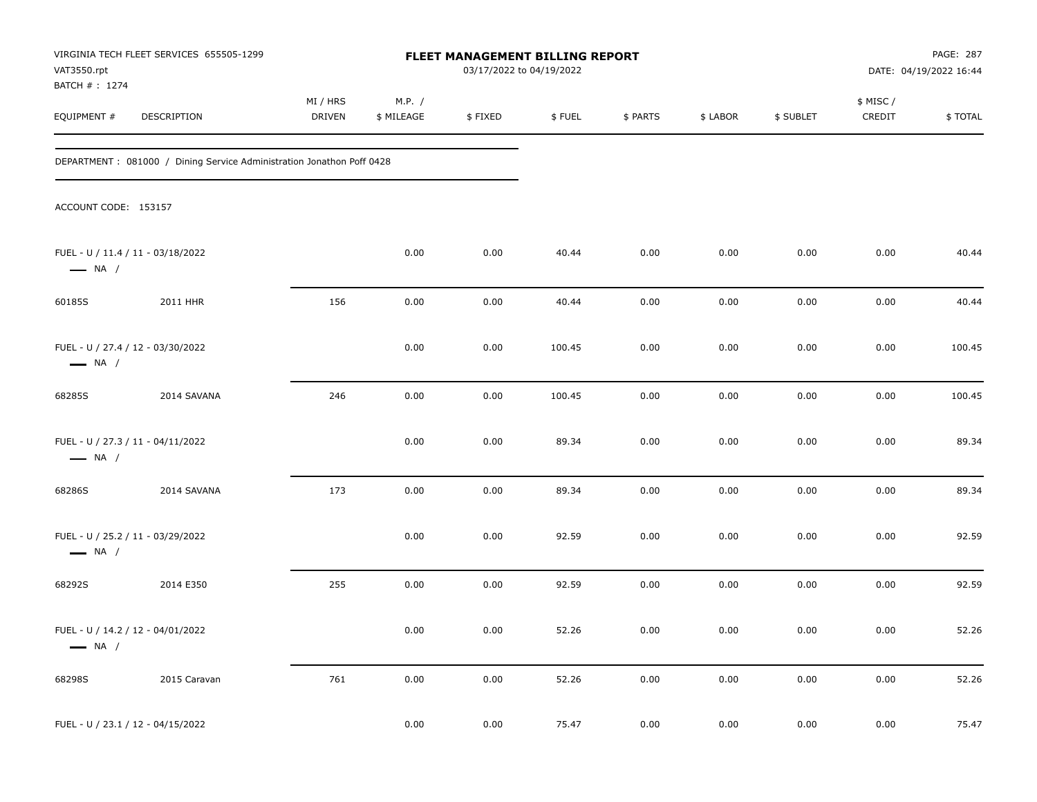VIRGINIA TECH FLEET SERVICES 655505-1299
VAT3550.rpt
BATCH # : 1274

# FLEET MANAGEMENT BILLING REPORT

03/17/2022 to 04/19/2022

DATE: 04/19/2022 16:44

| EQUIPMENT # | DESCRIPTION | MI / HRS DRIVEN | M.P. / $ MILEAGE | $ FIXED | $ FUEL | $ PARTS | $ LABOR | $ SUBLET | $ MISC / CREDIT | $ TOTAL |
|---|---|---|---|---|---|---|---|---|---|---|
| DEPARTMENT : 081000 / Dining Service Administration Jonathon Poff 0428 | | | | | | | | | | |
| ACCOUNT CODE: 153157 | | | | | | | | | | |
| FUEL - U / 11.4 / 11 - 03/18/2022 —— NA / | | | 0.00 | 0.00 | 40.44 | 0.00 | 0.00 | 0.00 | 0.00 | 40.44 |
| 60185S | 2011 HHR | 156 | 0.00 | 0.00 | 40.44 | 0.00 | 0.00 | 0.00 | 0.00 | 40.44 |
| FUEL - U / 27.4 / 12 - 03/30/2022 —— NA / | | | 0.00 | 0.00 | 100.45 | 0.00 | 0.00 | 0.00 | 0.00 | 100.45 |
| 68285S | 2014 SAVANA | 246 | 0.00 | 0.00 | 100.45 | 0.00 | 0.00 | 0.00 | 0.00 | 100.45 |
| FUEL - U / 27.3 / 11 - 04/11/2022 —— NA / | | | 0.00 | 0.00 | 89.34 | 0.00 | 0.00 | 0.00 | 0.00 | 89.34 |
| 68286S | 2014 SAVANA | 173 | 0.00 | 0.00 | 89.34 | 0.00 | 0.00 | 0.00 | 0.00 | 89.34 |
| FUEL - U / 25.2 / 11 - 03/29/2022 —— NA / | | | 0.00 | 0.00 | 92.59 | 0.00 | 0.00 | 0.00 | 0.00 | 92.59 |
| 68292S | 2014 E350 | 255 | 0.00 | 0.00 | 92.59 | 0.00 | 0.00 | 0.00 | 0.00 | 92.59 |
| FUEL - U / 14.2 / 12 - 04/01/2022 —— NA / | | | 0.00 | 0.00 | 52.26 | 0.00 | 0.00 | 0.00 | 0.00 | 52.26 |
| 68298S | 2015 Caravan | 761 | 0.00 | 0.00 | 52.26 | 0.00 | 0.00 | 0.00 | 0.00 | 52.26 |
| FUEL - U / 23.1 / 12 - 04/15/2022 | | | 0.00 | 0.00 | 75.47 | 0.00 | 0.00 | 0.00 | 0.00 | 75.47 |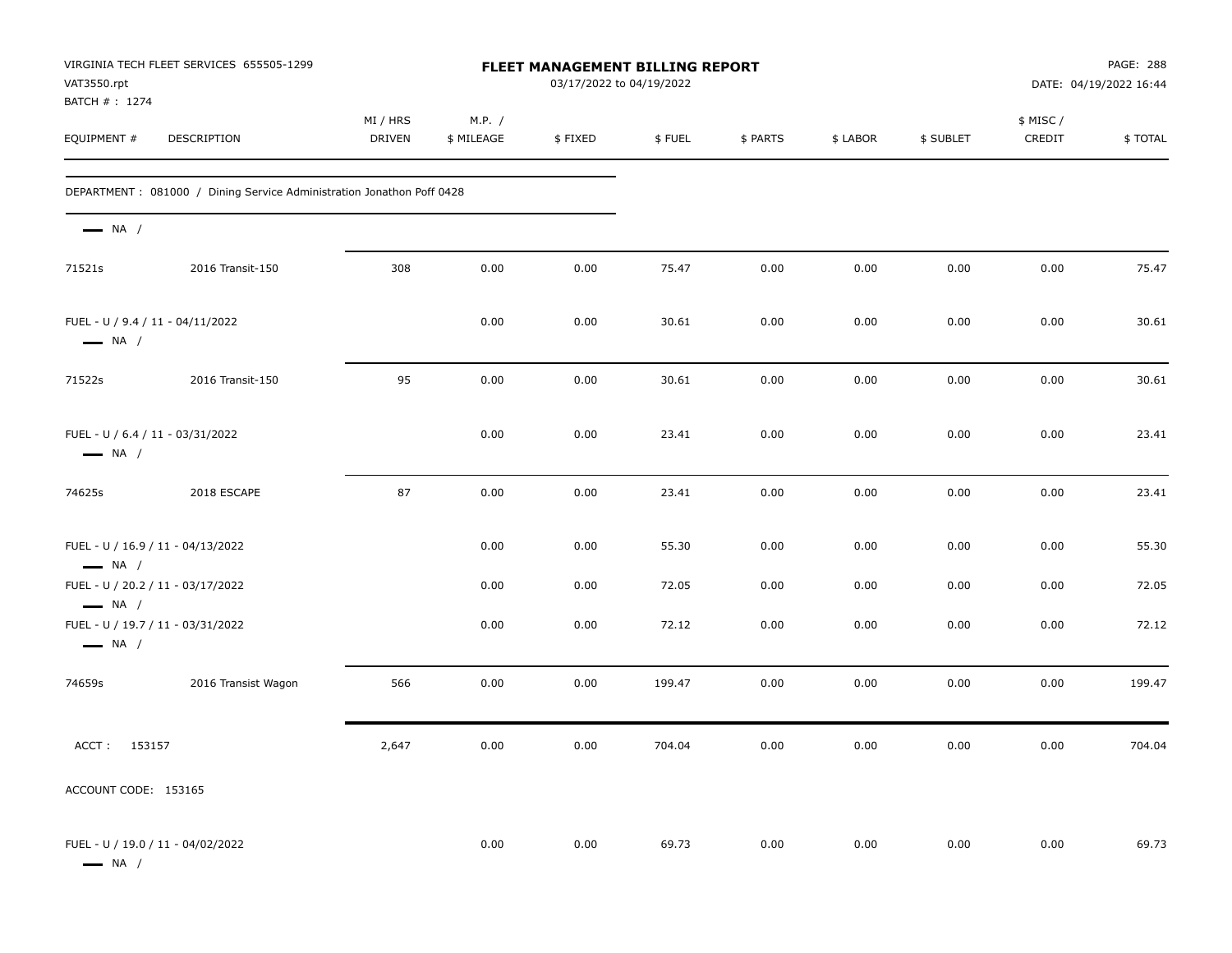VIRGINIA TECH FLEET SERVICES 655505-1299
VAT3550.rpt
BATCH # : 1274

## FLEET MANAGEMENT BILLING REPORT

03/17/2022 to 04/19/2022

DATE: 04/19/2022 16:44

DEPARTMENT : 081000 / Dining Service Administration Jonathon Poff 0428

| EQUIPMENT # | DESCRIPTION | MI / HRS DRIVEN | M.P. / $ MILEAGE | $ FIXED | $ FUEL | $ PARTS | $ LABOR | $ SUBLET | $ MISC / CREDIT | $ TOTAL |
|---|---|---|---|---|---|---|---|---|---|---|
| NA / | | | | | | | | | | |
| 71521s | 2016 Transit-150 | 308 | 0.00 | 0.00 | 75.47 | 0.00 | 0.00 | 0.00 | 0.00 | 75.47 |
| FUEL - U / 9.4 / 11 - 04/11/2022 NA / | | | 0.00 | 0.00 | 30.61 | 0.00 | 0.00 | 0.00 | 0.00 | 30.61 |
| 71522s | 2016 Transit-150 | 95 | 0.00 | 0.00 | 30.61 | 0.00 | 0.00 | 0.00 | 0.00 | 30.61 |
| FUEL - U / 6.4 / 11 - 03/31/2022 NA / | | | 0.00 | 0.00 | 23.41 | 0.00 | 0.00 | 0.00 | 0.00 | 23.41 |
| 74625s | 2018 ESCAPE | 87 | 0.00 | 0.00 | 23.41 | 0.00 | 0.00 | 0.00 | 0.00 | 23.41 |
| FUEL - U / 16.9 / 11 - 04/13/2022 NA / | | | 0.00 | 0.00 | 55.30 | 0.00 | 0.00 | 0.00 | 0.00 | 55.30 |
| FUEL - U / 20.2 / 11 - 03/17/2022 NA / | | | 0.00 | 0.00 | 72.05 | 0.00 | 0.00 | 0.00 | 0.00 | 72.05 |
| FUEL - U / 19.7 / 11 - 03/31/2022 NA / | | | 0.00 | 0.00 | 72.12 | 0.00 | 0.00 | 0.00 | 0.00 | 72.12 |
| 74659s | 2016 Transist Wagon | 566 | 0.00 | 0.00 | 199.47 | 0.00 | 0.00 | 0.00 | 0.00 | 199.47 |
| ACCT : 153157 | | 2,647 | 0.00 | 0.00 | 704.04 | 0.00 | 0.00 | 0.00 | 0.00 | 704.04 |

ACCOUNT CODE: 153165

| EQUIPMENT # | DESCRIPTION | MI / HRS DRIVEN | M.P. / $ MILEAGE | $ FIXED | $ FUEL | $ PARTS | $ LABOR | $ SUBLET | $ MISC / CREDIT | $ TOTAL |
|---|---|---|---|---|---|---|---|---|---|---|
| FUEL - U / 19.0 / 11 - 04/02/2022 NA / | | | 0.00 | 0.00 | 69.73 | 0.00 | 0.00 | 0.00 | 0.00 | 69.73 |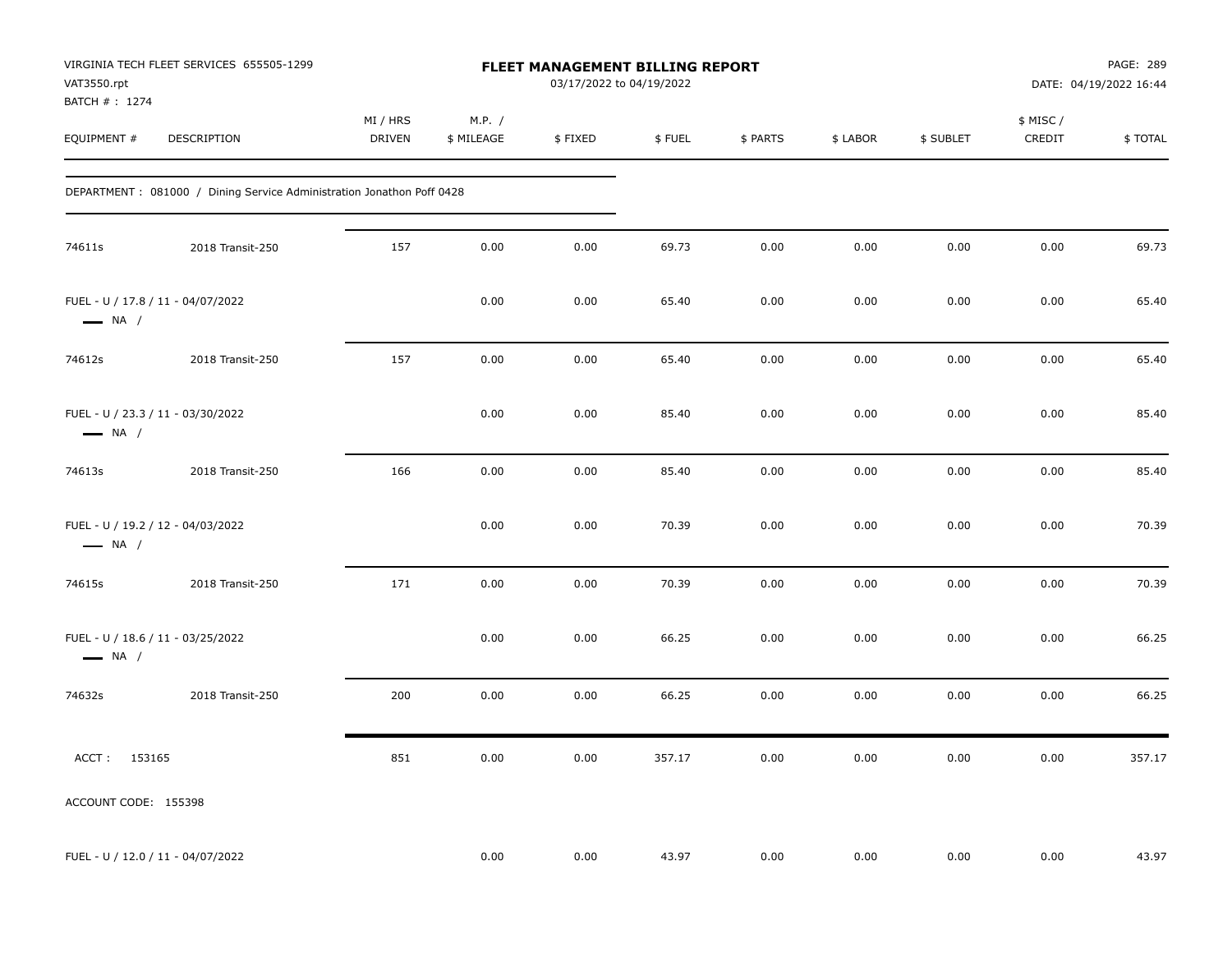VIRGINIA TECH FLEET SERVICES 655505-1299
VAT3550.rpt
BATCH # : 1274

# FLEET MANAGEMENT BILLING REPORT

03/17/2022 to 04/19/2022

DATE: 04/19/2022 16:44

| EQUIPMENT # | DESCRIPTION | MI / HRS DRIVEN | M.P. / $ MILEAGE | $ FIXED | $ FUEL | $ PARTS | $ LABOR | $ SUBLET | $ MISC / CREDIT | $ TOTAL |
|---|---|---|---|---|---|---|---|---|---|---|
| DEPARTMENT : 081000 / Dining Service Administration Jonathon Poff 0428 | | | | | | | | | | |
| 74611s | 2018 Transit-250 | 157 | 0.00 | 0.00 | 69.73 | 0.00 | 0.00 | 0.00 | 0.00 | 69.73 |
| FUEL - U / 17.8 / 11 - 04/07/2022 NA / | | | 0.00 | 0.00 | 65.40 | 0.00 | 0.00 | 0.00 | 0.00 | 65.40 |
| 74612s | 2018 Transit-250 | 157 | 0.00 | 0.00 | 65.40 | 0.00 | 0.00 | 0.00 | 0.00 | 65.40 |
| FUEL - U / 23.3 / 11 - 03/30/2022 NA / | | | 0.00 | 0.00 | 85.40 | 0.00 | 0.00 | 0.00 | 0.00 | 85.40 |
| 74613s | 2018 Transit-250 | 166 | 0.00 | 0.00 | 85.40 | 0.00 | 0.00 | 0.00 | 0.00 | 85.40 |
| FUEL - U / 19.2 / 12 - 04/03/2022 NA / | | | 0.00 | 0.00 | 70.39 | 0.00 | 0.00 | 0.00 | 0.00 | 70.39 |
| 74615s | 2018 Transit-250 | 171 | 0.00 | 0.00 | 70.39 | 0.00 | 0.00 | 0.00 | 0.00 | 70.39 |
| FUEL - U / 18.6 / 11 - 03/25/2022 NA / | | | 0.00 | 0.00 | 66.25 | 0.00 | 0.00 | 0.00 | 0.00 | 66.25 |
| 74632s | 2018 Transit-250 | 200 | 0.00 | 0.00 | 66.25 | 0.00 | 0.00 | 0.00 | 0.00 | 66.25 |
| ACCT : 153165 | | 851 | 0.00 | 0.00 | 357.17 | 0.00 | 0.00 | 0.00 | 0.00 | 357.17 |
| ACCOUNT CODE: 155398 | | | | | | | | | | |
| FUEL - U / 12.0 / 11 - 04/07/2022 | | | 0.00 | 0.00 | 43.97 | 0.00 | 0.00 | 0.00 | 0.00 | 43.97 |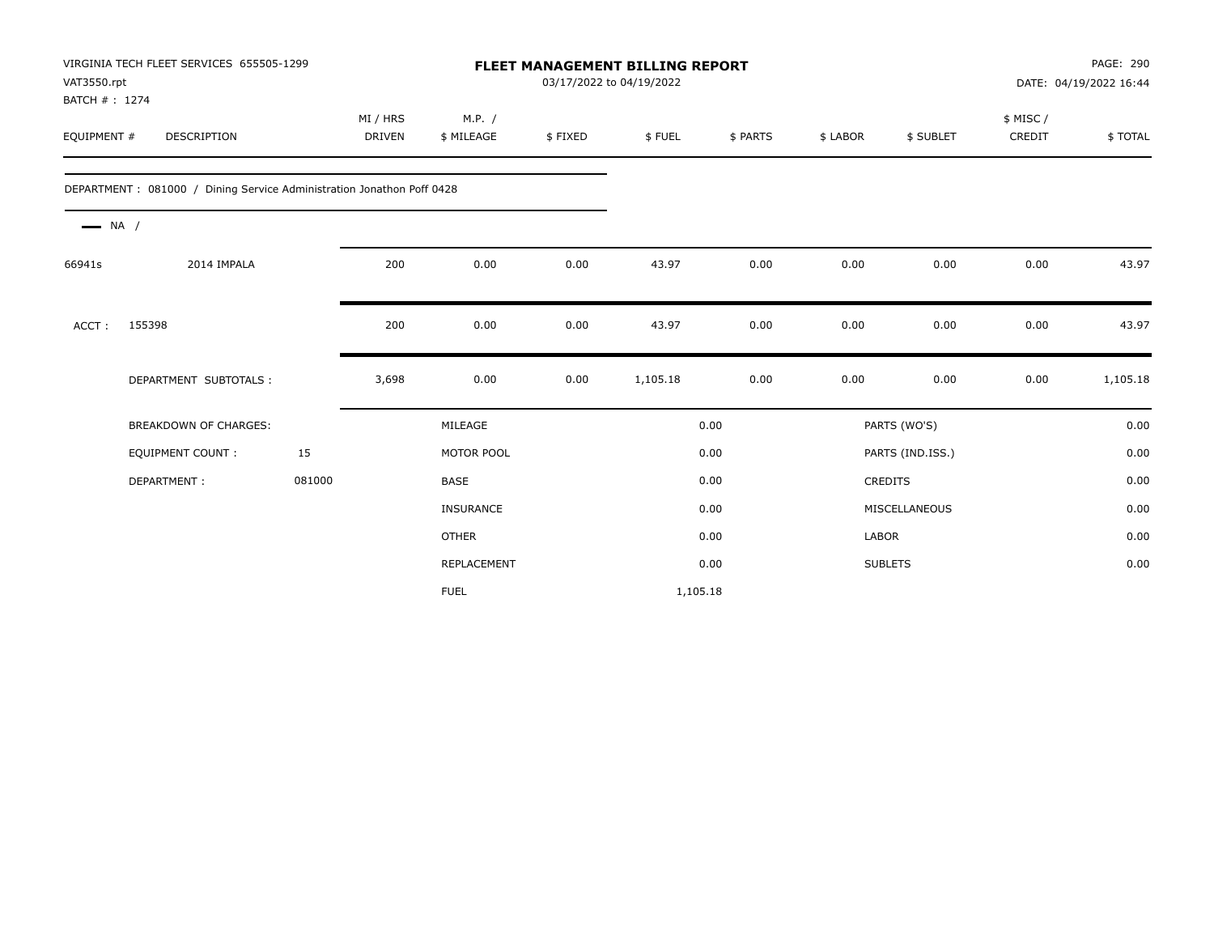VIRGINIA TECH FLEET SERVICES 655505-1299
VAT3550.rpt
BATCH # : 1274

# FLEET MANAGEMENT BILLING REPORT

03/17/2022 to 04/19/2022

DATE: 04/19/2022 16:44

| EQUIPMENT # | DESCRIPTION | MI / HRS DRIVEN | M.P. / $ MILEAGE | $ FIXED | $ FUEL | $ PARTS | $ LABOR | $ SUBLET | $ MISC / CREDIT | $ TOTAL |
|---|---|---|---|---|---|---|---|---|---|---|
| DEPARTMENT : 081000 / Dining Service Administration Jonathon Poff 0428 | | | | | | | | | | |
| NA / | | | | | | | | | | |
| 66941s | 2014 IMPALA | 200 | 0.00 | 0.00 | 43.97 | 0.00 | 0.00 | 0.00 | 0.00 | 43.97 |
| ACCT : | 155398 | 200 | 0.00 | 0.00 | 43.97 | 0.00 | 0.00 | 0.00 | 0.00 | 43.97 |
| | DEPARTMENT SUBTOTALS : | 3,698 | 0.00 | 0.00 | 1,105.18 | 0.00 | 0.00 | 0.00 | 0.00 | 1,105.18 |

| | | | | | |
|---|---|---|---|---|---|
| BREAKDOWN OF CHARGES: | | MILEAGE | 0.00 | PARTS (WO'S) | 0.00 |
| EQUIPMENT COUNT : | 15 | MOTOR POOL | 0.00 | PARTS (IND.ISS.) | 0.00 |
| DEPARTMENT : | 081000 | BASE | 0.00 | CREDITS | 0.00 |
| | | INSURANCE | 0.00 | MISCELLANEOUS | 0.00 |
| | | OTHER | 0.00 | LABOR | 0.00 |
| | | REPLACEMENT | 0.00 | SUBLETS | 0.00 |
| | | FUEL | 1,105.18 | | |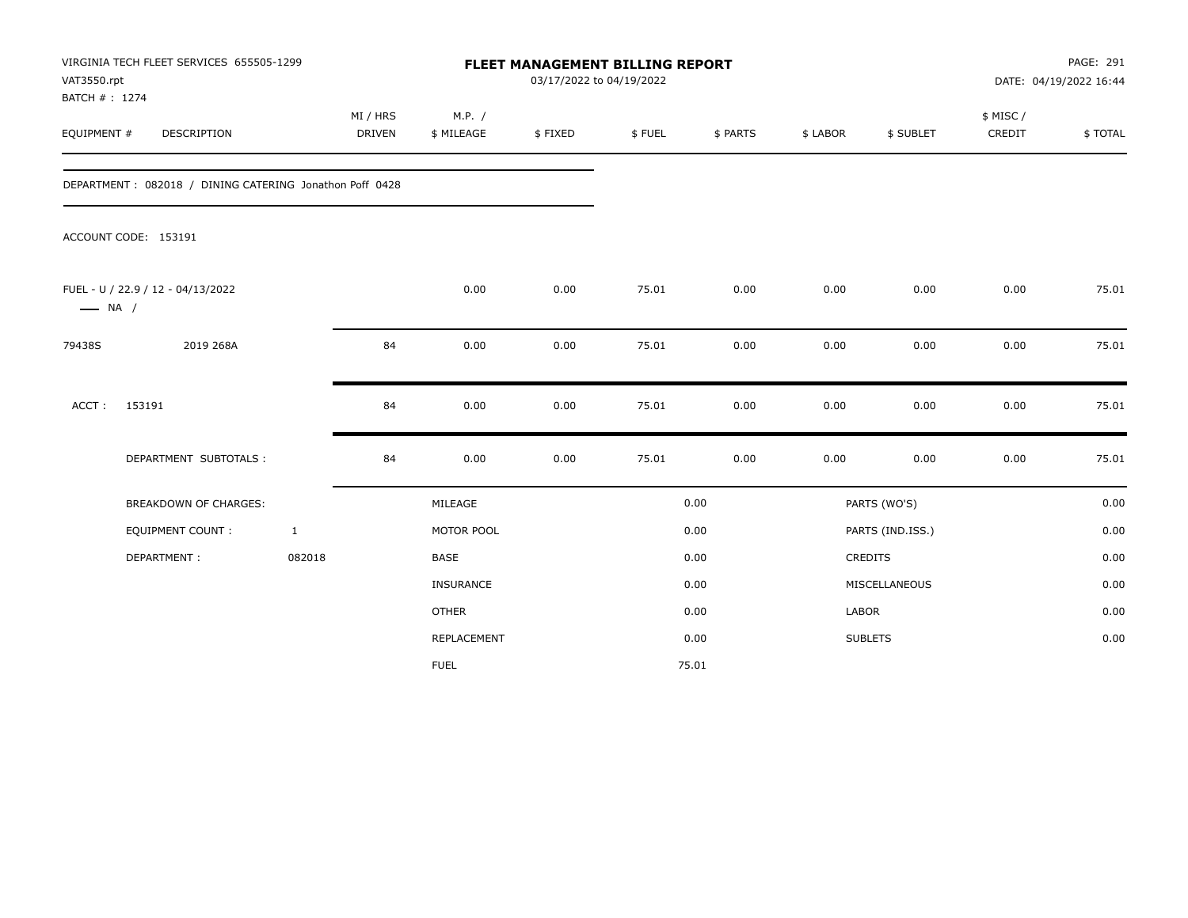VIRGINIA TECH FLEET SERVICES 655505-1299
VAT3550.rpt
BATCH # : 1274

# FLEET MANAGEMENT BILLING REPORT

03/17/2022 to 04/19/2022

DATE: 04/19/2022 16:44

| EQUIPMENT # | DESCRIPTION | MI / HRS DRIVEN | M.P. / $ MILEAGE | $ FIXED | $ FUEL | $ PARTS | $ LABOR | $ SUBLET | $ MISC / CREDIT | $ TOTAL |
|---|---|---|---|---|---|---|---|---|---|---|
| DEPARTMENT : 082018 / DINING CATERING Jonathon Poff 0428 | | | | | | | | | | |
| ACCOUNT CODE: 153191 | | | | | | | | | | |
| FUEL - U / 22.9 / 12 - 04/13/2022 —— NA / | | | 0.00 | 0.00 | 75.01 | 0.00 | 0.00 | 0.00 | 0.00 | 75.01 |
| 79438S | 2019 268A | 84 | 0.00 | 0.00 | 75.01 | 0.00 | 0.00 | 0.00 | 0.00 | 75.01 |
| ACCT : | 153191 | 84 | 0.00 | 0.00 | 75.01 | 0.00 | 0.00 | 0.00 | 0.00 | 75.01 |
| | DEPARTMENT SUBTOTALS : | 84 | 0.00 | 0.00 | 75.01 | 0.00 | 0.00 | 0.00 | 0.00 | 75.01 |

| | | | | | |
|---|---|---|---|---|---|
| BREAKDOWN OF CHARGES: | | MILEAGE | 0.00 | PARTS (WO'S) | 0.00 |
| EQUIPMENT COUNT : | 1 | MOTOR POOL | 0.00 | PARTS (IND.ISS.) | 0.00 |
| DEPARTMENT : | 082018 | BASE | 0.00 | CREDITS | 0.00 |
| | | INSURANCE | 0.00 | MISCELLANEOUS | 0.00 |
| | | OTHER | 0.00 | LABOR | 0.00 |
| | | REPLACEMENT | 0.00 | SUBLETS | 0.00 |
| | | FUEL | 75.01 | | |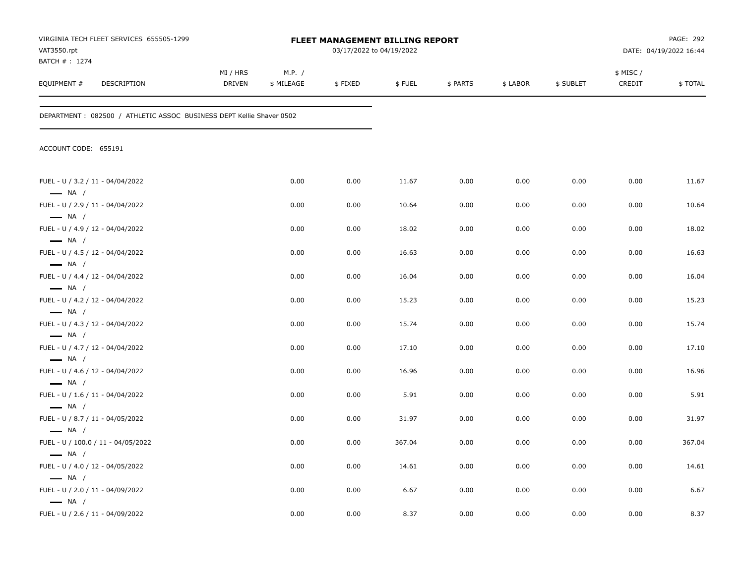VIRGINIA TECH FLEET SERVICES 655505-1299
VAT3550.rpt
BATCH # : 1274

**FLEET MANAGEMENT BILLING REPORT**
03/17/2022 to 04/19/2022

DATE: 04/19/2022 16:44

| EQUIPMENT # | DESCRIPTION | MI / HRS DRIVEN | M.P. / $ MILEAGE | $ FIXED | $ FUEL | $ PARTS | $ LABOR | $ SUBLET | $ MISC / CREDIT | $ TOTAL |
|---|---|---|---|---|---|---|---|---|---|---|

DEPARTMENT : 082500 / ATHLETIC ASSOC BUSINESS DEPT Kellie Shaver 0502

ACCOUNT CODE: 655191

| EQUIPMENT # / DESCRIPTION | MI / HRS DRIVEN | M.P. / $ MILEAGE | $ FIXED | $ FUEL | $ PARTS | $ LABOR | $ SUBLET | $ MISC / CREDIT | $ TOTAL |
|---|---|---|---|---|---|---|---|---|---|
| FUEL - U / 3.2 / 11 - 04/04/2022 — NA / | | 0.00 | 0.00 | 11.67 | 0.00 | 0.00 | 0.00 | 0.00 | 11.67 |
| FUEL - U / 2.9 / 11 - 04/04/2022 — NA / | | 0.00 | 0.00 | 10.64 | 0.00 | 0.00 | 0.00 | 0.00 | 10.64 |
| FUEL - U / 4.9 / 12 - 04/04/2022 — NA / | | 0.00 | 0.00 | 18.02 | 0.00 | 0.00 | 0.00 | 0.00 | 18.02 |
| FUEL - U / 4.5 / 12 - 04/04/2022 — NA / | | 0.00 | 0.00 | 16.63 | 0.00 | 0.00 | 0.00 | 0.00 | 16.63 |
| FUEL - U / 4.4 / 12 - 04/04/2022 — NA / | | 0.00 | 0.00 | 16.04 | 0.00 | 0.00 | 0.00 | 0.00 | 16.04 |
| FUEL - U / 4.2 / 12 - 04/04/2022 — NA / | | 0.00 | 0.00 | 15.23 | 0.00 | 0.00 | 0.00 | 0.00 | 15.23 |
| FUEL - U / 4.3 / 12 - 04/04/2022 — NA / | | 0.00 | 0.00 | 15.74 | 0.00 | 0.00 | 0.00 | 0.00 | 15.74 |
| FUEL - U / 4.7 / 12 - 04/04/2022 — NA / | | 0.00 | 0.00 | 17.10 | 0.00 | 0.00 | 0.00 | 0.00 | 17.10 |
| FUEL - U / 4.6 / 12 - 04/04/2022 — NA / | | 0.00 | 0.00 | 16.96 | 0.00 | 0.00 | 0.00 | 0.00 | 16.96 |
| FUEL - U / 1.6 / 11 - 04/04/2022 — NA / | | 0.00 | 0.00 | 5.91 | 0.00 | 0.00 | 0.00 | 0.00 | 5.91 |
| FUEL - U / 8.7 / 11 - 04/05/2022 — NA / | | 0.00 | 0.00 | 31.97 | 0.00 | 0.00 | 0.00 | 0.00 | 31.97 |
| FUEL - U / 100.0 / 11 - 04/05/2022 — NA / | | 0.00 | 0.00 | 367.04 | 0.00 | 0.00 | 0.00 | 0.00 | 367.04 |
| FUEL - U / 4.0 / 12 - 04/05/2022 — NA / | | 0.00 | 0.00 | 14.61 | 0.00 | 0.00 | 0.00 | 0.00 | 14.61 |
| FUEL - U / 2.0 / 11 - 04/09/2022 — NA / | | 0.00 | 0.00 | 6.67 | 0.00 | 0.00 | 0.00 | 0.00 | 6.67 |
| FUEL - U / 2.6 / 11 - 04/09/2022 | | 0.00 | 0.00 | 8.37 | 0.00 | 0.00 | 0.00 | 0.00 | 8.37 |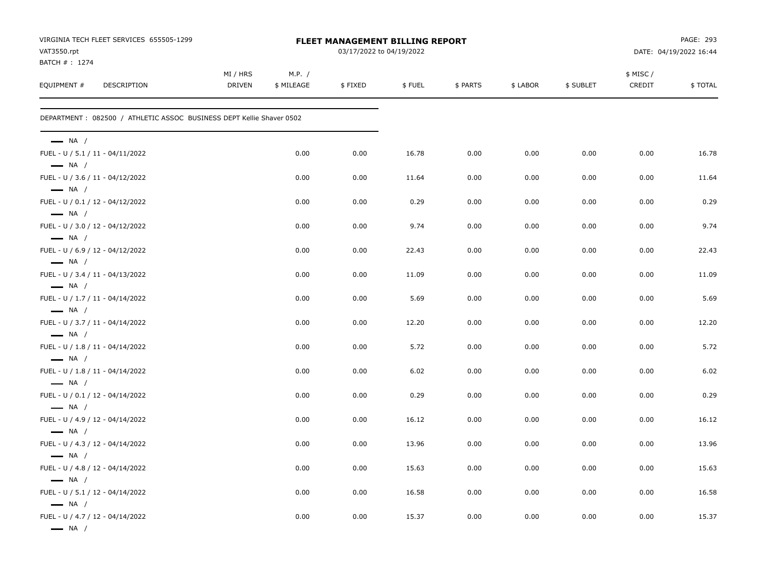VIRGINIA TECH FLEET SERVICES 655505-1299
VAT3550.rpt
BATCH # : 1274

**FLEET MANAGEMENT BILLING REPORT**
03/17/2022 to 04/19/2022

DATE: 04/19/2022 16:44

DEPARTMENT : 082500 / ATHLETIC ASSOC BUSINESS DEPT Kellie Shaver 0502

| EQUIPMENT # | DESCRIPTION | MI / HRS DRIVEN | M.P. / $ MILEAGE | $ FIXED | $ FUEL | $ PARTS | $ LABOR | $ SUBLET | $ MISC / CREDIT | $ TOTAL |
|---|---|---|---|---|---|---|---|---|---|---|
| NA / | | | | | | | | | | |
| FUEL - U / 5.1 / 11 - 04/11/2022 | | | 0.00 | 0.00 | 16.78 | 0.00 | 0.00 | 0.00 | 0.00 | 16.78 |
| NA / | | | | | | | | | | |
| FUEL - U / 3.6 / 11 - 04/12/2022 | | | 0.00 | 0.00 | 11.64 | 0.00 | 0.00 | 0.00 | 0.00 | 11.64 |
| NA / | | | | | | | | | | |
| FUEL - U / 0.1 / 12 - 04/12/2022 | | | 0.00 | 0.00 | 0.29 | 0.00 | 0.00 | 0.00 | 0.00 | 0.29 |
| NA / | | | | | | | | | | |
| FUEL - U / 3.0 / 12 - 04/12/2022 | | | 0.00 | 0.00 | 9.74 | 0.00 | 0.00 | 0.00 | 0.00 | 9.74 |
| NA / | | | | | | | | | | |
| FUEL - U / 6.9 / 12 - 04/12/2022 | | | 0.00 | 0.00 | 22.43 | 0.00 | 0.00 | 0.00 | 0.00 | 22.43 |
| NA / | | | | | | | | | | |
| FUEL - U / 3.4 / 11 - 04/13/2022 | | | 0.00 | 0.00 | 11.09 | 0.00 | 0.00 | 0.00 | 0.00 | 11.09 |
| NA / | | | | | | | | | | |
| FUEL - U / 1.7 / 11 - 04/14/2022 | | | 0.00 | 0.00 | 5.69 | 0.00 | 0.00 | 0.00 | 0.00 | 5.69 |
| NA / | | | | | | | | | | |
| FUEL - U / 3.7 / 11 - 04/14/2022 | | | 0.00 | 0.00 | 12.20 | 0.00 | 0.00 | 0.00 | 0.00 | 12.20 |
| NA / | | | | | | | | | | |
| FUEL - U / 1.8 / 11 - 04/14/2022 | | | 0.00 | 0.00 | 5.72 | 0.00 | 0.00 | 0.00 | 0.00 | 5.72 |
| NA / | | | | | | | | | | |
| FUEL - U / 1.8 / 11 - 04/14/2022 | | | 0.00 | 0.00 | 6.02 | 0.00 | 0.00 | 0.00 | 0.00 | 6.02 |
| NA / | | | | | | | | | | |
| FUEL - U / 0.1 / 12 - 04/14/2022 | | | 0.00 | 0.00 | 0.29 | 0.00 | 0.00 | 0.00 | 0.00 | 0.29 |
| NA / | | | | | | | | | | |
| FUEL - U / 4.9 / 12 - 04/14/2022 | | | 0.00 | 0.00 | 16.12 | 0.00 | 0.00 | 0.00 | 0.00 | 16.12 |
| NA / | | | | | | | | | | |
| FUEL - U / 4.3 / 12 - 04/14/2022 | | | 0.00 | 0.00 | 13.96 | 0.00 | 0.00 | 0.00 | 0.00 | 13.96 |
| NA / | | | | | | | | | | |
| FUEL - U / 4.8 / 12 - 04/14/2022 | | | 0.00 | 0.00 | 15.63 | 0.00 | 0.00 | 0.00 | 0.00 | 15.63 |
| NA / | | | | | | | | | | |
| FUEL - U / 5.1 / 12 - 04/14/2022 | | | 0.00 | 0.00 | 16.58 | 0.00 | 0.00 | 0.00 | 0.00 | 16.58 |
| NA / | | | | | | | | | | |
| FUEL - U / 4.7 / 12 - 04/14/2022 | | | 0.00 | 0.00 | 15.37 | 0.00 | 0.00 | 0.00 | 0.00 | 15.37 |
| NA / | | | | | | | | | | |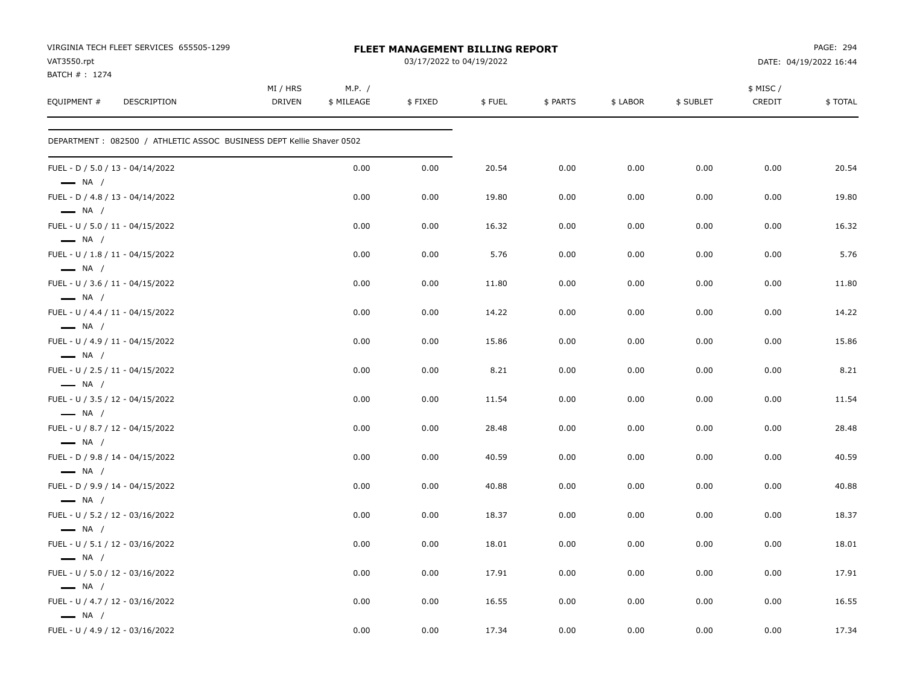VIRGINIA TECH FLEET SERVICES 655505-1299
VAT3550.rpt
BATCH # : 1274

# FLEET MANAGEMENT BILLING REPORT

03/17/2022 to 04/19/2022

DATE: 04/19/2022 16:44

| EQUIPMENT # DESCRIPTION | MI / HRS DRIVEN | M.P. / $ MILEAGE | $ FIXED | $ FUEL | $ PARTS | $ LABOR | $ SUBLET | $ MISC / CREDIT | $ TOTAL |
|---|---|---|---|---|---|---|---|---|---|
| DEPARTMENT : 082500 / ATHLETIC ASSOC BUSINESS DEPT Kellie Shaver 0502 | | | | | | | | | |
| FUEL - D / 5.0 / 13 - 04/14/2022 — NA / | | 0.00 | 0.00 | 20.54 | 0.00 | 0.00 | 0.00 | 0.00 | 20.54 |
| FUEL - D / 4.8 / 13 - 04/14/2022 — NA / | | 0.00 | 0.00 | 19.80 | 0.00 | 0.00 | 0.00 | 0.00 | 19.80 |
| FUEL - U / 5.0 / 11 - 04/15/2022 — NA / | | 0.00 | 0.00 | 16.32 | 0.00 | 0.00 | 0.00 | 0.00 | 16.32 |
| FUEL - U / 1.8 / 11 - 04/15/2022 — NA / | | 0.00 | 0.00 | 5.76 | 0.00 | 0.00 | 0.00 | 0.00 | 5.76 |
| FUEL - U / 3.6 / 11 - 04/15/2022 — NA / | | 0.00 | 0.00 | 11.80 | 0.00 | 0.00 | 0.00 | 0.00 | 11.80 |
| FUEL - U / 4.4 / 11 - 04/15/2022 — NA / | | 0.00 | 0.00 | 14.22 | 0.00 | 0.00 | 0.00 | 0.00 | 14.22 |
| FUEL - U / 4.9 / 11 - 04/15/2022 — NA / | | 0.00 | 0.00 | 15.86 | 0.00 | 0.00 | 0.00 | 0.00 | 15.86 |
| FUEL - U / 2.5 / 11 - 04/15/2022 — NA / | | 0.00 | 0.00 | 8.21 | 0.00 | 0.00 | 0.00 | 0.00 | 8.21 |
| FUEL - U / 3.5 / 12 - 04/15/2022 — NA / | | 0.00 | 0.00 | 11.54 | 0.00 | 0.00 | 0.00 | 0.00 | 11.54 |
| FUEL - U / 8.7 / 12 - 04/15/2022 — NA / | | 0.00 | 0.00 | 28.48 | 0.00 | 0.00 | 0.00 | 0.00 | 28.48 |
| FUEL - D / 9.8 / 14 - 04/15/2022 — NA / | | 0.00 | 0.00 | 40.59 | 0.00 | 0.00 | 0.00 | 0.00 | 40.59 |
| FUEL - D / 9.9 / 14 - 04/15/2022 — NA / | | 0.00 | 0.00 | 40.88 | 0.00 | 0.00 | 0.00 | 0.00 | 40.88 |
| FUEL - U / 5.2 / 12 - 03/16/2022 — NA / | | 0.00 | 0.00 | 18.37 | 0.00 | 0.00 | 0.00 | 0.00 | 18.37 |
| FUEL - U / 5.1 / 12 - 03/16/2022 — NA / | | 0.00 | 0.00 | 18.01 | 0.00 | 0.00 | 0.00 | 0.00 | 18.01 |
| FUEL - U / 5.0 / 12 - 03/16/2022 — NA / | | 0.00 | 0.00 | 17.91 | 0.00 | 0.00 | 0.00 | 0.00 | 17.91 |
| FUEL - U / 4.7 / 12 - 03/16/2022 — NA / | | 0.00 | 0.00 | 16.55 | 0.00 | 0.00 | 0.00 | 0.00 | 16.55 |
| FUEL - U / 4.9 / 12 - 03/16/2022 | | 0.00 | 0.00 | 17.34 | 0.00 | 0.00 | 0.00 | 0.00 | 17.34 |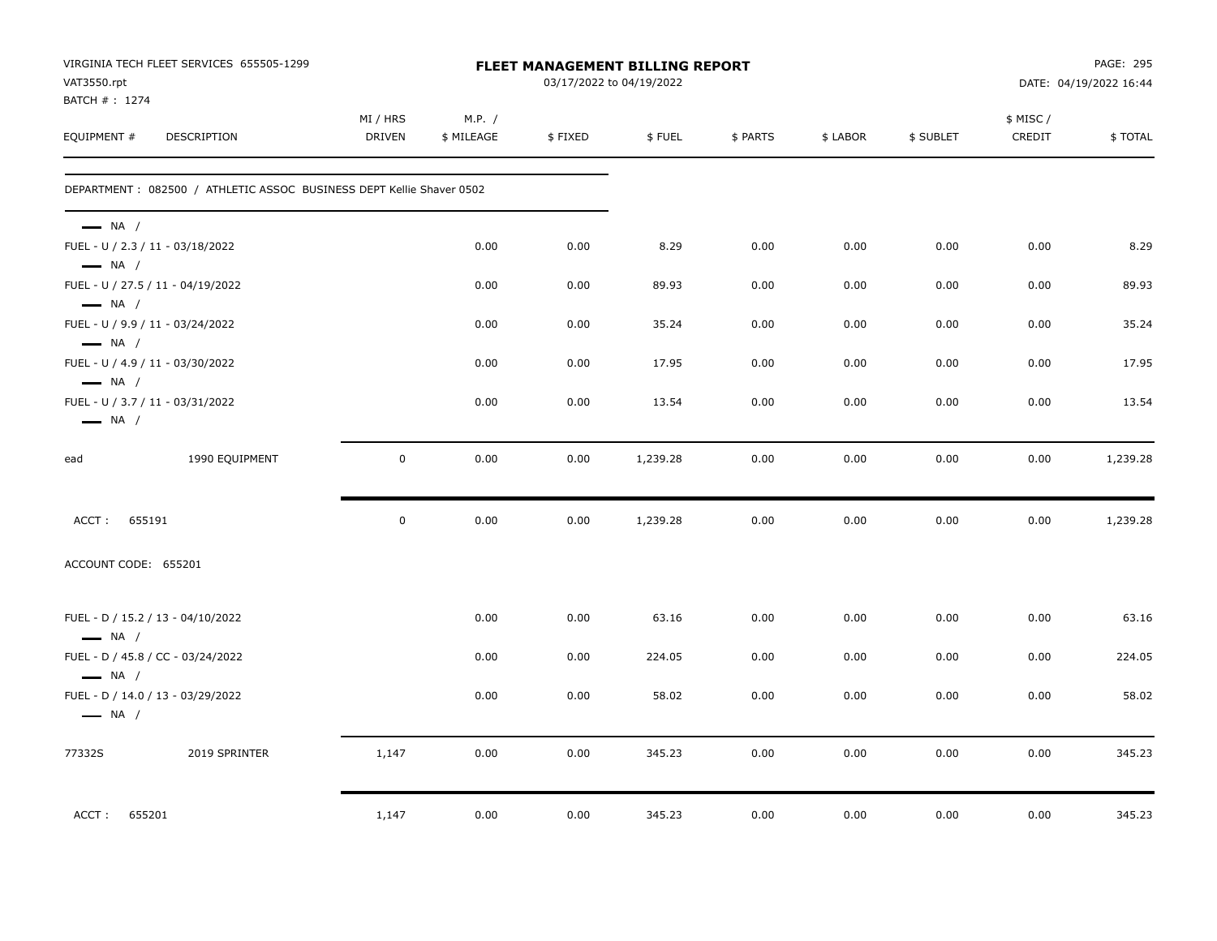VIRGINIA TECH FLEET SERVICES 655505-1299
VAT3550.rpt
BATCH # : 1274

**FLEET MANAGEMENT BILLING REPORT**
03/17/2022 to 04/19/2022

DATE: 04/19/2022 16:44

| EQUIPMENT # | DESCRIPTION | MI / HRS DRIVEN | M.P. / $ MILEAGE | $ FIXED | $ FUEL | $ PARTS | $ LABOR | $ SUBLET | $ MISC / CREDIT | $ TOTAL |
|---|---|---|---|---|---|---|---|---|---|---|
| DEPARTMENT : 082500 / ATHLETIC ASSOC BUSINESS DEPT Kellie Shaver 0502 | | | | | | | | | | |
| — NA / | | | | | | | | | | |
| FUEL - U / 2.3 / 11 - 03/18/2022 | | | 0.00 | 0.00 | 8.29 | 0.00 | 0.00 | 0.00 | 0.00 | 8.29 |
| — NA / | | | | | | | | | | |
| FUEL - U / 27.5 / 11 - 04/19/2022 | | | 0.00 | 0.00 | 89.93 | 0.00 | 0.00 | 0.00 | 0.00 | 89.93 |
| — NA / | | | | | | | | | | |
| FUEL - U / 9.9 / 11 - 03/24/2022 | | | 0.00 | 0.00 | 35.24 | 0.00 | 0.00 | 0.00 | 0.00 | 35.24 |
| — NA / | | | | | | | | | | |
| FUEL - U / 4.9 / 11 - 03/30/2022 | | | 0.00 | 0.00 | 17.95 | 0.00 | 0.00 | 0.00 | 0.00 | 17.95 |
| — NA / | | | | | | | | | | |
| FUEL - U / 3.7 / 11 - 03/31/2022 | | | 0.00 | 0.00 | 13.54 | 0.00 | 0.00 | 0.00 | 0.00 | 13.54 |
| — NA / | | | | | | | | | | |
| ead | 1990 EQUIPMENT | 0 | 0.00 | 0.00 | 1,239.28 | 0.00 | 0.00 | 0.00 | 0.00 | 1,239.28 |
| ACCT : 655191 | | 0 | 0.00 | 0.00 | 1,239.28 | 0.00 | 0.00 | 0.00 | 0.00 | 1,239.28 |
| ACCOUNT CODE: 655201 | | | | | | | | | | |
| FUEL - D / 15.2 / 13 - 04/10/2022 | | | 0.00 | 0.00 | 63.16 | 0.00 | 0.00 | 0.00 | 0.00 | 63.16 |
| — NA / | | | | | | | | | | |
| FUEL - D / 45.8 / CC - 03/24/2022 | | | 0.00 | 0.00 | 224.05 | 0.00 | 0.00 | 0.00 | 0.00 | 224.05 |
| — NA / | | | | | | | | | | |
| FUEL - D / 14.0 / 13 - 03/29/2022 | | | 0.00 | 0.00 | 58.02 | 0.00 | 0.00 | 0.00 | 0.00 | 58.02 |
| — NA / | | | | | | | | | | |
| 77332S | 2019 SPRINTER | 1,147 | 0.00 | 0.00 | 345.23 | 0.00 | 0.00 | 0.00 | 0.00 | 345.23 |
| ACCT : 655201 | | 1,147 | 0.00 | 0.00 | 345.23 | 0.00 | 0.00 | 0.00 | 0.00 | 345.23 |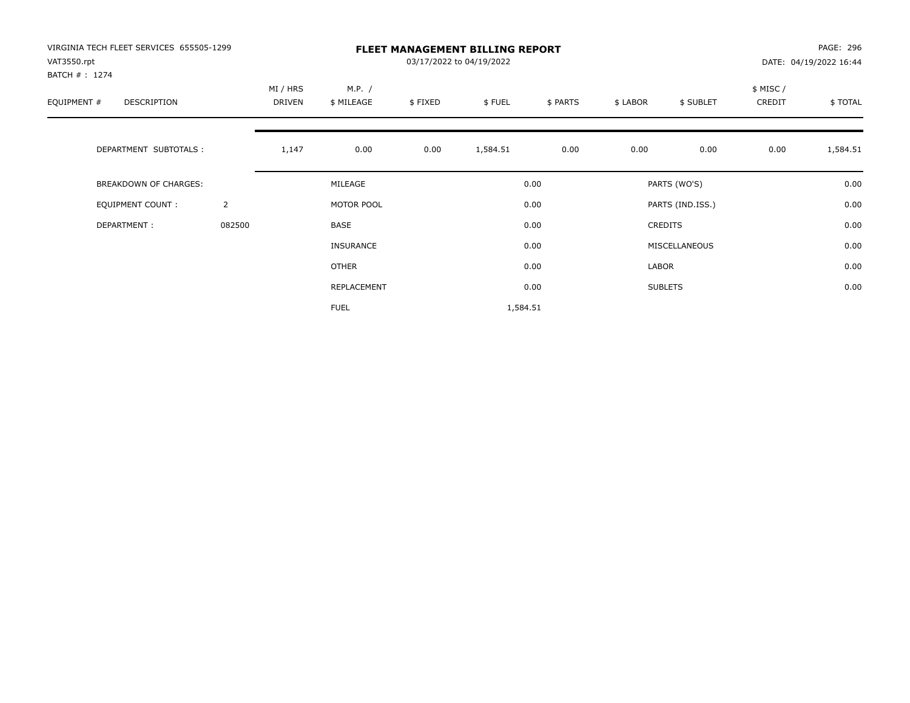VIRGINIA TECH FLEET SERVICES 655505-1299
VAT3550.rpt
BATCH # : 1274

# FLEET MANAGEMENT BILLING REPORT

03/17/2022 to 04/19/2022

PAGE: 296
DATE: 04/19/2022 16:44

| EQUIPMENT # | DESCRIPTION | MI / HRS DRIVEN | M.P. / $ MILEAGE | $ FIXED | $ FUEL | $ PARTS | $ LABOR | $ SUBLET | $ MISC / CREDIT | $ TOTAL |
|---|---|---|---|---|---|---|---|---|---|---|
| | DEPARTMENT SUBTOTALS : | 1,147 | 0.00 | 0.00 | 1,584.51 | 0.00 | 0.00 | 0.00 | 0.00 | 1,584.51 |

| | | | | | |
|---|---|---|---|---|---|
| BREAKDOWN OF CHARGES: | | MILEAGE | 0.00 | PARTS (WO'S) | 0.00 |
| EQUIPMENT COUNT : | 2 | MOTOR POOL | 0.00 | PARTS (IND.ISS.) | 0.00 |
| DEPARTMENT : | 082500 | BASE | 0.00 | CREDITS | 0.00 |
| | | INSURANCE | 0.00 | MISCELLANEOUS | 0.00 |
| | | OTHER | 0.00 | LABOR | 0.00 |
| | | REPLACEMENT | 0.00 | SUBLETS | 0.00 |
| | | FUEL | 1,584.51 | | |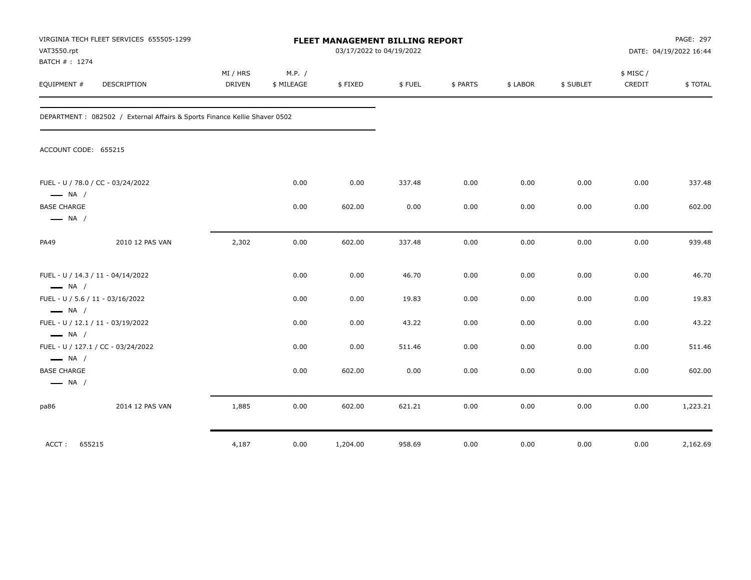VIRGINIA TECH FLEET SERVICES 655505-1299
VAT3550.rpt
BATCH # : 1274

# FLEET MANAGEMENT BILLING REPORT

03/17/2022 to 04/19/2022

DATE: 04/19/2022 16:44

| EQUIPMENT # | DESCRIPTION | MI / HRS DRIVEN | M.P. / $ MILEAGE | $ FIXED | $ FUEL | $ PARTS | $ LABOR | $ SUBLET | $ MISC / CREDIT | $ TOTAL |
|---|---|---|---|---|---|---|---|---|---|---|
| DEPARTMENT : 082502 / External Affairs & Sports Finance Kellie Shaver 0502 | | | | | | | | | | |
| ACCOUNT CODE: 655215 | | | | | | | | | | |
| FUEL - U / 78.0 / CC - 03/24/2022 — NA / | | | 0.00 | 0.00 | 337.48 | 0.00 | 0.00 | 0.00 | 0.00 | 337.48 |
| BASE CHARGE — NA / | | | 0.00 | 602.00 | 0.00 | 0.00 | 0.00 | 0.00 | 0.00 | 602.00 |
| PA49 | 2010 12 PAS VAN | 2,302 | 0.00 | 602.00 | 337.48 | 0.00 | 0.00 | 0.00 | 0.00 | 939.48 |
| FUEL - U / 14.3 / 11 - 04/14/2022 — NA / | | | 0.00 | 0.00 | 46.70 | 0.00 | 0.00 | 0.00 | 0.00 | 46.70 |
| FUEL - U / 5.6 / 11 - 03/16/2022 — NA / | | | 0.00 | 0.00 | 19.83 | 0.00 | 0.00 | 0.00 | 0.00 | 19.83 |
| FUEL - U / 12.1 / 11 - 03/19/2022 — NA / | | | 0.00 | 0.00 | 43.22 | 0.00 | 0.00 | 0.00 | 0.00 | 43.22 |
| FUEL - U / 127.1 / CC - 03/24/2022 — NA / | | | 0.00 | 0.00 | 511.46 | 0.00 | 0.00 | 0.00 | 0.00 | 511.46 |
| BASE CHARGE — NA / | | | 0.00 | 602.00 | 0.00 | 0.00 | 0.00 | 0.00 | 0.00 | 602.00 |
| pa86 | 2014 12 PAS VAN | 1,885 | 0.00 | 602.00 | 621.21 | 0.00 | 0.00 | 0.00 | 0.00 | 1,223.21 |
| ACCT : 655215 | | 4,187 | 0.00 | 1,204.00 | 958.69 | 0.00 | 0.00 | 0.00 | 0.00 | 2,162.69 |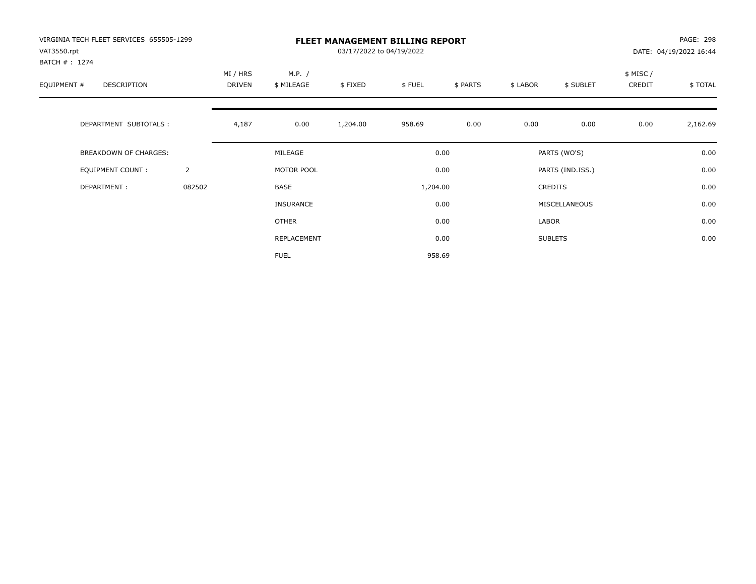VIRGINIA TECH FLEET SERVICES 655505-1299
VAT3550.rpt
BATCH # : 1274

# FLEET MANAGEMENT BILLING REPORT

03/17/2022 to 04/19/2022

DATE: 04/19/2022 16:44

| EQUIPMENT # | DESCRIPTION | MI / HRS DRIVEN | M.P. / $ MILEAGE | $ FIXED | $ FUEL | $ PARTS | $ LABOR | $ SUBLET | $ MISC / CREDIT | $ TOTAL |
|---|---|---|---|---|---|---|---|---|---|---|
| | DEPARTMENT SUBTOTALS : | 4,187 | 0.00 | 1,204.00 | 958.69 | 0.00 | 0.00 | 0.00 | 0.00 | 2,162.69 |

| | | | | | |
|---|---|---|---|---|---|
| BREAKDOWN OF CHARGES: | | MILEAGE | 0.00 | PARTS (WO'S) | 0.00 |
| EQUIPMENT COUNT : | 2 | MOTOR POOL | 0.00 | PARTS (IND.ISS.) | 0.00 |
| DEPARTMENT : | 082502 | BASE | 1,204.00 | CREDITS | 0.00 |
| | | INSURANCE | 0.00 | MISCELLANEOUS | 0.00 |
| | | OTHER | 0.00 | LABOR | 0.00 |
| | | REPLACEMENT | 0.00 | SUBLETS | 0.00 |
| | | FUEL | 958.69 | | |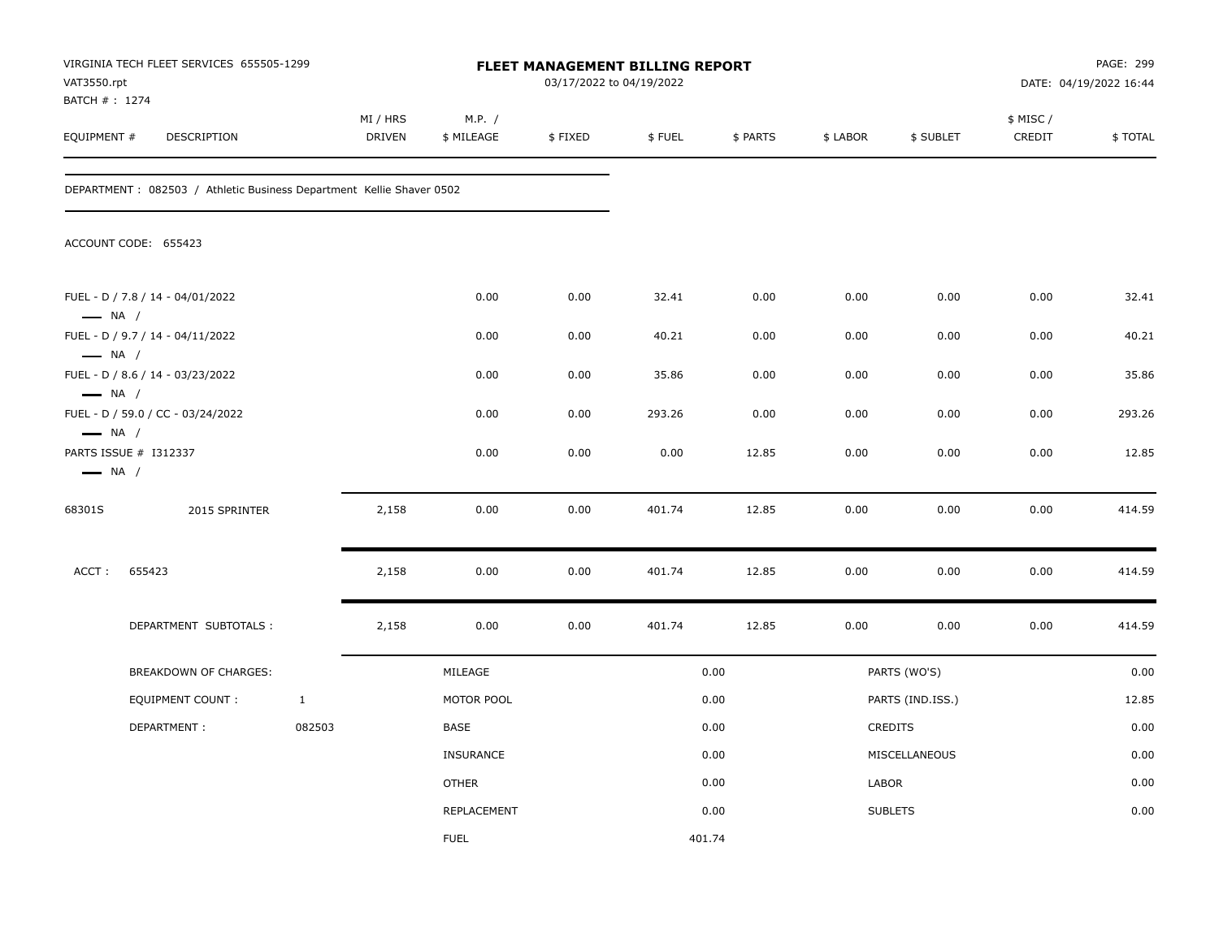VIRGINIA TECH FLEET SERVICES 655505-1299
VAT3550.rpt
BATCH # : 1274

**FLEET MANAGEMENT BILLING REPORT**
03/17/2022 to 04/19/2022

DATE: 04/19/2022 16:44

| EQUIPMENT # | DESCRIPTION | MI / HRS DRIVEN | M.P. / $ MILEAGE | $ FIXED | $ FUEL | $ PARTS | $ LABOR | $ SUBLET | $ MISC / CREDIT | $ TOTAL |
|---|---|---|---|---|---|---|---|---|---|---|

DEPARTMENT : 082503 / Athletic Business Department Kellie Shaver 0502

ACCOUNT CODE: 655423

| EQUIPMENT # | DESCRIPTION | MI / HRS DRIVEN | M.P. / $ MILEAGE | $ FIXED | $ FUEL | $ PARTS | $ LABOR | $ SUBLET | $ MISC / CREDIT | $ TOTAL |
|---|---|---|---|---|---|---|---|---|---|---|
| FUEL - D / 7.8 / 14 - 04/01/2022 — NA / | | | 0.00 | 0.00 | 32.41 | 0.00 | 0.00 | 0.00 | 0.00 | 32.41 |
| FUEL - D / 9.7 / 14 - 04/11/2022 — NA / | | | 0.00 | 0.00 | 40.21 | 0.00 | 0.00 | 0.00 | 0.00 | 40.21 |
| FUEL - D / 8.6 / 14 - 03/23/2022 — NA / | | | 0.00 | 0.00 | 35.86 | 0.00 | 0.00 | 0.00 | 0.00 | 35.86 |
| FUEL - D / 59.0 / CC - 03/24/2022 — NA / | | | 0.00 | 0.00 | 293.26 | 0.00 | 0.00 | 0.00 | 0.00 | 293.26 |
| PARTS ISSUE # I312337 — NA / | | | 0.00 | 0.00 | 0.00 | 12.85 | 0.00 | 0.00 | 0.00 | 12.85 |
| 68301S | 2015 SPRINTER | 2,158 | 0.00 | 0.00 | 401.74 | 12.85 | 0.00 | 0.00 | 0.00 | 414.59 |
| ACCT : | 655423 | 2,158 | 0.00 | 0.00 | 401.74 | 12.85 | 0.00 | 0.00 | 0.00 | 414.59 |
| | DEPARTMENT SUBTOTALS : | 2,158 | 0.00 | 0.00 | 401.74 | 12.85 | 0.00 | 0.00 | 0.00 | 414.59 |

| | | | | | |
|---|---|---|---|---|---|
| BREAKDOWN OF CHARGES: | | MILEAGE | 0.00 | PARTS (WO'S) | 0.00 |
| EQUIPMENT COUNT : | 1 | MOTOR POOL | 0.00 | PARTS (IND.ISS.) | 12.85 |
| DEPARTMENT : | 082503 | BASE | 0.00 | CREDITS | 0.00 |
| | | INSURANCE | 0.00 | MISCELLANEOUS | 0.00 |
| | | OTHER | 0.00 | LABOR | 0.00 |
| | | REPLACEMENT | 0.00 | SUBLETS | 0.00 |
| | | FUEL | 401.74 | | |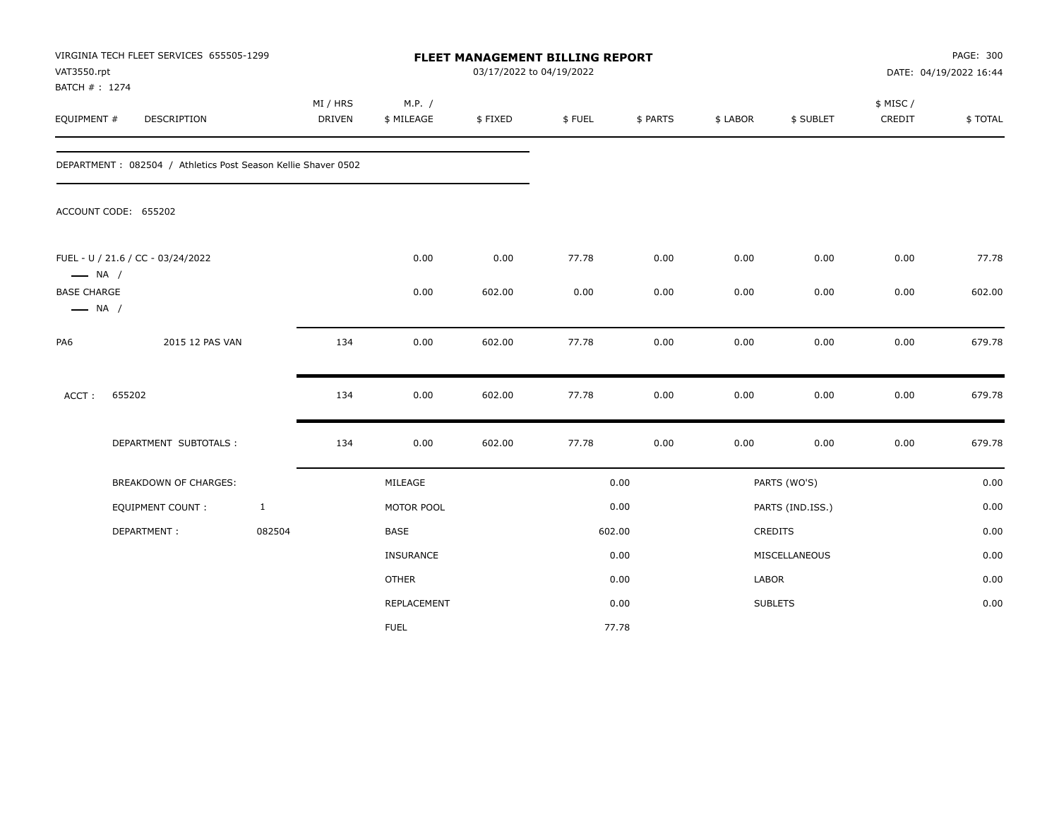VIRGINIA TECH FLEET SERVICES 655505-1299
VAT3550.rpt
BATCH # : 1274

# FLEET MANAGEMENT BILLING REPORT

03/17/2022 to 04/19/2022

DATE: 04/19/2022 16:44

| EQUIPMENT # | DESCRIPTION | MI / HRS DRIVEN | M.P. / $ MILEAGE | $ FIXED | $ FUEL | $ PARTS | $ LABOR | $ SUBLET | $ MISC / CREDIT | $ TOTAL |
|---|---|---|---|---|---|---|---|---|---|---|
| DEPARTMENT : 082504 / Athletics Post Season Kellie Shaver 0502 | | | | | | | | | | |
| ACCOUNT CODE: 655202 | | | | | | | | | | |
| FUEL - U / 21.6 / CC - 03/24/2022 — NA / | | | 0.00 | 0.00 | 77.78 | 0.00 | 0.00 | 0.00 | 0.00 | 77.78 |
| BASE CHARGE — NA / | | | 0.00 | 602.00 | 0.00 | 0.00 | 0.00 | 0.00 | 0.00 | 602.00 |
| PA6 | 2015 12 PAS VAN | 134 | 0.00 | 602.00 | 77.78 | 0.00 | 0.00 | 0.00 | 0.00 | 679.78 |
| ACCT : | 655202 | 134 | 0.00 | 602.00 | 77.78 | 0.00 | 0.00 | 0.00 | 0.00 | 679.78 |
| | DEPARTMENT SUBTOTALS : | 134 | 0.00 | 602.00 | 77.78 | 0.00 | 0.00 | 0.00 | 0.00 | 679.78 |

| BREAKDOWN OF CHARGES: | | | | | |
|---|---|---|---|---|---|
| EQUIPMENT COUNT : | 1 | MILEAGE | 0.00 | PARTS (WO'S) | 0.00 |
| DEPARTMENT : | 082504 | MOTOR POOL | 0.00 | PARTS (IND.ISS.) | 0.00 |
| | | BASE | 602.00 | CREDITS | 0.00 |
| | | INSURANCE | 0.00 | MISCELLANEOUS | 0.00 |
| | | OTHER | 0.00 | LABOR | 0.00 |
| | | REPLACEMENT | 0.00 | SUBLETS | 0.00 |
| | | FUEL | 77.78 | | |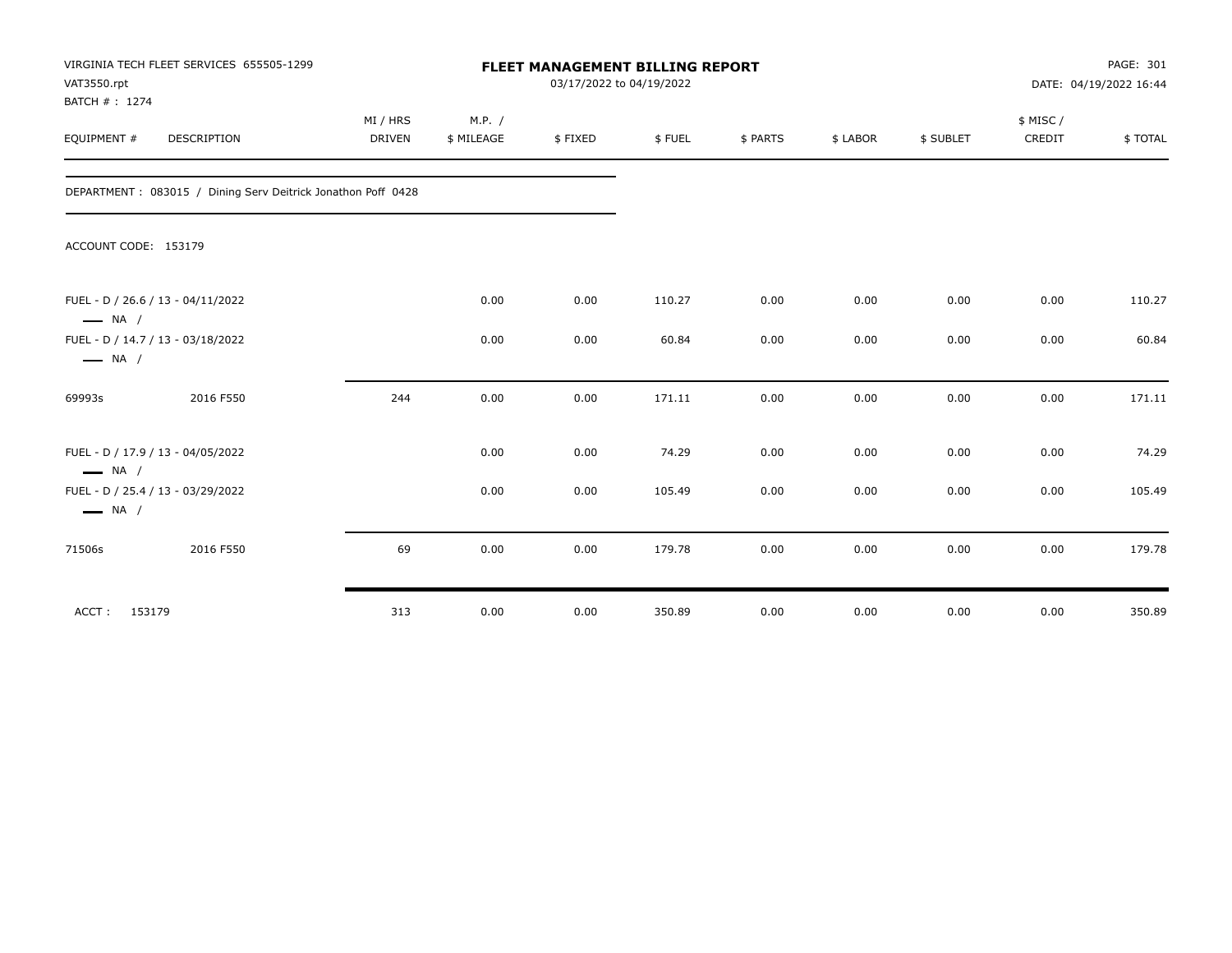VIRGINIA TECH FLEET SERVICES 655505-1299
VAT3550.rpt
BATCH # : 1274

# FLEET MANAGEMENT BILLING REPORT

03/17/2022 to 04/19/2022

DATE: 04/19/2022 16:44

| EQUIPMENT # | DESCRIPTION | MI / HRS DRIVEN | M.P. / $ MILEAGE | $ FIXED | $ FUEL | $ PARTS | $ LABOR | $ SUBLET | $ MISC / CREDIT | $ TOTAL |
|---|---|---|---|---|---|---|---|---|---|---|
| DEPARTMENT : 083015 / Dining Serv Deitrick Jonathon Poff 0428 | | | | | | | | | | |
| ACCOUNT CODE: 153179 | | | | | | | | | | |
| FUEL - D / 26.6 / 13 - 04/11/2022 — NA / | | | 0.00 | 0.00 | 110.27 | 0.00 | 0.00 | 0.00 | 0.00 | 110.27 |
| FUEL - D / 14.7 / 13 - 03/18/2022 — NA / | | | 0.00 | 0.00 | 60.84 | 0.00 | 0.00 | 0.00 | 0.00 | 60.84 |
| 69993s | 2016 F550 | 244 | 0.00 | 0.00 | 171.11 | 0.00 | 0.00 | 0.00 | 0.00 | 171.11 |
| FUEL - D / 17.9 / 13 - 04/05/2022 — NA / | | | 0.00 | 0.00 | 74.29 | 0.00 | 0.00 | 0.00 | 0.00 | 74.29 |
| FUEL - D / 25.4 / 13 - 03/29/2022 — NA / | | | 0.00 | 0.00 | 105.49 | 0.00 | 0.00 | 0.00 | 0.00 | 105.49 |
| 71506s | 2016 F550 | 69 | 0.00 | 0.00 | 179.78 | 0.00 | 0.00 | 0.00 | 0.00 | 179.78 |
| ACCT : 153179 | | 313 | 0.00 | 0.00 | 350.89 | 0.00 | 0.00 | 0.00 | 0.00 | 350.89 |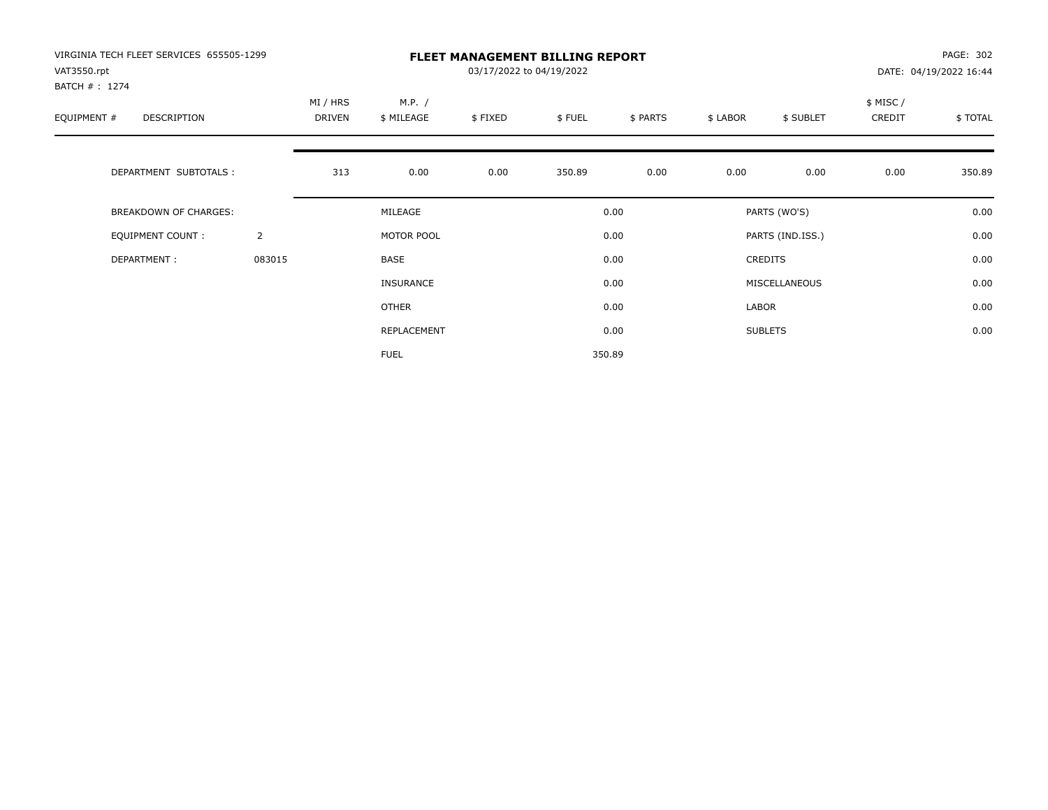VIRGINIA TECH FLEET SERVICES 655505-1299
VAT3550.rpt
BATCH # : 1274

# FLEET MANAGEMENT BILLING REPORT

03/17/2022 to 04/19/2022

DATE: 04/19/2022 16:44

| EQUIPMENT # | DESCRIPTION | MI / HRS DRIVEN | M.P. / $ MILEAGE | $ FIXED | $ FUEL | $ PARTS | $ LABOR | $ SUBLET | $ MISC / CREDIT | $ TOTAL |
|---|---|---|---|---|---|---|---|---|---|---|
| | DEPARTMENT SUBTOTALS : | 313 | 0.00 | 0.00 | 350.89 | 0.00 | 0.00 | 0.00 | 0.00 | 350.89 |

| | | | | | |
|---|---|---|---|---|---|
| BREAKDOWN OF CHARGES: | | MILEAGE | 0.00 | PARTS (WO'S) | 0.00 |
| EQUIPMENT COUNT : | 2 | MOTOR POOL | 0.00 | PARTS (IND.ISS.) | 0.00 |
| DEPARTMENT : | 083015 | BASE | 0.00 | CREDITS | 0.00 |
| | | INSURANCE | 0.00 | MISCELLANEOUS | 0.00 |
| | | OTHER | 0.00 | LABOR | 0.00 |
| | | REPLACEMENT | 0.00 | SUBLETS | 0.00 |
| | | FUEL | 350.89 | | |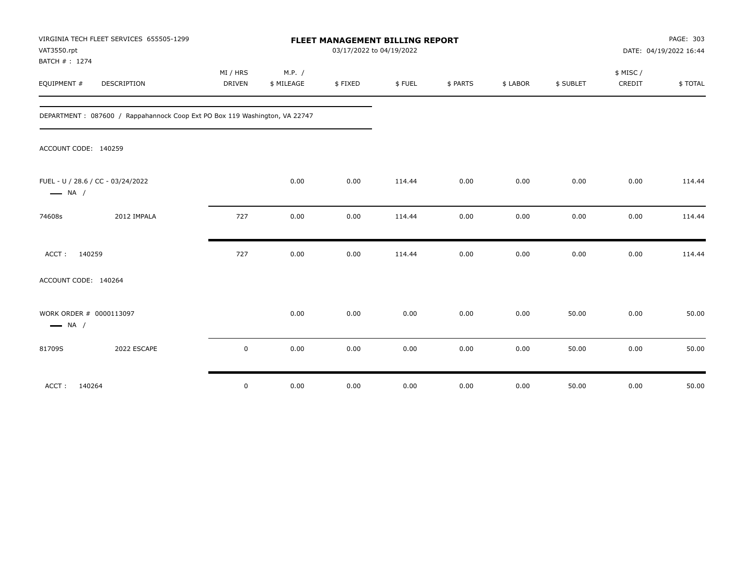VIRGINIA TECH FLEET SERVICES 655505-1299
VAT3550.rpt
BATCH # : 1274

# FLEET MANAGEMENT BILLING REPORT

03/17/2022 to 04/19/2022

DATE: 04/19/2022 16:44

| EQUIPMENT # | DESCRIPTION | MI / HRS DRIVEN | M.P. / $ MILEAGE | $ FIXED | $ FUEL | $ PARTS | $ LABOR | $ SUBLET | $ MISC / CREDIT | $ TOTAL |
|---|---|---|---|---|---|---|---|---|---|---|
| DEPARTMENT : 087600 / Rappahannock Coop Ext PO Box 119 Washington, VA 22747 | | | | | | | | | | |
| ACCOUNT CODE: 140259 | | | | | | | | | | |
| FUEL - U / 28.6 / CC - 03/24/2022 — NA / | | | 0.00 | 0.00 | 114.44 | 0.00 | 0.00 | 0.00 | 0.00 | 114.44 |
| 74608s | 2012 IMPALA | 727 | 0.00 | 0.00 | 114.44 | 0.00 | 0.00 | 0.00 | 0.00 | 114.44 |
| ACCT : 140259 | | 727 | 0.00 | 0.00 | 114.44 | 0.00 | 0.00 | 0.00 | 0.00 | 114.44 |
| ACCOUNT CODE: 140264 | | | | | | | | | | |
| WORK ORDER # 0000113097 — NA / | | | 0.00 | 0.00 | 0.00 | 0.00 | 0.00 | 50.00 | 0.00 | 50.00 |
| 81709S | 2022 ESCAPE | 0 | 0.00 | 0.00 | 0.00 | 0.00 | 0.00 | 50.00 | 0.00 | 50.00 |
| ACCT : 140264 | | 0 | 0.00 | 0.00 | 0.00 | 0.00 | 0.00 | 50.00 | 0.00 | 50.00 |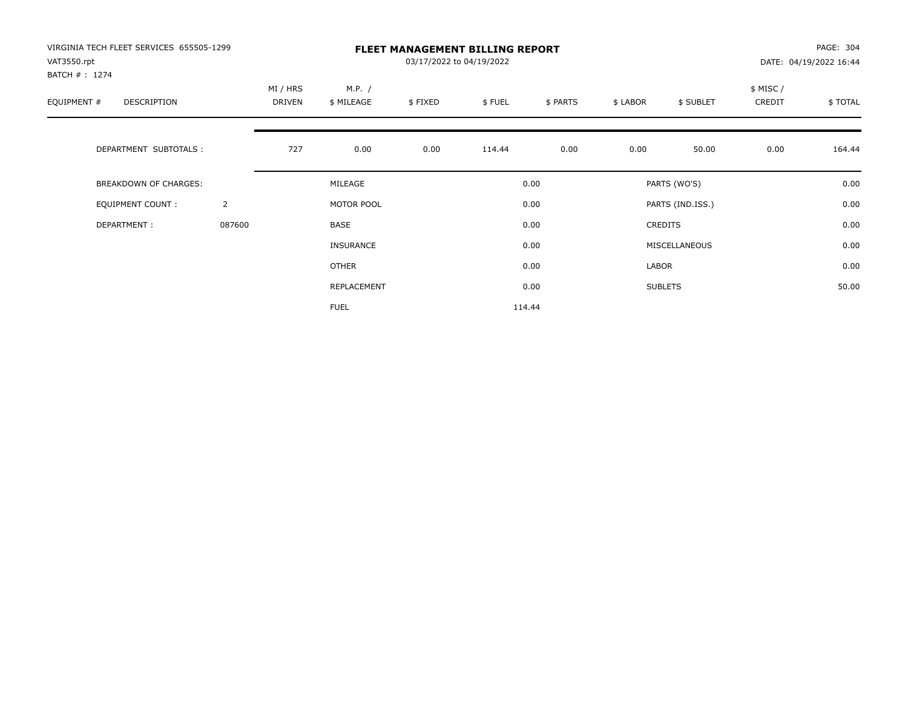VIRGINIA TECH FLEET SERVICES 655505-1299
VAT3550.rpt
BATCH # : 1274

# FLEET MANAGEMENT BILLING REPORT

03/17/2022 to 04/19/2022

PAGE: 304
DATE: 04/19/2022 16:44

| EQUIPMENT # | DESCRIPTION | MI / HRS DRIVEN | M.P. / $ MILEAGE | $ FIXED | $ FUEL | $ PARTS | $ LABOR | $ SUBLET | $ MISC / CREDIT | $ TOTAL |
|---|---|---|---|---|---|---|---|---|---|---|
| | DEPARTMENT SUBTOTALS : | 727 | 0.00 | 0.00 | 114.44 | 0.00 | 0.00 | 50.00 | 0.00 | 164.44 |

| | | | | | |
|---|---|---|---|---|---|
| BREAKDOWN OF CHARGES: | | MILEAGE | 0.00 | PARTS (WO'S) | 0.00 |
| EQUIPMENT COUNT : | 2 | MOTOR POOL | 0.00 | PARTS (IND.ISS.) | 0.00 |
| DEPARTMENT : | 087600 | BASE | 0.00 | CREDITS | 0.00 |
| | | INSURANCE | 0.00 | MISCELLANEOUS | 0.00 |
| | | OTHER | 0.00 | LABOR | 0.00 |
| | | REPLACEMENT | 0.00 | SUBLETS | 50.00 |
| | | FUEL | 114.44 | | |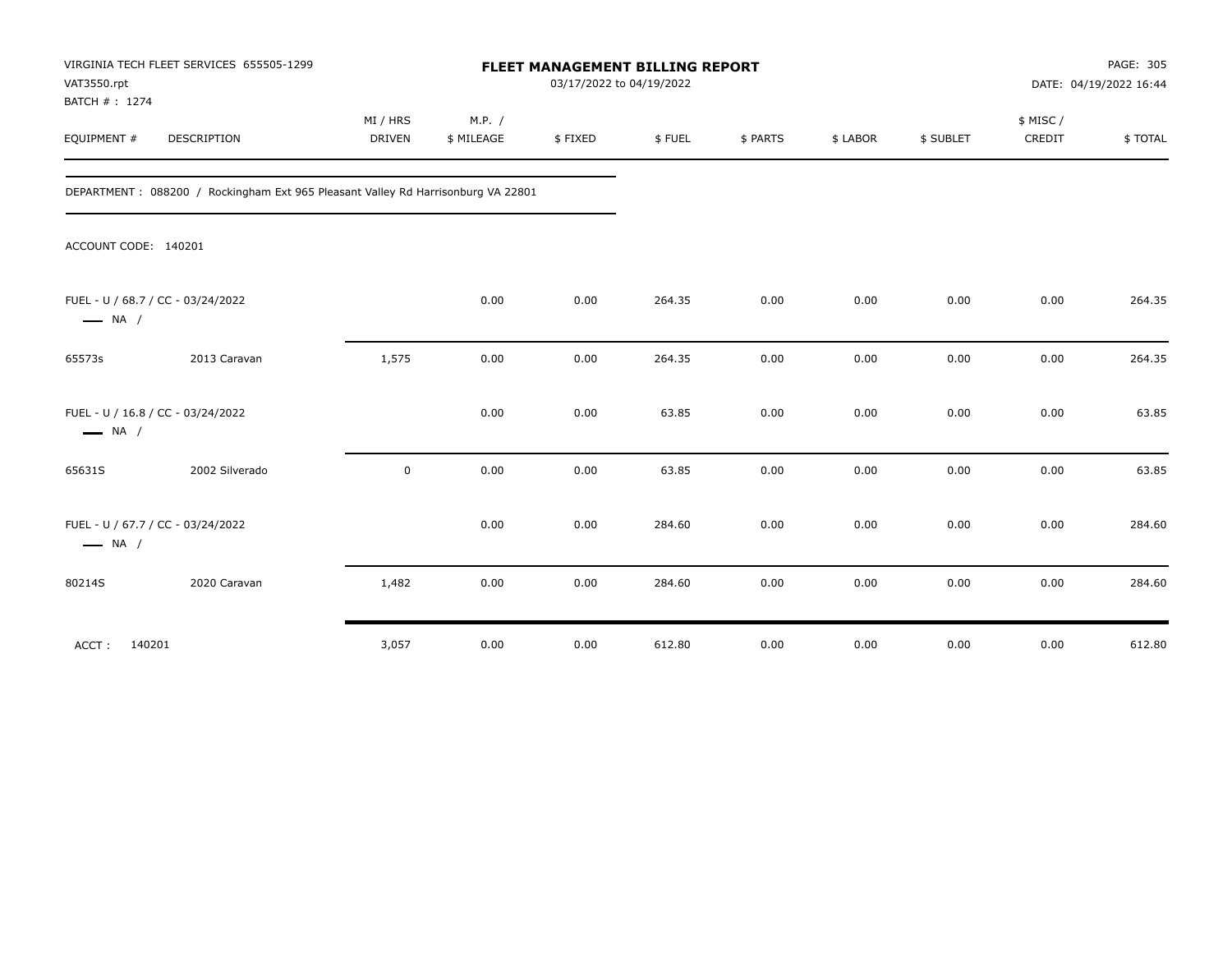VIRGINIA TECH FLEET SERVICES 655505-1299
VAT3550.rpt
BATCH # : 1274

**FLEET MANAGEMENT BILLING REPORT**
03/17/2022 to 04/19/2022

DATE: 04/19/2022 16:44

| EQUIPMENT # | DESCRIPTION | MI / HRS DRIVEN | M.P. / $ MILEAGE | $ FIXED | $ FUEL | $ PARTS | $ LABOR | $ SUBLET | $ MISC / CREDIT | $ TOTAL |
|---|---|---|---|---|---|---|---|---|---|---|
| DEPARTMENT : 088200 / Rockingham Ext 965 Pleasant Valley Rd Harrisonburg VA 22801 | | | | | | | | | | |
| ACCOUNT CODE: 140201 | | | | | | | | | | |
| FUEL - U / 68.7 / CC - 03/24/2022 NA / | | | 0.00 | 0.00 | 264.35 | 0.00 | 0.00 | 0.00 | 0.00 | 264.35 |
| 65573s | 2013 Caravan | 1,575 | 0.00 | 0.00 | 264.35 | 0.00 | 0.00 | 0.00 | 0.00 | 264.35 |
| FUEL - U / 16.8 / CC - 03/24/2022 NA / | | | 0.00 | 0.00 | 63.85 | 0.00 | 0.00 | 0.00 | 0.00 | 63.85 |
| 65631S | 2002 Silverado | 0 | 0.00 | 0.00 | 63.85 | 0.00 | 0.00 | 0.00 | 0.00 | 63.85 |
| FUEL - U / 67.7 / CC - 03/24/2022 NA / | | | 0.00 | 0.00 | 284.60 | 0.00 | 0.00 | 0.00 | 0.00 | 284.60 |
| 80214S | 2020 Caravan | 1,482 | 0.00 | 0.00 | 284.60 | 0.00 | 0.00 | 0.00 | 0.00 | 284.60 |
| ACCT : 140201 | | 3,057 | 0.00 | 0.00 | 612.80 | 0.00 | 0.00 | 0.00 | 0.00 | 612.80 |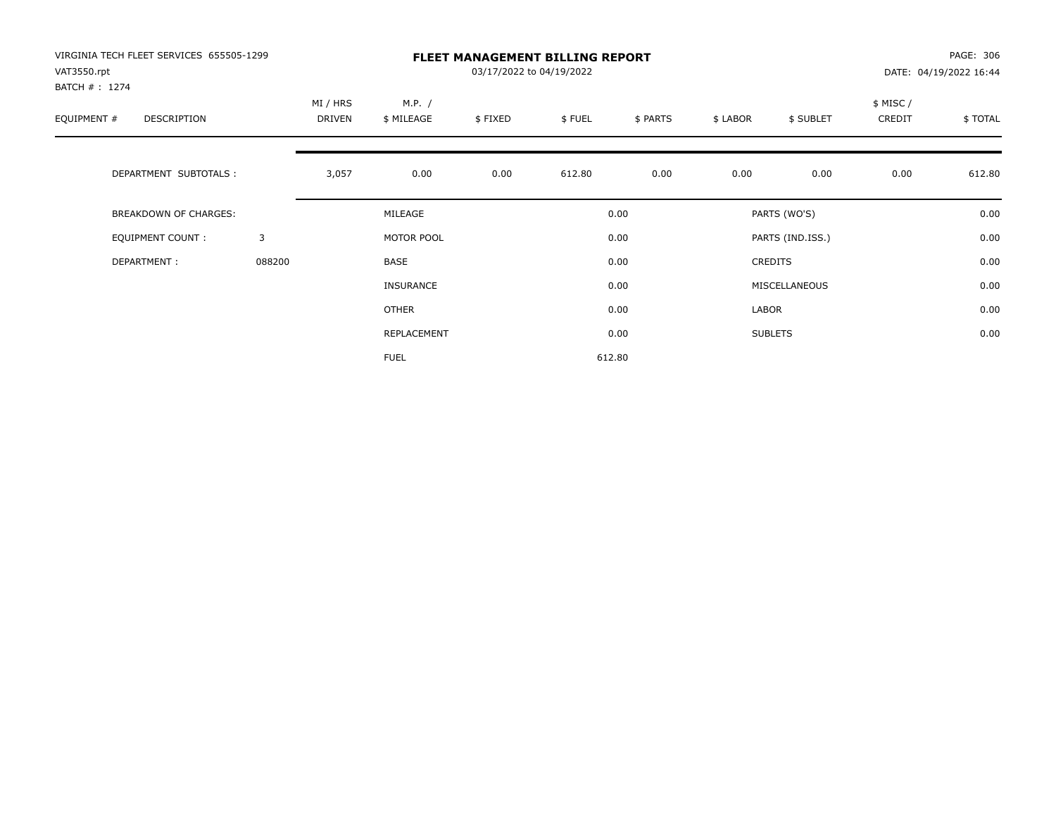VIRGINIA TECH FLEET SERVICES 655505-1299
VAT3550.rpt
BATCH # : 1274

# FLEET MANAGEMENT BILLING REPORT

03/17/2022 to 04/19/2022

DATE: 04/19/2022 16:44

| EQUIPMENT # | DESCRIPTION | MI / HRS DRIVEN | M.P. / $ MILEAGE | $ FIXED | $ FUEL | $ PARTS | $ LABOR | $ SUBLET | $ MISC / CREDIT | $ TOTAL |
|---|---|---|---|---|---|---|---|---|---|---|
| | DEPARTMENT SUBTOTALS : | 3,057 | 0.00 | 0.00 | 612.80 | 0.00 | 0.00 | 0.00 | 0.00 | 612.80 |

| | | | | | |
|---|---|---|---|---|---|
| BREAKDOWN OF CHARGES: | | MILEAGE | 0.00 | PARTS (WO'S) | 0.00 |
| EQUIPMENT COUNT : | 3 | MOTOR POOL | 0.00 | PARTS (IND.ISS.) | 0.00 |
| DEPARTMENT : | 088200 | BASE | 0.00 | CREDITS | 0.00 |
| | | INSURANCE | 0.00 | MISCELLANEOUS | 0.00 |
| | | OTHER | 0.00 | LABOR | 0.00 |
| | | REPLACEMENT | 0.00 | SUBLETS | 0.00 |
| | | FUEL | 612.80 | | |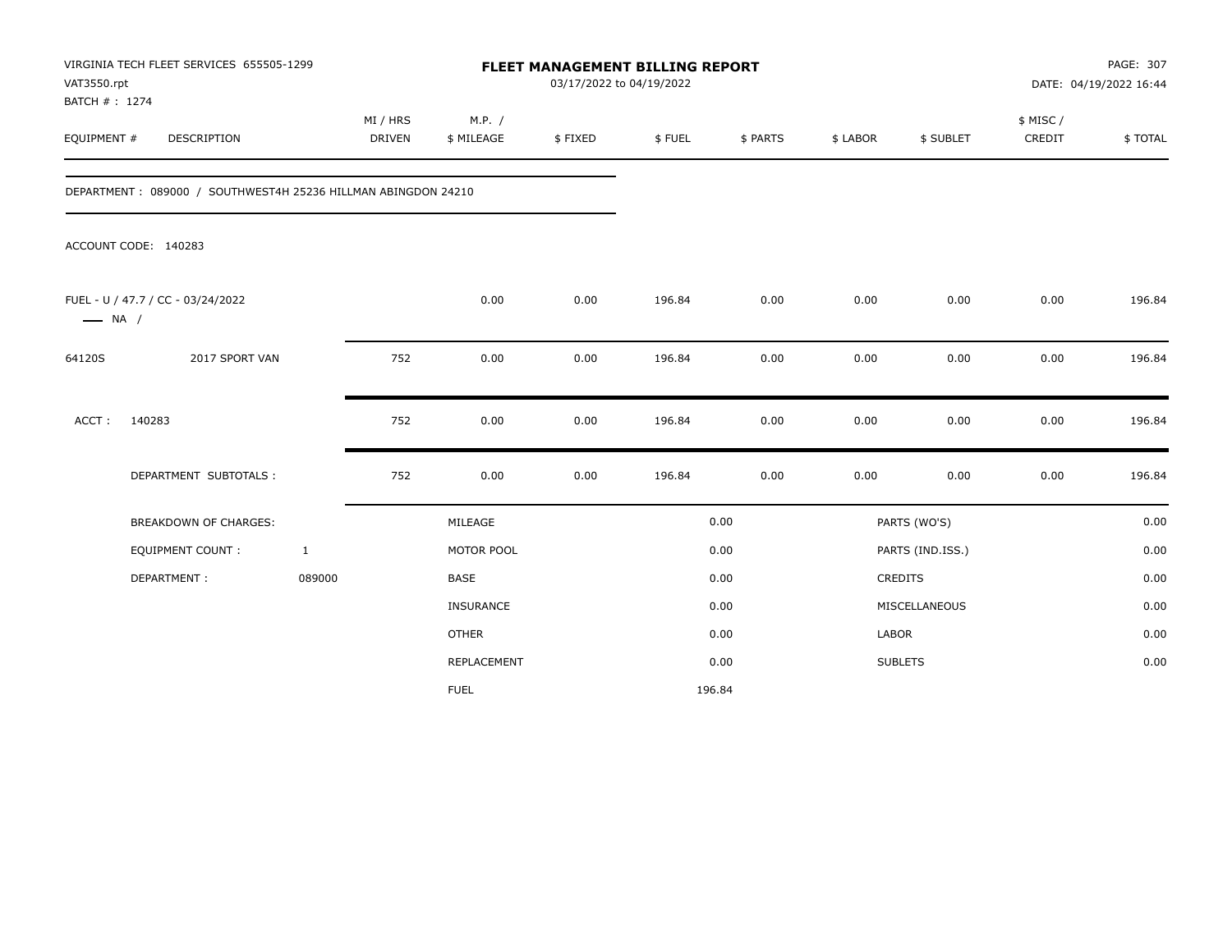VIRGINIA TECH FLEET SERVICES 655505-1299
VAT3550.rpt
BATCH # : 1274

# FLEET MANAGEMENT BILLING REPORT

03/17/2022 to 04/19/2022

PAGE: 307
DATE: 04/19/2022 16:44

| EQUIPMENT # | DESCRIPTION | MI / HRS DRIVEN | M.P. / $ MILEAGE | $ FIXED | $ FUEL | $ PARTS | $ LABOR | $ SUBLET | $ MISC / CREDIT | $ TOTAL |
|---|---|---|---|---|---|---|---|---|---|---|
| DEPARTMENT : 089000 / SOUTHWEST4H 25236 HILLMAN ABINGDON 24210 | | | | | | | | | | |
| ACCOUNT CODE: 140283 | | | | | | | | | | |
| FUEL - U / 47.7 / CC - 03/24/2022 — NA / | | | 0.00 | 0.00 | 196.84 | 0.00 | 0.00 | 0.00 | 0.00 | 196.84 |
| 64120S | 2017 SPORT VAN | 752 | 0.00 | 0.00 | 196.84 | 0.00 | 0.00 | 0.00 | 0.00 | 196.84 |
| ACCT : | 140283 | 752 | 0.00 | 0.00 | 196.84 | 0.00 | 0.00 | 0.00 | 0.00 | 196.84 |
| | DEPARTMENT SUBTOTALS : | 752 | 0.00 | 0.00 | 196.84 | 0.00 | 0.00 | 0.00 | 0.00 | 196.84 |

| | | | | | |
|---|---|---|---|---|---|
| BREAKDOWN OF CHARGES: | | MILEAGE | 0.00 | PARTS (WO'S) | 0.00 |
| EQUIPMENT COUNT : | 1 | MOTOR POOL | 0.00 | PARTS (IND.ISS.) | 0.00 |
| DEPARTMENT : | 089000 | BASE | 0.00 | CREDITS | 0.00 |
| | | INSURANCE | 0.00 | MISCELLANEOUS | 0.00 |
| | | OTHER | 0.00 | LABOR | 0.00 |
| | | REPLACEMENT | 0.00 | SUBLETS | 0.00 |
| | | FUEL | 196.84 | | |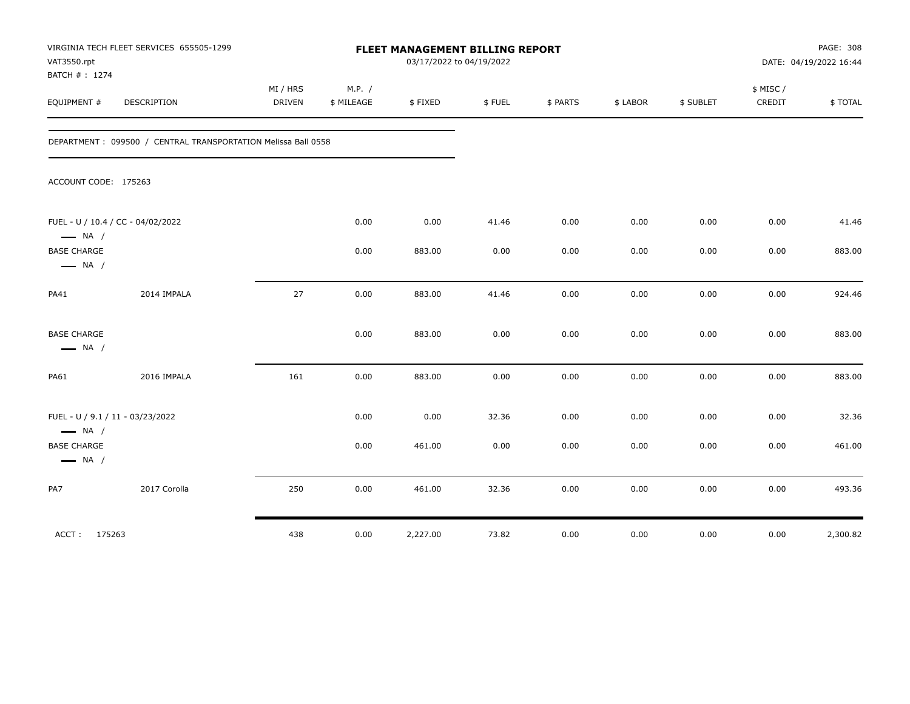VIRGINIA TECH FLEET SERVICES 655505-1299
VAT3550.rpt
BATCH # : 1274

# FLEET MANAGEMENT BILLING REPORT

03/17/2022 to 04/19/2022

DATE: 04/19/2022 16:44

| EQUIPMENT # | DESCRIPTION | MI / HRS DRIVEN | M.P. / $ MILEAGE | $ FIXED | $ FUEL | $ PARTS | $ LABOR | $ SUBLET | $ MISC / CREDIT | $ TOTAL |
|---|---|---|---|---|---|---|---|---|---|---|
| DEPARTMENT : 099500 / CENTRAL TRANSPORTATION Melissa Ball 0558 | | | | | | | | | | |
| ACCOUNT CODE: 175263 | | | | | | | | | | |
| FUEL - U / 10.4 / CC - 04/02/2022 — NA / | | | 0.00 | 0.00 | 41.46 | 0.00 | 0.00 | 0.00 | 0.00 | 41.46 |
| BASE CHARGE — NA / | | | 0.00 | 883.00 | 0.00 | 0.00 | 0.00 | 0.00 | 0.00 | 883.00 |
| PA41 | 2014 IMPALA | 27 | 0.00 | 883.00 | 41.46 | 0.00 | 0.00 | 0.00 | 0.00 | 924.46 |
| BASE CHARGE — NA / | | | 0.00 | 883.00 | 0.00 | 0.00 | 0.00 | 0.00 | 0.00 | 883.00 |
| PA61 | 2016 IMPALA | 161 | 0.00 | 883.00 | 0.00 | 0.00 | 0.00 | 0.00 | 0.00 | 883.00 |
| FUEL - U / 9.1 / 11 - 03/23/2022 — NA / | | | 0.00 | 0.00 | 32.36 | 0.00 | 0.00 | 0.00 | 0.00 | 32.36 |
| BASE CHARGE — NA / | | | 0.00 | 461.00 | 0.00 | 0.00 | 0.00 | 0.00 | 0.00 | 461.00 |
| PA7 | 2017 Corolla | 250 | 0.00 | 461.00 | 32.36 | 0.00 | 0.00 | 0.00 | 0.00 | 493.36 |
| ACCT : 175263 | | 438 | 0.00 | 2,227.00 | 73.82 | 0.00 | 0.00 | 0.00 | 0.00 | 2,300.82 |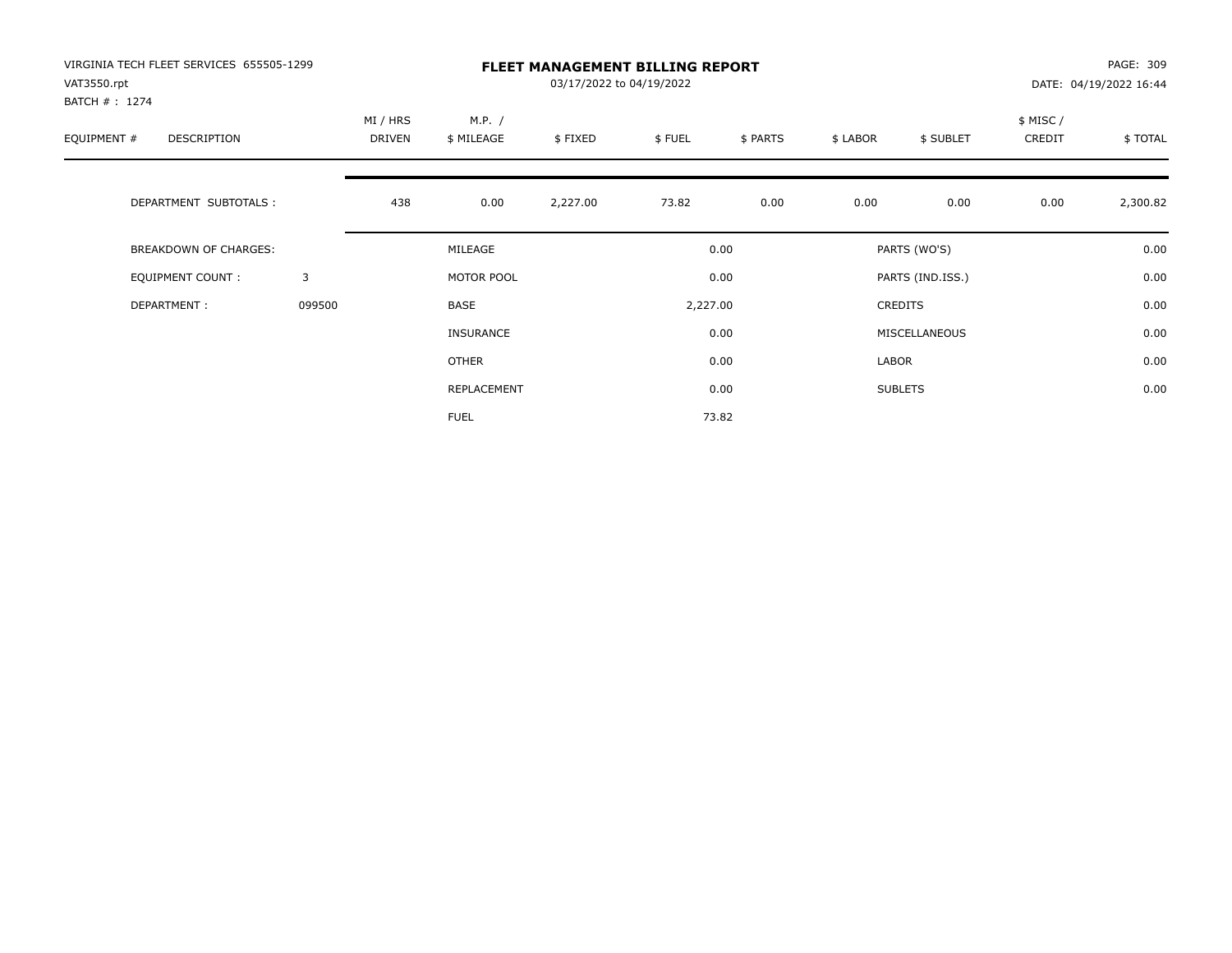VIRGINIA TECH FLEET SERVICES 655505-1299
VAT3550.rpt
BATCH # : 1274

# FLEET MANAGEMENT BILLING REPORT

03/17/2022 to 04/19/2022

PAGE: 309
DATE: 04/19/2022 16:44

| EQUIPMENT # | DESCRIPTION | MI / HRS DRIVEN | M.P. / $ MILEAGE | $ FIXED | $ FUEL | $ PARTS | $ LABOR | $ SUBLET | $ MISC / CREDIT | $ TOTAL |
|---|---|---|---|---|---|---|---|---|---|---|
| | DEPARTMENT SUBTOTALS : | 438 | 0.00 | 2,227.00 | 73.82 | 0.00 | 0.00 | 0.00 | 0.00 | 2,300.82 |

| | | | | | |
|---|---|---|---|---|---|
| BREAKDOWN OF CHARGES: | | MILEAGE | 0.00 | PARTS (WO'S) | 0.00 |
| EQUIPMENT COUNT : | 3 | MOTOR POOL | 0.00 | PARTS (IND.ISS.) | 0.00 |
| DEPARTMENT : | 099500 | BASE | 2,227.00 | CREDITS | 0.00 |
| | | INSURANCE | 0.00 | MISCELLANEOUS | 0.00 |
| | | OTHER | 0.00 | LABOR | 0.00 |
| | | REPLACEMENT | 0.00 | SUBLETS | 0.00 |
| | | FUEL | 73.82 | | |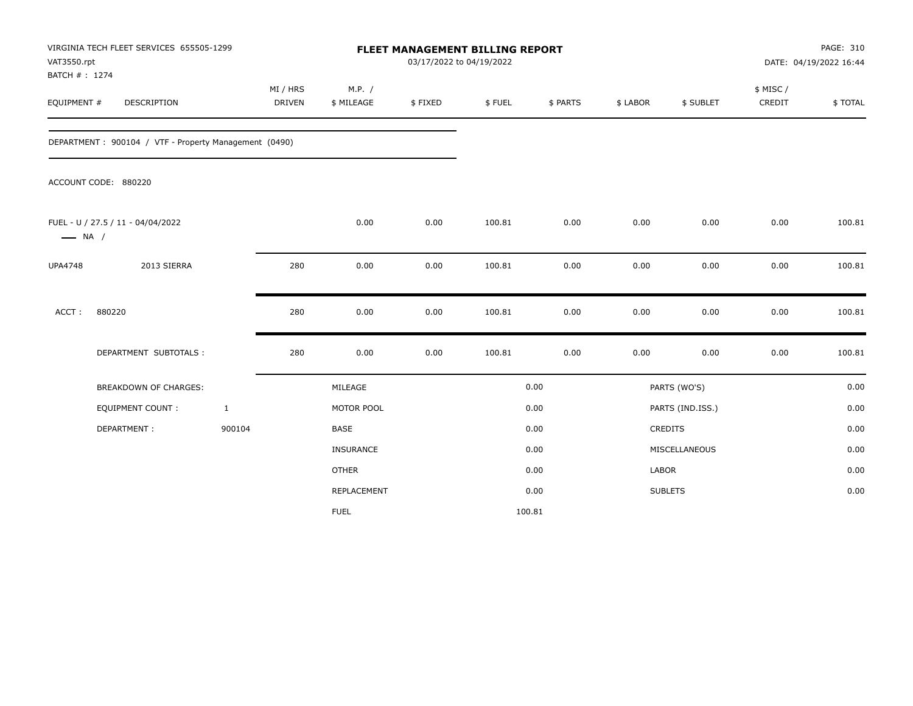VIRGINIA TECH FLEET SERVICES 655505-1299
VAT3550.rpt
BATCH # : 1274

# FLEET MANAGEMENT BILLING REPORT

03/17/2022 to 04/19/2022

DATE: 04/19/2022 16:44

| EQUIPMENT # | DESCRIPTION | MI / HRS DRIVEN | M.P. / $ MILEAGE | $ FIXED | $ FUEL | $ PARTS | $ LABOR | $ SUBLET | $ MISC / CREDIT | $ TOTAL |
|---|---|---|---|---|---|---|---|---|---|---|
| DEPARTMENT : 900104 / VTF - Property Management (0490) | | | | | | | | | | |
| ACCOUNT CODE: 880220 | | | | | | | | | | |
| FUEL - U / 27.5 / 11 - 04/04/2022 —— NA / | | | 0.00 | 0.00 | 100.81 | 0.00 | 0.00 | 0.00 | 0.00 | 100.81 |
| UPA4748 | 2013 SIERRA | 280 | 0.00 | 0.00 | 100.81 | 0.00 | 0.00 | 0.00 | 0.00 | 100.81 |
| ACCT : | 880220 | 280 | 0.00 | 0.00 | 100.81 | 0.00 | 0.00 | 0.00 | 0.00 | 100.81 |
| | DEPARTMENT SUBTOTALS : | 280 | 0.00 | 0.00 | 100.81 | 0.00 | 0.00 | 0.00 | 0.00 | 100.81 |

| | | | | | |
|---|---|---|---|---|---|
| BREAKDOWN OF CHARGES: | | MILEAGE | 0.00 | PARTS (WO'S) | 0.00 |
| EQUIPMENT COUNT : | 1 | MOTOR POOL | 0.00 | PARTS (IND.ISS.) | 0.00 |
| DEPARTMENT : | 900104 | BASE | 0.00 | CREDITS | 0.00 |
| | | INSURANCE | 0.00 | MISCELLANEOUS | 0.00 |
| | | OTHER | 0.00 | LABOR | 0.00 |
| | | REPLACEMENT | 0.00 | SUBLETS | 0.00 |
| | | FUEL | 100.81 | | |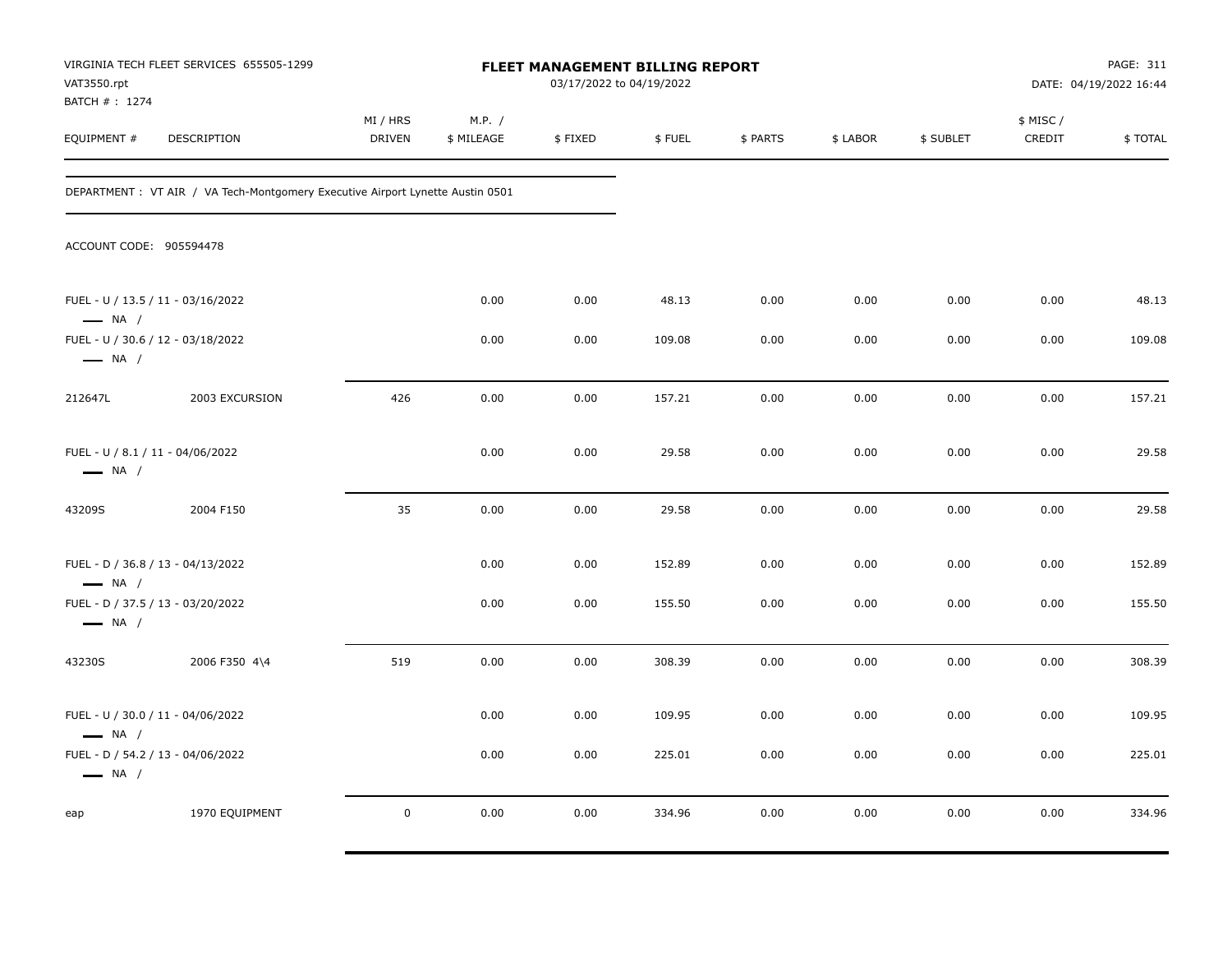VIRGINIA TECH FLEET SERVICES 655505-1299
VAT3550.rpt
BATCH # : 1274

**FLEET MANAGEMENT BILLING REPORT**
03/17/2022 to 04/19/2022

DATE: 04/19/2022 16:44

DEPARTMENT : VT AIR / VA Tech-Montgomery Executive Airport Lynette Austin 0501

ACCOUNT CODE: 905594478

| EQUIPMENT # | DESCRIPTION | MI / HRS DRIVEN | M.P. / $ MILEAGE | $ FIXED | $ FUEL | $ PARTS | $ LABOR | $ SUBLET | $ MISC / CREDIT | $ TOTAL |
|---|---|---|---|---|---|---|---|---|---|---|
| FUEL - U / 13.5 / 11 - 03/16/2022 — NA / | | | 0.00 | 0.00 | 48.13 | 0.00 | 0.00 | 0.00 | 0.00 | 48.13 |
| FUEL - U / 30.6 / 12 - 03/18/2022 — NA / | | | 0.00 | 0.00 | 109.08 | 0.00 | 0.00 | 0.00 | 0.00 | 109.08 |
| 212647L | 2003 EXCURSION | 426 | 0.00 | 0.00 | 157.21 | 0.00 | 0.00 | 0.00 | 0.00 | 157.21 |
| FUEL - U / 8.1 / 11 - 04/06/2022 — NA / | | | 0.00 | 0.00 | 29.58 | 0.00 | 0.00 | 0.00 | 0.00 | 29.58 |
| 43209S | 2004 F150 | 35 | 0.00 | 0.00 | 29.58 | 0.00 | 0.00 | 0.00 | 0.00 | 29.58 |
| FUEL - D / 36.8 / 13 - 04/13/2022 — NA / | | | 0.00 | 0.00 | 152.89 | 0.00 | 0.00 | 0.00 | 0.00 | 152.89 |
| FUEL - D / 37.5 / 13 - 03/20/2022 — NA / | | | 0.00 | 0.00 | 155.50 | 0.00 | 0.00 | 0.00 | 0.00 | 155.50 |
| 43230S | 2006 F350 4\4 | 519 | 0.00 | 0.00 | 308.39 | 0.00 | 0.00 | 0.00 | 0.00 | 308.39 |
| FUEL - U / 30.0 / 11 - 04/06/2022 — NA / | | | 0.00 | 0.00 | 109.95 | 0.00 | 0.00 | 0.00 | 0.00 | 109.95 |
| FUEL - D / 54.2 / 13 - 04/06/2022 — NA / | | | 0.00 | 0.00 | 225.01 | 0.00 | 0.00 | 0.00 | 0.00 | 225.01 |
| eap | 1970 EQUIPMENT | 0 | 0.00 | 0.00 | 334.96 | 0.00 | 0.00 | 0.00 | 0.00 | 334.96 |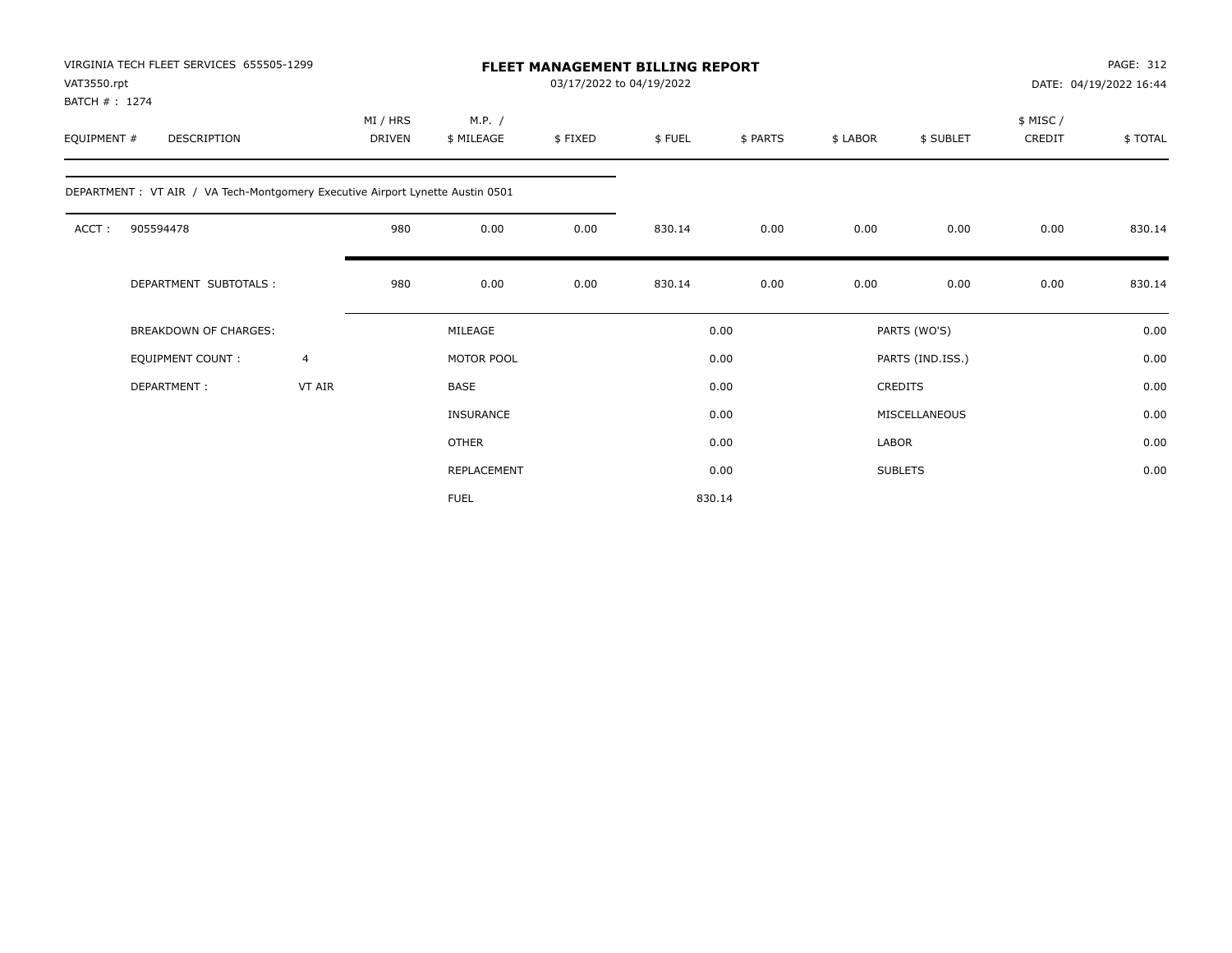VIRGINIA TECH FLEET SERVICES 655505-1299
VAT3550.rpt
BATCH # : 1274

# FLEET MANAGEMENT BILLING REPORT

03/17/2022 to 04/19/2022

DATE: 04/19/2022 16:44

| EQUIPMENT # | DESCRIPTION | MI / HRS DRIVEN | M.P. / $ MILEAGE | $ FIXED | $ FUEL | $ PARTS | $ LABOR | $ SUBLET | $ MISC / CREDIT | $ TOTAL |
|---|---|---|---|---|---|---|---|---|---|---|
| DEPARTMENT : VT AIR / VA Tech-Montgomery Executive Airport Lynette Austin 0501 | | | | | | | | | | |
| ACCT : | 905594478 | 980 | 0.00 | 0.00 | 830.14 | 0.00 | 0.00 | 0.00 | 0.00 | 830.14 |
| | DEPARTMENT SUBTOTALS : | 980 | 0.00 | 0.00 | 830.14 | 0.00 | 0.00 | 0.00 | 0.00 | 830.14 |

| | | | | | |
|---|---|---|---|---|---|
| BREAKDOWN OF CHARGES: | | MILEAGE | 0.00 | PARTS (WO'S) | 0.00 |
| EQUIPMENT COUNT : | 4 | MOTOR POOL | 0.00 | PARTS (IND.ISS.) | 0.00 |
| DEPARTMENT : | VT AIR | BASE | 0.00 | CREDITS | 0.00 |
| | | INSURANCE | 0.00 | MISCELLANEOUS | 0.00 |
| | | OTHER | 0.00 | LABOR | 0.00 |
| | | REPLACEMENT | 0.00 | SUBLETS | 0.00 |
| | | FUEL | 830.14 | | |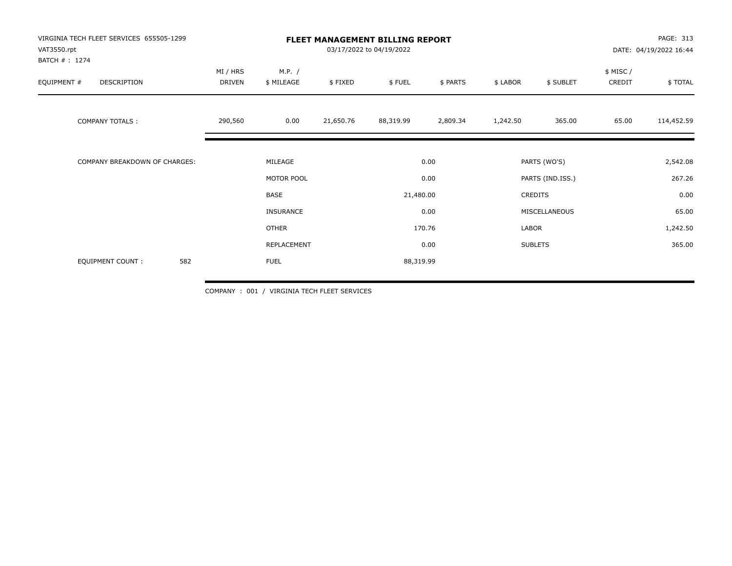VIRGINIA TECH FLEET SERVICES 655505-1299
VAT3550.rpt
BATCH # : 1274

# FLEET MANAGEMENT BILLING REPORT

03/17/2022 to 04/19/2022

DATE: 04/19/2022 16:44

| EQUIPMENT # | DESCRIPTION | MI / HRS DRIVEN | M.P. / $ MILEAGE | $ FIXED | $ FUEL | $ PARTS | $ LABOR | $ SUBLET | $ MISC / CREDIT | $ TOTAL |
|---|---|---|---|---|---|---|---|---|---|---|
| COMPANY TOTALS : | | 290,560 | 0.00 | 21,650.76 | 88,319.99 | 2,809.34 | 1,242.50 | 365.00 | 65.00 | 114,452.59 |

| | | | | | |
|---|---|---|---|---|---|
| COMPANY BREAKDOWN OF CHARGES: | | MILEAGE | 0.00 | PARTS (WO'S) | 2,542.08 |
| | | MOTOR POOL | 0.00 | PARTS (IND.ISS.) | 267.26 |
| | | BASE | 21,480.00 | CREDITS | 0.00 |
| | | INSURANCE | 0.00 | MISCELLANEOUS | 65.00 |
| | | OTHER | 170.76 | LABOR | 1,242.50 |
| | | REPLACEMENT | 0.00 | SUBLETS | 365.00 |
| EQUIPMENT COUNT : | 582 | FUEL | 88,319.99 | | |

COMPANY : 001 / VIRGINIA TECH FLEET SERVICES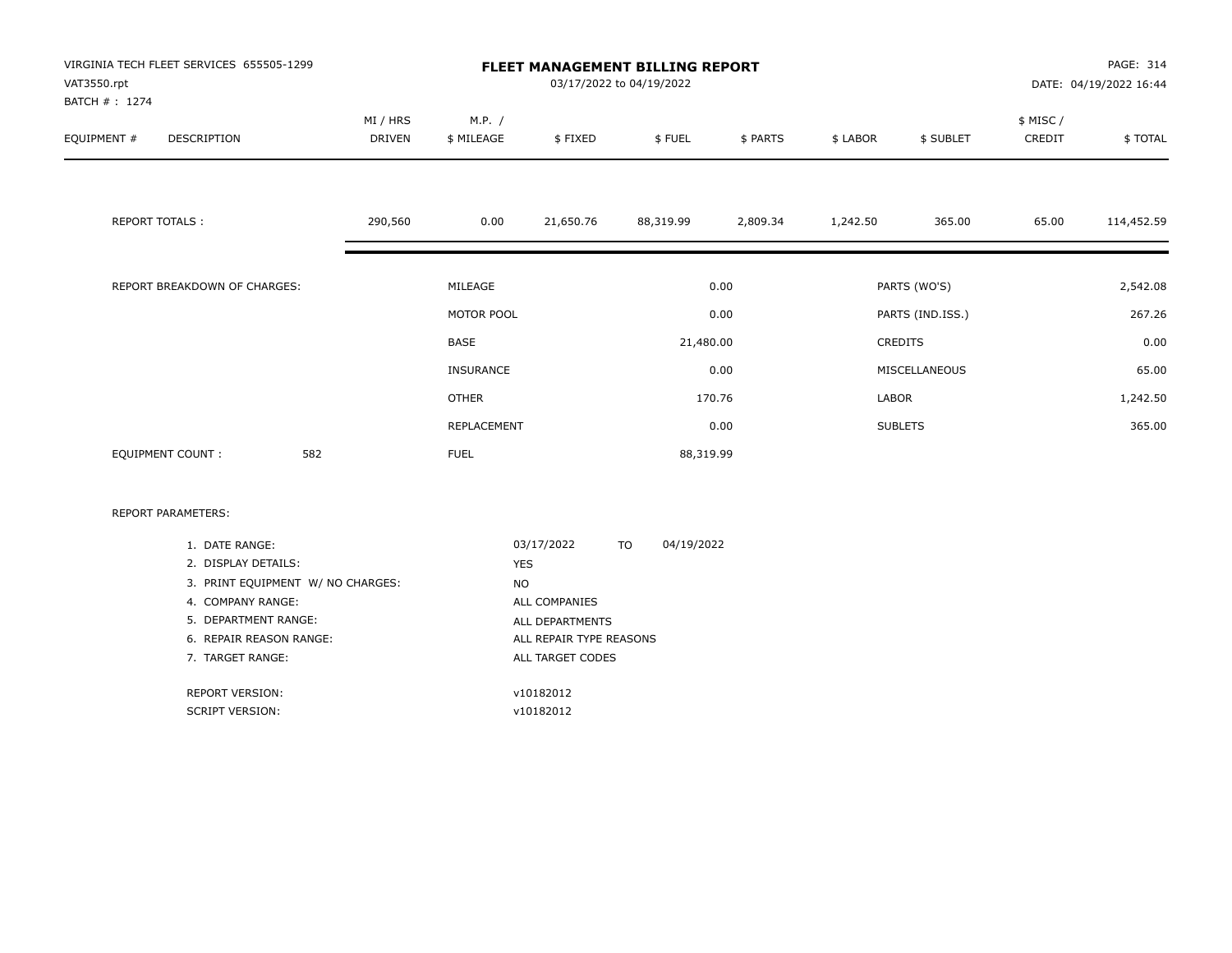VIRGINIA TECH FLEET SERVICES 655505-1299
VAT3550.rpt
BATCH # : 1274

# FLEET MANAGEMENT BILLING REPORT

03/17/2022 to 04/19/2022

DATE: 04/19/2022 16:44

| EQUIPMENT # | DESCRIPTION | MI / HRS DRIVEN | M.P. / $ MILEAGE | $ FIXED | $ FUEL | $ PARTS | $ LABOR | $ SUBLET | $ MISC / CREDIT | $ TOTAL |
|---|---|---|---|---|---|---|---|---|---|---|
| REPORT TOTALS : | | 290,560 | 0.00 | 21,650.76 | 88,319.99 | 2,809.34 | 1,242.50 | 365.00 | 65.00 | 114,452.59 |

| | | | | | |
|---|---|---|---|---|---|
| REPORT BREAKDOWN OF CHARGES: | | MILEAGE | 0.00 | PARTS (WO'S) | 2,542.08 |
| | | MOTOR POOL | 0.00 | PARTS (IND.ISS.) | 267.26 |
| | | BASE | 21,480.00 | CREDITS | 0.00 |
| | | INSURANCE | 0.00 | MISCELLANEOUS | 65.00 |
| | | OTHER | 170.76 | LABOR | 1,242.50 |
| | | REPLACEMENT | 0.00 | SUBLETS | 365.00 |
| EQUIPMENT COUNT : | 582 | FUEL | 88,319.99 | | |

REPORT PARAMETERS:

| | |
|---|---|
| 1. DATE RANGE: | 03/17/2022 TO 04/19/2022 |
| 2. DISPLAY DETAILS: | YES |
| 3. PRINT EQUIPMENT W/ NO CHARGES: | NO |
| 4. COMPANY RANGE: | ALL COMPANIES |
| 5. DEPARTMENT RANGE: | ALL DEPARTMENTS |
| 6. REPAIR REASON RANGE: | ALL REPAIR TYPE REASONS |
| 7. TARGET RANGE: | ALL TARGET CODES |

REPORT VERSION: v10182012
SCRIPT VERSION: v10182012